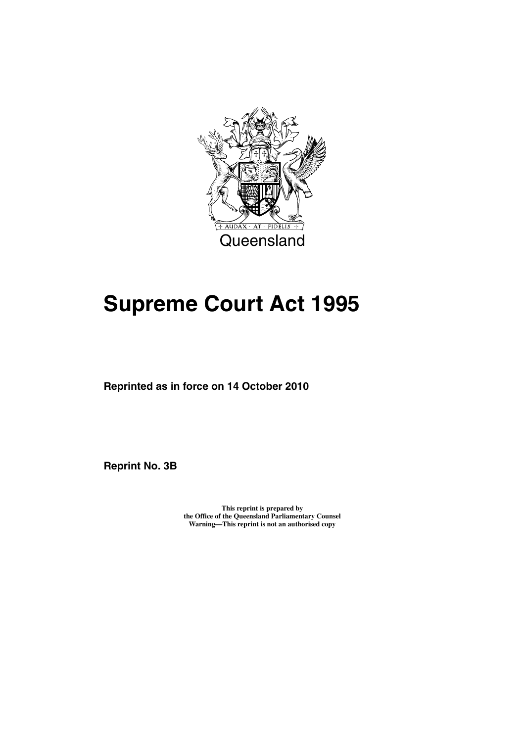Queensland

# Supreme Court Act 1995

**Reprinted as in force on 14 October 2010**

**Reprint No. 3B**

**This reprint is prepared by the Office of the Queensland Parliamentary Counsel**
**Warning—This reprint is not an authorised copy**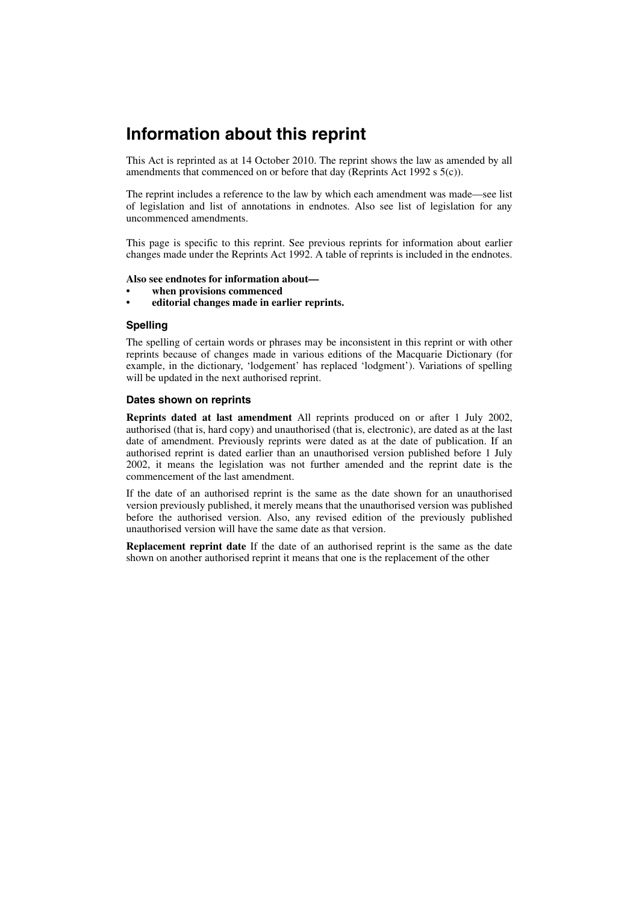# Information about this reprint

This Act is reprinted as at 14 October 2010. The reprint shows the law as amended by all amendments that commenced on or before that day (Reprints Act 1992 s 5(c)).

The reprint includes a reference to the law by which each amendment was made—see list of legislation and list of annotations in endnotes. Also see list of legislation for any uncommenced amendments.

This page is specific to this reprint. See previous reprints for information about earlier changes made under the Reprints Act 1992. A table of reprints is included in the endnotes.

**Also see endnotes for information about—**

- **when provisions commenced**
- **editorial changes made in earlier reprints.**

### Spelling

The spelling of certain words or phrases may be inconsistent in this reprint or with other reprints because of changes made in various editions of the Macquarie Dictionary (for example, in the dictionary, 'lodgement' has replaced 'lodgment'). Variations of spelling will be updated in the next authorised reprint.

### Dates shown on reprints

**Reprints dated at last amendment** All reprints produced on or after 1 July 2002, authorised (that is, hard copy) and unauthorised (that is, electronic), are dated as at the last date of amendment. Previously reprints were dated as at the date of publication. If an authorised reprint is dated earlier than an unauthorised version published before 1 July 2002, it means the legislation was not further amended and the reprint date is the commencement of the last amendment.

If the date of an authorised reprint is the same as the date shown for an unauthorised version previously published, it merely means that the unauthorised version was published before the authorised version. Also, any revised edition of the previously published unauthorised version will have the same date as that version.

**Replacement reprint date** If the date of an authorised reprint is the same as the date shown on another authorised reprint it means that one is the replacement of the other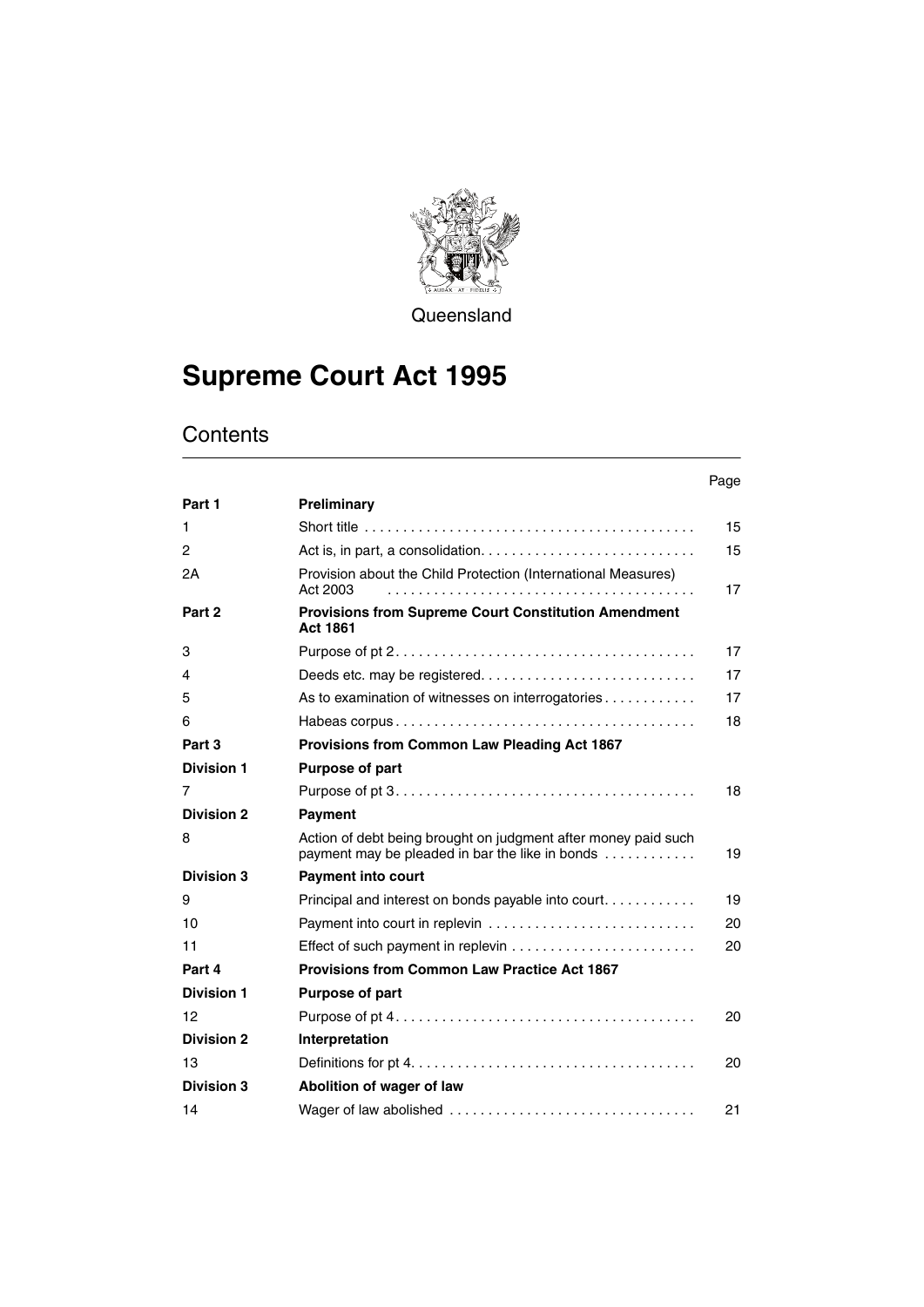Queensland

# Supreme Court Act 1995

## Contents

| | | Page |
|---|---|---|
| **Part 1** | **Preliminary** | |
| 1 | Short title | 15 |
| 2 | Act is, in part, a consolidation | 15 |
| 2A | Provision about the Child Protection (International Measures) Act 2003 | 17 |
| **Part 2** | **Provisions from Supreme Court Constitution Amendment Act 1861** | |
| 3 | Purpose of pt 2 | 17 |
| 4 | Deeds etc. may be registered | 17 |
| 5 | As to examination of witnesses on interrogatories | 17 |
| 6 | Habeas corpus | 18 |
| **Part 3** | **Provisions from Common Law Pleading Act 1867** | |
| **Division 1** | **Purpose of part** | |
| 7 | Purpose of pt 3 | 18 |
| **Division 2** | **Payment** | |
| 8 | Action of debt being brought on judgment after money paid such payment may be pleaded in bar the like in bonds | 19 |
| **Division 3** | **Payment into court** | |
| 9 | Principal and interest on bonds payable into court | 19 |
| 10 | Payment into court in replevin | 20 |
| 11 | Effect of such payment in replevin | 20 |
| **Part 4** | **Provisions from Common Law Practice Act 1867** | |
| **Division 1** | **Purpose of part** | |
| 12 | Purpose of pt 4 | 20 |
| **Division 2** | **Interpretation** | |
| 13 | Definitions for pt 4 | 20 |
| **Division 3** | **Abolition of wager of law** | |
| 14 | Wager of law abolished | 21 |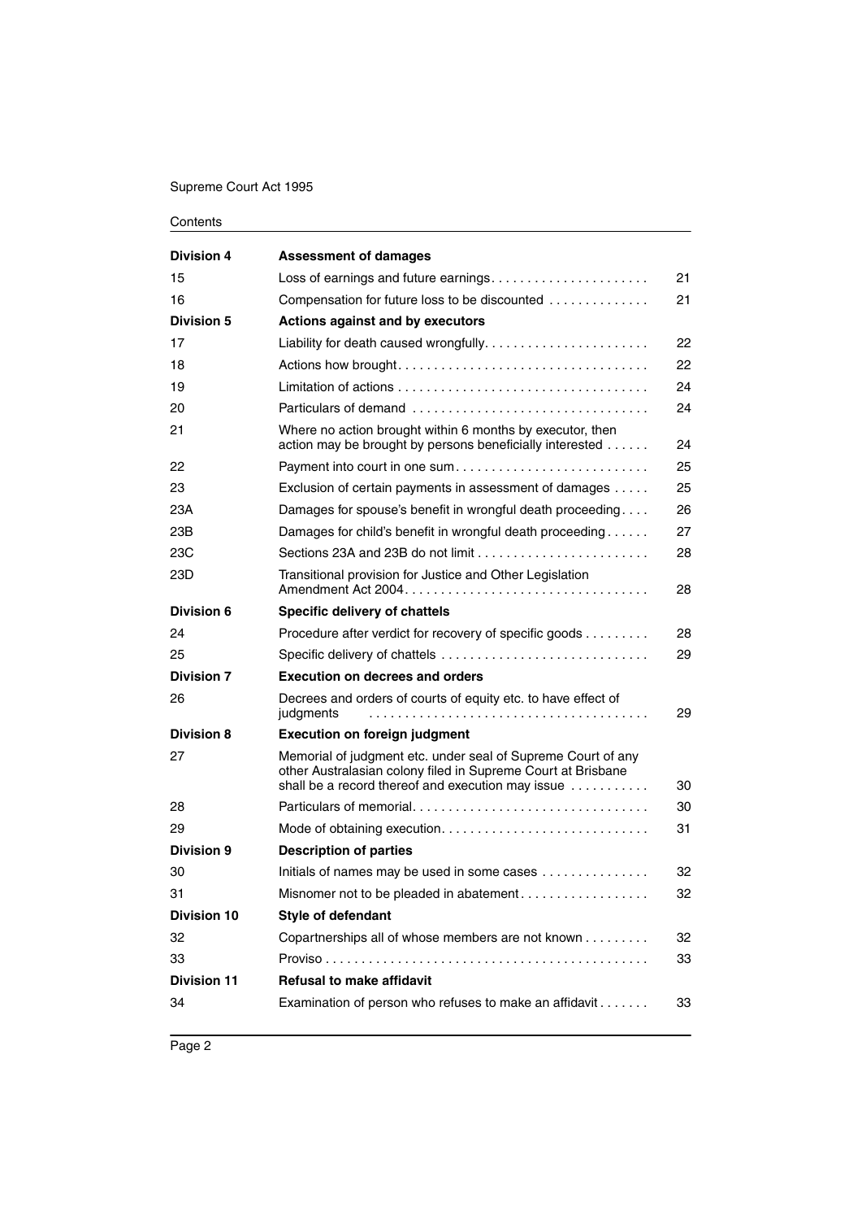| Division 4 | **Assessment of damages** | |
|---|---|---|
| 15 | Loss of earnings and future earnings | 21 |
| 16 | Compensation for future loss to be discounted | 21 |
| **Division 5** | **Actions against and by executors** | |
| 17 | Liability for death caused wrongfully | 22 |
| 18 | Actions how brought | 22 |
| 19 | Limitation of actions | 24 |
| 20 | Particulars of demand | 24 |
| 21 | Where no action brought within 6 months by executor, then action may be brought by persons beneficially interested | 24 |
| 22 | Payment into court in one sum | 25 |
| 23 | Exclusion of certain payments in assessment of damages | 25 |
| 23A | Damages for spouse's benefit in wrongful death proceeding | 26 |
| 23B | Damages for child's benefit in wrongful death proceeding | 27 |
| 23C | Sections 23A and 23B do not limit | 28 |
| 23D | Transitional provision for Justice and Other Legislation Amendment Act 2004 | 28 |
| **Division 6** | **Specific delivery of chattels** | |
| 24 | Procedure after verdict for recovery of specific goods | 28 |
| 25 | Specific delivery of chattels | 29 |
| **Division 7** | **Execution on decrees and orders** | |
| 26 | Decrees and orders of courts of equity etc. to have effect of judgments | 29 |
| **Division 8** | **Execution on foreign judgment** | |
| 27 | Memorial of judgment etc. under seal of Supreme Court of any other Australasian colony filed in Supreme Court at Brisbane shall be a record thereof and execution may issue | 30 |
| 28 | Particulars of memorial | 30 |
| 29 | Mode of obtaining execution | 31 |
| **Division 9** | **Description of parties** | |
| 30 | Initials of names may be used in some cases | 32 |
| 31 | Misnomer not to be pleaded in abatement | 32 |
| **Division 10** | **Style of defendant** | |
| 32 | Copartnerships all of whose members are not known | 32 |
| 33 | Proviso | 33 |
| **Division 11** | **Refusal to make affidavit** | |
| 34 | Examination of person who refuses to make an affidavit | 33 |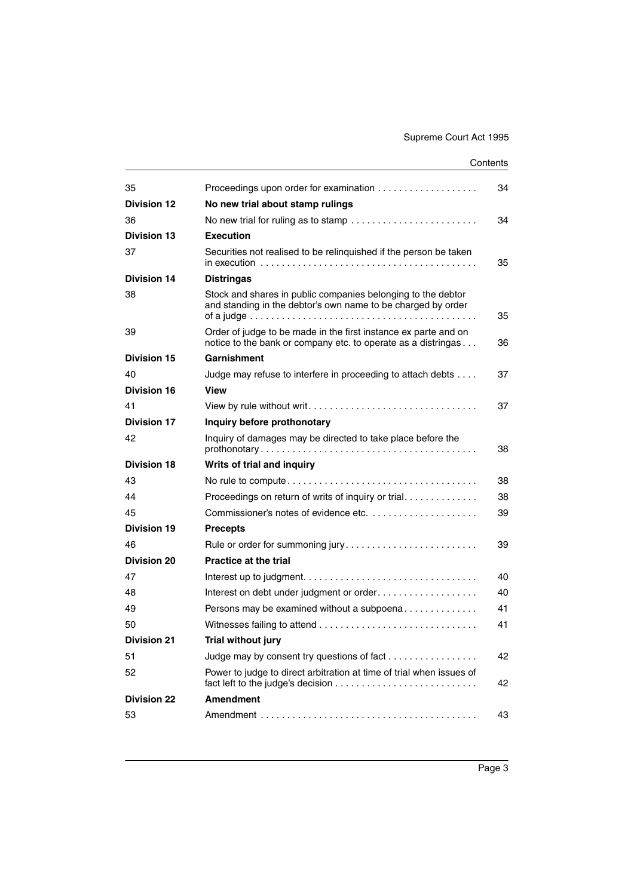| | | |
|---|---|---|
| 35 | Proceedings upon order for examination | 34 |
| **Division 12** | **No new trial about stamp rulings** | |
| 36 | No new trial for ruling as to stamp | 34 |
| **Division 13** | **Execution** | |
| 37 | Securities not realised to be relinquished if the person be taken in execution | 35 |
| **Division 14** | **Distringas** | |
| 38 | Stock and shares in public companies belonging to the debtor and standing in the debtor's own name to be charged by order of a judge | 35 |
| 39 | Order of judge to be made in the first instance ex parte and on notice to the bank or company etc. to operate as a distringas | 36 |
| **Division 15** | **Garnishment** | |
| 40 | Judge may refuse to interfere in proceeding to attach debts | 37 |
| **Division 16** | **View** | |
| 41 | View by rule without writ | 37 |
| **Division 17** | **Inquiry before prothonotary** | |
| 42 | Inquiry of damages may be directed to take place before the prothonotary | 38 |
| **Division 18** | **Writs of trial and inquiry** | |
| 43 | No rule to compute | 38 |
| 44 | Proceedings on return of writs of inquiry or trial | 38 |
| 45 | Commissioner's notes of evidence etc. | 39 |
| **Division 19** | **Precepts** | |
| 46 | Rule or order for summoning jury | 39 |
| **Division 20** | **Practice at the trial** | |
| 47 | Interest up to judgment | 40 |
| 48 | Interest on debt under judgment or order | 40 |
| 49 | Persons may be examined without a subpoena | 41 |
| 50 | Witnesses failing to attend | 41 |
| **Division 21** | **Trial without jury** | |
| 51 | Judge may by consent try questions of fact | 42 |
| 52 | Power to judge to direct arbitration at time of trial when issues of fact left to the judge's decision | 42 |
| **Division 22** | **Amendment** | |
| 53 | Amendment | 43 |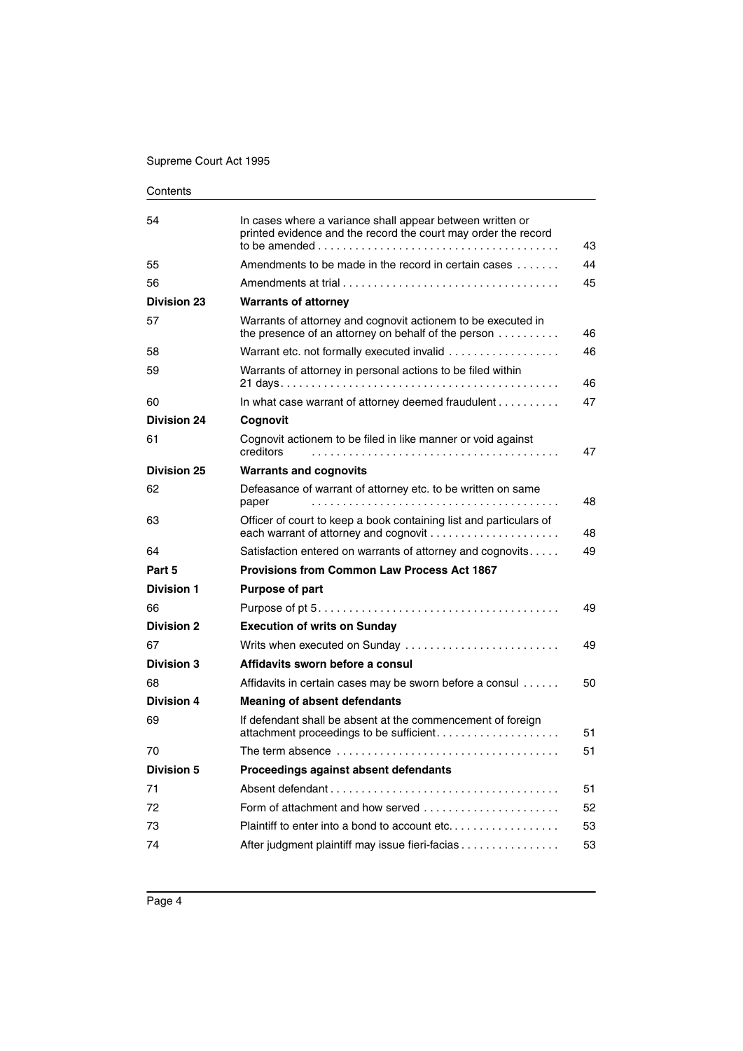| | | |
|---|---|---|
| 54 | In cases where a variance shall appear between written or printed evidence and the record the court may order the record to be amended | 43 |
| 55 | Amendments to be made in the record in certain cases | 44 |
| 56 | Amendments at trial | 45 |
| **Division 23** | **Warrants of attorney** | |
| 57 | Warrants of attorney and cognovit actionem to be executed in the presence of an attorney on behalf of the person | 46 |
| 58 | Warrant etc. not formally executed invalid | 46 |
| 59 | Warrants of attorney in personal actions to be filed within 21 days | 46 |
| 60 | In what case warrant of attorney deemed fraudulent | 47 |
| **Division 24** | **Cognovit** | |
| 61 | Cognovit actionem to be filed in like manner or void against creditors | 47 |
| **Division 25** | **Warrants and cognovits** | |
| 62 | Defeasance of warrant of attorney etc. to be written on same paper | 48 |
| 63 | Officer of court to keep a book containing list and particulars of each warrant of attorney and cognovit | 48 |
| 64 | Satisfaction entered on warrants of attorney and cognovits | 49 |
| **Part 5** | **Provisions from Common Law Process Act 1867** | |
| **Division 1** | **Purpose of part** | |
| 66 | Purpose of pt 5 | 49 |
| **Division 2** | **Execution of writs on Sunday** | |
| 67 | Writs when executed on Sunday | 49 |
| **Division 3** | **Affidavits sworn before a consul** | |
| 68 | Affidavits in certain cases may be sworn before a consul | 50 |
| **Division 4** | **Meaning of absent defendants** | |
| 69 | If defendant shall be absent at the commencement of foreign attachment proceedings to be sufficient | 51 |
| 70 | The term absence | 51 |
| **Division 5** | **Proceedings against absent defendants** | |
| 71 | Absent defendant | 51 |
| 72 | Form of attachment and how served | 52 |
| 73 | Plaintiff to enter into a bond to account etc. | 53 |
| 74 | After judgment plaintiff may issue fieri-facias | 53 |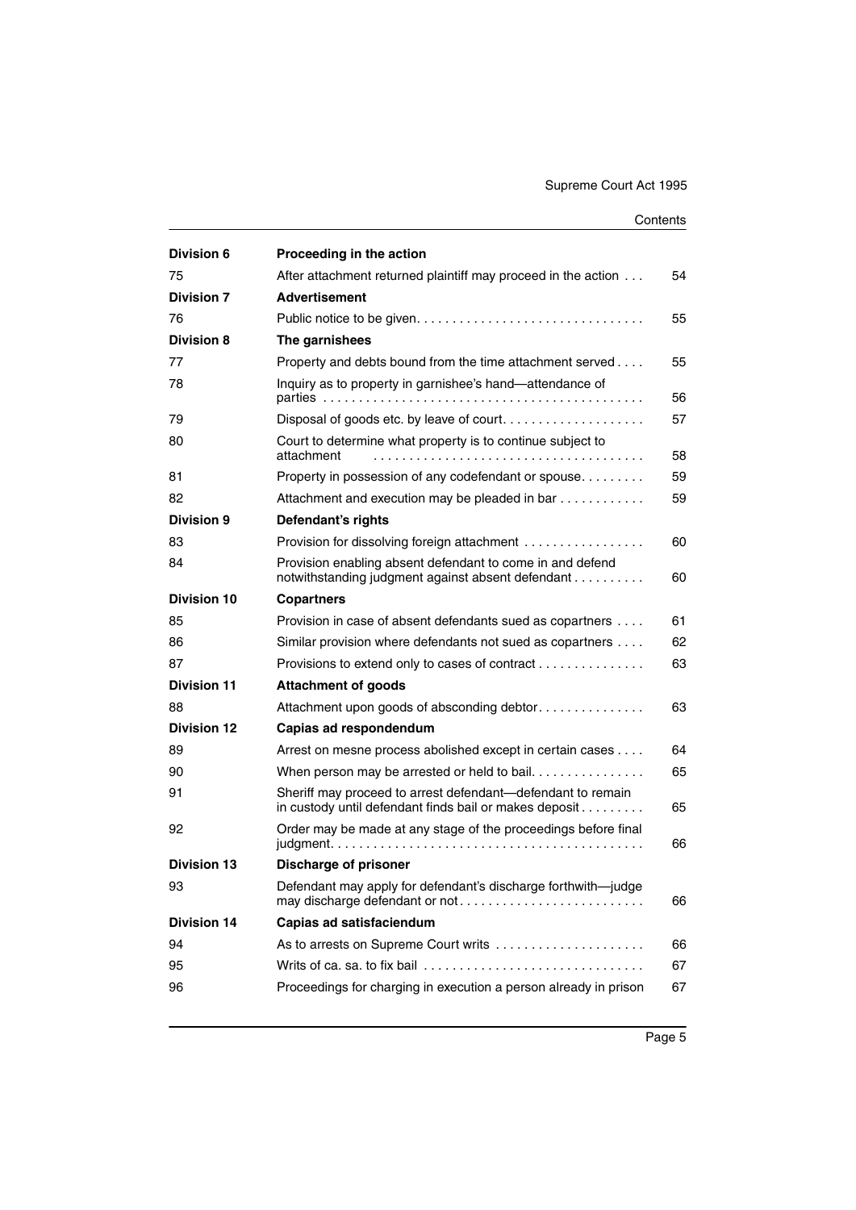| | | |
|---|---|---|
| **Division 6** | **Proceeding in the action** | |
| 75 | After attachment returned plaintiff may proceed in the action | 54 |
| **Division 7** | **Advertisement** | |
| 76 | Public notice to be given | 55 |
| **Division 8** | **The garnishees** | |
| 77 | Property and debts bound from the time attachment served | 55 |
| 78 | Inquiry as to property in garnishee's hand—attendance of parties | 56 |
| 79 | Disposal of goods etc. by leave of court | 57 |
| 80 | Court to determine what property is to continue subject to attachment | 58 |
| 81 | Property in possession of any codefendant or spouse | 59 |
| 82 | Attachment and execution may be pleaded in bar | 59 |
| **Division 9** | **Defendant's rights** | |
| 83 | Provision for dissolving foreign attachment | 60 |
| 84 | Provision enabling absent defendant to come in and defend notwithstanding judgment against absent defendant | 60 |
| **Division 10** | **Copartners** | |
| 85 | Provision in case of absent defendants sued as copartners | 61 |
| 86 | Similar provision where defendants not sued as copartners | 62 |
| 87 | Provisions to extend only to cases of contract | 63 |
| **Division 11** | **Attachment of goods** | |
| 88 | Attachment upon goods of absconding debtor | 63 |
| **Division 12** | **Capias ad respondendum** | |
| 89 | Arrest on mesne process abolished except in certain cases | 64 |
| 90 | When person may be arrested or held to bail | 65 |
| 91 | Sheriff may proceed to arrest defendant—defendant to remain in custody until defendant finds bail or makes deposit | 65 |
| 92 | Order may be made at any stage of the proceedings before final judgment | 66 |
| **Division 13** | **Discharge of prisoner** | |
| 93 | Defendant may apply for defendant's discharge forthwith—judge may discharge defendant or not | 66 |
| **Division 14** | **Capias ad satisfaciendum** | |
| 94 | As to arrests on Supreme Court writs | 66 |
| 95 | Writs of ca. sa. to fix bail | 67 |
| 96 | Proceedings for charging in execution a person already in prison | 67 |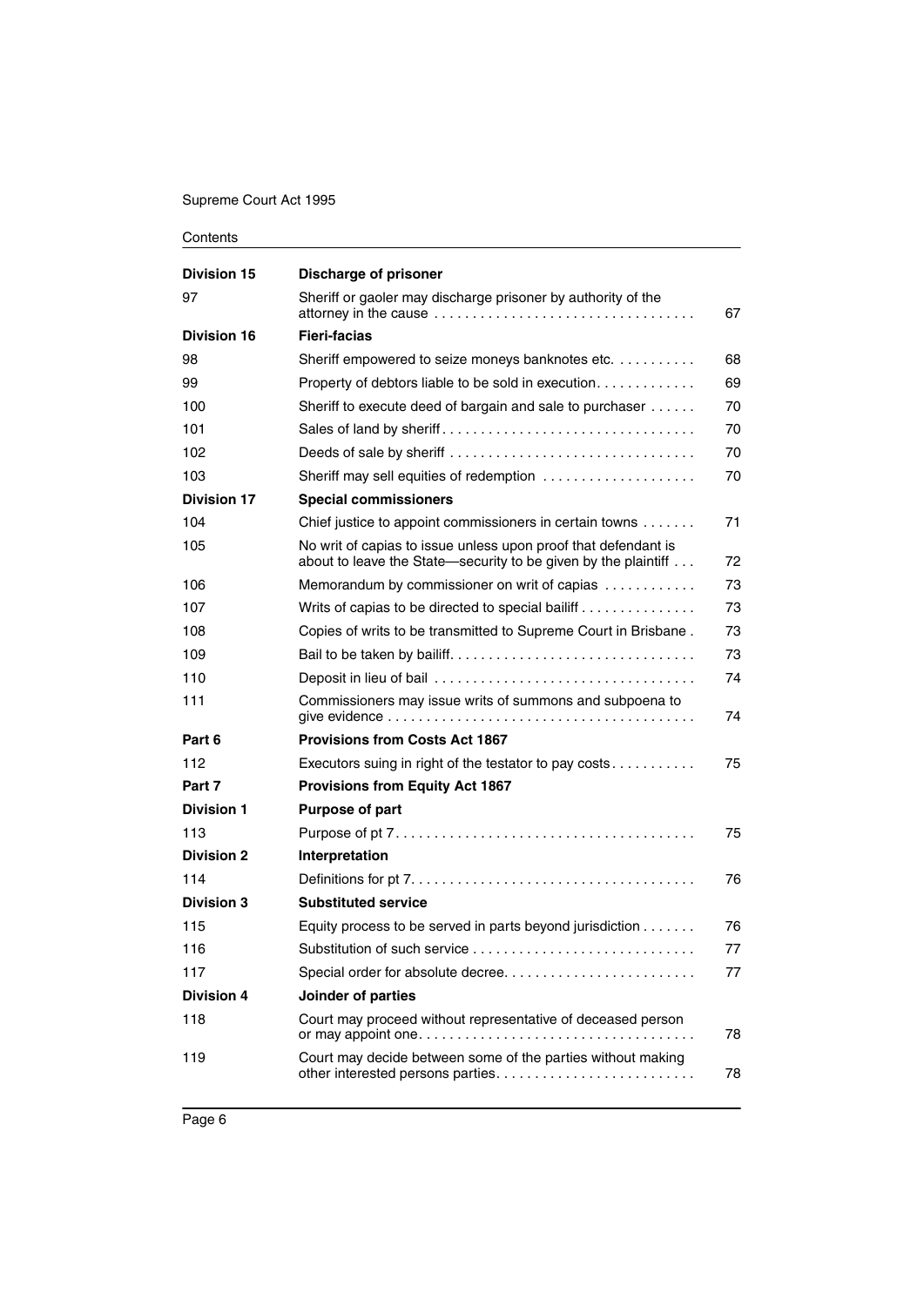| | | |
|---|---|---|
| **Division 15** | **Discharge of prisoner** | |
| 97 | Sheriff or gaoler may discharge prisoner by authority of the attorney in the cause | 67 |
| **Division 16** | **Fieri-facias** | |
| 98 | Sheriff empowered to seize moneys banknotes etc. | 68 |
| 99 | Property of debtors liable to be sold in execution | 69 |
| 100 | Sheriff to execute deed of bargain and sale to purchaser | 70 |
| 101 | Sales of land by sheriff | 70 |
| 102 | Deeds of sale by sheriff | 70 |
| 103 | Sheriff may sell equities of redemption | 70 |
| **Division 17** | **Special commissioners** | |
| 104 | Chief justice to appoint commissioners in certain towns | 71 |
| 105 | No writ of capias to issue unless upon proof that defendant is about to leave the State—security to be given by the plaintiff | 72 |
| 106 | Memorandum by commissioner on writ of capias | 73 |
| 107 | Writs of capias to be directed to special bailiff | 73 |
| 108 | Copies of writs to be transmitted to Supreme Court in Brisbane | 73 |
| 109 | Bail to be taken by bailiff | 73 |
| 110 | Deposit in lieu of bail | 74 |
| 111 | Commissioners may issue writs of summons and subpoena to give evidence | 74 |
| **Part 6** | **Provisions from Costs Act 1867** | |
| 112 | Executors suing in right of the testator to pay costs | 75 |
| **Part 7** | **Provisions from Equity Act 1867** | |
| **Division 1** | **Purpose of part** | |
| 113 | Purpose of pt 7 | 75 |
| **Division 2** | **Interpretation** | |
| 114 | Definitions for pt 7 | 76 |
| **Division 3** | **Substituted service** | |
| 115 | Equity process to be served in parts beyond jurisdiction | 76 |
| 116 | Substitution of such service | 77 |
| 117 | Special order for absolute decree | 77 |
| **Division 4** | **Joinder of parties** | |
| 118 | Court may proceed without representative of deceased person or may appoint one | 78 |
| 119 | Court may decide between some of the parties without making other interested persons parties | 78 |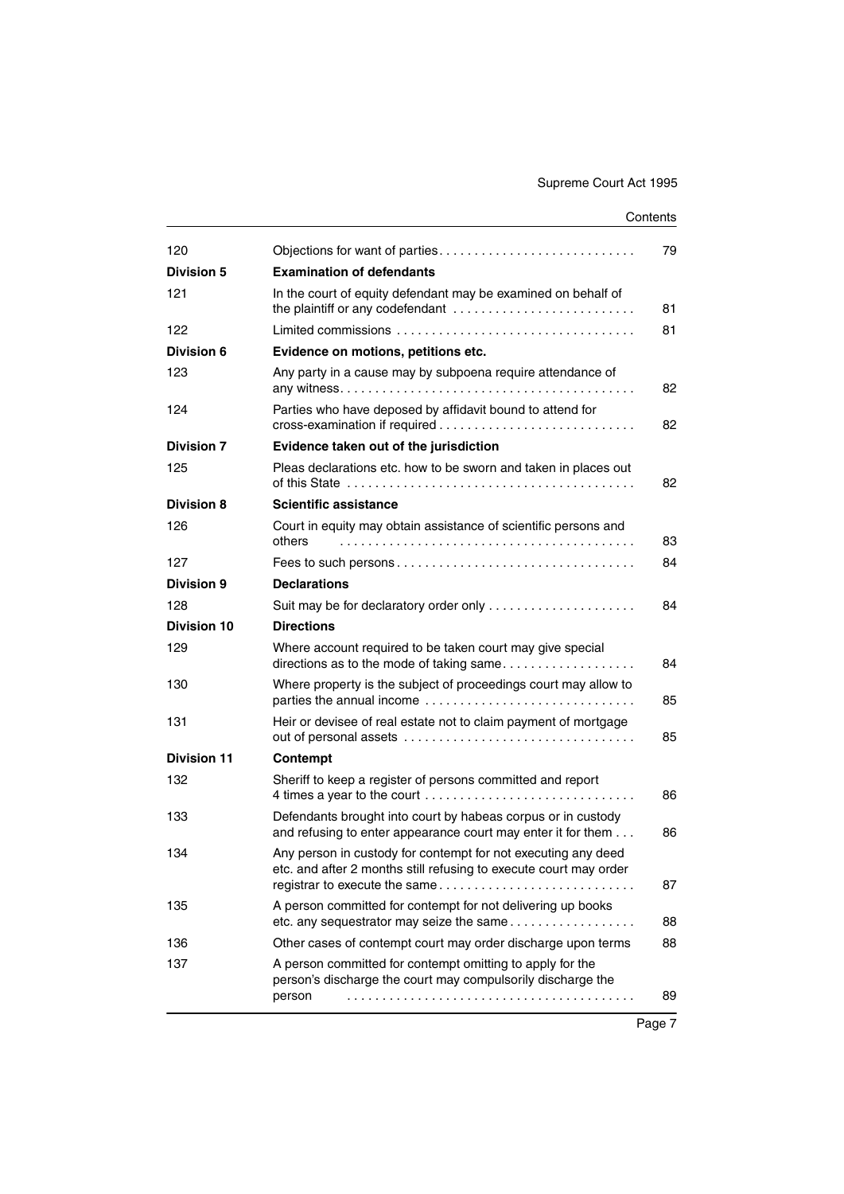| | | |
|---|---|---|
| 120 | Objections for want of parties | 79 |
| **Division 5** | **Examination of defendants** | |
| 121 | In the court of equity defendant may be examined on behalf of the plaintiff or any codefendant | 81 |
| 122 | Limited commissions | 81 |
| **Division 6** | **Evidence on motions, petitions etc.** | |
| 123 | Any party in a cause may by subpoena require attendance of any witness | 82 |
| 124 | Parties who have deposed by affidavit bound to attend for cross-examination if required | 82 |
| **Division 7** | **Evidence taken out of the jurisdiction** | |
| 125 | Pleas declarations etc. how to be sworn and taken in places out of this State | 82 |
| **Division 8** | **Scientific assistance** | |
| 126 | Court in equity may obtain assistance of scientific persons and others | 83 |
| 127 | Fees to such persons | 84 |
| **Division 9** | **Declarations** | |
| 128 | Suit may be for declaratory order only | 84 |
| **Division 10** | **Directions** | |
| 129 | Where account required to be taken court may give special directions as to the mode of taking same | 84 |
| 130 | Where property is the subject of proceedings court may allow to parties the annual income | 85 |
| 131 | Heir or devisee of real estate not to claim payment of mortgage out of personal assets | 85 |
| **Division 11** | **Contempt** | |
| 132 | Sheriff to keep a register of persons committed and report 4 times a year to the court | 86 |
| 133 | Defendants brought into court by habeas corpus or in custody and refusing to enter appearance court may enter it for them | 86 |
| 134 | Any person in custody for contempt for not executing any deed etc. and after 2 months still refusing to execute court may order registrar to execute the same | 87 |
| 135 | A person committed for contempt for not delivering up books etc. any sequestrator may seize the same | 88 |
| 136 | Other cases of contempt court may order discharge upon terms | 88 |
| 137 | A person committed for contempt omitting to apply for the person's discharge the court may compulsorily discharge the person | 89 |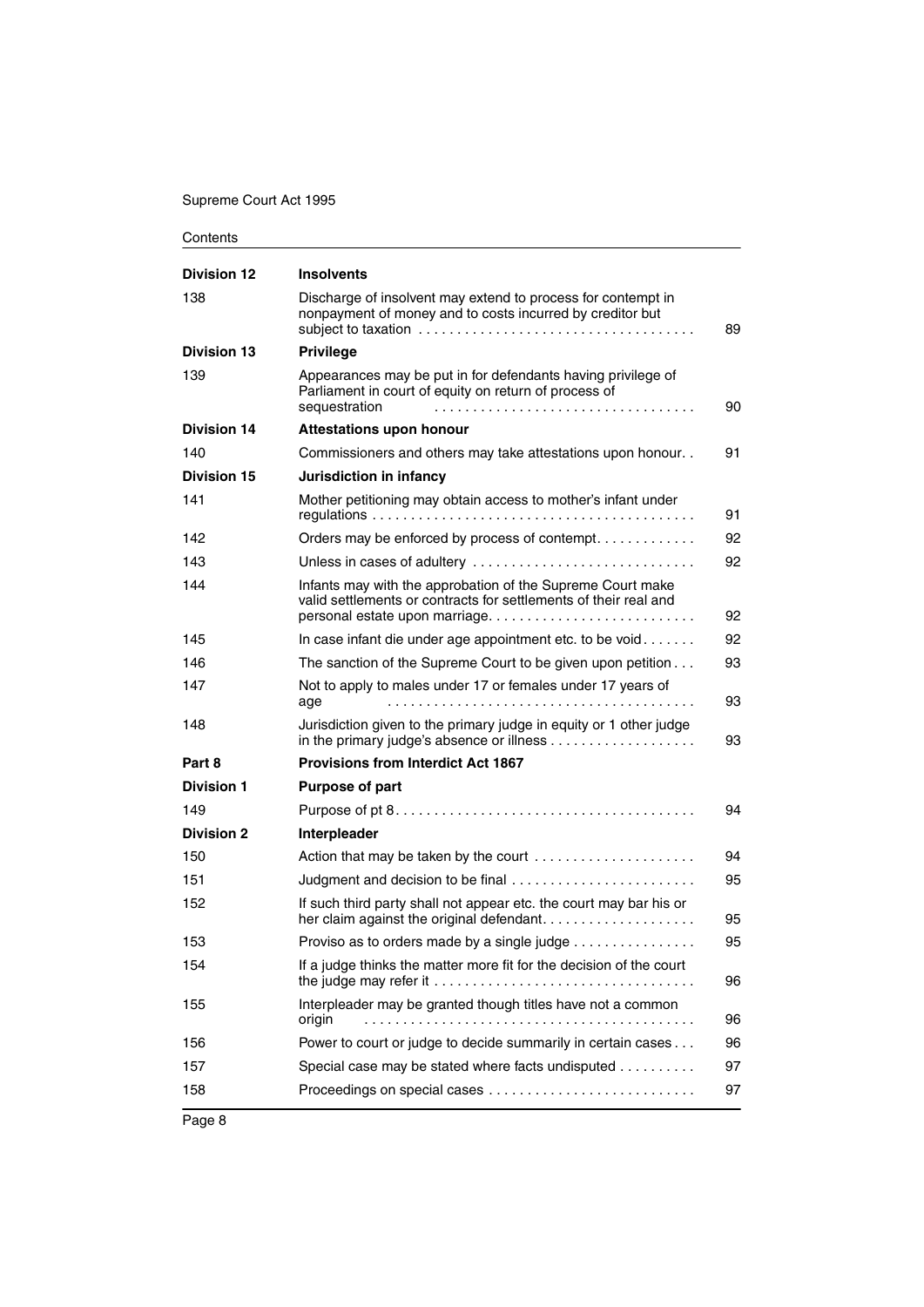| | | |
|---|---|---|
| **Division 12** | **Insolvents** | |
| 138 | Discharge of insolvent may extend to process for contempt in nonpayment of money and to costs incurred by creditor but subject to taxation | 89 |
| **Division 13** | **Privilege** | |
| 139 | Appearances may be put in for defendants having privilege of Parliament in court of equity on return of process of sequestration | 90 |
| **Division 14** | **Attestations upon honour** | |
| 140 | Commissioners and others may take attestations upon honour. | 91 |
| **Division 15** | **Jurisdiction in infancy** | |
| 141 | Mother petitioning may obtain access to mother's infant under regulations | 91 |
| 142 | Orders may be enforced by process of contempt. | 92 |
| 143 | Unless in cases of adultery | 92 |
| 144 | Infants may with the approbation of the Supreme Court make valid settlements or contracts for settlements of their real and personal estate upon marriage. | 92 |
| 145 | In case infant die under age appointment etc. to be void | 92 |
| 146 | The sanction of the Supreme Court to be given upon petition | 93 |
| 147 | Not to apply to males under 17 or females under 17 years of age | 93 |
| 148 | Jurisdiction given to the primary judge in equity or 1 other judge in the primary judge's absence or illness | 93 |
| **Part 8** | **Provisions from Interdict Act 1867** | |
| **Division 1** | **Purpose of part** | |
| 149 | Purpose of pt 8 | 94 |
| **Division 2** | **Interpleader** | |
| 150 | Action that may be taken by the court | 94 |
| 151 | Judgment and decision to be final | 95 |
| 152 | If such third party shall not appear etc. the court may bar his or her claim against the original defendant. | 95 |
| 153 | Proviso as to orders made by a single judge | 95 |
| 154 | If a judge thinks the matter more fit for the decision of the court the judge may refer it | 96 |
| 155 | Interpleader may be granted though titles have not a common origin | 96 |
| 156 | Power to court or judge to decide summarily in certain cases | 96 |
| 157 | Special case may be stated where facts undisputed | 97 |
| 158 | Proceedings on special cases | 97 |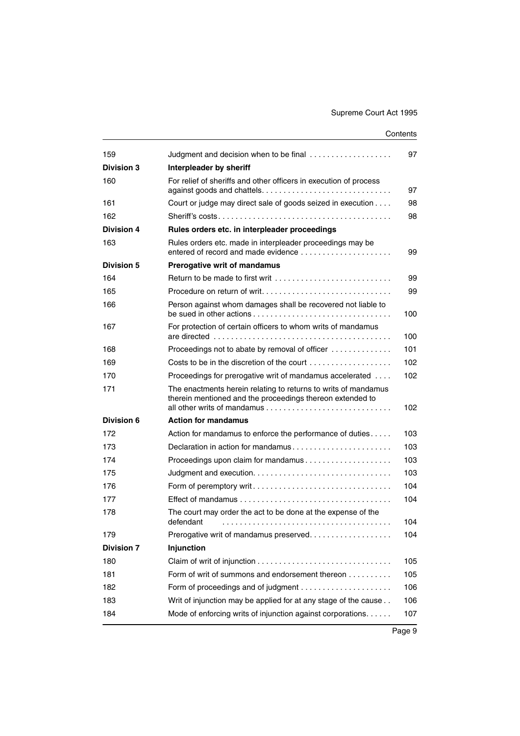| | | |
|---|---|---|
| 159 | Judgment and decision when to be final | 97 |
| **Division 3** | **Interpleader by sheriff** | |
| 160 | For relief of sheriffs and other officers in execution of process against goods and chattels | 97 |
| 161 | Court or judge may direct sale of goods seized in execution | 98 |
| 162 | Sheriff's costs | 98 |
| **Division 4** | **Rules orders etc. in interpleader proceedings** | |
| 163 | Rules orders etc. made in interpleader proceedings may be entered of record and made evidence | 99 |
| **Division 5** | **Prerogative writ of mandamus** | |
| 164 | Return to be made to first writ | 99 |
| 165 | Procedure on return of writ | 99 |
| 166 | Person against whom damages shall be recovered not liable to be sued in other actions | 100 |
| 167 | For protection of certain officers to whom writs of mandamus are directed | 100 |
| 168 | Proceedings not to abate by removal of officer | 101 |
| 169 | Costs to be in the discretion of the court | 102 |
| 170 | Proceedings for prerogative writ of mandamus accelerated | 102 |
| 171 | The enactments herein relating to returns to writs of mandamus therein mentioned and the proceedings thereon extended to all other writs of mandamus | 102 |
| **Division 6** | **Action for mandamus** | |
| 172 | Action for mandamus to enforce the performance of duties | 103 |
| 173 | Declaration in action for mandamus | 103 |
| 174 | Proceedings upon claim for mandamus | 103 |
| 175 | Judgment and execution | 103 |
| 176 | Form of peremptory writ | 104 |
| 177 | Effect of mandamus | 104 |
| 178 | The court may order the act to be done at the expense of the defendant | 104 |
| 179 | Prerogative writ of mandamus preserved | 104 |
| **Division 7** | **Injunction** | |
| 180 | Claim of writ of injunction | 105 |
| 181 | Form of writ of summons and endorsement thereon | 105 |
| 182 | Form of proceedings and of judgment | 106 |
| 183 | Writ of injunction may be applied for at any stage of the cause | 106 |
| 184 | Mode of enforcing writs of injunction against corporations | 107 |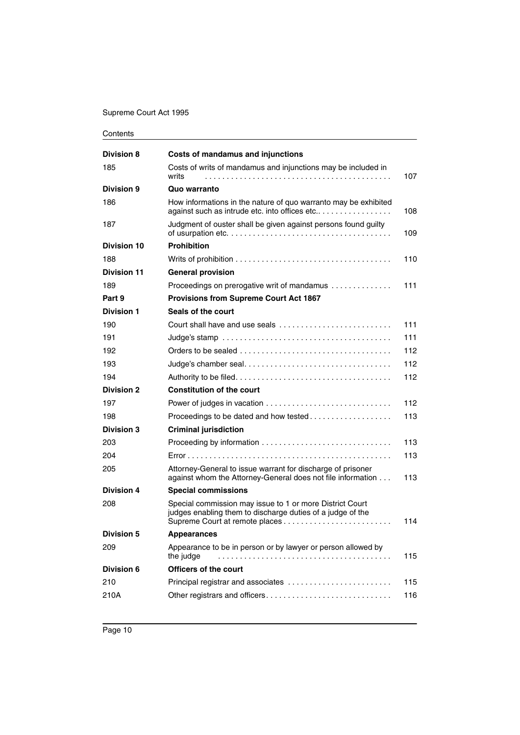| | | |
|---|---|---|
| **Division 8** | **Costs of mandamus and injunctions** | |
| 185 | Costs of writs of mandamus and injunctions may be included in writs | 107 |
| **Division 9** | **Quo warranto** | |
| 186 | How informations in the nature of quo warranto may be exhibited against such as intrude etc. into offices etc.. | 108 |
| 187 | Judgment of ouster shall be given against persons found guilty of usurpation etc. | 109 |
| **Division 10** | **Prohibition** | |
| 188 | Writs of prohibition | 110 |
| **Division 11** | **General provision** | |
| 189 | Proceedings on prerogative writ of mandamus | 111 |
| **Part 9** | **Provisions from Supreme Court Act 1867** | |
| **Division 1** | **Seals of the court** | |
| 190 | Court shall have and use seals | 111 |
| 191 | Judge's stamp | 111 |
| 192 | Orders to be sealed | 112 |
| 193 | Judge's chamber seal | 112 |
| 194 | Authority to be filed | 112 |
| **Division 2** | **Constitution of the court** | |
| 197 | Power of judges in vacation | 112 |
| 198 | Proceedings to be dated and how tested | 113 |
| **Division 3** | **Criminal jurisdiction** | |
| 203 | Proceeding by information | 113 |
| 204 | Error | 113 |
| 205 | Attorney-General to issue warrant for discharge of prisoner against whom the Attorney-General does not file information | 113 |
| **Division 4** | **Special commissions** | |
| 208 | Special commission may issue to 1 or more District Court judges enabling them to discharge duties of a judge of the Supreme Court at remote places | 114 |
| **Division 5** | **Appearances** | |
| 209 | Appearance to be in person or by lawyer or person allowed by the judge | 115 |
| **Division 6** | **Officers of the court** | |
| 210 | Principal registrar and associates | 115 |
| 210A | Other registrars and officers | 116 |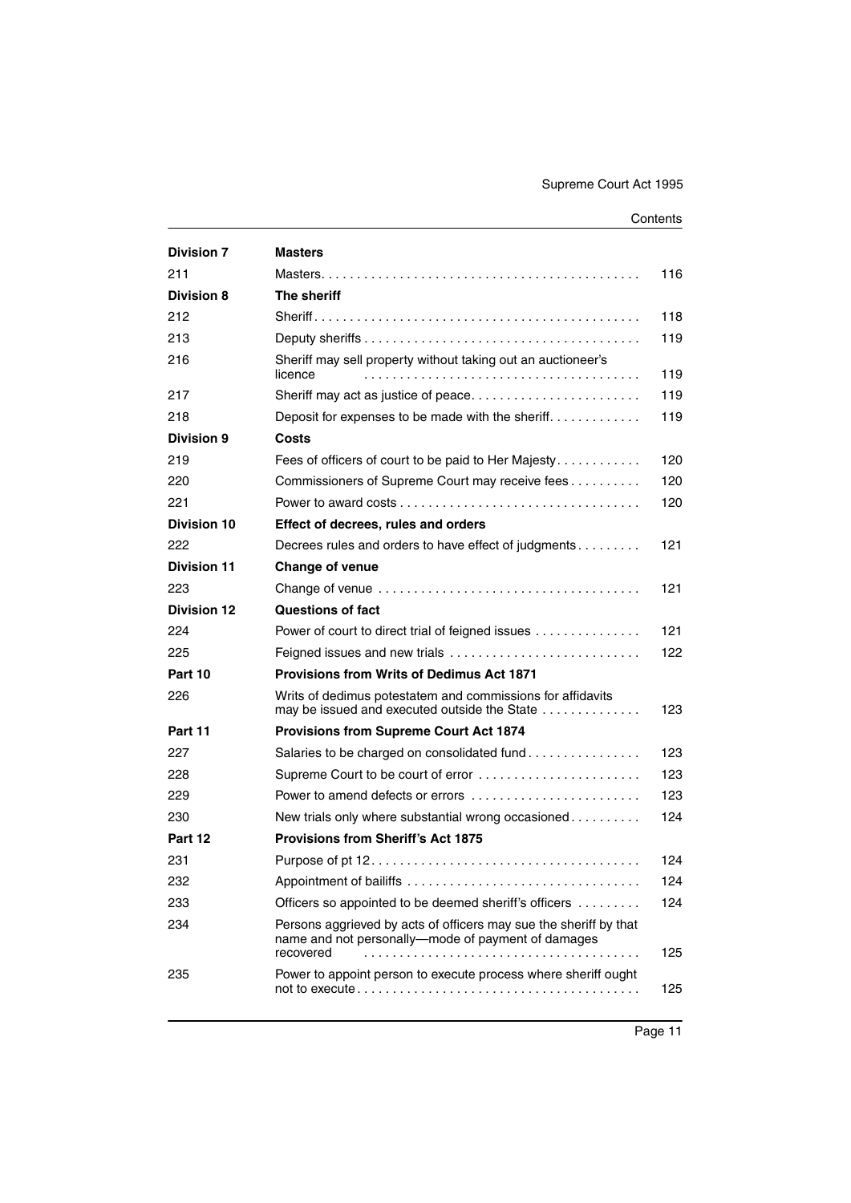| | | |
|---|---|---|
| **Division 7** | **Masters** | |
| 211 | Masters | 116 |
| **Division 8** | **The sheriff** | |
| 212 | Sheriff | 118 |
| 213 | Deputy sheriffs | 119 |
| 216 | Sheriff may sell property without taking out an auctioneer's licence | 119 |
| 217 | Sheriff may act as justice of peace | 119 |
| 218 | Deposit for expenses to be made with the sheriff | 119 |
| **Division 9** | **Costs** | |
| 219 | Fees of officers of court to be paid to Her Majesty | 120 |
| 220 | Commissioners of Supreme Court may receive fees | 120 |
| 221 | Power to award costs | 120 |
| **Division 10** | **Effect of decrees, rules and orders** | |
| 222 | Decrees rules and orders to have effect of judgments | 121 |
| **Division 11** | **Change of venue** | |
| 223 | Change of venue | 121 |
| **Division 12** | **Questions of fact** | |
| 224 | Power of court to direct trial of feigned issues | 121 |
| 225 | Feigned issues and new trials | 122 |
| **Part 10** | **Provisions from Writs of Dedimus Act 1871** | |
| 226 | Writs of dedimus potestatem and commissions for affidavits may be issued and executed outside the State | 123 |
| **Part 11** | **Provisions from Supreme Court Act 1874** | |
| 227 | Salaries to be charged on consolidated fund | 123 |
| 228 | Supreme Court to be court of error | 123 |
| 229 | Power to amend defects or errors | 123 |
| 230 | New trials only where substantial wrong occasioned | 124 |
| **Part 12** | **Provisions from Sheriff's Act 1875** | |
| 231 | Purpose of pt 12 | 124 |
| 232 | Appointment of bailiffs | 124 |
| 233 | Officers so appointed to be deemed sheriff's officers | 124 |
| 234 | Persons aggrieved by acts of officers may sue the sheriff by that name and not personally—mode of payment of damages recovered | 125 |
| 235 | Power to appoint person to execute process where sheriff ought not to execute | 125 |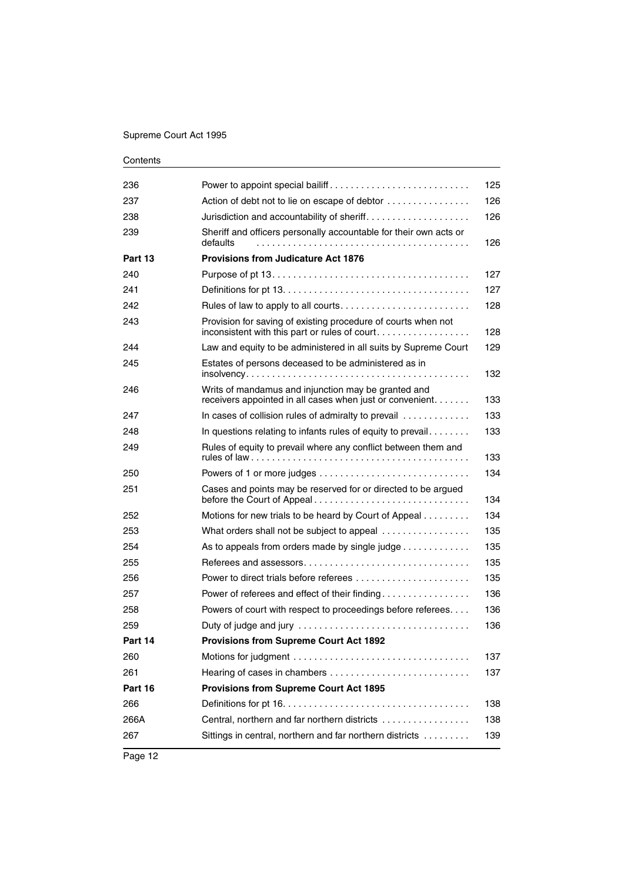| | | |
|---|---|---|
| 236 | Power to appoint special bailiff | 125 |
| 237 | Action of debt not to lie on escape of debtor | 126 |
| 238 | Jurisdiction and accountability of sheriff | 126 |
| 239 | Sheriff and officers personally accountable for their own acts or defaults | 126 |
| **Part 13** | **Provisions from Judicature Act 1876** | |
| 240 | Purpose of pt 13 | 127 |
| 241 | Definitions for pt 13 | 127 |
| 242 | Rules of law to apply to all courts | 128 |
| 243 | Provision for saving of existing procedure of courts when not inconsistent with this part or rules of court | 128 |
| 244 | Law and equity to be administered in all suits by Supreme Court | 129 |
| 245 | Estates of persons deceased to be administered as in insolvency | 132 |
| 246 | Writs of mandamus and injunction may be granted and receivers appointed in all cases when just or convenient | 133 |
| 247 | In cases of collision rules of admiralty to prevail | 133 |
| 248 | In questions relating to infants rules of equity to prevail | 133 |
| 249 | Rules of equity to prevail where any conflict between them and rules of law | 133 |
| 250 | Powers of 1 or more judges | 134 |
| 251 | Cases and points may be reserved for or directed to be argued before the Court of Appeal | 134 |
| 252 | Motions for new trials to be heard by Court of Appeal | 134 |
| 253 | What orders shall not be subject to appeal | 135 |
| 254 | As to appeals from orders made by single judge | 135 |
| 255 | Referees and assessors | 135 |
| 256 | Power to direct trials before referees | 135 |
| 257 | Power of referees and effect of their finding | 136 |
| 258 | Powers of court with respect to proceedings before referees | 136 |
| 259 | Duty of judge and jury | 136 |
| **Part 14** | **Provisions from Supreme Court Act 1892** | |
| 260 | Motions for judgment | 137 |
| 261 | Hearing of cases in chambers | 137 |
| **Part 16** | **Provisions from Supreme Court Act 1895** | |
| 266 | Definitions for pt 16 | 138 |
| 266A | Central, northern and far northern districts | 138 |
| 267 | Sittings in central, northern and far northern districts | 139 |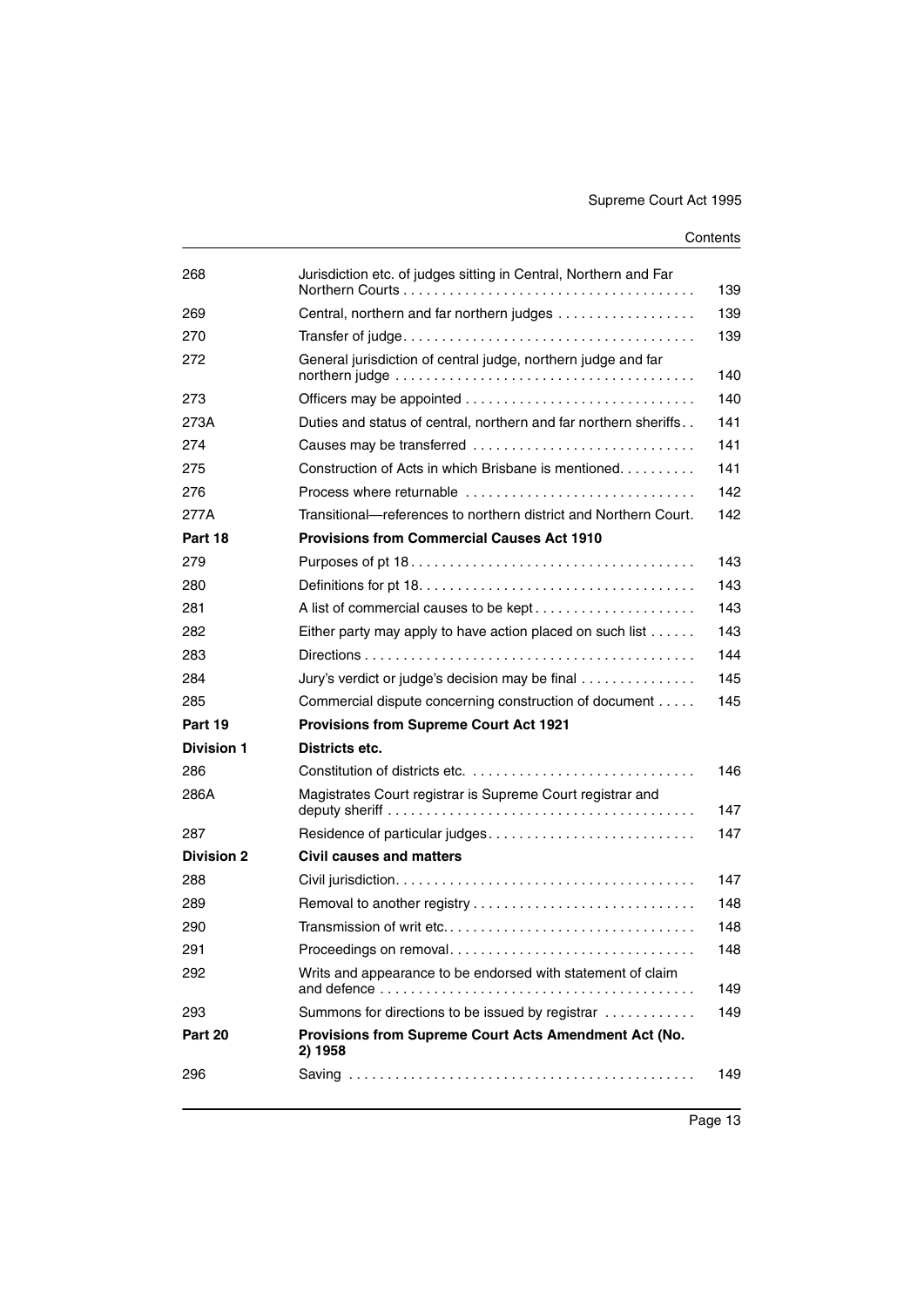| | | |
|---|---|---|
| 268 | Jurisdiction etc. of judges sitting in Central, Northern and Far Northern Courts | 139 |
| 269 | Central, northern and far northern judges | 139 |
| 270 | Transfer of judge | 139 |
| 272 | General jurisdiction of central judge, northern judge and far northern judge | 140 |
| 273 | Officers may be appointed | 140 |
| 273A | Duties and status of central, northern and far northern sheriffs | 141 |
| 274 | Causes may be transferred | 141 |
| 275 | Construction of Acts in which Brisbane is mentioned | 141 |
| 276 | Process where returnable | 142 |
| 277A | Transitional—references to northern district and Northern Court. | 142 |
| **Part 18** | **Provisions from Commercial Causes Act 1910** | |
| 279 | Purposes of pt 18 | 143 |
| 280 | Definitions for pt 18 | 143 |
| 281 | A list of commercial causes to be kept | 143 |
| 282 | Either party may apply to have action placed on such list | 143 |
| 283 | Directions | 144 |
| 284 | Jury's verdict or judge's decision may be final | 145 |
| 285 | Commercial dispute concerning construction of document | 145 |
| **Part 19** | **Provisions from Supreme Court Act 1921** | |
| **Division 1** | **Districts etc.** | |
| 286 | Constitution of districts etc. | 146 |
| 286A | Magistrates Court registrar is Supreme Court registrar and deputy sheriff | 147 |
| 287 | Residence of particular judges | 147 |
| **Division 2** | **Civil causes and matters** | |
| 288 | Civil jurisdiction | 147 |
| 289 | Removal to another registry | 148 |
| 290 | Transmission of writ etc. | 148 |
| 291 | Proceedings on removal | 148 |
| 292 | Writs and appearance to be endorsed with statement of claim and defence | 149 |
| 293 | Summons for directions to be issued by registrar | 149 |
| **Part 20** | **Provisions from Supreme Court Acts Amendment Act (No. 2) 1958** | |
| 296 | Saving | 149 |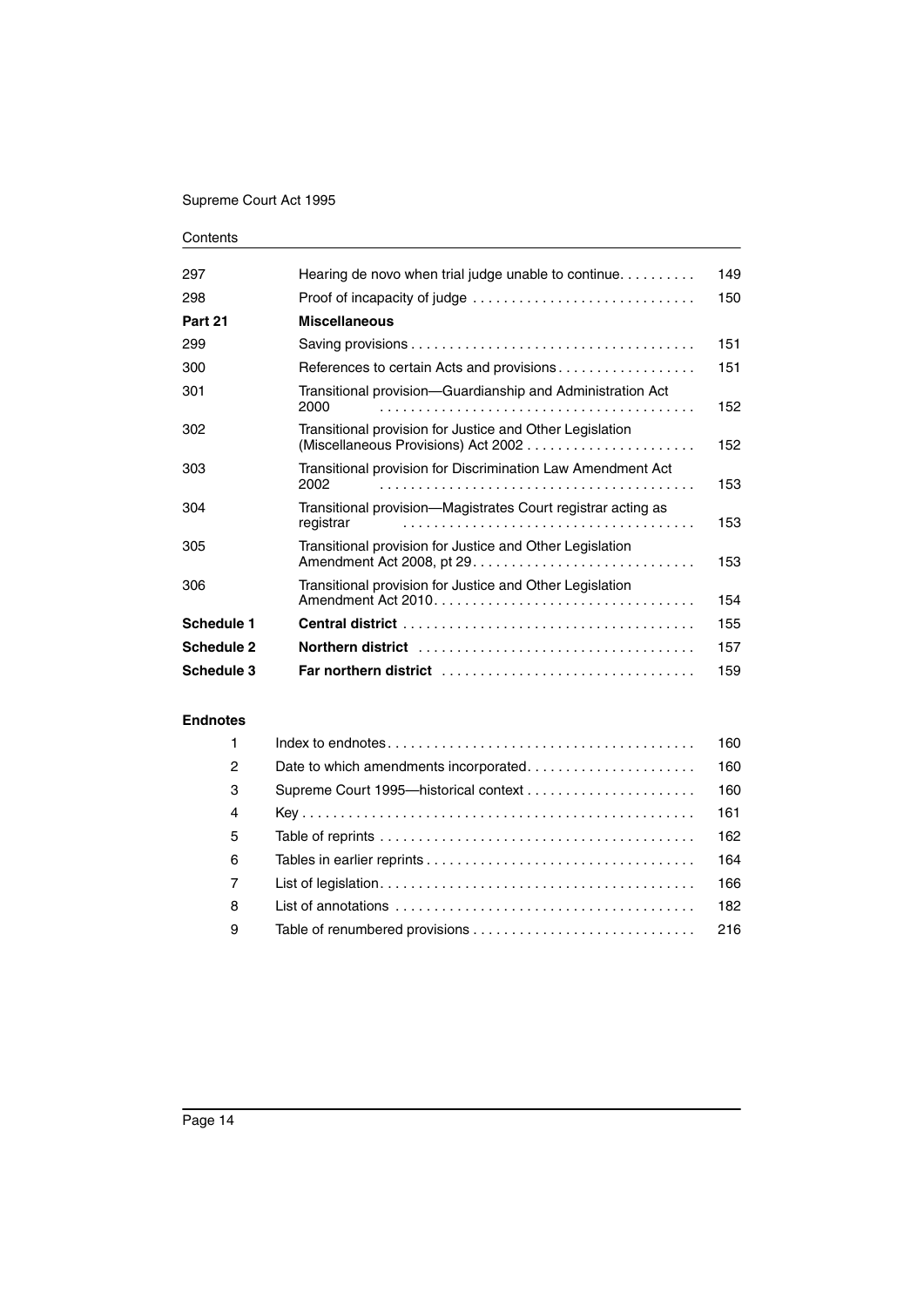| | | |
|---|---|---|
| 297 | Hearing de novo when trial judge unable to continue | 149 |
| 298 | Proof of incapacity of judge | 150 |
| **Part 21** | **Miscellaneous** | |
| 299 | Saving provisions | 151 |
| 300 | References to certain Acts and provisions | 151 |
| 301 | Transitional provision—Guardianship and Administration Act 2000 | 152 |
| 302 | Transitional provision for Justice and Other Legislation (Miscellaneous Provisions) Act 2002 | 152 |
| 303 | Transitional provision for Discrimination Law Amendment Act 2002 | 153 |
| 304 | Transitional provision—Magistrates Court registrar acting as registrar | 153 |
| 305 | Transitional provision for Justice and Other Legislation Amendment Act 2008, pt 29 | 153 |
| 306 | Transitional provision for Justice and Other Legislation Amendment Act 2010 | 154 |
| **Schedule 1** | **Central district** | 155 |
| **Schedule 2** | **Northern district** | 157 |
| **Schedule 3** | **Far northern district** | 159 |

**Endnotes**

| | | |
|---|---|---|
| 1 | Index to endnotes | 160 |
| 2 | Date to which amendments incorporated | 160 |
| 3 | Supreme Court 1995—historical context | 160 |
| 4 | Key | 161 |
| 5 | Table of reprints | 162 |
| 6 | Tables in earlier reprints | 164 |
| 7 | List of legislation | 166 |
| 8 | List of annotations | 182 |
| 9 | Table of renumbered provisions | 216 |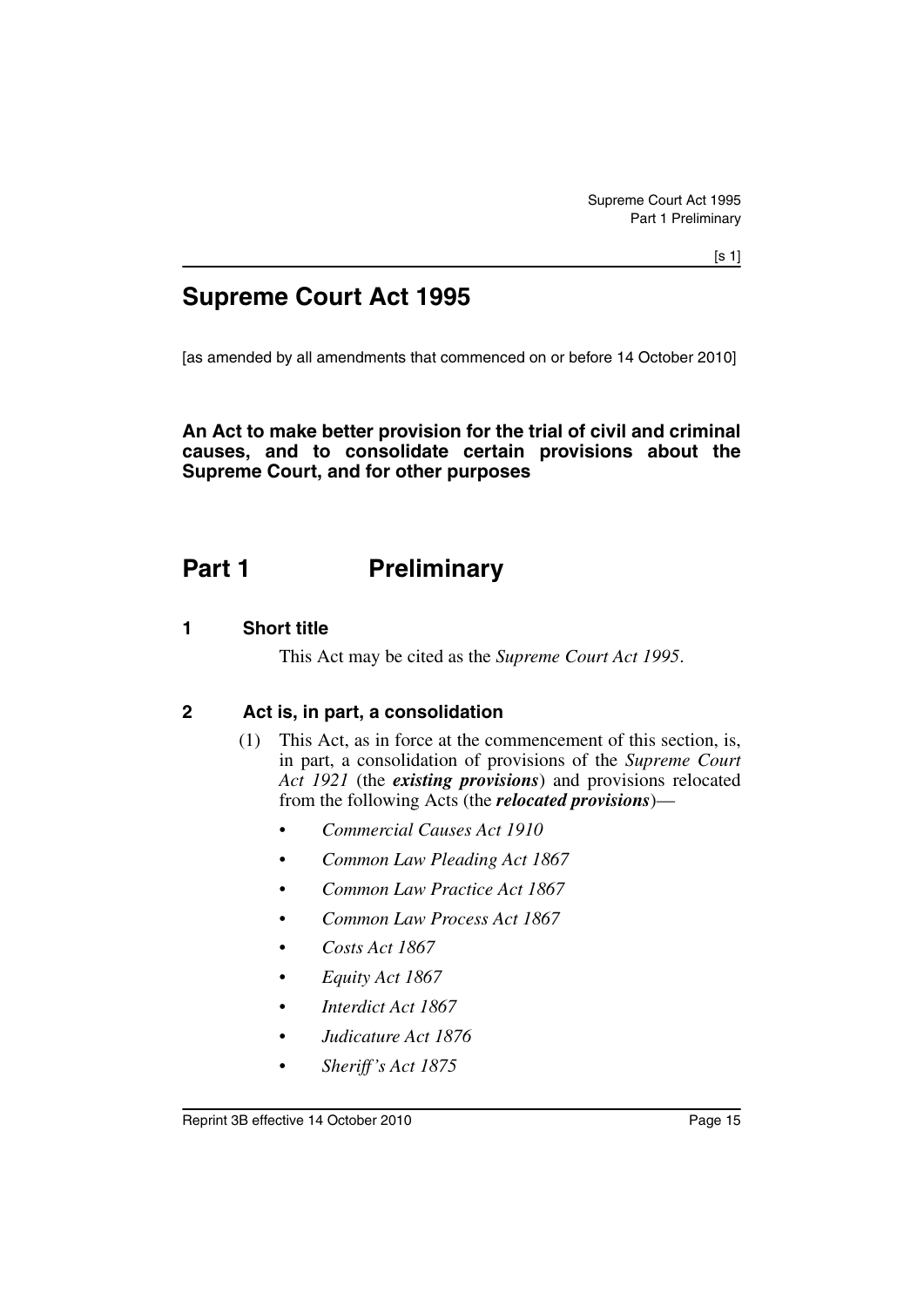# Supreme Court Act 1995

[as amended by all amendments that commenced on or before 14 October 2010]

**An Act to make better provision for the trial of civil and criminal causes, and to consolidate certain provisions about the Supreme Court, and for other purposes**

## Part 1 Preliminary

### 1 Short title

This Act may be cited as the *Supreme Court Act 1995*.

### 2 Act is, in part, a consolidation

(1) This Act, as in force at the commencement of this section, is, in part, a consolidation of provisions of the *Supreme Court Act 1921* (the ***existing provisions***) and provisions relocated from the following Acts (the ***relocated provisions***)—

- *Commercial Causes Act 1910*
- *Common Law Pleading Act 1867*
- *Common Law Practice Act 1867*
- *Common Law Process Act 1867*
- *Costs Act 1867*
- *Equity Act 1867*
- *Interdict Act 1867*
- *Judicature Act 1876*
- *Sheriff's Act 1875*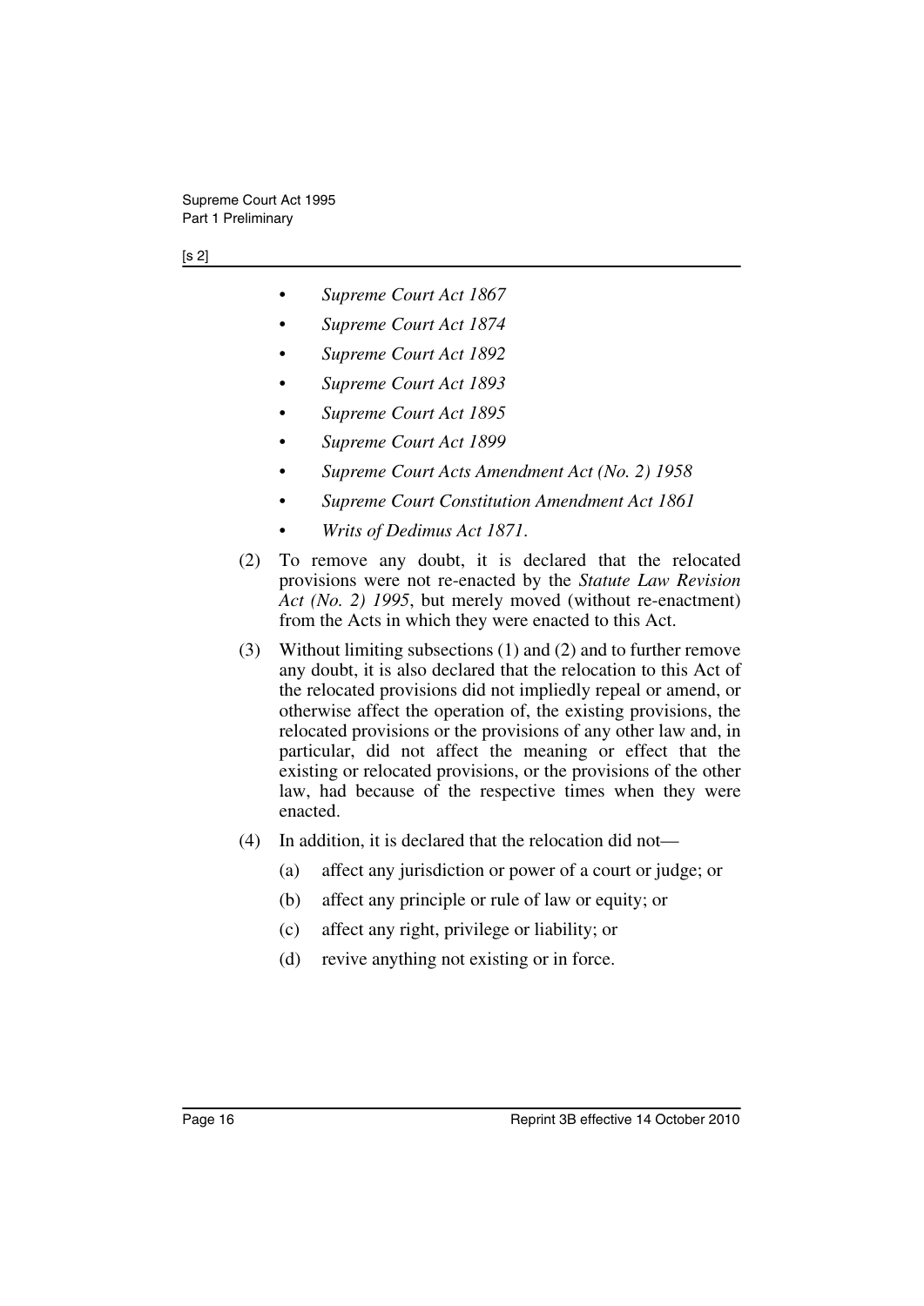- *Supreme Court Act 1867*
- *Supreme Court Act 1874*
- *Supreme Court Act 1892*
- *Supreme Court Act 1893*
- *Supreme Court Act 1895*
- *Supreme Court Act 1899*
- *Supreme Court Acts Amendment Act (No. 2) 1958*
- *Supreme Court Constitution Amendment Act 1861*
- *Writs of Dedimus Act 1871*.

(2) To remove any doubt, it is declared that the relocated provisions were not re-enacted by the *Statute Law Revision Act (No. 2) 1995*, but merely moved (without re-enactment) from the Acts in which they were enacted to this Act.

(3) Without limiting subsections (1) and (2) and to further remove any doubt, it is also declared that the relocation to this Act of the relocated provisions did not impliedly repeal or amend, or otherwise affect the operation of, the existing provisions, the relocated provisions or the provisions of any other law and, in particular, did not affect the meaning or effect that the existing or relocated provisions, or the provisions of the other law, had because of the respective times when they were enacted.

(4) In addition, it is declared that the relocation did not—

(a) affect any jurisdiction or power of a court or judge; or

(b) affect any principle or rule of law or equity; or

(c) affect any right, privilege or liability; or

(d) revive anything not existing or in force.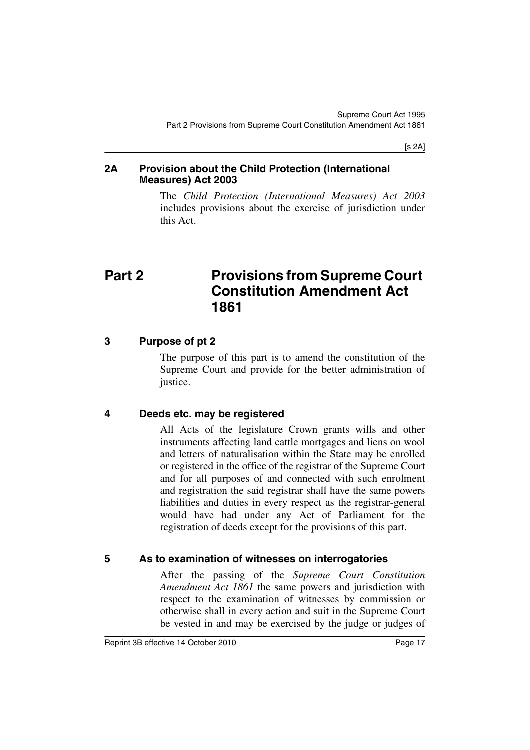## 2A Provision about the Child Protection (International Measures) Act 2003

The *Child Protection (International Measures) Act 2003* includes provisions about the exercise of jurisdiction under this Act.

# Part 2 Provisions from Supreme Court Constitution Amendment Act 1861

## 3 Purpose of pt 2

The purpose of this part is to amend the constitution of the Supreme Court and provide for the better administration of justice.

## 4 Deeds etc. may be registered

All Acts of the legislature Crown grants wills and other instruments affecting land cattle mortgages and liens on wool and letters of naturalisation within the State may be enrolled or registered in the office of the registrar of the Supreme Court and for all purposes of and connected with such enrolment and registration the said registrar shall have the same powers liabilities and duties in every respect as the registrar-general would have had under any Act of Parliament for the registration of deeds except for the provisions of this part.

## 5 As to examination of witnesses on interrogatories

After the passing of the *Supreme Court Constitution Amendment Act 1861* the same powers and jurisdiction with respect to the examination of witnesses by commission or otherwise shall in every action and suit in the Supreme Court be vested in and may be exercised by the judge or judges of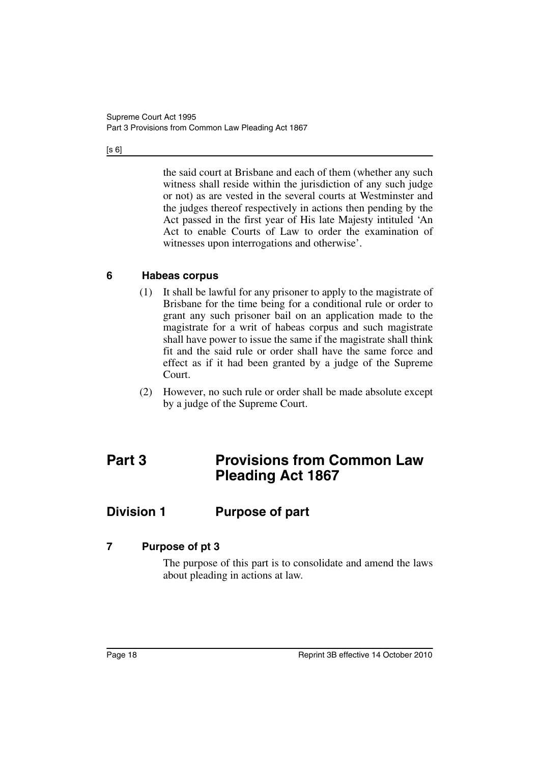the said court at Brisbane and each of them (whether any such witness shall reside within the jurisdiction of any such judge or not) as are vested in the several courts at Westminster and the judges thereof respectively in actions then pending by the Act passed in the first year of His late Majesty intituled 'An Act to enable Courts of Law to order the examination of witnesses upon interrogations and otherwise'.

### 6 Habeas corpus

(1) It shall be lawful for any prisoner to apply to the magistrate of Brisbane for the time being for a conditional rule or order to grant any such prisoner bail on an application made to the magistrate for a writ of habeas corpus and such magistrate shall have power to issue the same if the magistrate shall think fit and the said rule or order shall have the same force and effect as if it had been granted by a judge of the Supreme Court.

(2) However, no such rule or order shall be made absolute except by a judge of the Supreme Court.

# Part 3 Provisions from Common Law Pleading Act 1867

## Division 1 Purpose of part

### 7 Purpose of pt 3

The purpose of this part is to consolidate and amend the laws about pleading in actions at law.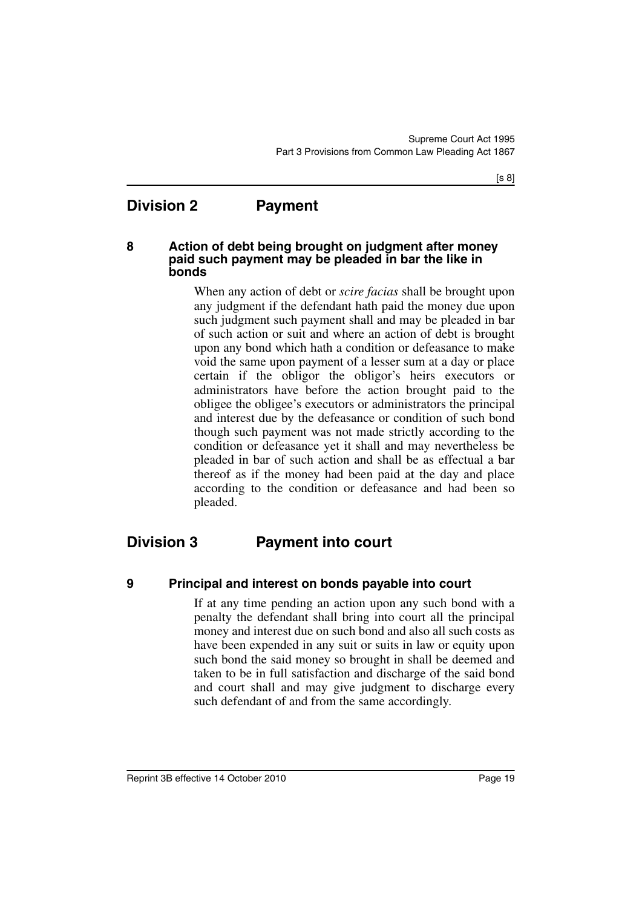## Division 2 Payment

### 8 Action of debt being brought on judgment after money paid such payment may be pleaded in bar the like in bonds

When any action of debt or *scire facias* shall be brought upon any judgment if the defendant hath paid the money due upon such judgment such payment shall and may be pleaded in bar of such action or suit and where an action of debt is brought upon any bond which hath a condition or defeasance to make void the same upon payment of a lesser sum at a day or place certain if the obligor the obligor's heirs executors or administrators have before the action brought paid to the obligee the obligee's executors or administrators the principal and interest due by the defeasance or condition of such bond though such payment was not made strictly according to the condition or defeasance yet it shall and may nevertheless be pleaded in bar of such action and shall be as effectual a bar thereof as if the money had been paid at the day and place according to the condition or defeasance and had been so pleaded.

## Division 3 Payment into court

### 9 Principal and interest on bonds payable into court

If at any time pending an action upon any such bond with a penalty the defendant shall bring into court all the principal money and interest due on such bond and also all such costs as have been expended in any suit or suits in law or equity upon such bond the said money so brought in shall be deemed and taken to be in full satisfaction and discharge of the said bond and court shall and may give judgment to discharge every such defendant of and from the same accordingly.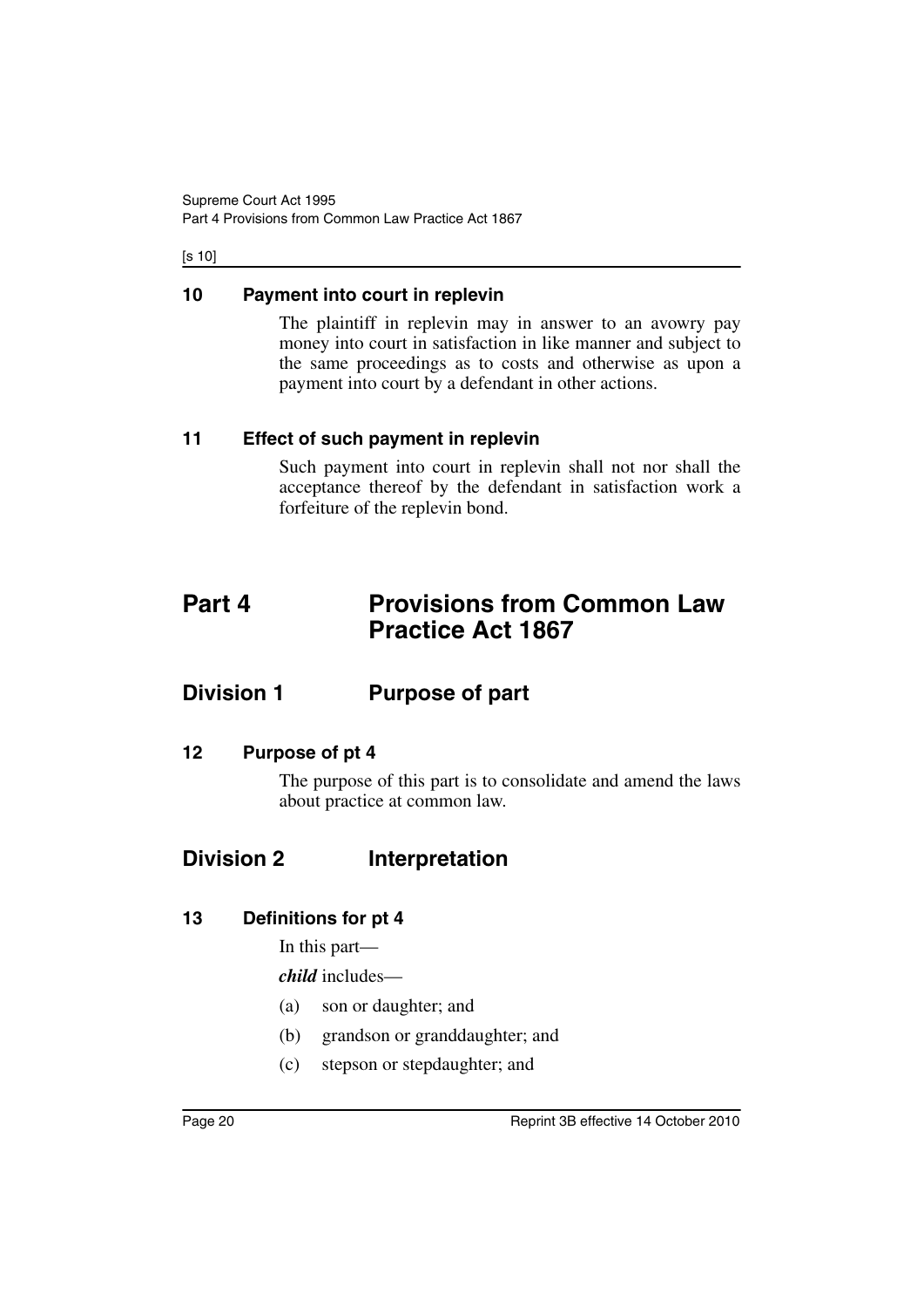## 10 Payment into court in replevin

The plaintiff in replevin may in answer to an avowry pay money into court in satisfaction in like manner and subject to the same proceedings as to costs and otherwise as upon a payment into court by a defendant in other actions.

## 11 Effect of such payment in replevin

Such payment into court in replevin shall not nor shall the acceptance thereof by the defendant in satisfaction work a forfeiture of the replevin bond.

# Part 4 Provisions from Common Law Practice Act 1867

## Division 1 Purpose of part

### 12 Purpose of pt 4

The purpose of this part is to consolidate and amend the laws about practice at common law.

## Division 2 Interpretation

### 13 Definitions for pt 4

In this part—

***child*** includes—

(a) son or daughter; and

(b) grandson or granddaughter; and

(c) stepson or stepdaughter; and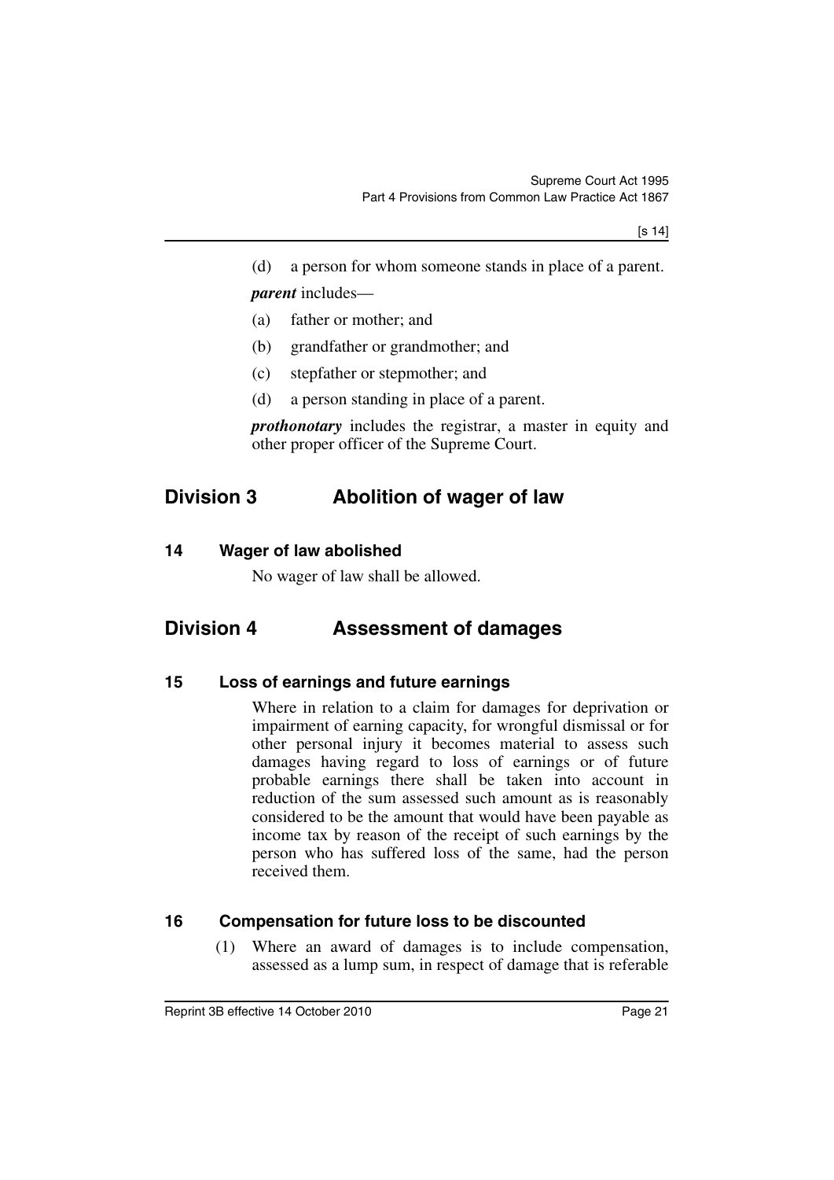(d) a person for whom someone stands in place of a parent.

***parent*** includes—

(a) father or mother; and

(b) grandfather or grandmother; and

(c) stepfather or stepmother; and

(d) a person standing in place of a parent.

***prothonotary*** includes the registrar, a master in equity and other proper officer of the Supreme Court.

## Division 3 Abolition of wager of law

### 14 Wager of law abolished

No wager of law shall be allowed.

## Division 4 Assessment of damages

### 15 Loss of earnings and future earnings

Where in relation to a claim for damages for deprivation or impairment of earning capacity, for wrongful dismissal or for other personal injury it becomes material to assess such damages having regard to loss of earnings or of future probable earnings there shall be taken into account in reduction of the sum assessed such amount as is reasonably considered to be the amount that would have been payable as income tax by reason of the receipt of such earnings by the person who has suffered loss of the same, had the person received them.

### 16 Compensation for future loss to be discounted

(1) Where an award of damages is to include compensation, assessed as a lump sum, in respect of damage that is referable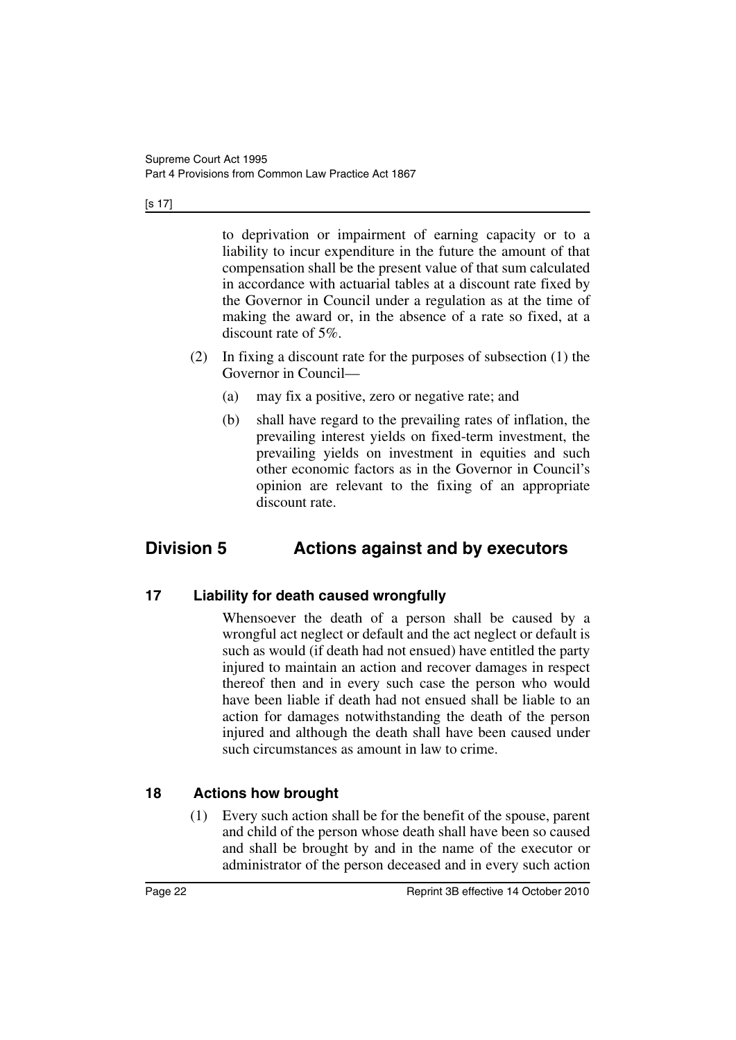to deprivation or impairment of earning capacity or to a liability to incur expenditure in the future the amount of that compensation shall be the present value of that sum calculated in accordance with actuarial tables at a discount rate fixed by the Governor in Council under a regulation as at the time of making the award or, in the absence of a rate so fixed, at a discount rate of 5%.

(2) In fixing a discount rate for the purposes of subsection (1) the Governor in Council—

(a) may fix a positive, zero or negative rate; and

(b) shall have regard to the prevailing rates of inflation, the prevailing interest yields on fixed-term investment, the prevailing yields on investment in equities and such other economic factors as in the Governor in Council's opinion are relevant to the fixing of an appropriate discount rate.

## Division 5 Actions against and by executors

### 17 Liability for death caused wrongfully

Whensoever the death of a person shall be caused by a wrongful act neglect or default and the act neglect or default is such as would (if death had not ensued) have entitled the party injured to maintain an action and recover damages in respect thereof then and in every such case the person who would have been liable if death had not ensued shall be liable to an action for damages notwithstanding the death of the person injured and although the death shall have been caused under such circumstances as amount in law to crime.

### 18 Actions how brought

(1) Every such action shall be for the benefit of the spouse, parent and child of the person whose death shall have been so caused and shall be brought by and in the name of the executor or administrator of the person deceased and in every such action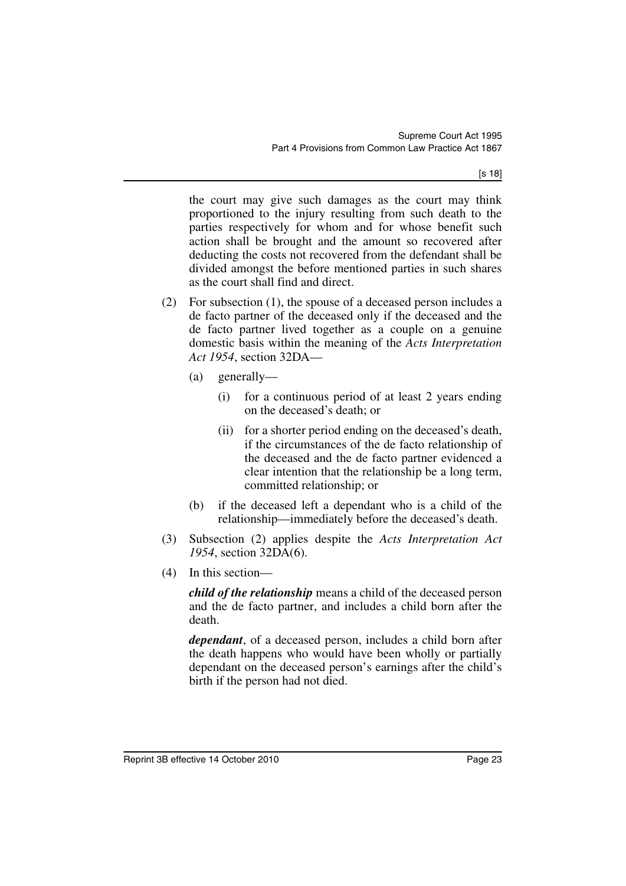the court may give such damages as the court may think proportioned to the injury resulting from such death to the parties respectively for whom and for whose benefit such action shall be brought and the amount so recovered after deducting the costs not recovered from the defendant shall be divided amongst the before mentioned parties in such shares as the court shall find and direct.

(2) For subsection (1), the spouse of a deceased person includes a de facto partner of the deceased only if the deceased and the de facto partner lived together as a couple on a genuine domestic basis within the meaning of the *Acts Interpretation Act 1954*, section 32DA—

(a) generally—

(i) for a continuous period of at least 2 years ending on the deceased's death; or

(ii) for a shorter period ending on the deceased's death, if the circumstances of the de facto relationship of the deceased and the de facto partner evidenced a clear intention that the relationship be a long term, committed relationship; or

(b) if the deceased left a dependant who is a child of the relationship—immediately before the deceased's death.

(3) Subsection (2) applies despite the *Acts Interpretation Act 1954*, section 32DA(6).

(4) In this section—

***child of the relationship*** means a child of the deceased person and the de facto partner, and includes a child born after the death.

***dependant***, of a deceased person, includes a child born after the death happens who would have been wholly or partially dependant on the deceased person's earnings after the child's birth if the person had not died.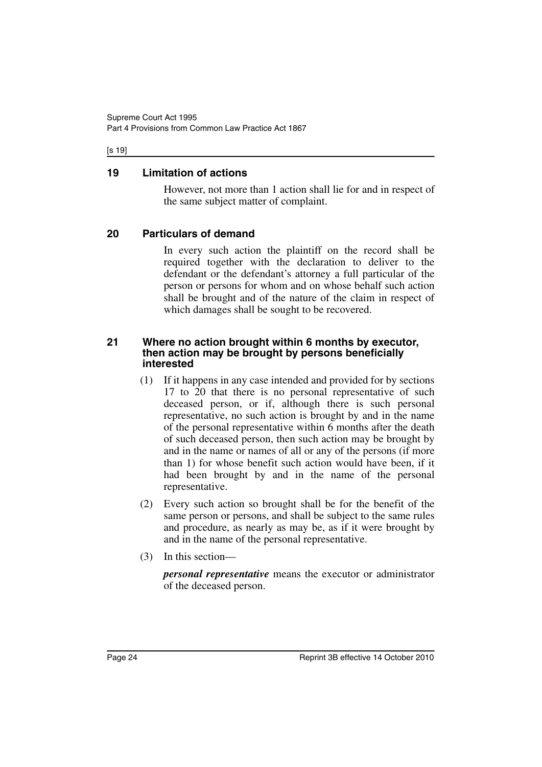## 19 Limitation of actions

However, not more than 1 action shall lie for and in respect of the same subject matter of complaint.

## 20 Particulars of demand

In every such action the plaintiff on the record shall be required together with the declaration to deliver to the defendant or the defendant's attorney a full particular of the person or persons for whom and on whose behalf such action shall be brought and of the nature of the claim in respect of which damages shall be sought to be recovered.

## 21 Where no action brought within 6 months by executor, then action may be brought by persons beneficially interested

(1) If it happens in any case intended and provided for by sections 17 to 20 that there is no personal representative of such deceased person, or if, although there is such personal representative, no such action is brought by and in the name of the personal representative within 6 months after the death of such deceased person, then such action may be brought by and in the name or names of all or any of the persons (if more than 1) for whose benefit such action would have been, if it had been brought by and in the name of the personal representative.

(2) Every such action so brought shall be for the benefit of the same person or persons, and shall be subject to the same rules and procedure, as nearly as may be, as if it were brought by and in the name of the personal representative.

(3) In this section—

***personal representative*** means the executor or administrator of the deceased person.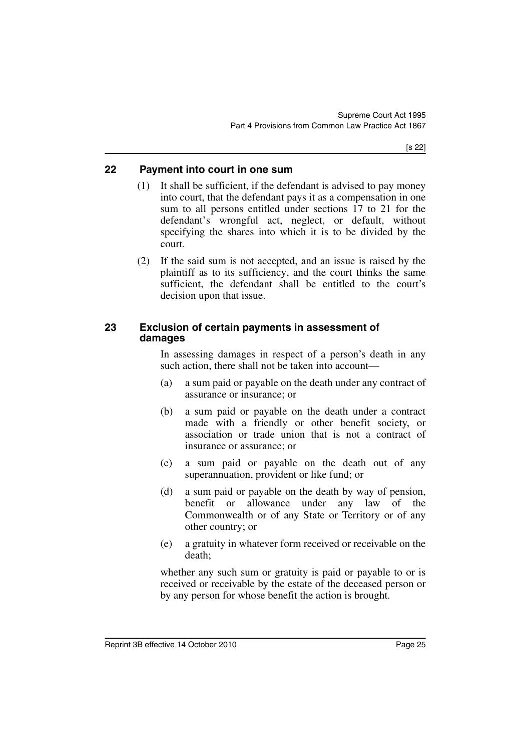## 22 Payment into court in one sum

(1) It shall be sufficient, if the defendant is advised to pay money into court, that the defendant pays it as a compensation in one sum to all persons entitled under sections 17 to 21 for the defendant's wrongful act, neglect, or default, without specifying the shares into which it is to be divided by the court.

(2) If the said sum is not accepted, and an issue is raised by the plaintiff as to its sufficiency, and the court thinks the same sufficient, the defendant shall be entitled to the court's decision upon that issue.

## 23 Exclusion of certain payments in assessment of damages

In assessing damages in respect of a person's death in any such action, there shall not be taken into account—

(a) a sum paid or payable on the death under any contract of assurance or insurance; or

(b) a sum paid or payable on the death under a contract made with a friendly or other benefit society, or association or trade union that is not a contract of insurance or assurance; or

(c) a sum paid or payable on the death out of any superannuation, provident or like fund; or

(d) a sum paid or payable on the death by way of pension, benefit or allowance under any law of the Commonwealth or of any State or Territory or of any other country; or

(e) a gratuity in whatever form received or receivable on the death;

whether any such sum or gratuity is paid or payable to or is received or receivable by the estate of the deceased person or by any person for whose benefit the action is brought.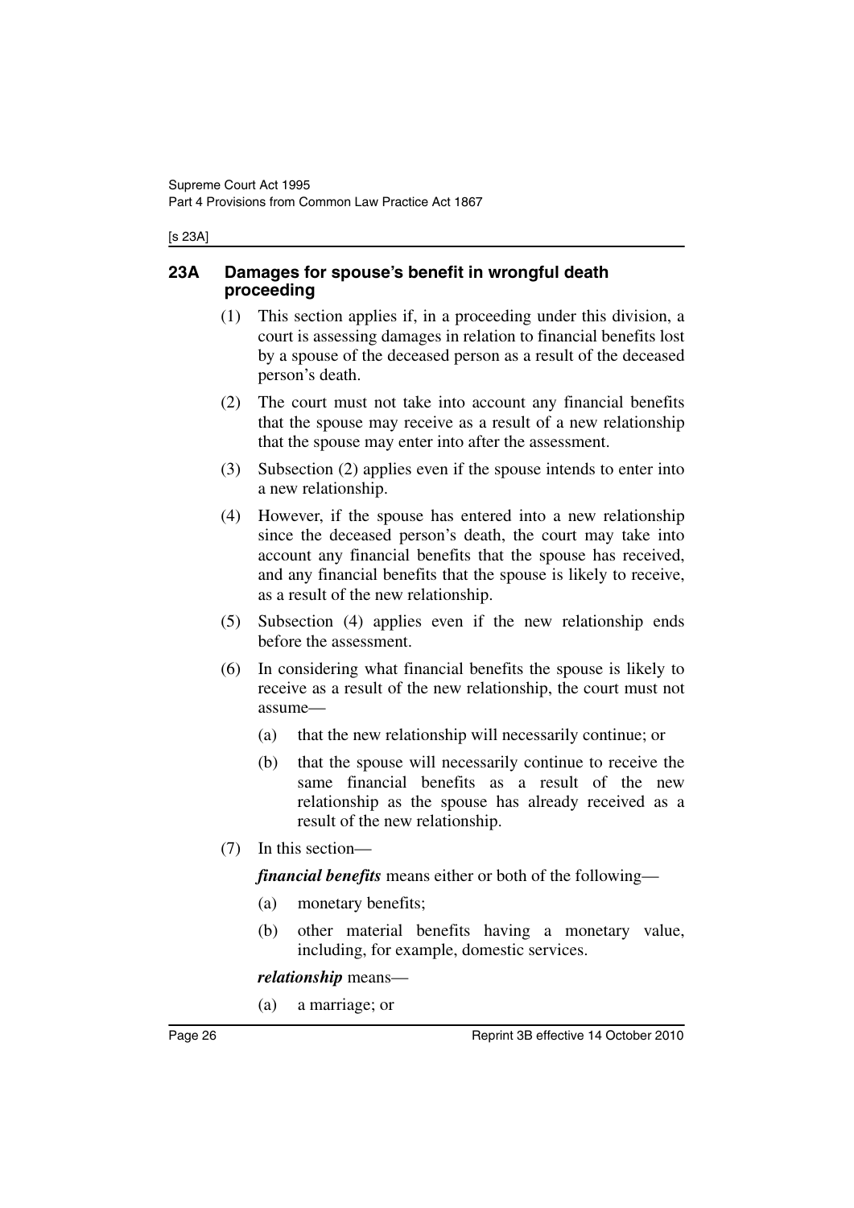## 23A Damages for spouse's benefit in wrongful death proceeding

(1) This section applies if, in a proceeding under this division, a court is assessing damages in relation to financial benefits lost by a spouse of the deceased person as a result of the deceased person's death.

(2) The court must not take into account any financial benefits that the spouse may receive as a result of a new relationship that the spouse may enter into after the assessment.

(3) Subsection (2) applies even if the spouse intends to enter into a new relationship.

(4) However, if the spouse has entered into a new relationship since the deceased person's death, the court may take into account any financial benefits that the spouse has received, and any financial benefits that the spouse is likely to receive, as a result of the new relationship.

(5) Subsection (4) applies even if the new relationship ends before the assessment.

(6) In considering what financial benefits the spouse is likely to receive as a result of the new relationship, the court must not assume—

- (a) that the new relationship will necessarily continue; or
- (b) that the spouse will necessarily continue to receive the same financial benefits as a result of the new relationship as the spouse has already received as a result of the new relationship.

(7) In this section—

***financial benefits*** means either or both of the following—

- (a) monetary benefits;
- (b) other material benefits having a monetary value, including, for example, domestic services.

***relationship*** means—

- (a) a marriage; or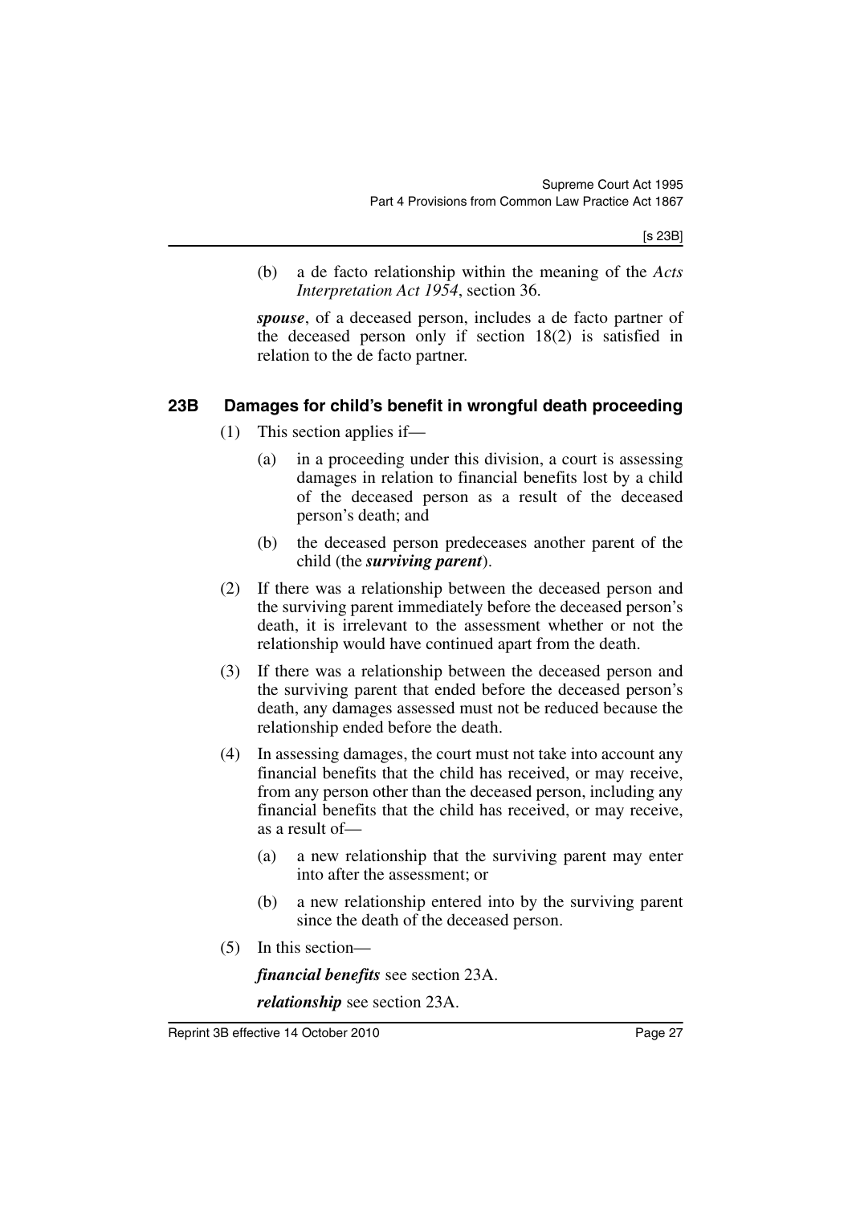(b) a de facto relationship within the meaning of the *Acts Interpretation Act 1954*, section 36.

***spouse***, of a deceased person, includes a de facto partner of the deceased person only if section 18(2) is satisfied in relation to the de facto partner.

## 23B Damages for child's benefit in wrongful death proceeding

(1) This section applies if—

(a) in a proceeding under this division, a court is assessing damages in relation to financial benefits lost by a child of the deceased person as a result of the deceased person's death; and

(b) the deceased person predeceases another parent of the child (the ***surviving parent***).

(2) If there was a relationship between the deceased person and the surviving parent immediately before the deceased person's death, it is irrelevant to the assessment whether or not the relationship would have continued apart from the death.

(3) If there was a relationship between the deceased person and the surviving parent that ended before the deceased person's death, any damages assessed must not be reduced because the relationship ended before the death.

(4) In assessing damages, the court must not take into account any financial benefits that the child has received, or may receive, from any person other than the deceased person, including any financial benefits that the child has received, or may receive, as a result of—

(a) a new relationship that the surviving parent may enter into after the assessment; or

(b) a new relationship entered into by the surviving parent since the death of the deceased person.

(5) In this section—

***financial benefits*** see section 23A.

***relationship*** see section 23A.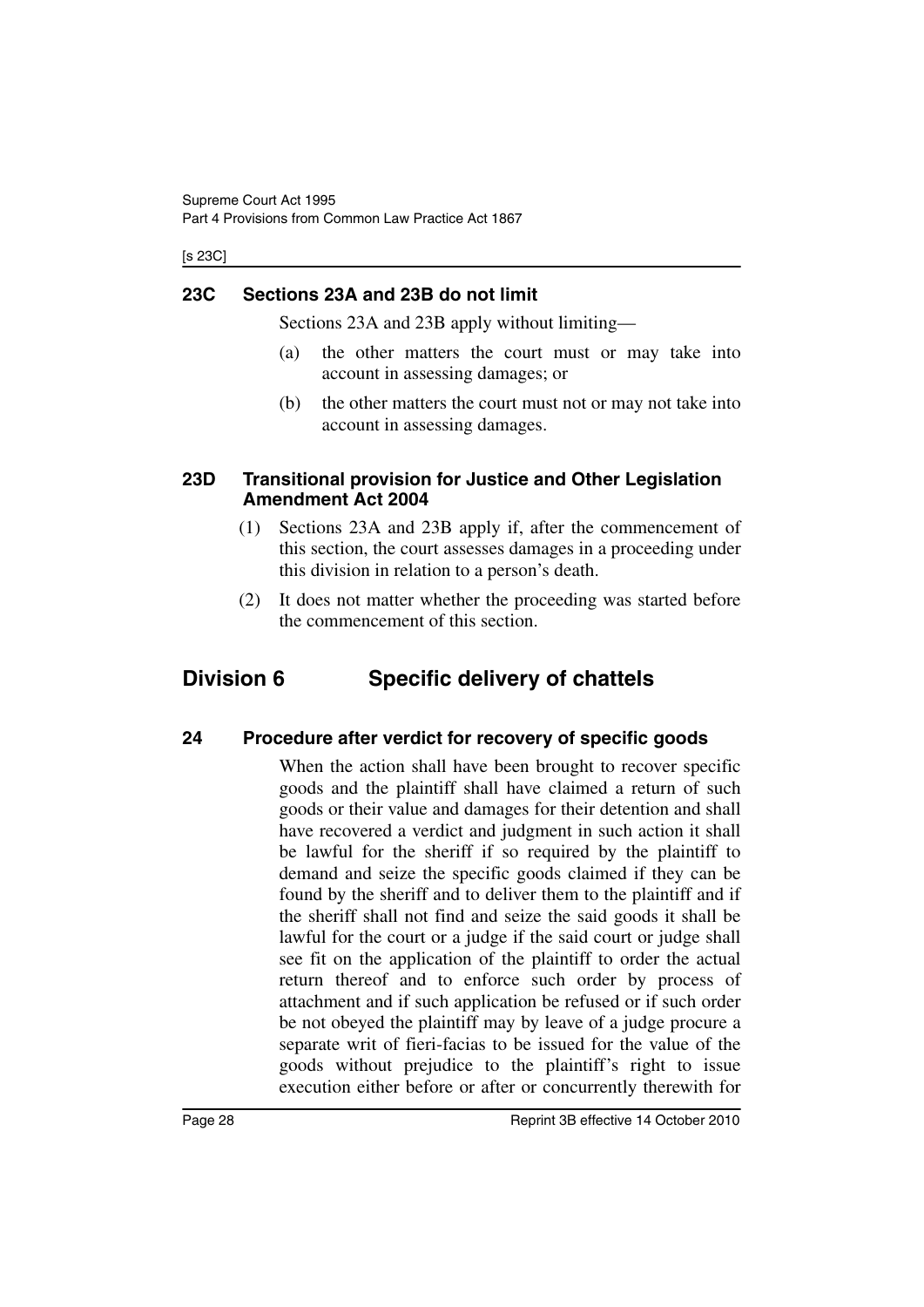### 23C Sections 23A and 23B do not limit

Sections 23A and 23B apply without limiting—

(a) the other matters the court must or may take into account in assessing damages; or

(b) the other matters the court must not or may not take into account in assessing damages.

### 23D Transitional provision for Justice and Other Legislation Amendment Act 2004

(1) Sections 23A and 23B apply if, after the commencement of this section, the court assesses damages in a proceeding under this division in relation to a person's death.

(2) It does not matter whether the proceeding was started before the commencement of this section.

## Division 6 Specific delivery of chattels

### 24 Procedure after verdict for recovery of specific goods

When the action shall have been brought to recover specific goods and the plaintiff shall have claimed a return of such goods or their value and damages for their detention and shall have recovered a verdict and judgment in such action it shall be lawful for the sheriff if so required by the plaintiff to demand and seize the specific goods claimed if they can be found by the sheriff and to deliver them to the plaintiff and if the sheriff shall not find and seize the said goods it shall be lawful for the court or a judge if the said court or judge shall see fit on the application of the plaintiff to order the actual return thereof and to enforce such order by process of attachment and if such application be refused or if such order be not obeyed the plaintiff may by leave of a judge procure a separate writ of fieri-facias to be issued for the value of the goods without prejudice to the plaintiff's right to issue execution either before or after or concurrently therewith for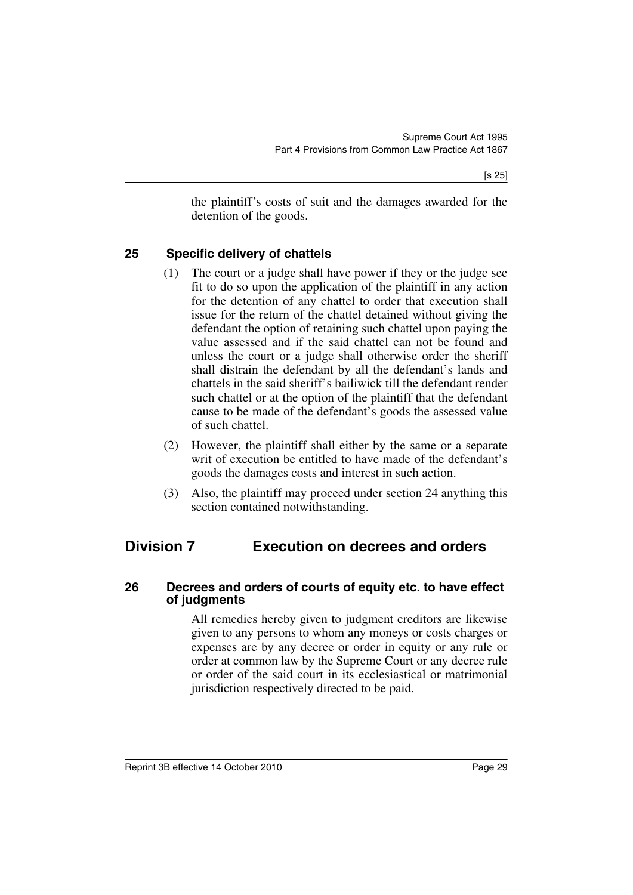the plaintiff's costs of suit and the damages awarded for the detention of the goods.

### 25 Specific delivery of chattels

(1) The court or a judge shall have power if they or the judge see fit to do so upon the application of the plaintiff in any action for the detention of any chattel to order that execution shall issue for the return of the chattel detained without giving the defendant the option of retaining such chattel upon paying the value assessed and if the said chattel can not be found and unless the court or a judge shall otherwise order the sheriff shall distrain the defendant by all the defendant's lands and chattels in the said sheriff's bailiwick till the defendant render such chattel or at the option of the plaintiff that the defendant cause to be made of the defendant's goods the assessed value of such chattel.

(2) However, the plaintiff shall either by the same or a separate writ of execution be entitled to have made of the defendant's goods the damages costs and interest in such action.

(3) Also, the plaintiff may proceed under section 24 anything this section contained notwithstanding.

## Division 7 Execution on decrees and orders

### 26 Decrees and orders of courts of equity etc. to have effect of judgments

All remedies hereby given to judgment creditors are likewise given to any persons to whom any moneys or costs charges or expenses are by any decree or order in equity or any rule or order at common law by the Supreme Court or any decree rule or order of the said court in its ecclesiastical or matrimonial jurisdiction respectively directed to be paid.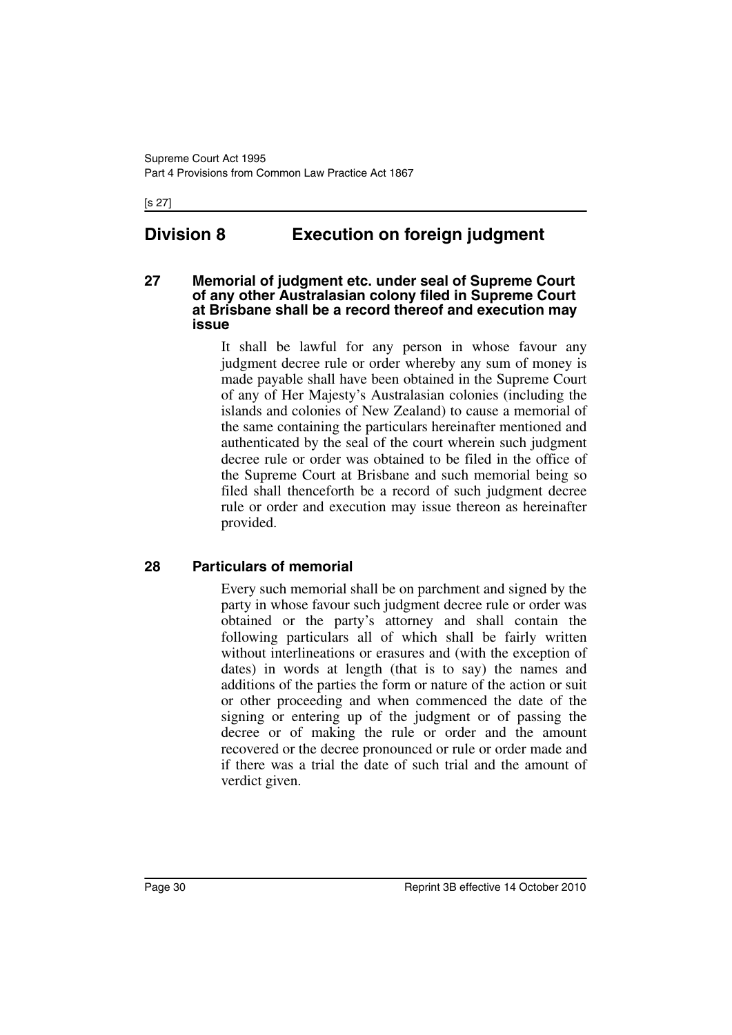# Division 8 Execution on foreign judgment

### 27 Memorial of judgment etc. under seal of Supreme Court of any other Australasian colony filed in Supreme Court at Brisbane shall be a record thereof and execution may issue

It shall be lawful for any person in whose favour any judgment decree rule or order whereby any sum of money is made payable shall have been obtained in the Supreme Court of any of Her Majesty's Australasian colonies (including the islands and colonies of New Zealand) to cause a memorial of the same containing the particulars hereinafter mentioned and authenticated by the seal of the court wherein such judgment decree rule or order was obtained to be filed in the office of the Supreme Court at Brisbane and such memorial being so filed shall thenceforth be a record of such judgment decree rule or order and execution may issue thereon as hereinafter provided.

### 28 Particulars of memorial

Every such memorial shall be on parchment and signed by the party in whose favour such judgment decree rule or order was obtained or the party's attorney and shall contain the following particulars all of which shall be fairly written without interlineations or erasures and (with the exception of dates) in words at length (that is to say) the names and additions of the parties the form or nature of the action or suit or other proceeding and when commenced the date of the signing or entering up of the judgment or of passing the decree or of making the rule or order and the amount recovered or the decree pronounced or rule or order made and if there was a trial the date of such trial and the amount of verdict given.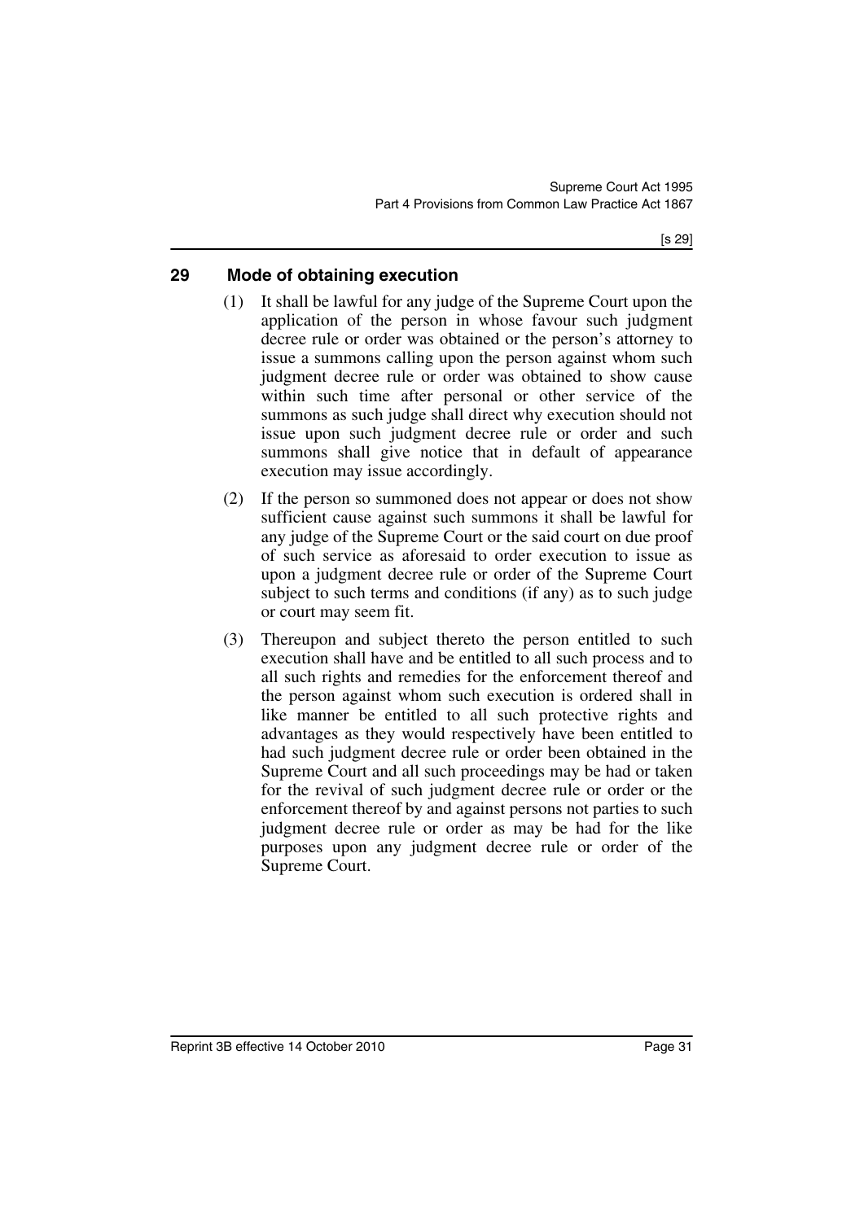## 29 Mode of obtaining execution

(1) It shall be lawful for any judge of the Supreme Court upon the application of the person in whose favour such judgment decree rule or order was obtained or the person's attorney to issue a summons calling upon the person against whom such judgment decree rule or order was obtained to show cause within such time after personal or other service of the summons as such judge shall direct why execution should not issue upon such judgment decree rule or order and such summons shall give notice that in default of appearance execution may issue accordingly.

(2) If the person so summoned does not appear or does not show sufficient cause against such summons it shall be lawful for any judge of the Supreme Court or the said court on due proof of such service as aforesaid to order execution to issue as upon a judgment decree rule or order of the Supreme Court subject to such terms and conditions (if any) as to such judge or court may seem fit.

(3) Thereupon and subject thereto the person entitled to such execution shall have and be entitled to all such process and to all such rights and remedies for the enforcement thereof and the person against whom such execution is ordered shall in like manner be entitled to all such protective rights and advantages as they would respectively have been entitled to had such judgment decree rule or order been obtained in the Supreme Court and all such proceedings may be had or taken for the revival of such judgment decree rule or order or the enforcement thereof by and against persons not parties to such judgment decree rule or order as may be had for the like purposes upon any judgment decree rule or order of the Supreme Court.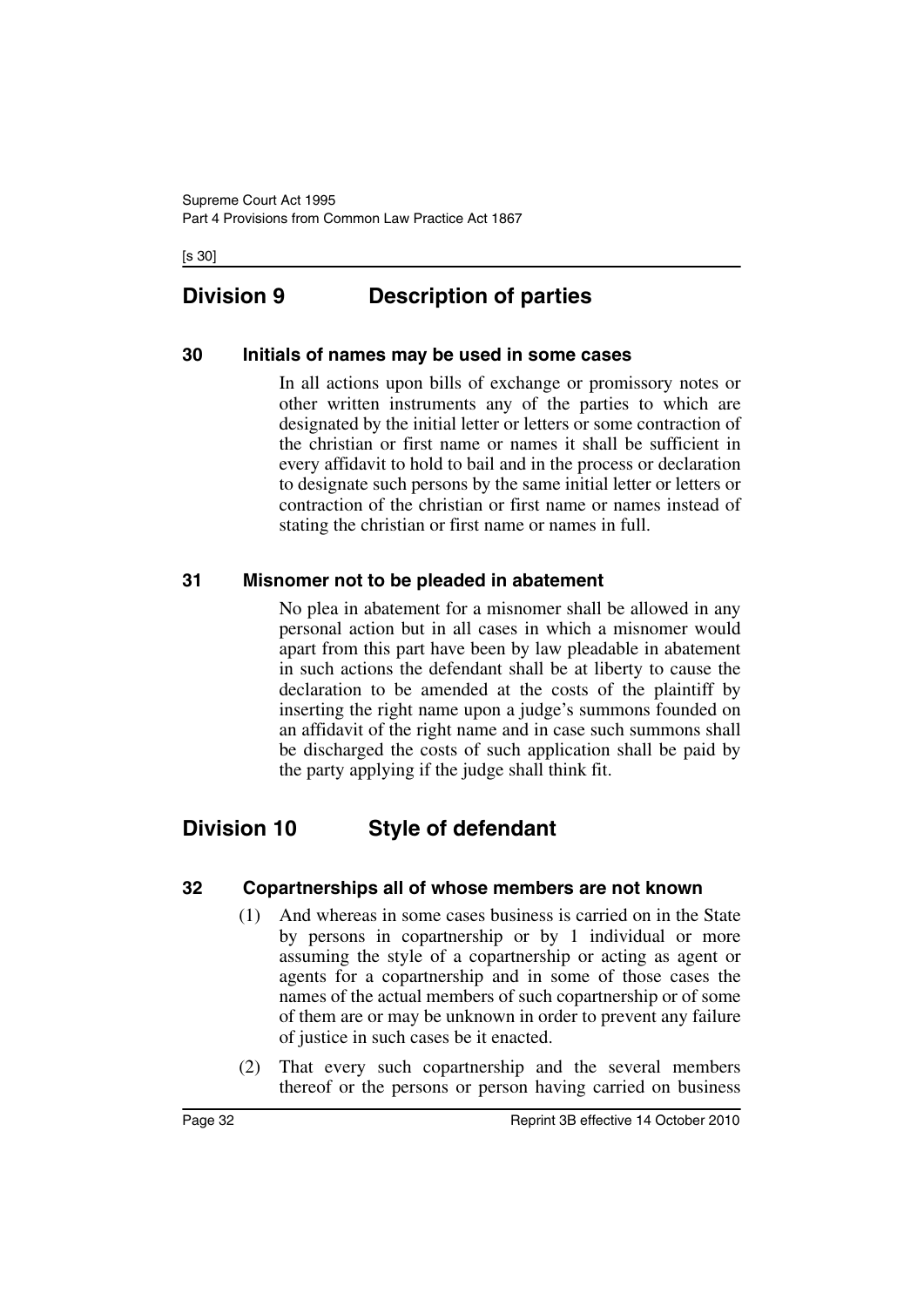## Division 9 Description of parties

### 30 Initials of names may be used in some cases

In all actions upon bills of exchange or promissory notes or other written instruments any of the parties to which are designated by the initial letter or letters or some contraction of the christian or first name or names it shall be sufficient in every affidavit to hold to bail and in the process or declaration to designate such persons by the same initial letter or letters or contraction of the christian or first name or names instead of stating the christian or first name or names in full.

### 31 Misnomer not to be pleaded in abatement

No plea in abatement for a misnomer shall be allowed in any personal action but in all cases in which a misnomer would apart from this part have been by law pleadable in abatement in such actions the defendant shall be at liberty to cause the declaration to be amended at the costs of the plaintiff by inserting the right name upon a judge's summons founded on an affidavit of the right name and in case such summons shall be discharged the costs of such application shall be paid by the party applying if the judge shall think fit.

## Division 10 Style of defendant

### 32 Copartnerships all of whose members are not known

(1) And whereas in some cases business is carried on in the State by persons in copartnership or by 1 individual or more assuming the style of a copartnership or acting as agent or agents for a copartnership and in some of those cases the names of the actual members of such copartnership or of some of them are or may be unknown in order to prevent any failure of justice in such cases be it enacted.

(2) That every such copartnership and the several members thereof or the persons or person having carried on business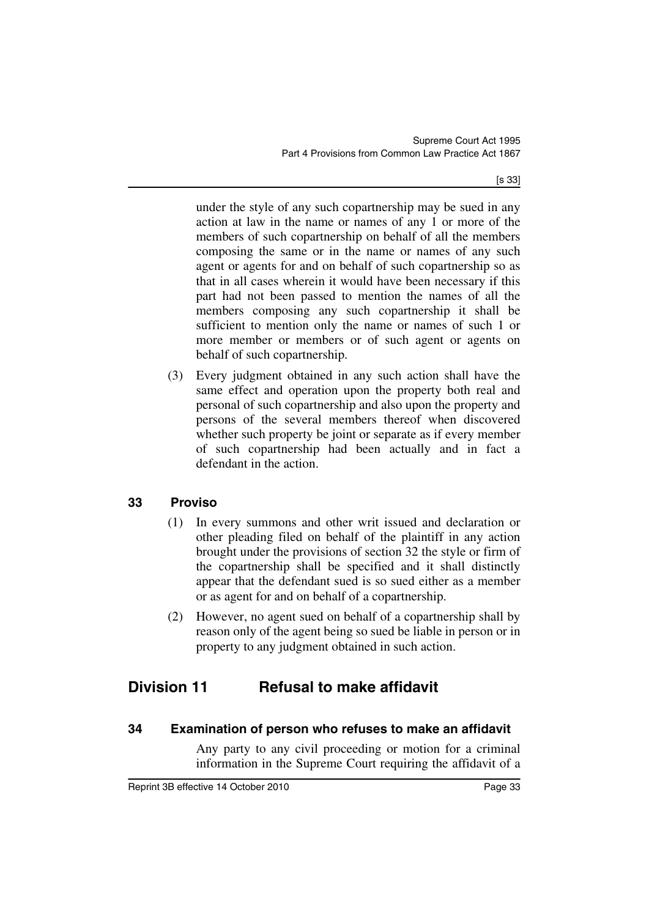under the style of any such copartnership may be sued in any action at law in the name or names of any 1 or more of the members of such copartnership on behalf of all the members composing the same or in the name or names of any such agent or agents for and on behalf of such copartnership so as that in all cases wherein it would have been necessary if this part had not been passed to mention the names of all the members composing any such copartnership it shall be sufficient to mention only the name or names of such 1 or more member or members or of such agent or agents on behalf of such copartnership.

(3) Every judgment obtained in any such action shall have the same effect and operation upon the property both real and personal of such copartnership and also upon the property and persons of the several members thereof when discovered whether such property be joint or separate as if every member of such copartnership had been actually and in fact a defendant in the action.

### 33 Proviso

(1) In every summons and other writ issued and declaration or other pleading filed on behalf of the plaintiff in any action brought under the provisions of section 32 the style or firm of the copartnership shall be specified and it shall distinctly appear that the defendant sued is so sued either as a member or as agent for and on behalf of a copartnership.

(2) However, no agent sued on behalf of a copartnership shall by reason only of the agent being so sued be liable in person or in property to any judgment obtained in such action.

## Division 11 Refusal to make affidavit

### 34 Examination of person who refuses to make an affidavit

Any party to any civil proceeding or motion for a criminal information in the Supreme Court requiring the affidavit of a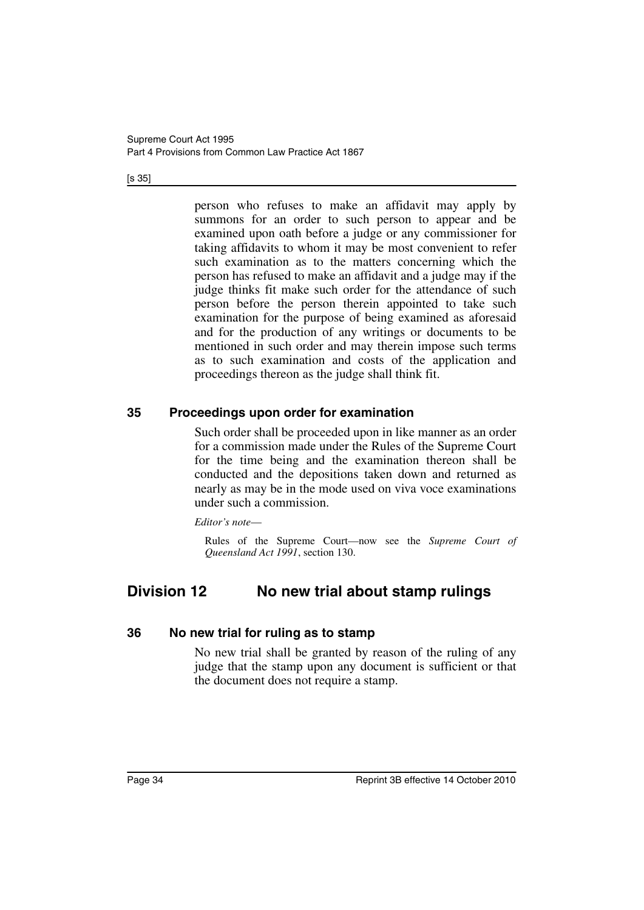person who refuses to make an affidavit may apply by summons for an order to such person to appear and be examined upon oath before a judge or any commissioner for taking affidavits to whom it may be most convenient to refer such examination as to the matters concerning which the person has refused to make an affidavit and a judge may if the judge thinks fit make such order for the attendance of such person before the person therein appointed to take such examination for the purpose of being examined as aforesaid and for the production of any writings or documents to be mentioned in such order and may therein impose such terms as to such examination and costs of the application and proceedings thereon as the judge shall think fit.

### 35 Proceedings upon order for examination

Such order shall be proceeded upon in like manner as an order for a commission made under the Rules of the Supreme Court for the time being and the examination thereon shall be conducted and the depositions taken down and returned as nearly as may be in the mode used on viva voce examinations under such a commission.

*Editor's note*—

Rules of the Supreme Court—now see the *Supreme Court of Queensland Act 1991*, section 130.

## Division 12 No new trial about stamp rulings

### 36 No new trial for ruling as to stamp

No new trial shall be granted by reason of the ruling of any judge that the stamp upon any document is sufficient or that the document does not require a stamp.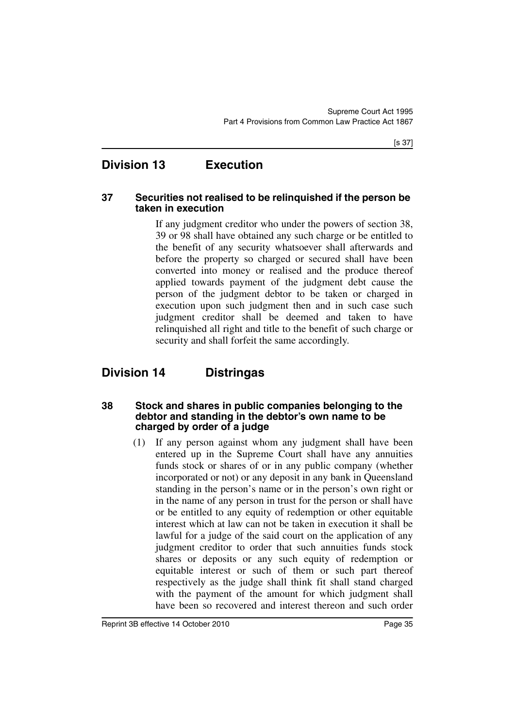## Division 13 Execution

### 37 Securities not realised to be relinquished if the person be taken in execution

If any judgment creditor who under the powers of section 38, 39 or 98 shall have obtained any such charge or be entitled to the benefit of any security whatsoever shall afterwards and before the property so charged or secured shall have been converted into money or realised and the produce thereof applied towards payment of the judgment debt cause the person of the judgment debtor to be taken or charged in execution upon such judgment then and in such case such judgment creditor shall be deemed and taken to have relinquished all right and title to the benefit of such charge or security and shall forfeit the same accordingly.

## Division 14 Distringas

### 38 Stock and shares in public companies belonging to the debtor and standing in the debtor's own name to be charged by order of a judge

(1) If any person against whom any judgment shall have been entered up in the Supreme Court shall have any annuities funds stock or shares of or in any public company (whether incorporated or not) or any deposit in any bank in Queensland standing in the person's name or in the person's own right or in the name of any person in trust for the person or shall have or be entitled to any equity of redemption or other equitable interest which at law can not be taken in execution it shall be lawful for a judge of the said court on the application of any judgment creditor to order that such annuities funds stock shares or deposits or any such equity of redemption or equitable interest or such of them or such part thereof respectively as the judge shall think fit shall stand charged with the payment of the amount for which judgment shall have been so recovered and interest thereon and such order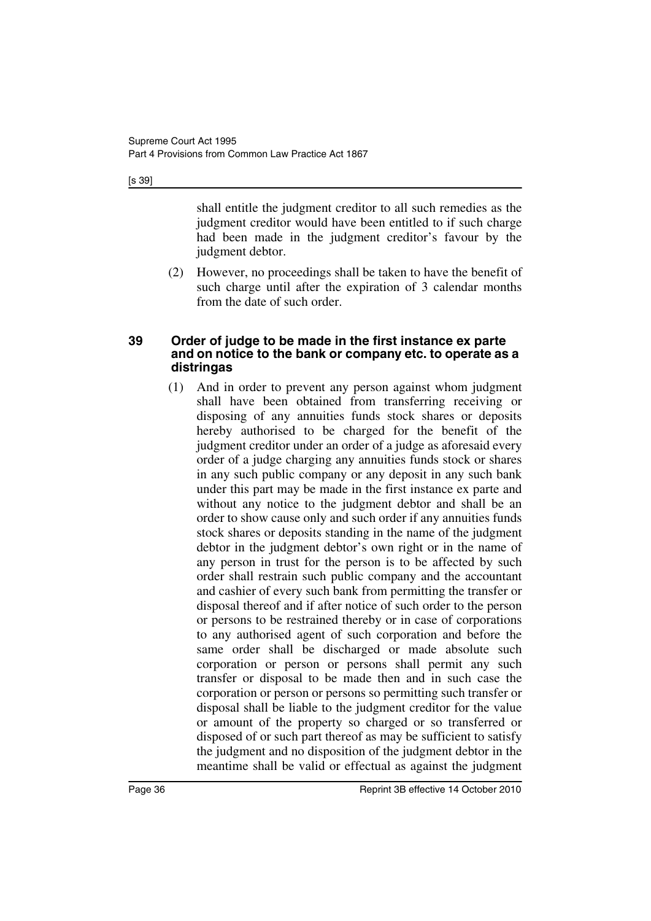shall entitle the judgment creditor to all such remedies as the judgment creditor would have been entitled to if such charge had been made in the judgment creditor's favour by the judgment debtor.

(2) However, no proceedings shall be taken to have the benefit of such charge until after the expiration of 3 calendar months from the date of such order.

## 39 Order of judge to be made in the first instance ex parte and on notice to the bank or company etc. to operate as a distringas

(1) And in order to prevent any person against whom judgment shall have been obtained from transferring receiving or disposing of any annuities funds stock shares or deposits hereby authorised to be charged for the benefit of the judgment creditor under an order of a judge as aforesaid every order of a judge charging any annuities funds stock or shares in any such public company or any deposit in any such bank under this part may be made in the first instance ex parte and without any notice to the judgment debtor and shall be an order to show cause only and such order if any annuities funds stock shares or deposits standing in the name of the judgment debtor in the judgment debtor's own right or in the name of any person in trust for the person is to be affected by such order shall restrain such public company and the accountant and cashier of every such bank from permitting the transfer or disposal thereof and if after notice of such order to the person or persons to be restrained thereby or in case of corporations to any authorised agent of such corporation and before the same order shall be discharged or made absolute such corporation or person or persons shall permit any such transfer or disposal to be made then and in such case the corporation or person or persons so permitting such transfer or disposal shall be liable to the judgment creditor for the value or amount of the property so charged or so transferred or disposed of or such part thereof as may be sufficient to satisfy the judgment and no disposition of the judgment debtor in the meantime shall be valid or effectual as against the judgment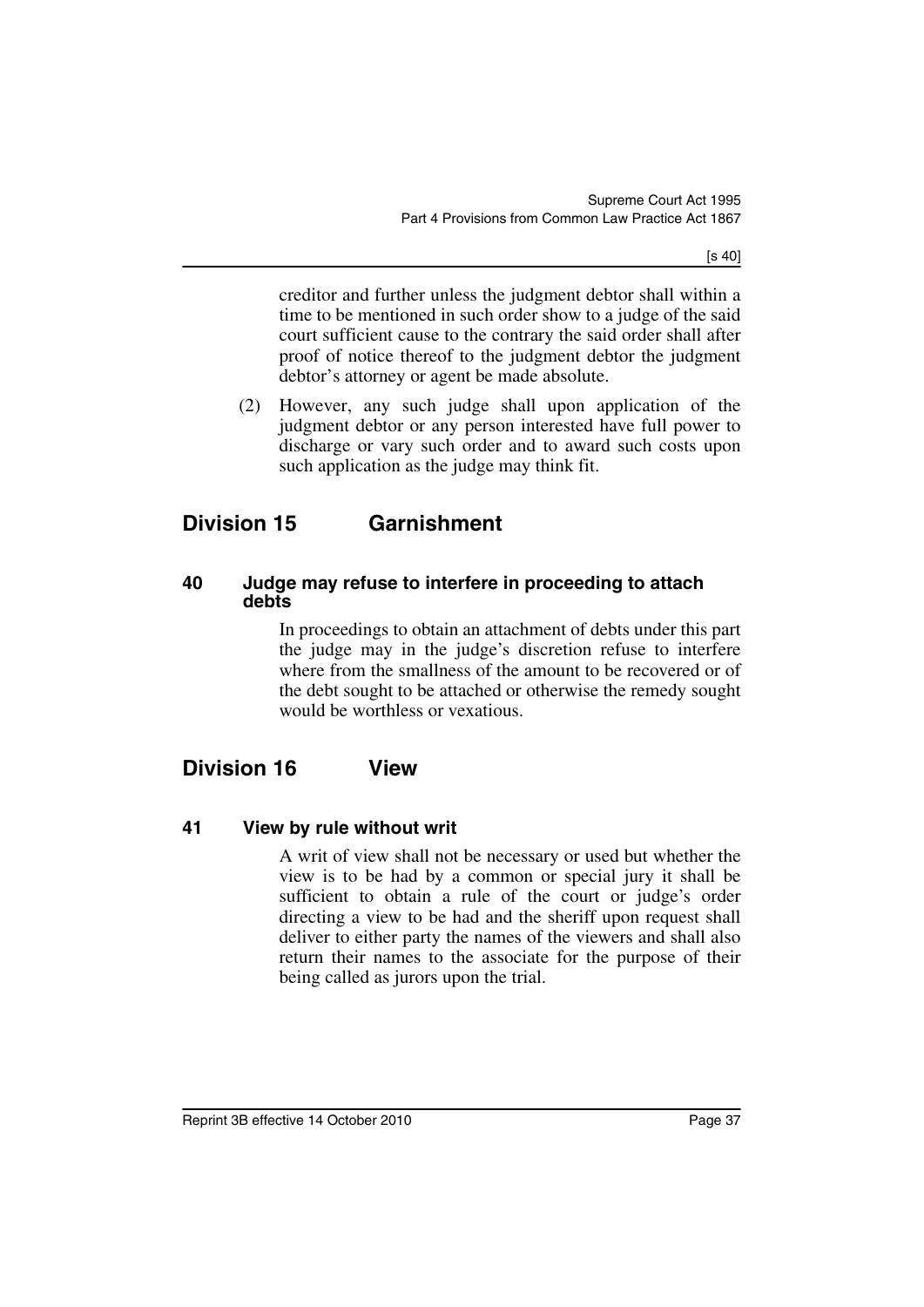creditor and further unless the judgment debtor shall within a time to be mentioned in such order show to a judge of the said court sufficient cause to the contrary the said order shall after proof of notice thereof to the judgment debtor the judgment debtor's attorney or agent be made absolute.

(2) However, any such judge shall upon application of the judgment debtor or any person interested have full power to discharge or vary such order and to award such costs upon such application as the judge may think fit.

## Division 15 Garnishment

### 40 Judge may refuse to interfere in proceeding to attach debts

In proceedings to obtain an attachment of debts under this part the judge may in the judge's discretion refuse to interfere where from the smallness of the amount to be recovered or of the debt sought to be attached or otherwise the remedy sought would be worthless or vexatious.

## Division 16 View

### 41 View by rule without writ

A writ of view shall not be necessary or used but whether the view is to be had by a common or special jury it shall be sufficient to obtain a rule of the court or judge's order directing a view to be had and the sheriff upon request shall deliver to either party the names of the viewers and shall also return their names to the associate for the purpose of their being called as jurors upon the trial.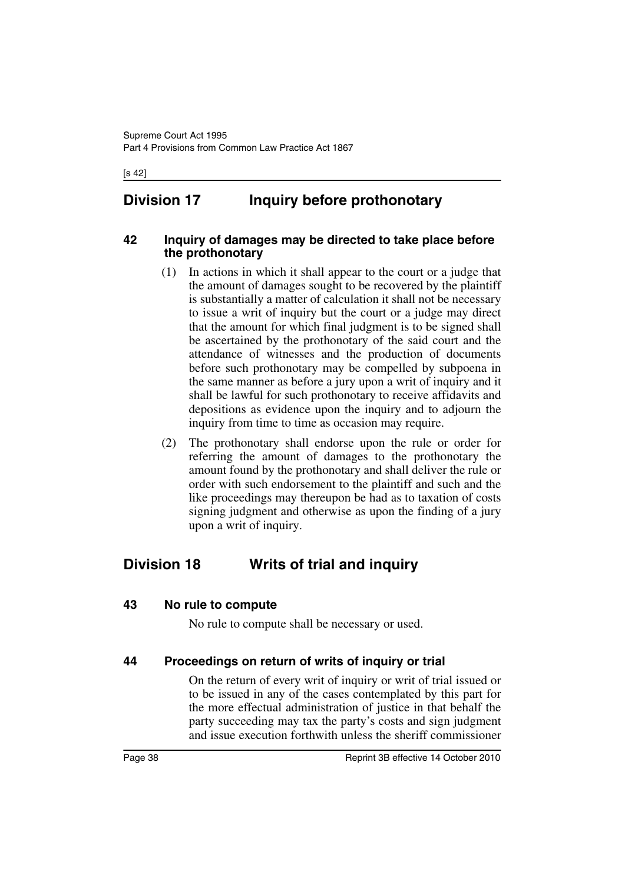## Division 17 Inquiry before prothonotary

### 42 Inquiry of damages may be directed to take place before the prothonotary

(1) In actions in which it shall appear to the court or a judge that the amount of damages sought to be recovered by the plaintiff is substantially a matter of calculation it shall not be necessary to issue a writ of inquiry but the court or a judge may direct that the amount for which final judgment is to be signed shall be ascertained by the prothonotary of the said court and the attendance of witnesses and the production of documents before such prothonotary may be compelled by subpoena in the same manner as before a jury upon a writ of inquiry and it shall be lawful for such prothonotary to receive affidavits and depositions as evidence upon the inquiry and to adjourn the inquiry from time to time as occasion may require.

(2) The prothonotary shall endorse upon the rule or order for referring the amount of damages to the prothonotary the amount found by the prothonotary and shall deliver the rule or order with such endorsement to the plaintiff and such and the like proceedings may thereupon be had as to taxation of costs signing judgment and otherwise as upon the finding of a jury upon a writ of inquiry.

## Division 18 Writs of trial and inquiry

### 43 No rule to compute

No rule to compute shall be necessary or used.

### 44 Proceedings on return of writs of inquiry or trial

On the return of every writ of inquiry or writ of trial issued or to be issued in any of the cases contemplated by this part for the more effectual administration of justice in that behalf the party succeeding may tax the party's costs and sign judgment and issue execution forthwith unless the sheriff commissioner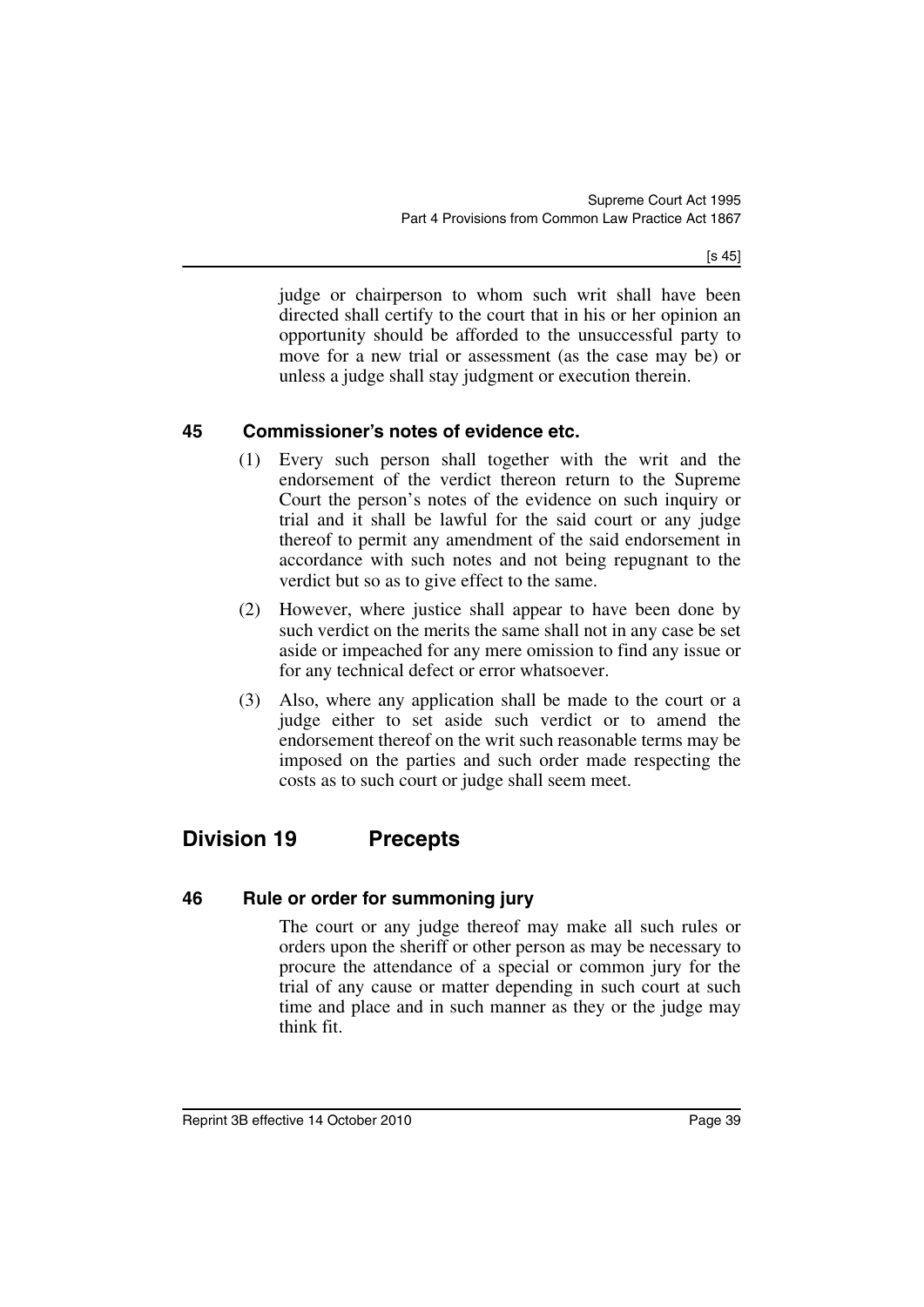judge or chairperson to whom such writ shall have been directed shall certify to the court that in his or her opinion an opportunity should be afforded to the unsuccessful party to move for a new trial or assessment (as the case may be) or unless a judge shall stay judgment or execution therein.

### 45 Commissioner's notes of evidence etc.

(1) Every such person shall together with the writ and the endorsement of the verdict thereon return to the Supreme Court the person's notes of the evidence on such inquiry or trial and it shall be lawful for the said court or any judge thereof to permit any amendment of the said endorsement in accordance with such notes and not being repugnant to the verdict but so as to give effect to the same.

(2) However, where justice shall appear to have been done by such verdict on the merits the same shall not in any case be set aside or impeached for any mere omission to find any issue or for any technical defect or error whatsoever.

(3) Also, where any application shall be made to the court or a judge either to set aside such verdict or to amend the endorsement thereof on the writ such reasonable terms may be imposed on the parties and such order made respecting the costs as to such court or judge shall seem meet.

## Division 19 Precepts

### 46 Rule or order for summoning jury

The court or any judge thereof may make all such rules or orders upon the sheriff or other person as may be necessary to procure the attendance of a special or common jury for the trial of any cause or matter depending in such court at such time and place and in such manner as they or the judge may think fit.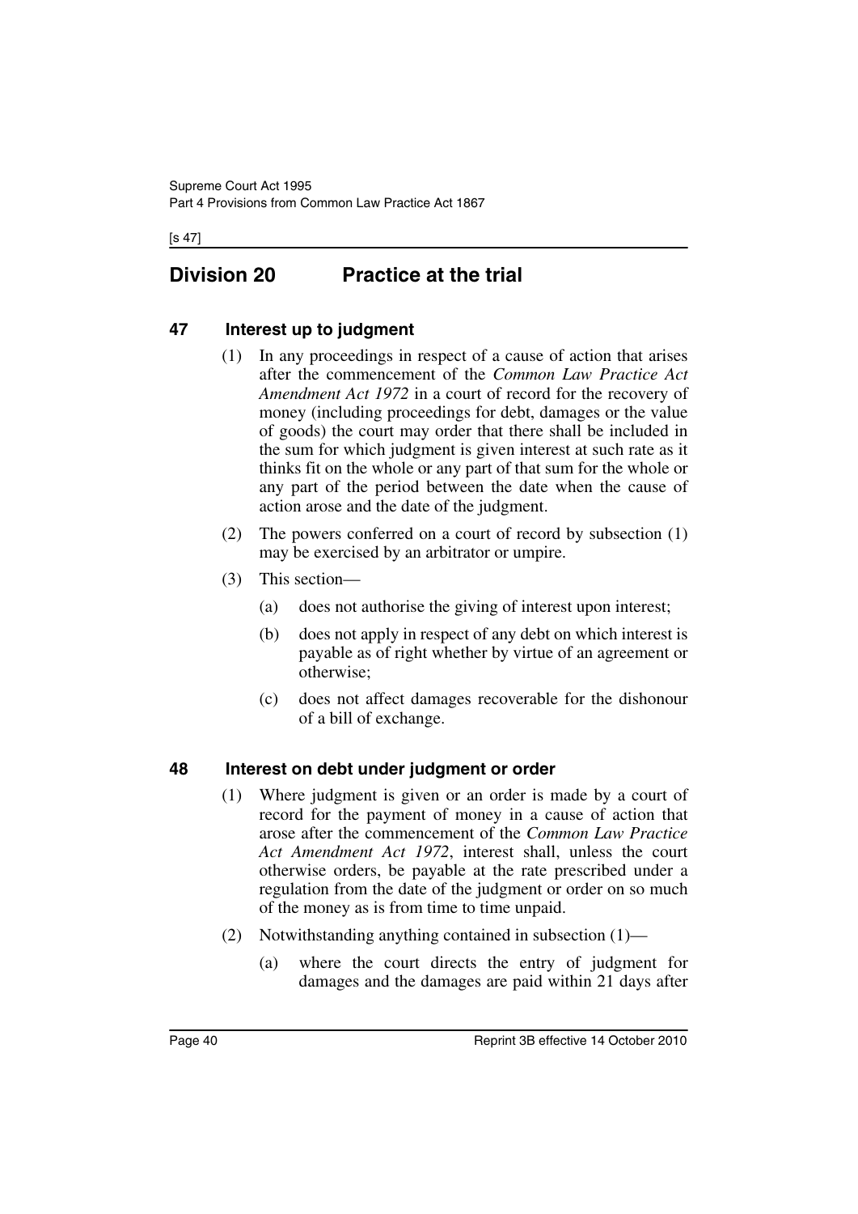## Division 20 Practice at the trial

### 47 Interest up to judgment

(1) In any proceedings in respect of a cause of action that arises after the commencement of the *Common Law Practice Act Amendment Act 1972* in a court of record for the recovery of money (including proceedings for debt, damages or the value of goods) the court may order that there shall be included in the sum for which judgment is given interest at such rate as it thinks fit on the whole or any part of that sum for the whole or any part of the period between the date when the cause of action arose and the date of the judgment.

(2) The powers conferred on a court of record by subsection (1) may be exercised by an arbitrator or umpire.

(3) This section—

(a) does not authorise the giving of interest upon interest;

(b) does not apply in respect of any debt on which interest is payable as of right whether by virtue of an agreement or otherwise;

(c) does not affect damages recoverable for the dishonour of a bill of exchange.

### 48 Interest on debt under judgment or order

(1) Where judgment is given or an order is made by a court of record for the payment of money in a cause of action that arose after the commencement of the *Common Law Practice Act Amendment Act 1972*, interest shall, unless the court otherwise orders, be payable at the rate prescribed under a regulation from the date of the judgment or order on so much of the money as is from time to time unpaid.

(2) Notwithstanding anything contained in subsection (1)—

(a) where the court directs the entry of judgment for damages and the damages are paid within 21 days after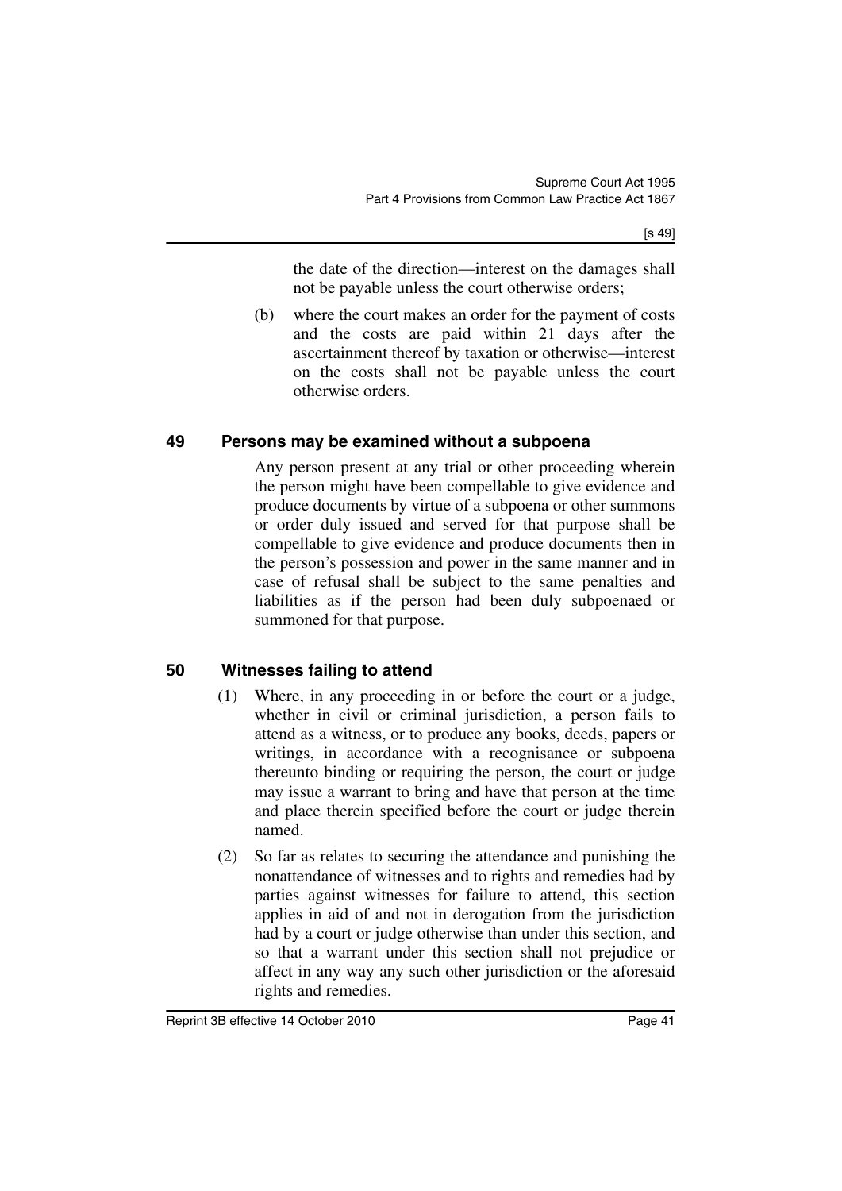the date of the direction—interest on the damages shall not be payable unless the court otherwise orders;

(b) where the court makes an order for the payment of costs and the costs are paid within 21 days after the ascertainment thereof by taxation or otherwise—interest on the costs shall not be payable unless the court otherwise orders.

## 49 Persons may be examined without a subpoena

Any person present at any trial or other proceeding wherein the person might have been compellable to give evidence and produce documents by virtue of a subpoena or other summons or order duly issued and served for that purpose shall be compellable to give evidence and produce documents then in the person's possession and power in the same manner and in case of refusal shall be subject to the same penalties and liabilities as if the person had been duly subpoenaed or summoned for that purpose.

## 50 Witnesses failing to attend

(1) Where, in any proceeding in or before the court or a judge, whether in civil or criminal jurisdiction, a person fails to attend as a witness, or to produce any books, deeds, papers or writings, in accordance with a recognisance or subpoena thereunto binding or requiring the person, the court or judge may issue a warrant to bring and have that person at the time and place therein specified before the court or judge therein named.

(2) So far as relates to securing the attendance and punishing the nonattendance of witnesses and to rights and remedies had by parties against witnesses for failure to attend, this section applies in aid of and not in derogation from the jurisdiction had by a court or judge otherwise than under this section, and so that a warrant under this section shall not prejudice or affect in any way any such other jurisdiction or the aforesaid rights and remedies.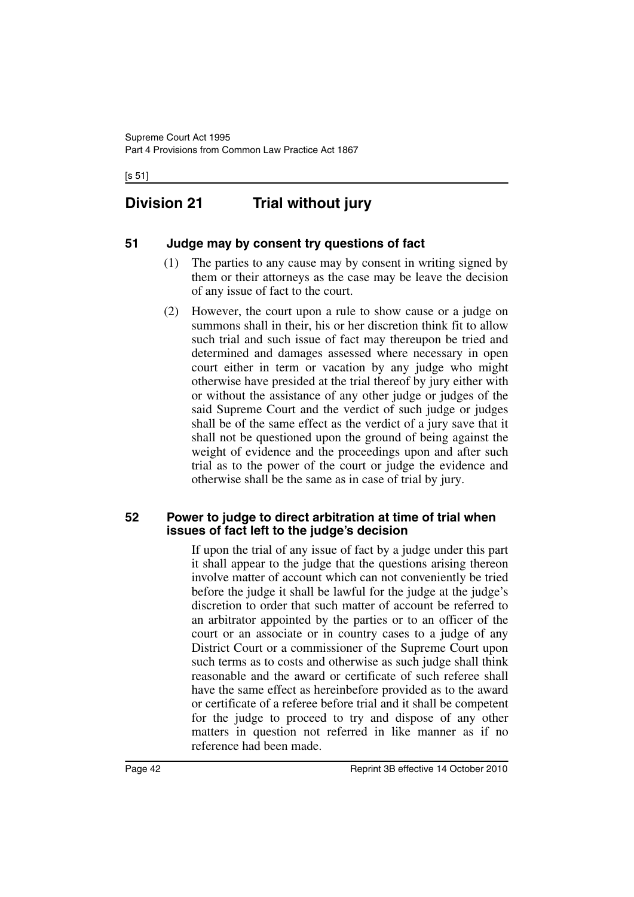## Division 21 Trial without jury

### 51 Judge may by consent try questions of fact

(1) The parties to any cause may by consent in writing signed by them or their attorneys as the case may be leave the decision of any issue of fact to the court.

(2) However, the court upon a rule to show cause or a judge on summons shall in their, his or her discretion think fit to allow such trial and such issue of fact may thereupon be tried and determined and damages assessed where necessary in open court either in term or vacation by any judge who might otherwise have presided at the trial thereof by jury either with or without the assistance of any other judge or judges of the said Supreme Court and the verdict of such judge or judges shall be of the same effect as the verdict of a jury save that it shall not be questioned upon the ground of being against the weight of evidence and the proceedings upon and after such trial as to the power of the court or judge the evidence and otherwise shall be the same as in case of trial by jury.

### 52 Power to judge to direct arbitration at time of trial when issues of fact left to the judge's decision

If upon the trial of any issue of fact by a judge under this part it shall appear to the judge that the questions arising thereon involve matter of account which can not conveniently be tried before the judge it shall be lawful for the judge at the judge's discretion to order that such matter of account be referred to an arbitrator appointed by the parties or to an officer of the court or an associate or in country cases to a judge of any District Court or a commissioner of the Supreme Court upon such terms as to costs and otherwise as such judge shall think reasonable and the award or certificate of such referee shall have the same effect as hereinbefore provided as to the award or certificate of a referee before trial and it shall be competent for the judge to proceed to try and dispose of any other matters in question not referred in like manner as if no reference had been made.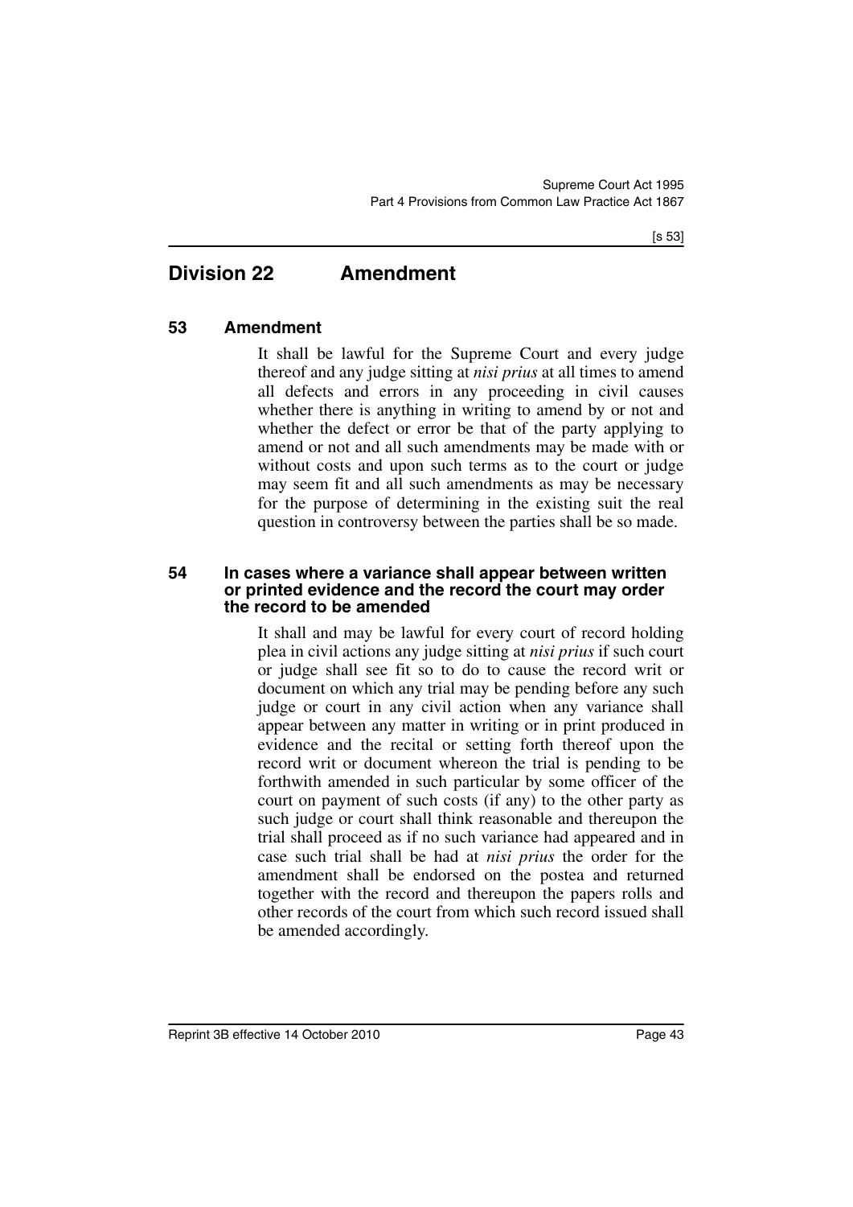## Division 22 Amendment

### 53 Amendment

It shall be lawful for the Supreme Court and every judge thereof and any judge sitting at *nisi prius* at all times to amend all defects and errors in any proceeding in civil causes whether there is anything in writing to amend by or not and whether the defect or error be that of the party applying to amend or not and all such amendments may be made with or without costs and upon such terms as to the court or judge may seem fit and all such amendments as may be necessary for the purpose of determining in the existing suit the real question in controversy between the parties shall be so made.

### 54 In cases where a variance shall appear between written or printed evidence and the record the court may order the record to be amended

It shall and may be lawful for every court of record holding plea in civil actions any judge sitting at *nisi prius* if such court or judge shall see fit so to do to cause the record writ or document on which any trial may be pending before any such judge or court in any civil action when any variance shall appear between any matter in writing or in print produced in evidence and the recital or setting forth thereof upon the record writ or document whereon the trial is pending to be forthwith amended in such particular by some officer of the court on payment of such costs (if any) to the other party as such judge or court shall think reasonable and thereupon the trial shall proceed as if no such variance had appeared and in case such trial shall be had at *nisi prius* the order for the amendment shall be endorsed on the postea and returned together with the record and thereupon the papers rolls and other records of the court from which such record issued shall be amended accordingly.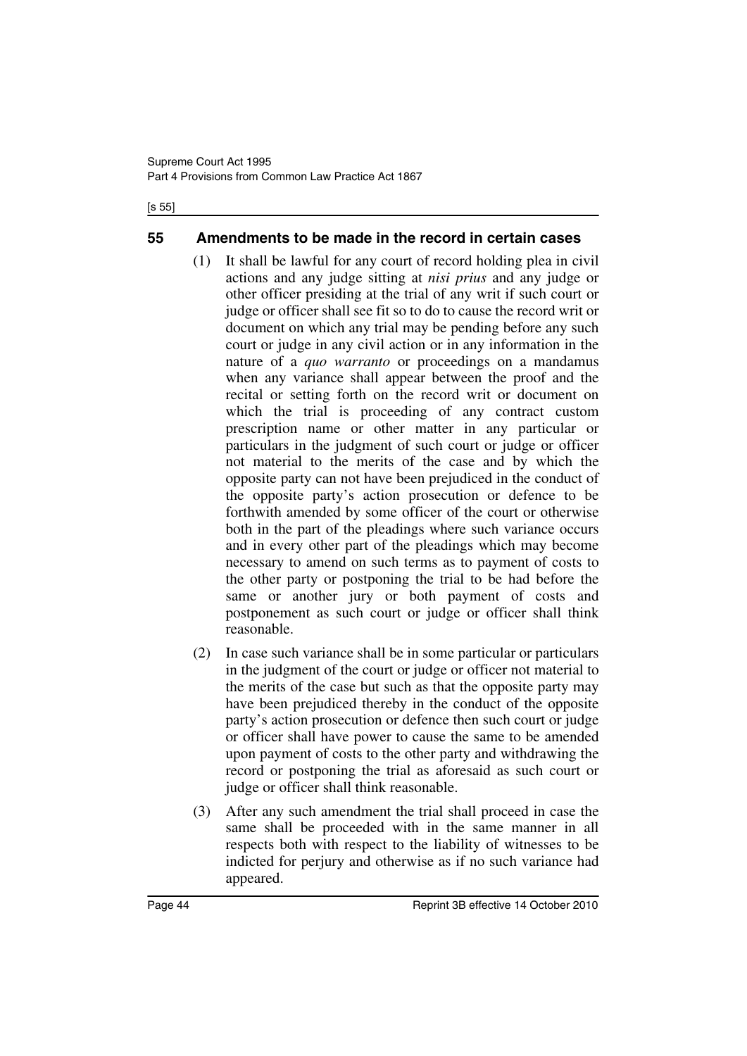## 55 Amendments to be made in the record in certain cases

(1) It shall be lawful for any court of record holding plea in civil actions and any judge sitting at *nisi prius* and any judge or other officer presiding at the trial of any writ if such court or judge or officer shall see fit so to do to cause the record writ or document on which any trial may be pending before any such court or judge in any civil action or in any information in the nature of a *quo warranto* or proceedings on a mandamus when any variance shall appear between the proof and the recital or setting forth on the record writ or document on which the trial is proceeding of any contract custom prescription name or other matter in any particular or particulars in the judgment of such court or judge or officer not material to the merits of the case and by which the opposite party can not have been prejudiced in the conduct of the opposite party's action prosecution or defence to be forthwith amended by some officer of the court or otherwise both in the part of the pleadings where such variance occurs and in every other part of the pleadings which may become necessary to amend on such terms as to payment of costs to the other party or postponing the trial to be had before the same or another jury or both payment of costs and postponement as such court or judge or officer shall think reasonable.

(2) In case such variance shall be in some particular or particulars in the judgment of the court or judge or officer not material to the merits of the case but such as that the opposite party may have been prejudiced thereby in the conduct of the opposite party's action prosecution or defence then such court or judge or officer shall have power to cause the same to be amended upon payment of costs to the other party and withdrawing the record or postponing the trial as aforesaid as such court or judge or officer shall think reasonable.

(3) After any such amendment the trial shall proceed in case the same shall be proceeded with in the same manner in all respects both with respect to the liability of witnesses to be indicted for perjury and otherwise as if no such variance had appeared.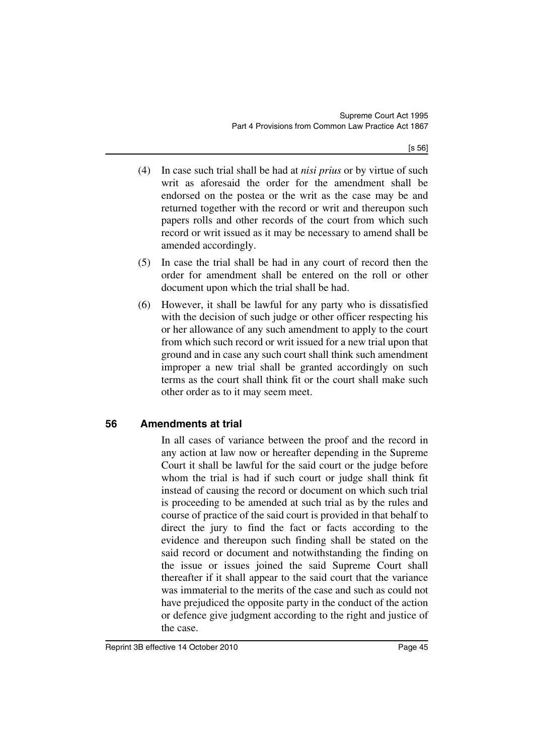(4) In case such trial shall be had at *nisi prius* or by virtue of such writ as aforesaid the order for the amendment shall be endorsed on the postea or the writ as the case may be and returned together with the record or writ and thereupon such papers rolls and other records of the court from which such record or writ issued as it may be necessary to amend shall be amended accordingly.

(5) In case the trial shall be had in any court of record then the order for amendment shall be entered on the roll or other document upon which the trial shall be had.

(6) However, it shall be lawful for any party who is dissatisfied with the decision of such judge or other officer respecting his or her allowance of any such amendment to apply to the court from which such record or writ issued for a new trial upon that ground and in case any such court shall think such amendment improper a new trial shall be granted accordingly on such terms as the court shall think fit or the court shall make such other order as to it may seem meet.

## 56 Amendments at trial

In all cases of variance between the proof and the record in any action at law now or hereafter depending in the Supreme Court it shall be lawful for the said court or the judge before whom the trial is had if such court or judge shall think fit instead of causing the record or document on which such trial is proceeding to be amended at such trial as by the rules and course of practice of the said court is provided in that behalf to direct the jury to find the fact or facts according to the evidence and thereupon such finding shall be stated on the said record or document and notwithstanding the finding on the issue or issues joined the said Supreme Court shall thereafter if it shall appear to the said court that the variance was immaterial to the merits of the case and such as could not have prejudiced the opposite party in the conduct of the action or defence give judgment according to the right and justice of the case.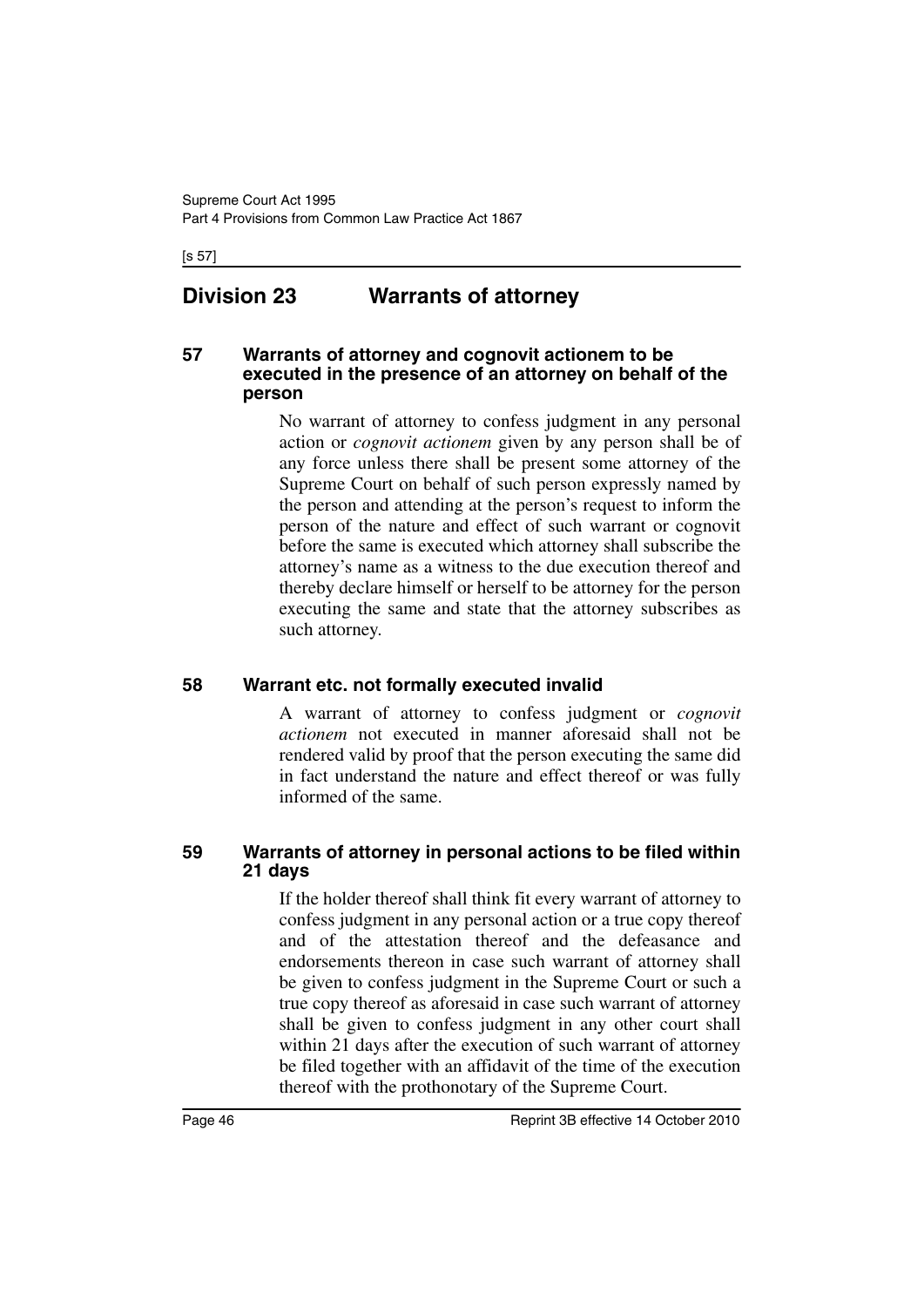## Division 23 Warrants of attorney

### 57 Warrants of attorney and cognovit actionem to be executed in the presence of an attorney on behalf of the person

No warrant of attorney to confess judgment in any personal action or *cognovit actionem* given by any person shall be of any force unless there shall be present some attorney of the Supreme Court on behalf of such person expressly named by the person and attending at the person's request to inform the person of the nature and effect of such warrant or cognovit before the same is executed which attorney shall subscribe the attorney's name as a witness to the due execution thereof and thereby declare himself or herself to be attorney for the person executing the same and state that the attorney subscribes as such attorney.

### 58 Warrant etc. not formally executed invalid

A warrant of attorney to confess judgment or *cognovit actionem* not executed in manner aforesaid shall not be rendered valid by proof that the person executing the same did in fact understand the nature and effect thereof or was fully informed of the same.

### 59 Warrants of attorney in personal actions to be filed within 21 days

If the holder thereof shall think fit every warrant of attorney to confess judgment in any personal action or a true copy thereof and of the attestation thereof and the defeasance and endorsements thereon in case such warrant of attorney shall be given to confess judgment in the Supreme Court or such a true copy thereof as aforesaid in case such warrant of attorney shall be given to confess judgment in any other court shall within 21 days after the execution of such warrant of attorney be filed together with an affidavit of the time of the execution thereof with the prothonotary of the Supreme Court.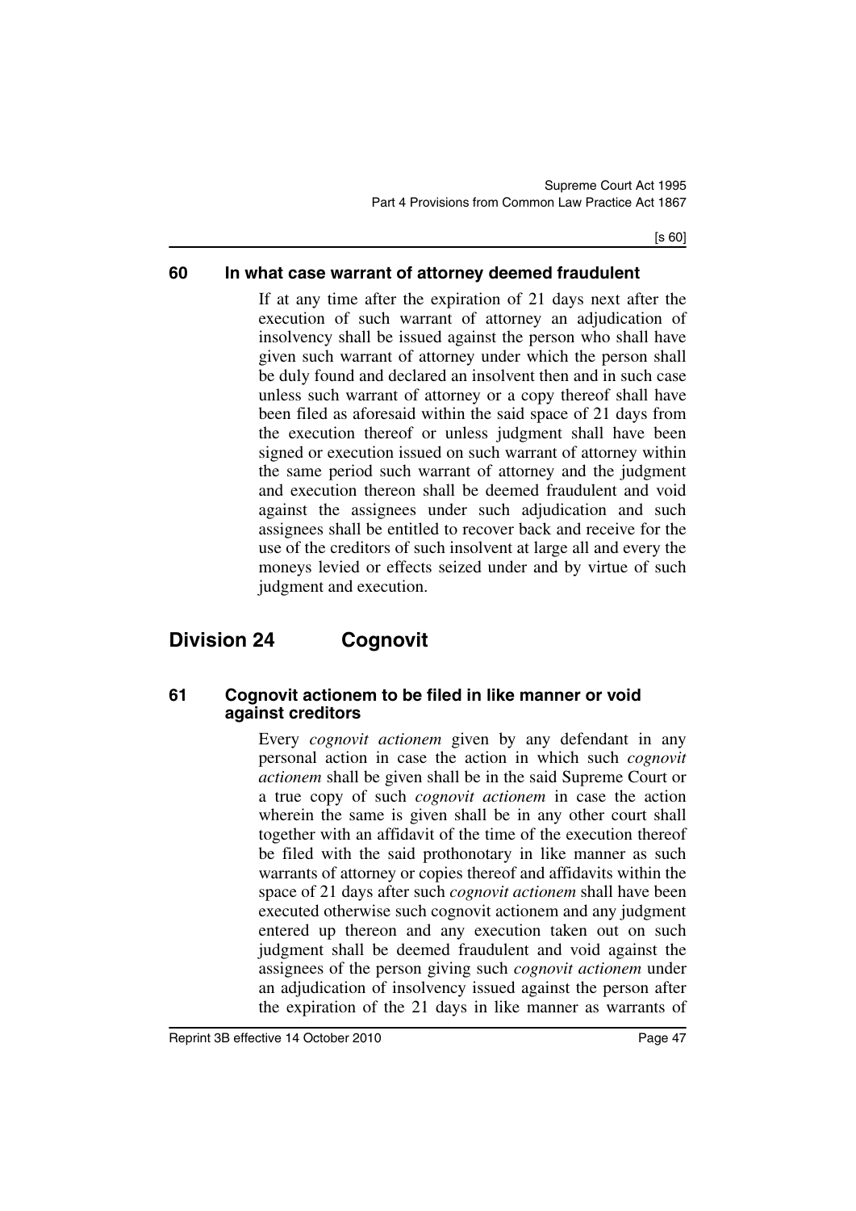### 60 In what case warrant of attorney deemed fraudulent

If at any time after the expiration of 21 days next after the execution of such warrant of attorney an adjudication of insolvency shall be issued against the person who shall have given such warrant of attorney under which the person shall be duly found and declared an insolvent then and in such case unless such warrant of attorney or a copy thereof shall have been filed as aforesaid within the said space of 21 days from the execution thereof or unless judgment shall have been signed or execution issued on such warrant of attorney within the same period such warrant of attorney and the judgment and execution thereon shall be deemed fraudulent and void against the assignees under such adjudication and such assignees shall be entitled to recover back and receive for the use of the creditors of such insolvent at large all and every the moneys levied or effects seized under and by virtue of such judgment and execution.

## Division 24 Cognovit

### 61 Cognovit actionem to be filed in like manner or void against creditors

Every *cognovit actionem* given by any defendant in any personal action in case the action in which such *cognovit actionem* shall be given shall be in the said Supreme Court or a true copy of such *cognovit actionem* in case the action wherein the same is given shall be in any other court shall together with an affidavit of the time of the execution thereof be filed with the said prothonotary in like manner as such warrants of attorney or copies thereof and affidavits within the space of 21 days after such *cognovit actionem* shall have been executed otherwise such cognovit actionem and any judgment entered up thereon and any execution taken out on such judgment shall be deemed fraudulent and void against the assignees of the person giving such *cognovit actionem* under an adjudication of insolvency issued against the person after the expiration of the 21 days in like manner as warrants of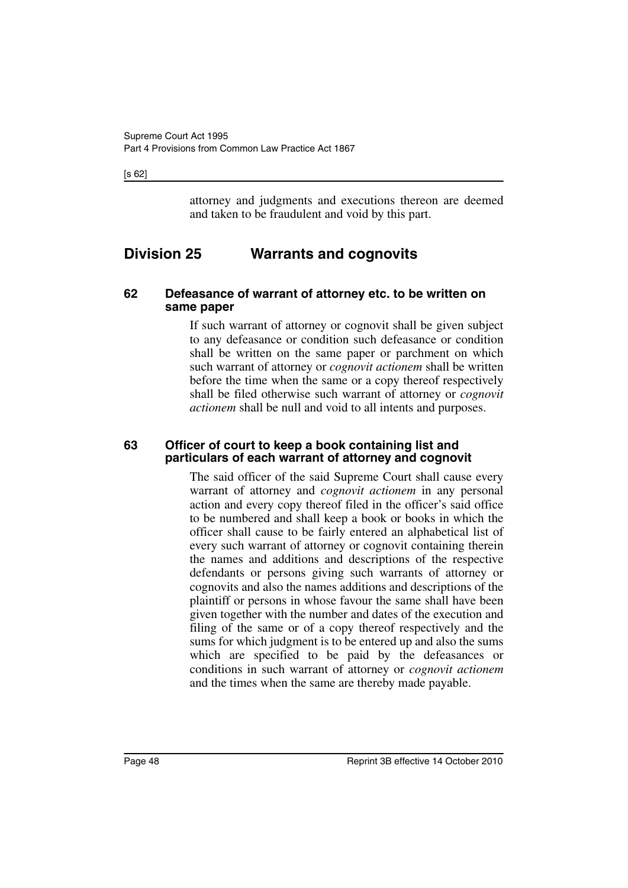attorney and judgments and executions thereon are deemed and taken to be fraudulent and void by this part.

## Division 25 Warrants and cognovits

### 62 Defeasance of warrant of attorney etc. to be written on same paper

If such warrant of attorney or cognovit shall be given subject to any defeasance or condition such defeasance or condition shall be written on the same paper or parchment on which such warrant of attorney or *cognovit actionem* shall be written before the time when the same or a copy thereof respectively shall be filed otherwise such warrant of attorney or *cognovit actionem* shall be null and void to all intents and purposes.

### 63 Officer of court to keep a book containing list and particulars of each warrant of attorney and cognovit

The said officer of the said Supreme Court shall cause every warrant of attorney and *cognovit actionem* in any personal action and every copy thereof filed in the officer's said office to be numbered and shall keep a book or books in which the officer shall cause to be fairly entered an alphabetical list of every such warrant of attorney or cognovit containing therein the names and additions and descriptions of the respective defendants or persons giving such warrants of attorney or cognovits and also the names additions and descriptions of the plaintiff or persons in whose favour the same shall have been given together with the number and dates of the execution and filing of the same or of a copy thereof respectively and the sums for which judgment is to be entered up and also the sums which are specified to be paid by the defeasances or conditions in such warrant of attorney or *cognovit actionem* and the times when the same are thereby made payable.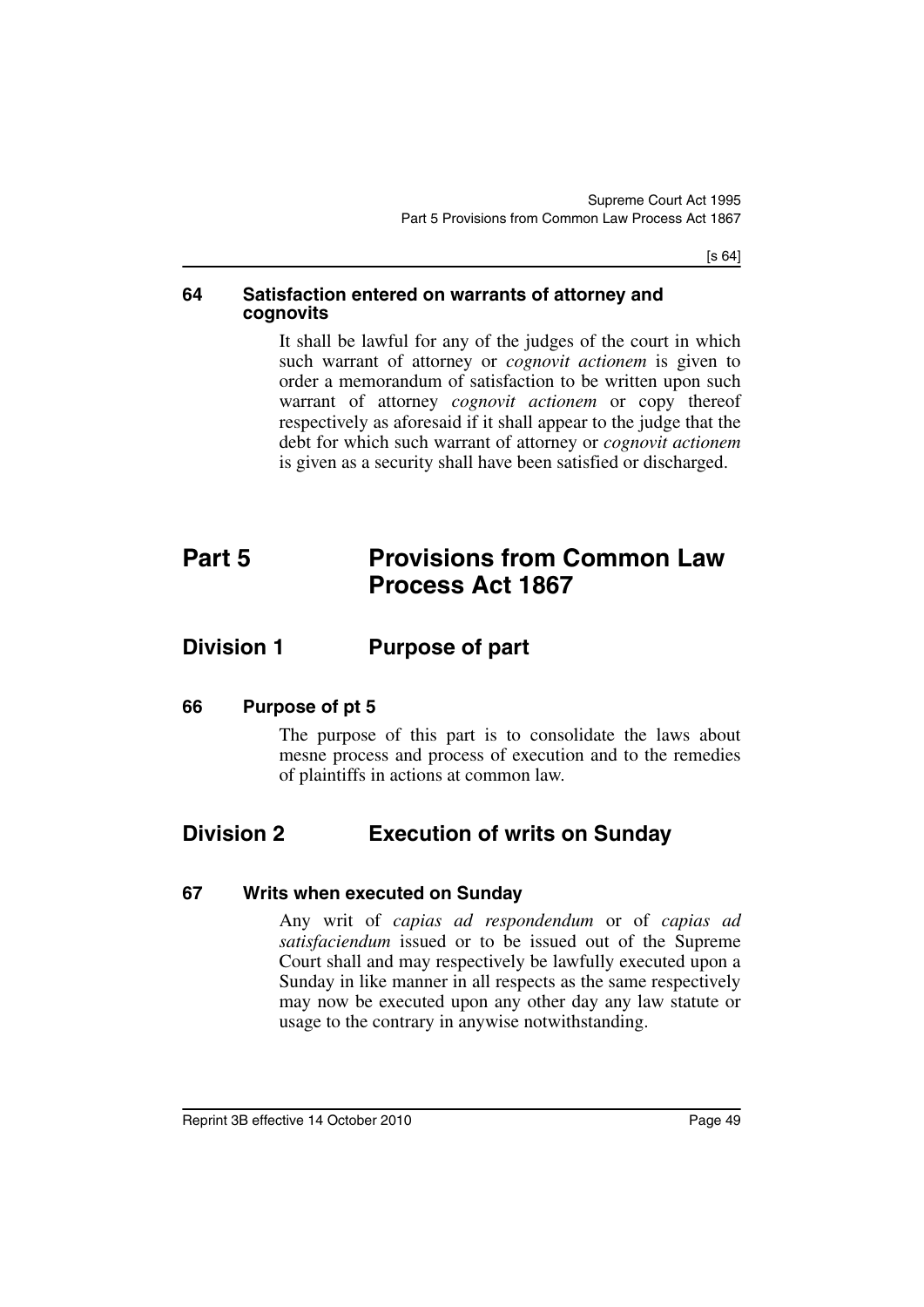### 64 Satisfaction entered on warrants of attorney and cognovits

It shall be lawful for any of the judges of the court in which such warrant of attorney or *cognovit actionem* is given to order a memorandum of satisfaction to be written upon such warrant of attorney *cognovit actionem* or copy thereof respectively as aforesaid if it shall appear to the judge that the debt for which such warrant of attorney or *cognovit actionem* is given as a security shall have been satisfied or discharged.

# Part 5 Provisions from Common Law Process Act 1867

## Division 1 Purpose of part

### 66 Purpose of pt 5

The purpose of this part is to consolidate the laws about mesne process and process of execution and to the remedies of plaintiffs in actions at common law.

## Division 2 Execution of writs on Sunday

### 67 Writs when executed on Sunday

Any writ of *capias ad respondendum* or of *capias ad satisfaciendum* issued or to be issued out of the Supreme Court shall and may respectively be lawfully executed upon a Sunday in like manner in all respects as the same respectively may now be executed upon any other day any law statute or usage to the contrary in anywise notwithstanding.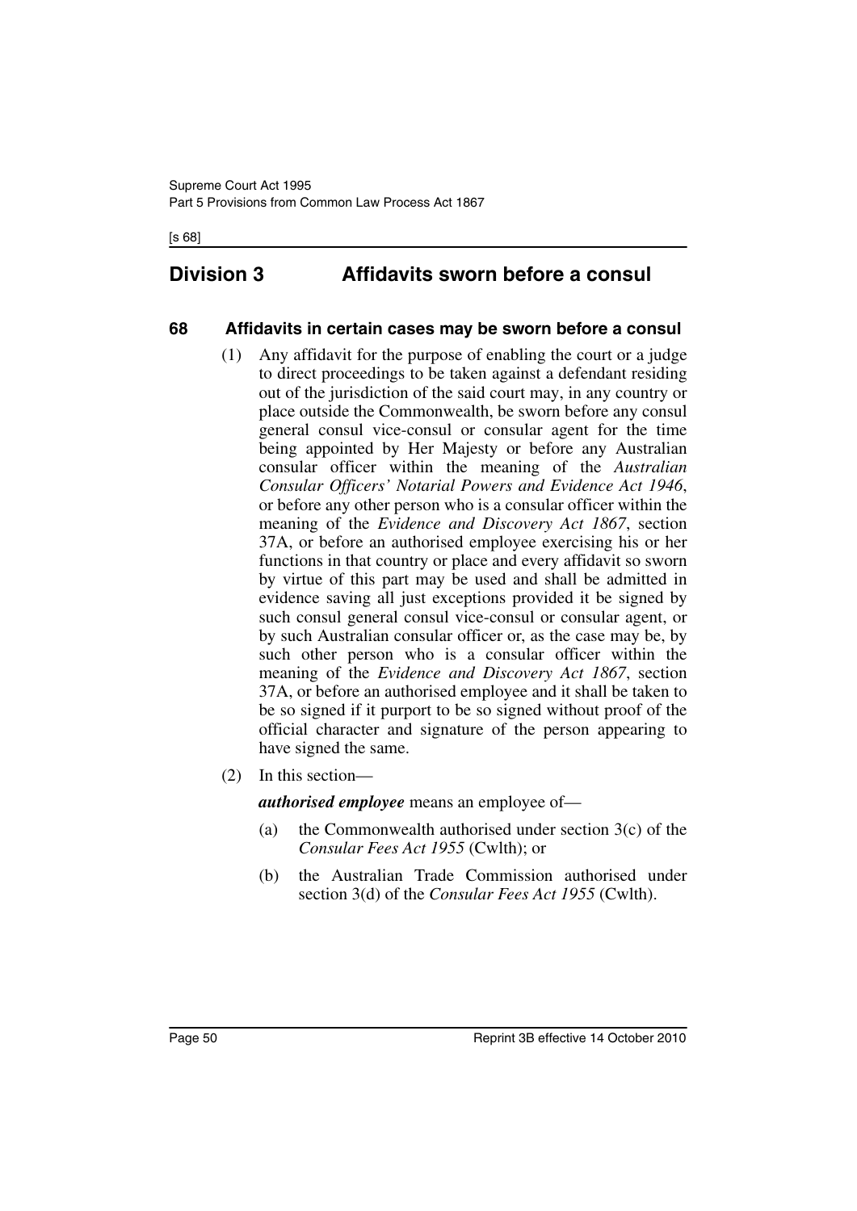## Division 3 Affidavits sworn before a consul

### 68 Affidavits in certain cases may be sworn before a consul

(1) Any affidavit for the purpose of enabling the court or a judge to direct proceedings to be taken against a defendant residing out of the jurisdiction of the said court may, in any country or place outside the Commonwealth, be sworn before any consul general consul vice-consul or consular agent for the time being appointed by Her Majesty or before any Australian consular officer within the meaning of the *Australian Consular Officers' Notarial Powers and Evidence Act 1946*, or before any other person who is a consular officer within the meaning of the *Evidence and Discovery Act 1867*, section 37A, or before an authorised employee exercising his or her functions in that country or place and every affidavit so sworn by virtue of this part may be used and shall be admitted in evidence saving all just exceptions provided it be signed by such consul general consul vice-consul or consular agent, or by such Australian consular officer or, as the case may be, by such other person who is a consular officer within the meaning of the *Evidence and Discovery Act 1867*, section 37A, or before an authorised employee and it shall be taken to be so signed if it purport to be so signed without proof of the official character and signature of the person appearing to have signed the same.

(2) In this section—

***authorised employee*** means an employee of—

(a) the Commonwealth authorised under section 3(c) of the *Consular Fees Act 1955* (Cwlth); or

(b) the Australian Trade Commission authorised under section 3(d) of the *Consular Fees Act 1955* (Cwlth).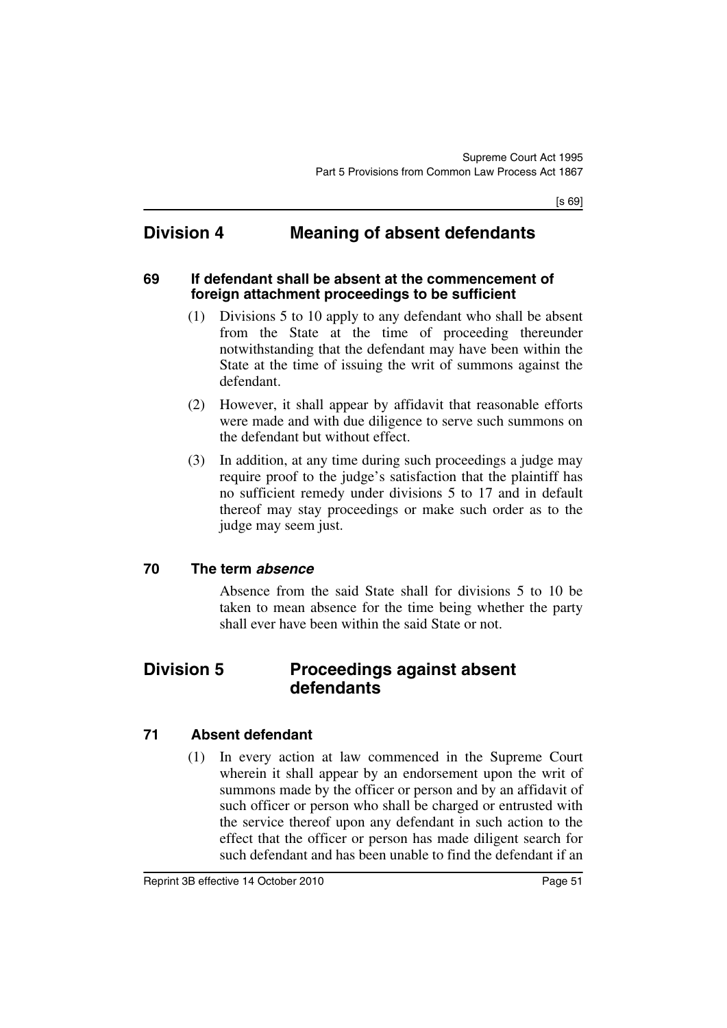## Division 4 Meaning of absent defendants

### 69 If defendant shall be absent at the commencement of foreign attachment proceedings to be sufficient

(1) Divisions 5 to 10 apply to any defendant who shall be absent from the State at the time of proceeding thereunder notwithstanding that the defendant may have been within the State at the time of issuing the writ of summons against the defendant.

(2) However, it shall appear by affidavit that reasonable efforts were made and with due diligence to serve such summons on the defendant but without effect.

(3) In addition, at any time during such proceedings a judge may require proof to the judge's satisfaction that the plaintiff has no sufficient remedy under divisions 5 to 17 and in default thereof may stay proceedings or make such order as to the judge may seem just.

### 70 The term *absence*

Absence from the said State shall for divisions 5 to 10 be taken to mean absence for the time being whether the party shall ever have been within the said State or not.

## Division 5 Proceedings against absent defendants

### 71 Absent defendant

(1) In every action at law commenced in the Supreme Court wherein it shall appear by an endorsement upon the writ of summons made by the officer or person and by an affidavit of such officer or person who shall be charged or entrusted with the service thereof upon any defendant in such action to the effect that the officer or person has made diligent search for such defendant and has been unable to find the defendant if an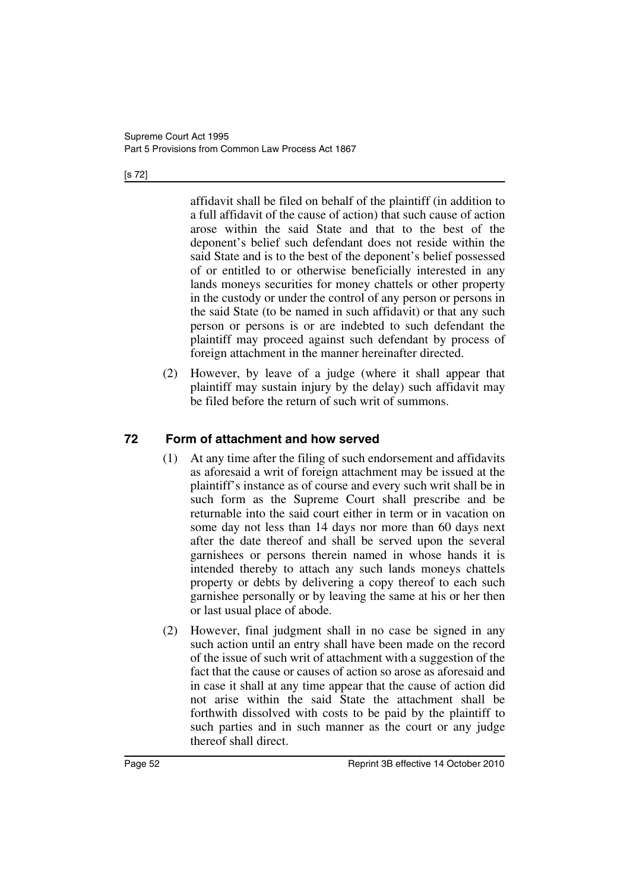affidavit shall be filed on behalf of the plaintiff (in addition to a full affidavit of the cause of action) that such cause of action arose within the said State and that to the best of the deponent's belief such defendant does not reside within the said State and is to the best of the deponent's belief possessed of or entitled to or otherwise beneficially interested in any lands moneys securities for money chattels or other property in the custody or under the control of any person or persons in the said State (to be named in such affidavit) or that any such person or persons is or are indebted to such defendant the plaintiff may proceed against such defendant by process of foreign attachment in the manner hereinafter directed.

(2) However, by leave of a judge (where it shall appear that plaintiff may sustain injury by the delay) such affidavit may be filed before the return of such writ of summons.

## 72 Form of attachment and how served

(1) At any time after the filing of such endorsement and affidavits as aforesaid a writ of foreign attachment may be issued at the plaintiff's instance as of course and every such writ shall be in such form as the Supreme Court shall prescribe and be returnable into the said court either in term or in vacation on some day not less than 14 days nor more than 60 days next after the date thereof and shall be served upon the several garnishees or persons therein named in whose hands it is intended thereby to attach any such lands moneys chattels property or debts by delivering a copy thereof to each such garnishee personally or by leaving the same at his or her then or last usual place of abode.

(2) However, final judgment shall in no case be signed in any such action until an entry shall have been made on the record of the issue of such writ of attachment with a suggestion of the fact that the cause or causes of action so arose as aforesaid and in case it shall at any time appear that the cause of action did not arise within the said State the attachment shall be forthwith dissolved with costs to be paid by the plaintiff to such parties and in such manner as the court or any judge thereof shall direct.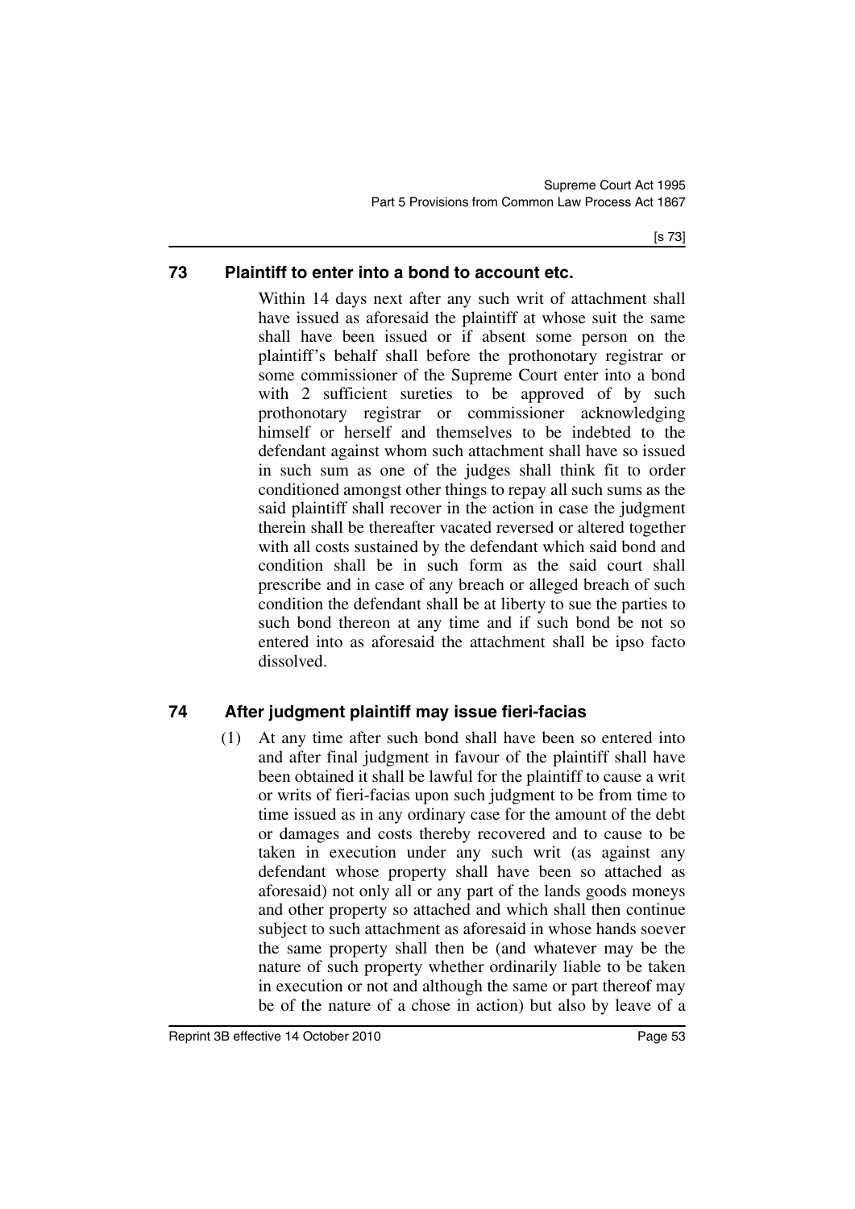## 73 Plaintiff to enter into a bond to account etc.

Within 14 days next after any such writ of attachment shall have issued as aforesaid the plaintiff at whose suit the same shall have been issued or if absent some person on the plaintiff's behalf shall before the prothonotary registrar or some commissioner of the Supreme Court enter into a bond with 2 sufficient sureties to be approved of by such prothonotary registrar or commissioner acknowledging himself or herself and themselves to be indebted to the defendant against whom such attachment shall have so issued in such sum as one of the judges shall think fit to order conditioned amongst other things to repay all such sums as the said plaintiff shall recover in the action in case the judgment therein shall be thereafter vacated reversed or altered together with all costs sustained by the defendant which said bond and condition shall be in such form as the said court shall prescribe and in case of any breach or alleged breach of such condition the defendant shall be at liberty to sue the parties to such bond thereon at any time and if such bond be not so entered into as aforesaid the attachment shall be ipso facto dissolved.

## 74 After judgment plaintiff may issue fieri-facias

(1) At any time after such bond shall have been so entered into and after final judgment in favour of the plaintiff shall have been obtained it shall be lawful for the plaintiff to cause a writ or writs of fieri-facias upon such judgment to be from time to time issued as in any ordinary case for the amount of the debt or damages and costs thereby recovered and to cause to be taken in execution under any such writ (as against any defendant whose property shall have been so attached as aforesaid) not only all or any part of the lands goods moneys and other property so attached and which shall then continue subject to such attachment as aforesaid in whose hands soever the same property shall then be (and whatever may be the nature of such property whether ordinarily liable to be taken in execution or not and although the same or part thereof may be of the nature of a chose in action) but also by leave of a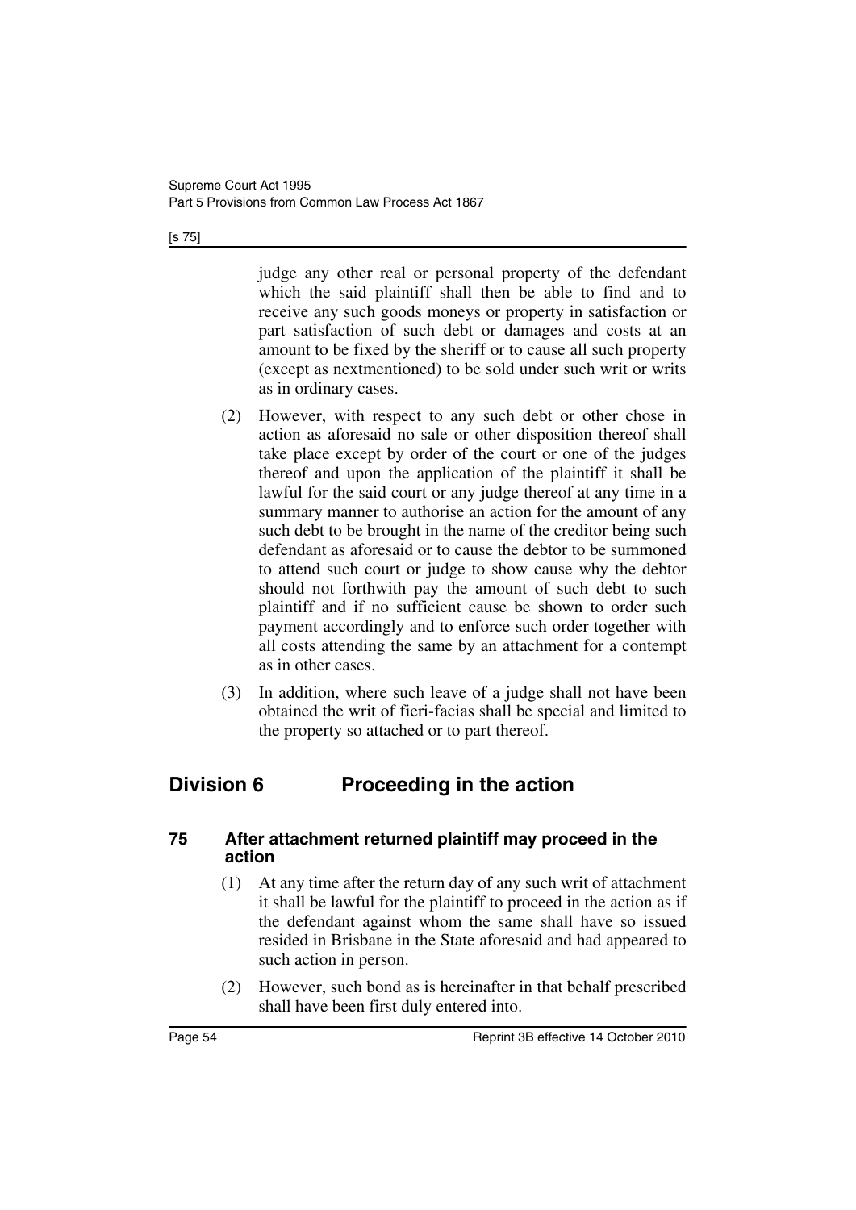judge any other real or personal property of the defendant which the said plaintiff shall then be able to find and to receive any such goods moneys or property in satisfaction or part satisfaction of such debt or damages and costs at an amount to be fixed by the sheriff or to cause all such property (except as nextmentioned) to be sold under such writ or writs as in ordinary cases.

(2) However, with respect to any such debt or other chose in action as aforesaid no sale or other disposition thereof shall take place except by order of the court or one of the judges thereof and upon the application of the plaintiff it shall be lawful for the said court or any judge thereof at any time in a summary manner to authorise an action for the amount of any such debt to be brought in the name of the creditor being such defendant as aforesaid or to cause the debtor to be summoned to attend such court or judge to show cause why the debtor should not forthwith pay the amount of such debt to such plaintiff and if no sufficient cause be shown to order such payment accordingly and to enforce such order together with all costs attending the same by an attachment for a contempt as in other cases.

(3) In addition, where such leave of a judge shall not have been obtained the writ of fieri-facias shall be special and limited to the property so attached or to part thereof.

## Division 6 Proceeding in the action

### 75 After attachment returned plaintiff may proceed in the action

(1) At any time after the return day of any such writ of attachment it shall be lawful for the plaintiff to proceed in the action as if the defendant against whom the same shall have so issued resided in Brisbane in the State aforesaid and had appeared to such action in person.

(2) However, such bond as is hereinafter in that behalf prescribed shall have been first duly entered into.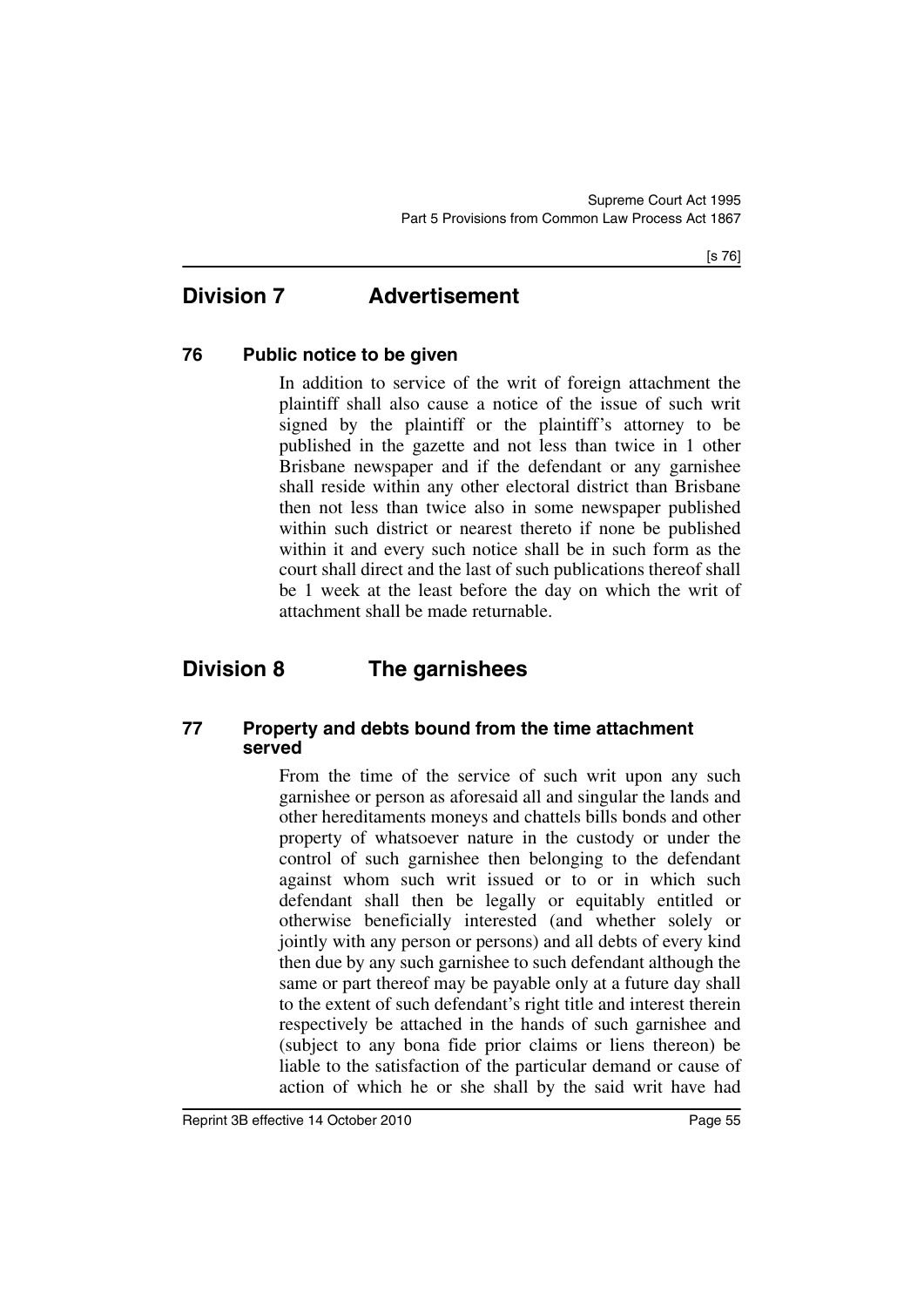## Division 7 Advertisement

### 76 Public notice to be given

In addition to service of the writ of foreign attachment the plaintiff shall also cause a notice of the issue of such writ signed by the plaintiff or the plaintiff's attorney to be published in the gazette and not less than twice in 1 other Brisbane newspaper and if the defendant or any garnishee shall reside within any other electoral district than Brisbane then not less than twice also in some newspaper published within such district or nearest thereto if none be published within it and every such notice shall be in such form as the court shall direct and the last of such publications thereof shall be 1 week at the least before the day on which the writ of attachment shall be made returnable.

## Division 8 The garnishees

### 77 Property and debts bound from the time attachment served

From the time of the service of such writ upon any such garnishee or person as aforesaid all and singular the lands and other hereditaments moneys and chattels bills bonds and other property of whatsoever nature in the custody or under the control of such garnishee then belonging to the defendant against whom such writ issued or to or in which such defendant shall then be legally or equitably entitled or otherwise beneficially interested (and whether solely or jointly with any person or persons) and all debts of every kind then due by any such garnishee to such defendant although the same or part thereof may be payable only at a future day shall to the extent of such defendant's right title and interest therein respectively be attached in the hands of such garnishee and (subject to any bona fide prior claims or liens thereon) be liable to the satisfaction of the particular demand or cause of action of which he or she shall by the said writ have had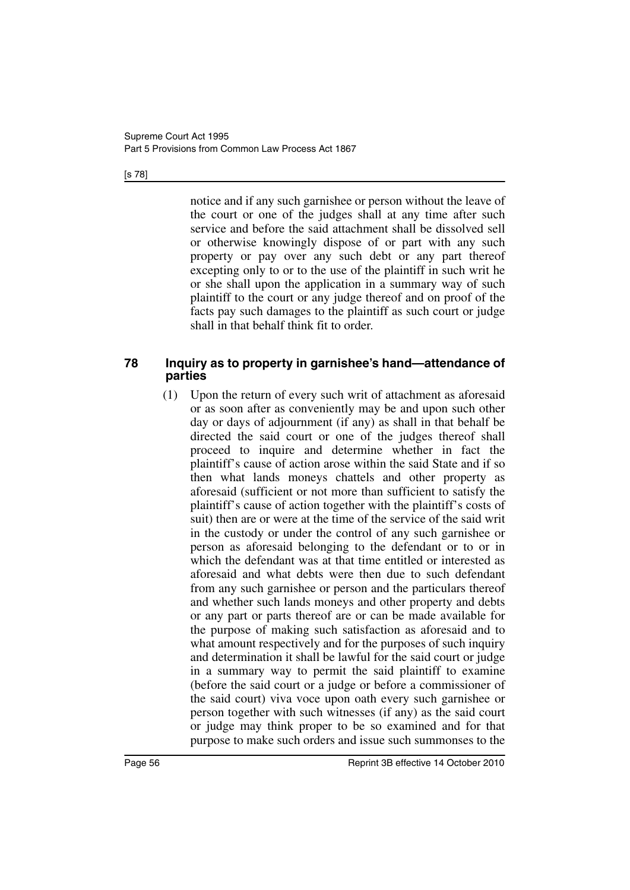notice and if any such garnishee or person without the leave of the court or one of the judges shall at any time after such service and before the said attachment shall be dissolved sell or otherwise knowingly dispose of or part with any such property or pay over any such debt or any part thereof excepting only to or to the use of the plaintiff in such writ he or she shall upon the application in a summary way of such plaintiff to the court or any judge thereof and on proof of the facts pay such damages to the plaintiff as such court or judge shall in that behalf think fit to order.

### 78 Inquiry as to property in garnishee's hand—attendance of parties

(1) Upon the return of every such writ of attachment as aforesaid or as soon after as conveniently may be and upon such other day or days of adjournment (if any) as shall in that behalf be directed the said court or one of the judges thereof shall proceed to inquire and determine whether in fact the plaintiff's cause of action arose within the said State and if so then what lands moneys chattels and other property as aforesaid (sufficient or not more than sufficient to satisfy the plaintiff's cause of action together with the plaintiff's costs of suit) then are or were at the time of the service of the said writ in the custody or under the control of any such garnishee or person as aforesaid belonging to the defendant or to or in which the defendant was at that time entitled or interested as aforesaid and what debts were then due to such defendant from any such garnishee or person and the particulars thereof and whether such lands moneys and other property and debts or any part or parts thereof are or can be made available for the purpose of making such satisfaction as aforesaid and to what amount respectively and for the purposes of such inquiry and determination it shall be lawful for the said court or judge in a summary way to permit the said plaintiff to examine (before the said court or a judge or before a commissioner of the said court) viva voce upon oath every such garnishee or person together with such witnesses (if any) as the said court or judge may think proper to be so examined and for that purpose to make such orders and issue such summonses to the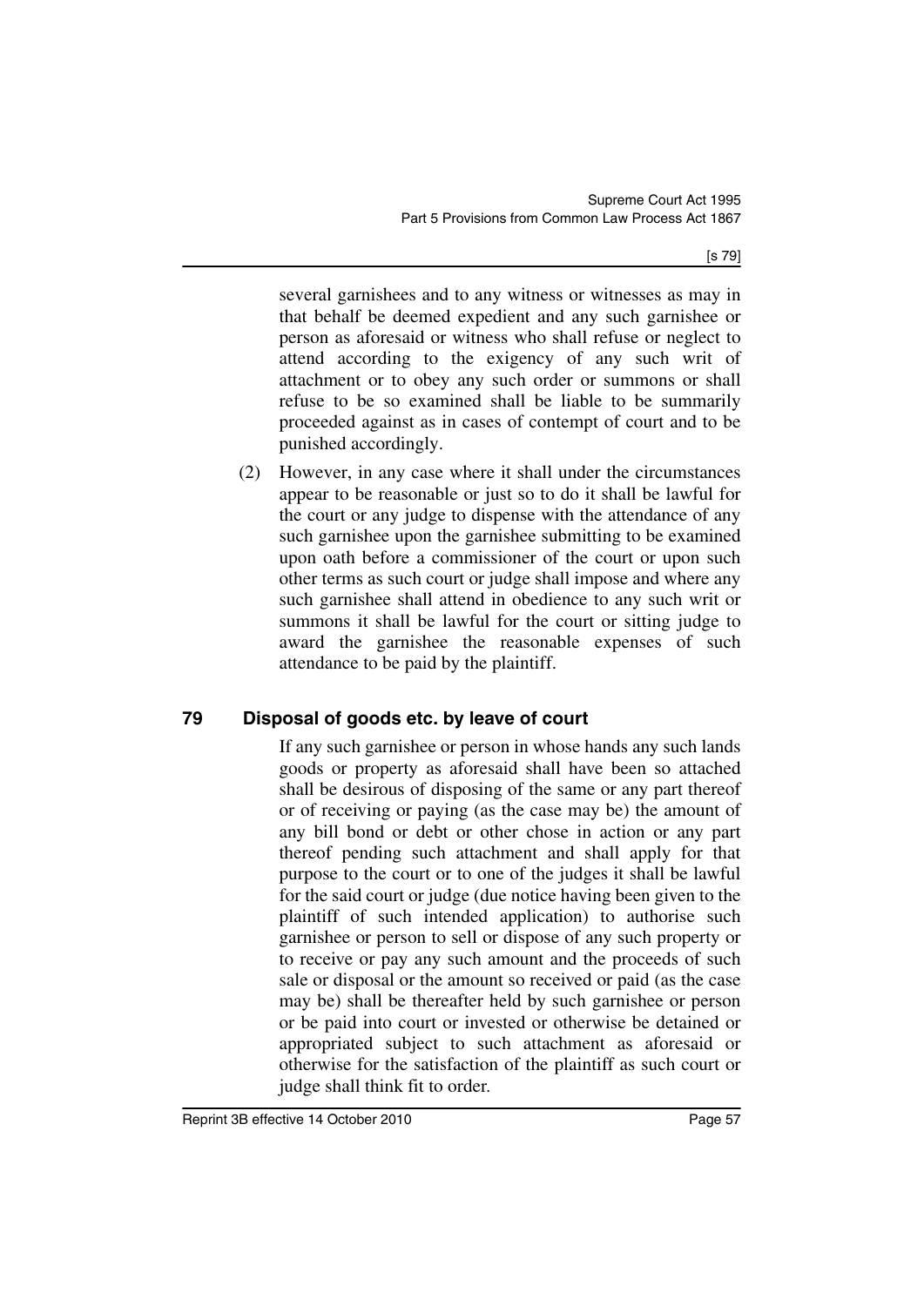several garnishees and to any witness or witnesses as may in that behalf be deemed expedient and any such garnishee or person as aforesaid or witness who shall refuse or neglect to attend according to the exigency of any such writ of attachment or to obey any such order or summons or shall refuse to be so examined shall be liable to be summarily proceeded against as in cases of contempt of court and to be punished accordingly.

(2) However, in any case where it shall under the circumstances appear to be reasonable or just so to do it shall be lawful for the court or any judge to dispense with the attendance of any such garnishee upon the garnishee submitting to be examined upon oath before a commissioner of the court or upon such other terms as such court or judge shall impose and where any such garnishee shall attend in obedience to any such writ or summons it shall be lawful for the court or sitting judge to award the garnishee the reasonable expenses of such attendance to be paid by the plaintiff.

## 79 Disposal of goods etc. by leave of court

If any such garnishee or person in whose hands any such lands goods or property as aforesaid shall have been so attached shall be desirous of disposing of the same or any part thereof or of receiving or paying (as the case may be) the amount of any bill bond or debt or other chose in action or any part thereof pending such attachment and shall apply for that purpose to the court or to one of the judges it shall be lawful for the said court or judge (due notice having been given to the plaintiff of such intended application) to authorise such garnishee or person to sell or dispose of any such property or to receive or pay any such amount and the proceeds of such sale or disposal or the amount so received or paid (as the case may be) shall be thereafter held by such garnishee or person or be paid into court or invested or otherwise be detained or appropriated subject to such attachment as aforesaid or otherwise for the satisfaction of the plaintiff as such court or judge shall think fit to order.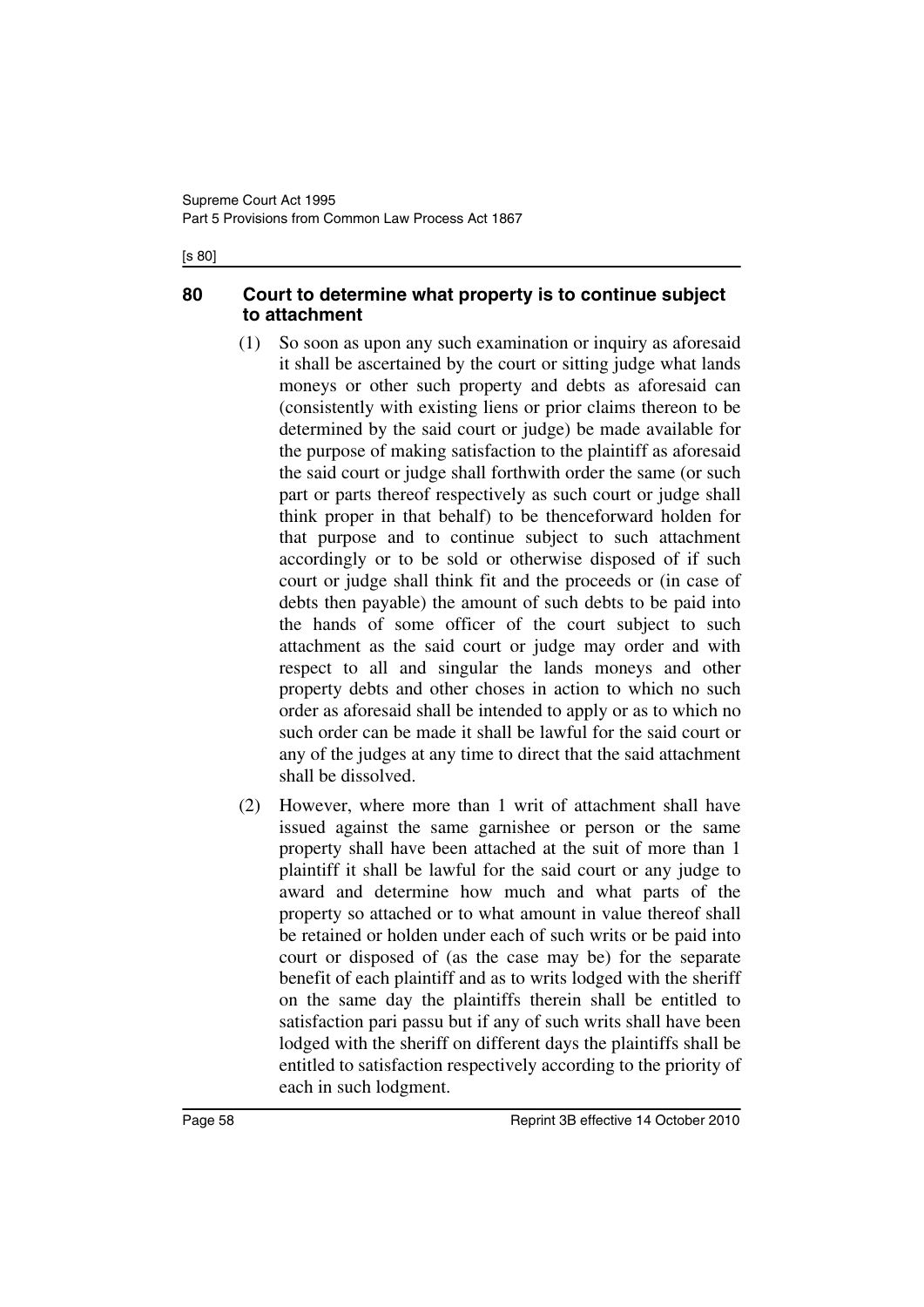## 80 Court to determine what property is to continue subject to attachment

(1) So soon as upon any such examination or inquiry as aforesaid it shall be ascertained by the court or sitting judge what lands moneys or other such property and debts as aforesaid can (consistently with existing liens or prior claims thereon to be determined by the said court or judge) be made available for the purpose of making satisfaction to the plaintiff as aforesaid the said court or judge shall forthwith order the same (or such part or parts thereof respectively as such court or judge shall think proper in that behalf) to be thenceforward holden for that purpose and to continue subject to such attachment accordingly or to be sold or otherwise disposed of if such court or judge shall think fit and the proceeds or (in case of debts then payable) the amount of such debts to be paid into the hands of some officer of the court subject to such attachment as the said court or judge may order and with respect to all and singular the lands moneys and other property debts and other choses in action to which no such order as aforesaid shall be intended to apply or as to which no such order can be made it shall be lawful for the said court or any of the judges at any time to direct that the said attachment shall be dissolved.

(2) However, where more than 1 writ of attachment shall have issued against the same garnishee or person or the same property shall have been attached at the suit of more than 1 plaintiff it shall be lawful for the said court or any judge to award and determine how much and what parts of the property so attached or to what amount in value thereof shall be retained or holden under each of such writs or be paid into court or disposed of (as the case may be) for the separate benefit of each plaintiff and as to writs lodged with the sheriff on the same day the plaintiffs therein shall be entitled to satisfaction pari passu but if any of such writs shall have been lodged with the sheriff on different days the plaintiffs shall be entitled to satisfaction respectively according to the priority of each in such lodgment.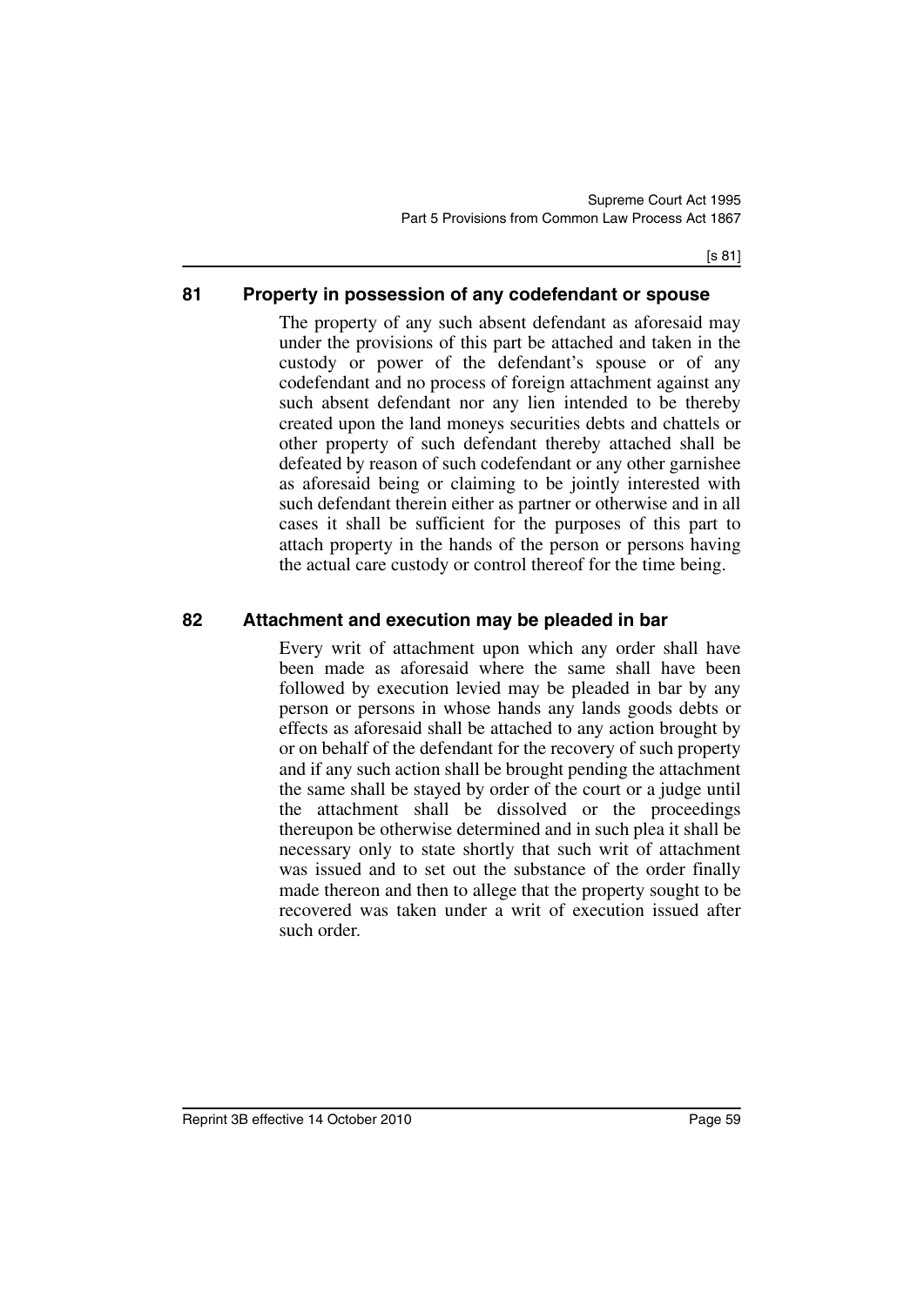## 81 Property in possession of any codefendant or spouse

The property of any such absent defendant as aforesaid may under the provisions of this part be attached and taken in the custody or power of the defendant's spouse or of any codefendant and no process of foreign attachment against any such absent defendant nor any lien intended to be thereby created upon the land moneys securities debts and chattels or other property of such defendant thereby attached shall be defeated by reason of such codefendant or any other garnishee as aforesaid being or claiming to be jointly interested with such defendant therein either as partner or otherwise and in all cases it shall be sufficient for the purposes of this part to attach property in the hands of the person or persons having the actual care custody or control thereof for the time being.

## 82 Attachment and execution may be pleaded in bar

Every writ of attachment upon which any order shall have been made as aforesaid where the same shall have been followed by execution levied may be pleaded in bar by any person or persons in whose hands any lands goods debts or effects as aforesaid shall be attached to any action brought by or on behalf of the defendant for the recovery of such property and if any such action shall be brought pending the attachment the same shall be stayed by order of the court or a judge until the attachment shall be dissolved or the proceedings thereupon be otherwise determined and in such plea it shall be necessary only to state shortly that such writ of attachment was issued and to set out the substance of the order finally made thereon and then to allege that the property sought to be recovered was taken under a writ of execution issued after such order.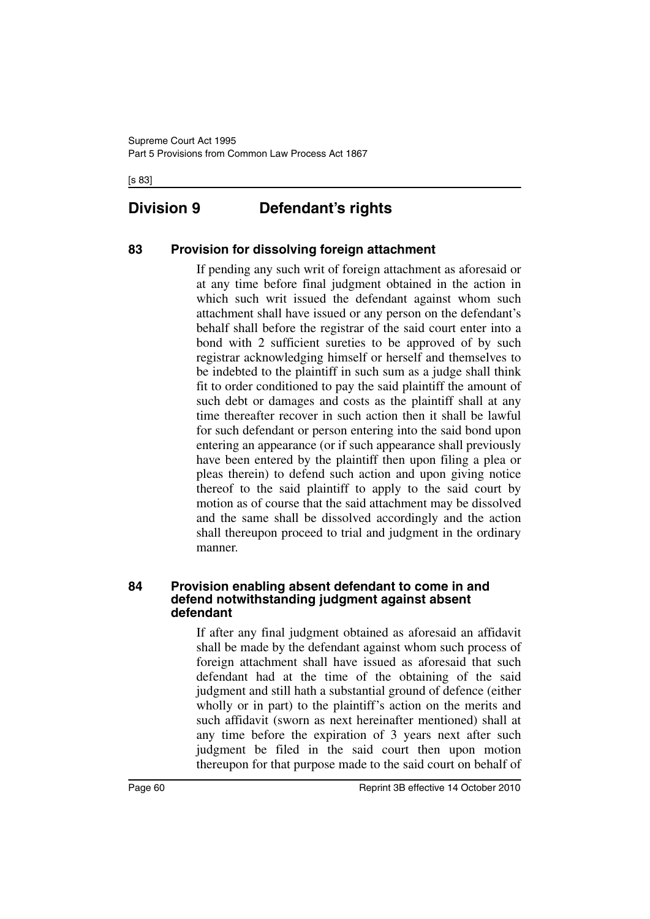## Division 9 Defendant's rights

### 83 Provision for dissolving foreign attachment

If pending any such writ of foreign attachment as aforesaid or at any time before final judgment obtained in the action in which such writ issued the defendant against whom such attachment shall have issued or any person on the defendant's behalf shall before the registrar of the said court enter into a bond with 2 sufficient sureties to be approved of by such registrar acknowledging himself or herself and themselves to be indebted to the plaintiff in such sum as a judge shall think fit to order conditioned to pay the said plaintiff the amount of such debt or damages and costs as the plaintiff shall at any time thereafter recover in such action then it shall be lawful for such defendant or person entering into the said bond upon entering an appearance (or if such appearance shall previously have been entered by the plaintiff then upon filing a plea or pleas therein) to defend such action and upon giving notice thereof to the said plaintiff to apply to the said court by motion as of course that the said attachment may be dissolved and the same shall be dissolved accordingly and the action shall thereupon proceed to trial and judgment in the ordinary manner.

### 84 Provision enabling absent defendant to come in and defend notwithstanding judgment against absent defendant

If after any final judgment obtained as aforesaid an affidavit shall be made by the defendant against whom such process of foreign attachment shall have issued as aforesaid that such defendant had at the time of the obtaining of the said judgment and still hath a substantial ground of defence (either wholly or in part) to the plaintiff's action on the merits and such affidavit (sworn as next hereinafter mentioned) shall at any time before the expiration of 3 years next after such judgment be filed in the said court then upon motion thereupon for that purpose made to the said court on behalf of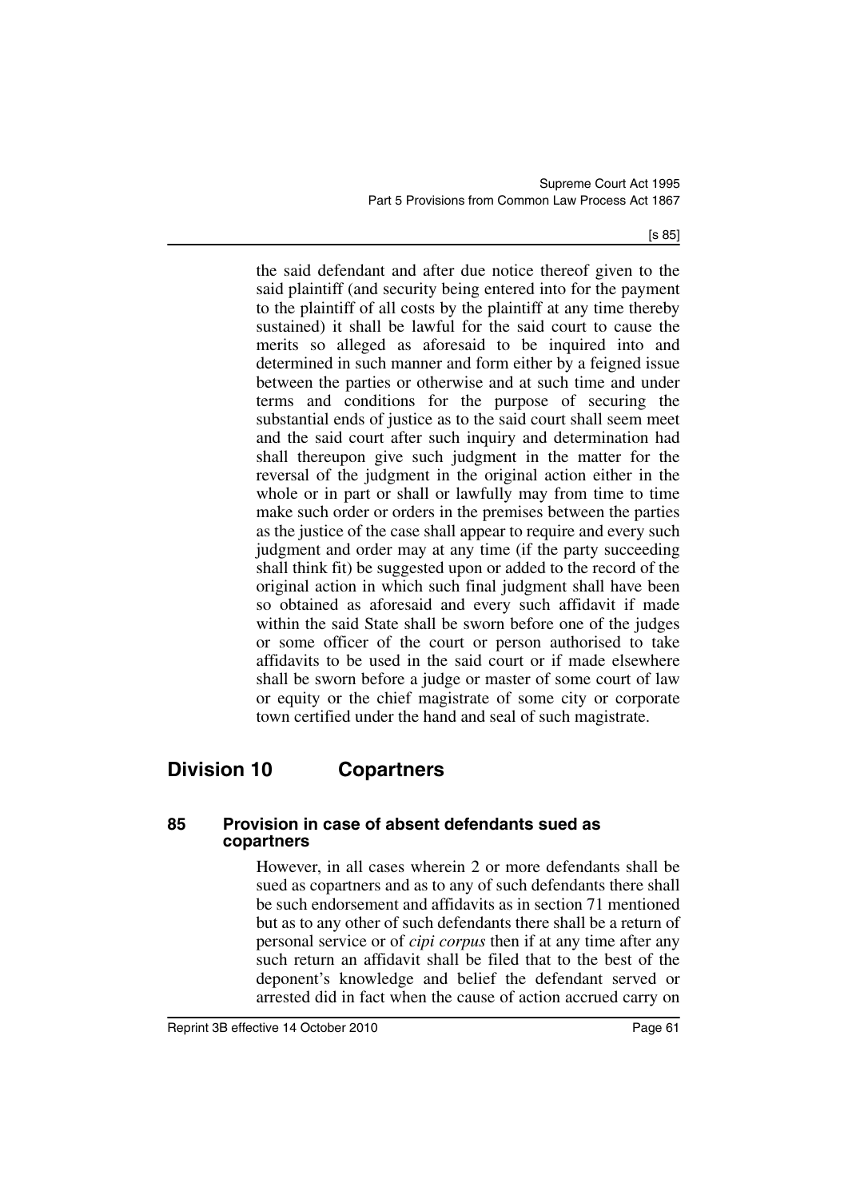the said defendant and after due notice thereof given to the said plaintiff (and security being entered into for the payment to the plaintiff of all costs by the plaintiff at any time thereby sustained) it shall be lawful for the said court to cause the merits so alleged as aforesaid to be inquired into and determined in such manner and form either by a feigned issue between the parties or otherwise and at such time and under terms and conditions for the purpose of securing the substantial ends of justice as to the said court shall seem meet and the said court after such inquiry and determination had shall thereupon give such judgment in the matter for the reversal of the judgment in the original action either in the whole or in part or shall or lawfully may from time to time make such order or orders in the premises between the parties as the justice of the case shall appear to require and every such judgment and order may at any time (if the party succeeding shall think fit) be suggested upon or added to the record of the original action in which such final judgment shall have been so obtained as aforesaid and every such affidavit if made within the said State shall be sworn before one of the judges or some officer of the court or person authorised to take affidavits to be used in the said court or if made elsewhere shall be sworn before a judge or master of some court of law or equity or the chief magistrate of some city or corporate town certified under the hand and seal of such magistrate.

## Division 10 Copartners

### 85 Provision in case of absent defendants sued as copartners

However, in all cases wherein 2 or more defendants shall be sued as copartners and as to any of such defendants there shall be such endorsement and affidavits as in section 71 mentioned but as to any other of such defendants there shall be a return of personal service or of *cipi corpus* then if at any time after any such return an affidavit shall be filed that to the best of the deponent's knowledge and belief the defendant served or arrested did in fact when the cause of action accrued carry on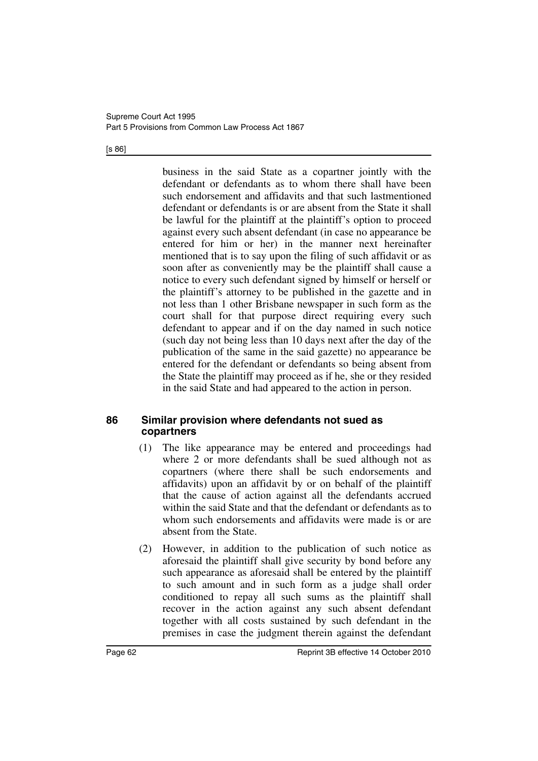business in the said State as a copartner jointly with the defendant or defendants as to whom there shall have been such endorsement and affidavits and that such lastmentioned defendant or defendants is or are absent from the State it shall be lawful for the plaintiff at the plaintiff's option to proceed against every such absent defendant (in case no appearance be entered for him or her) in the manner next hereinafter mentioned that is to say upon the filing of such affidavit or as soon after as conveniently may be the plaintiff shall cause a notice to every such defendant signed by himself or herself or the plaintiff's attorney to be published in the gazette and in not less than 1 other Brisbane newspaper in such form as the court shall for that purpose direct requiring every such defendant to appear and if on the day named in such notice (such day not being less than 10 days next after the day of the publication of the same in the said gazette) no appearance be entered for the defendant or defendants so being absent from the State the plaintiff may proceed as if he, she or they resided in the said State and had appeared to the action in person.

### 86 Similar provision where defendants not sued as copartners

(1) The like appearance may be entered and proceedings had where 2 or more defendants shall be sued although not as copartners (where there shall be such endorsements and affidavits) upon an affidavit by or on behalf of the plaintiff that the cause of action against all the defendants accrued within the said State and that the defendant or defendants as to whom such endorsements and affidavits were made is or are absent from the State.

(2) However, in addition to the publication of such notice as aforesaid the plaintiff shall give security by bond before any such appearance as aforesaid shall be entered by the plaintiff to such amount and in such form as a judge shall order conditioned to repay all such sums as the plaintiff shall recover in the action against any such absent defendant together with all costs sustained by such defendant in the premises in case the judgment therein against the defendant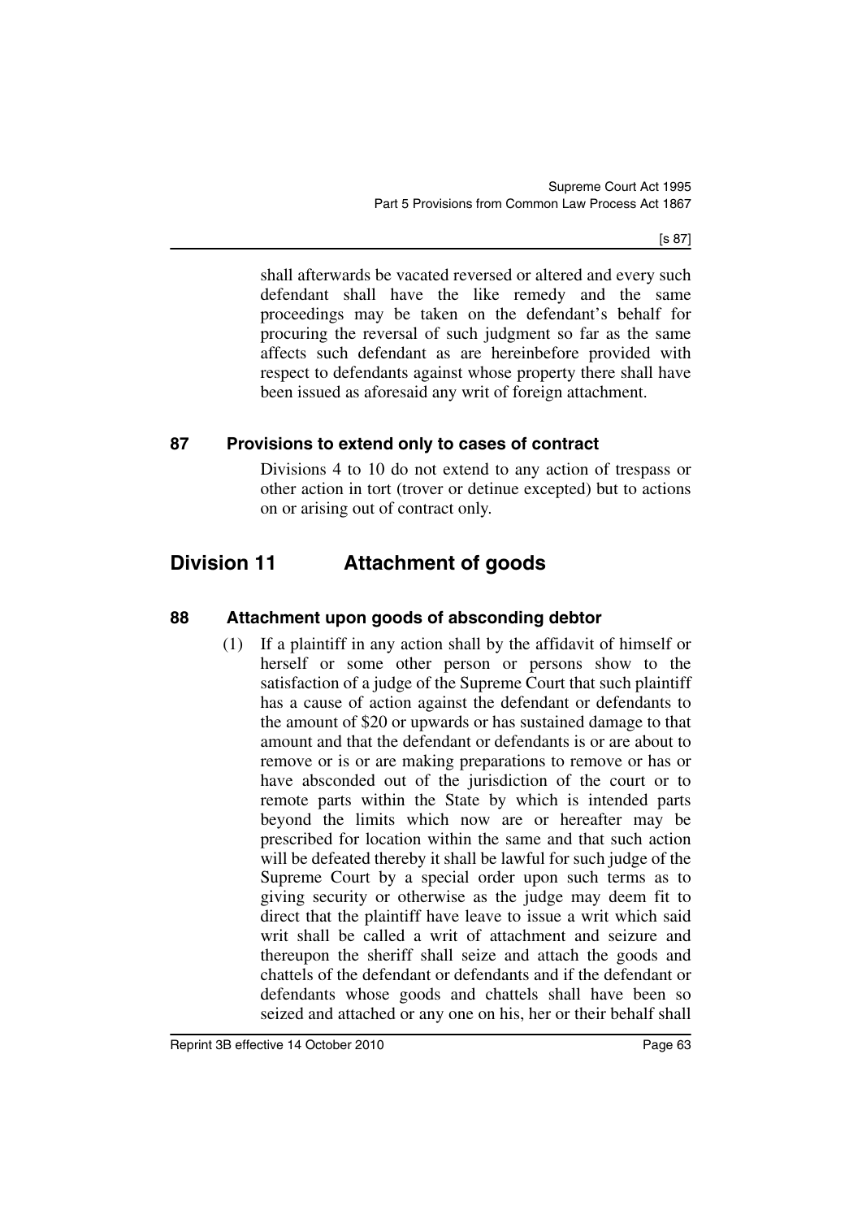shall afterwards be vacated reversed or altered and every such defendant shall have the like remedy and the same proceedings may be taken on the defendant's behalf for procuring the reversal of such judgment so far as the same affects such defendant as are hereinbefore provided with respect to defendants against whose property there shall have been issued as aforesaid any writ of foreign attachment.

### 87 Provisions to extend only to cases of contract

Divisions 4 to 10 do not extend to any action of trespass or other action in tort (trover or detinue excepted) but to actions on or arising out of contract only.

## Division 11 Attachment of goods

### 88 Attachment upon goods of absconding debtor

(1) If a plaintiff in any action shall by the affidavit of himself or herself or some other person or persons show to the satisfaction of a judge of the Supreme Court that such plaintiff has a cause of action against the defendant or defendants to the amount of $20 or upwards or has sustained damage to that amount and that the defendant or defendants is or are about to remove or is or are making preparations to remove or has or have absconded out of the jurisdiction of the court or to remote parts within the State by which is intended parts beyond the limits which now are or hereafter may be prescribed for location within the same and that such action will be defeated thereby it shall be lawful for such judge of the Supreme Court by a special order upon such terms as to giving security or otherwise as the judge may deem fit to direct that the plaintiff have leave to issue a writ which said writ shall be called a writ of attachment and seizure and thereupon the sheriff shall seize and attach the goods and chattels of the defendant or defendants and if the defendant or defendants whose goods and chattels shall have been so seized and attached or any one on his, her or their behalf shall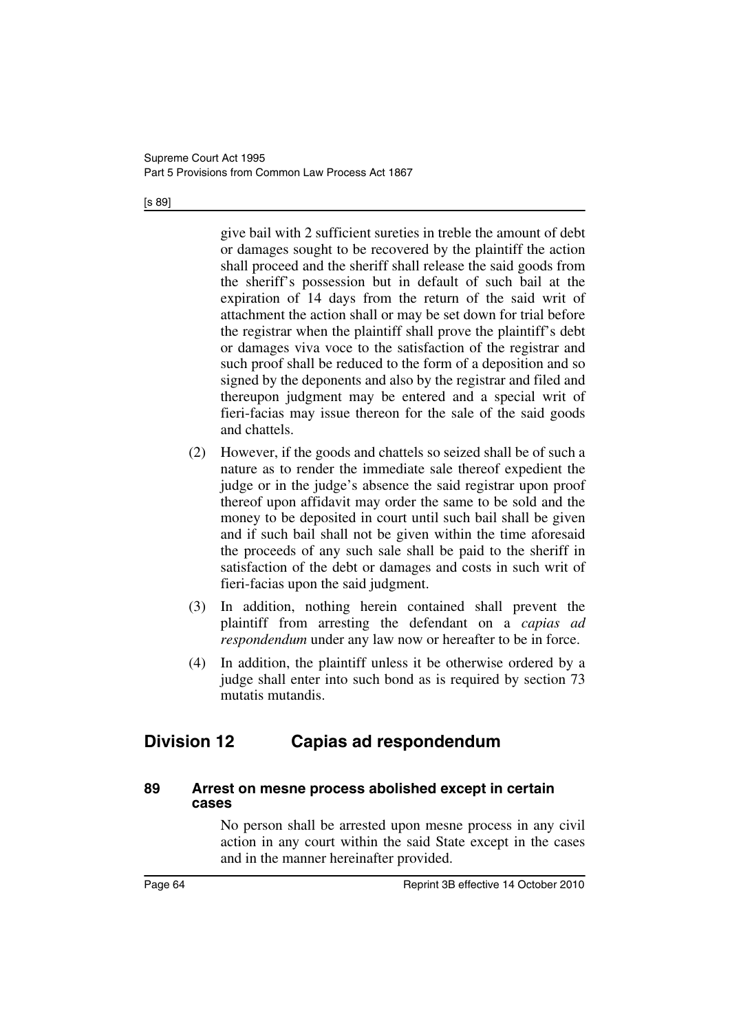give bail with 2 sufficient sureties in treble the amount of debt or damages sought to be recovered by the plaintiff the action shall proceed and the sheriff shall release the said goods from the sheriff's possession but in default of such bail at the expiration of 14 days from the return of the said writ of attachment the action shall or may be set down for trial before the registrar when the plaintiff shall prove the plaintiff's debt or damages viva voce to the satisfaction of the registrar and such proof shall be reduced to the form of a deposition and so signed by the deponents and also by the registrar and filed and thereupon judgment may be entered and a special writ of fieri-facias may issue thereon for the sale of the said goods and chattels.

(2) However, if the goods and chattels so seized shall be of such a nature as to render the immediate sale thereof expedient the judge or in the judge's absence the said registrar upon proof thereof upon affidavit may order the same to be sold and the money to be deposited in court until such bail shall be given and if such bail shall not be given within the time aforesaid the proceeds of any such sale shall be paid to the sheriff in satisfaction of the debt or damages and costs in such writ of fieri-facias upon the said judgment.

(3) In addition, nothing herein contained shall prevent the plaintiff from arresting the defendant on a *capias ad respondendum* under any law now or hereafter to be in force.

(4) In addition, the plaintiff unless it be otherwise ordered by a judge shall enter into such bond as is required by section 73 mutatis mutandis.

## Division 12 Capias ad respondendum

### 89 Arrest on mesne process abolished except in certain cases

No person shall be arrested upon mesne process in any civil action in any court within the said State except in the cases and in the manner hereinafter provided.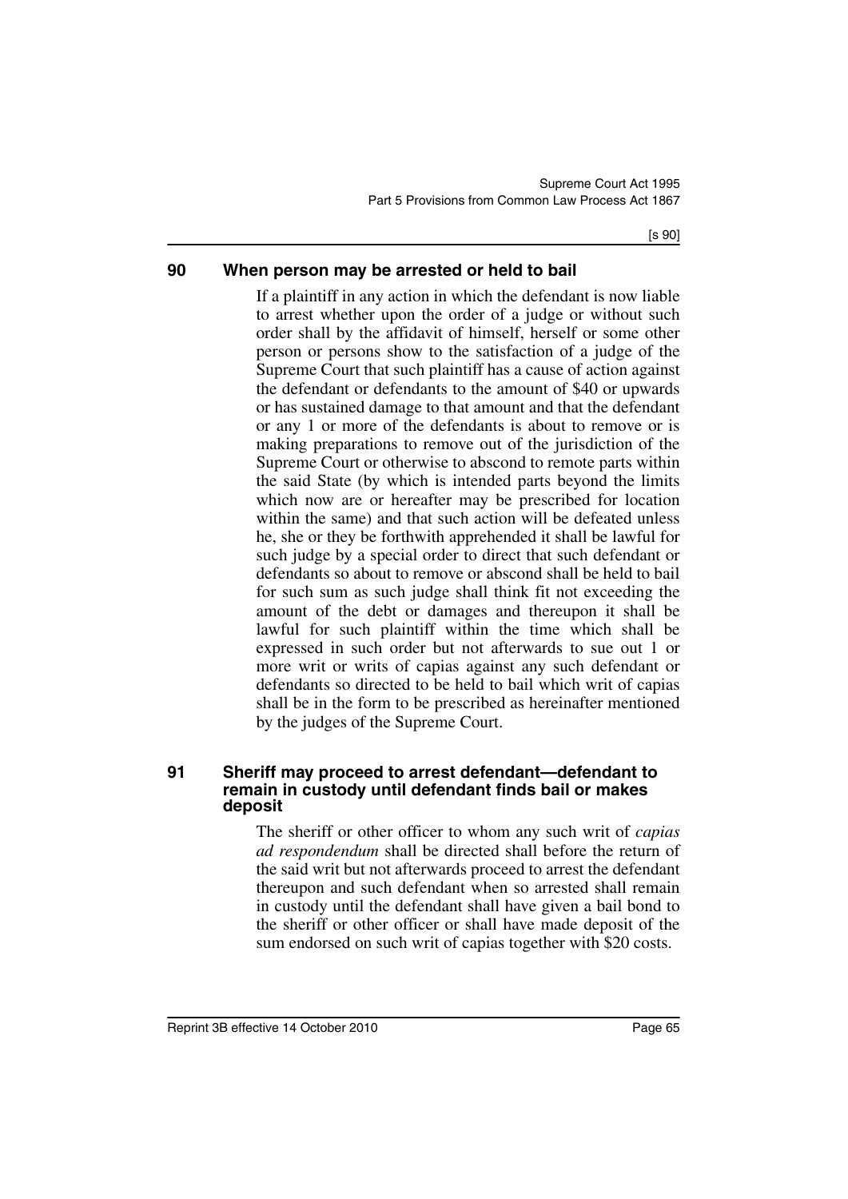## 90 When person may be arrested or held to bail

If a plaintiff in any action in which the defendant is now liable to arrest whether upon the order of a judge or without such order shall by the affidavit of himself, herself or some other person or persons show to the satisfaction of a judge of the Supreme Court that such plaintiff has a cause of action against the defendant or defendants to the amount of $40 or upwards or has sustained damage to that amount and that the defendant or any 1 or more of the defendants is about to remove or is making preparations to remove out of the jurisdiction of the Supreme Court or otherwise to abscond to remote parts within the said State (by which is intended parts beyond the limits which now are or hereafter may be prescribed for location within the same) and that such action will be defeated unless he, she or they be forthwith apprehended it shall be lawful for such judge by a special order to direct that such defendant or defendants so about to remove or abscond shall be held to bail for such sum as such judge shall think fit not exceeding the amount of the debt or damages and thereupon it shall be lawful for such plaintiff within the time which shall be expressed in such order but not afterwards to sue out 1 or more writ or writs of capias against any such defendant or defendants so directed to be held to bail which writ of capias shall be in the form to be prescribed as hereinafter mentioned by the judges of the Supreme Court.

## 91 Sheriff may proceed to arrest defendant—defendant to remain in custody until defendant finds bail or makes deposit

The sheriff or other officer to whom any such writ of *capias ad respondendum* shall be directed shall before the return of the said writ but not afterwards proceed to arrest the defendant thereupon and such defendant when so arrested shall remain in custody until the defendant shall have given a bail bond to the sheriff or other officer or shall have made deposit of the sum endorsed on such writ of capias together with $20 costs.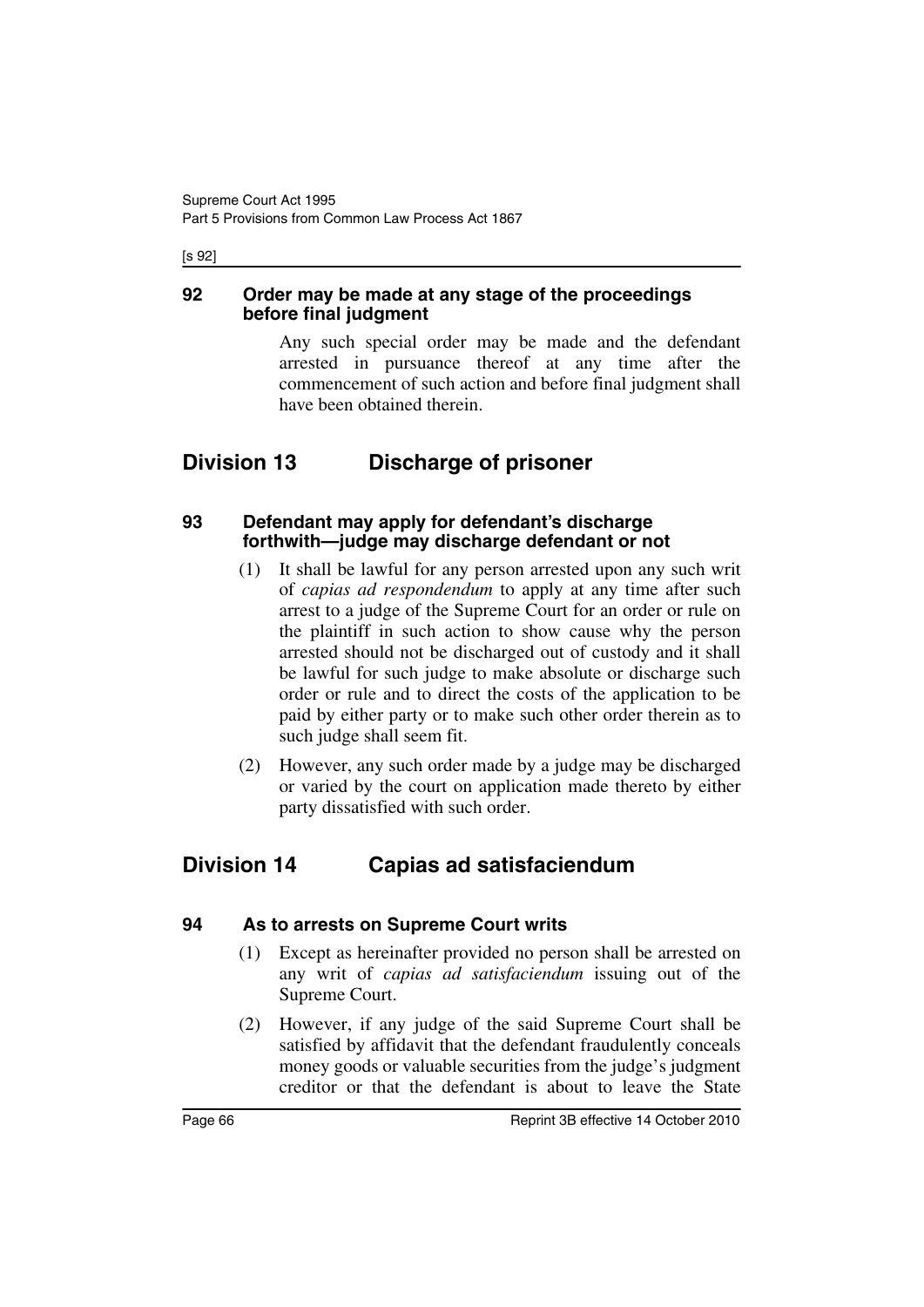### 92 Order may be made at any stage of the proceedings before final judgment

Any such special order may be made and the defendant arrested in pursuance thereof at any time after the commencement of such action and before final judgment shall have been obtained therein.

## Division 13 Discharge of prisoner

### 93 Defendant may apply for defendant's discharge forthwith—judge may discharge defendant or not

(1) It shall be lawful for any person arrested upon any such writ of *capias ad respondendum* to apply at any time after such arrest to a judge of the Supreme Court for an order or rule on the plaintiff in such action to show cause why the person arrested should not be discharged out of custody and it shall be lawful for such judge to make absolute or discharge such order or rule and to direct the costs of the application to be paid by either party or to make such other order therein as to such judge shall seem fit.

(2) However, any such order made by a judge may be discharged or varied by the court on application made thereto by either party dissatisfied with such order.

## Division 14 Capias ad satisfaciendum

### 94 As to arrests on Supreme Court writs

(1) Except as hereinafter provided no person shall be arrested on any writ of *capias ad satisfaciendum* issuing out of the Supreme Court.

(2) However, if any judge of the said Supreme Court shall be satisfied by affidavit that the defendant fraudulently conceals money goods or valuable securities from the judge's judgment creditor or that the defendant is about to leave the State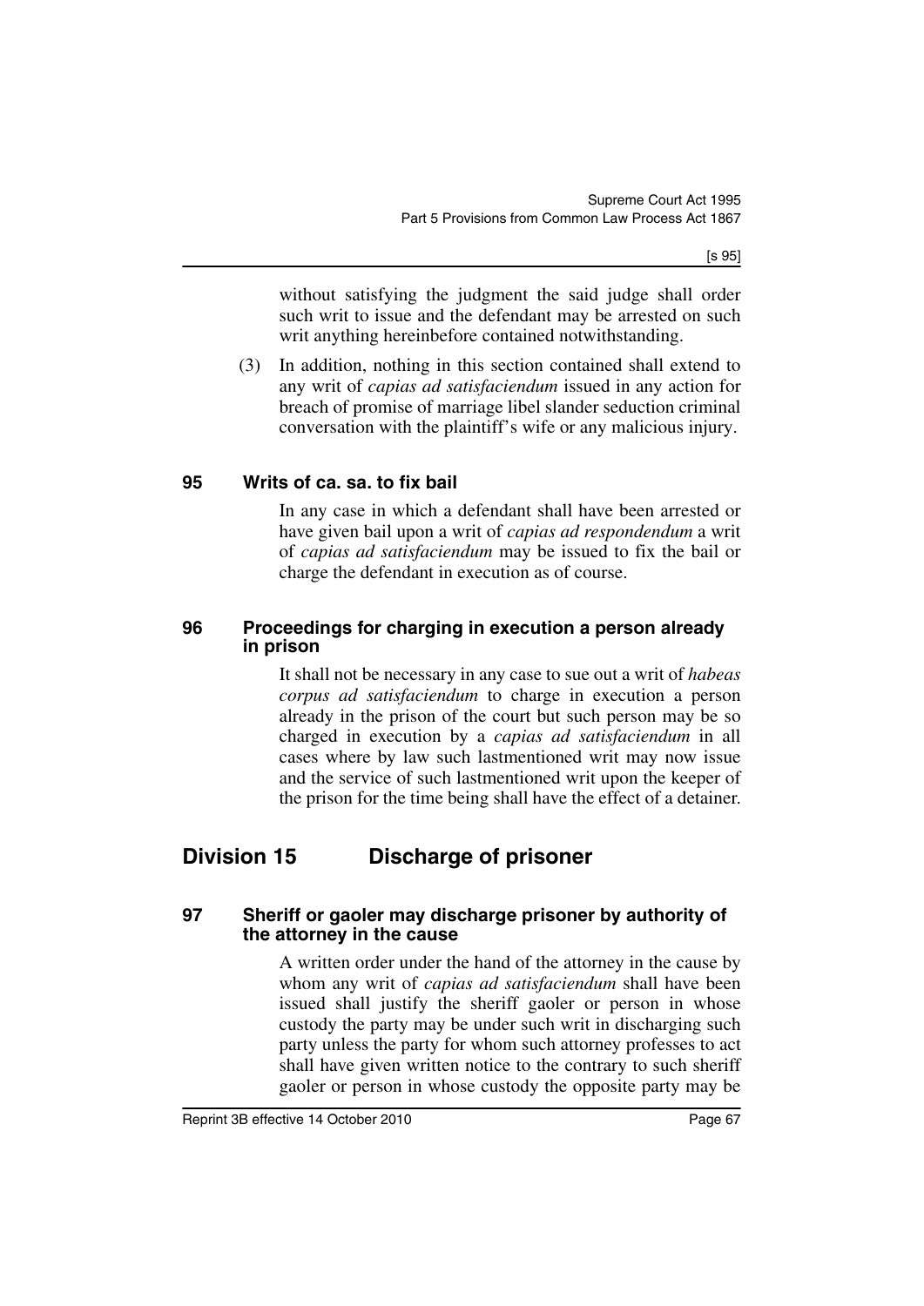without satisfying the judgment the said judge shall order such writ to issue and the defendant may be arrested on such writ anything hereinbefore contained notwithstanding.

(3) In addition, nothing in this section contained shall extend to any writ of *capias ad satisfaciendum* issued in any action for breach of promise of marriage libel slander seduction criminal conversation with the plaintiff's wife or any malicious injury.

### 95 Writs of ca. sa. to fix bail

In any case in which a defendant shall have been arrested or have given bail upon a writ of *capias ad respondendum* a writ of *capias ad satisfaciendum* may be issued to fix the bail or charge the defendant in execution as of course.

### 96 Proceedings for charging in execution a person already in prison

It shall not be necessary in any case to sue out a writ of *habeas corpus ad satisfaciendum* to charge in execution a person already in the prison of the court but such person may be so charged in execution by a *capias ad satisfaciendum* in all cases where by law such lastmentioned writ may now issue and the service of such lastmentioned writ upon the keeper of the prison for the time being shall have the effect of a detainer.

## Division 15 Discharge of prisoner

### 97 Sheriff or gaoler may discharge prisoner by authority of the attorney in the cause

A written order under the hand of the attorney in the cause by whom any writ of *capias ad satisfaciendum* shall have been issued shall justify the sheriff gaoler or person in whose custody the party may be under such writ in discharging such party unless the party for whom such attorney professes to act shall have given written notice to the contrary to such sheriff gaoler or person in whose custody the opposite party may be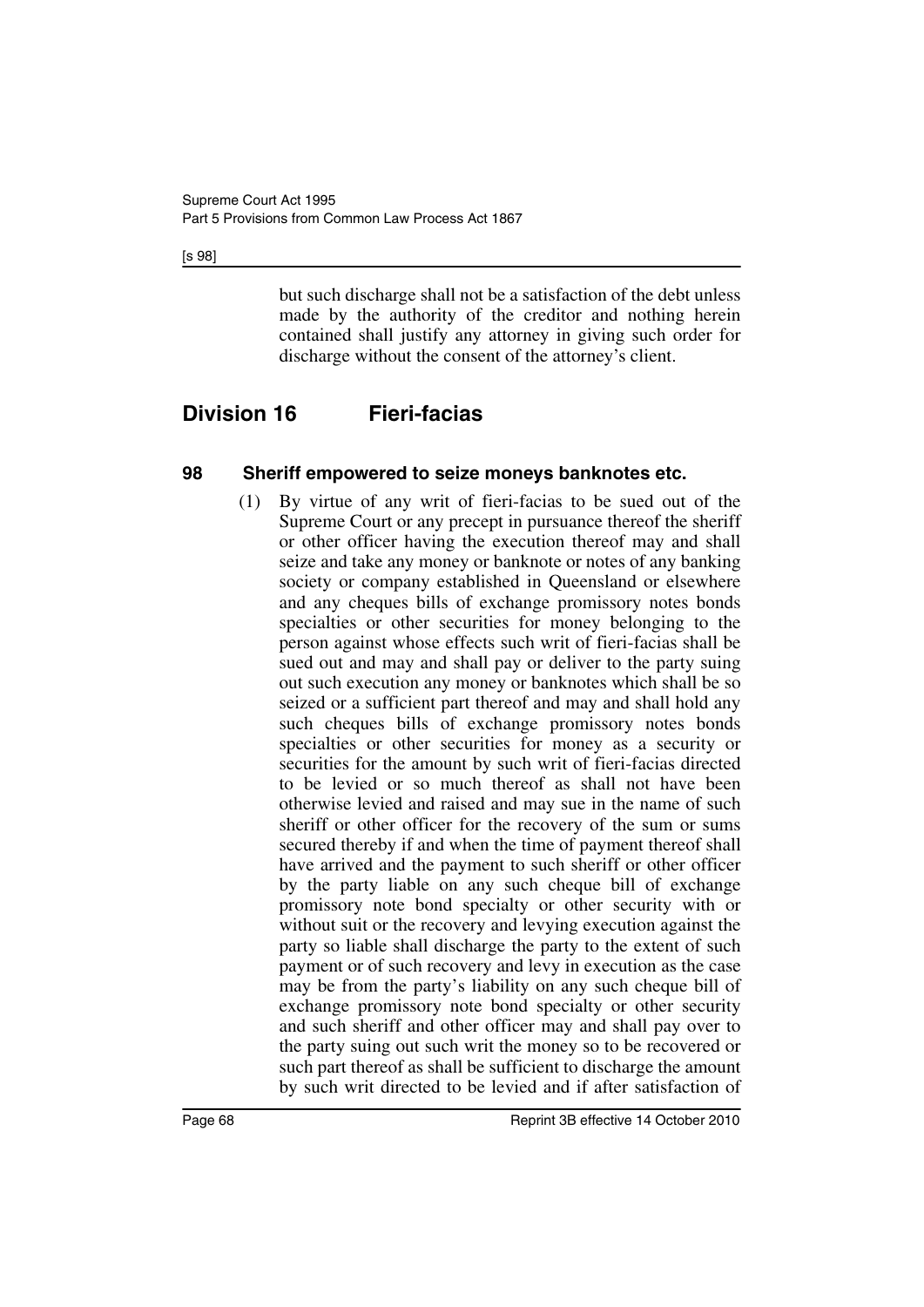but such discharge shall not be a satisfaction of the debt unless made by the authority of the creditor and nothing herein contained shall justify any attorney in giving such order for discharge without the consent of the attorney's client.

## Division 16 Fieri-facias

### 98 Sheriff empowered to seize moneys banknotes etc.

(1) By virtue of any writ of fieri-facias to be sued out of the Supreme Court or any precept in pursuance thereof the sheriff or other officer having the execution thereof may and shall seize and take any money or banknote or notes of any banking society or company established in Queensland or elsewhere and any cheques bills of exchange promissory notes bonds specialties or other securities for money belonging to the person against whose effects such writ of fieri-facias shall be sued out and may and shall pay or deliver to the party suing out such execution any money or banknotes which shall be so seized or a sufficient part thereof and may and shall hold any such cheques bills of exchange promissory notes bonds specialties or other securities for money as a security or securities for the amount by such writ of fieri-facias directed to be levied or so much thereof as shall not have been otherwise levied and raised and may sue in the name of such sheriff or other officer for the recovery of the sum or sums secured thereby if and when the time of payment thereof shall have arrived and the payment to such sheriff or other officer by the party liable on any such cheque bill of exchange promissory note bond specialty or other security with or without suit or the recovery and levying execution against the party so liable shall discharge the party to the extent of such payment or of such recovery and levy in execution as the case may be from the party's liability on any such cheque bill of exchange promissory note bond specialty or other security and such sheriff and other officer may and shall pay over to the party suing out such writ the money so to be recovered or such part thereof as shall be sufficient to discharge the amount by such writ directed to be levied and if after satisfaction of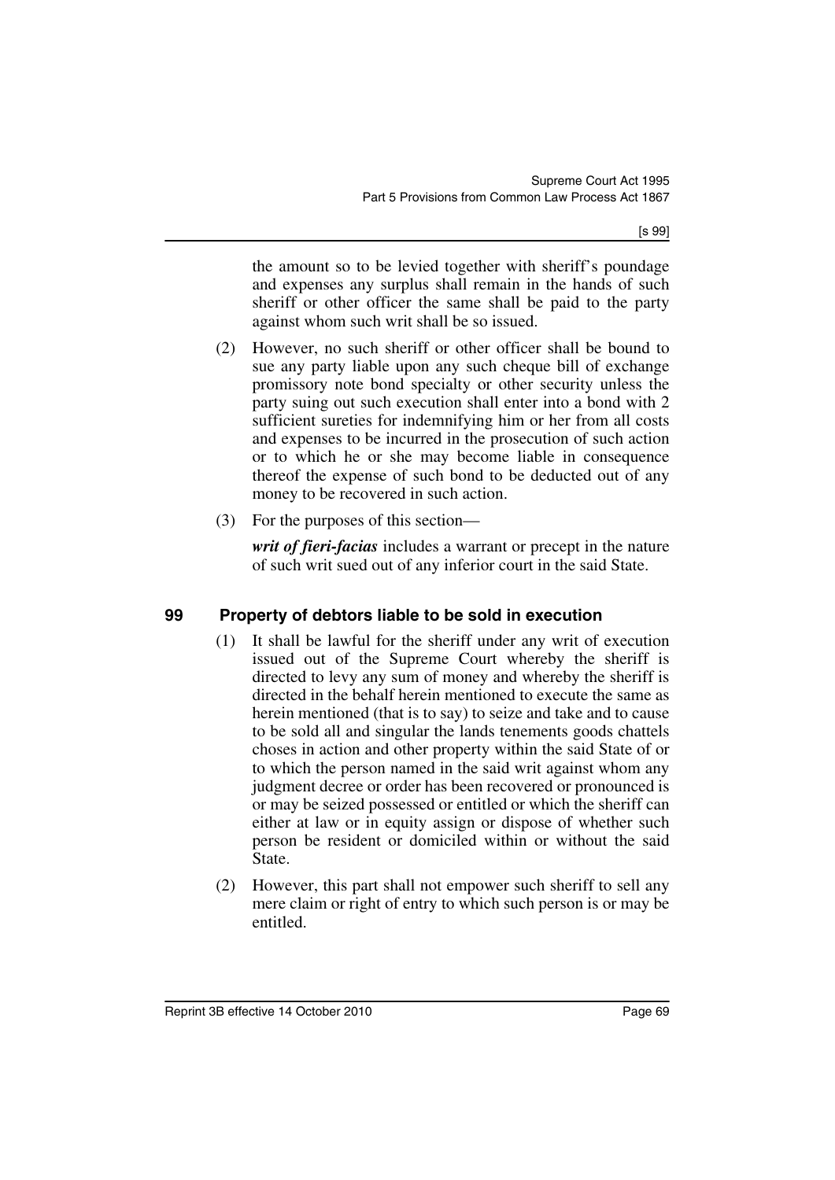the amount so to be levied together with sheriff's poundage and expenses any surplus shall remain in the hands of such sheriff or other officer the same shall be paid to the party against whom such writ shall be so issued.

(2) However, no such sheriff or other officer shall be bound to sue any party liable upon any such cheque bill of exchange promissory note bond specialty or other security unless the party suing out such execution shall enter into a bond with 2 sufficient sureties for indemnifying him or her from all costs and expenses to be incurred in the prosecution of such action or to which he or she may become liable in consequence thereof the expense of such bond to be deducted out of any money to be recovered in such action.

(3) For the purposes of this section—

***writ of fieri-facias*** includes a warrant or precept in the nature of such writ sued out of any inferior court in the said State.

## 99 Property of debtors liable to be sold in execution

(1) It shall be lawful for the sheriff under any writ of execution issued out of the Supreme Court whereby the sheriff is directed to levy any sum of money and whereby the sheriff is directed in the behalf herein mentioned to execute the same as herein mentioned (that is to say) to seize and take and to cause to be sold all and singular the lands tenements goods chattels choses in action and other property within the said State of or to which the person named in the said writ against whom any judgment decree or order has been recovered or pronounced is or may be seized possessed or entitled or which the sheriff can either at law or in equity assign or dispose of whether such person be resident or domiciled within or without the said State.

(2) However, this part shall not empower such sheriff to sell any mere claim or right of entry to which such person is or may be entitled.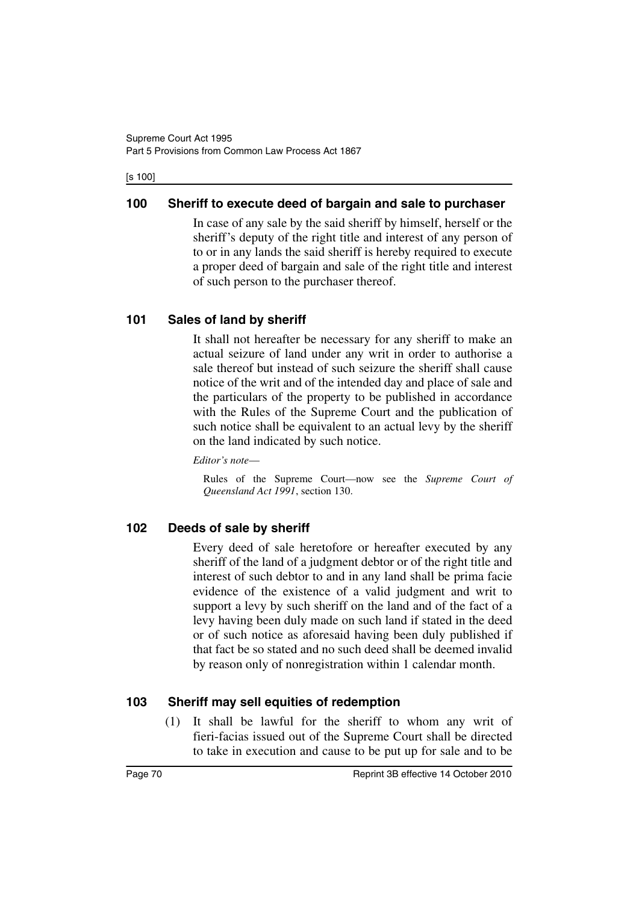## 100 Sheriff to execute deed of bargain and sale to purchaser

In case of any sale by the said sheriff by himself, herself or the sheriff's deputy of the right title and interest of any person of to or in any lands the said sheriff is hereby required to execute a proper deed of bargain and sale of the right title and interest of such person to the purchaser thereof.

## 101 Sales of land by sheriff

It shall not hereafter be necessary for any sheriff to make an actual seizure of land under any writ in order to authorise a sale thereof but instead of such seizure the sheriff shall cause notice of the writ and of the intended day and place of sale and the particulars of the property to be published in accordance with the Rules of the Supreme Court and the publication of such notice shall be equivalent to an actual levy by the sheriff on the land indicated by such notice.

*Editor's note*—

Rules of the Supreme Court—now see the *Supreme Court of Queensland Act 1991*, section 130.

## 102 Deeds of sale by sheriff

Every deed of sale heretofore or hereafter executed by any sheriff of the land of a judgment debtor or of the right title and interest of such debtor to and in any land shall be prima facie evidence of the existence of a valid judgment and writ to support a levy by such sheriff on the land and of the fact of a levy having been duly made on such land if stated in the deed or of such notice as aforesaid having been duly published if that fact be so stated and no such deed shall be deemed invalid by reason only of nonregistration within 1 calendar month.

## 103 Sheriff may sell equities of redemption

(1) It shall be lawful for the sheriff to whom any writ of fieri-facias issued out of the Supreme Court shall be directed to take in execution and cause to be put up for sale and to be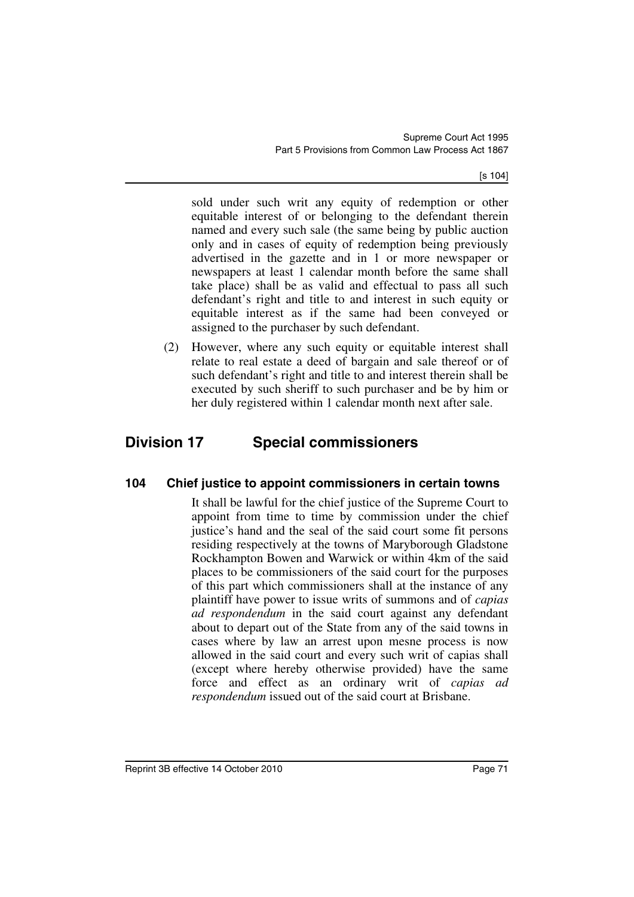sold under such writ any equity of redemption or other equitable interest of or belonging to the defendant therein named and every such sale (the same being by public auction only and in cases of equity of redemption being previously advertised in the gazette and in 1 or more newspaper or newspapers at least 1 calendar month before the same shall take place) shall be as valid and effectual to pass all such defendant's right and title to and interest in such equity or equitable interest as if the same had been conveyed or assigned to the purchaser by such defendant.

(2) However, where any such equity or equitable interest shall relate to real estate a deed of bargain and sale thereof or of such defendant's right and title to and interest therein shall be executed by such sheriff to such purchaser and be by him or her duly registered within 1 calendar month next after sale.

## Division 17 Special commissioners

### 104 Chief justice to appoint commissioners in certain towns

It shall be lawful for the chief justice of the Supreme Court to appoint from time to time by commission under the chief justice's hand and the seal of the said court some fit persons residing respectively at the towns of Maryborough Gladstone Rockhampton Bowen and Warwick or within 4km of the said places to be commissioners of the said court for the purposes of this part which commissioners shall at the instance of any plaintiff have power to issue writs of summons and of *capias ad respondendum* in the said court against any defendant about to depart out of the State from any of the said towns in cases where by law an arrest upon mesne process is now allowed in the said court and every such writ of capias shall (except where hereby otherwise provided) have the same force and effect as an ordinary writ of *capias ad respondendum* issued out of the said court at Brisbane.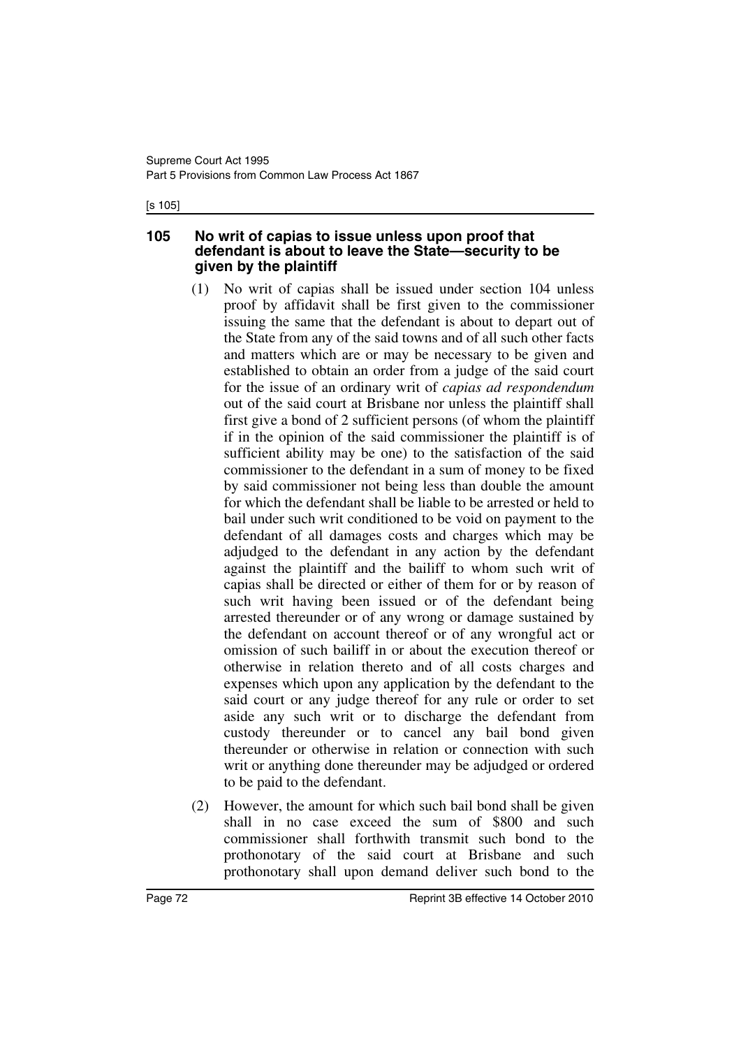## 105 No writ of capias to issue unless upon proof that defendant is about to leave the State—security to be given by the plaintiff

(1) No writ of capias shall be issued under section 104 unless proof by affidavit shall be first given to the commissioner issuing the same that the defendant is about to depart out of the State from any of the said towns and of all such other facts and matters which are or may be necessary to be given and established to obtain an order from a judge of the said court for the issue of an ordinary writ of *capias ad respondendum* out of the said court at Brisbane nor unless the plaintiff shall first give a bond of 2 sufficient persons (of whom the plaintiff if in the opinion of the said commissioner the plaintiff is of sufficient ability may be one) to the satisfaction of the said commissioner to the defendant in a sum of money to be fixed by said commissioner not being less than double the amount for which the defendant shall be liable to be arrested or held to bail under such writ conditioned to be void on payment to the defendant of all damages costs and charges which may be adjudged to the defendant in any action by the defendant against the plaintiff and the bailiff to whom such writ of capias shall be directed or either of them for or by reason of such writ having been issued or of the defendant being arrested thereunder or of any wrong or damage sustained by the defendant on account thereof or of any wrongful act or omission of such bailiff in or about the execution thereof or otherwise in relation thereto and of all costs charges and expenses which upon any application by the defendant to the said court or any judge thereof for any rule or order to set aside any such writ or to discharge the defendant from custody thereunder or to cancel any bail bond given thereunder or otherwise in relation or connection with such writ or anything done thereunder may be adjudged or ordered to be paid to the defendant.

(2) However, the amount for which such bail bond shall be given shall in no case exceed the sum of $800 and such commissioner shall forthwith transmit such bond to the prothonotary of the said court at Brisbane and such prothonotary shall upon demand deliver such bond to the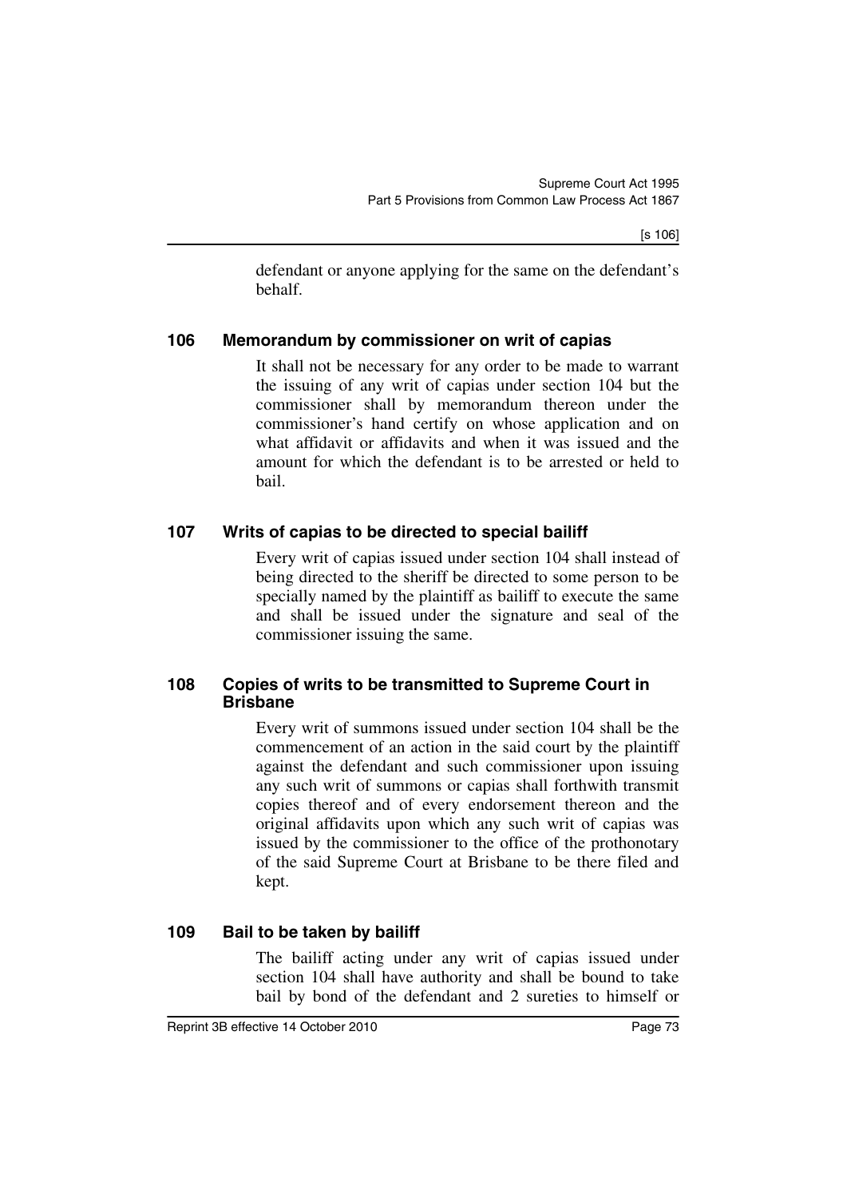defendant or anyone applying for the same on the defendant's behalf.

### 106 Memorandum by commissioner on writ of capias

It shall not be necessary for any order to be made to warrant the issuing of any writ of capias under section 104 but the commissioner shall by memorandum thereon under the commissioner's hand certify on whose application and on what affidavit or affidavits and when it was issued and the amount for which the defendant is to be arrested or held to bail.

### 107 Writs of capias to be directed to special bailiff

Every writ of capias issued under section 104 shall instead of being directed to the sheriff be directed to some person to be specially named by the plaintiff as bailiff to execute the same and shall be issued under the signature and seal of the commissioner issuing the same.

### 108 Copies of writs to be transmitted to Supreme Court in Brisbane

Every writ of summons issued under section 104 shall be the commencement of an action in the said court by the plaintiff against the defendant and such commissioner upon issuing any such writ of summons or capias shall forthwith transmit copies thereof and of every endorsement thereon and the original affidavits upon which any such writ of capias was issued by the commissioner to the office of the prothonotary of the said Supreme Court at Brisbane to be there filed and kept.

### 109 Bail to be taken by bailiff

The bailiff acting under any writ of capias issued under section 104 shall have authority and shall be bound to take bail by bond of the defendant and 2 sureties to himself or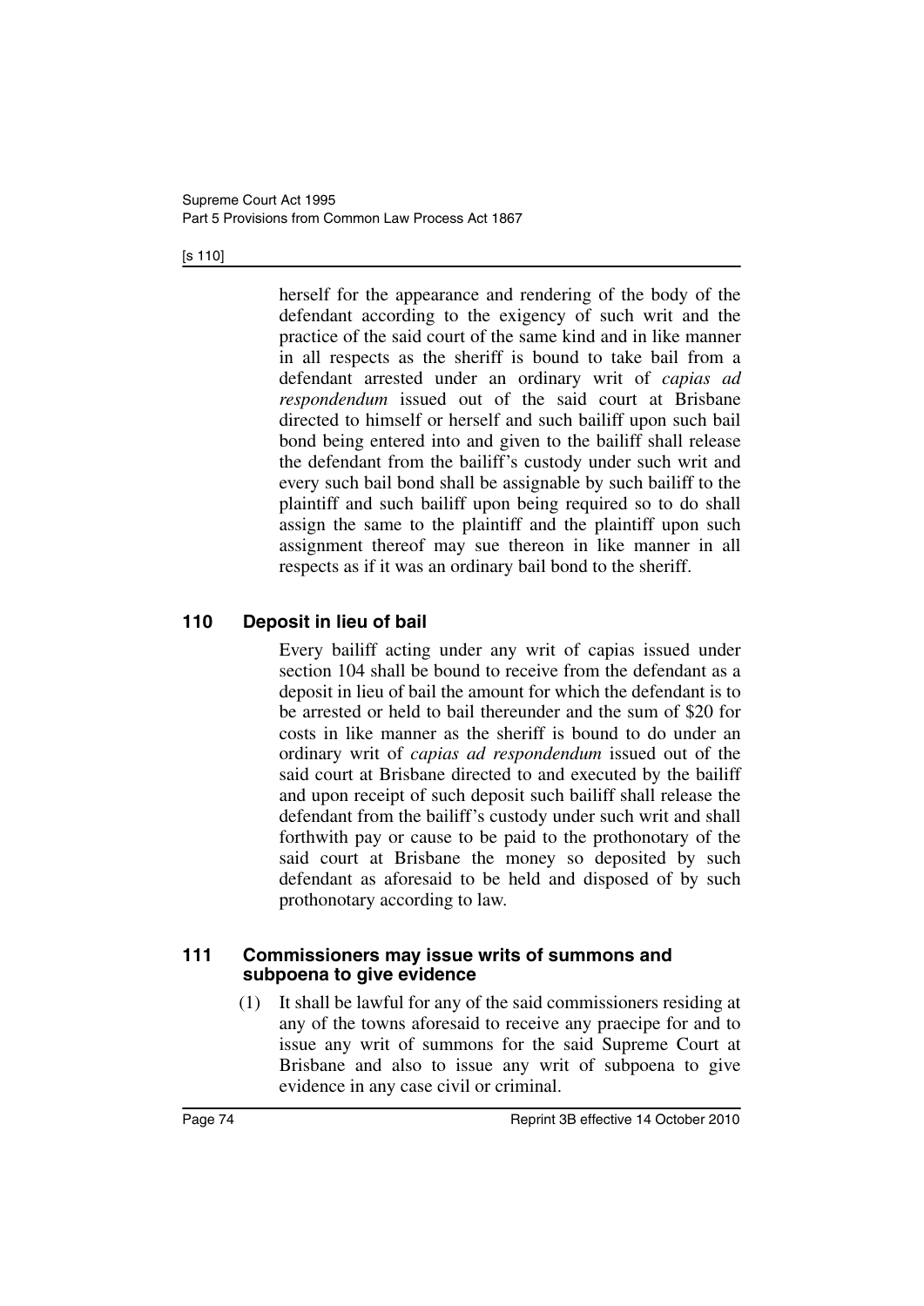herself for the appearance and rendering of the body of the defendant according to the exigency of such writ and the practice of the said court of the same kind and in like manner in all respects as the sheriff is bound to take bail from a defendant arrested under an ordinary writ of *capias ad respondendum* issued out of the said court at Brisbane directed to himself or herself and such bailiff upon such bail bond being entered into and given to the bailiff shall release the defendant from the bailiff's custody under such writ and every such bail bond shall be assignable by such bailiff to the plaintiff and such bailiff upon being required so to do shall assign the same to the plaintiff and the plaintiff upon such assignment thereof may sue thereon in like manner in all respects as if it was an ordinary bail bond to the sheriff.

### 110 Deposit in lieu of bail

Every bailiff acting under any writ of capias issued under section 104 shall be bound to receive from the defendant as a deposit in lieu of bail the amount for which the defendant is to be arrested or held to bail thereunder and the sum of $20 for costs in like manner as the sheriff is bound to do under an ordinary writ of *capias ad respondendum* issued out of the said court at Brisbane directed to and executed by the bailiff and upon receipt of such deposit such bailiff shall release the defendant from the bailiff's custody under such writ and shall forthwith pay or cause to be paid to the prothonotary of the said court at Brisbane the money so deposited by such defendant as aforesaid to be held and disposed of by such prothonotary according to law.

### 111 Commissioners may issue writs of summons and subpoena to give evidence

(1) It shall be lawful for any of the said commissioners residing at any of the towns aforesaid to receive any praecipe for and to issue any writ of summons for the said Supreme Court at Brisbane and also to issue any writ of subpoena to give evidence in any case civil or criminal.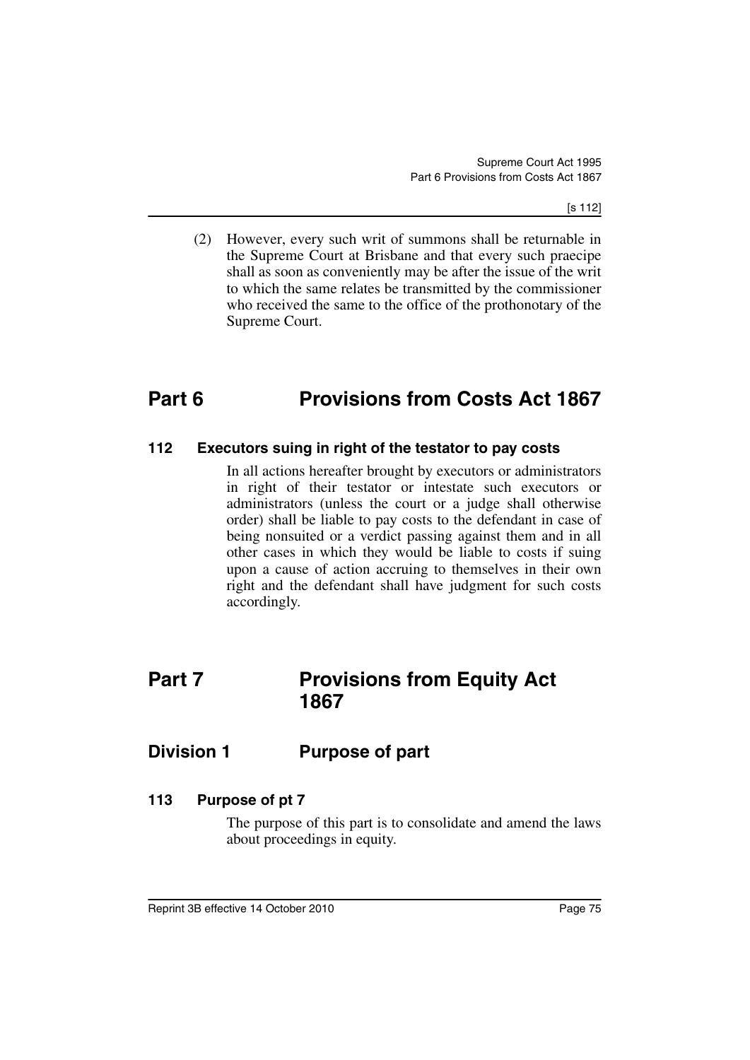(2) However, every such writ of summons shall be returnable in the Supreme Court at Brisbane and that every such praecipe shall as soon as conveniently may be after the issue of the writ to which the same relates be transmitted by the commissioner who received the same to the office of the prothonotary of the Supreme Court.

# Part 6 Provisions from Costs Act 1867

### 112 Executors suing in right of the testator to pay costs

In all actions hereafter brought by executors or administrators in right of their testator or intestate such executors or administrators (unless the court or a judge shall otherwise order) shall be liable to pay costs to the defendant in case of being nonsuited or a verdict passing against them and in all other cases in which they would be liable to costs if suing upon a cause of action accruing to themselves in their own right and the defendant shall have judgment for such costs accordingly.

# Part 7 Provisions from Equity Act 1867

## Division 1 Purpose of part

### 113 Purpose of pt 7

The purpose of this part is to consolidate and amend the laws about proceedings in equity.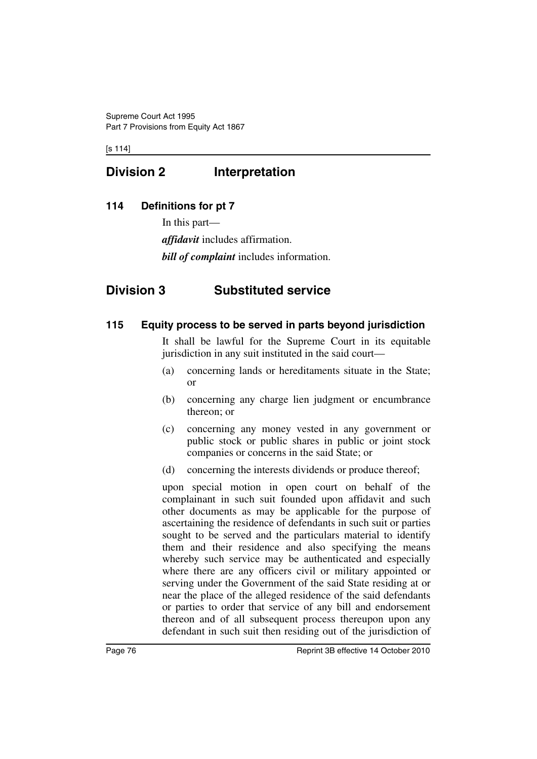## Division 2 Interpretation

### 114 Definitions for pt 7

In this part—

***affidavit*** includes affirmation.

***bill of complaint*** includes information.

## Division 3 Substituted service

### 115 Equity process to be served in parts beyond jurisdiction

It shall be lawful for the Supreme Court in its equitable jurisdiction in any suit instituted in the said court—

(a) concerning lands or hereditaments situate in the State; or

(b) concerning any charge lien judgment or encumbrance thereon; or

(c) concerning any money vested in any government or public stock or public shares in public or joint stock companies or concerns in the said State; or

(d) concerning the interests dividends or produce thereof;

upon special motion in open court on behalf of the complainant in such suit founded upon affidavit and such other documents as may be applicable for the purpose of ascertaining the residence of defendants in such suit or parties sought to be served and the particulars material to identify them and their residence and also specifying the means whereby such service may be authenticated and especially where there are any officers civil or military appointed or serving under the Government of the said State residing at or near the place of the alleged residence of the said defendants or parties to order that service of any bill and endorsement thereon and of all subsequent process thereupon upon any defendant in such suit then residing out of the jurisdiction of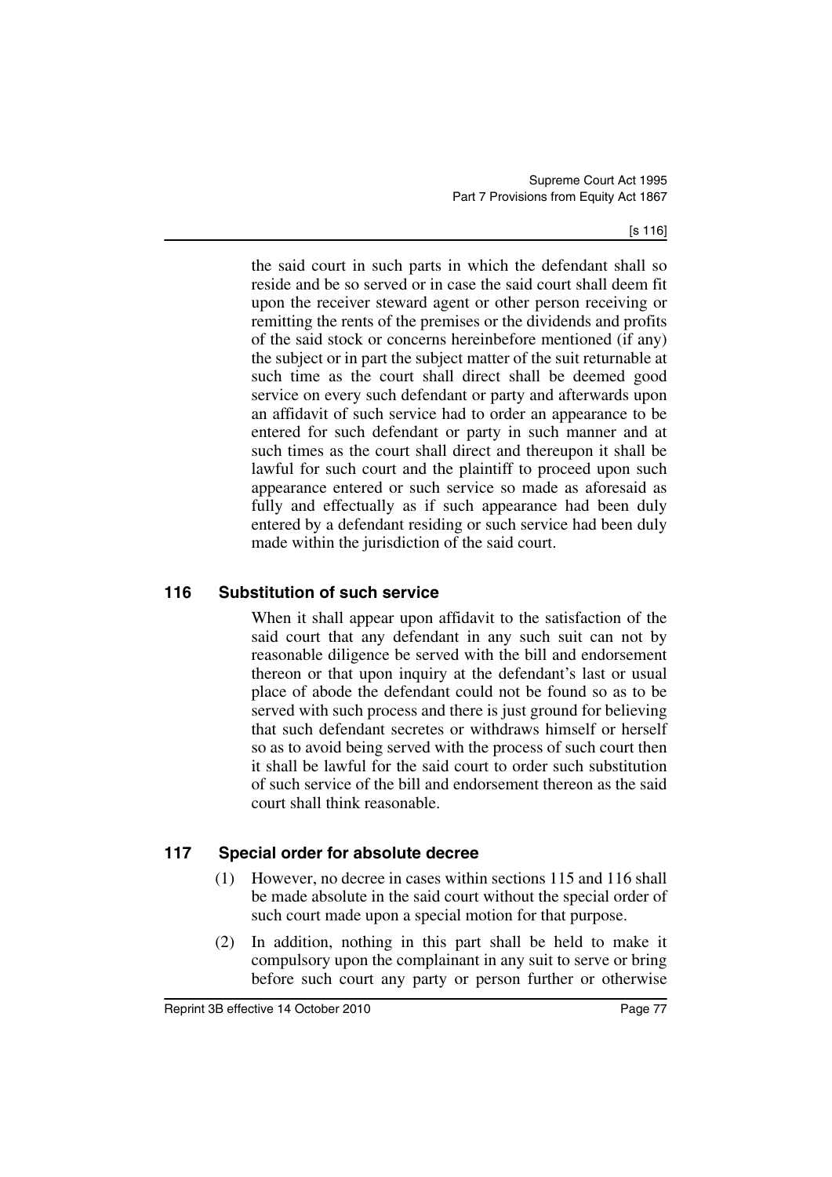the said court in such parts in which the defendant shall so reside and be so served or in case the said court shall deem fit upon the receiver steward agent or other person receiving or remitting the rents of the premises or the dividends and profits of the said stock or concerns hereinbefore mentioned (if any) the subject or in part the subject matter of the suit returnable at such time as the court shall direct shall be deemed good service on every such defendant or party and afterwards upon an affidavit of such service had to order an appearance to be entered for such defendant or party in such manner and at such times as the court shall direct and thereupon it shall be lawful for such court and the plaintiff to proceed upon such appearance entered or such service so made as aforesaid as fully and effectually as if such appearance had been duly entered by a defendant residing or such service had been duly made within the jurisdiction of the said court.

## 116 Substitution of such service

When it shall appear upon affidavit to the satisfaction of the said court that any defendant in any such suit can not by reasonable diligence be served with the bill and endorsement thereon or that upon inquiry at the defendant's last or usual place of abode the defendant could not be found so as to be served with such process and there is just ground for believing that such defendant secretes or withdraws himself or herself so as to avoid being served with the process of such court then it shall be lawful for the said court to order such substitution of such service of the bill and endorsement thereon as the said court shall think reasonable.

## 117 Special order for absolute decree

(1) However, no decree in cases within sections 115 and 116 shall be made absolute in the said court without the special order of such court made upon a special motion for that purpose.

(2) In addition, nothing in this part shall be held to make it compulsory upon the complainant in any suit to serve or bring before such court any party or person further or otherwise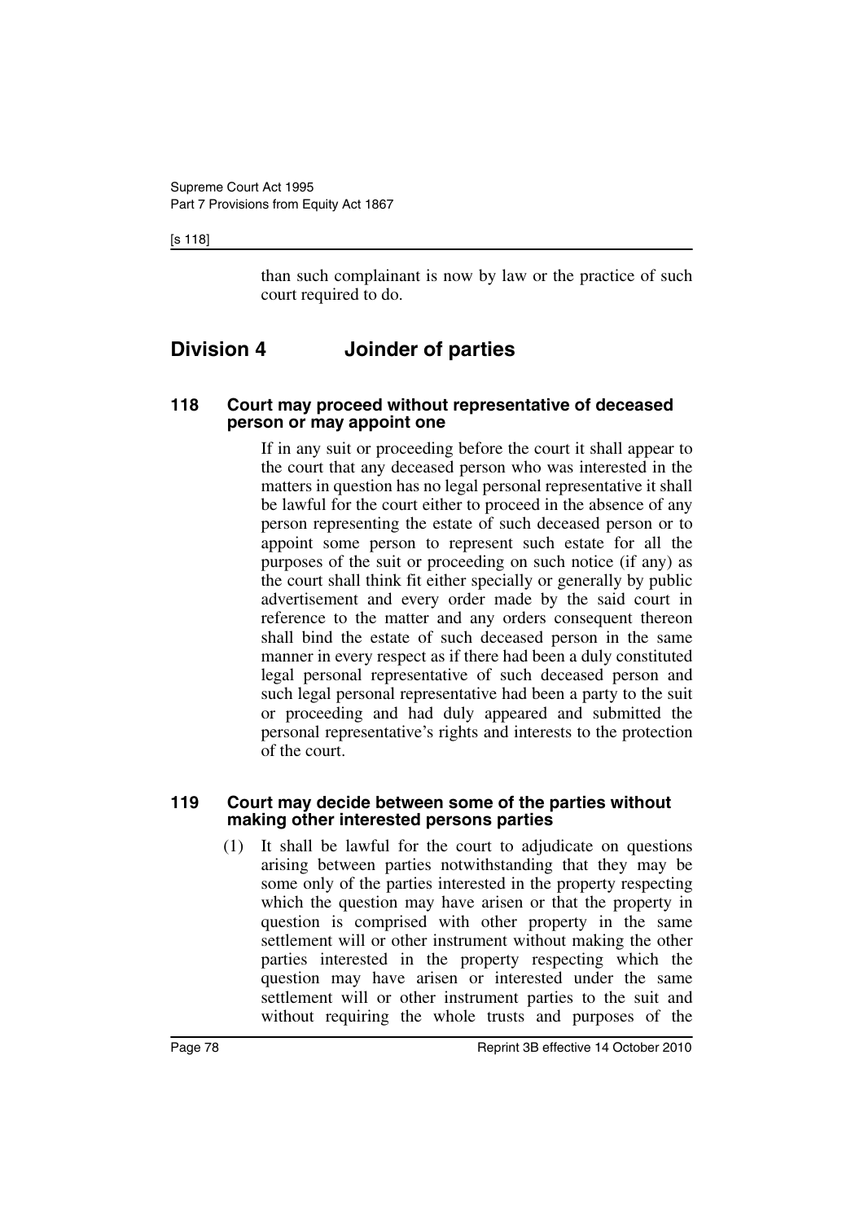than such complainant is now by law or the practice of such court required to do.

## Division 4 Joinder of parties

### 118 Court may proceed without representative of deceased person or may appoint one

If in any suit or proceeding before the court it shall appear to the court that any deceased person who was interested in the matters in question has no legal personal representative it shall be lawful for the court either to proceed in the absence of any person representing the estate of such deceased person or to appoint some person to represent such estate for all the purposes of the suit or proceeding on such notice (if any) as the court shall think fit either specially or generally by public advertisement and every order made by the said court in reference to the matter and any orders consequent thereon shall bind the estate of such deceased person in the same manner in every respect as if there had been a duly constituted legal personal representative of such deceased person and such legal personal representative had been a party to the suit or proceeding and had duly appeared and submitted the personal representative's rights and interests to the protection of the court.

### 119 Court may decide between some of the parties without making other interested persons parties

(1) It shall be lawful for the court to adjudicate on questions arising between parties notwithstanding that they may be some only of the parties interested in the property respecting which the question may have arisen or that the property in question is comprised with other property in the same settlement will or other instrument without making the other parties interested in the property respecting which the question may have arisen or interested under the same settlement will or other instrument parties to the suit and without requiring the whole trusts and purposes of the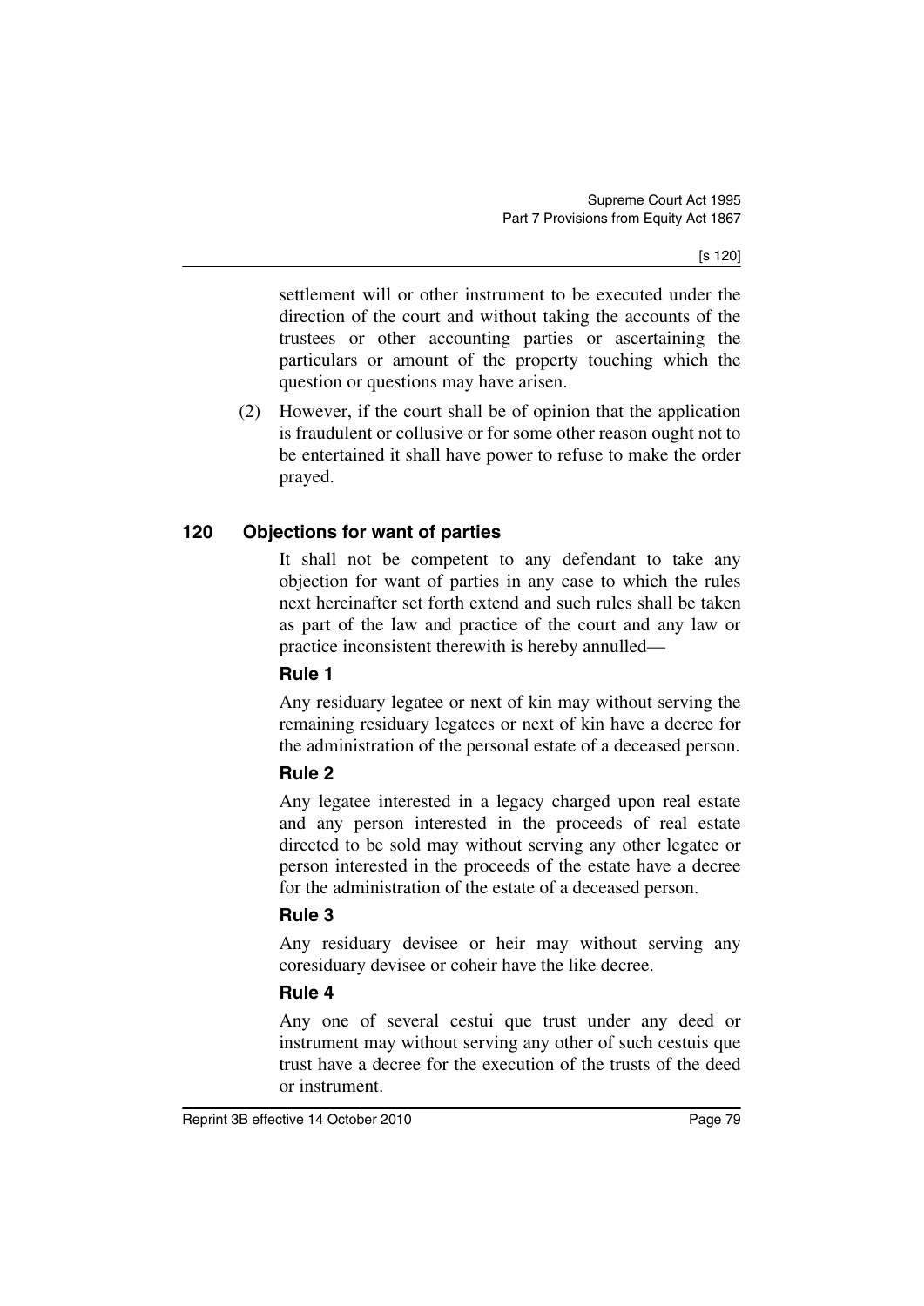settlement will or other instrument to be executed under the direction of the court and without taking the accounts of the trustees or other accounting parties or ascertaining the particulars or amount of the property touching which the question or questions may have arisen.

(2) However, if the court shall be of opinion that the application is fraudulent or collusive or for some other reason ought not to be entertained it shall have power to refuse to make the order prayed.

## 120 Objections for want of parties

It shall not be competent to any defendant to take any objection for want of parties in any case to which the rules next hereinafter set forth extend and such rules shall be taken as part of the law and practice of the court and any law or practice inconsistent therewith is hereby annulled—

### Rule 1

Any residuary legatee or next of kin may without serving the remaining residuary legatees or next of kin have a decree for the administration of the personal estate of a deceased person.

### Rule 2

Any legatee interested in a legacy charged upon real estate and any person interested in the proceeds of real estate directed to be sold may without serving any other legatee or person interested in the proceeds of the estate have a decree for the administration of the estate of a deceased person.

### Rule 3

Any residuary devisee or heir may without serving any coresiduary devisee or coheir have the like decree.

### Rule 4

Any one of several cestui que trust under any deed or instrument may without serving any other of such cestuis que trust have a decree for the execution of the trusts of the deed or instrument.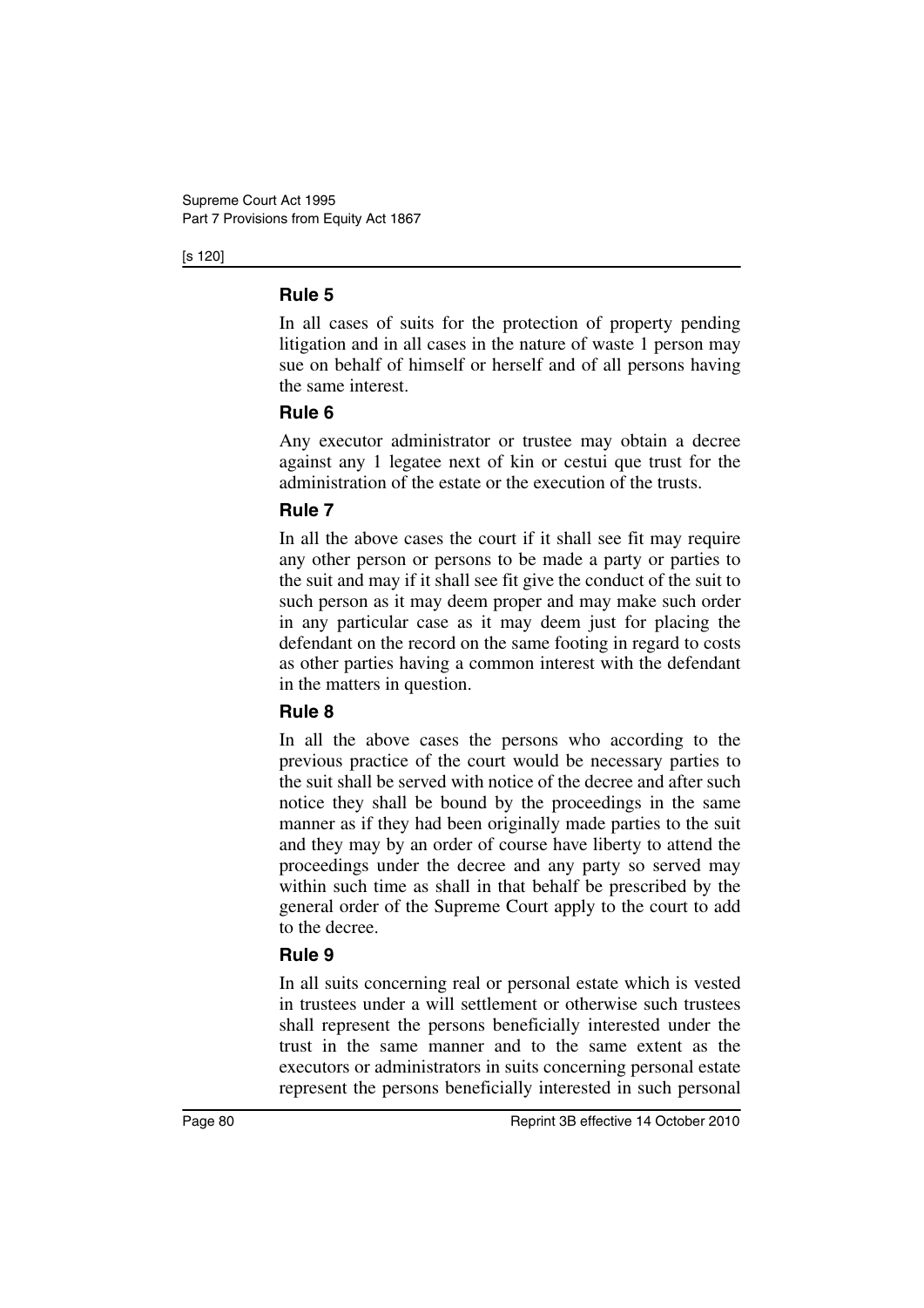### Rule 5

In all cases of suits for the protection of property pending litigation and in all cases in the nature of waste 1 person may sue on behalf of himself or herself and of all persons having the same interest.

### Rule 6

Any executor administrator or trustee may obtain a decree against any 1 legatee next of kin or cestui que trust for the administration of the estate or the execution of the trusts.

### Rule 7

In all the above cases the court if it shall see fit may require any other person or persons to be made a party or parties to the suit and may if it shall see fit give the conduct of the suit to such person as it may deem proper and may make such order in any particular case as it may deem just for placing the defendant on the record on the same footing in regard to costs as other parties having a common interest with the defendant in the matters in question.

### Rule 8

In all the above cases the persons who according to the previous practice of the court would be necessary parties to the suit shall be served with notice of the decree and after such notice they shall be bound by the proceedings in the same manner as if they had been originally made parties to the suit and they may by an order of course have liberty to attend the proceedings under the decree and any party so served may within such time as shall in that behalf be prescribed by the general order of the Supreme Court apply to the court to add to the decree.

### Rule 9

In all suits concerning real or personal estate which is vested in trustees under a will settlement or otherwise such trustees shall represent the persons beneficially interested under the trust in the same manner and to the same extent as the executors or administrators in suits concerning personal estate represent the persons beneficially interested in such personal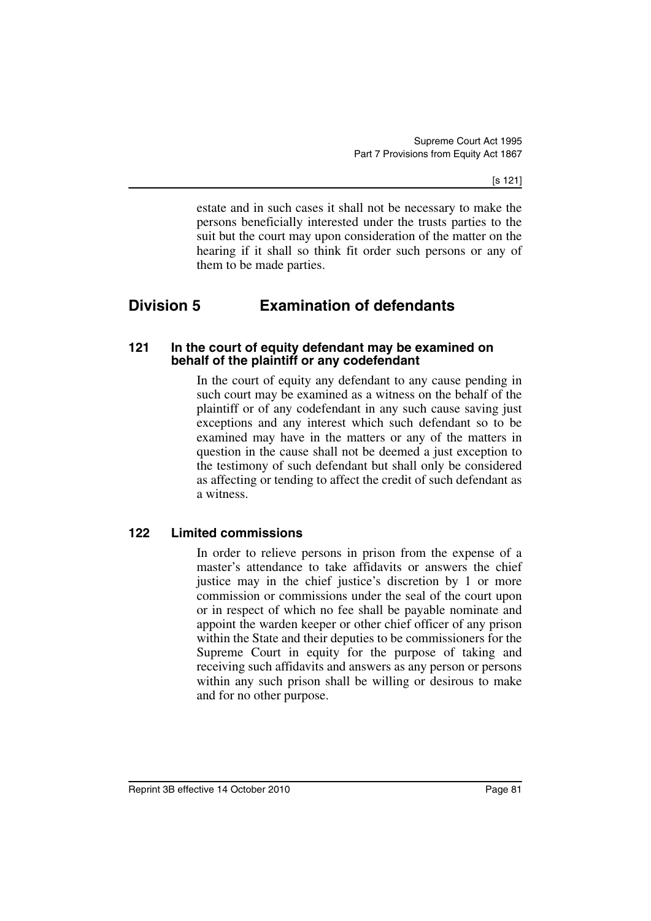estate and in such cases it shall not be necessary to make the persons beneficially interested under the trusts parties to the suit but the court may upon consideration of the matter on the hearing if it shall so think fit order such persons or any of them to be made parties.

## Division 5 Examination of defendants

### 121 In the court of equity defendant may be examined on behalf of the plaintiff or any codefendant

In the court of equity any defendant to any cause pending in such court may be examined as a witness on the behalf of the plaintiff or of any codefendant in any such cause saving just exceptions and any interest which such defendant so to be examined may have in the matters or any of the matters in question in the cause shall not be deemed a just exception to the testimony of such defendant but shall only be considered as affecting or tending to affect the credit of such defendant as a witness.

### 122 Limited commissions

In order to relieve persons in prison from the expense of a master's attendance to take affidavits or answers the chief justice may in the chief justice's discretion by 1 or more commission or commissions under the seal of the court upon or in respect of which no fee shall be payable nominate and appoint the warden keeper or other chief officer of any prison within the State and their deputies to be commissioners for the Supreme Court in equity for the purpose of taking and receiving such affidavits and answers as any person or persons within any such prison shall be willing or desirous to make and for no other purpose.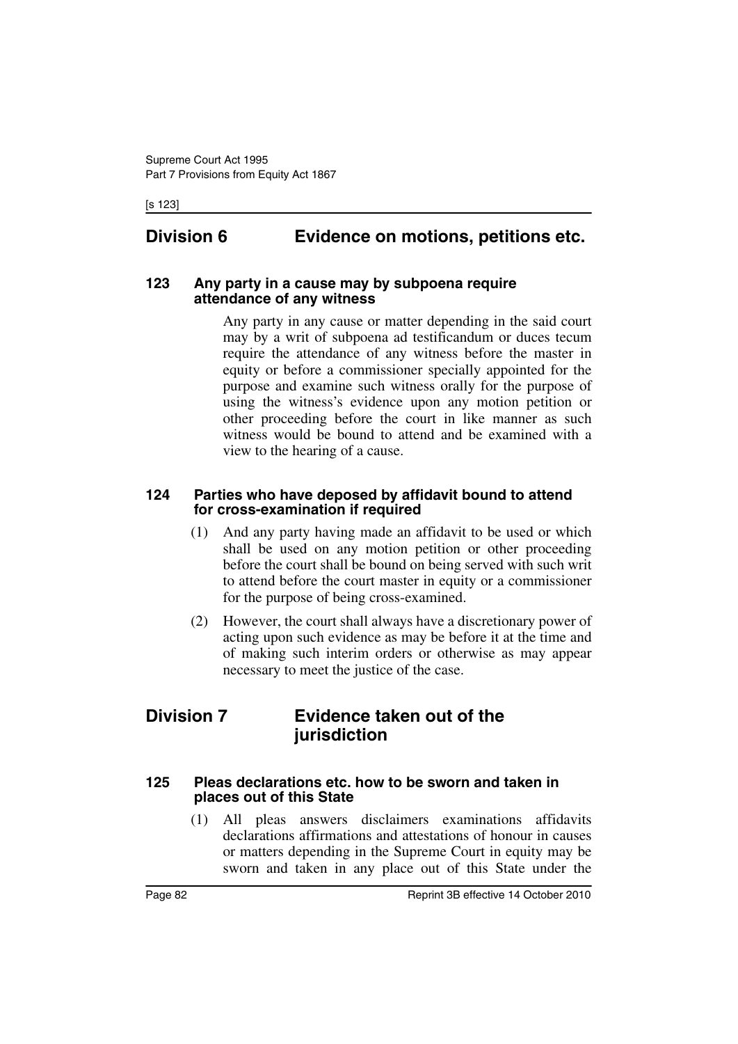## Division 6 Evidence on motions, petitions etc.

### 123 Any party in a cause may by subpoena require attendance of any witness

Any party in any cause or matter depending in the said court may by a writ of subpoena ad testificandum or duces tecum require the attendance of any witness before the master in equity or before a commissioner specially appointed for the purpose and examine such witness orally for the purpose of using the witness's evidence upon any motion petition or other proceeding before the court in like manner as such witness would be bound to attend and be examined with a view to the hearing of a cause.

### 124 Parties who have deposed by affidavit bound to attend for cross-examination if required

(1) And any party having made an affidavit to be used or which shall be used on any motion petition or other proceeding before the court shall be bound on being served with such writ to attend before the court master in equity or a commissioner for the purpose of being cross-examined.

(2) However, the court shall always have a discretionary power of acting upon such evidence as may be before it at the time and of making such interim orders or otherwise as may appear necessary to meet the justice of the case.

## Division 7 Evidence taken out of the jurisdiction

### 125 Pleas declarations etc. how to be sworn and taken in places out of this State

(1) All pleas answers disclaimers examinations affidavits declarations affirmations and attestations of honour in causes or matters depending in the Supreme Court in equity may be sworn and taken in any place out of this State under the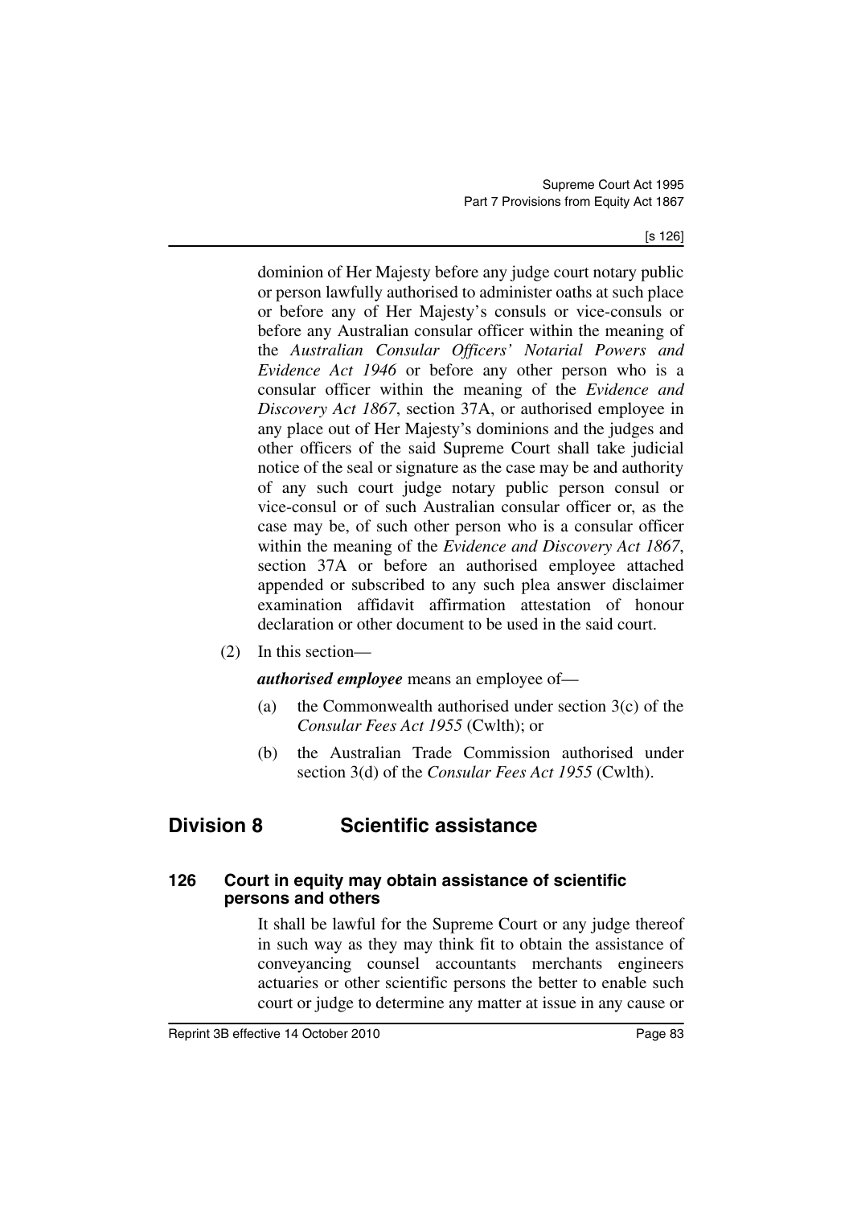dominion of Her Majesty before any judge court notary public or person lawfully authorised to administer oaths at such place or before any of Her Majesty's consuls or vice-consuls or before any Australian consular officer within the meaning of the *Australian Consular Officers' Notarial Powers and Evidence Act 1946* or before any other person who is a consular officer within the meaning of the *Evidence and Discovery Act 1867*, section 37A, or authorised employee in any place out of Her Majesty's dominions and the judges and other officers of the said Supreme Court shall take judicial notice of the seal or signature as the case may be and authority of any such court judge notary public person consul or vice-consul or of such Australian consular officer or, as the case may be, of such other person who is a consular officer within the meaning of the *Evidence and Discovery Act 1867*, section 37A or before an authorised employee attached appended or subscribed to any such plea answer disclaimer examination affidavit affirmation attestation of honour declaration or other document to be used in the said court.

(2) In this section—

***authorised employee*** means an employee of—

(a) the Commonwealth authorised under section 3(c) of the *Consular Fees Act 1955* (Cwlth); or

(b) the Australian Trade Commission authorised under section 3(d) of the *Consular Fees Act 1955* (Cwlth).

## Division 8 Scientific assistance

### 126 Court in equity may obtain assistance of scientific persons and others

It shall be lawful for the Supreme Court or any judge thereof in such way as they may think fit to obtain the assistance of conveyancing counsel accountants merchants engineers actuaries or other scientific persons the better to enable such court or judge to determine any matter at issue in any cause or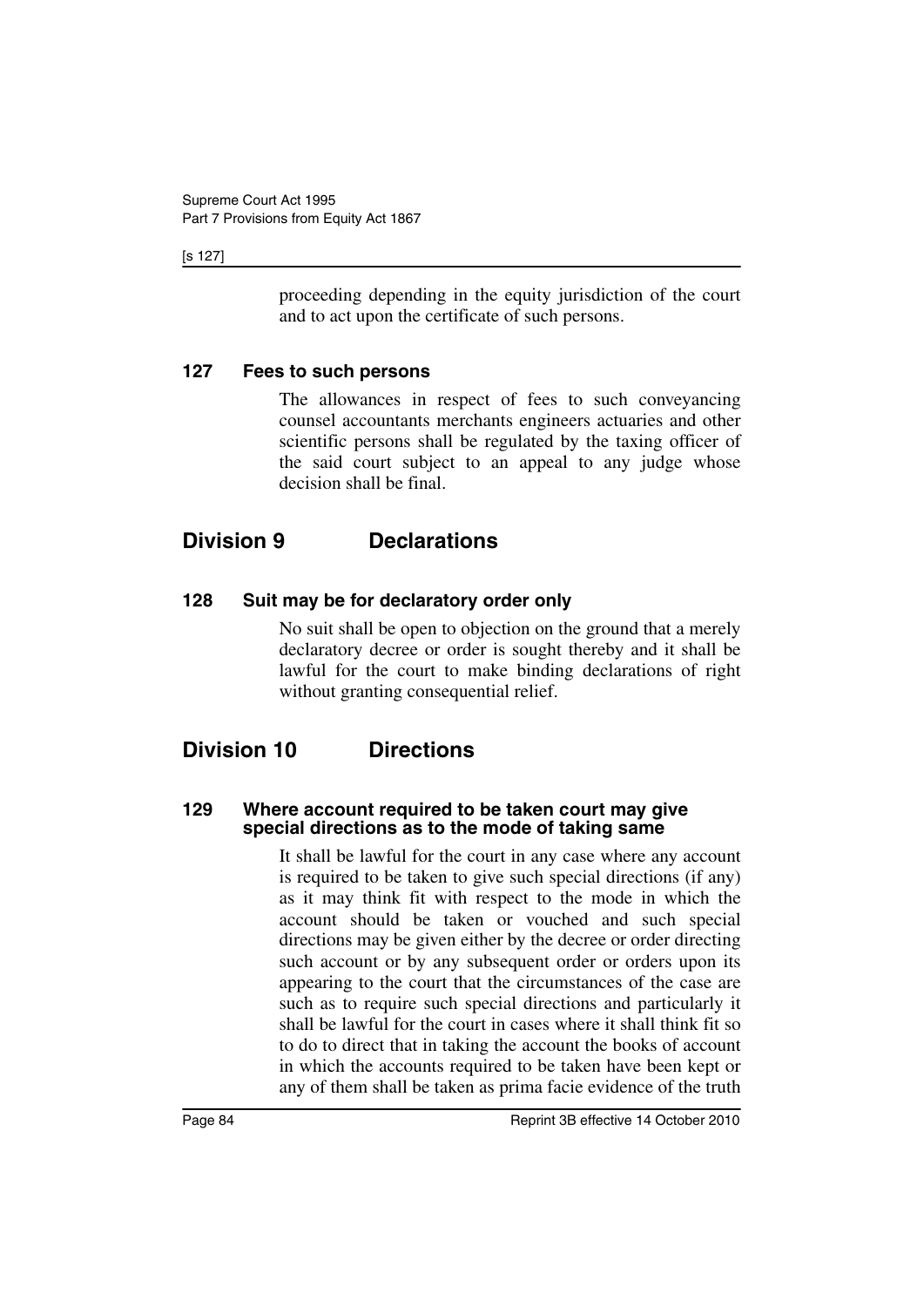proceeding depending in the equity jurisdiction of the court and to act upon the certificate of such persons.

### 127 Fees to such persons

The allowances in respect of fees to such conveyancing counsel accountants merchants engineers actuaries and other scientific persons shall be regulated by the taxing officer of the said court subject to an appeal to any judge whose decision shall be final.

## Division 9 Declarations

### 128 Suit may be for declaratory order only

No suit shall be open to objection on the ground that a merely declaratory decree or order is sought thereby and it shall be lawful for the court to make binding declarations of right without granting consequential relief.

## Division 10 Directions

### 129 Where account required to be taken court may give special directions as to the mode of taking same

It shall be lawful for the court in any case where any account is required to be taken to give such special directions (if any) as it may think fit with respect to the mode in which the account should be taken or vouched and such special directions may be given either by the decree or order directing such account or by any subsequent order or orders upon its appearing to the court that the circumstances of the case are such as to require such special directions and particularly it shall be lawful for the court in cases where it shall think fit so to do to direct that in taking the account the books of account in which the accounts required to be taken have been kept or any of them shall be taken as prima facie evidence of the truth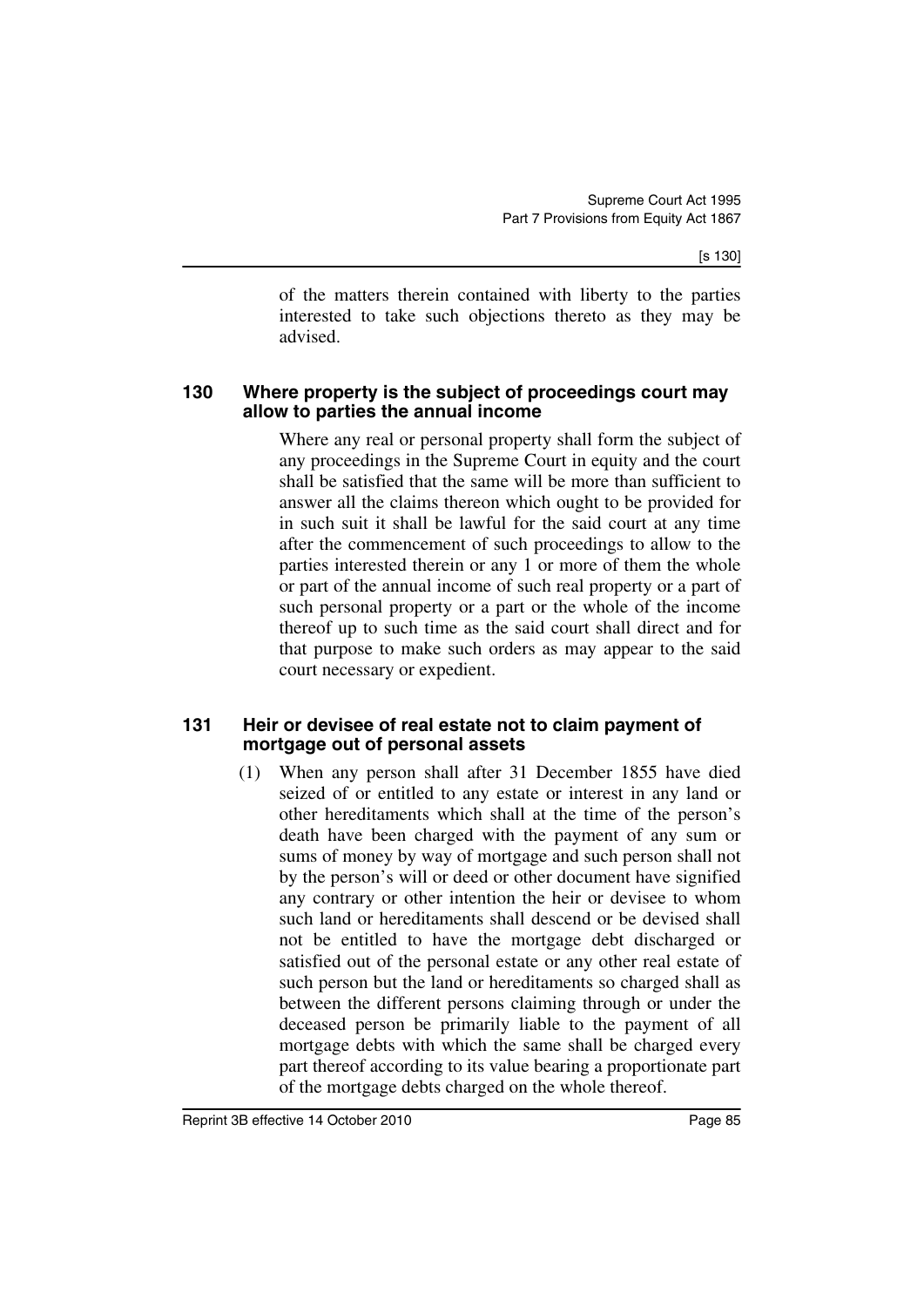of the matters therein contained with liberty to the parties interested to take such objections thereto as they may be advised.

### 130 Where property is the subject of proceedings court may allow to parties the annual income

Where any real or personal property shall form the subject of any proceedings in the Supreme Court in equity and the court shall be satisfied that the same will be more than sufficient to answer all the claims thereon which ought to be provided for in such suit it shall be lawful for the said court at any time after the commencement of such proceedings to allow to the parties interested therein or any 1 or more of them the whole or part of the annual income of such real property or a part of such personal property or a part or the whole of the income thereof up to such time as the said court shall direct and for that purpose to make such orders as may appear to the said court necessary or expedient.

### 131 Heir or devisee of real estate not to claim payment of mortgage out of personal assets

(1) When any person shall after 31 December 1855 have died seized of or entitled to any estate or interest in any land or other hereditaments which shall at the time of the person's death have been charged with the payment of any sum or sums of money by way of mortgage and such person shall not by the person's will or deed or other document have signified any contrary or other intention the heir or devisee to whom such land or hereditaments shall descend or be devised shall not be entitled to have the mortgage debt discharged or satisfied out of the personal estate or any other real estate of such person but the land or hereditaments so charged shall as between the different persons claiming through or under the deceased person be primarily liable to the payment of all mortgage debts with which the same shall be charged every part thereof according to its value bearing a proportionate part of the mortgage debts charged on the whole thereof.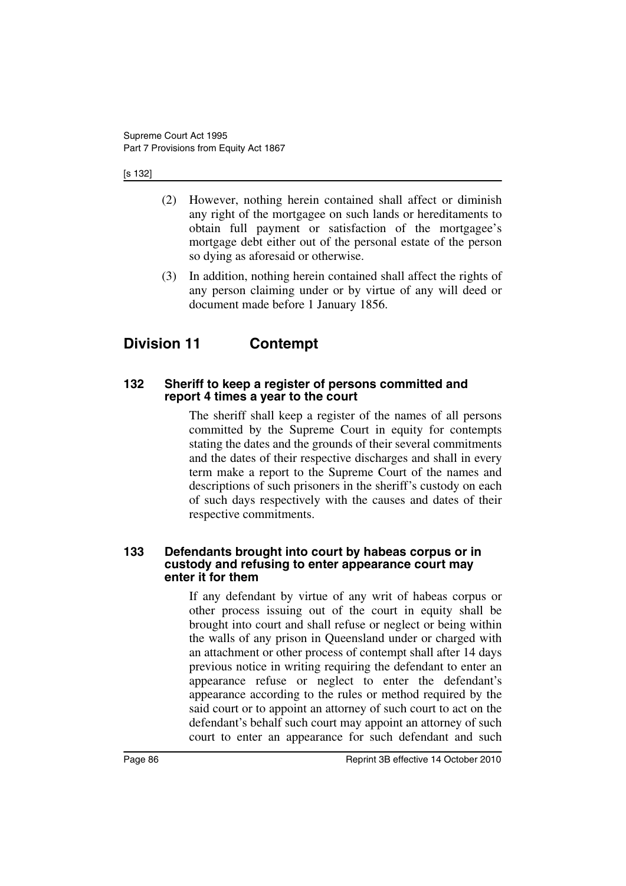(2) However, nothing herein contained shall affect or diminish any right of the mortgagee on such lands or hereditaments to obtain full payment or satisfaction of the mortgagee's mortgage debt either out of the personal estate of the person so dying as aforesaid or otherwise.

(3) In addition, nothing herein contained shall affect the rights of any person claiming under or by virtue of any will deed or document made before 1 January 1856.

## Division 11 Contempt

### 132 Sheriff to keep a register of persons committed and report 4 times a year to the court

The sheriff shall keep a register of the names of all persons committed by the Supreme Court in equity for contempts stating the dates and the grounds of their several commitments and the dates of their respective discharges and shall in every term make a report to the Supreme Court of the names and descriptions of such prisoners in the sheriff's custody on each of such days respectively with the causes and dates of their respective commitments.

### 133 Defendants brought into court by habeas corpus or in custody and refusing to enter appearance court may enter it for them

If any defendant by virtue of any writ of habeas corpus or other process issuing out of the court in equity shall be brought into court and shall refuse or neglect or being within the walls of any prison in Queensland under or charged with an attachment or other process of contempt shall after 14 days previous notice in writing requiring the defendant to enter an appearance refuse or neglect to enter the defendant's appearance according to the rules or method required by the said court or to appoint an attorney of such court to act on the defendant's behalf such court may appoint an attorney of such court to enter an appearance for such defendant and such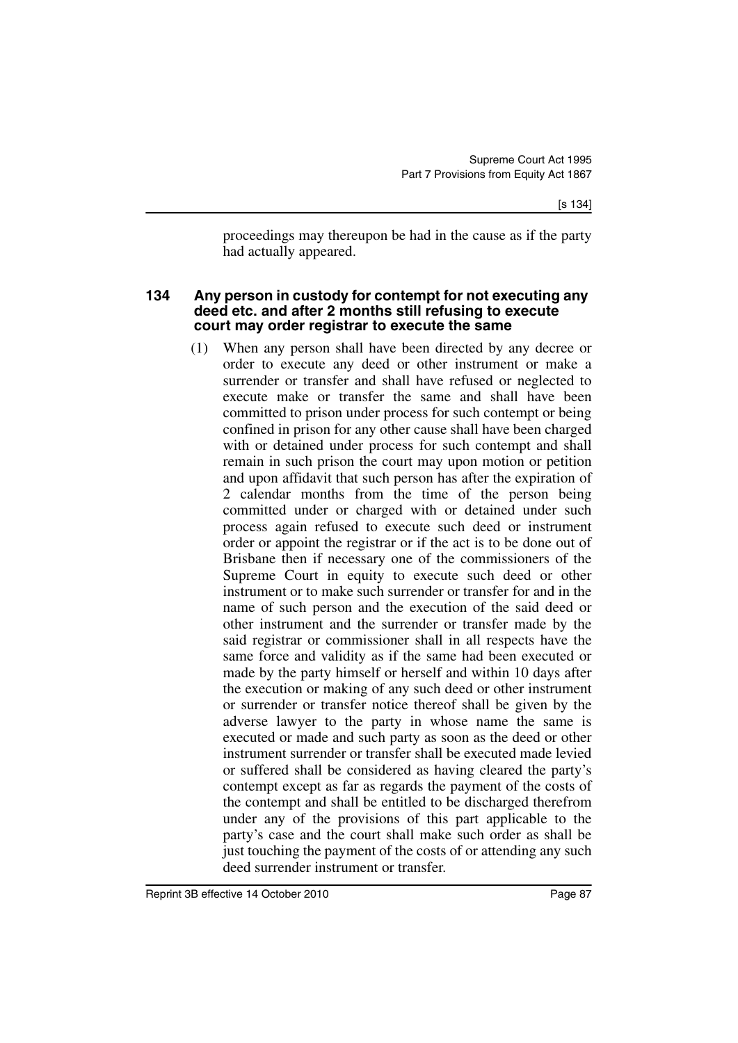proceedings may thereupon be had in the cause as if the party had actually appeared.

### 134 Any person in custody for contempt for not executing any deed etc. and after 2 months still refusing to execute court may order registrar to execute the same

(1) When any person shall have been directed by any decree or order to execute any deed or other instrument or make a surrender or transfer and shall have refused or neglected to execute make or transfer the same and shall have been committed to prison under process for such contempt or being confined in prison for any other cause shall have been charged with or detained under process for such contempt and shall remain in such prison the court may upon motion or petition and upon affidavit that such person has after the expiration of 2 calendar months from the time of the person being committed under or charged with or detained under such process again refused to execute such deed or instrument order or appoint the registrar or if the act is to be done out of Brisbane then if necessary one of the commissioners of the Supreme Court in equity to execute such deed or other instrument or to make such surrender or transfer for and in the name of such person and the execution of the said deed or other instrument and the surrender or transfer made by the said registrar or commissioner shall in all respects have the same force and validity as if the same had been executed or made by the party himself or herself and within 10 days after the execution or making of any such deed or other instrument or surrender or transfer notice thereof shall be given by the adverse lawyer to the party in whose name the same is executed or made and such party as soon as the deed or other instrument surrender or transfer shall be executed made levied or suffered shall be considered as having cleared the party's contempt except as far as regards the payment of the costs of the contempt and shall be entitled to be discharged therefrom under any of the provisions of this part applicable to the party's case and the court shall make such order as shall be just touching the payment of the costs of or attending any such deed surrender instrument or transfer.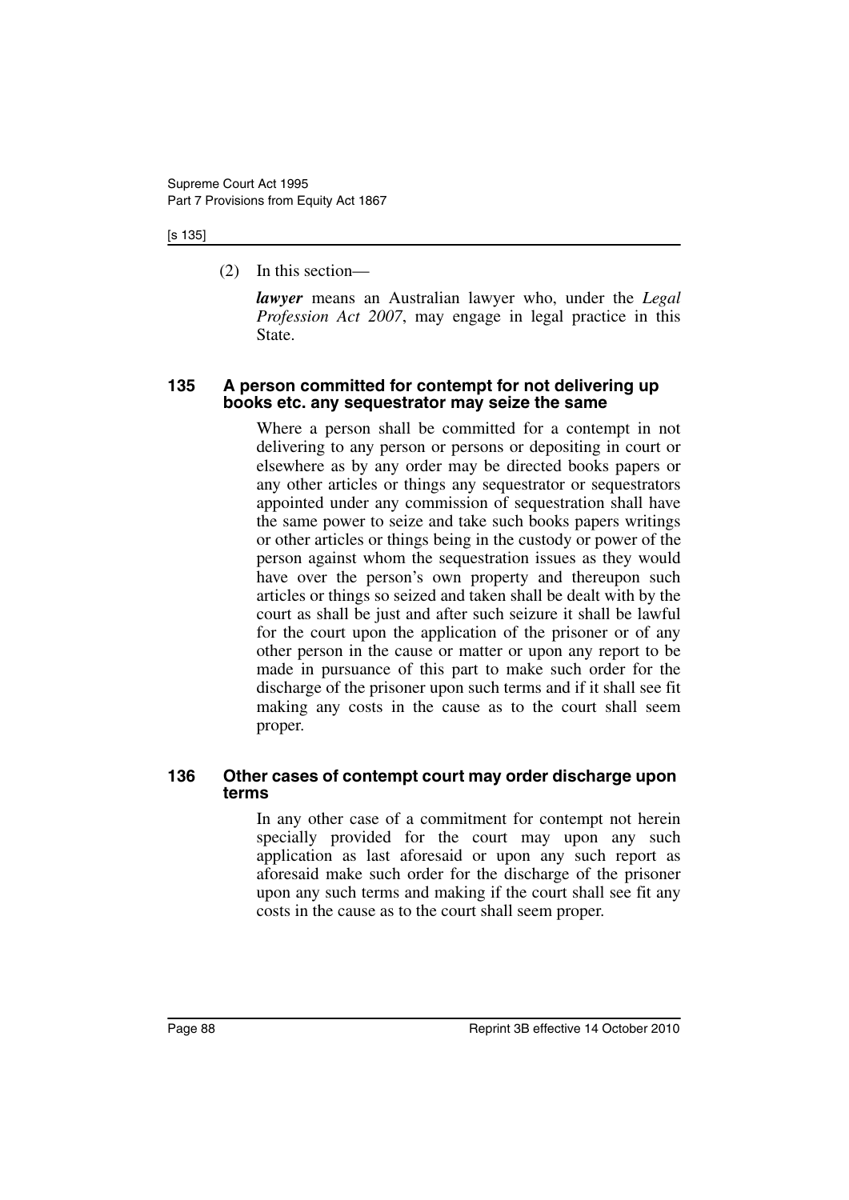(2) In this section—

***lawyer*** means an Australian lawyer who, under the *Legal Profession Act 2007*, may engage in legal practice in this State.

### 135 A person committed for contempt for not delivering up books etc. any sequestrator may seize the same

Where a person shall be committed for a contempt in not delivering to any person or persons or depositing in court or elsewhere as by any order may be directed books papers or any other articles or things any sequestrator or sequestrators appointed under any commission of sequestration shall have the same power to seize and take such books papers writings or other articles or things being in the custody or power of the person against whom the sequestration issues as they would have over the person's own property and thereupon such articles or things so seized and taken shall be dealt with by the court as shall be just and after such seizure it shall be lawful for the court upon the application of the prisoner or of any other person in the cause or matter or upon any report to be made in pursuance of this part to make such order for the discharge of the prisoner upon such terms and if it shall see fit making any costs in the cause as to the court shall seem proper.

### 136 Other cases of contempt court may order discharge upon terms

In any other case of a commitment for contempt not herein specially provided for the court may upon any such application as last aforesaid or upon any such report as aforesaid make such order for the discharge of the prisoner upon any such terms and making if the court shall see fit any costs in the cause as to the court shall seem proper.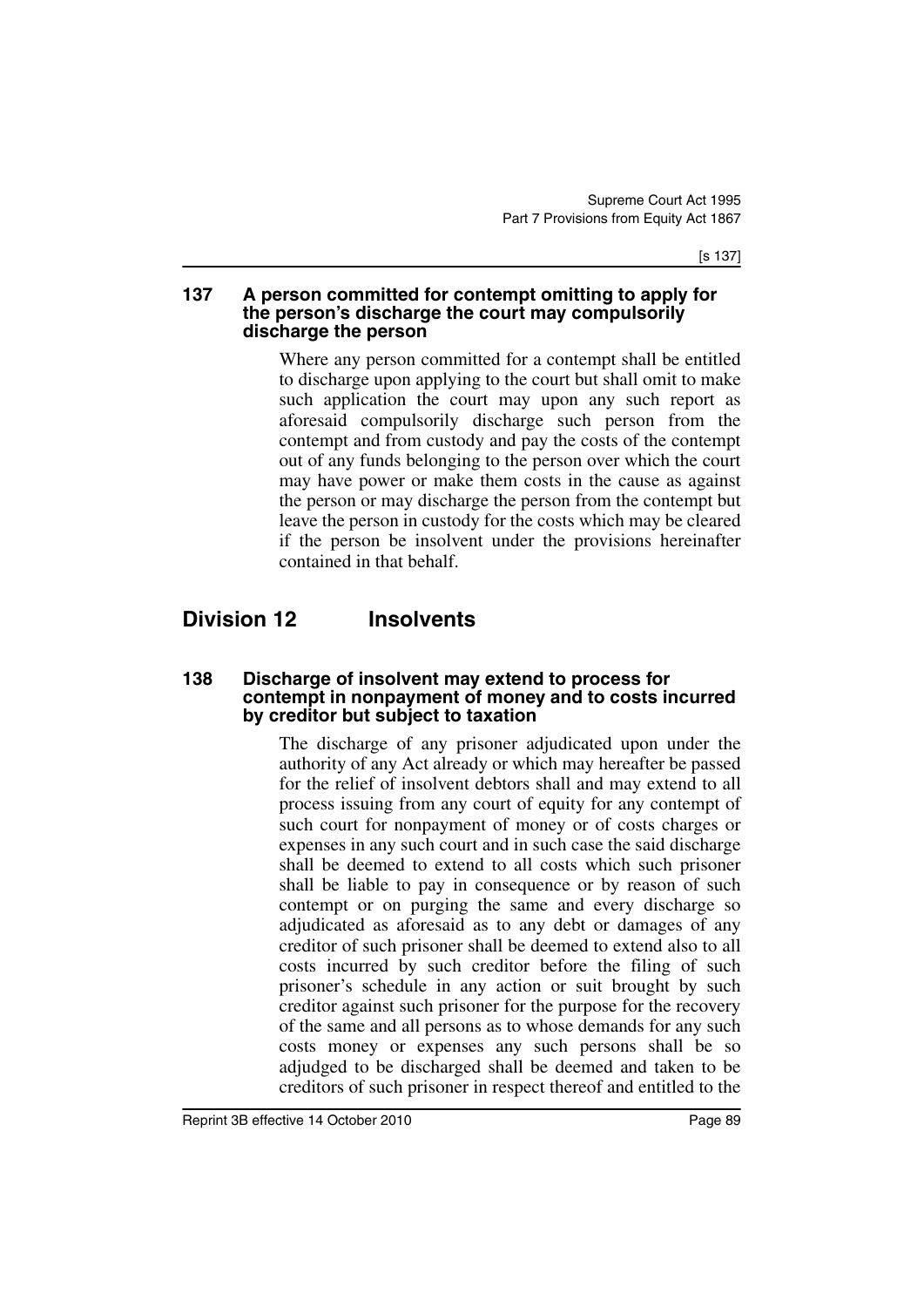### 137 A person committed for contempt omitting to apply for the person's discharge the court may compulsorily discharge the person

Where any person committed for a contempt shall be entitled to discharge upon applying to the court but shall omit to make such application the court may upon any such report as aforesaid compulsorily discharge such person from the contempt and from custody and pay the costs of the contempt out of any funds belonging to the person over which the court may have power or make them costs in the cause as against the person or may discharge the person from the contempt but leave the person in custody for the costs which may be cleared if the person be insolvent under the provisions hereinafter contained in that behalf.

## Division 12 Insolvents

### 138 Discharge of insolvent may extend to process for contempt in nonpayment of money and to costs incurred by creditor but subject to taxation

The discharge of any prisoner adjudicated upon under the authority of any Act already or which may hereafter be passed for the relief of insolvent debtors shall and may extend to all process issuing from any court of equity for any contempt of such court for nonpayment of money or of costs charges or expenses in any such court and in such case the said discharge shall be deemed to extend to all costs which such prisoner shall be liable to pay in consequence or by reason of such contempt or on purging the same and every discharge so adjudicated as aforesaid as to any debt or damages of any creditor of such prisoner shall be deemed to extend also to all costs incurred by such creditor before the filing of such prisoner's schedule in any action or suit brought by such creditor against such prisoner for the purpose for the recovery of the same and all persons as to whose demands for any such costs money or expenses any such persons shall be so adjudged to be discharged shall be deemed and taken to be creditors of such prisoner in respect thereof and entitled to the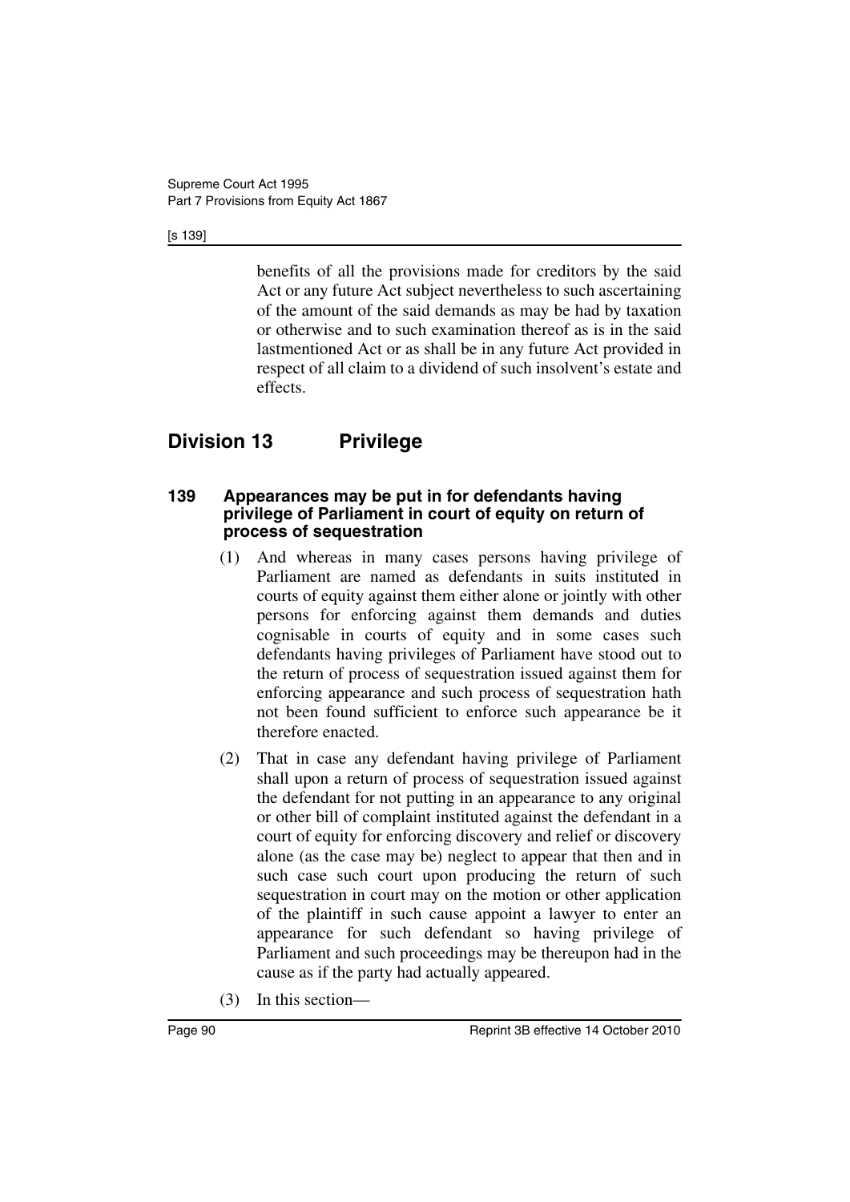benefits of all the provisions made for creditors by the said Act or any future Act subject nevertheless to such ascertaining of the amount of the said demands as may be had by taxation or otherwise and to such examination thereof as is in the said lastmentioned Act or as shall be in any future Act provided in respect of all claim to a dividend of such insolvent's estate and effects.

## Division 13 Privilege

### 139 Appearances may be put in for defendants having privilege of Parliament in court of equity on return of process of sequestration

(1) And whereas in many cases persons having privilege of Parliament are named as defendants in suits instituted in courts of equity against them either alone or jointly with other persons for enforcing against them demands and duties cognisable in courts of equity and in some cases such defendants having privileges of Parliament have stood out to the return of process of sequestration issued against them for enforcing appearance and such process of sequestration hath not been found sufficient to enforce such appearance be it therefore enacted.

(2) That in case any defendant having privilege of Parliament shall upon a return of process of sequestration issued against the defendant for not putting in an appearance to any original or other bill of complaint instituted against the defendant in a court of equity for enforcing discovery and relief or discovery alone (as the case may be) neglect to appear that then and in such case such court upon producing the return of such sequestration in court may on the motion or other application of the plaintiff in such cause appoint a lawyer to enter an appearance for such defendant so having privilege of Parliament and such proceedings may be thereupon had in the cause as if the party had actually appeared.

(3) In this section—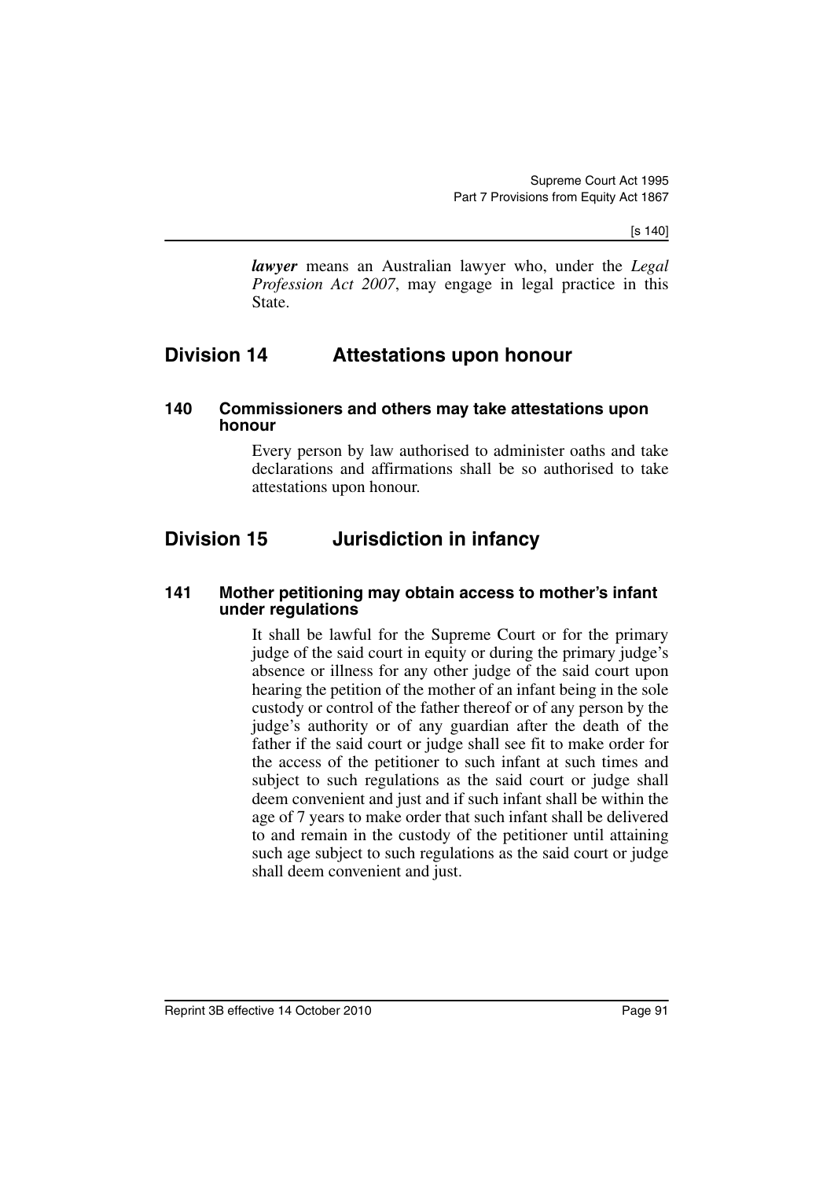***lawyer*** means an Australian lawyer who, under the *Legal Profession Act 2007*, may engage in legal practice in this State.

## Division 14 Attestations upon honour

### 140 Commissioners and others may take attestations upon honour

Every person by law authorised to administer oaths and take declarations and affirmations shall be so authorised to take attestations upon honour.

## Division 15 Jurisdiction in infancy

### 141 Mother petitioning may obtain access to mother's infant under regulations

It shall be lawful for the Supreme Court or for the primary judge of the said court in equity or during the primary judge's absence or illness for any other judge of the said court upon hearing the petition of the mother of an infant being in the sole custody or control of the father thereof or of any person by the judge's authority or of any guardian after the death of the father if the said court or judge shall see fit to make order for the access of the petitioner to such infant at such times and subject to such regulations as the said court or judge shall deem convenient and just and if such infant shall be within the age of 7 years to make order that such infant shall be delivered to and remain in the custody of the petitioner until attaining such age subject to such regulations as the said court or judge shall deem convenient and just.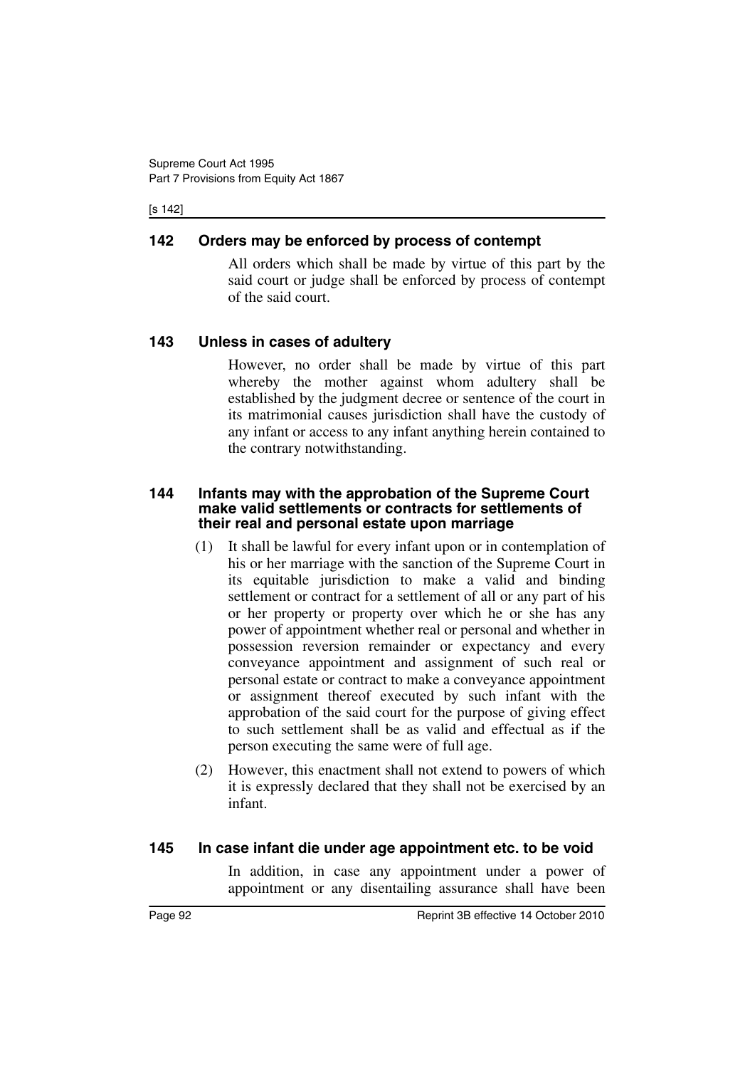### 142 Orders may be enforced by process of contempt

All orders which shall be made by virtue of this part by the said court or judge shall be enforced by process of contempt of the said court.

### 143 Unless in cases of adultery

However, no order shall be made by virtue of this part whereby the mother against whom adultery shall be established by the judgment decree or sentence of the court in its matrimonial causes jurisdiction shall have the custody of any infant or access to any infant anything herein contained to the contrary notwithstanding.

### 144 Infants may with the approbation of the Supreme Court make valid settlements or contracts for settlements of their real and personal estate upon marriage

(1) It shall be lawful for every infant upon or in contemplation of his or her marriage with the sanction of the Supreme Court in its equitable jurisdiction to make a valid and binding settlement or contract for a settlement of all or any part of his or her property or property over which he or she has any power of appointment whether real or personal and whether in possession reversion remainder or expectancy and every conveyance appointment and assignment of such real or personal estate or contract to make a conveyance appointment or assignment thereof executed by such infant with the approbation of the said court for the purpose of giving effect to such settlement shall be as valid and effectual as if the person executing the same were of full age.

(2) However, this enactment shall not extend to powers of which it is expressly declared that they shall not be exercised by an infant.

### 145 In case infant die under age appointment etc. to be void

In addition, in case any appointment under a power of appointment or any disentailing assurance shall have been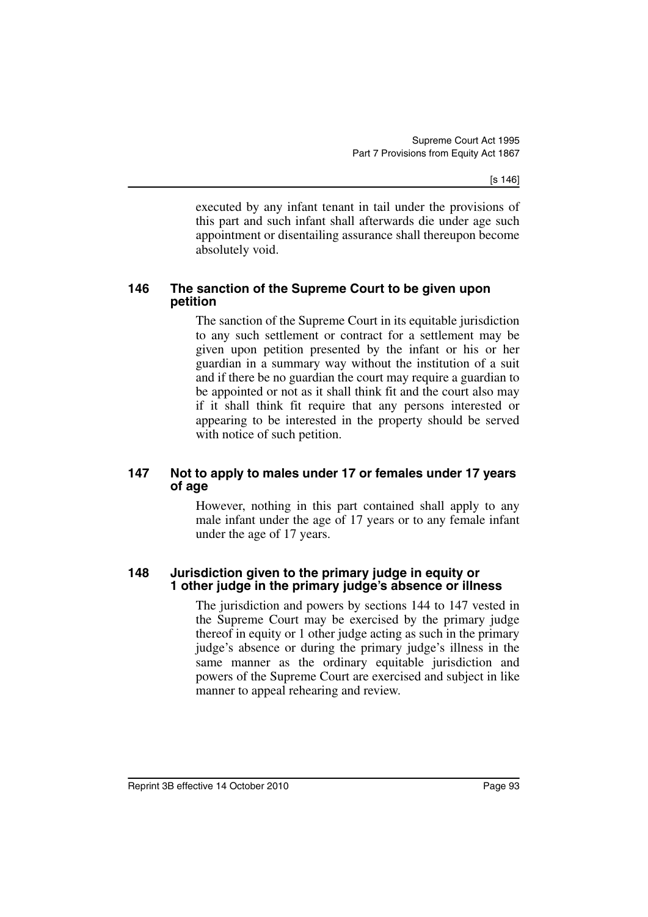executed by any infant tenant in tail under the provisions of this part and such infant shall afterwards die under age such appointment or disentailing assurance shall thereupon become absolutely void.

### 146 The sanction of the Supreme Court to be given upon petition

The sanction of the Supreme Court in its equitable jurisdiction to any such settlement or contract for a settlement may be given upon petition presented by the infant or his or her guardian in a summary way without the institution of a suit and if there be no guardian the court may require a guardian to be appointed or not as it shall think fit and the court also may if it shall think fit require that any persons interested or appearing to be interested in the property should be served with notice of such petition.

### 147 Not to apply to males under 17 or females under 17 years of age

However, nothing in this part contained shall apply to any male infant under the age of 17 years or to any female infant under the age of 17 years.

### 148 Jurisdiction given to the primary judge in equity or 1 other judge in the primary judge's absence or illness

The jurisdiction and powers by sections 144 to 147 vested in the Supreme Court may be exercised by the primary judge thereof in equity or 1 other judge acting as such in the primary judge's absence or during the primary judge's illness in the same manner as the ordinary equitable jurisdiction and powers of the Supreme Court are exercised and subject in like manner to appeal rehearing and review.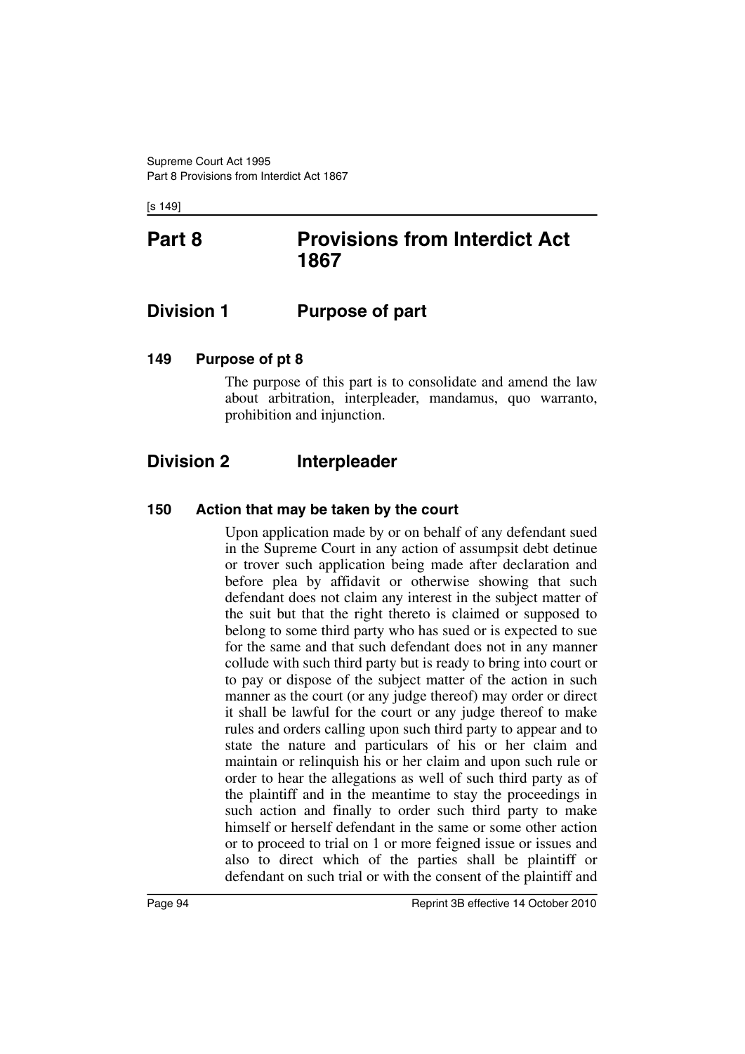# Part 8 Provisions from Interdict Act 1867

## Division 1 Purpose of part

### 149 Purpose of pt 8

The purpose of this part is to consolidate and amend the law about arbitration, interpleader, mandamus, quo warranto, prohibition and injunction.

## Division 2 Interpleader

### 150 Action that may be taken by the court

Upon application made by or on behalf of any defendant sued in the Supreme Court in any action of assumpsit debt detinue or trover such application being made after declaration and before plea by affidavit or otherwise showing that such defendant does not claim any interest in the subject matter of the suit but that the right thereto is claimed or supposed to belong to some third party who has sued or is expected to sue for the same and that such defendant does not in any manner collude with such third party but is ready to bring into court or to pay or dispose of the subject matter of the action in such manner as the court (or any judge thereof) may order or direct it shall be lawful for the court or any judge thereof to make rules and orders calling upon such third party to appear and to state the nature and particulars of his or her claim and maintain or relinquish his or her claim and upon such rule or order to hear the allegations as well of such third party as of the plaintiff and in the meantime to stay the proceedings in such action and finally to order such third party to make himself or herself defendant in the same or some other action or to proceed to trial on 1 or more feigned issue or issues and also to direct which of the parties shall be plaintiff or defendant on such trial or with the consent of the plaintiff and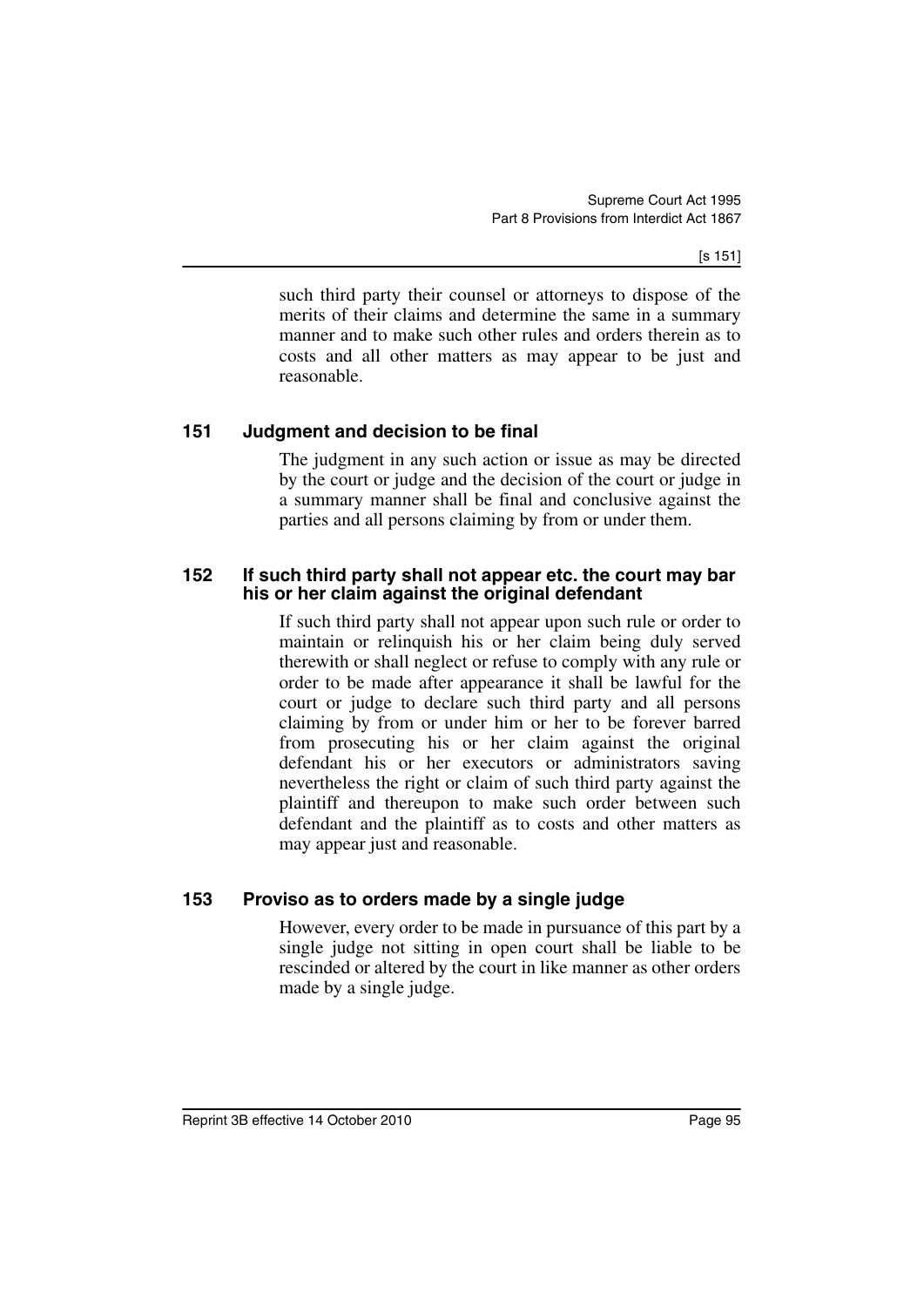such third party their counsel or attorneys to dispose of the merits of their claims and determine the same in a summary manner and to make such other rules and orders therein as to costs and all other matters as may appear to be just and reasonable.

### 151 Judgment and decision to be final

The judgment in any such action or issue as may be directed by the court or judge and the decision of the court or judge in a summary manner shall be final and conclusive against the parties and all persons claiming by from or under them.

### 152 If such third party shall not appear etc. the court may bar his or her claim against the original defendant

If such third party shall not appear upon such rule or order to maintain or relinquish his or her claim being duly served therewith or shall neglect or refuse to comply with any rule or order to be made after appearance it shall be lawful for the court or judge to declare such third party and all persons claiming by from or under him or her to be forever barred from prosecuting his or her claim against the original defendant his or her executors or administrators saving nevertheless the right or claim of such third party against the plaintiff and thereupon to make such order between such defendant and the plaintiff as to costs and other matters as may appear just and reasonable.

### 153 Proviso as to orders made by a single judge

However, every order to be made in pursuance of this part by a single judge not sitting in open court shall be liable to be rescinded or altered by the court in like manner as other orders made by a single judge.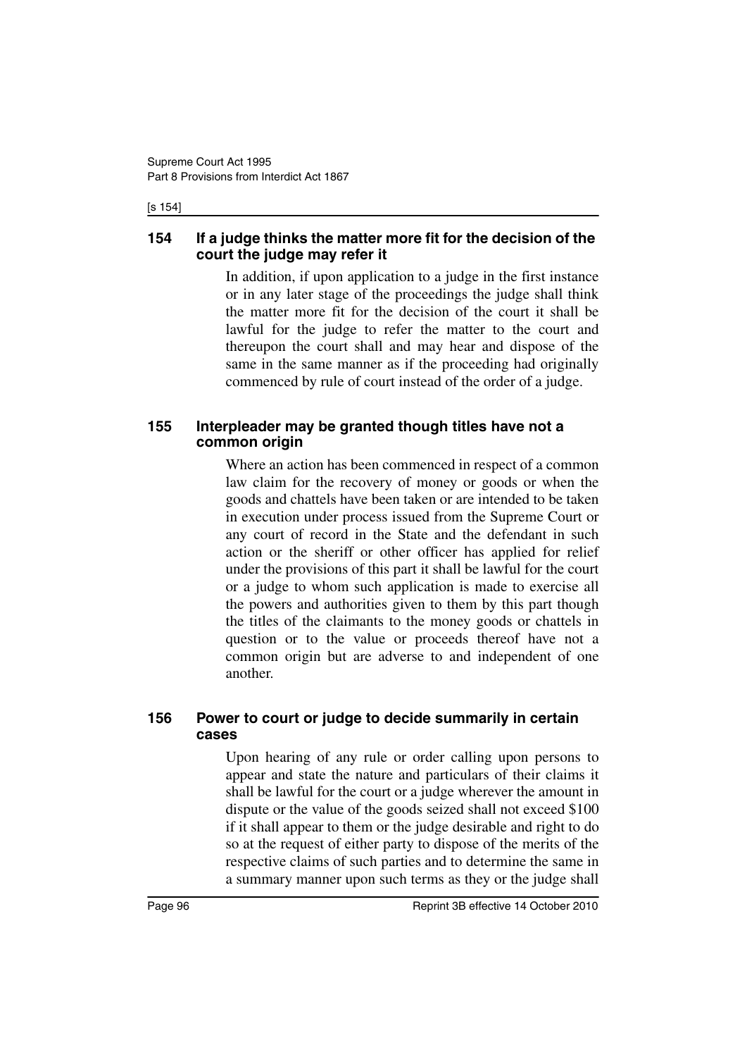### 154 If a judge thinks the matter more fit for the decision of the court the judge may refer it

In addition, if upon application to a judge in the first instance or in any later stage of the proceedings the judge shall think the matter more fit for the decision of the court it shall be lawful for the judge to refer the matter to the court and thereupon the court shall and may hear and dispose of the same in the same manner as if the proceeding had originally commenced by rule of court instead of the order of a judge.

### 155 Interpleader may be granted though titles have not a common origin

Where an action has been commenced in respect of a common law claim for the recovery of money or goods or when the goods and chattels have been taken or are intended to be taken in execution under process issued from the Supreme Court or any court of record in the State and the defendant in such action or the sheriff or other officer has applied for relief under the provisions of this part it shall be lawful for the court or a judge to whom such application is made to exercise all the powers and authorities given to them by this part though the titles of the claimants to the money goods or chattels in question or to the value or proceeds thereof have not a common origin but are adverse to and independent of one another.

### 156 Power to court or judge to decide summarily in certain cases

Upon hearing of any rule or order calling upon persons to appear and state the nature and particulars of their claims it shall be lawful for the court or a judge wherever the amount in dispute or the value of the goods seized shall not exceed $100 if it shall appear to them or the judge desirable and right to do so at the request of either party to dispose of the merits of the respective claims of such parties and to determine the same in a summary manner upon such terms as they or the judge shall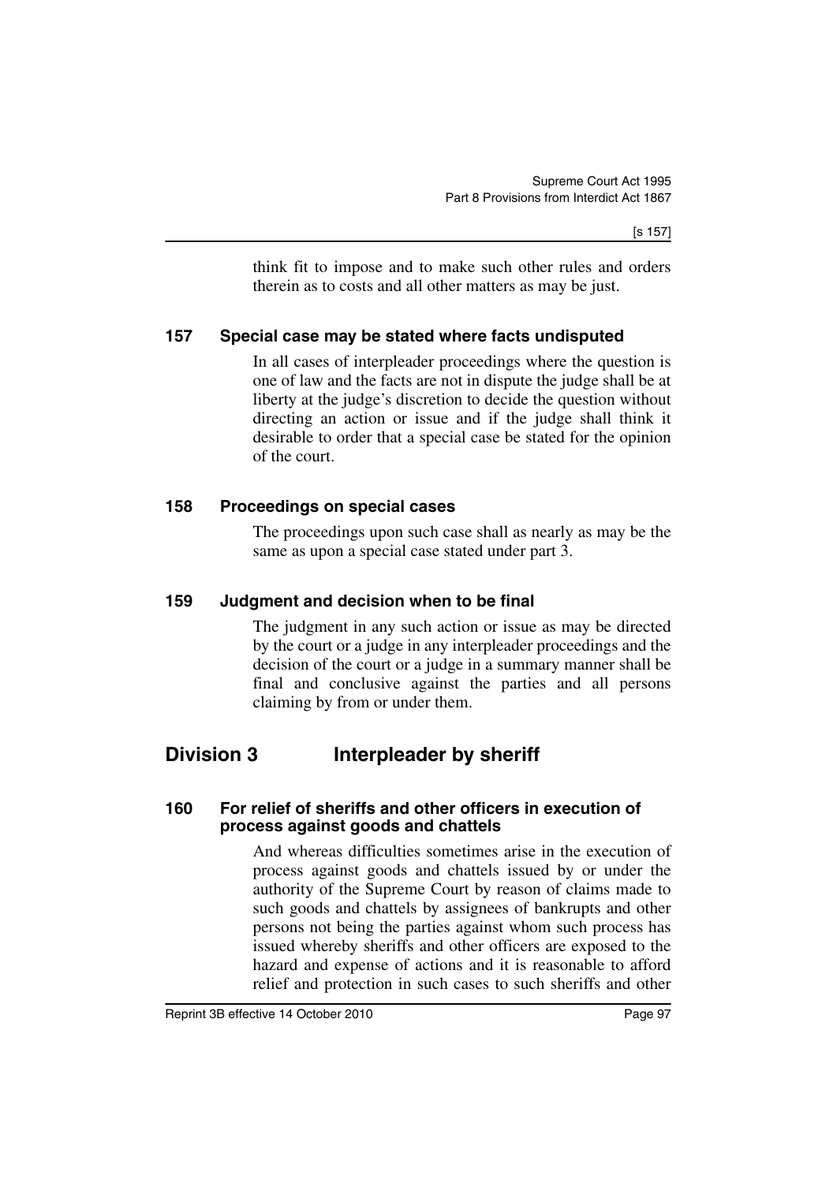think fit to impose and to make such other rules and orders therein as to costs and all other matters as may be just.

### 157 Special case may be stated where facts undisputed

In all cases of interpleader proceedings where the question is one of law and the facts are not in dispute the judge shall be at liberty at the judge's discretion to decide the question without directing an action or issue and if the judge shall think it desirable to order that a special case be stated for the opinion of the court.

### 158 Proceedings on special cases

The proceedings upon such case shall as nearly as may be the same as upon a special case stated under part 3.

### 159 Judgment and decision when to be final

The judgment in any such action or issue as may be directed by the court or a judge in any interpleader proceedings and the decision of the court or a judge in a summary manner shall be final and conclusive against the parties and all persons claiming by from or under them.

## Division 3 Interpleader by sheriff

### 160 For relief of sheriffs and other officers in execution of process against goods and chattels

And whereas difficulties sometimes arise in the execution of process against goods and chattels issued by or under the authority of the Supreme Court by reason of claims made to such goods and chattels by assignees of bankrupts and other persons not being the parties against whom such process has issued whereby sheriffs and other officers are exposed to the hazard and expense of actions and it is reasonable to afford relief and protection in such cases to such sheriffs and other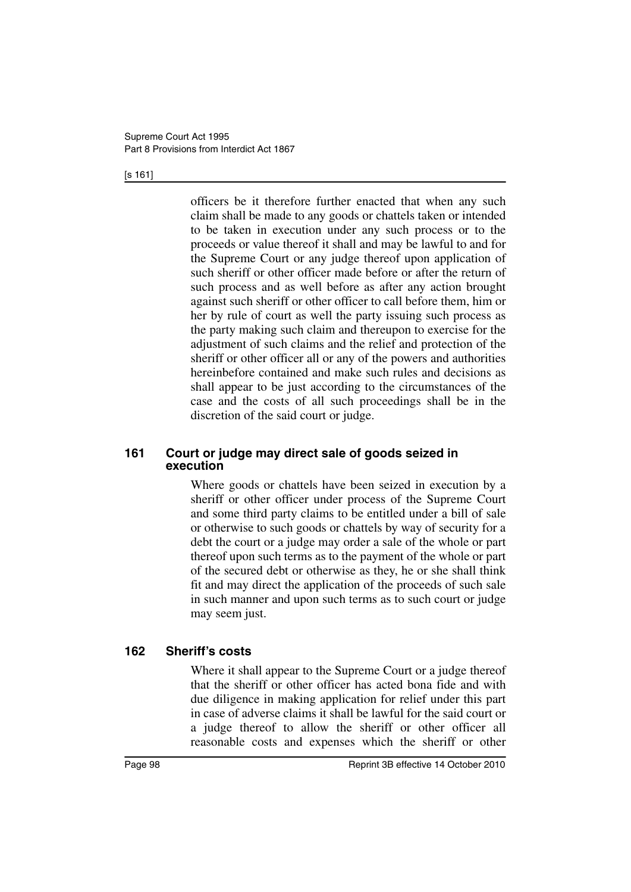officers be it therefore further enacted that when any such claim shall be made to any goods or chattels taken or intended to be taken in execution under any such process or to the proceeds or value thereof it shall and may be lawful to and for the Supreme Court or any judge thereof upon application of such sheriff or other officer made before or after the return of such process and as well before as after any action brought against such sheriff or other officer to call before them, him or her by rule of court as well the party issuing such process as the party making such claim and thereupon to exercise for the adjustment of such claims and the relief and protection of the sheriff or other officer all or any of the powers and authorities hereinbefore contained and make such rules and decisions as shall appear to be just according to the circumstances of the case and the costs of all such proceedings shall be in the discretion of the said court or judge.

### 161 Court or judge may direct sale of goods seized in execution

Where goods or chattels have been seized in execution by a sheriff or other officer under process of the Supreme Court and some third party claims to be entitled under a bill of sale or otherwise to such goods or chattels by way of security for a debt the court or a judge may order a sale of the whole or part thereof upon such terms as to the payment of the whole or part of the secured debt or otherwise as they, he or she shall think fit and may direct the application of the proceeds of such sale in such manner and upon such terms as to such court or judge may seem just.

### 162 Sheriff's costs

Where it shall appear to the Supreme Court or a judge thereof that the sheriff or other officer has acted bona fide and with due diligence in making application for relief under this part in case of adverse claims it shall be lawful for the said court or a judge thereof to allow the sheriff or other officer all reasonable costs and expenses which the sheriff or other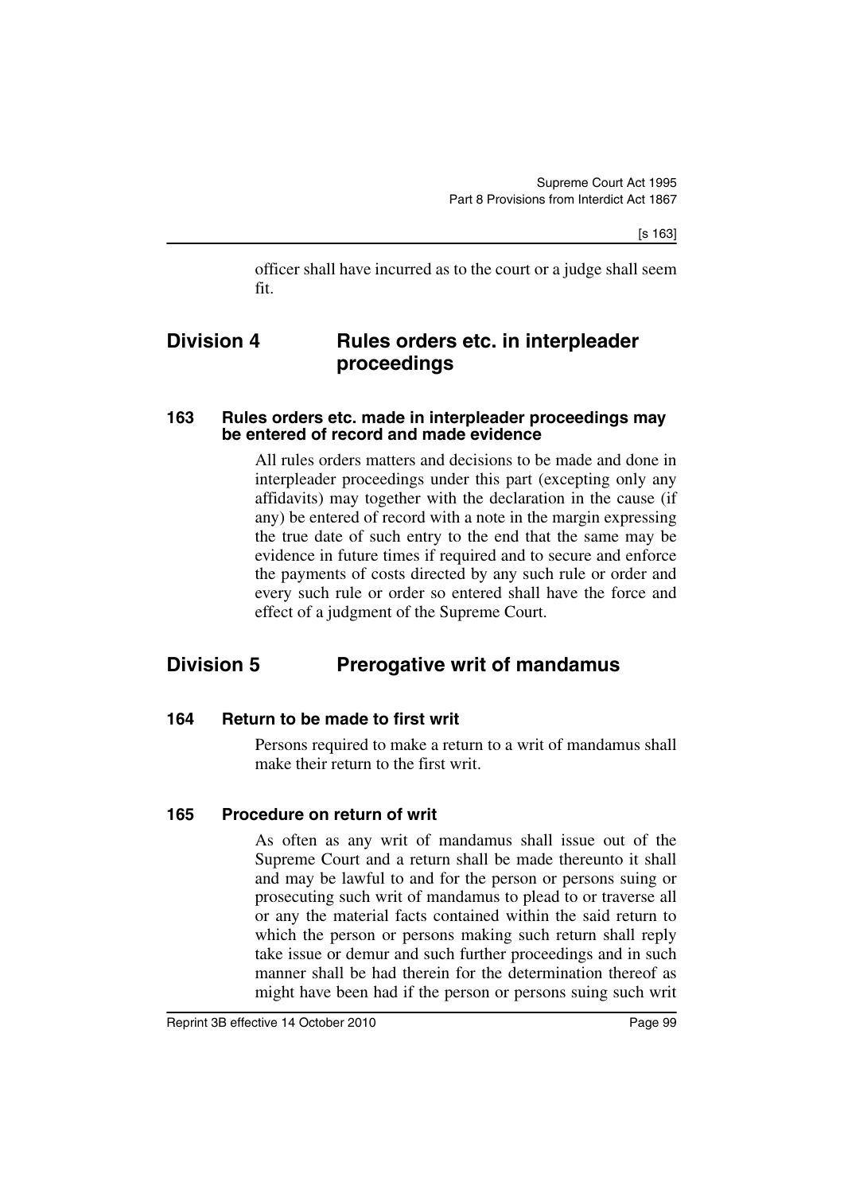officer shall have incurred as to the court or a judge shall seem fit.

## Division 4 Rules orders etc. in interpleader proceedings

### 163 Rules orders etc. made in interpleader proceedings may be entered of record and made evidence

All rules orders matters and decisions to be made and done in interpleader proceedings under this part (excepting only any affidavits) may together with the declaration in the cause (if any) be entered of record with a note in the margin expressing the true date of such entry to the end that the same may be evidence in future times if required and to secure and enforce the payments of costs directed by any such rule or order and every such rule or order so entered shall have the force and effect of a judgment of the Supreme Court.

## Division 5 Prerogative writ of mandamus

### 164 Return to be made to first writ

Persons required to make a return to a writ of mandamus shall make their return to the first writ.

### 165 Procedure on return of writ

As often as any writ of mandamus shall issue out of the Supreme Court and a return shall be made thereunto it shall and may be lawful to and for the person or persons suing or prosecuting such writ of mandamus to plead to or traverse all or any the material facts contained within the said return to which the person or persons making such return shall reply take issue or demur and such further proceedings and in such manner shall be had therein for the determination thereof as might have been had if the person or persons suing such writ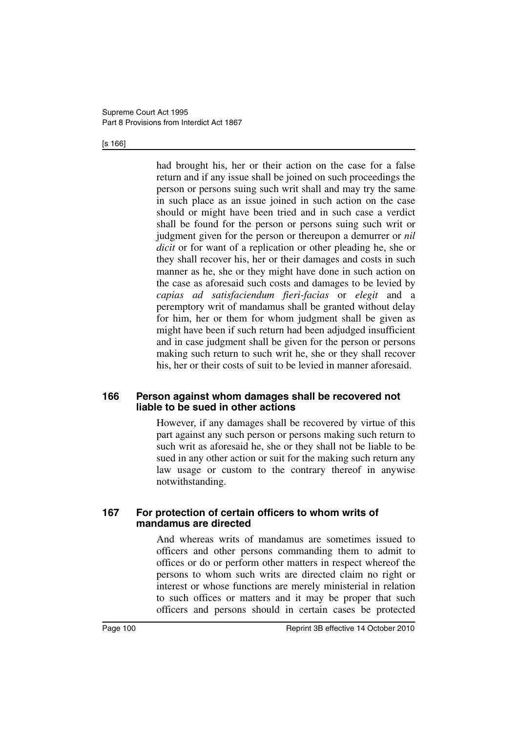had brought his, her or their action on the case for a false return and if any issue shall be joined on such proceedings the person or persons suing such writ shall and may try the same in such place as an issue joined in such action on the case should or might have been tried and in such case a verdict shall be found for the person or persons suing such writ or judgment given for the person or thereupon a demurrer or *nil dicit* or for want of a replication or other pleading he, she or they shall recover his, her or their damages and costs in such manner as he, she or they might have done in such action on the case as aforesaid such costs and damages to be levied by *capias ad satisfaciendum fieri-facias* or *elegit* and a peremptory writ of mandamus shall be granted without delay for him, her or them for whom judgment shall be given as might have been if such return had been adjudged insufficient and in case judgment shall be given for the person or persons making such return to such writ he, she or they shall recover his, her or their costs of suit to be levied in manner aforesaid.

### 166 Person against whom damages shall be recovered not liable to be sued in other actions

However, if any damages shall be recovered by virtue of this part against any such person or persons making such return to such writ as aforesaid he, she or they shall not be liable to be sued in any other action or suit for the making such return any law usage or custom to the contrary thereof in anywise notwithstanding.

### 167 For protection of certain officers to whom writs of mandamus are directed

And whereas writs of mandamus are sometimes issued to officers and other persons commanding them to admit to offices or do or perform other matters in respect whereof the persons to whom such writs are directed claim no right or interest or whose functions are merely ministerial in relation to such offices or matters and it may be proper that such officers and persons should in certain cases be protected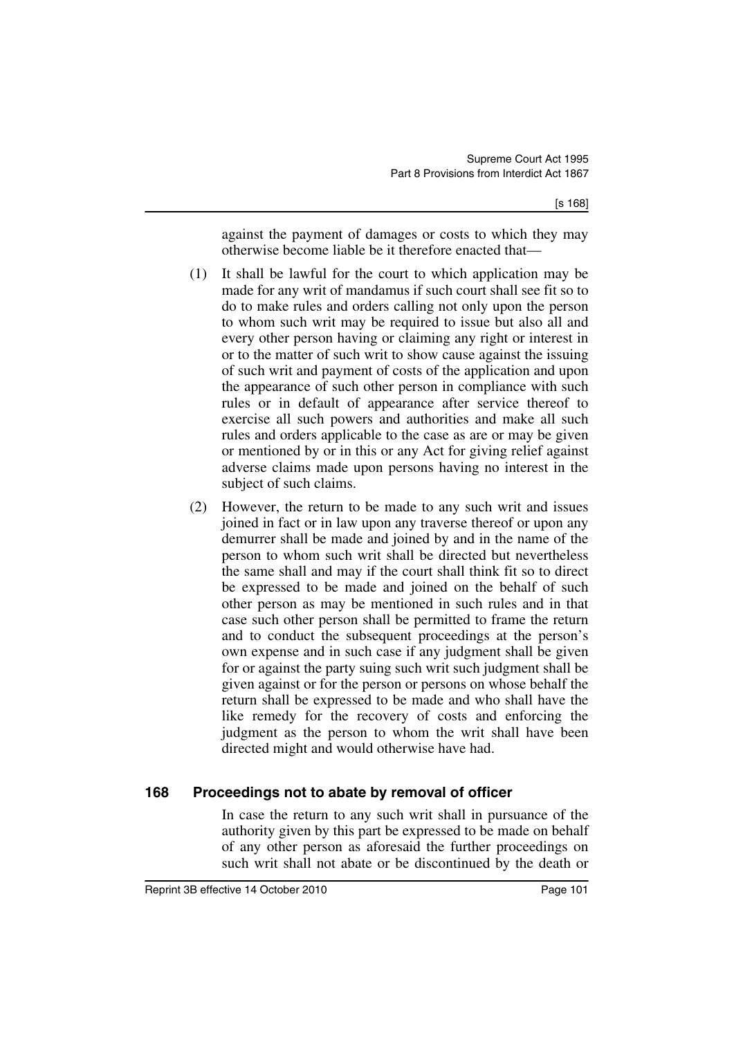against the payment of damages or costs to which they may otherwise become liable be it therefore enacted that—

(1) It shall be lawful for the court to which application may be made for any writ of mandamus if such court shall see fit so to do to make rules and orders calling not only upon the person to whom such writ may be required to issue but also all and every other person having or claiming any right or interest in or to the matter of such writ to show cause against the issuing of such writ and payment of costs of the application and upon the appearance of such other person in compliance with such rules or in default of appearance after service thereof to exercise all such powers and authorities and make all such rules and orders applicable to the case as are or may be given or mentioned by or in this or any Act for giving relief against adverse claims made upon persons having no interest in the subject of such claims.

(2) However, the return to be made to any such writ and issues joined in fact or in law upon any traverse thereof or upon any demurrer shall be made and joined by and in the name of the person to whom such writ shall be directed but nevertheless the same shall and may if the court shall think fit so to direct be expressed to be made and joined on the behalf of such other person as may be mentioned in such rules and in that case such other person shall be permitted to frame the return and to conduct the subsequent proceedings at the person's own expense and in such case if any judgment shall be given for or against the party suing such writ such judgment shall be given against or for the person or persons on whose behalf the return shall be expressed to be made and who shall have the like remedy for the recovery of costs and enforcing the judgment as the person to whom the writ shall have been directed might and would otherwise have had.

## 168 Proceedings not to abate by removal of officer

In case the return to any such writ shall in pursuance of the authority given by this part be expressed to be made on behalf of any other person as aforesaid the further proceedings on such writ shall not abate or be discontinued by the death or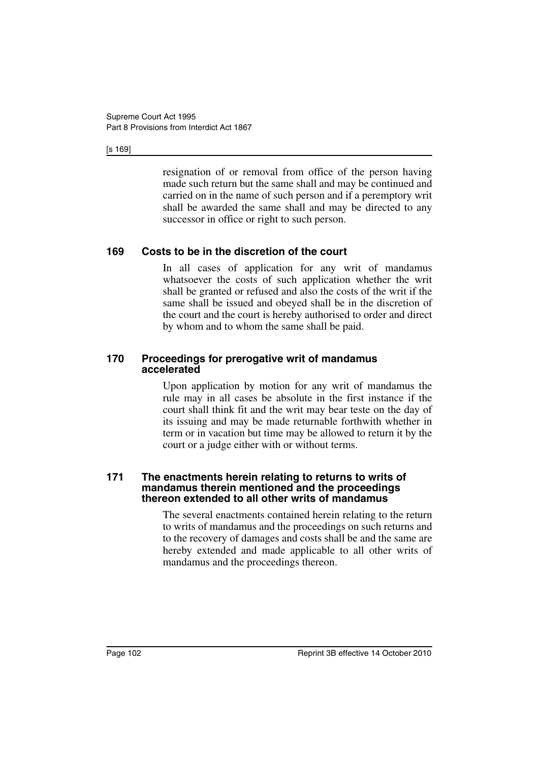resignation of or removal from office of the person having made such return but the same shall and may be continued and carried on in the name of such person and if a peremptory writ shall be awarded the same shall and may be directed to any successor in office or right to such person.

### 169 Costs to be in the discretion of the court

In all cases of application for any writ of mandamus whatsoever the costs of such application whether the writ shall be granted or refused and also the costs of the writ if the same shall be issued and obeyed shall be in the discretion of the court and the court is hereby authorised to order and direct by whom and to whom the same shall be paid.

### 170 Proceedings for prerogative writ of mandamus accelerated

Upon application by motion for any writ of mandamus the rule may in all cases be absolute in the first instance if the court shall think fit and the writ may bear teste on the day of its issuing and may be made returnable forthwith whether in term or in vacation but time may be allowed to return it by the court or a judge either with or without terms.

### 171 The enactments herein relating to returns to writs of mandamus therein mentioned and the proceedings thereon extended to all other writs of mandamus

The several enactments contained herein relating to the return to writs of mandamus and the proceedings on such returns and to the recovery of damages and costs shall be and the same are hereby extended and made applicable to all other writs of mandamus and the proceedings thereon.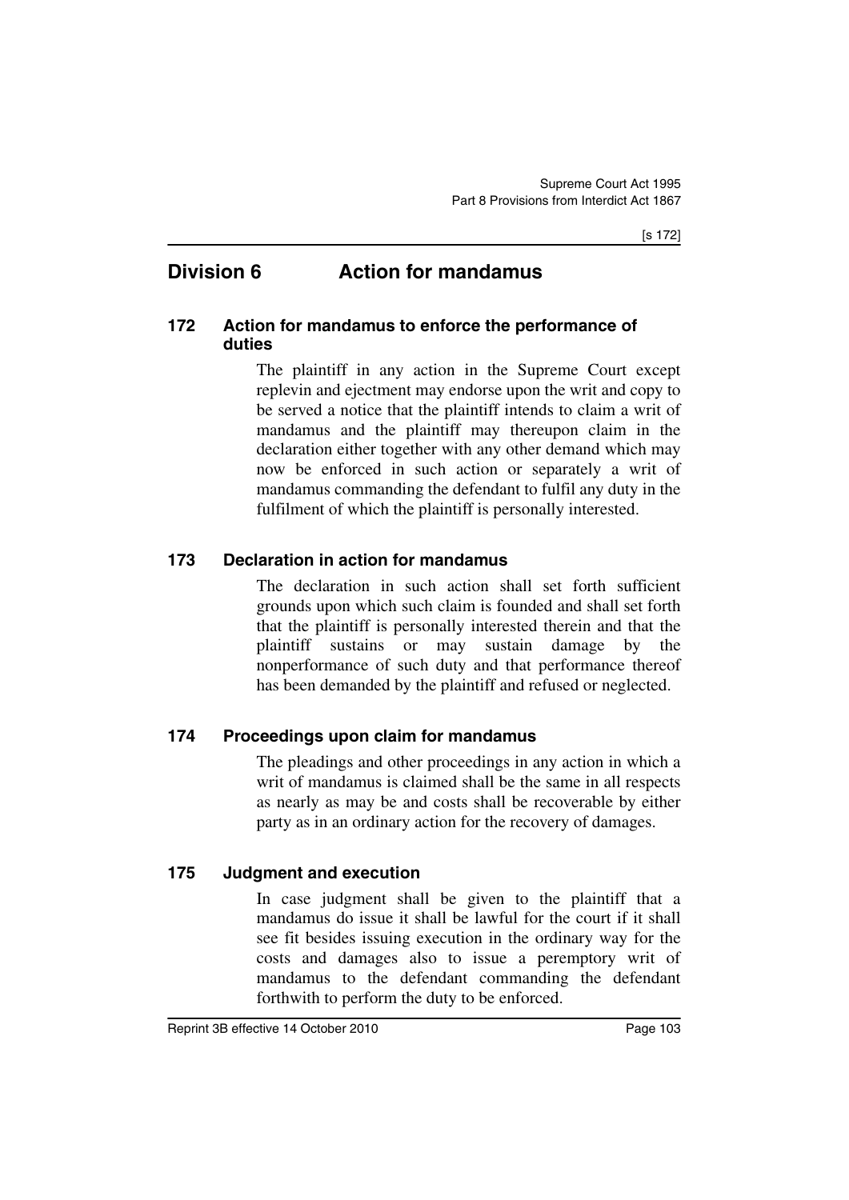## Division 6 Action for mandamus

### 172 Action for mandamus to enforce the performance of duties

The plaintiff in any action in the Supreme Court except replevin and ejectment may endorse upon the writ and copy to be served a notice that the plaintiff intends to claim a writ of mandamus and the plaintiff may thereupon claim in the declaration either together with any other demand which may now be enforced in such action or separately a writ of mandamus commanding the defendant to fulfil any duty in the fulfilment of which the plaintiff is personally interested.

### 173 Declaration in action for mandamus

The declaration in such action shall set forth sufficient grounds upon which such claim is founded and shall set forth that the plaintiff is personally interested therein and that the plaintiff sustains or may sustain damage by the nonperformance of such duty and that performance thereof has been demanded by the plaintiff and refused or neglected.

### 174 Proceedings upon claim for mandamus

The pleadings and other proceedings in any action in which a writ of mandamus is claimed shall be the same in all respects as nearly as may be and costs shall be recoverable by either party as in an ordinary action for the recovery of damages.

### 175 Judgment and execution

In case judgment shall be given to the plaintiff that a mandamus do issue it shall be lawful for the court if it shall see fit besides issuing execution in the ordinary way for the costs and damages also to issue a peremptory writ of mandamus to the defendant commanding the defendant forthwith to perform the duty to be enforced.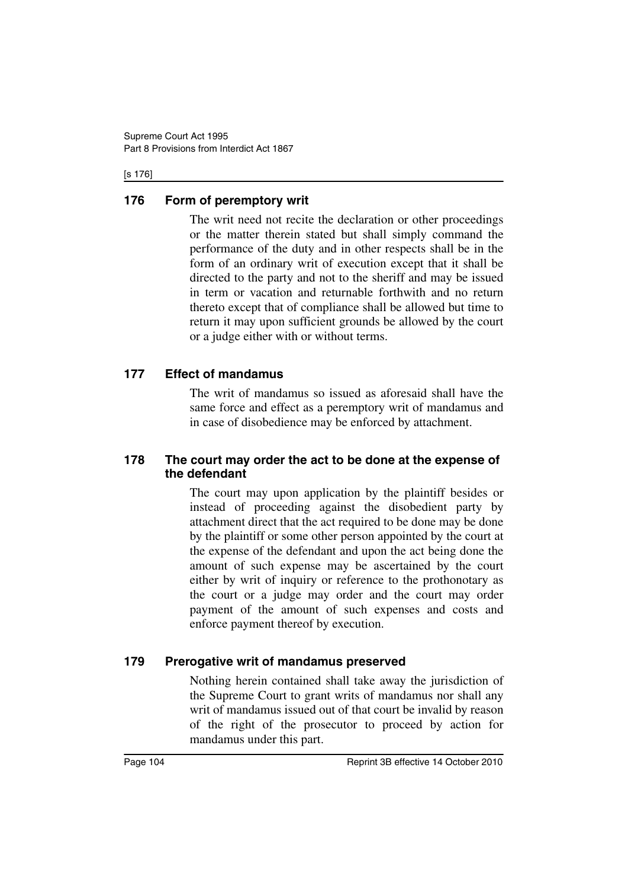## 176 Form of peremptory writ

The writ need not recite the declaration or other proceedings or the matter therein stated but shall simply command the performance of the duty and in other respects shall be in the form of an ordinary writ of execution except that it shall be directed to the party and not to the sheriff and may be issued in term or vacation and returnable forthwith and no return thereto except that of compliance shall be allowed but time to return it may upon sufficient grounds be allowed by the court or a judge either with or without terms.

## 177 Effect of mandamus

The writ of mandamus so issued as aforesaid shall have the same force and effect as a peremptory writ of mandamus and in case of disobedience may be enforced by attachment.

## 178 The court may order the act to be done at the expense of the defendant

The court may upon application by the plaintiff besides or instead of proceeding against the disobedient party by attachment direct that the act required to be done may be done by the plaintiff or some other person appointed by the court at the expense of the defendant and upon the act being done the amount of such expense may be ascertained by the court either by writ of inquiry or reference to the prothonotary as the court or a judge may order and the court may order payment of the amount of such expenses and costs and enforce payment thereof by execution.

## 179 Prerogative writ of mandamus preserved

Nothing herein contained shall take away the jurisdiction of the Supreme Court to grant writs of mandamus nor shall any writ of mandamus issued out of that court be invalid by reason of the right of the prosecutor to proceed by action for mandamus under this part.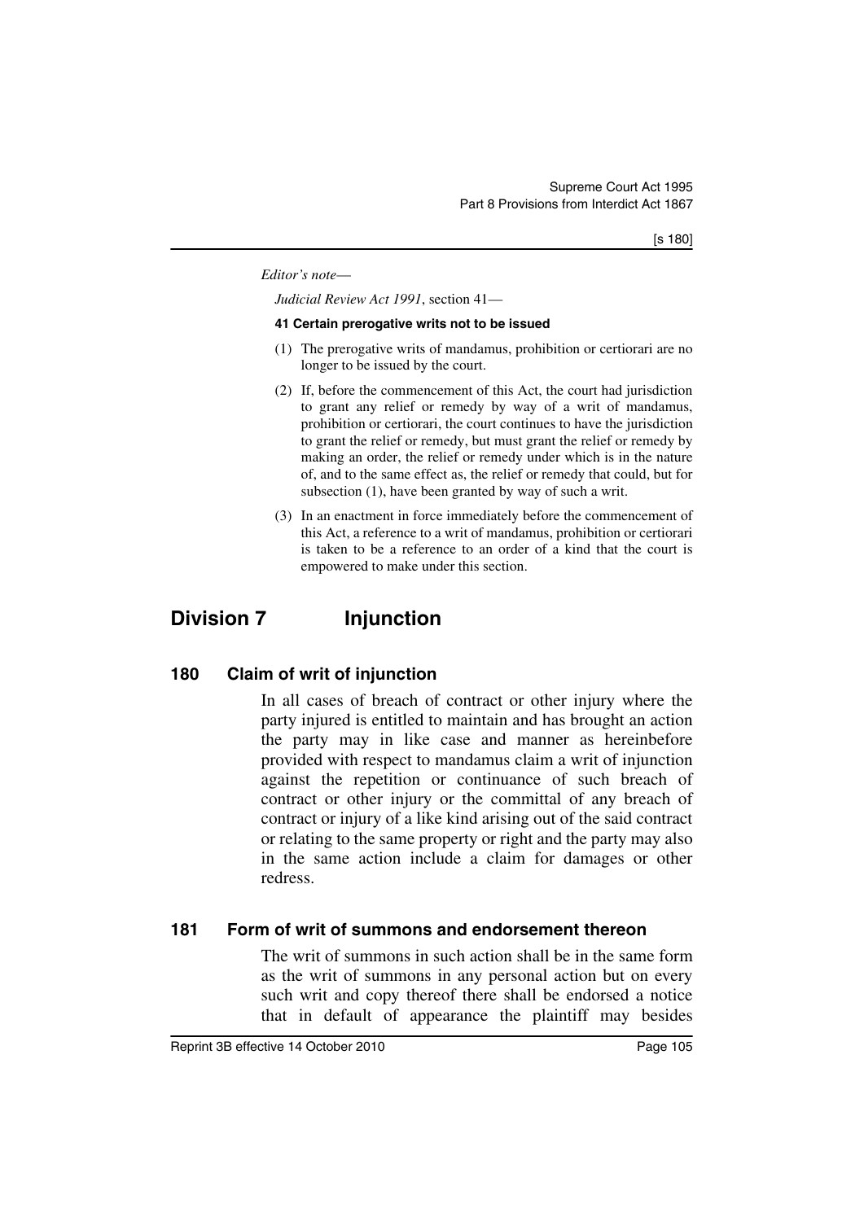*Editor's note*—

*Judicial Review Act 1991*, section 41—

**41 Certain prerogative writs not to be issued**

(1) The prerogative writs of mandamus, prohibition or certiorari are no longer to be issued by the court.

(2) If, before the commencement of this Act, the court had jurisdiction to grant any relief or remedy by way of a writ of mandamus, prohibition or certiorari, the court continues to have the jurisdiction to grant the relief or remedy, but must grant the relief or remedy by making an order, the relief or remedy under which is in the nature of, and to the same effect as, the relief or remedy that could, but for subsection (1), have been granted by way of such a writ.

(3) In an enactment in force immediately before the commencement of this Act, a reference to a writ of mandamus, prohibition or certiorari is taken to be a reference to an order of a kind that the court is empowered to make under this section.

## Division 7 Injunction

### 180 Claim of writ of injunction

In all cases of breach of contract or other injury where the party injured is entitled to maintain and has brought an action the party may in like case and manner as hereinbefore provided with respect to mandamus claim a writ of injunction against the repetition or continuance of such breach of contract or other injury or the committal of any breach of contract or injury of a like kind arising out of the said contract or relating to the same property or right and the party may also in the same action include a claim for damages or other redress.

### 181 Form of writ of summons and endorsement thereon

The writ of summons in such action shall be in the same form as the writ of summons in any personal action but on every such writ and copy thereof there shall be endorsed a notice that in default of appearance the plaintiff may besides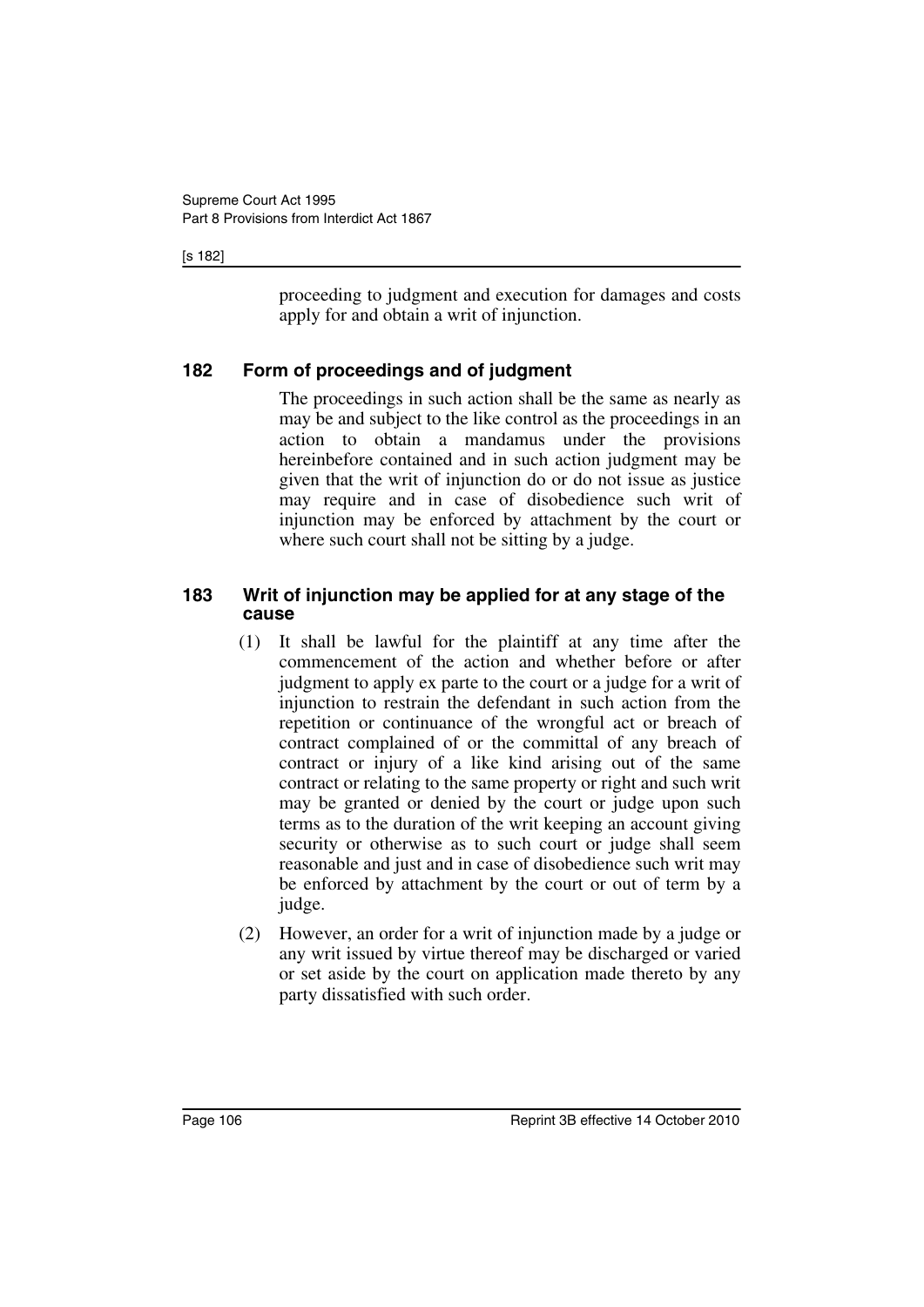proceeding to judgment and execution for damages and costs apply for and obtain a writ of injunction.

### 182 Form of proceedings and of judgment

The proceedings in such action shall be the same as nearly as may be and subject to the like control as the proceedings in an action to obtain a mandamus under the provisions hereinbefore contained and in such action judgment may be given that the writ of injunction do or do not issue as justice may require and in case of disobedience such writ of injunction may be enforced by attachment by the court or where such court shall not be sitting by a judge.

### 183 Writ of injunction may be applied for at any stage of the cause

(1) It shall be lawful for the plaintiff at any time after the commencement of the action and whether before or after judgment to apply ex parte to the court or a judge for a writ of injunction to restrain the defendant in such action from the repetition or continuance of the wrongful act or breach of contract complained of or the committal of any breach of contract or injury of a like kind arising out of the same contract or relating to the same property or right and such writ may be granted or denied by the court or judge upon such terms as to the duration of the writ keeping an account giving security or otherwise as to such court or judge shall seem reasonable and just and in case of disobedience such writ may be enforced by attachment by the court or out of term by a judge.

(2) However, an order for a writ of injunction made by a judge or any writ issued by virtue thereof may be discharged or varied or set aside by the court on application made thereto by any party dissatisfied with such order.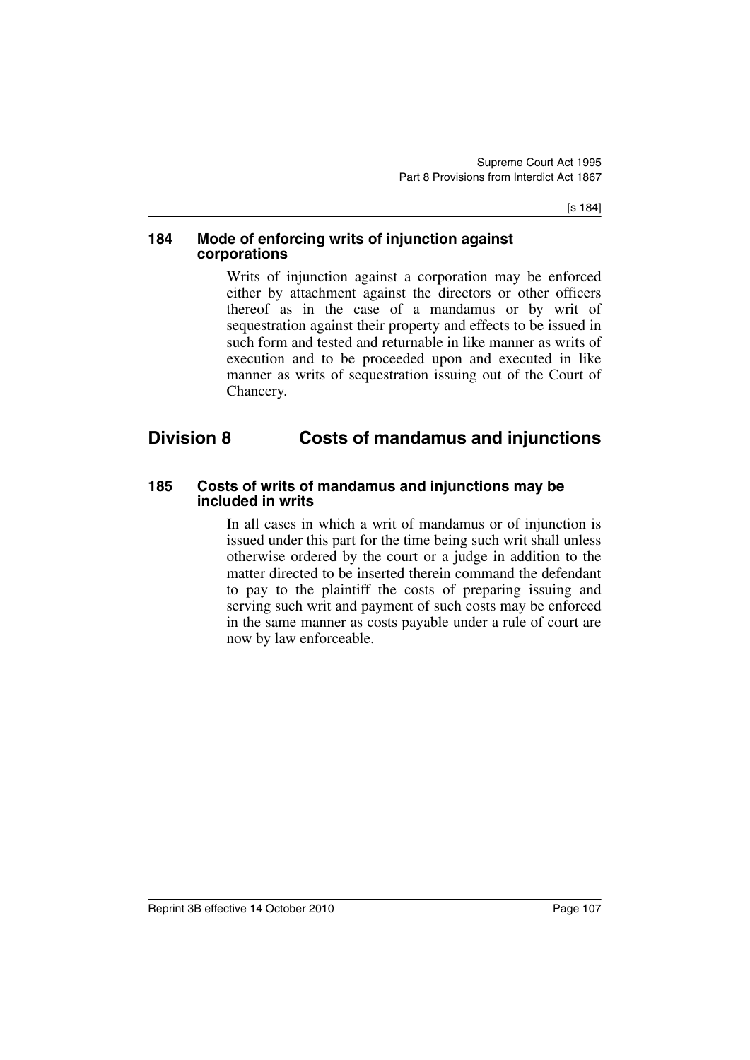### 184 Mode of enforcing writs of injunction against corporations

Writs of injunction against a corporation may be enforced either by attachment against the directors or other officers thereof as in the case of a mandamus or by writ of sequestration against their property and effects to be issued in such form and tested and returnable in like manner as writs of execution and to be proceeded upon and executed in like manner as writs of sequestration issuing out of the Court of Chancery.

## Division 8 Costs of mandamus and injunctions

### 185 Costs of writs of mandamus and injunctions may be included in writs

In all cases in which a writ of mandamus or of injunction is issued under this part for the time being such writ shall unless otherwise ordered by the court or a judge in addition to the matter directed to be inserted therein command the defendant to pay to the plaintiff the costs of preparing issuing and serving such writ and payment of such costs may be enforced in the same manner as costs payable under a rule of court are now by law enforceable.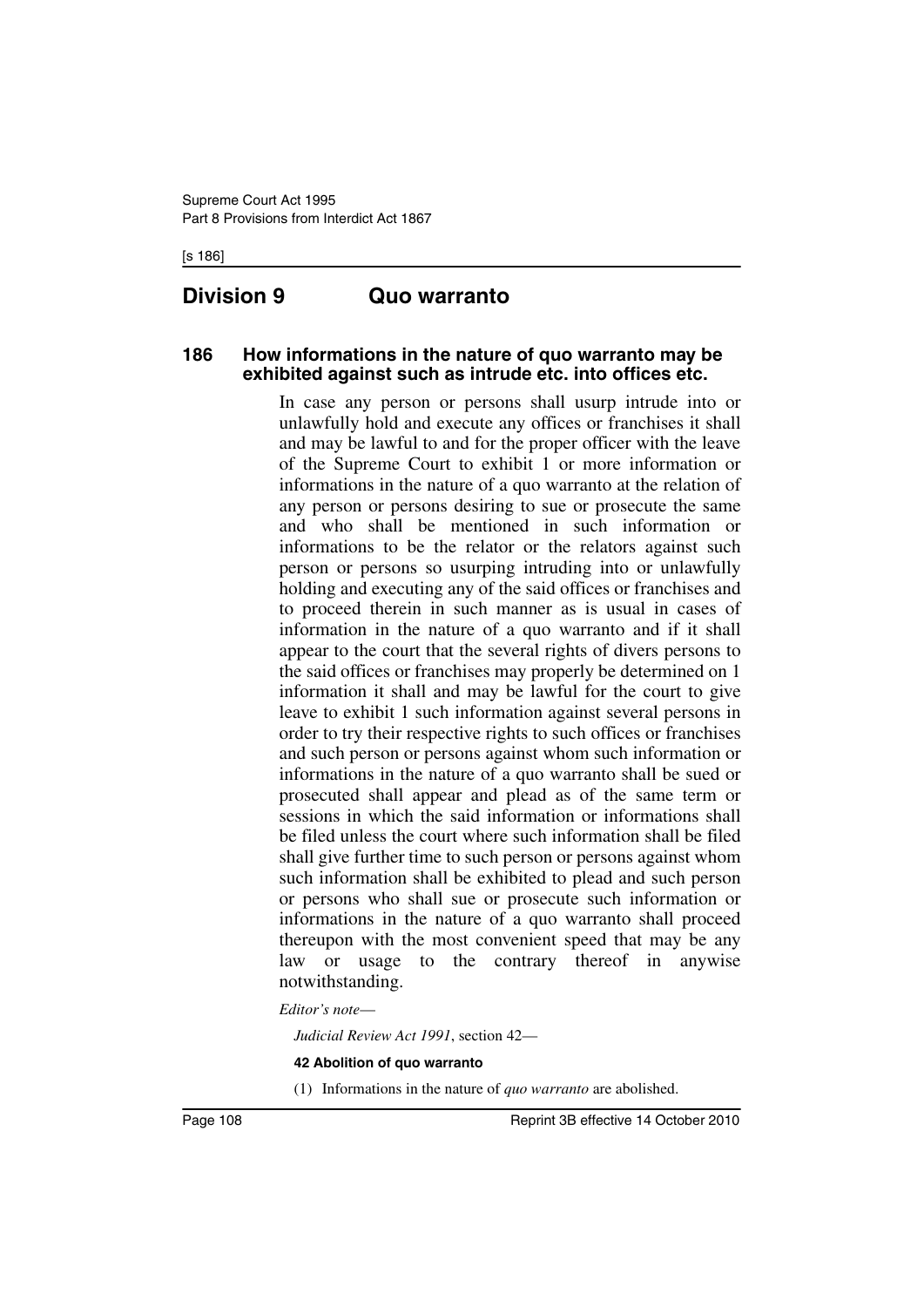## Division 9 Quo warranto

### 186 How informations in the nature of quo warranto may be exhibited against such as intrude etc. into offices etc.

In case any person or persons shall usurp intrude into or unlawfully hold and execute any offices or franchises it shall and may be lawful to and for the proper officer with the leave of the Supreme Court to exhibit 1 or more information or informations in the nature of a quo warranto at the relation of any person or persons desiring to sue or prosecute the same and who shall be mentioned in such information or informations to be the relator or the relators against such person or persons so usurping intruding into or unlawfully holding and executing any of the said offices or franchises and to proceed therein in such manner as is usual in cases of information in the nature of a quo warranto and if it shall appear to the court that the several rights of divers persons to the said offices or franchises may properly be determined on 1 information it shall and may be lawful for the court to give leave to exhibit 1 such information against several persons in order to try their respective rights to such offices or franchises and such person or persons against whom such information or informations in the nature of a quo warranto shall be sued or prosecuted shall appear and plead as of the same term or sessions in which the said information or informations shall be filed unless the court where such information shall be filed shall give further time to such person or persons against whom such information shall be exhibited to plead and such person or persons who shall sue or prosecute such information or informations in the nature of a quo warranto shall proceed thereupon with the most convenient speed that may be any law or usage to the contrary thereof in anywise notwithstanding.

*Editor's note*—

*Judicial Review Act 1991*, section 42—

**42 Abolition of quo warranto**

(1) Informations in the nature of *quo warranto* are abolished.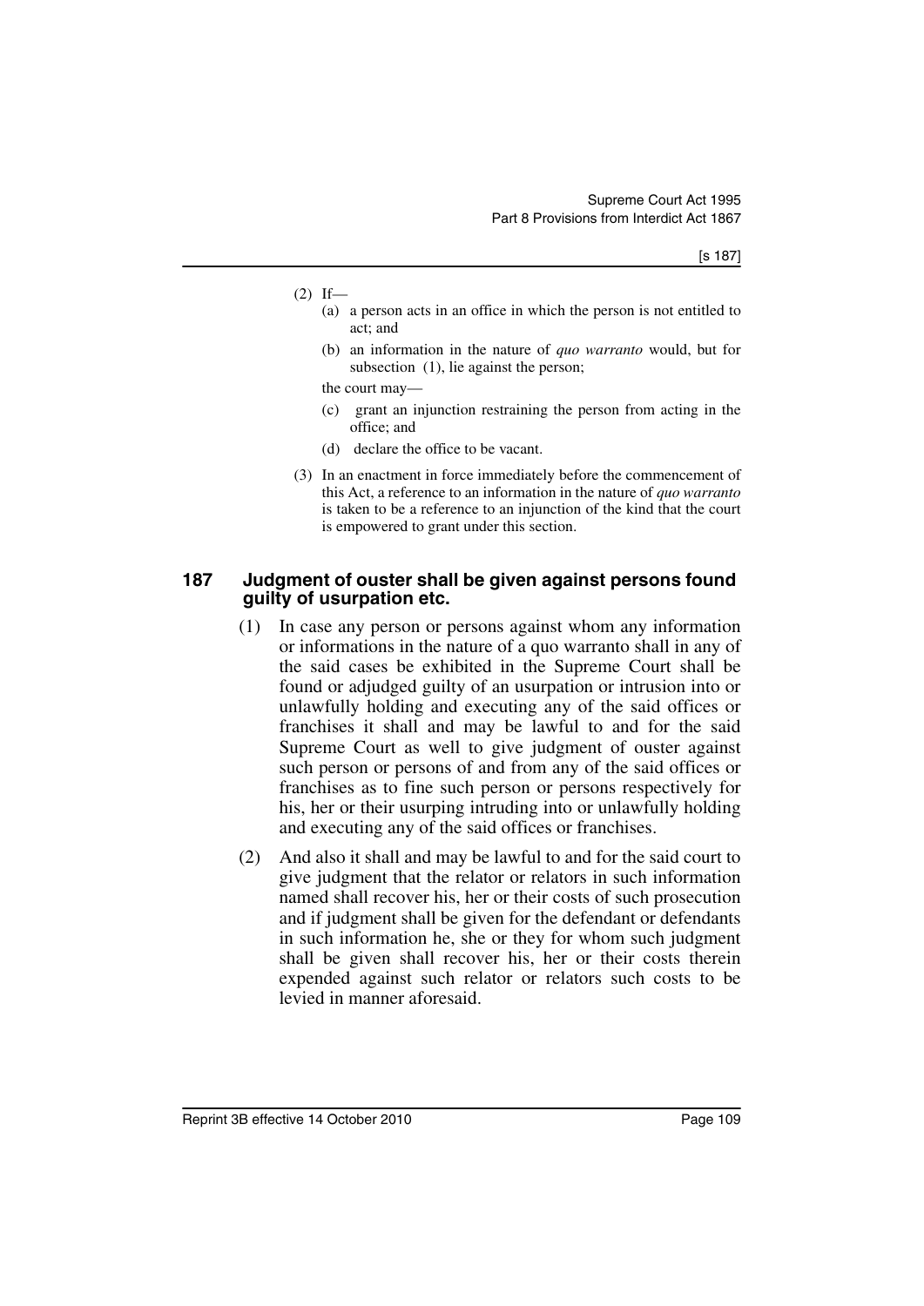(2) If—

(a) a person acts in an office in which the person is not entitled to act; and

(b) an information in the nature of *quo warranto* would, but for subsection (1), lie against the person;

the court may—

(c) grant an injunction restraining the person from acting in the office; and

(d) declare the office to be vacant.

(3) In an enactment in force immediately before the commencement of this Act, a reference to an information in the nature of *quo warranto* is taken to be a reference to an injunction of the kind that the court is empowered to grant under this section.

## 187 Judgment of ouster shall be given against persons found guilty of usurpation etc.

(1) In case any person or persons against whom any information or informations in the nature of a quo warranto shall in any of the said cases be exhibited in the Supreme Court shall be found or adjudged guilty of an usurpation or intrusion into or unlawfully holding and executing any of the said offices or franchises it shall and may be lawful to and for the said Supreme Court as well to give judgment of ouster against such person or persons of and from any of the said offices or franchises as to fine such person or persons respectively for his, her or their usurping intruding into or unlawfully holding and executing any of the said offices or franchises.

(2) And also it shall and may be lawful to and for the said court to give judgment that the relator or relators in such information named shall recover his, her or their costs of such prosecution and if judgment shall be given for the defendant or defendants in such information he, she or they for whom such judgment shall be given shall recover his, her or their costs therein expended against such relator or relators such costs to be levied in manner aforesaid.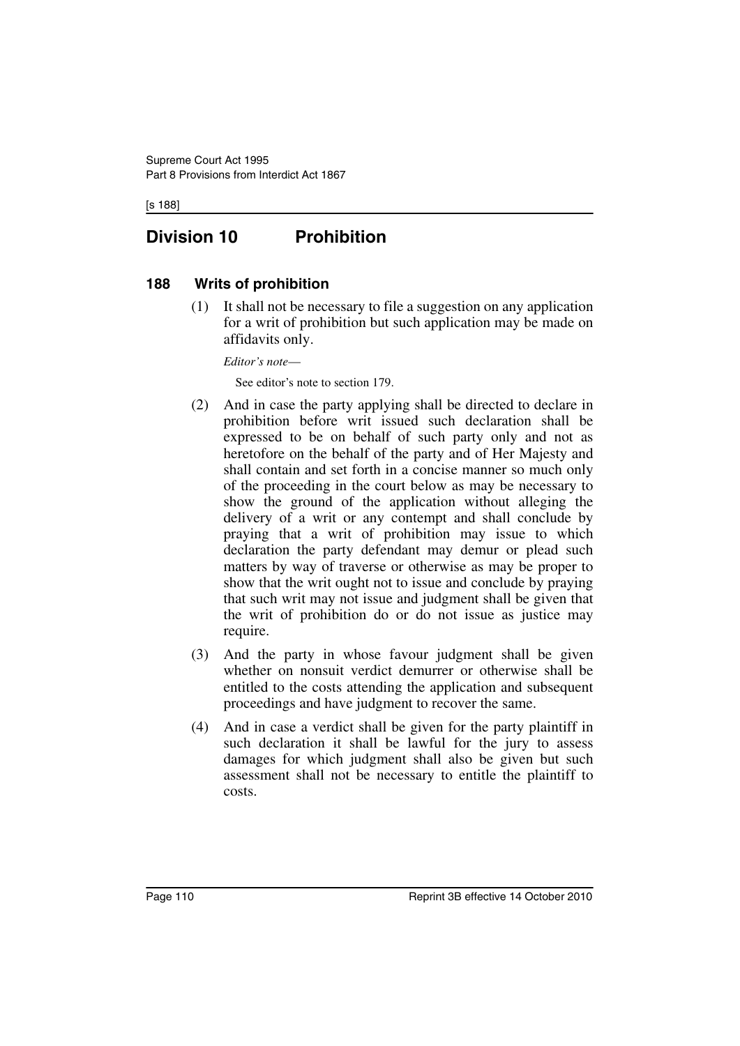## Division 10 Prohibition

### 188 Writs of prohibition

(1) It shall not be necessary to file a suggestion on any application for a writ of prohibition but such application may be made on affidavits only.

*Editor's note*—

See editor's note to section 179.

(2) And in case the party applying shall be directed to declare in prohibition before writ issued such declaration shall be expressed to be on behalf of such party only and not as heretofore on the behalf of the party and of Her Majesty and shall contain and set forth in a concise manner so much only of the proceeding in the court below as may be necessary to show the ground of the application without alleging the delivery of a writ or any contempt and shall conclude by praying that a writ of prohibition may issue to which declaration the party defendant may demur or plead such matters by way of traverse or otherwise as may be proper to show that the writ ought not to issue and conclude by praying that such writ may not issue and judgment shall be given that the writ of prohibition do or do not issue as justice may require.

(3) And the party in whose favour judgment shall be given whether on nonsuit verdict demurrer or otherwise shall be entitled to the costs attending the application and subsequent proceedings and have judgment to recover the same.

(4) And in case a verdict shall be given for the party plaintiff in such declaration it shall be lawful for the jury to assess damages for which judgment shall also be given but such assessment shall not be necessary to entitle the plaintiff to costs.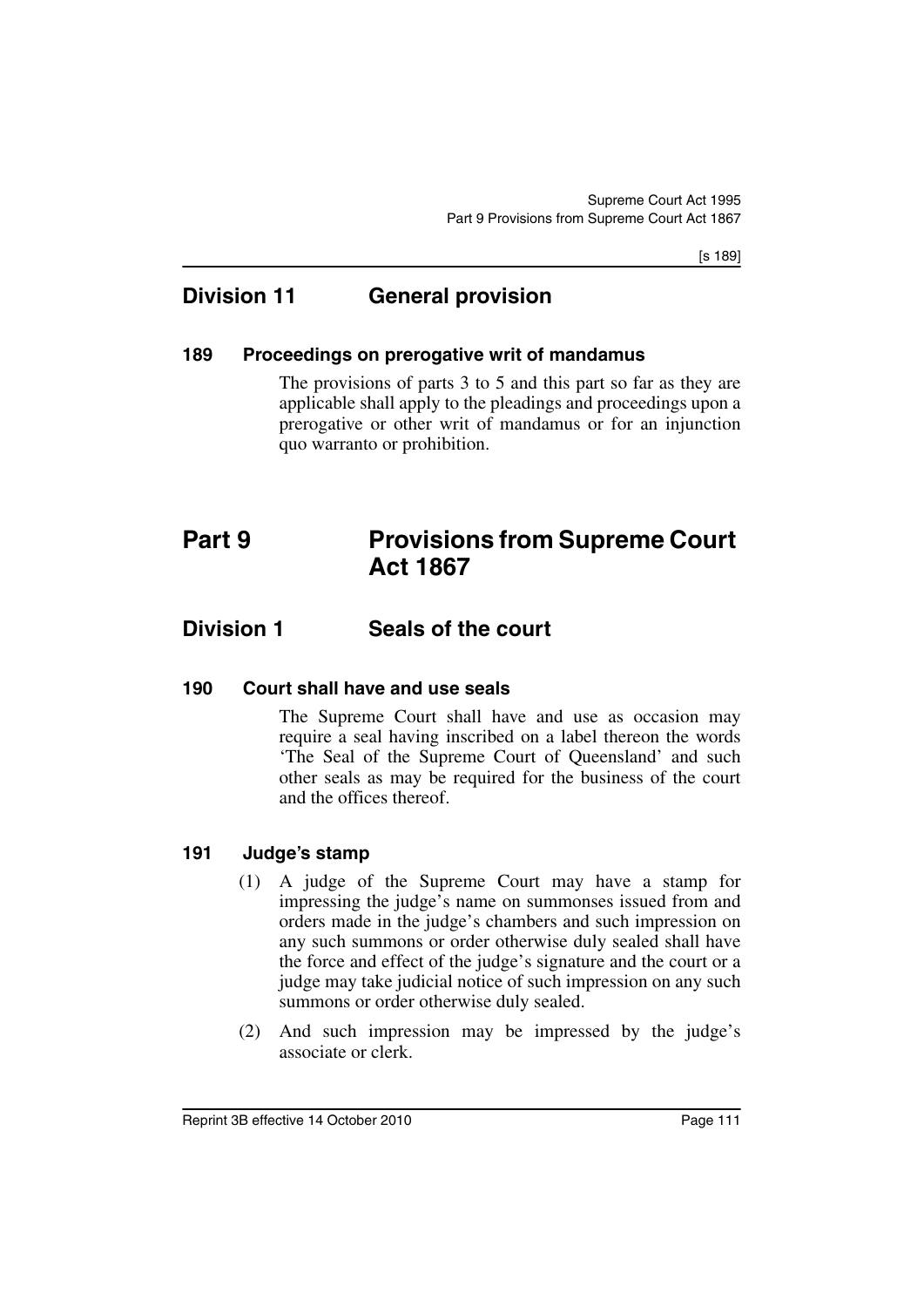## Division 11 General provision

### 189 Proceedings on prerogative writ of mandamus

The provisions of parts 3 to 5 and this part so far as they are applicable shall apply to the pleadings and proceedings upon a prerogative or other writ of mandamus or for an injunction quo warranto or prohibition.

# Part 9 Provisions from Supreme Court Act 1867

## Division 1 Seals of the court

### 190 Court shall have and use seals

The Supreme Court shall have and use as occasion may require a seal having inscribed on a label thereon the words 'The Seal of the Supreme Court of Queensland' and such other seals as may be required for the business of the court and the offices thereof.

### 191 Judge's stamp

(1) A judge of the Supreme Court may have a stamp for impressing the judge's name on summonses issued from and orders made in the judge's chambers and such impression on any such summons or order otherwise duly sealed shall have the force and effect of the judge's signature and the court or a judge may take judicial notice of such impression on any such summons or order otherwise duly sealed.

(2) And such impression may be impressed by the judge's associate or clerk.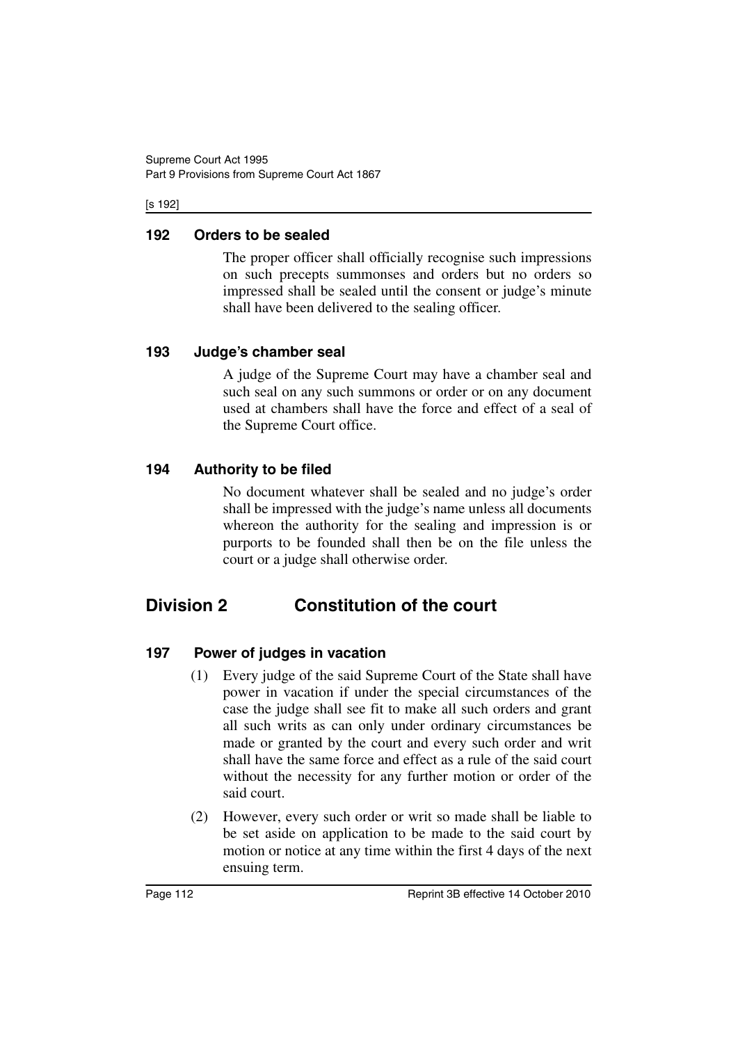### 192 Orders to be sealed

The proper officer shall officially recognise such impressions on such precepts summonses and orders but no orders so impressed shall be sealed until the consent or judge's minute shall have been delivered to the sealing officer.

### 193 Judge's chamber seal

A judge of the Supreme Court may have a chamber seal and such seal on any such summons or order or on any document used at chambers shall have the force and effect of a seal of the Supreme Court office.

### 194 Authority to be filed

No document whatever shall be sealed and no judge's order shall be impressed with the judge's name unless all documents whereon the authority for the sealing and impression is or purports to be founded shall then be on the file unless the court or a judge shall otherwise order.

## Division 2 Constitution of the court

### 197 Power of judges in vacation

(1) Every judge of the said Supreme Court of the State shall have power in vacation if under the special circumstances of the case the judge shall see fit to make all such orders and grant all such writs as can only under ordinary circumstances be made or granted by the court and every such order and writ shall have the same force and effect as a rule of the said court without the necessity for any further motion or order of the said court.

(2) However, every such order or writ so made shall be liable to be set aside on application to be made to the said court by motion or notice at any time within the first 4 days of the next ensuing term.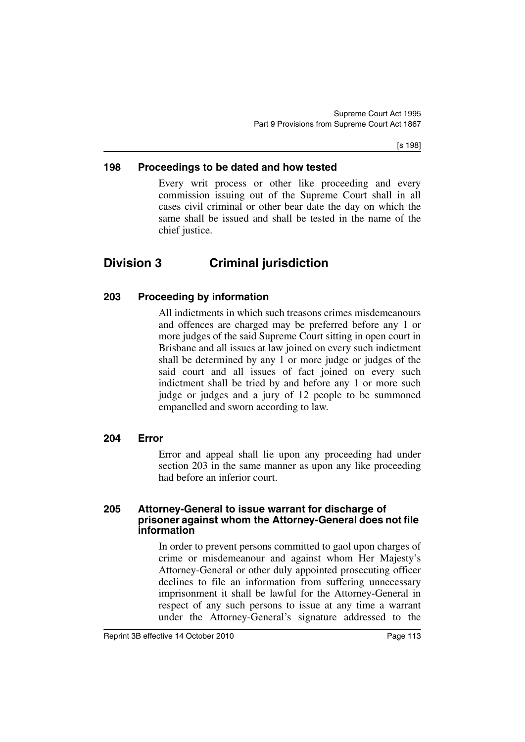### 198 Proceedings to be dated and how tested

Every writ process or other like proceeding and every commission issuing out of the Supreme Court shall in all cases civil criminal or other bear date the day on which the same shall be issued and shall be tested in the name of the chief justice.

## Division 3 Criminal jurisdiction

### 203 Proceeding by information

All indictments in which such treasons crimes misdemeanours and offences are charged may be preferred before any 1 or more judges of the said Supreme Court sitting in open court in Brisbane and all issues at law joined on every such indictment shall be determined by any 1 or more judge or judges of the said court and all issues of fact joined on every such indictment shall be tried by and before any 1 or more such judge or judges and a jury of 12 people to be summoned empanelled and sworn according to law.

### 204 Error

Error and appeal shall lie upon any proceeding had under section 203 in the same manner as upon any like proceeding had before an inferior court.

### 205 Attorney-General to issue warrant for discharge of prisoner against whom the Attorney-General does not file information

In order to prevent persons committed to gaol upon charges of crime or misdemeanour and against whom Her Majesty's Attorney-General or other duly appointed prosecuting officer declines to file an information from suffering unnecessary imprisonment it shall be lawful for the Attorney-General in respect of any such persons to issue at any time a warrant under the Attorney-General's signature addressed to the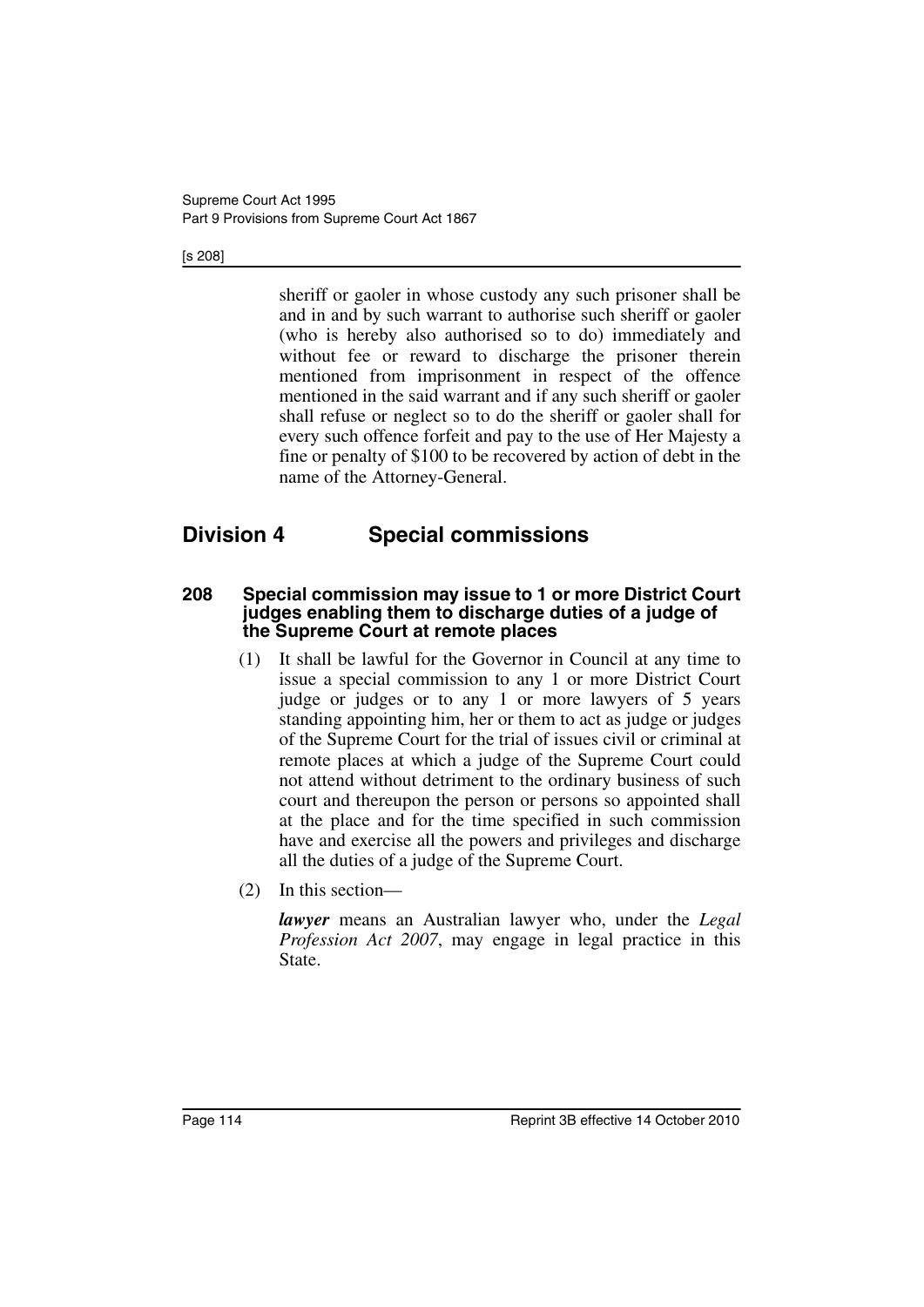sheriff or gaoler in whose custody any such prisoner shall be and in and by such warrant to authorise such sheriff or gaoler (who is hereby also authorised so to do) immediately and without fee or reward to discharge the prisoner therein mentioned from imprisonment in respect of the offence mentioned in the said warrant and if any such sheriff or gaoler shall refuse or neglect so to do the sheriff or gaoler shall for every such offence forfeit and pay to the use of Her Majesty a fine or penalty of $100 to be recovered by action of debt in the name of the Attorney-General.

## Division 4 Special commissions

### 208 Special commission may issue to 1 or more District Court judges enabling them to discharge duties of a judge of the Supreme Court at remote places

(1) It shall be lawful for the Governor in Council at any time to issue a special commission to any 1 or more District Court judge or judges or to any 1 or more lawyers of 5 years standing appointing him, her or them to act as judge or judges of the Supreme Court for the trial of issues civil or criminal at remote places at which a judge of the Supreme Court could not attend without detriment to the ordinary business of such court and thereupon the person or persons so appointed shall at the place and for the time specified in such commission have and exercise all the powers and privileges and discharge all the duties of a judge of the Supreme Court.

(2) In this section—

***lawyer*** means an Australian lawyer who, under the *Legal Profession Act 2007*, may engage in legal practice in this State.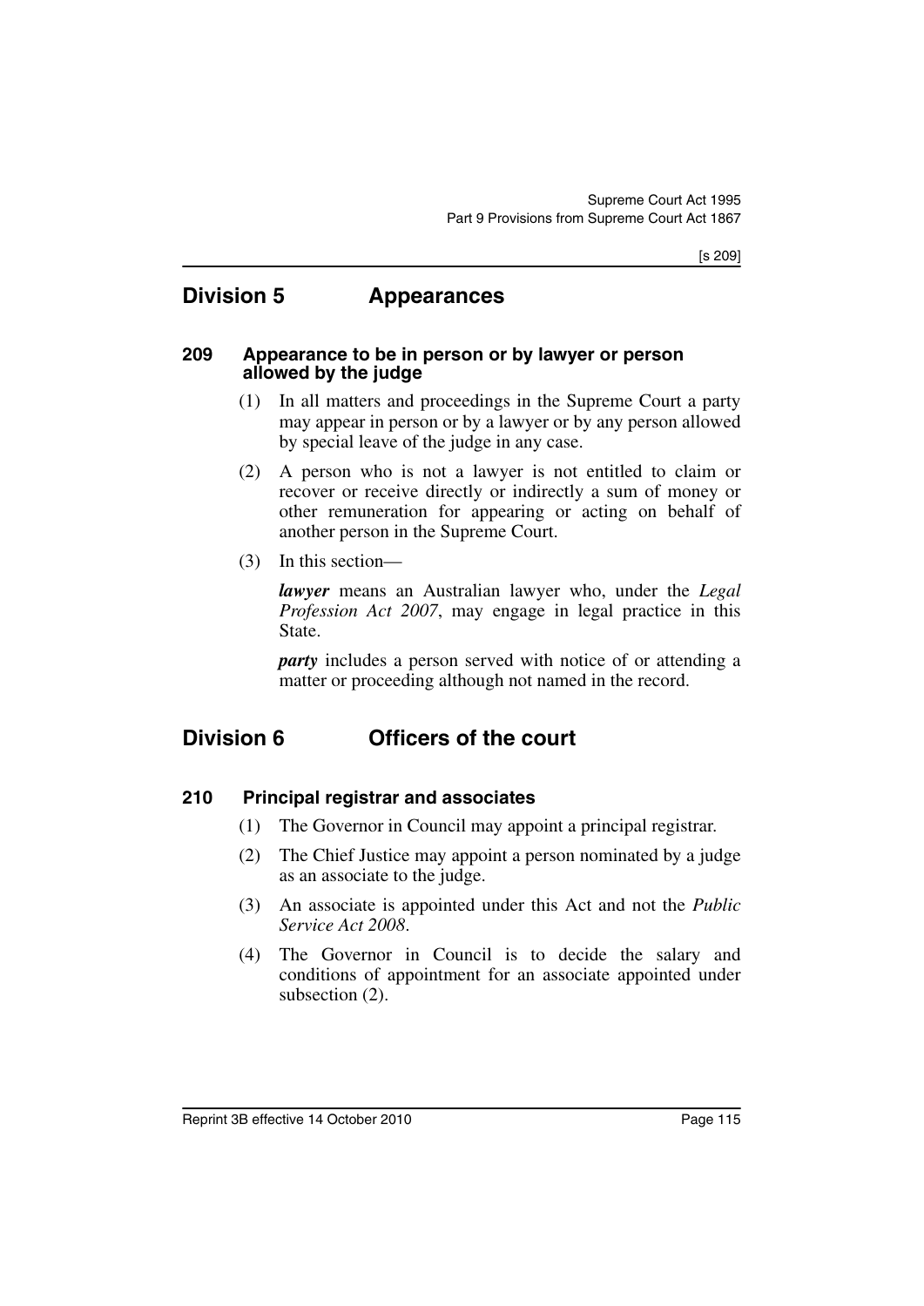## Division 5 Appearances

### 209 Appearance to be in person or by lawyer or person allowed by the judge

(1) In all matters and proceedings in the Supreme Court a party may appear in person or by a lawyer or by any person allowed by special leave of the judge in any case.

(2) A person who is not a lawyer is not entitled to claim or recover or receive directly or indirectly a sum of money or other remuneration for appearing or acting on behalf of another person in the Supreme Court.

(3) In this section—

***lawyer*** means an Australian lawyer who, under the *Legal Profession Act 2007*, may engage in legal practice in this State.

***party*** includes a person served with notice of or attending a matter or proceeding although not named in the record.

## Division 6 Officers of the court

### 210 Principal registrar and associates

(1) The Governor in Council may appoint a principal registrar.

(2) The Chief Justice may appoint a person nominated by a judge as an associate to the judge.

(3) An associate is appointed under this Act and not the *Public Service Act 2008*.

(4) The Governor in Council is to decide the salary and conditions of appointment for an associate appointed under subsection (2).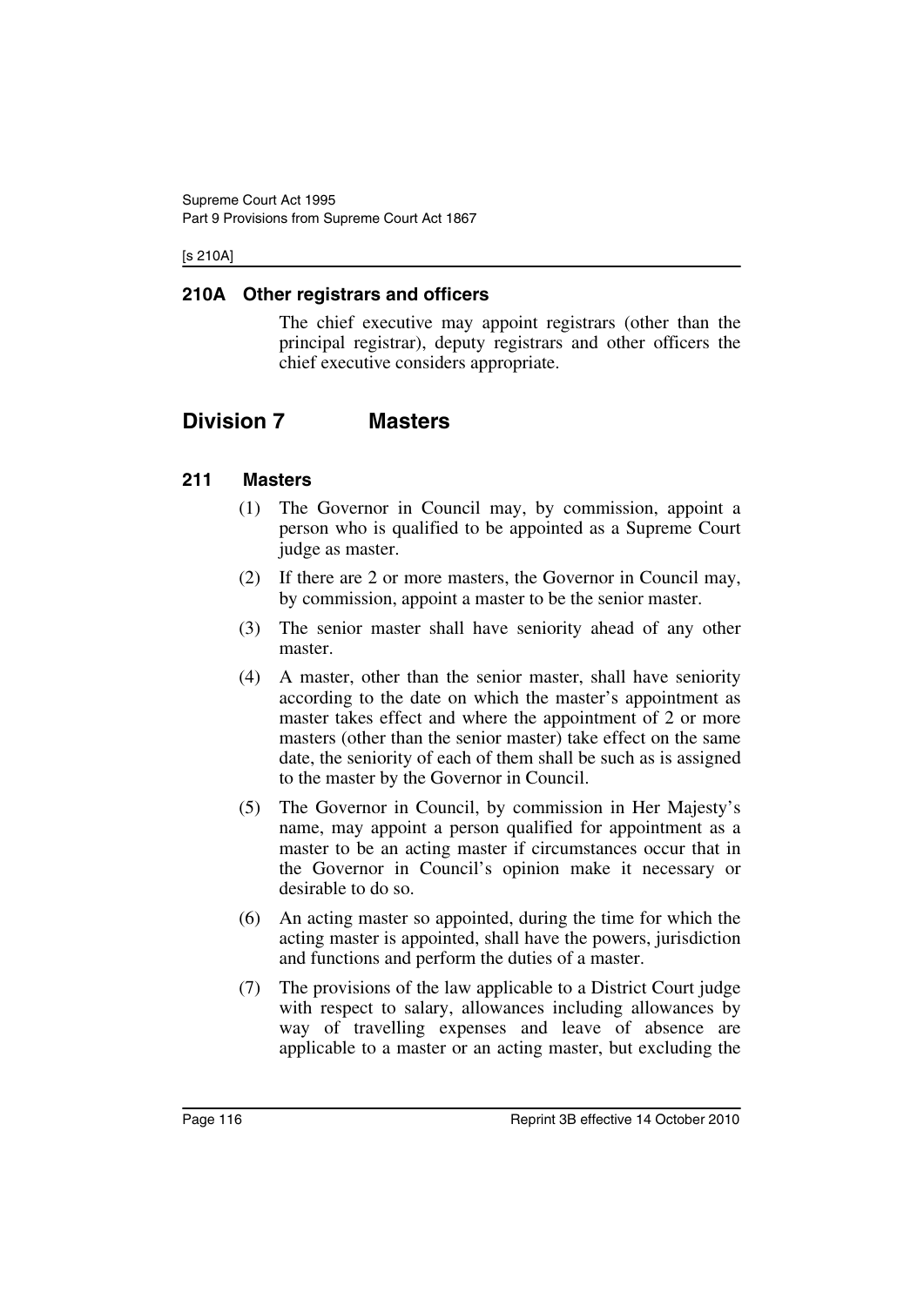## 210A Other registrars and officers

The chief executive may appoint registrars (other than the principal registrar), deputy registrars and other officers the chief executive considers appropriate.

# Division 7 Masters

## 211 Masters

(1) The Governor in Council may, by commission, appoint a person who is qualified to be appointed as a Supreme Court judge as master.

(2) If there are 2 or more masters, the Governor in Council may, by commission, appoint a master to be the senior master.

(3) The senior master shall have seniority ahead of any other master.

(4) A master, other than the senior master, shall have seniority according to the date on which the master's appointment as master takes effect and where the appointment of 2 or more masters (other than the senior master) take effect on the same date, the seniority of each of them shall be such as is assigned to the master by the Governor in Council.

(5) The Governor in Council, by commission in Her Majesty's name, may appoint a person qualified for appointment as a master to be an acting master if circumstances occur that in the Governor in Council's opinion make it necessary or desirable to do so.

(6) An acting master so appointed, during the time for which the acting master is appointed, shall have the powers, jurisdiction and functions and perform the duties of a master.

(7) The provisions of the law applicable to a District Court judge with respect to salary, allowances including allowances by way of travelling expenses and leave of absence are applicable to a master or an acting master, but excluding the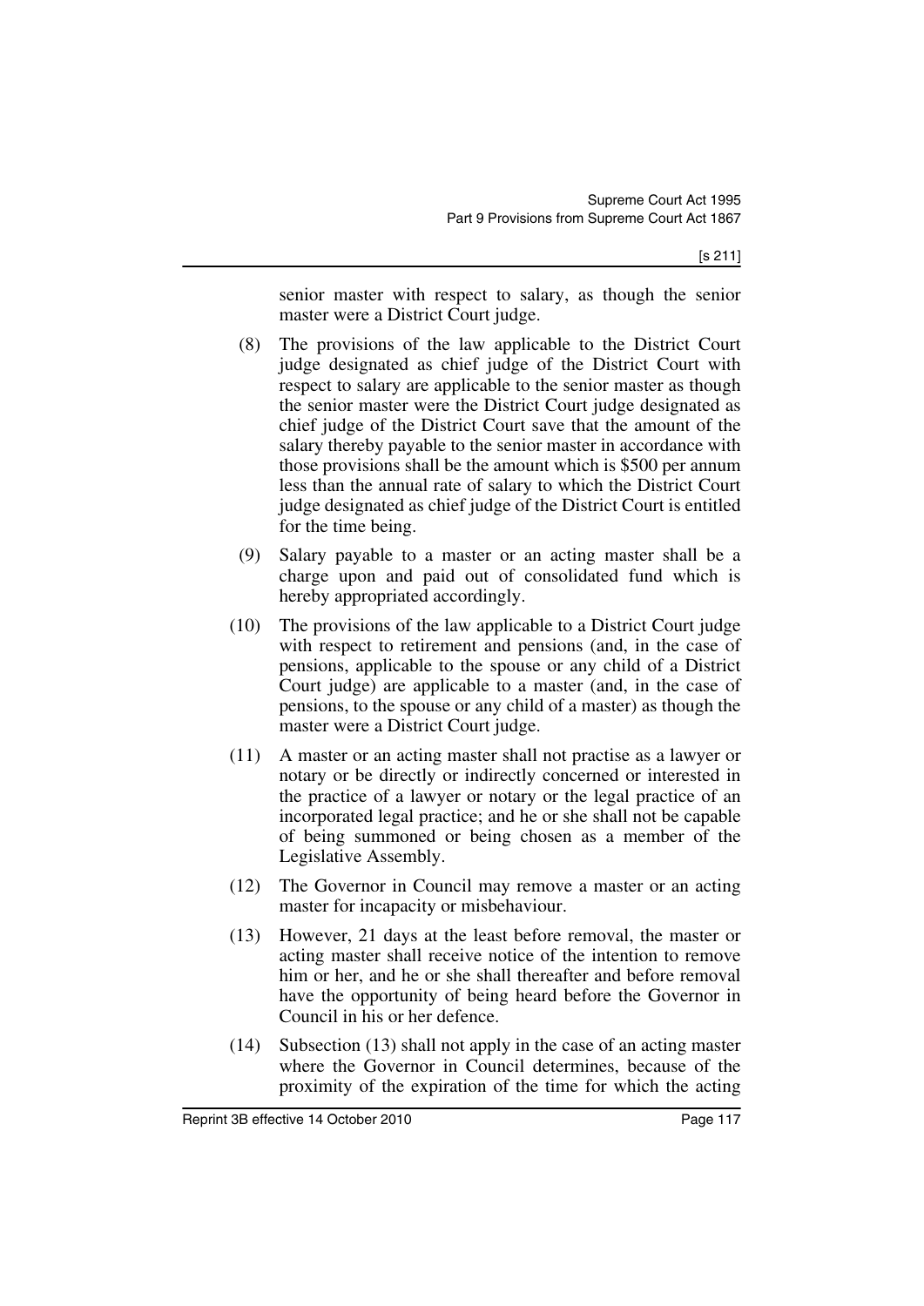senior master with respect to salary, as though the senior master were a District Court judge.

(8) The provisions of the law applicable to the District Court judge designated as chief judge of the District Court with respect to salary are applicable to the senior master as though the senior master were the District Court judge designated as chief judge of the District Court save that the amount of the salary thereby payable to the senior master in accordance with those provisions shall be the amount which is $500 per annum less than the annual rate of salary to which the District Court judge designated as chief judge of the District Court is entitled for the time being.

(9) Salary payable to a master or an acting master shall be a charge upon and paid out of consolidated fund which is hereby appropriated accordingly.

(10) The provisions of the law applicable to a District Court judge with respect to retirement and pensions (and, in the case of pensions, applicable to the spouse or any child of a District Court judge) are applicable to a master (and, in the case of pensions, to the spouse or any child of a master) as though the master were a District Court judge.

(11) A master or an acting master shall not practise as a lawyer or notary or be directly or indirectly concerned or interested in the practice of a lawyer or notary or the legal practice of an incorporated legal practice; and he or she shall not be capable of being summoned or being chosen as a member of the Legislative Assembly.

(12) The Governor in Council may remove a master or an acting master for incapacity or misbehaviour.

(13) However, 21 days at the least before removal, the master or acting master shall receive notice of the intention to remove him or her, and he or she shall thereafter and before removal have the opportunity of being heard before the Governor in Council in his or her defence.

(14) Subsection (13) shall not apply in the case of an acting master where the Governor in Council determines, because of the proximity of the expiration of the time for which the acting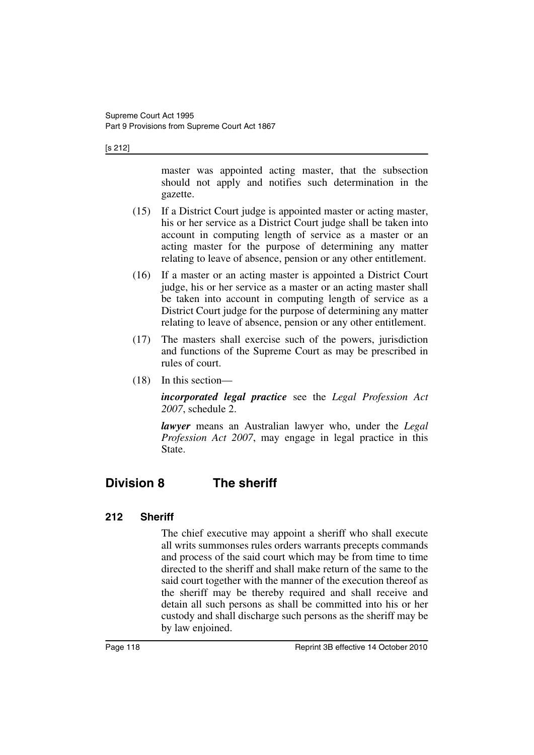master was appointed acting master, that the subsection should not apply and notifies such determination in the gazette.

(15) If a District Court judge is appointed master or acting master, his or her service as a District Court judge shall be taken into account in computing length of service as a master or an acting master for the purpose of determining any matter relating to leave of absence, pension or any other entitlement.

(16) If a master or an acting master is appointed a District Court judge, his or her service as a master or an acting master shall be taken into account in computing length of service as a District Court judge for the purpose of determining any matter relating to leave of absence, pension or any other entitlement.

(17) The masters shall exercise such of the powers, jurisdiction and functions of the Supreme Court as may be prescribed in rules of court.

(18) In this section—

***incorporated legal practice*** see the *Legal Profession Act 2007*, schedule 2.

***lawyer*** means an Australian lawyer who, under the *Legal Profession Act 2007*, may engage in legal practice in this State.

## Division 8 The sheriff

### 212 Sheriff

The chief executive may appoint a sheriff who shall execute all writs summonses rules orders warrants precepts commands and process of the said court which may be from time to time directed to the sheriff and shall make return of the same to the said court together with the manner of the execution thereof as the sheriff may be thereby required and shall receive and detain all such persons as shall be committed into his or her custody and shall discharge such persons as the sheriff may be by law enjoined.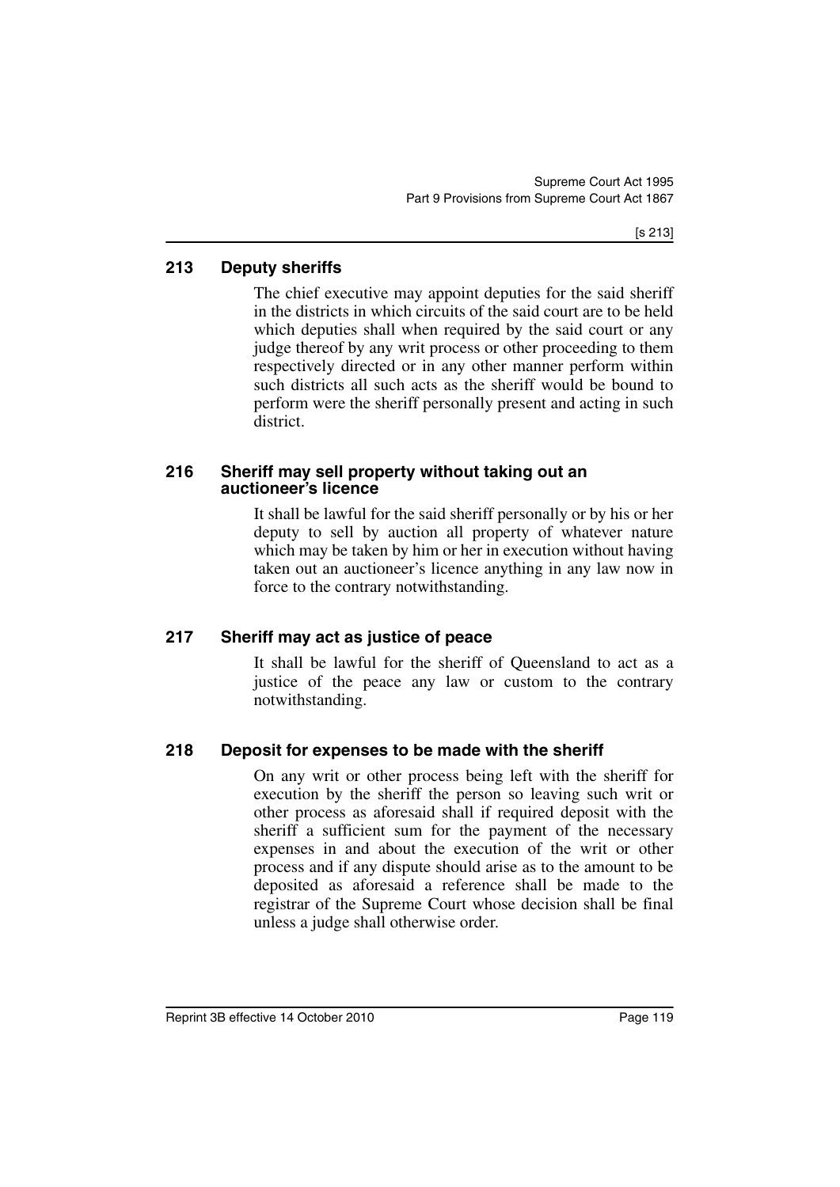## 213 Deputy sheriffs

The chief executive may appoint deputies for the said sheriff in the districts in which circuits of the said court are to be held which deputies shall when required by the said court or any judge thereof by any writ process or other proceeding to them respectively directed or in any other manner perform within such districts all such acts as the sheriff would be bound to perform were the sheriff personally present and acting in such district.

## 216 Sheriff may sell property without taking out an auctioneer's licence

It shall be lawful for the said sheriff personally or by his or her deputy to sell by auction all property of whatever nature which may be taken by him or her in execution without having taken out an auctioneer's licence anything in any law now in force to the contrary notwithstanding.

## 217 Sheriff may act as justice of peace

It shall be lawful for the sheriff of Queensland to act as a justice of the peace any law or custom to the contrary notwithstanding.

## 218 Deposit for expenses to be made with the sheriff

On any writ or other process being left with the sheriff for execution by the sheriff the person so leaving such writ or other process as aforesaid shall if required deposit with the sheriff a sufficient sum for the payment of the necessary expenses in and about the execution of the writ or other process and if any dispute should arise as to the amount to be deposited as aforesaid a reference shall be made to the registrar of the Supreme Court whose decision shall be final unless a judge shall otherwise order.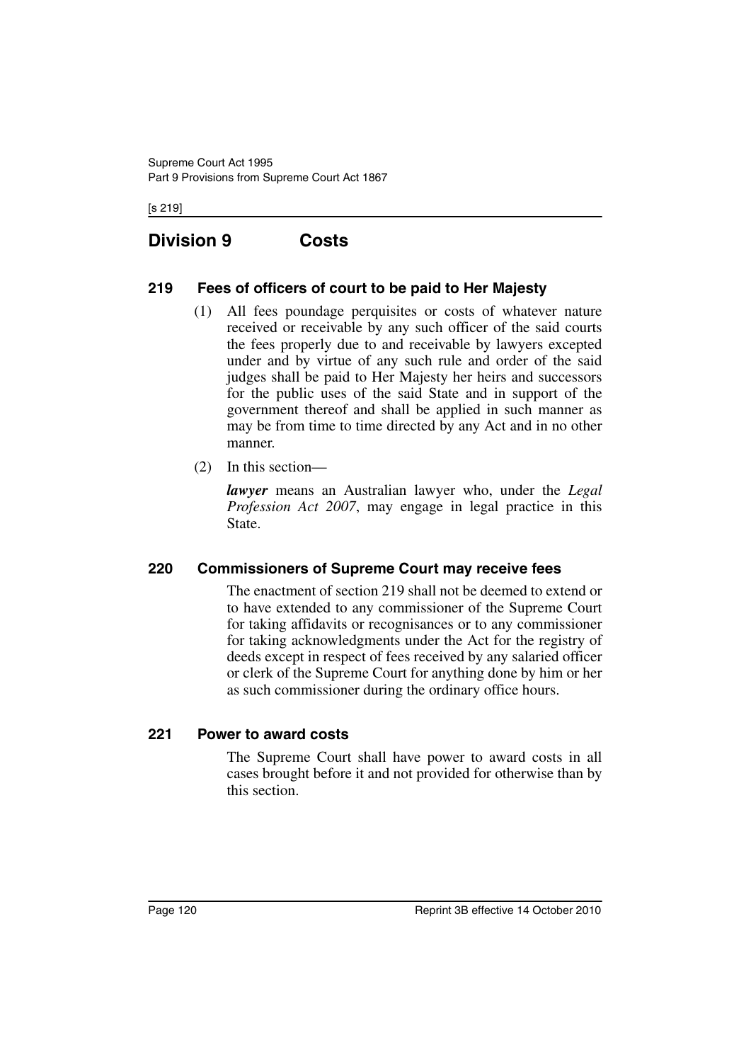## Division 9 Costs

### 219 Fees of officers of court to be paid to Her Majesty

(1) All fees poundage perquisites or costs of whatever nature received or receivable by any such officer of the said courts the fees properly due to and receivable by lawyers excepted under and by virtue of any such rule and order of the said judges shall be paid to Her Majesty her heirs and successors for the public uses of the said State and in support of the government thereof and shall be applied in such manner as may be from time to time directed by any Act and in no other manner.

(2) In this section—

***lawyer*** means an Australian lawyer who, under the *Legal Profession Act 2007*, may engage in legal practice in this State.

### 220 Commissioners of Supreme Court may receive fees

The enactment of section 219 shall not be deemed to extend or to have extended to any commissioner of the Supreme Court for taking affidavits or recognisances or to any commissioner for taking acknowledgments under the Act for the registry of deeds except in respect of fees received by any salaried officer or clerk of the Supreme Court for anything done by him or her as such commissioner during the ordinary office hours.

### 221 Power to award costs

The Supreme Court shall have power to award costs in all cases brought before it and not provided for otherwise than by this section.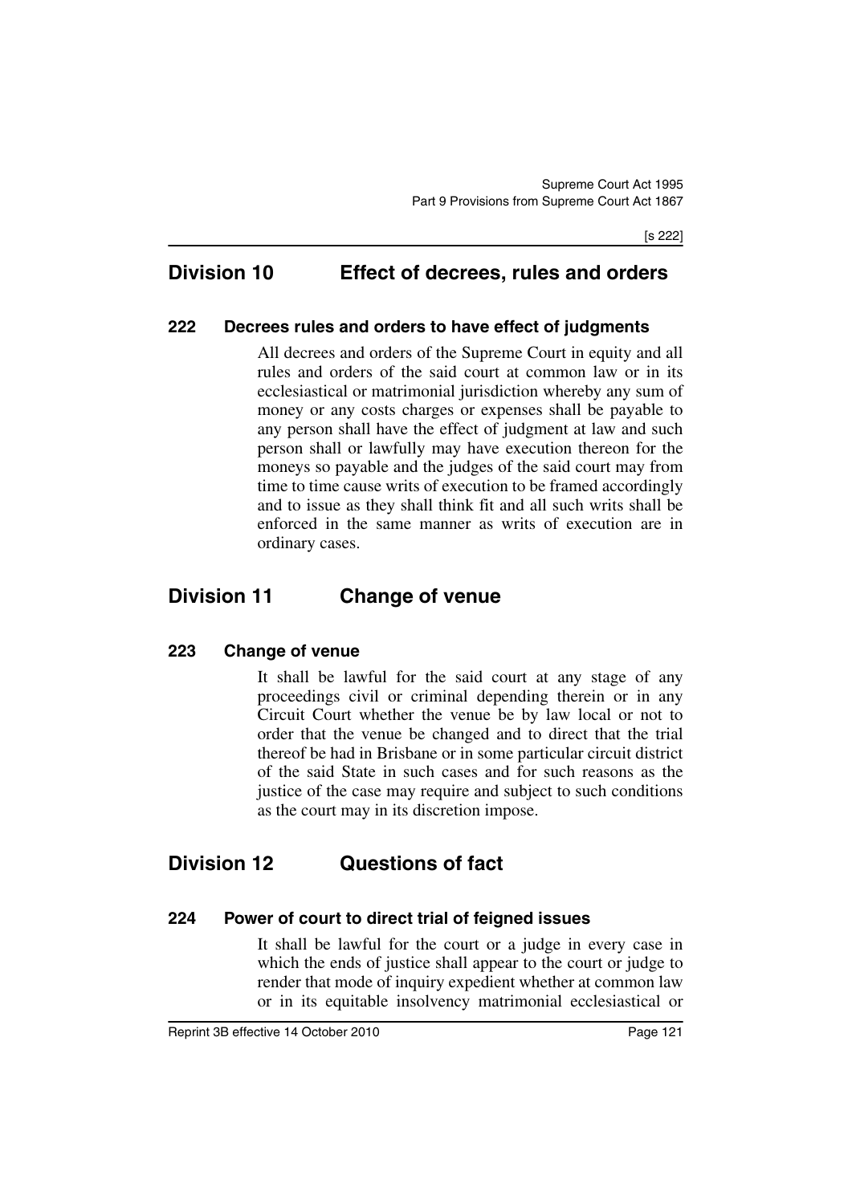## Division 10 Effect of decrees, rules and orders

### 222 Decrees rules and orders to have effect of judgments

All decrees and orders of the Supreme Court in equity and all rules and orders of the said court at common law or in its ecclesiastical or matrimonial jurisdiction whereby any sum of money or any costs charges or expenses shall be payable to any person shall have the effect of judgment at law and such person shall or lawfully may have execution thereon for the moneys so payable and the judges of the said court may from time to time cause writs of execution to be framed accordingly and to issue as they shall think fit and all such writs shall be enforced in the same manner as writs of execution are in ordinary cases.

## Division 11 Change of venue

### 223 Change of venue

It shall be lawful for the said court at any stage of any proceedings civil or criminal depending therein or in any Circuit Court whether the venue be by law local or not to order that the venue be changed and to direct that the trial thereof be had in Brisbane or in some particular circuit district of the said State in such cases and for such reasons as the justice of the case may require and subject to such conditions as the court may in its discretion impose.

## Division 12 Questions of fact

### 224 Power of court to direct trial of feigned issues

It shall be lawful for the court or a judge in every case in which the ends of justice shall appear to the court or judge to render that mode of inquiry expedient whether at common law or in its equitable insolvency matrimonial ecclesiastical or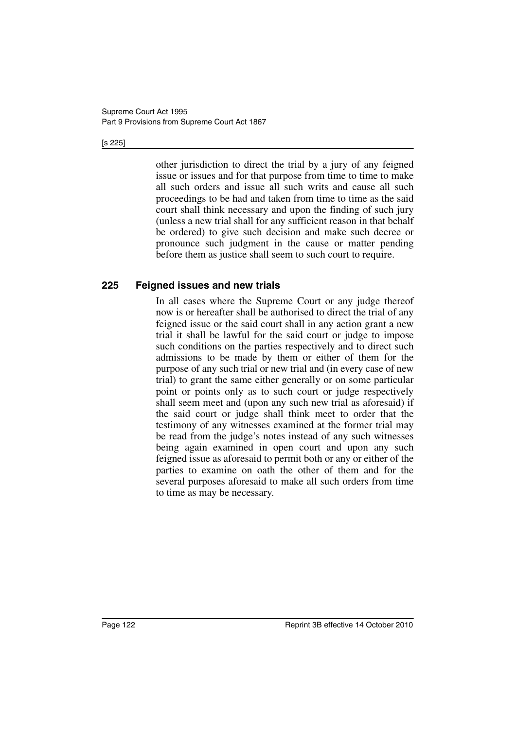other jurisdiction to direct the trial by a jury of any feigned issue or issues and for that purpose from time to time to make all such orders and issue all such writs and cause all such proceedings to be had and taken from time to time as the said court shall think necessary and upon the finding of such jury (unless a new trial shall for any sufficient reason in that behalf be ordered) to give such decision and make such decree or pronounce such judgment in the cause or matter pending before them as justice shall seem to such court to require.

## 225 Feigned issues and new trials

In all cases where the Supreme Court or any judge thereof now is or hereafter shall be authorised to direct the trial of any feigned issue or the said court shall in any action grant a new trial it shall be lawful for the said court or judge to impose such conditions on the parties respectively and to direct such admissions to be made by them or either of them for the purpose of any such trial or new trial and (in every case of new trial) to grant the same either generally or on some particular point or points only as to such court or judge respectively shall seem meet and (upon any such new trial as aforesaid) if the said court or judge shall think meet to order that the testimony of any witnesses examined at the former trial may be read from the judge's notes instead of any such witnesses being again examined in open court and upon any such feigned issue as aforesaid to permit both or any or either of the parties to examine on oath the other of them and for the several purposes aforesaid to make all such orders from time to time as may be necessary.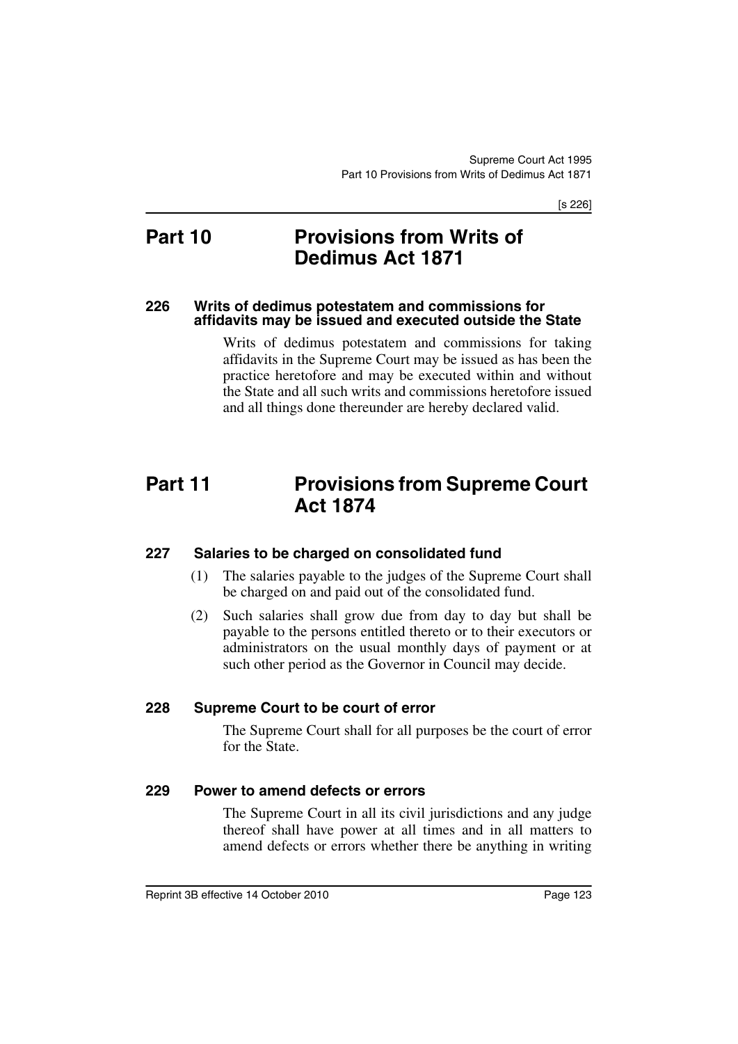# Part 10 Provisions from Writs of Dedimus Act 1871

### 226 Writs of dedimus potestatem and commissions for affidavits may be issued and executed outside the State

Writs of dedimus potestatem and commissions for taking affidavits in the Supreme Court may be issued as has been the practice heretofore and may be executed within and without the State and all such writs and commissions heretofore issued and all things done thereunder are hereby declared valid.

# Part 11 Provisions from Supreme Court Act 1874

### 227 Salaries to be charged on consolidated fund

(1) The salaries payable to the judges of the Supreme Court shall be charged on and paid out of the consolidated fund.

(2) Such salaries shall grow due from day to day but shall be payable to the persons entitled thereto or to their executors or administrators on the usual monthly days of payment or at such other period as the Governor in Council may decide.

### 228 Supreme Court to be court of error

The Supreme Court shall for all purposes be the court of error for the State.

### 229 Power to amend defects or errors

The Supreme Court in all its civil jurisdictions and any judge thereof shall have power at all times and in all matters to amend defects or errors whether there be anything in writing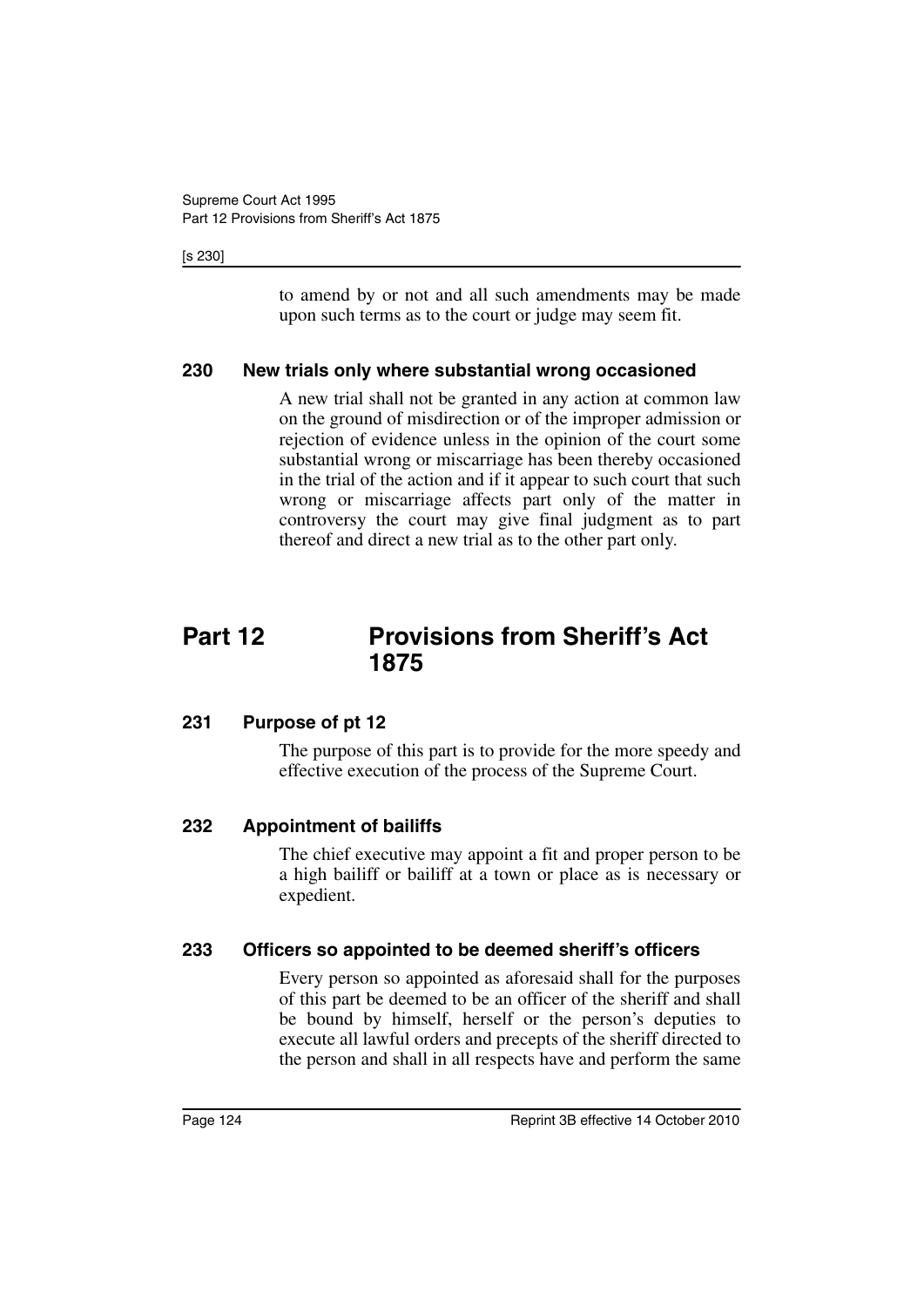to amend by or not and all such amendments may be made upon such terms as to the court or judge may seem fit.

### 230 New trials only where substantial wrong occasioned

A new trial shall not be granted in any action at common law on the ground of misdirection or of the improper admission or rejection of evidence unless in the opinion of the court some substantial wrong or miscarriage has been thereby occasioned in the trial of the action and if it appear to such court that such wrong or miscarriage affects part only of the matter in controversy the court may give final judgment as to part thereof and direct a new trial as to the other part only.

## Part 12 Provisions from Sheriff's Act 1875

### 231 Purpose of pt 12

The purpose of this part is to provide for the more speedy and effective execution of the process of the Supreme Court.

### 232 Appointment of bailiffs

The chief executive may appoint a fit and proper person to be a high bailiff or bailiff at a town or place as is necessary or expedient.

### 233 Officers so appointed to be deemed sheriff's officers

Every person so appointed as aforesaid shall for the purposes of this part be deemed to be an officer of the sheriff and shall be bound by himself, herself or the person's deputies to execute all lawful orders and precepts of the sheriff directed to the person and shall in all respects have and perform the same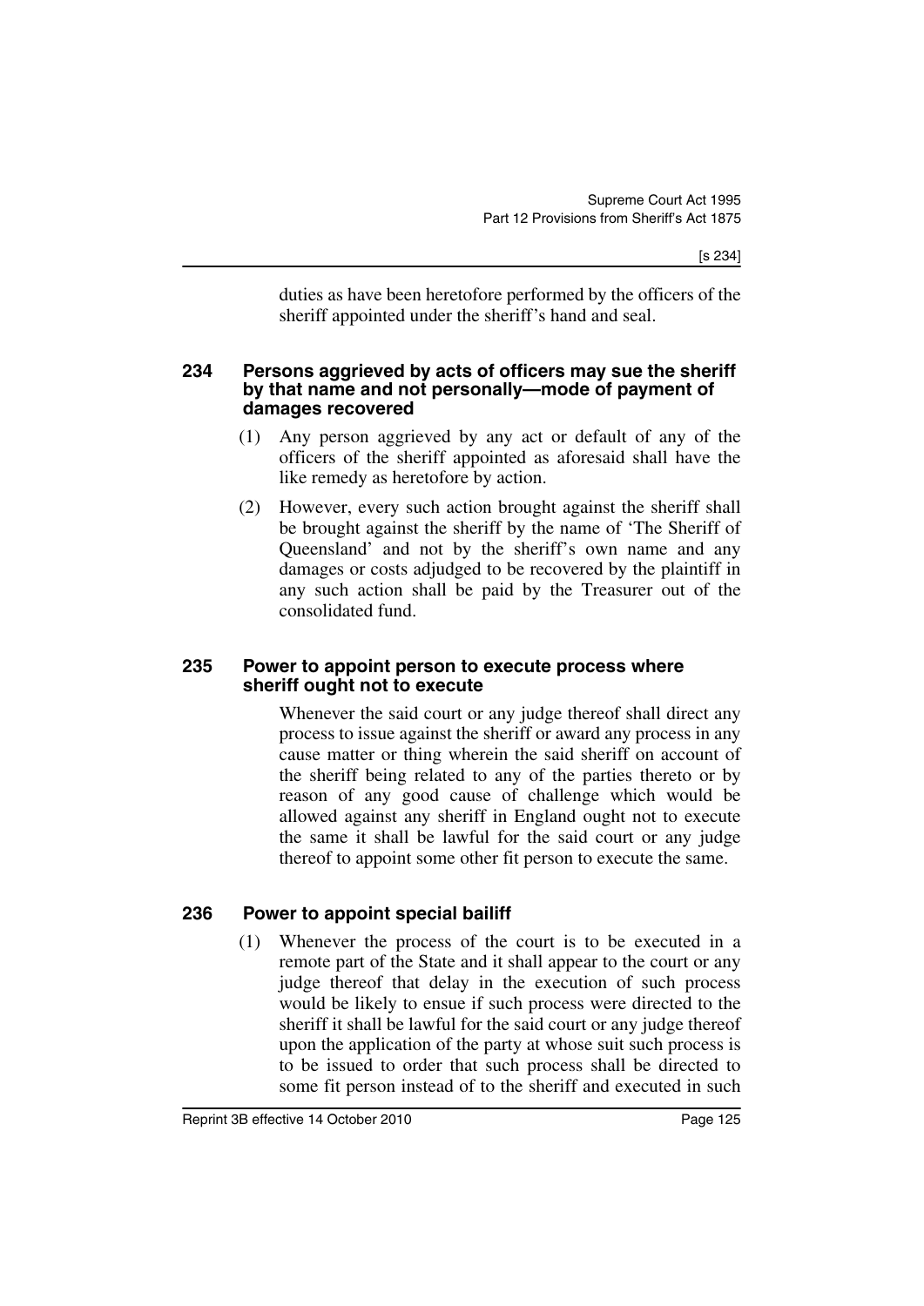duties as have been heretofore performed by the officers of the sheriff appointed under the sheriff's hand and seal.

### 234 Persons aggrieved by acts of officers may sue the sheriff by that name and not personally—mode of payment of damages recovered

(1) Any person aggrieved by any act or default of any of the officers of the sheriff appointed as aforesaid shall have the like remedy as heretofore by action.

(2) However, every such action brought against the sheriff shall be brought against the sheriff by the name of 'The Sheriff of Queensland' and not by the sheriff's own name and any damages or costs adjudged to be recovered by the plaintiff in any such action shall be paid by the Treasurer out of the consolidated fund.

### 235 Power to appoint person to execute process where sheriff ought not to execute

Whenever the said court or any judge thereof shall direct any process to issue against the sheriff or award any process in any cause matter or thing wherein the said sheriff on account of the sheriff being related to any of the parties thereto or by reason of any good cause of challenge which would be allowed against any sheriff in England ought not to execute the same it shall be lawful for the said court or any judge thereof to appoint some other fit person to execute the same.

### 236 Power to appoint special bailiff

(1) Whenever the process of the court is to be executed in a remote part of the State and it shall appear to the court or any judge thereof that delay in the execution of such process would be likely to ensue if such process were directed to the sheriff it shall be lawful for the said court or any judge thereof upon the application of the party at whose suit such process is to be issued to order that such process shall be directed to some fit person instead of to the sheriff and executed in such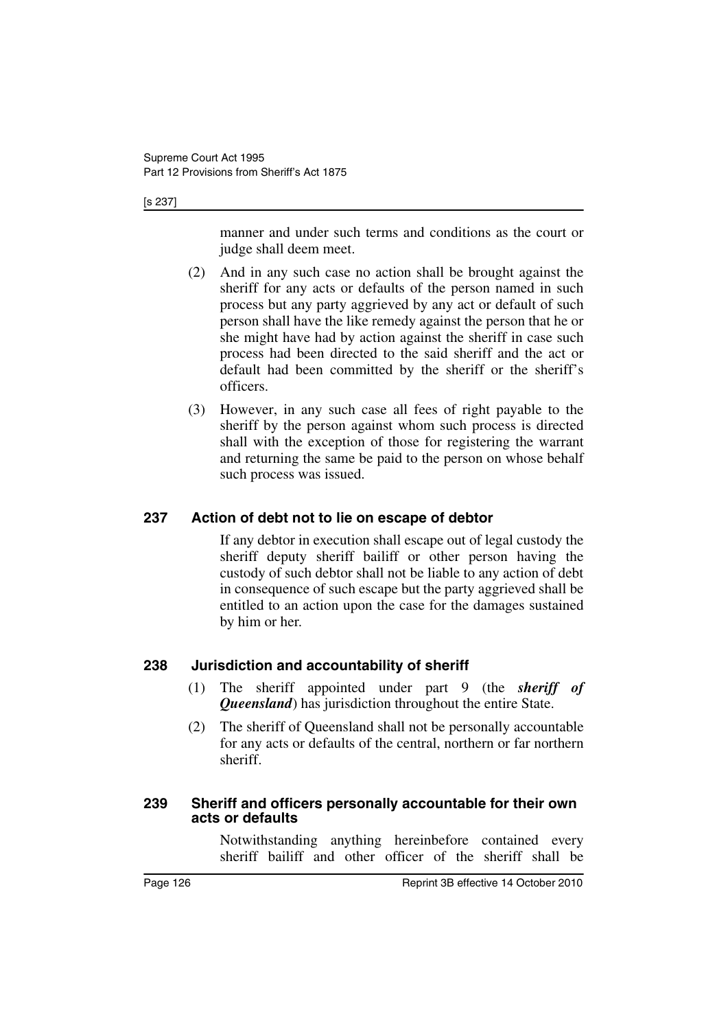manner and under such terms and conditions as the court or judge shall deem meet.

(2) And in any such case no action shall be brought against the sheriff for any acts or defaults of the person named in such process but any party aggrieved by any act or default of such person shall have the like remedy against the person that he or she might have had by action against the sheriff in case such process had been directed to the said sheriff and the act or default had been committed by the sheriff or the sheriff's officers.

(3) However, in any such case all fees of right payable to the sheriff by the person against whom such process is directed shall with the exception of those for registering the warrant and returning the same be paid to the person on whose behalf such process was issued.

## 237 Action of debt not to lie on escape of debtor

If any debtor in execution shall escape out of legal custody the sheriff deputy sheriff bailiff or other person having the custody of such debtor shall not be liable to any action of debt in consequence of such escape but the party aggrieved shall be entitled to an action upon the case for the damages sustained by him or her.

## 238 Jurisdiction and accountability of sheriff

(1) The sheriff appointed under part 9 (the ***sheriff of Queensland***) has jurisdiction throughout the entire State.

(2) The sheriff of Queensland shall not be personally accountable for any acts or defaults of the central, northern or far northern sheriff.

## 239 Sheriff and officers personally accountable for their own acts or defaults

Notwithstanding anything hereinbefore contained every sheriff bailiff and other officer of the sheriff shall be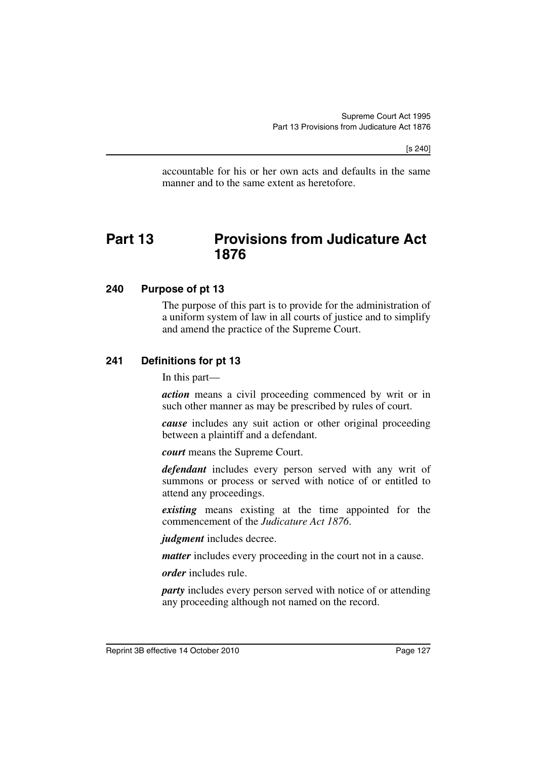accountable for his or her own acts and defaults in the same manner and to the same extent as heretofore.

# Part 13 Provisions from Judicature Act 1876

## 240 Purpose of pt 13

The purpose of this part is to provide for the administration of a uniform system of law in all courts of justice and to simplify and amend the practice of the Supreme Court.

## 241 Definitions for pt 13

In this part—

***action*** means a civil proceeding commenced by writ or in such other manner as may be prescribed by rules of court.

***cause*** includes any suit action or other original proceeding between a plaintiff and a defendant.

***court*** means the Supreme Court.

***defendant*** includes every person served with any writ of summons or process or served with notice of or entitled to attend any proceedings.

***existing*** means existing at the time appointed for the commencement of the *Judicature Act 1876*.

***judgment*** includes decree.

***matter*** includes every proceeding in the court not in a cause.

***order*** includes rule.

***party*** includes every person served with notice of or attending any proceeding although not named on the record.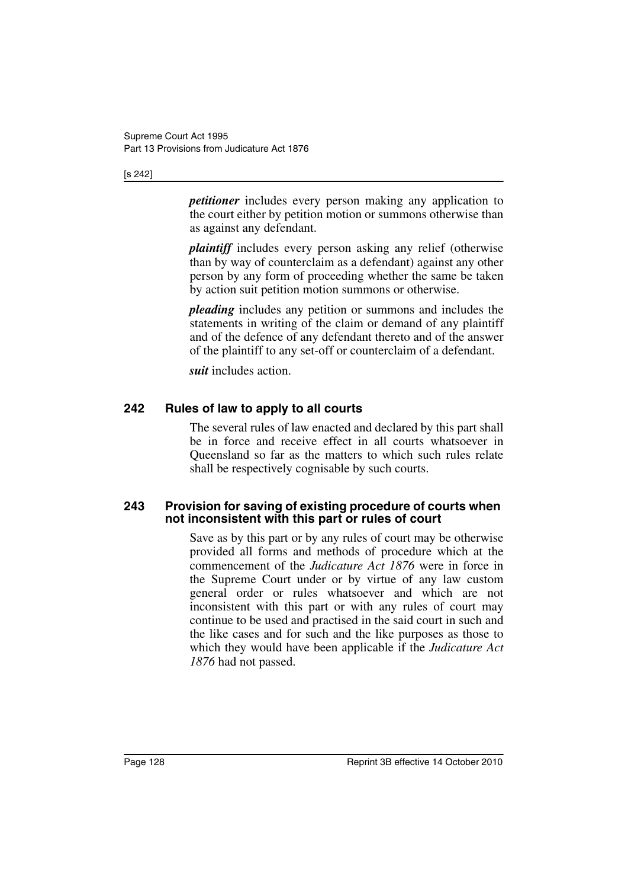***petitioner*** includes every person making any application to the court either by petition motion or summons otherwise than as against any defendant.

***plaintiff*** includes every person asking any relief (otherwise than by way of counterclaim as a defendant) against any other person by any form of proceeding whether the same be taken by action suit petition motion summons or otherwise.

***pleading*** includes any petition or summons and includes the statements in writing of the claim or demand of any plaintiff and of the defence of any defendant thereto and of the answer of the plaintiff to any set-off or counterclaim of a defendant.

***suit*** includes action.

### 242 Rules of law to apply to all courts

The several rules of law enacted and declared by this part shall be in force and receive effect in all courts whatsoever in Queensland so far as the matters to which such rules relate shall be respectively cognisable by such courts.

### 243 Provision for saving of existing procedure of courts when not inconsistent with this part or rules of court

Save as by this part or by any rules of court may be otherwise provided all forms and methods of procedure which at the commencement of the *Judicature Act 1876* were in force in the Supreme Court under or by virtue of any law custom general order or rules whatsoever and which are not inconsistent with this part or with any rules of court may continue to be used and practised in the said court in such and the like cases and for such and the like purposes as those to which they would have been applicable if the *Judicature Act 1876* had not passed.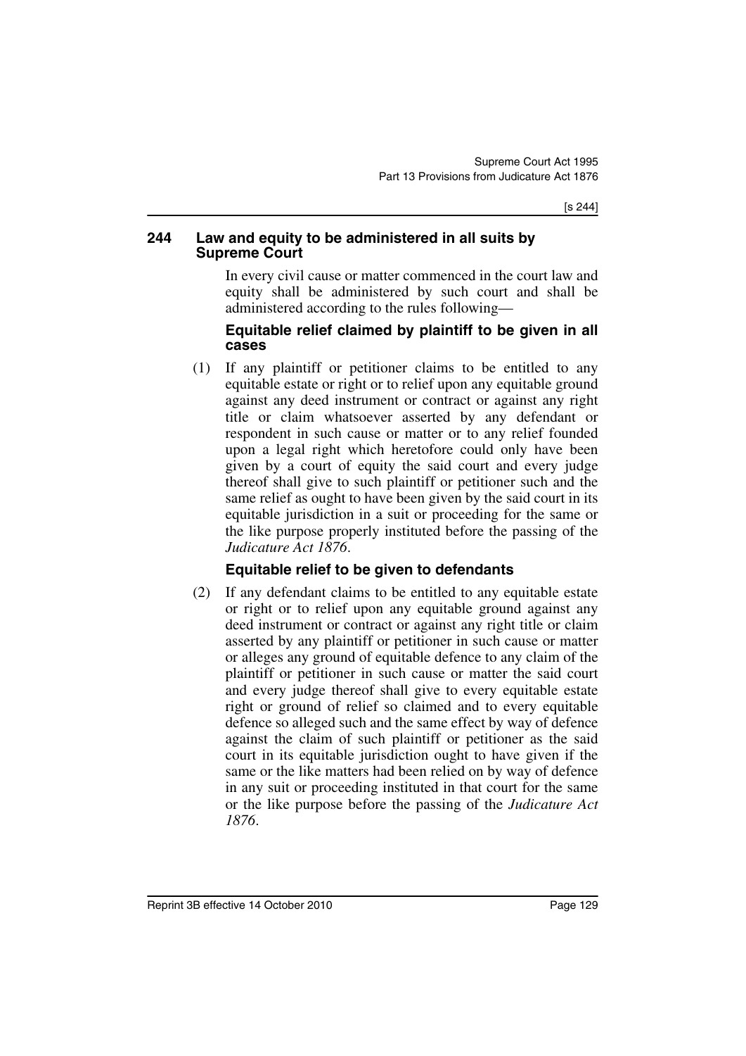## 244 Law and equity to be administered in all suits by Supreme Court

In every civil cause or matter commenced in the court law and equity shall be administered by such court and shall be administered according to the rules following—

### Equitable relief claimed by plaintiff to be given in all cases

(1) If any plaintiff or petitioner claims to be entitled to any equitable estate or right or to relief upon any equitable ground against any deed instrument or contract or against any right title or claim whatsoever asserted by any defendant or respondent in such cause or matter or to any relief founded upon a legal right which heretofore could only have been given by a court of equity the said court and every judge thereof shall give to such plaintiff or petitioner such and the same relief as ought to have been given by the said court in its equitable jurisdiction in a suit or proceeding for the same or the like purpose properly instituted before the passing of the *Judicature Act 1876*.

### Equitable relief to be given to defendants

(2) If any defendant claims to be entitled to any equitable estate or right or to relief upon any equitable ground against any deed instrument or contract or against any right title or claim asserted by any plaintiff or petitioner in such cause or matter or alleges any ground of equitable defence to any claim of the plaintiff or petitioner in such cause or matter the said court and every judge thereof shall give to every equitable estate right or ground of relief so claimed and to every equitable defence so alleged such and the same effect by way of defence against the claim of such plaintiff or petitioner as the said court in its equitable jurisdiction ought to have given if the same or the like matters had been relied on by way of defence in any suit or proceeding instituted in that court for the same or the like purpose before the passing of the *Judicature Act 1876*.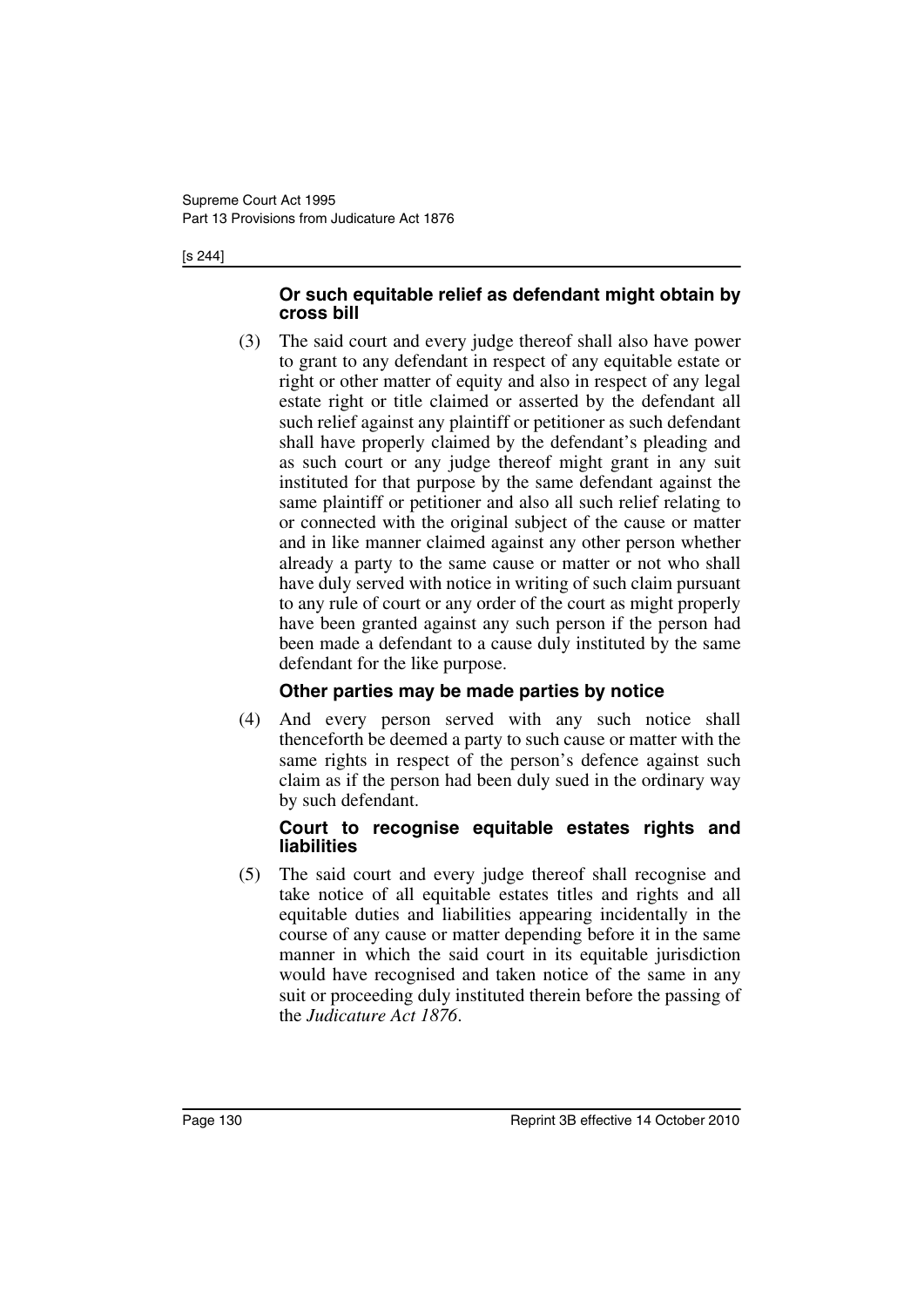**Or such equitable relief as defendant might obtain by cross bill**

(3) The said court and every judge thereof shall also have power to grant to any defendant in respect of any equitable estate or right or other matter of equity and also in respect of any legal estate right or title claimed or asserted by the defendant all such relief against any plaintiff or petitioner as such defendant shall have properly claimed by the defendant's pleading and as such court or any judge thereof might grant in any suit instituted for that purpose by the same defendant against the same plaintiff or petitioner and also all such relief relating to or connected with the original subject of the cause or matter and in like manner claimed against any other person whether already a party to the same cause or matter or not who shall have duly served with notice in writing of such claim pursuant to any rule of court or any order of the court as might properly have been granted against any such person if the person had been made a defendant to a cause duly instituted by the same defendant for the like purpose.

**Other parties may be made parties by notice**

(4) And every person served with any such notice shall thenceforth be deemed a party to such cause or matter with the same rights in respect of the person's defence against such claim as if the person had been duly sued in the ordinary way by such defendant.

**Court to recognise equitable estates rights and liabilities**

(5) The said court and every judge thereof shall recognise and take notice of all equitable estates titles and rights and all equitable duties and liabilities appearing incidentally in the course of any cause or matter depending before it in the same manner in which the said court in its equitable jurisdiction would have recognised and taken notice of the same in any suit or proceeding duly instituted therein before the passing of the *Judicature Act 1876*.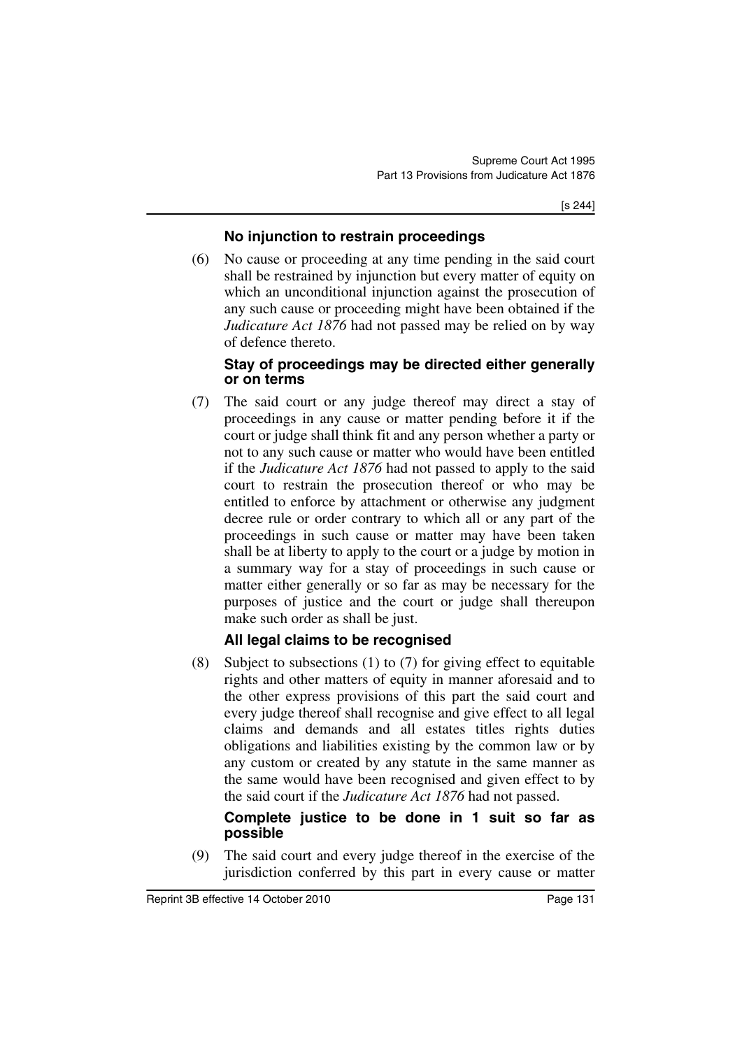### No injunction to restrain proceedings

(6) No cause or proceeding at any time pending in the said court shall be restrained by injunction but every matter of equity on which an unconditional injunction against the prosecution of any such cause or proceeding might have been obtained if the *Judicature Act 1876* had not passed may be relied on by way of defence thereto.

### Stay of proceedings may be directed either generally or on terms

(7) The said court or any judge thereof may direct a stay of proceedings in any cause or matter pending before it if the court or judge shall think fit and any person whether a party or not to any such cause or matter who would have been entitled if the *Judicature Act 1876* had not passed to apply to the said court to restrain the prosecution thereof or who may be entitled to enforce by attachment or otherwise any judgment decree rule or order contrary to which all or any part of the proceedings in such cause or matter may have been taken shall be at liberty to apply to the court or a judge by motion in a summary way for a stay of proceedings in such cause or matter either generally or so far as may be necessary for the purposes of justice and the court or judge shall thereupon make such order as shall be just.

### All legal claims to be recognised

(8) Subject to subsections (1) to (7) for giving effect to equitable rights and other matters of equity in manner aforesaid and to the other express provisions of this part the said court and every judge thereof shall recognise and give effect to all legal claims and demands and all estates titles rights duties obligations and liabilities existing by the common law or by any custom or created by any statute in the same manner as the same would have been recognised and given effect to by the said court if the *Judicature Act 1876* had not passed.

### Complete justice to be done in 1 suit so far as possible

(9) The said court and every judge thereof in the exercise of the jurisdiction conferred by this part in every cause or matter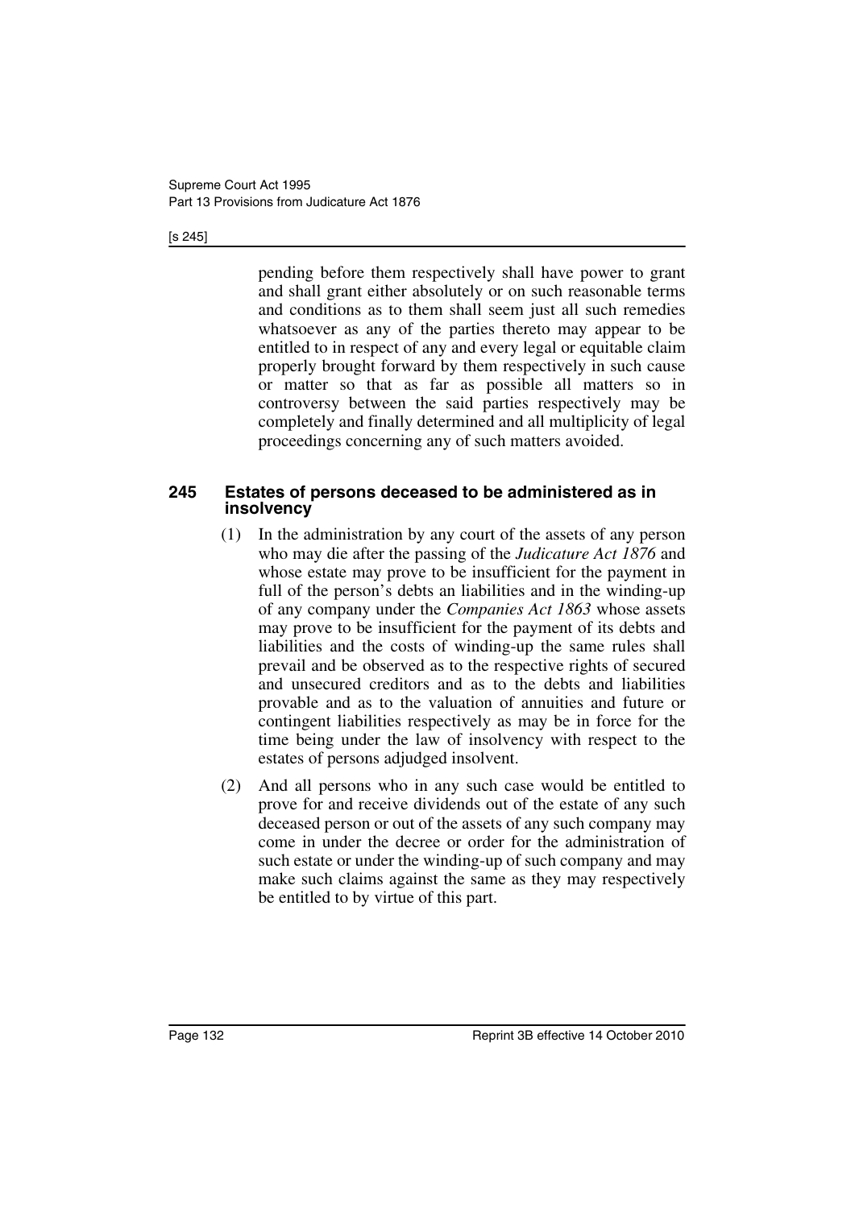pending before them respectively shall have power to grant and shall grant either absolutely or on such reasonable terms and conditions as to them shall seem just all such remedies whatsoever as any of the parties thereto may appear to be entitled to in respect of any and every legal or equitable claim properly brought forward by them respectively in such cause or matter so that as far as possible all matters so in controversy between the said parties respectively may be completely and finally determined and all multiplicity of legal proceedings concerning any of such matters avoided.

### 245 Estates of persons deceased to be administered as in insolvency

(1) In the administration by any court of the assets of any person who may die after the passing of the *Judicature Act 1876* and whose estate may prove to be insufficient for the payment in full of the person's debts an liabilities and in the winding-up of any company under the *Companies Act 1863* whose assets may prove to be insufficient for the payment of its debts and liabilities and the costs of winding-up the same rules shall prevail and be observed as to the respective rights of secured and unsecured creditors and as to the debts and liabilities provable and as to the valuation of annuities and future or contingent liabilities respectively as may be in force for the time being under the law of insolvency with respect to the estates of persons adjudged insolvent.

(2) And all persons who in any such case would be entitled to prove for and receive dividends out of the estate of any such deceased person or out of the assets of any such company may come in under the decree or order for the administration of such estate or under the winding-up of such company and may make such claims against the same as they may respectively be entitled to by virtue of this part.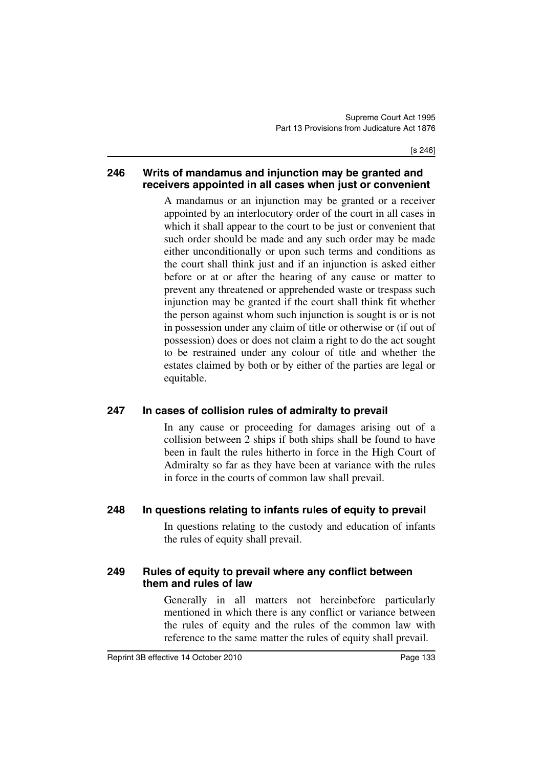### 246 Writs of mandamus and injunction may be granted and receivers appointed in all cases when just or convenient

A mandamus or an injunction may be granted or a receiver appointed by an interlocutory order of the court in all cases in which it shall appear to the court to be just or convenient that such order should be made and any such order may be made either unconditionally or upon such terms and conditions as the court shall think just and if an injunction is asked either before or at or after the hearing of any cause or matter to prevent any threatened or apprehended waste or trespass such injunction may be granted if the court shall think fit whether the person against whom such injunction is sought is or is not in possession under any claim of title or otherwise or (if out of possession) does or does not claim a right to do the act sought to be restrained under any colour of title and whether the estates claimed by both or by either of the parties are legal or equitable.

### 247 In cases of collision rules of admiralty to prevail

In any cause or proceeding for damages arising out of a collision between 2 ships if both ships shall be found to have been in fault the rules hitherto in force in the High Court of Admiralty so far as they have been at variance with the rules in force in the courts of common law shall prevail.

### 248 In questions relating to infants rules of equity to prevail

In questions relating to the custody and education of infants the rules of equity shall prevail.

### 249 Rules of equity to prevail where any conflict between them and rules of law

Generally in all matters not hereinbefore particularly mentioned in which there is any conflict or variance between the rules of equity and the rules of the common law with reference to the same matter the rules of equity shall prevail.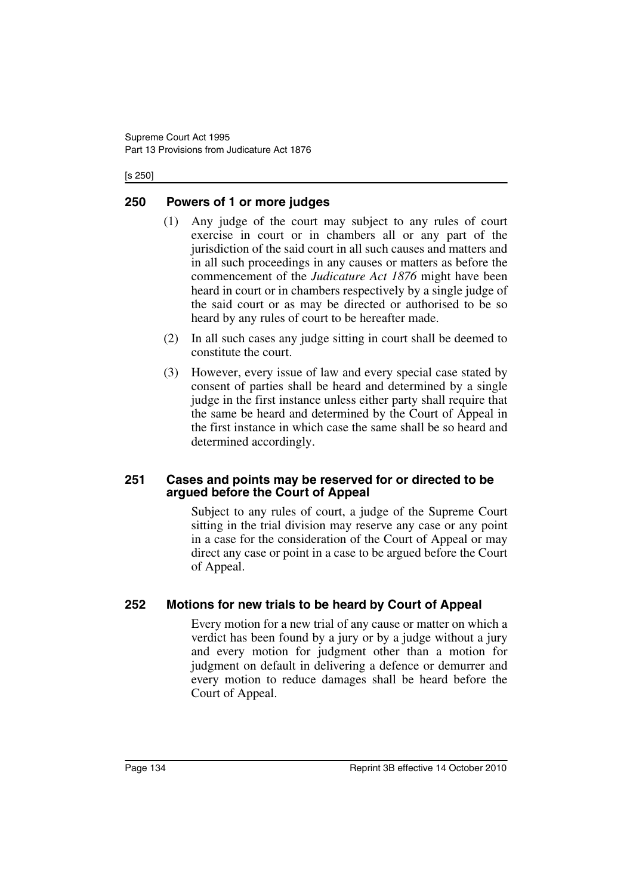## 250 Powers of 1 or more judges

(1) Any judge of the court may subject to any rules of court exercise in court or in chambers all or any part of the jurisdiction of the said court in all such causes and matters and in all such proceedings in any causes or matters as before the commencement of the *Judicature Act 1876* might have been heard in court or in chambers respectively by a single judge of the said court or as may be directed or authorised to be so heard by any rules of court to be hereafter made.

(2) In all such cases any judge sitting in court shall be deemed to constitute the court.

(3) However, every issue of law and every special case stated by consent of parties shall be heard and determined by a single judge in the first instance unless either party shall require that the same be heard and determined by the Court of Appeal in the first instance in which case the same shall be so heard and determined accordingly.

## 251 Cases and points may be reserved for or directed to be argued before the Court of Appeal

Subject to any rules of court, a judge of the Supreme Court sitting in the trial division may reserve any case or any point in a case for the consideration of the Court of Appeal or may direct any case or point in a case to be argued before the Court of Appeal.

## 252 Motions for new trials to be heard by Court of Appeal

Every motion for a new trial of any cause or matter on which a verdict has been found by a jury or by a judge without a jury and every motion for judgment other than a motion for judgment on default in delivering a defence or demurrer and every motion to reduce damages shall be heard before the Court of Appeal.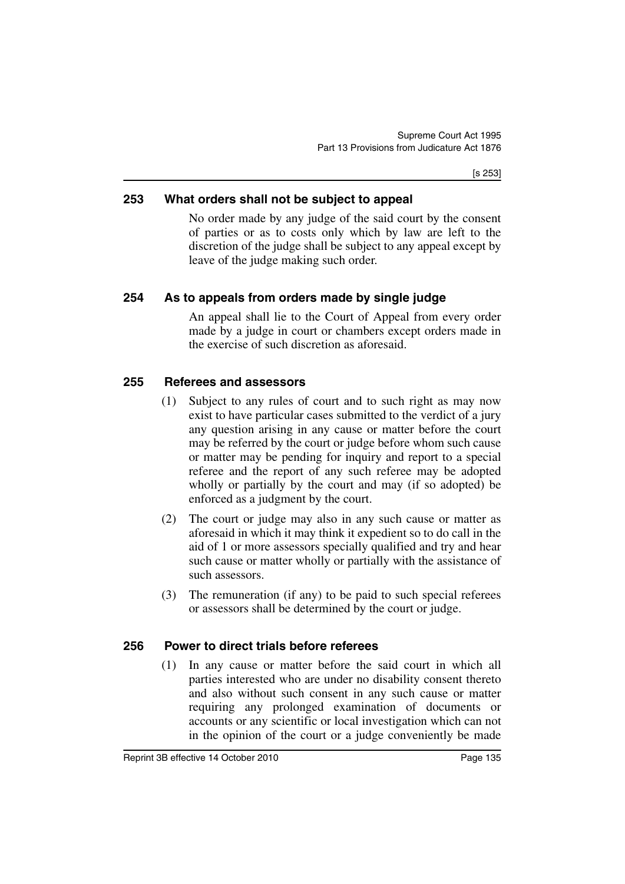## 253 What orders shall not be subject to appeal

No order made by any judge of the said court by the consent of parties or as to costs only which by law are left to the discretion of the judge shall be subject to any appeal except by leave of the judge making such order.

## 254 As to appeals from orders made by single judge

An appeal shall lie to the Court of Appeal from every order made by a judge in court or chambers except orders made in the exercise of such discretion as aforesaid.

## 255 Referees and assessors

(1) Subject to any rules of court and to such right as may now exist to have particular cases submitted to the verdict of a jury any question arising in any cause or matter before the court may be referred by the court or judge before whom such cause or matter may be pending for inquiry and report to a special referee and the report of any such referee may be adopted wholly or partially by the court and may (if so adopted) be enforced as a judgment by the court.

(2) The court or judge may also in any such cause or matter as aforesaid in which it may think it expedient so to do call in the aid of 1 or more assessors specially qualified and try and hear such cause or matter wholly or partially with the assistance of such assessors.

(3) The remuneration (if any) to be paid to such special referees or assessors shall be determined by the court or judge.

## 256 Power to direct trials before referees

(1) In any cause or matter before the said court in which all parties interested who are under no disability consent thereto and also without such consent in any such cause or matter requiring any prolonged examination of documents or accounts or any scientific or local investigation which can not in the opinion of the court or a judge conveniently be made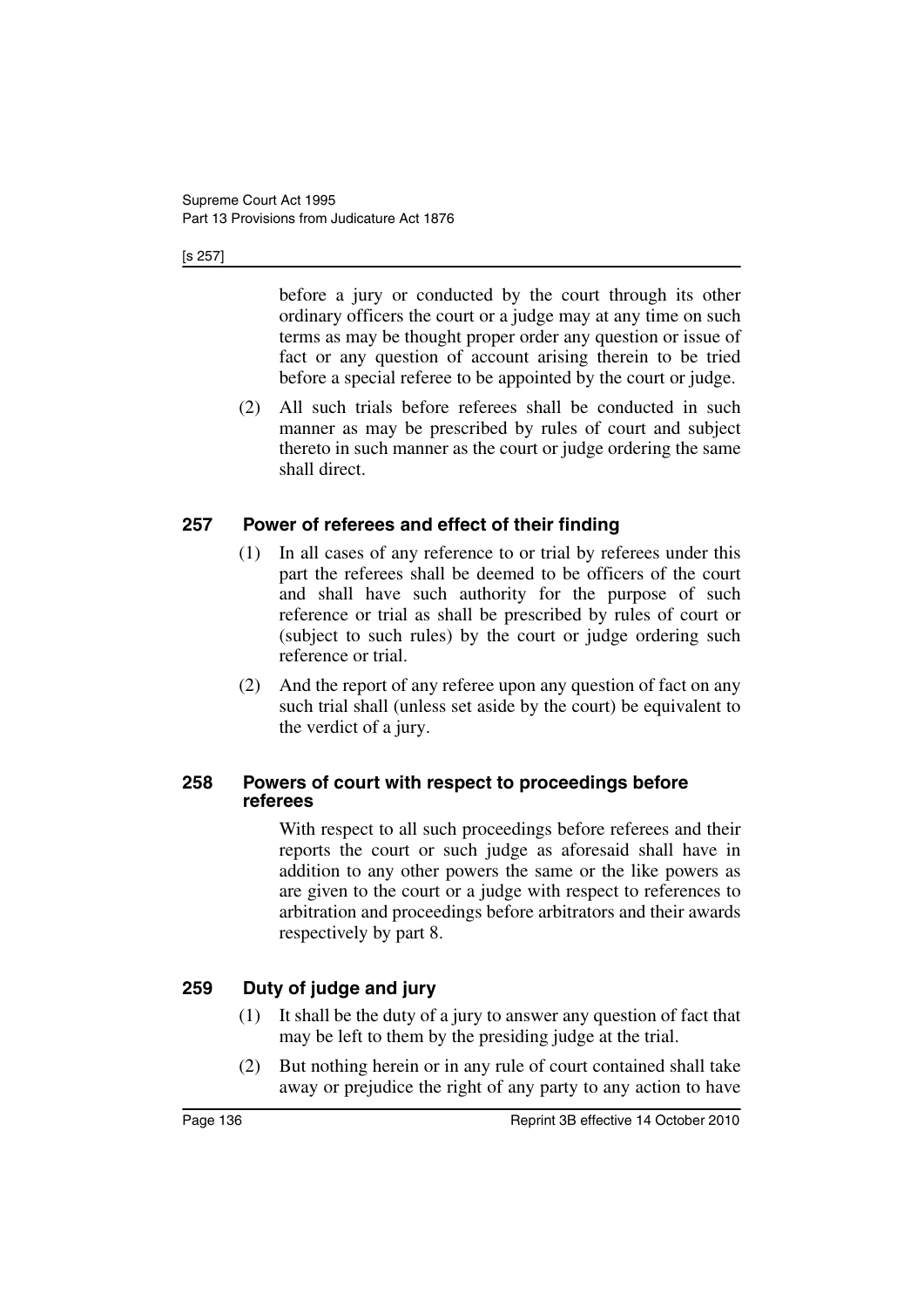before a jury or conducted by the court through its other ordinary officers the court or a judge may at any time on such terms as may be thought proper order any question or issue of fact or any question of account arising therein to be tried before a special referee to be appointed by the court or judge.

(2) All such trials before referees shall be conducted in such manner as may be prescribed by rules of court and subject thereto in such manner as the court or judge ordering the same shall direct.

## 257 Power of referees and effect of their finding

(1) In all cases of any reference to or trial by referees under this part the referees shall be deemed to be officers of the court and shall have such authority for the purpose of such reference or trial as shall be prescribed by rules of court or (subject to such rules) by the court or judge ordering such reference or trial.

(2) And the report of any referee upon any question of fact on any such trial shall (unless set aside by the court) be equivalent to the verdict of a jury.

## 258 Powers of court with respect to proceedings before referees

With respect to all such proceedings before referees and their reports the court or such judge as aforesaid shall have in addition to any other powers the same or the like powers as are given to the court or a judge with respect to references to arbitration and proceedings before arbitrators and their awards respectively by part 8.

## 259 Duty of judge and jury

(1) It shall be the duty of a jury to answer any question of fact that may be left to them by the presiding judge at the trial.

(2) But nothing herein or in any rule of court contained shall take away or prejudice the right of any party to any action to have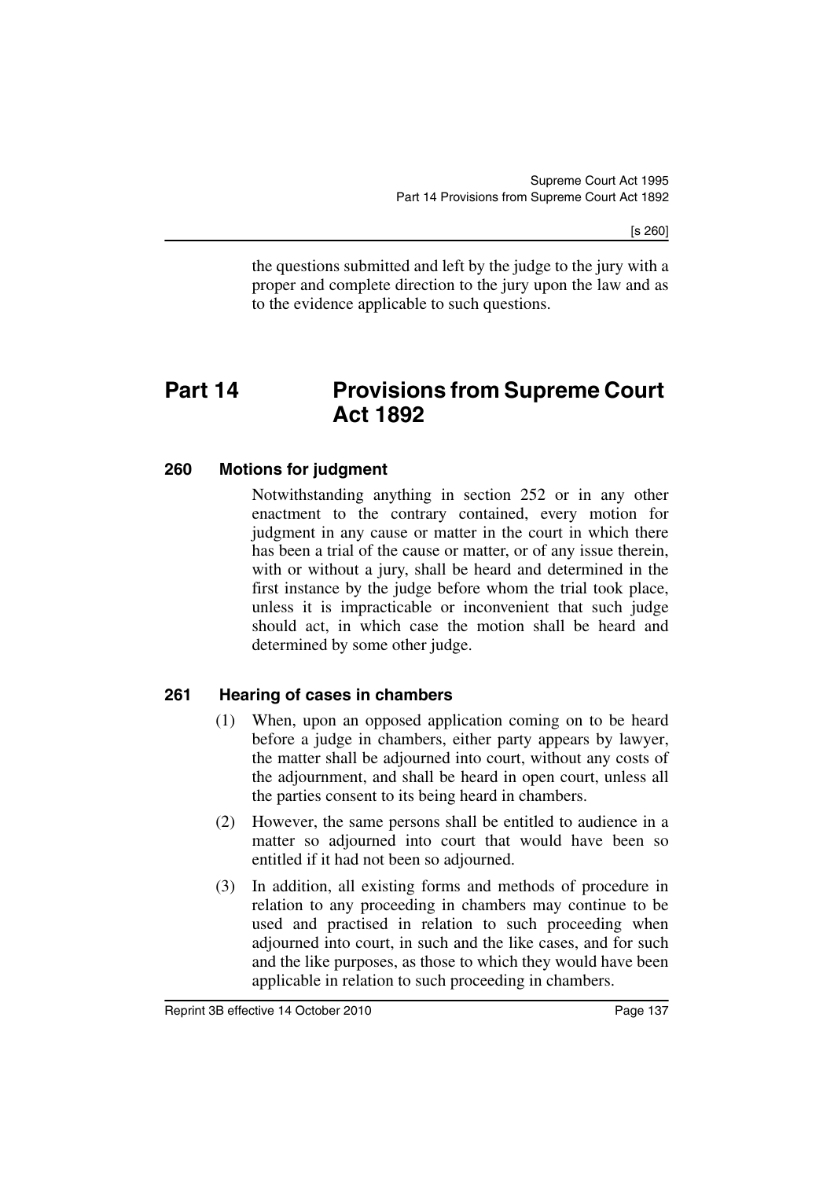the questions submitted and left by the judge to the jury with a proper and complete direction to the jury upon the law and as to the evidence applicable to such questions.

# Part 14 Provisions from Supreme Court Act 1892

### 260 Motions for judgment

Notwithstanding anything in section 252 or in any other enactment to the contrary contained, every motion for judgment in any cause or matter in the court in which there has been a trial of the cause or matter, or of any issue therein, with or without a jury, shall be heard and determined in the first instance by the judge before whom the trial took place, unless it is impracticable or inconvenient that such judge should act, in which case the motion shall be heard and determined by some other judge.

### 261 Hearing of cases in chambers

(1) When, upon an opposed application coming on to be heard before a judge in chambers, either party appears by lawyer, the matter shall be adjourned into court, without any costs of the adjournment, and shall be heard in open court, unless all the parties consent to its being heard in chambers.

(2) However, the same persons shall be entitled to audience in a matter so adjourned into court that would have been so entitled if it had not been so adjourned.

(3) In addition, all existing forms and methods of procedure in relation to any proceeding in chambers may continue to be used and practised in relation to such proceeding when adjourned into court, in such and the like cases, and for such and the like purposes, as those to which they would have been applicable in relation to such proceeding in chambers.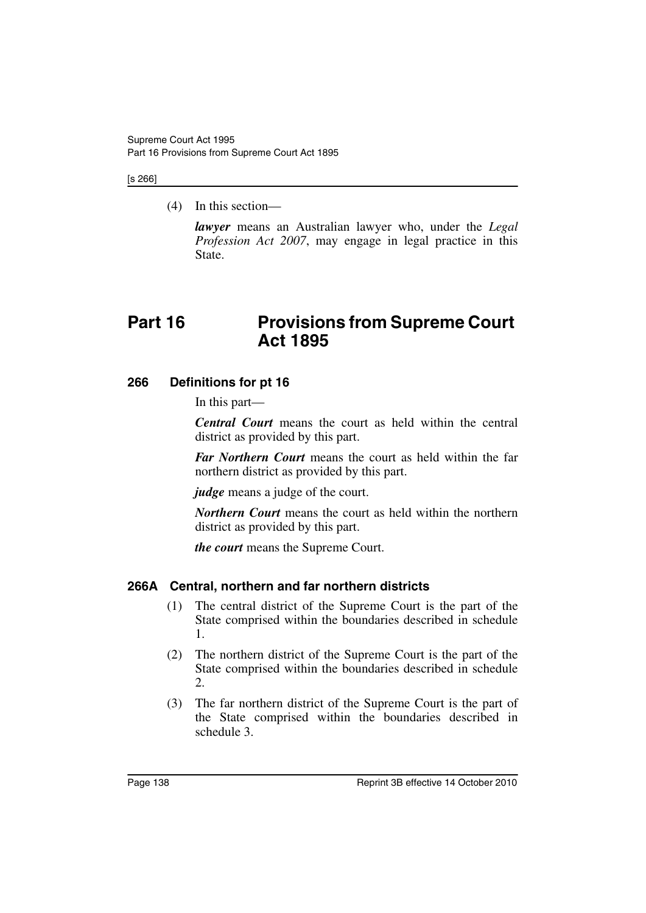(4) In this section—

***lawyer*** means an Australian lawyer who, under the *Legal Profession Act 2007*, may engage in legal practice in this State.

# Part 16 Provisions from Supreme Court Act 1895

## 266 Definitions for pt 16

In this part—

***Central Court*** means the court as held within the central district as provided by this part.

***Far Northern Court*** means the court as held within the far northern district as provided by this part.

***judge*** means a judge of the court.

***Northern Court*** means the court as held within the northern district as provided by this part.

***the court*** means the Supreme Court.

## 266A Central, northern and far northern districts

(1) The central district of the Supreme Court is the part of the State comprised within the boundaries described in schedule 1.

(2) The northern district of the Supreme Court is the part of the State comprised within the boundaries described in schedule 2.

(3) The far northern district of the Supreme Court is the part of the State comprised within the boundaries described in schedule 3.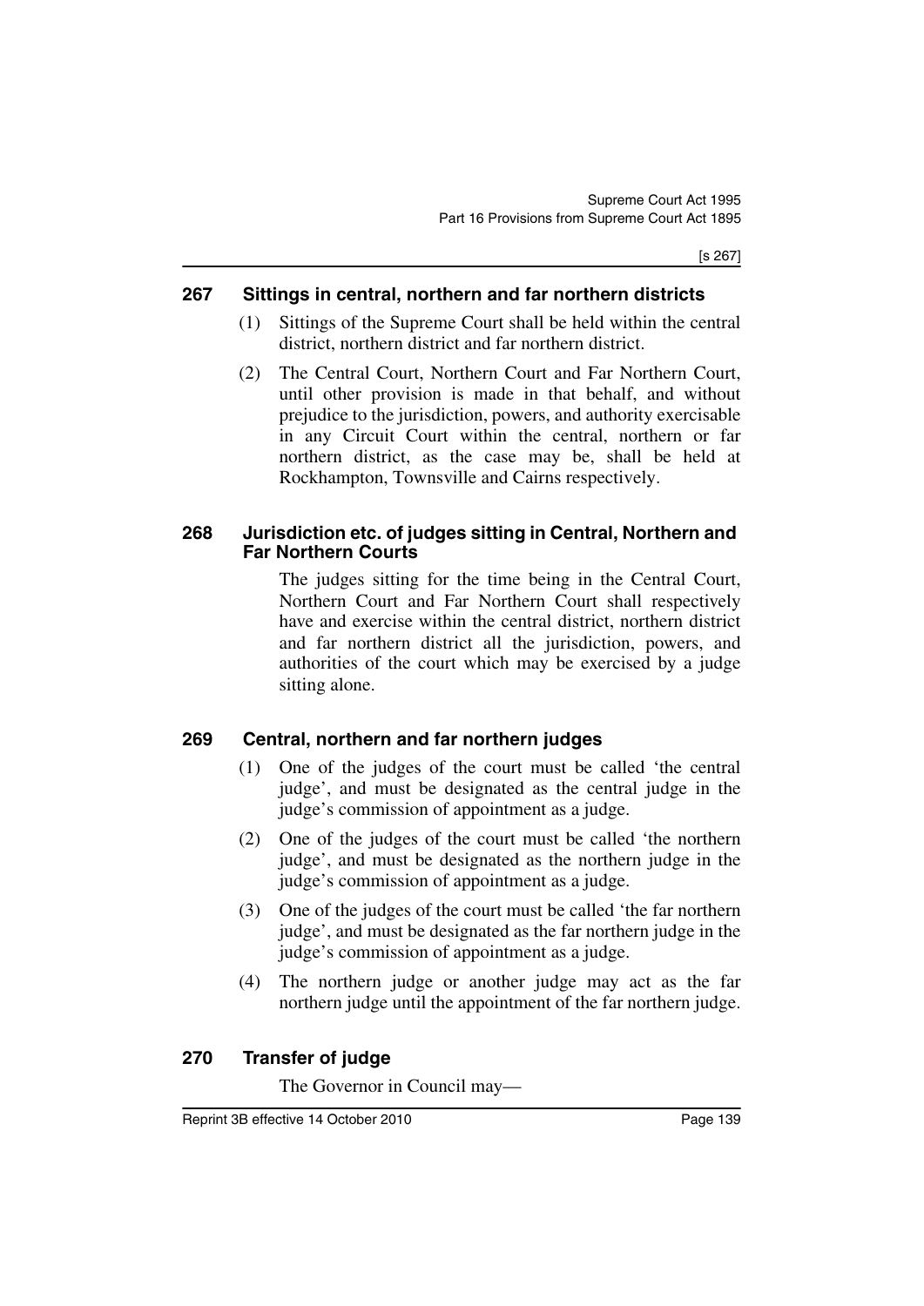## 267 Sittings in central, northern and far northern districts

(1) Sittings of the Supreme Court shall be held within the central district, northern district and far northern district.

(2) The Central Court, Northern Court and Far Northern Court, until other provision is made in that behalf, and without prejudice to the jurisdiction, powers, and authority exercisable in any Circuit Court within the central, northern or far northern district, as the case may be, shall be held at Rockhampton, Townsville and Cairns respectively.

## 268 Jurisdiction etc. of judges sitting in Central, Northern and Far Northern Courts

The judges sitting for the time being in the Central Court, Northern Court and Far Northern Court shall respectively have and exercise within the central district, northern district and far northern district all the jurisdiction, powers, and authorities of the court which may be exercised by a judge sitting alone.

## 269 Central, northern and far northern judges

(1) One of the judges of the court must be called 'the central judge', and must be designated as the central judge in the judge's commission of appointment as a judge.

(2) One of the judges of the court must be called 'the northern judge', and must be designated as the northern judge in the judge's commission of appointment as a judge.

(3) One of the judges of the court must be called 'the far northern judge', and must be designated as the far northern judge in the judge's commission of appointment as a judge.

(4) The northern judge or another judge may act as the far northern judge until the appointment of the far northern judge.

## 270 Transfer of judge

The Governor in Council may—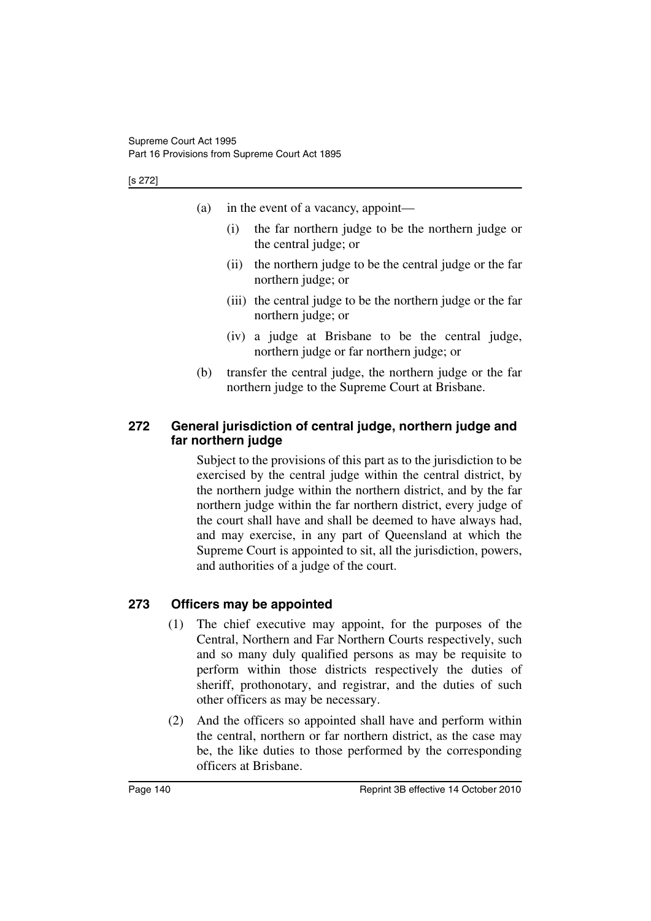(a) in the event of a vacancy, appoint—

    (i) the far northern judge to be the northern judge or the central judge; or

    (ii) the northern judge to be the central judge or the far northern judge; or

    (iii) the central judge to be the northern judge or the far northern judge; or

    (iv) a judge at Brisbane to be the central judge, northern judge or far northern judge; or

(b) transfer the central judge, the northern judge or the far northern judge to the Supreme Court at Brisbane.

### 272 General jurisdiction of central judge, northern judge and far northern judge

Subject to the provisions of this part as to the jurisdiction to be exercised by the central judge within the central district, by the northern judge within the northern district, and by the far northern judge within the far northern district, every judge of the court shall have and shall be deemed to have always had, and may exercise, in any part of Queensland at which the Supreme Court is appointed to sit, all the jurisdiction, powers, and authorities of a judge of the court.

### 273 Officers may be appointed

(1) The chief executive may appoint, for the purposes of the Central, Northern and Far Northern Courts respectively, such and so many duly qualified persons as may be requisite to perform within those districts respectively the duties of sheriff, prothonotary, and registrar, and the duties of such other officers as may be necessary.

(2) And the officers so appointed shall have and perform within the central, northern or far northern district, as the case may be, the like duties to those performed by the corresponding officers at Brisbane.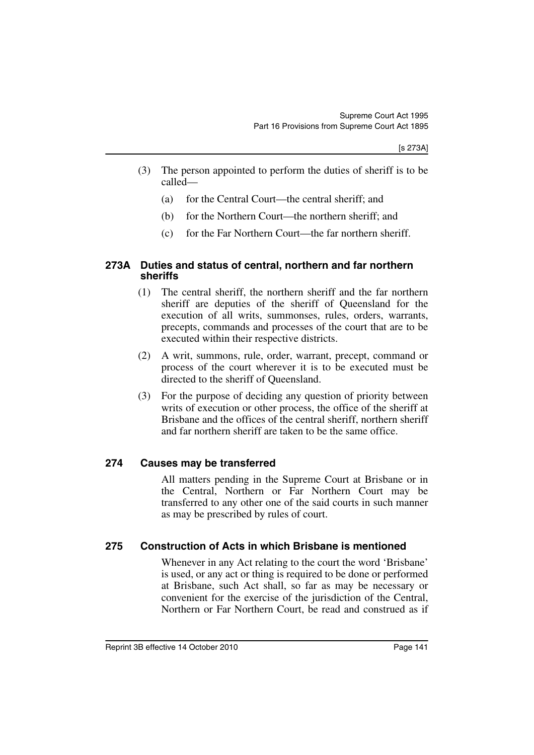(3) The person appointed to perform the duties of sheriff is to be called—

(a) for the Central Court—the central sheriff; and

(b) for the Northern Court—the northern sheriff; and

(c) for the Far Northern Court—the far northern sheriff.

### 273A Duties and status of central, northern and far northern sheriffs

(1) The central sheriff, the northern sheriff and the far northern sheriff are deputies of the sheriff of Queensland for the execution of all writs, summonses, rules, orders, warrants, precepts, commands and processes of the court that are to be executed within their respective districts.

(2) A writ, summons, rule, order, warrant, precept, command or process of the court wherever it is to be executed must be directed to the sheriff of Queensland.

(3) For the purpose of deciding any question of priority between writs of execution or other process, the office of the sheriff at Brisbane and the offices of the central sheriff, northern sheriff and far northern sheriff are taken to be the same office.

### 274 Causes may be transferred

All matters pending in the Supreme Court at Brisbane or in the Central, Northern or Far Northern Court may be transferred to any other one of the said courts in such manner as may be prescribed by rules of court.

### 275 Construction of Acts in which Brisbane is mentioned

Whenever in any Act relating to the court the word 'Brisbane' is used, or any act or thing is required to be done or performed at Brisbane, such Act shall, so far as may be necessary or convenient for the exercise of the jurisdiction of the Central, Northern or Far Northern Court, be read and construed as if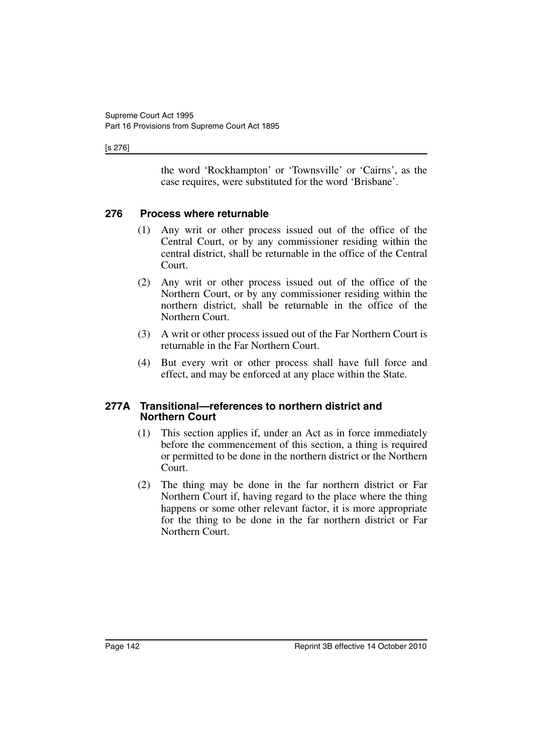the word 'Rockhampton' or 'Townsville' or 'Cairns', as the case requires, were substituted for the word 'Brisbane'.

### 276 Process where returnable

(1) Any writ or other process issued out of the office of the Central Court, or by any commissioner residing within the central district, shall be returnable in the office of the Central Court.

(2) Any writ or other process issued out of the office of the Northern Court, or by any commissioner residing within the northern district, shall be returnable in the office of the Northern Court.

(3) A writ or other process issued out of the Far Northern Court is returnable in the Far Northern Court.

(4) But every writ or other process shall have full force and effect, and may be enforced at any place within the State.

### 277A Transitional—references to northern district and Northern Court

(1) This section applies if, under an Act as in force immediately before the commencement of this section, a thing is required or permitted to be done in the northern district or the Northern Court.

(2) The thing may be done in the far northern district or Far Northern Court if, having regard to the place where the thing happens or some other relevant factor, it is more appropriate for the thing to be done in the far northern district or Far Northern Court.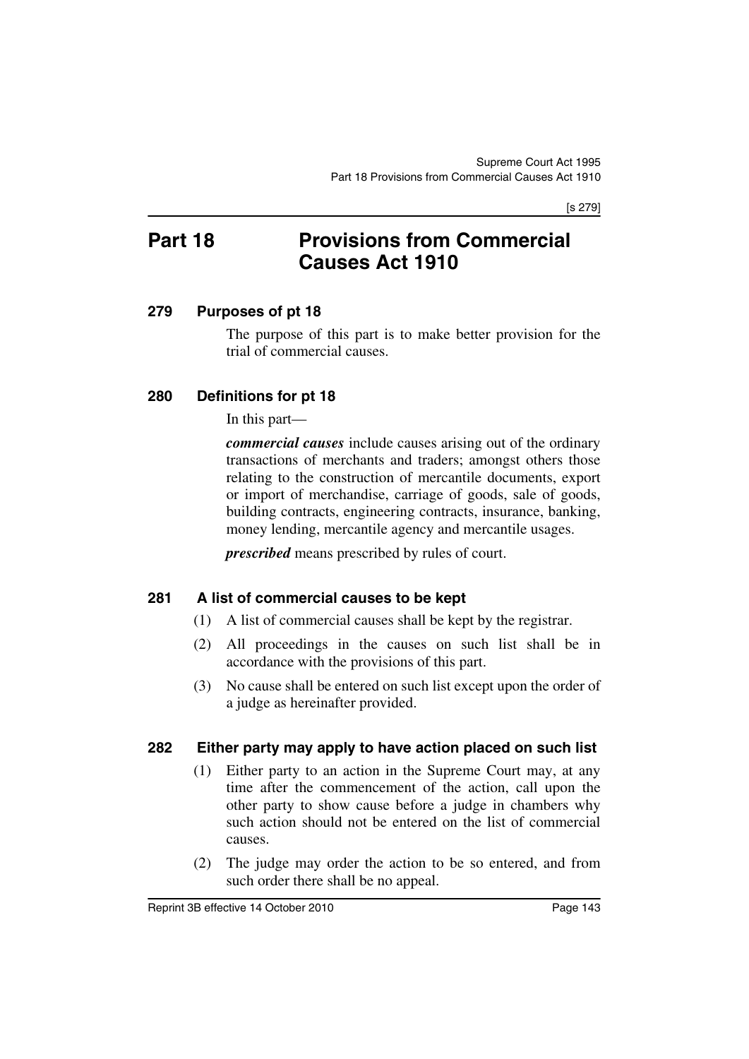# Part 18 Provisions from Commercial Causes Act 1910

## 279 Purposes of pt 18

The purpose of this part is to make better provision for the trial of commercial causes.

## 280 Definitions for pt 18

In this part—

***commercial causes*** include causes arising out of the ordinary transactions of merchants and traders; amongst others those relating to the construction of mercantile documents, export or import of merchandise, carriage of goods, sale of goods, building contracts, engineering contracts, insurance, banking, money lending, mercantile agency and mercantile usages.

***prescribed*** means prescribed by rules of court.

## 281 A list of commercial causes to be kept

(1) A list of commercial causes shall be kept by the registrar.

(2) All proceedings in the causes on such list shall be in accordance with the provisions of this part.

(3) No cause shall be entered on such list except upon the order of a judge as hereinafter provided.

## 282 Either party may apply to have action placed on such list

(1) Either party to an action in the Supreme Court may, at any time after the commencement of the action, call upon the other party to show cause before a judge in chambers why such action should not be entered on the list of commercial causes.

(2) The judge may order the action to be so entered, and from such order there shall be no appeal.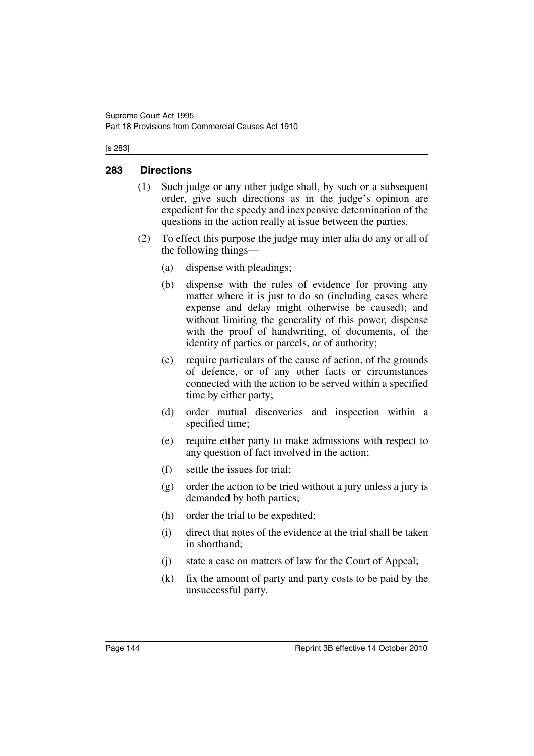## 283 Directions

(1) Such judge or any other judge shall, by such or a subsequent order, give such directions as in the judge's opinion are expedient for the speedy and inexpensive determination of the questions in the action really at issue between the parties.

(2) To effect this purpose the judge may inter alia do any or all of the following things—

(a) dispense with pleadings;

(b) dispense with the rules of evidence for proving any matter where it is just to do so (including cases where expense and delay might otherwise be caused); and without limiting the generality of this power, dispense with the proof of handwriting, of documents, of the identity of parties or parcels, or of authority;

(c) require particulars of the cause of action, of the grounds of defence, or of any other facts or circumstances connected with the action to be served within a specified time by either party;

(d) order mutual discoveries and inspection within a specified time;

(e) require either party to make admissions with respect to any question of fact involved in the action;

(f) settle the issues for trial;

(g) order the action to be tried without a jury unless a jury is demanded by both parties;

(h) order the trial to be expedited;

(i) direct that notes of the evidence at the trial shall be taken in shorthand;

(j) state a case on matters of law for the Court of Appeal;

(k) fix the amount of party and party costs to be paid by the unsuccessful party.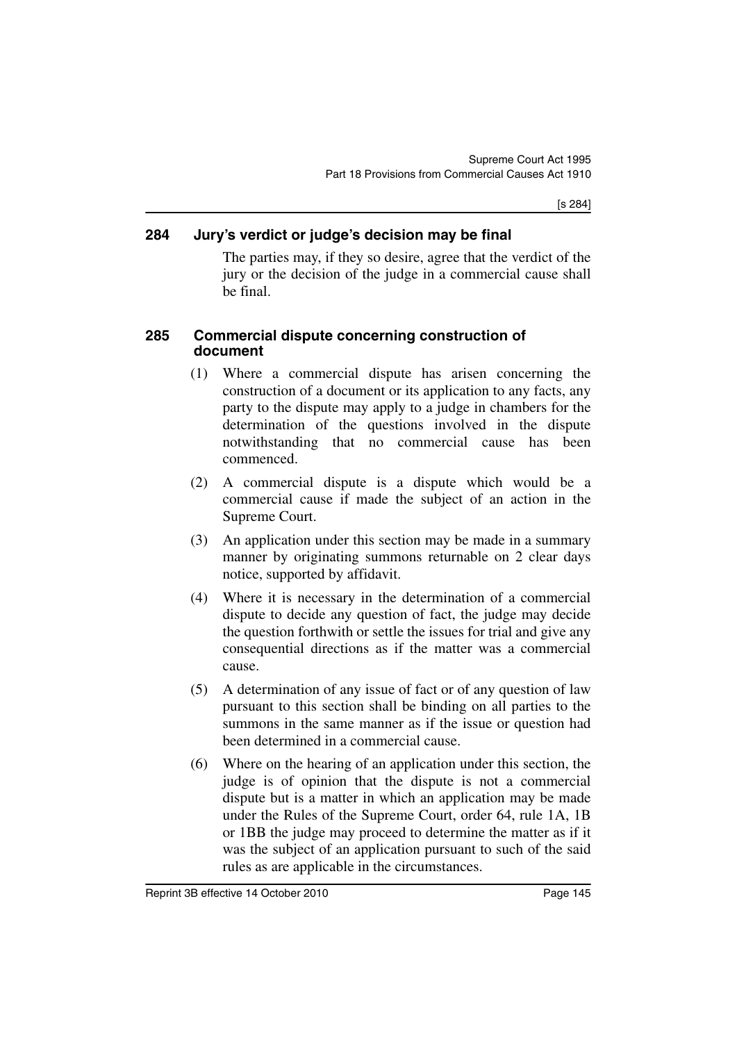### 284 Jury's verdict or judge's decision may be final

The parties may, if they so desire, agree that the verdict of the jury or the decision of the judge in a commercial cause shall be final.

### 285 Commercial dispute concerning construction of document

(1) Where a commercial dispute has arisen concerning the construction of a document or its application to any facts, any party to the dispute may apply to a judge in chambers for the determination of the questions involved in the dispute notwithstanding that no commercial cause has been commenced.

(2) A commercial dispute is a dispute which would be a commercial cause if made the subject of an action in the Supreme Court.

(3) An application under this section may be made in a summary manner by originating summons returnable on 2 clear days notice, supported by affidavit.

(4) Where it is necessary in the determination of a commercial dispute to decide any question of fact, the judge may decide the question forthwith or settle the issues for trial and give any consequential directions as if the matter was a commercial cause.

(5) A determination of any issue of fact or of any question of law pursuant to this section shall be binding on all parties to the summons in the same manner as if the issue or question had been determined in a commercial cause.

(6) Where on the hearing of an application under this section, the judge is of opinion that the dispute is not a commercial dispute but is a matter in which an application may be made under the Rules of the Supreme Court, order 64, rule 1A, 1B or 1BB the judge may proceed to determine the matter as if it was the subject of an application pursuant to such of the said rules as are applicable in the circumstances.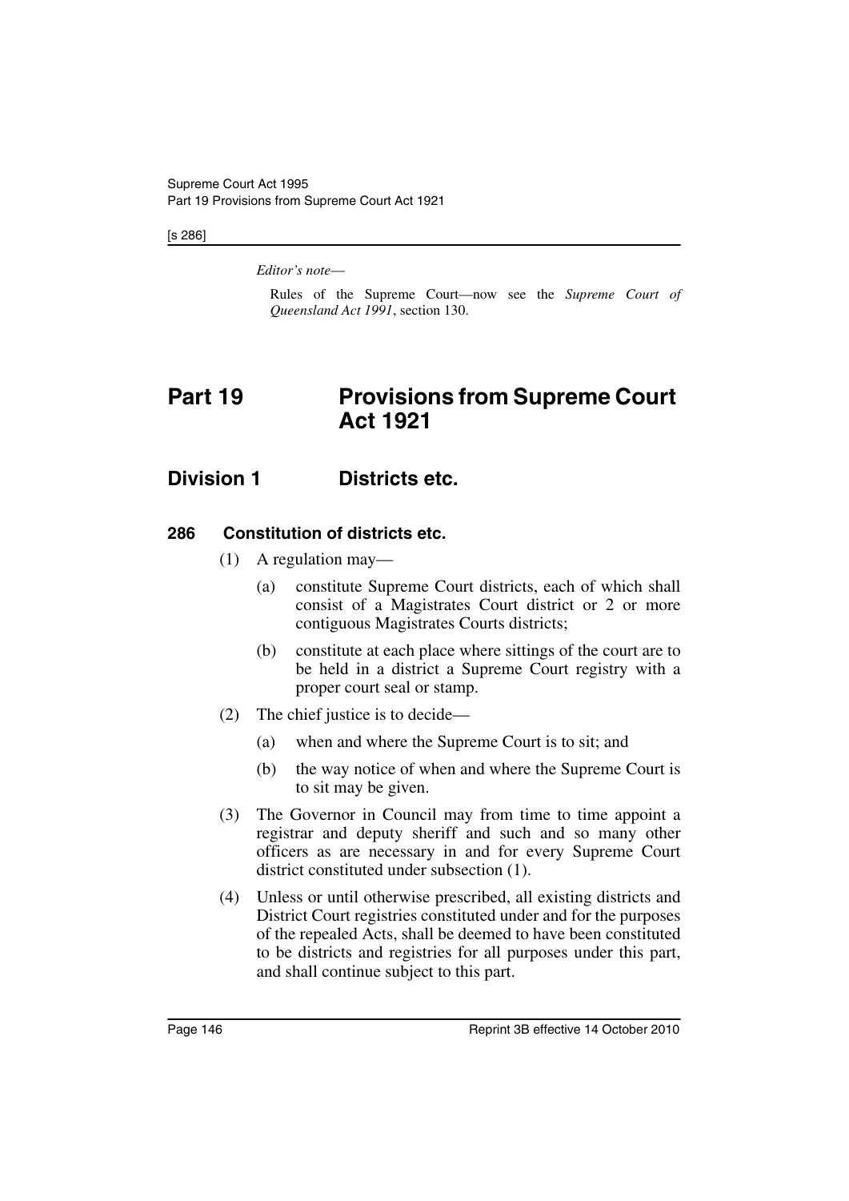*Editor's note*—

Rules of the Supreme Court—now see the *Supreme Court of Queensland Act 1991*, section 130.

# Part 19 Provisions from Supreme Court Act 1921

## Division 1 Districts etc.

### 286 Constitution of districts etc.

(1) A regulation may—

(a) constitute Supreme Court districts, each of which shall consist of a Magistrates Court district or 2 or more contiguous Magistrates Courts districts;

(b) constitute at each place where sittings of the court are to be held in a district a Supreme Court registry with a proper court seal or stamp.

(2) The chief justice is to decide—

(a) when and where the Supreme Court is to sit; and

(b) the way notice of when and where the Supreme Court is to sit may be given.

(3) The Governor in Council may from time to time appoint a registrar and deputy sheriff and such and so many other officers as are necessary in and for every Supreme Court district constituted under subsection (1).

(4) Unless or until otherwise prescribed, all existing districts and District Court registries constituted under and for the purposes of the repealed Acts, shall be deemed to have been constituted to be districts and registries for all purposes under this part, and shall continue subject to this part.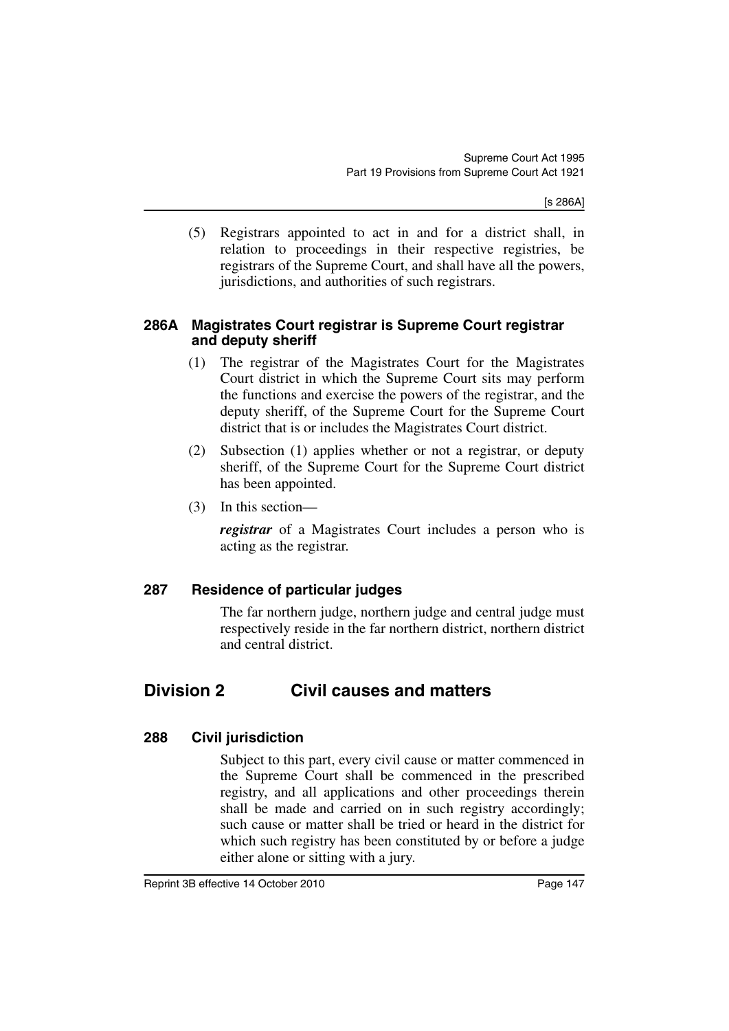(5) Registrars appointed to act in and for a district shall, in relation to proceedings in their respective registries, be registrars of the Supreme Court, and shall have all the powers, jurisdictions, and authorities of such registrars.

### 286A Magistrates Court registrar is Supreme Court registrar and deputy sheriff

(1) The registrar of the Magistrates Court for the Magistrates Court district in which the Supreme Court sits may perform the functions and exercise the powers of the registrar, and the deputy sheriff, of the Supreme Court for the Supreme Court district that is or includes the Magistrates Court district.

(2) Subsection (1) applies whether or not a registrar, or deputy sheriff, of the Supreme Court for the Supreme Court district has been appointed.

(3) In this section—

***registrar*** of a Magistrates Court includes a person who is acting as the registrar.

### 287 Residence of particular judges

The far northern judge, northern judge and central judge must respectively reside in the far northern district, northern district and central district.

## Division 2 Civil causes and matters

### 288 Civil jurisdiction

Subject to this part, every civil cause or matter commenced in the Supreme Court shall be commenced in the prescribed registry, and all applications and other proceedings therein shall be made and carried on in such registry accordingly; such cause or matter shall be tried or heard in the district for which such registry has been constituted by or before a judge either alone or sitting with a jury.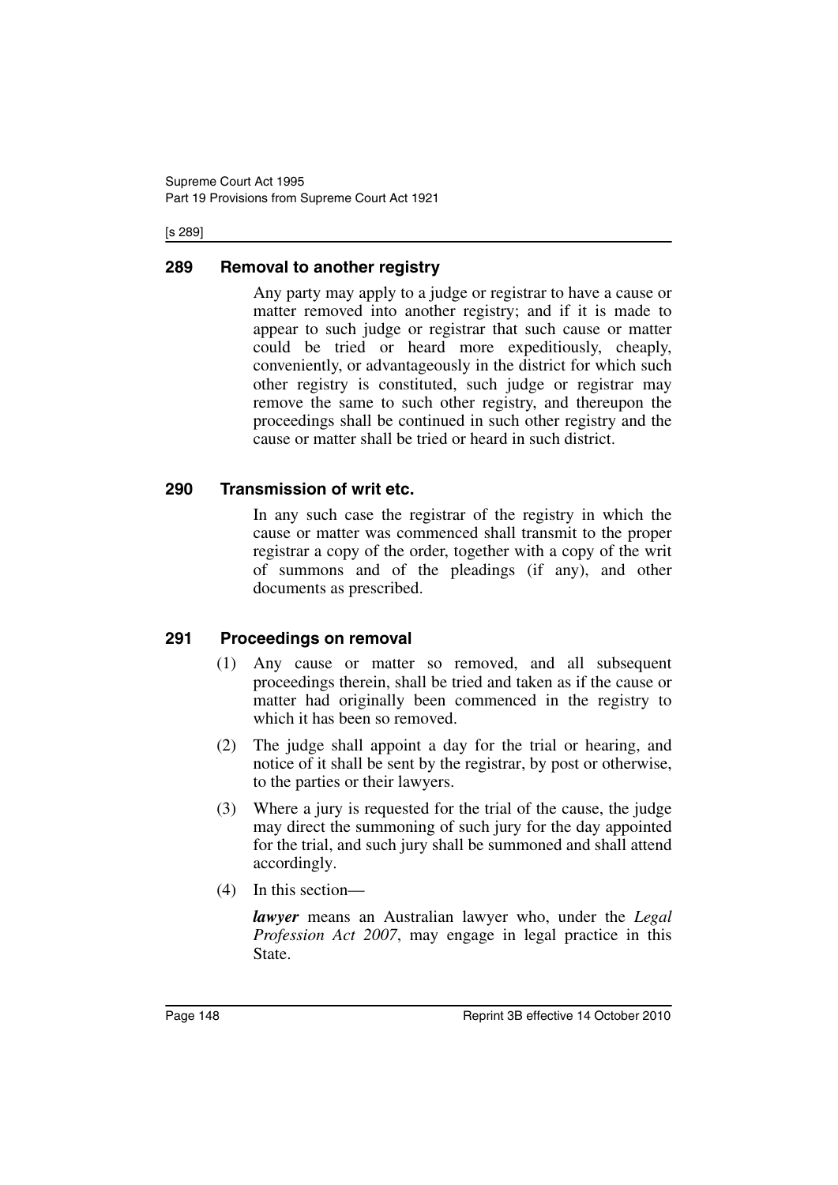## 289 Removal to another registry

Any party may apply to a judge or registrar to have a cause or matter removed into another registry; and if it is made to appear to such judge or registrar that such cause or matter could be tried or heard more expeditiously, cheaply, conveniently, or advantageously in the district for which such other registry is constituted, such judge or registrar may remove the same to such other registry, and thereupon the proceedings shall be continued in such other registry and the cause or matter shall be tried or heard in such district.

## 290 Transmission of writ etc.

In any such case the registrar of the registry in which the cause or matter was commenced shall transmit to the proper registrar a copy of the order, together with a copy of the writ of summons and of the pleadings (if any), and other documents as prescribed.

## 291 Proceedings on removal

(1) Any cause or matter so removed, and all subsequent proceedings therein, shall be tried and taken as if the cause or matter had originally been commenced in the registry to which it has been so removed.

(2) The judge shall appoint a day for the trial or hearing, and notice of it shall be sent by the registrar, by post or otherwise, to the parties or their lawyers.

(3) Where a jury is requested for the trial of the cause, the judge may direct the summoning of such jury for the day appointed for the trial, and such jury shall be summoned and shall attend accordingly.

(4) In this section—

***lawyer*** means an Australian lawyer who, under the *Legal Profession Act 2007*, may engage in legal practice in this State.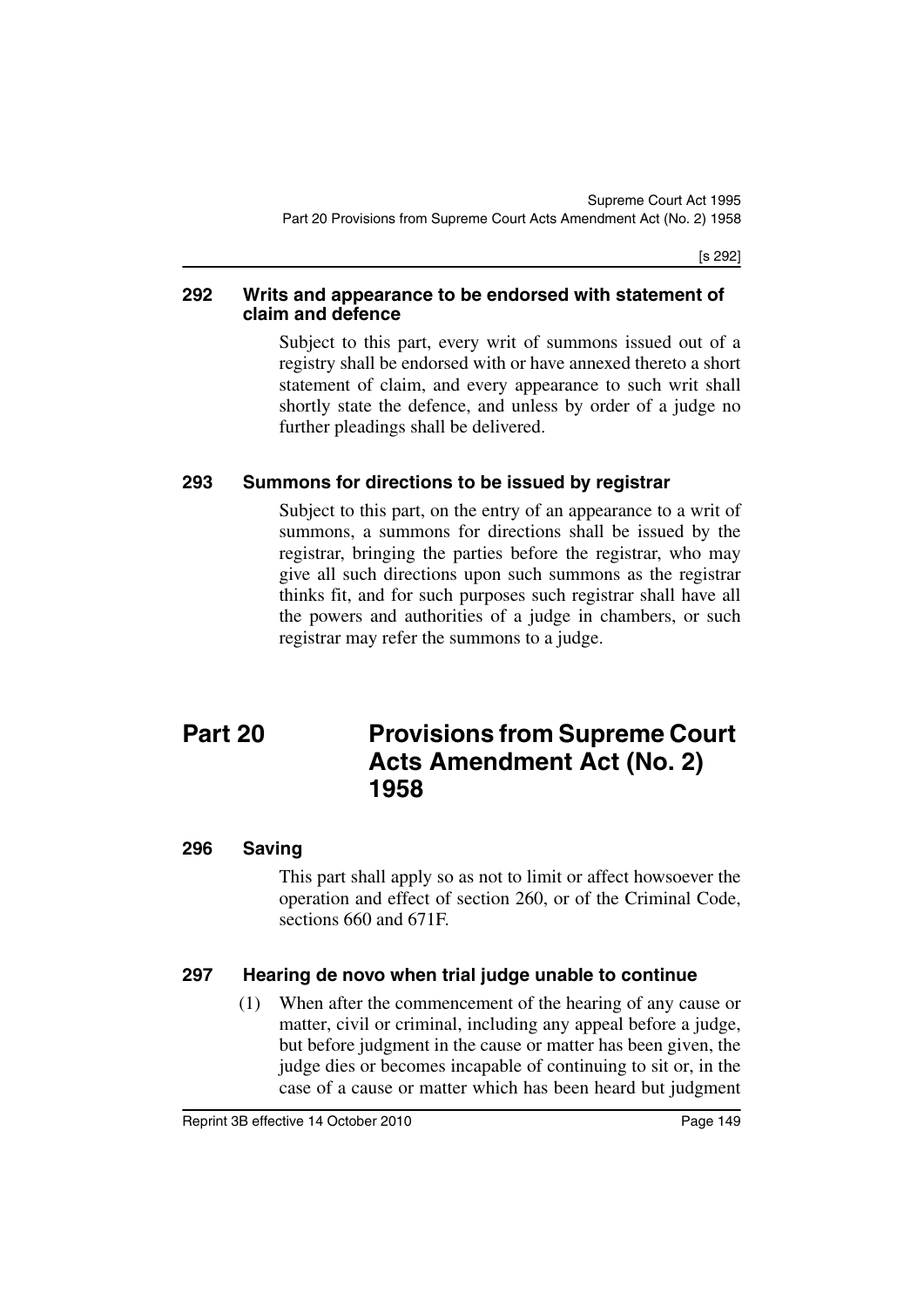### 292 Writs and appearance to be endorsed with statement of claim and defence

Subject to this part, every writ of summons issued out of a registry shall be endorsed with or have annexed thereto a short statement of claim, and every appearance to such writ shall shortly state the defence, and unless by order of a judge no further pleadings shall be delivered.

### 293 Summons for directions to be issued by registrar

Subject to this part, on the entry of an appearance to a writ of summons, a summons for directions shall be issued by the registrar, bringing the parties before the registrar, who may give all such directions upon such summons as the registrar thinks fit, and for such purposes such registrar shall have all the powers and authorities of a judge in chambers, or such registrar may refer the summons to a judge.

## Part 20 Provisions from Supreme Court Acts Amendment Act (No. 2) 1958

### 296 Saving

This part shall apply so as not to limit or affect howsoever the operation and effect of section 260, or of the Criminal Code, sections 660 and 671F.

### 297 Hearing de novo when trial judge unable to continue

(1) When after the commencement of the hearing of any cause or matter, civil or criminal, including any appeal before a judge, but before judgment in the cause or matter has been given, the judge dies or becomes incapable of continuing to sit or, in the case of a cause or matter which has been heard but judgment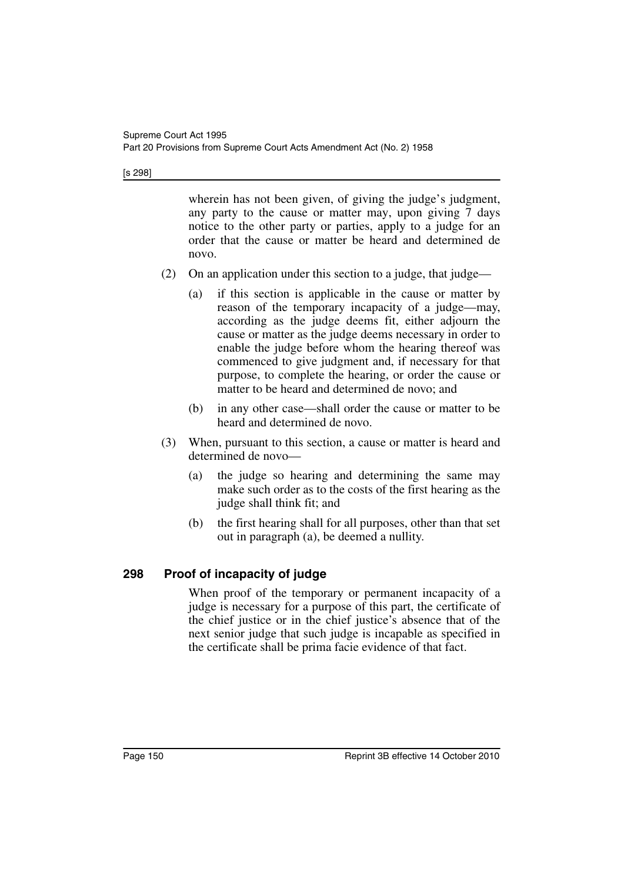wherein has not been given, of giving the judge's judgment, any party to the cause or matter may, upon giving 7 days notice to the other party or parties, apply to a judge for an order that the cause or matter be heard and determined de novo.

(2) On an application under this section to a judge, that judge—

(a) if this section is applicable in the cause or matter by reason of the temporary incapacity of a judge—may, according as the judge deems fit, either adjourn the cause or matter as the judge deems necessary in order to enable the judge before whom the hearing thereof was commenced to give judgment and, if necessary for that purpose, to complete the hearing, or order the cause or matter to be heard and determined de novo; and

(b) in any other case—shall order the cause or matter to be heard and determined de novo.

(3) When, pursuant to this section, a cause or matter is heard and determined de novo—

(a) the judge so hearing and determining the same may make such order as to the costs of the first hearing as the judge shall think fit; and

(b) the first hearing shall for all purposes, other than that set out in paragraph (a), be deemed a nullity.

## 298 Proof of incapacity of judge

When proof of the temporary or permanent incapacity of a judge is necessary for a purpose of this part, the certificate of the chief justice or in the chief justice's absence that of the next senior judge that such judge is incapable as specified in the certificate shall be prima facie evidence of that fact.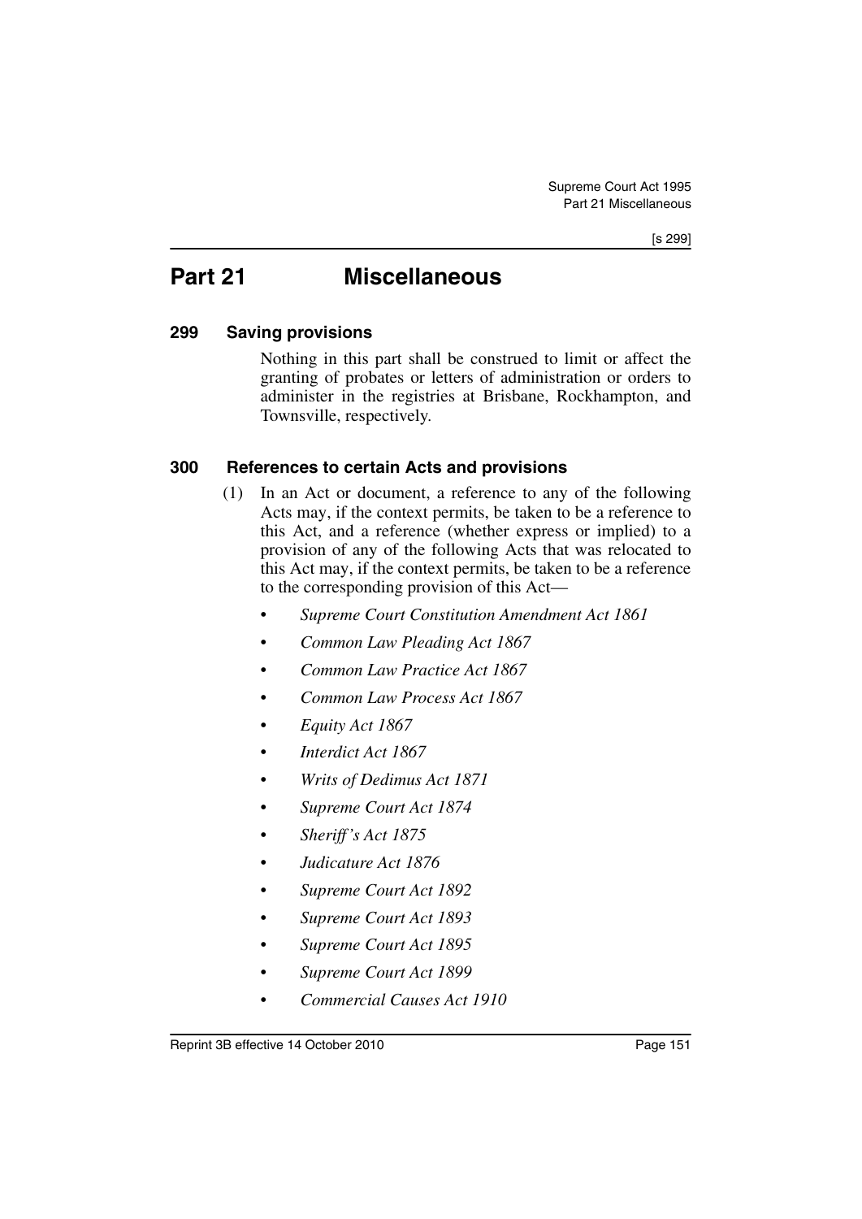# Part 21 Miscellaneous

## 299 Saving provisions

Nothing in this part shall be construed to limit or affect the granting of probates or letters of administration or orders to administer in the registries at Brisbane, Rockhampton, and Townsville, respectively.

## 300 References to certain Acts and provisions

(1) In an Act or document, a reference to any of the following Acts may, if the context permits, be taken to be a reference to this Act, and a reference (whether express or implied) to a provision of any of the following Acts that was relocated to this Act may, if the context permits, be taken to be a reference to the corresponding provision of this Act—

- *Supreme Court Constitution Amendment Act 1861*
- *Common Law Pleading Act 1867*
- *Common Law Practice Act 1867*
- *Common Law Process Act 1867*
- *Equity Act 1867*
- *Interdict Act 1867*
- *Writs of Dedimus Act 1871*
- *Supreme Court Act 1874*
- *Sheriff's Act 1875*
- *Judicature Act 1876*
- *Supreme Court Act 1892*
- *Supreme Court Act 1893*
- *Supreme Court Act 1895*
- *Supreme Court Act 1899*
- *Commercial Causes Act 1910*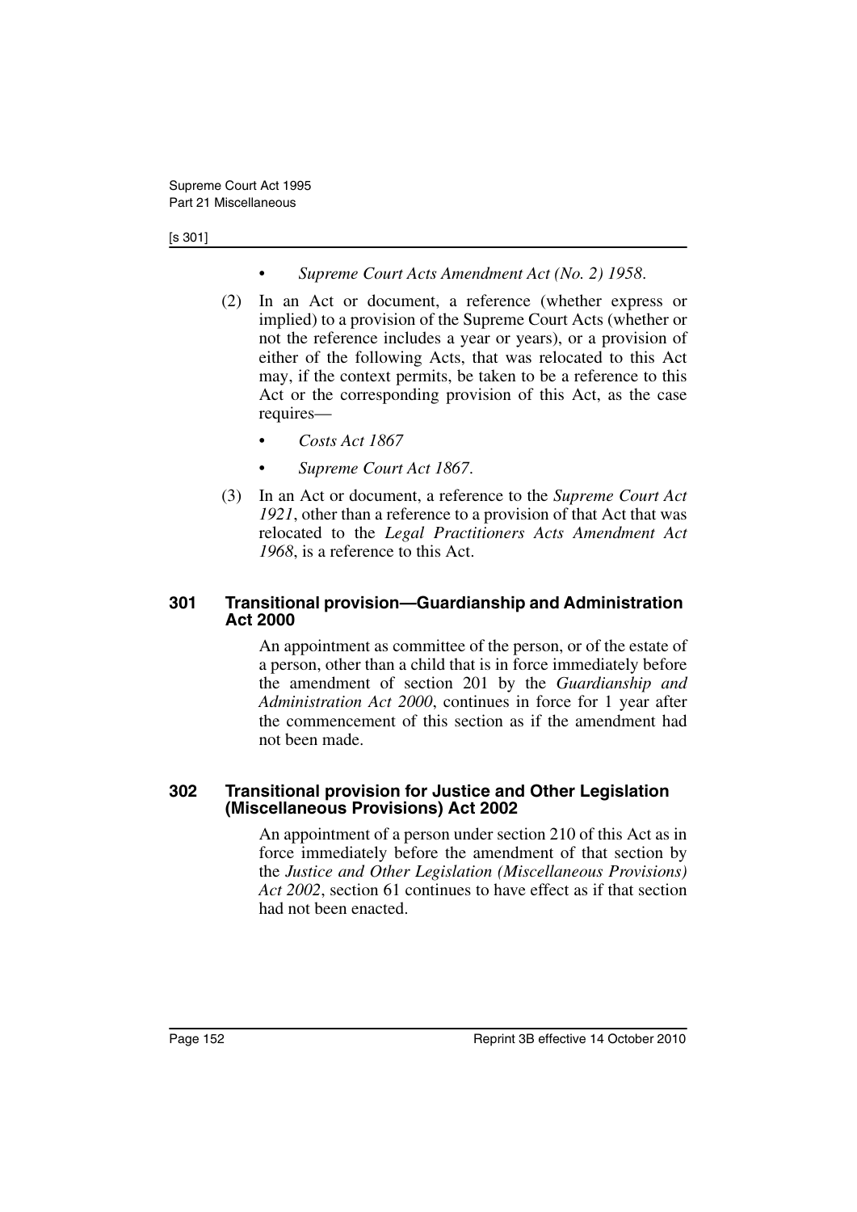- *Supreme Court Acts Amendment Act (No. 2) 1958*.

(2) In an Act or document, a reference (whether express or implied) to a provision of the Supreme Court Acts (whether or not the reference includes a year or years), or a provision of either of the following Acts, that was relocated to this Act may, if the context permits, be taken to be a reference to this Act or the corresponding provision of this Act, as the case requires—

- *Costs Act 1867*
- *Supreme Court Act 1867*.

(3) In an Act or document, a reference to the *Supreme Court Act 1921*, other than a reference to a provision of that Act that was relocated to the *Legal Practitioners Acts Amendment Act 1968*, is a reference to this Act.

### 301 Transitional provision—Guardianship and Administration Act 2000

An appointment as committee of the person, or of the estate of a person, other than a child that is in force immediately before the amendment of section 201 by the *Guardianship and Administration Act 2000*, continues in force for 1 year after the commencement of this section as if the amendment had not been made.

### 302 Transitional provision for Justice and Other Legislation (Miscellaneous Provisions) Act 2002

An appointment of a person under section 210 of this Act as in force immediately before the amendment of that section by the *Justice and Other Legislation (Miscellaneous Provisions) Act 2002*, section 61 continues to have effect as if that section had not been enacted.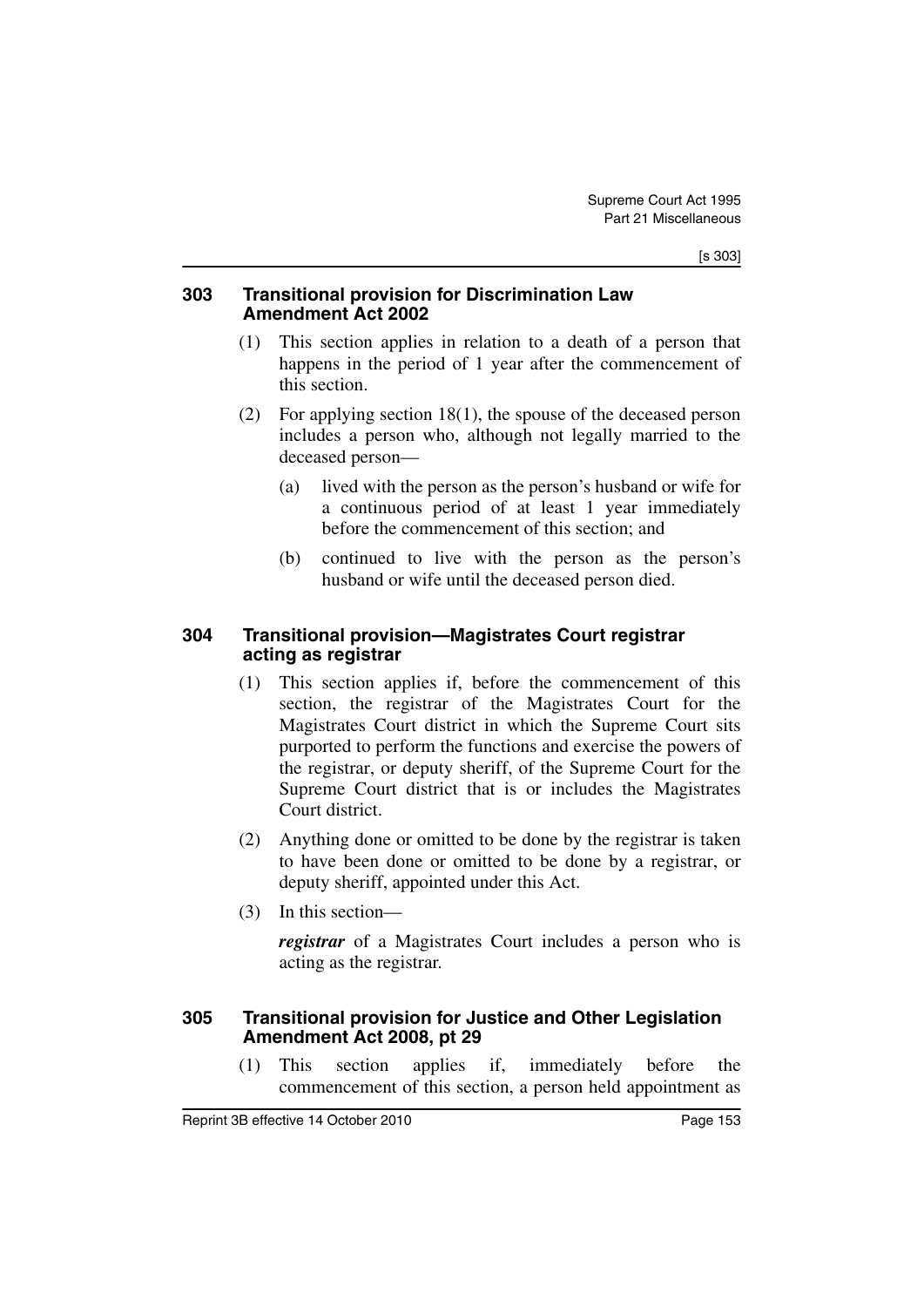### 303 Transitional provision for Discrimination Law Amendment Act 2002

(1) This section applies in relation to a death of a person that happens in the period of 1 year after the commencement of this section.

(2) For applying section 18(1), the spouse of the deceased person includes a person who, although not legally married to the deceased person—

(a) lived with the person as the person's husband or wife for a continuous period of at least 1 year immediately before the commencement of this section; and

(b) continued to live with the person as the person's husband or wife until the deceased person died.

### 304 Transitional provision—Magistrates Court registrar acting as registrar

(1) This section applies if, before the commencement of this section, the registrar of the Magistrates Court for the Magistrates Court district in which the Supreme Court sits purported to perform the functions and exercise the powers of the registrar, or deputy sheriff, of the Supreme Court for the Supreme Court district that is or includes the Magistrates Court district.

(2) Anything done or omitted to be done by the registrar is taken to have been done or omitted to be done by a registrar, or deputy sheriff, appointed under this Act.

(3) In this section—

***registrar*** of a Magistrates Court includes a person who is acting as the registrar.

### 305 Transitional provision for Justice and Other Legislation Amendment Act 2008, pt 29

(1) This section applies if, immediately before the commencement of this section, a person held appointment as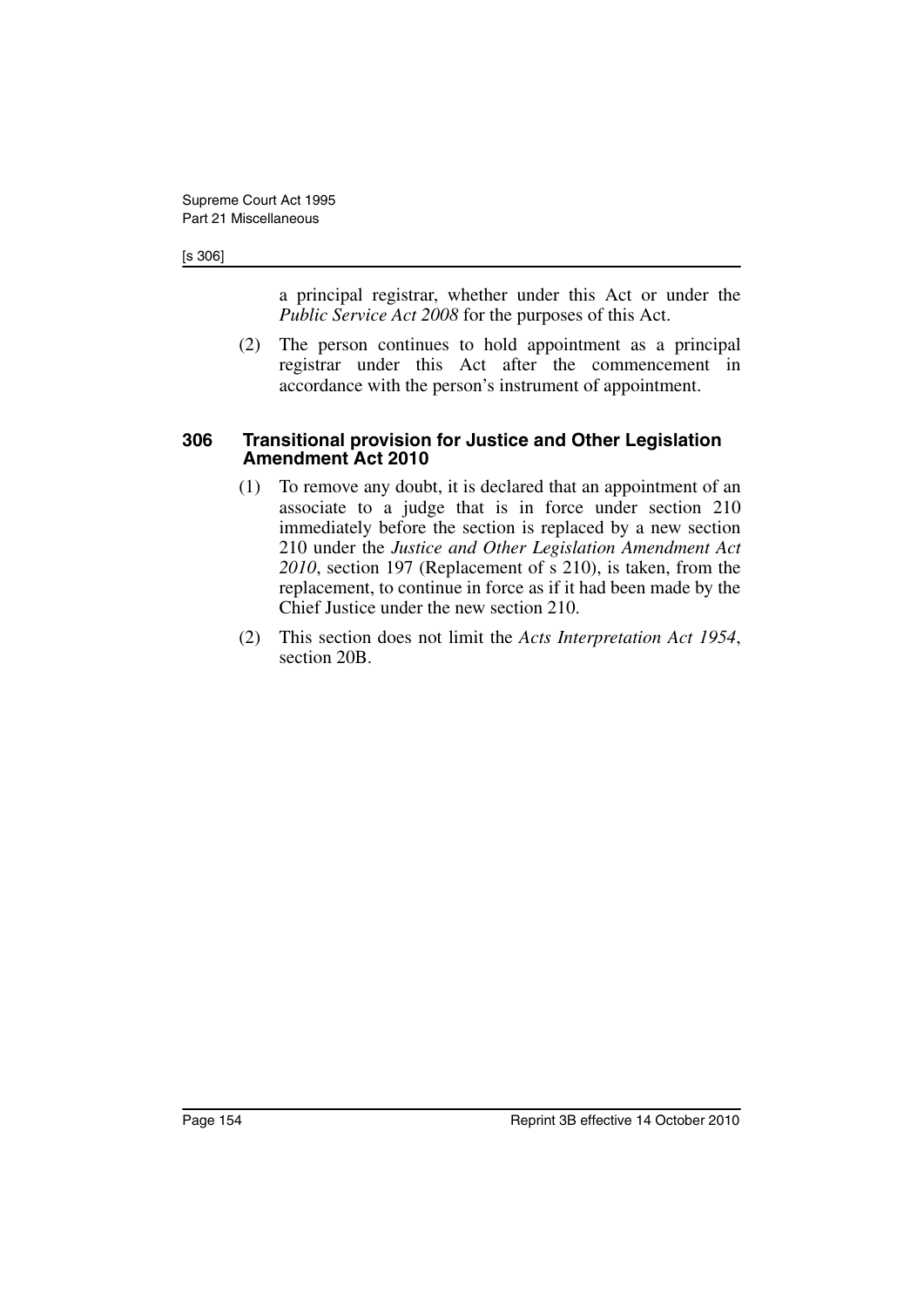a principal registrar, whether under this Act or under the *Public Service Act 2008* for the purposes of this Act.

(2) The person continues to hold appointment as a principal registrar under this Act after the commencement in accordance with the person's instrument of appointment.

### 306 Transitional provision for Justice and Other Legislation Amendment Act 2010

(1) To remove any doubt, it is declared that an appointment of an associate to a judge that is in force under section 210 immediately before the section is replaced by a new section 210 under the *Justice and Other Legislation Amendment Act 2010*, section 197 (Replacement of s 210), is taken, from the replacement, to continue in force as if it had been made by the Chief Justice under the new section 210.

(2) This section does not limit the *Acts Interpretation Act 1954*, section 20B.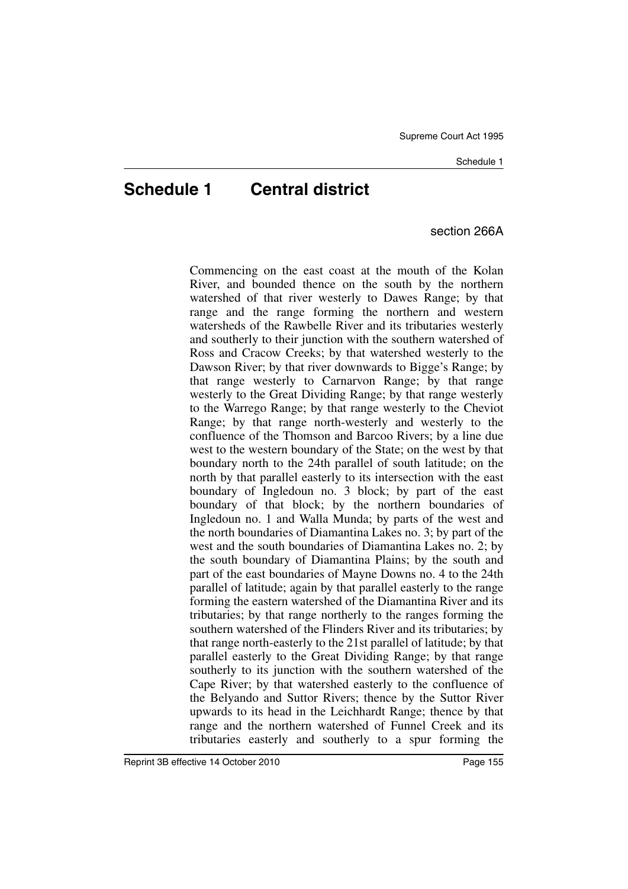# Schedule 1 Central district

section 266A

Commencing on the east coast at the mouth of the Kolan River, and bounded thence on the south by the northern watershed of that river westerly to Dawes Range; by that range and the range forming the northern and western watersheds of the Rawbelle River and its tributaries westerly and southerly to their junction with the southern watershed of Ross and Cracow Creeks; by that watershed westerly to the Dawson River; by that river downwards to Bigge's Range; by that range westerly to Carnarvon Range; by that range westerly to the Great Dividing Range; by that range westerly to the Warrego Range; by that range westerly to the Cheviot Range; by that range north-westerly and westerly to the confluence of the Thomson and Barcoo Rivers; by a line due west to the western boundary of the State; on the west by that boundary north to the 24th parallel of south latitude; on the north by that parallel easterly to its intersection with the east boundary of Ingledoun no. 3 block; by part of the east boundary of that block; by the northern boundaries of Ingledoun no. 1 and Walla Munda; by parts of the west and the north boundaries of Diamantina Lakes no. 3; by part of the west and the south boundaries of Diamantina Lakes no. 2; by the south boundary of Diamantina Plains; by the south and part of the east boundaries of Mayne Downs no. 4 to the 24th parallel of latitude; again by that parallel easterly to the range forming the eastern watershed of the Diamantina River and its tributaries; by that range northerly to the ranges forming the southern watershed of the Flinders River and its tributaries; by that range north-easterly to the 21st parallel of latitude; by that parallel easterly to the Great Dividing Range; by that range southerly to its junction with the southern watershed of the Cape River; by that watershed easterly to the confluence of the Belyando and Suttor Rivers; thence by the Suttor River upwards to its head in the Leichhardt Range; thence by that range and the northern watershed of Funnel Creek and its tributaries easterly and southerly to a spur forming the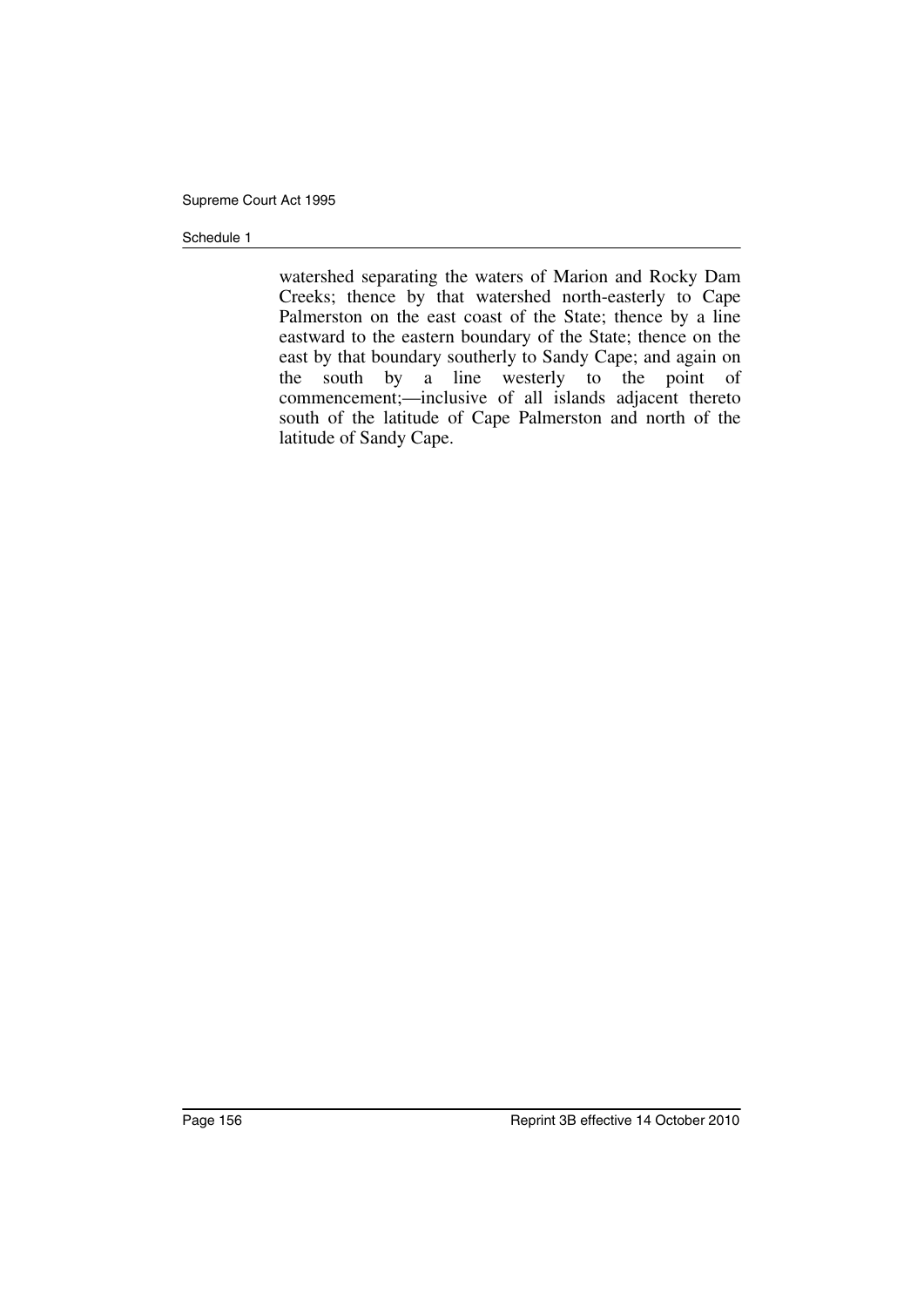watershed separating the waters of Marion and Rocky Dam Creeks; thence by that watershed north-easterly to Cape Palmerston on the east coast of the State; thence by a line eastward to the eastern boundary of the State; thence on the east by that boundary southerly to Sandy Cape; and again on the south by a line westerly to the point of commencement;—inclusive of all islands adjacent thereto south of the latitude of Cape Palmerston and north of the latitude of Sandy Cape.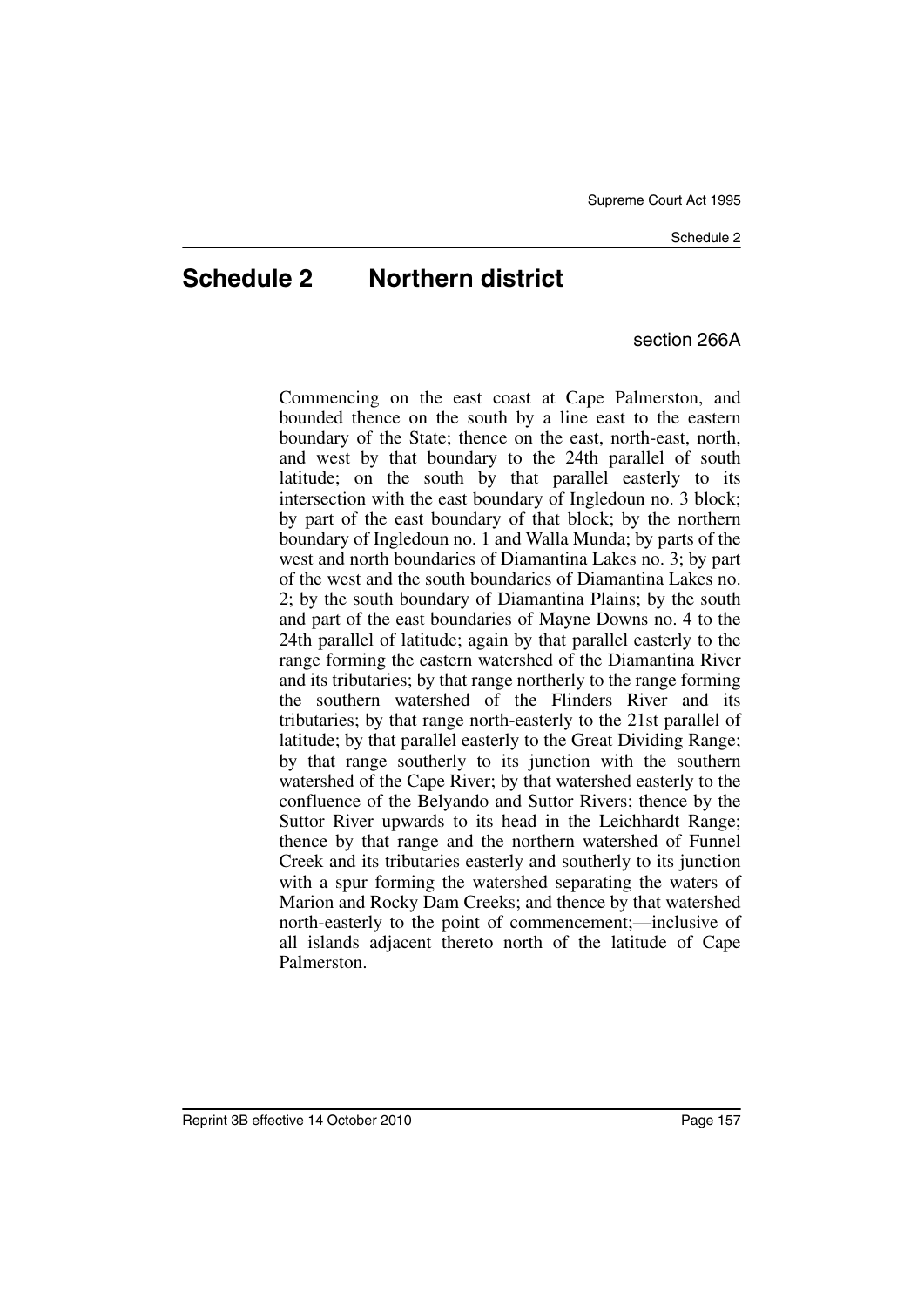# Schedule 2 Northern district

section 266A

Commencing on the east coast at Cape Palmerston, and bounded thence on the south by a line east to the eastern boundary of the State; thence on the east, north-east, north, and west by that boundary to the 24th parallel of south latitude; on the south by that parallel easterly to its intersection with the east boundary of Ingledoun no. 3 block; by part of the east boundary of that block; by the northern boundary of Ingledoun no. 1 and Walla Munda; by parts of the west and north boundaries of Diamantina Lakes no. 3; by part of the west and the south boundaries of Diamantina Lakes no. 2; by the south boundary of Diamantina Plains; by the south and part of the east boundaries of Mayne Downs no. 4 to the 24th parallel of latitude; again by that parallel easterly to the range forming the eastern watershed of the Diamantina River and its tributaries; by that range northerly to the range forming the southern watershed of the Flinders River and its tributaries; by that range north-easterly to the 21st parallel of latitude; by that parallel easterly to the Great Dividing Range; by that range southerly to its junction with the southern watershed of the Cape River; by that watershed easterly to the confluence of the Belyando and Suttor Rivers; thence by the Suttor River upwards to its head in the Leichhardt Range; thence by that range and the northern watershed of Funnel Creek and its tributaries easterly and southerly to its junction with a spur forming the watershed separating the waters of Marion and Rocky Dam Creeks; and thence by that watershed north-easterly to the point of commencement;—inclusive of all islands adjacent thereto north of the latitude of Cape Palmerston.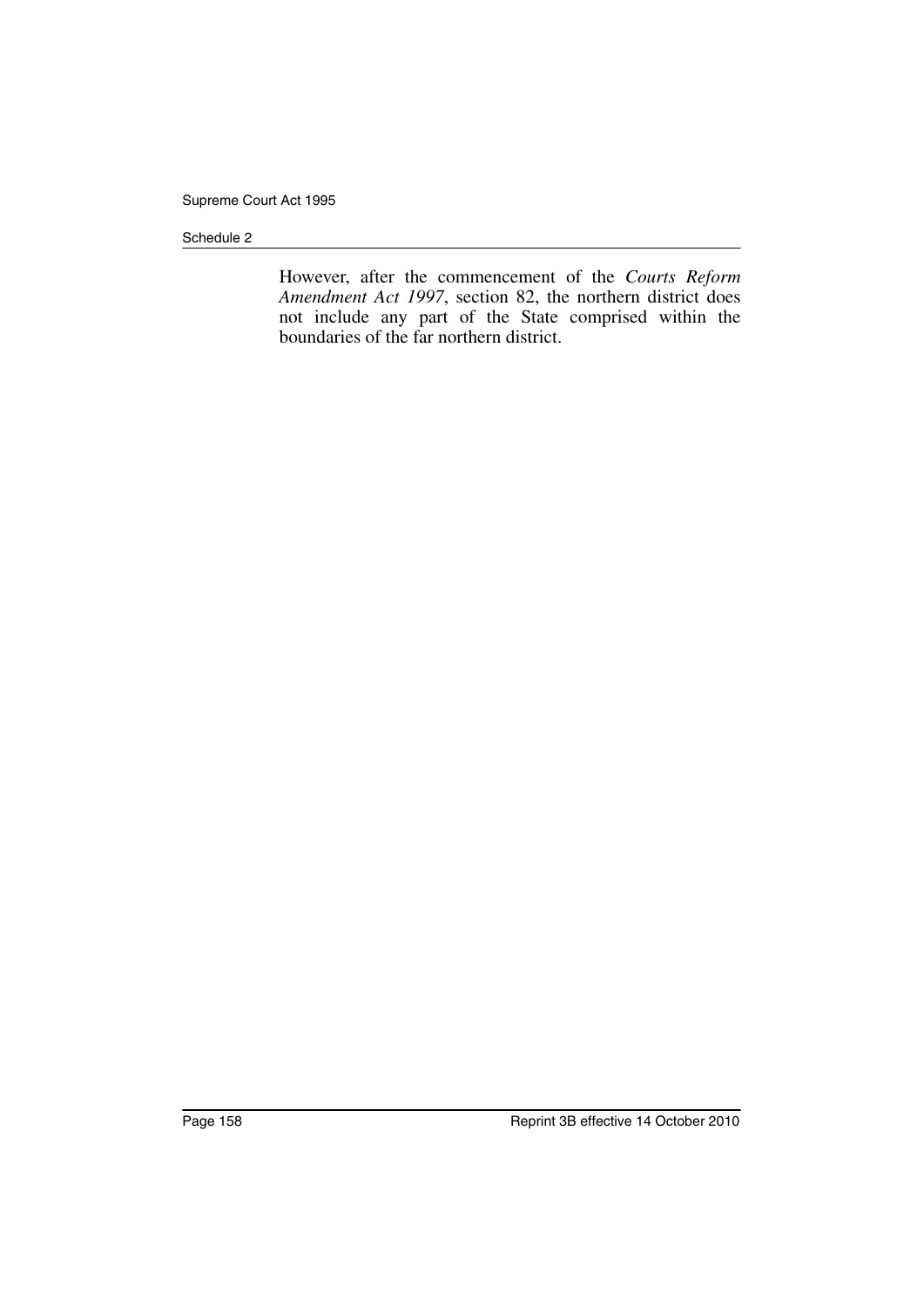However, after the commencement of the *Courts Reform Amendment Act 1997*, section 82, the northern district does not include any part of the State comprised within the boundaries of the far northern district.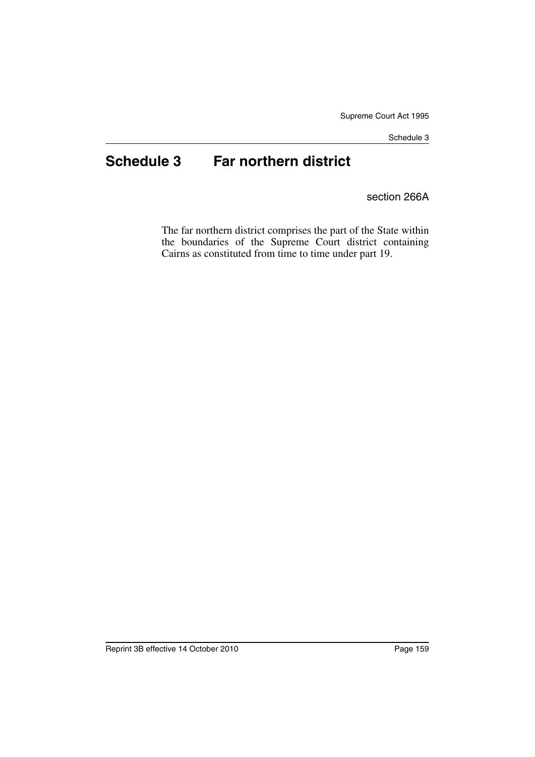# Schedule 3 Far northern district

section 266A

The far northern district comprises the part of the State within the boundaries of the Supreme Court district containing Cairns as constituted from time to time under part 19.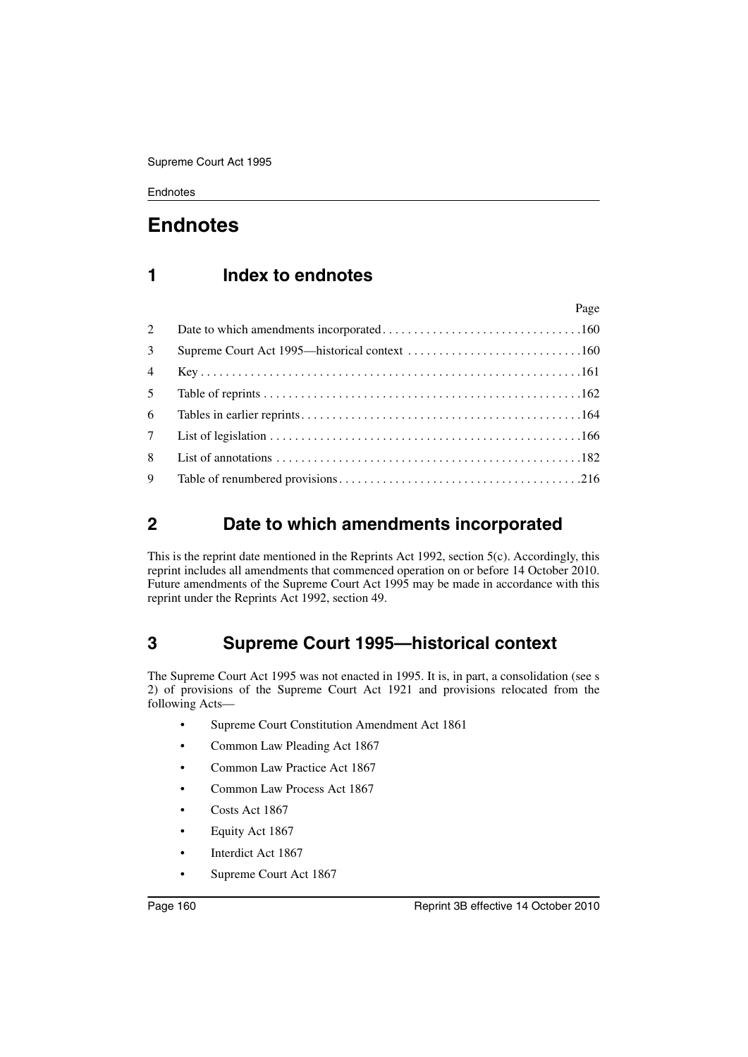# Endnotes

## 1 Index to endnotes

| | | Page |
|---|---|---|
| 2 | Date to which amendments incorporated | 160 |
| 3 | Supreme Court Act 1995—historical context | 160 |
| 4 | Key | 161 |
| 5 | Table of reprints | 162 |
| 6 | Tables in earlier reprints | 164 |
| 7 | List of legislation | 166 |
| 8 | List of annotations | 182 |
| 9 | Table of renumbered provisions | 216 |

## 2 Date to which amendments incorporated

This is the reprint date mentioned in the Reprints Act 1992, section 5(c). Accordingly, this reprint includes all amendments that commenced operation on or before 14 October 2010. Future amendments of the Supreme Court Act 1995 may be made in accordance with this reprint under the Reprints Act 1992, section 49.

## 3 Supreme Court 1995—historical context

The Supreme Court Act 1995 was not enacted in 1995. It is, in part, a consolidation (see s 2) of provisions of the Supreme Court Act 1921 and provisions relocated from the following Acts—

- Supreme Court Constitution Amendment Act 1861
- Common Law Pleading Act 1867
- Common Law Practice Act 1867
- Common Law Process Act 1867
- Costs Act 1867
- Equity Act 1867
- Interdict Act 1867
- Supreme Court Act 1867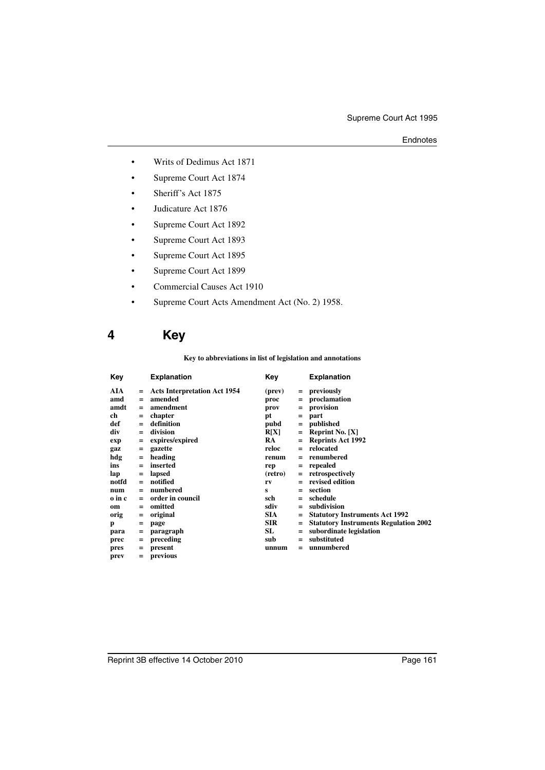- Writs of Dedimus Act 1871
- Supreme Court Act 1874
- Sheriff's Act 1875
- Judicature Act 1876
- Supreme Court Act 1892
- Supreme Court Act 1893
- Supreme Court Act 1895
- Supreme Court Act 1899
- Commercial Causes Act 1910
- Supreme Court Acts Amendment Act (No. 2) 1958.

## 4 Key

**Key to abbreviations in list of legislation and annotations**

| Key | | Explanation | Key | | Explanation |
|---|---|---|---|---|---|
| **AIA** | = | **Acts Interpretation Act 1954** | **(prev)** | = | **previously** |
| **amd** | = | **amended** | **proc** | = | **proclamation** |
| **amdt** | = | **amendment** | **prov** | = | **provision** |
| **ch** | = | **chapter** | **pt** | = | **part** |
| **def** | = | **definition** | **pubd** | = | **published** |
| **div** | = | **division** | **R[X]** | = | **Reprint No. [X]** |
| **exp** | = | **expires/expired** | **RA** | = | **Reprints Act 1992** |
| **gaz** | = | **gazette** | **reloc** | = | **relocated** |
| **hdg** | = | **heading** | **renum** | = | **renumbered** |
| **ins** | = | **inserted** | **rep** | = | **repealed** |
| **lap** | = | **lapsed** | **(retro)** | = | **retrospectively** |
| **notfd** | = | **notified** | **rv** | = | **revised edition** |
| **num** | = | **numbered** | **s** | = | **section** |
| **o in c** | = | **order in council** | **sch** | = | **schedule** |
| **om** | = | **omitted** | **sdiv** | = | **subdivision** |
| **orig** | = | **original** | **SIA** | = | **Statutory Instruments Act 1992** |
| **p** | = | **page** | **SIR** | = | **Statutory Instruments Regulation 2002** |
| **para** | = | **paragraph** | **SL** | = | **subordinate legislation** |
| **prec** | = | **preceding** | **sub** | = | **substituted** |
| **pres** | = | **present** | **unnum** | = | **unnumbered** |
| **prev** | = | **previous** | | | |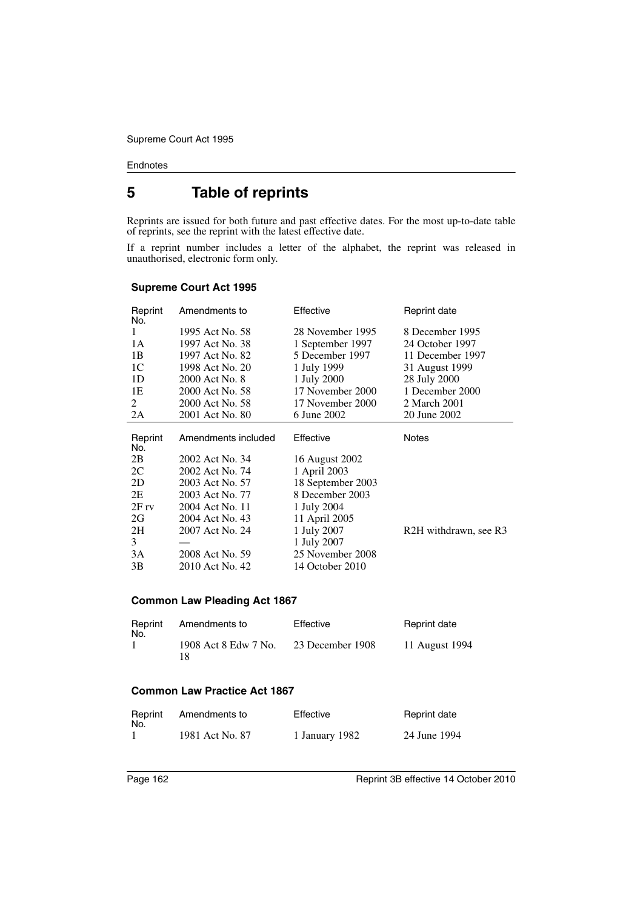# 5 Table of reprints

Reprints are issued for both future and past effective dates. For the most up-to-date table of reprints, see the reprint with the latest effective date.

If a reprint number includes a letter of the alphabet, the reprint was released in unauthorised, electronic form only.

### Supreme Court Act 1995

| Reprint No. | Amendments to | Effective | Reprint date |
|---|---|---|---|
| 1 | 1995 Act No. 58 | 28 November 1995 | 8 December 1995 |
| 1A | 1997 Act No. 38 | 1 September 1997 | 24 October 1997 |
| 1B | 1997 Act No. 82 | 5 December 1997 | 11 December 1997 |
| 1C | 1998 Act No. 20 | 1 July 1999 | 31 August 1999 |
| 1D | 2000 Act No. 8 | 1 July 2000 | 28 July 2000 |
| 1E | 2000 Act No. 58 | 17 November 2000 | 1 December 2000 |
| 2 | 2000 Act No. 58 | 17 November 2000 | 2 March 2001 |
| 2A | 2001 Act No. 80 | 6 June 2002 | 20 June 2002 |

| Reprint No. | Amendments included | Effective | Notes |
|---|---|---|---|
| 2B | 2002 Act No. 34 | 16 August 2002 | |
| 2C | 2002 Act No. 74 | 1 April 2003 | |
| 2D | 2003 Act No. 57 | 18 September 2003 | |
| 2E | 2003 Act No. 77 | 8 December 2003 | |
| 2F rv | 2004 Act No. 11 | 1 July 2004 | |
| 2G | 2004 Act No. 43 | 11 April 2005 | |
| 2H | 2007 Act No. 24 | 1 July 2007 | R2H withdrawn, see R3 |
| 3 | — | 1 July 2007 | |
| 3A | 2008 Act No. 59 | 25 November 2008 | |
| 3B | 2010 Act No. 42 | 14 October 2010 | |

### Common Law Pleading Act 1867

| Reprint No. | Amendments to | Effective | Reprint date |
|---|---|---|---|
| 1 | 1908 Act 8 Edw 7 No. 18 | 23 December 1908 | 11 August 1994 |

### Common Law Practice Act 1867

| Reprint No. | Amendments to | Effective | Reprint date |
|---|---|---|---|
| 1 | 1981 Act No. 87 | 1 January 1982 | 24 June 1994 |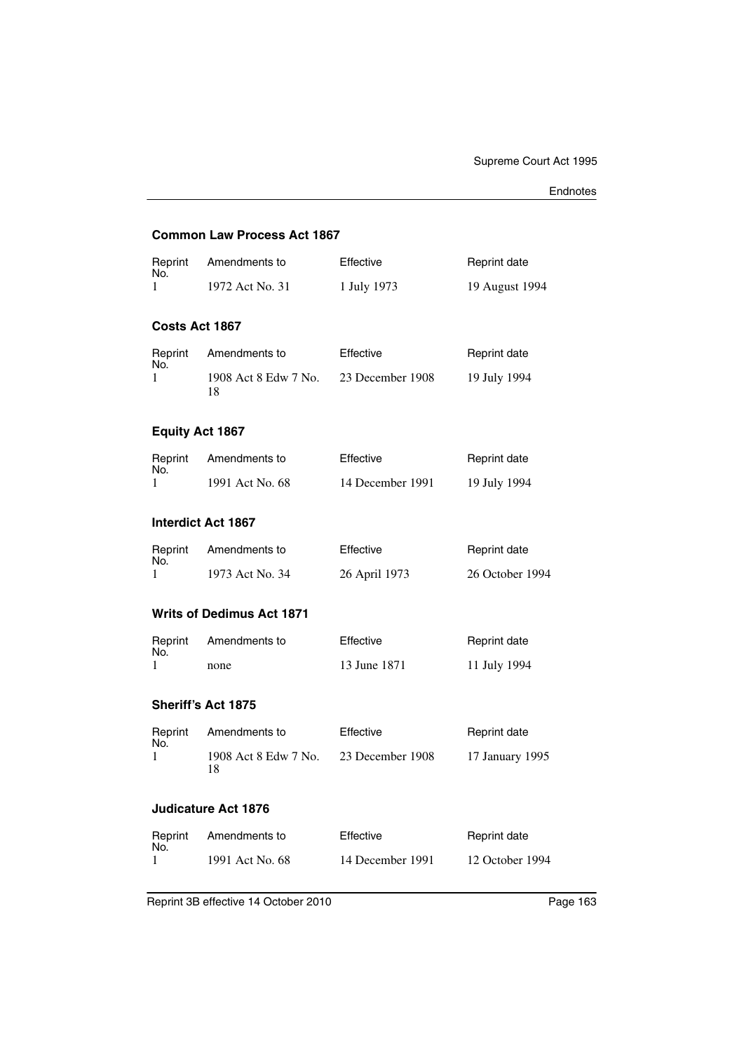### Common Law Process Act 1867

| Reprint No. | Amendments to | Effective | Reprint date |
|---|---|---|---|
| 1 | 1972 Act No. 31 | 1 July 1973 | 19 August 1994 |

### Costs Act 1867

| Reprint No. | Amendments to | Effective | Reprint date |
|---|---|---|---|
| 1 | 1908 Act 8 Edw 7 No. 18 | 23 December 1908 | 19 July 1994 |

### Equity Act 1867

| Reprint No. | Amendments to | Effective | Reprint date |
|---|---|---|---|
| 1 | 1991 Act No. 68 | 14 December 1991 | 19 July 1994 |

### Interdict Act 1867

| Reprint No. | Amendments to | Effective | Reprint date |
|---|---|---|---|
| 1 | 1973 Act No. 34 | 26 April 1973 | 26 October 1994 |

### Writs of Dedimus Act 1871

| Reprint No. | Amendments to | Effective | Reprint date |
|---|---|---|---|
| 1 | none | 13 June 1871 | 11 July 1994 |

### Sheriff's Act 1875

| Reprint No. | Amendments to | Effective | Reprint date |
|---|---|---|---|
| 1 | 1908 Act 8 Edw 7 No. 18 | 23 December 1908 | 17 January 1995 |

### Judicature Act 1876

| Reprint No. | Amendments to | Effective | Reprint date |
|---|---|---|---|
| 1 | 1991 Act No. 68 | 14 December 1991 | 12 October 1994 |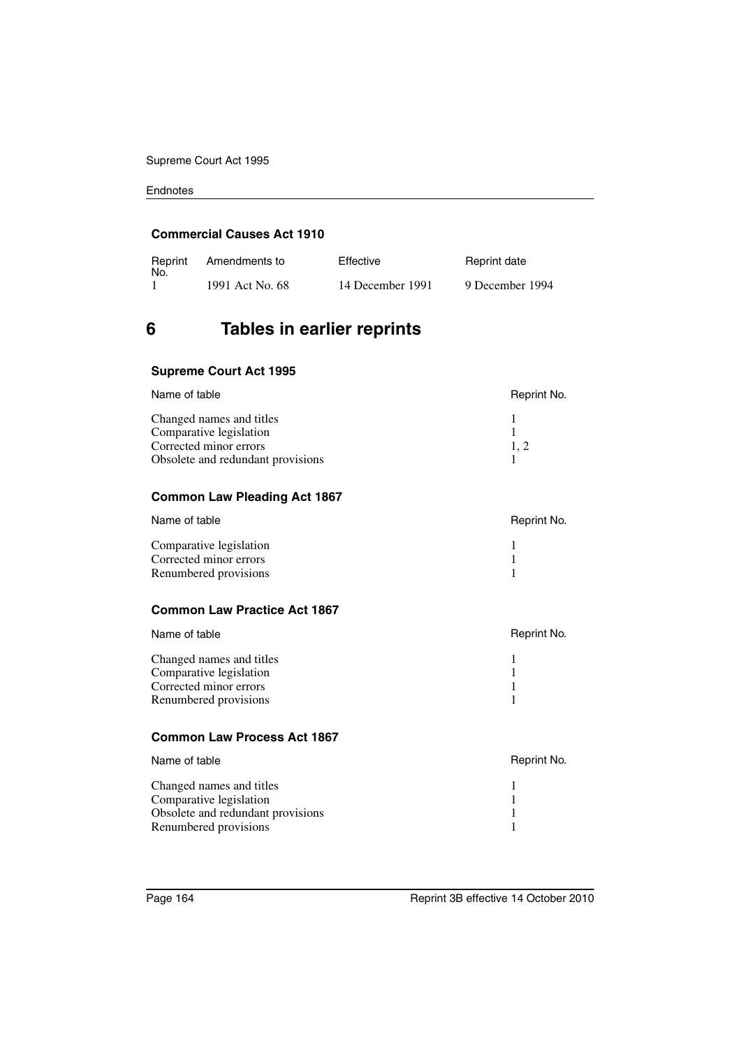#### Commercial Causes Act 1910

| Reprint No. | Amendments to | Effective | Reprint date |
|---|---|---|---|
| 1 | 1991 Act No. 68 | 14 December 1991 | 9 December 1994 |

## 6 Tables in earlier reprints

#### Supreme Court Act 1995

| Name of table | Reprint No. |
|---|---|
| Changed names and titles | 1 |
| Comparative legislation | 1 |
| Corrected minor errors | 1, 2 |
| Obsolete and redundant provisions | 1 |

#### Common Law Pleading Act 1867

| Name of table | Reprint No. |
|---|---|
| Comparative legislation | 1 |
| Corrected minor errors | 1 |
| Renumbered provisions | 1 |

#### Common Law Practice Act 1867

| Name of table | Reprint No. |
|---|---|
| Changed names and titles | 1 |
| Comparative legislation | 1 |
| Corrected minor errors | 1 |
| Renumbered provisions | 1 |

#### Common Law Process Act 1867

| Name of table | Reprint No. |
|---|---|
| Changed names and titles | 1 |
| Comparative legislation | 1 |
| Obsolete and redundant provisions | 1 |
| Renumbered provisions | 1 |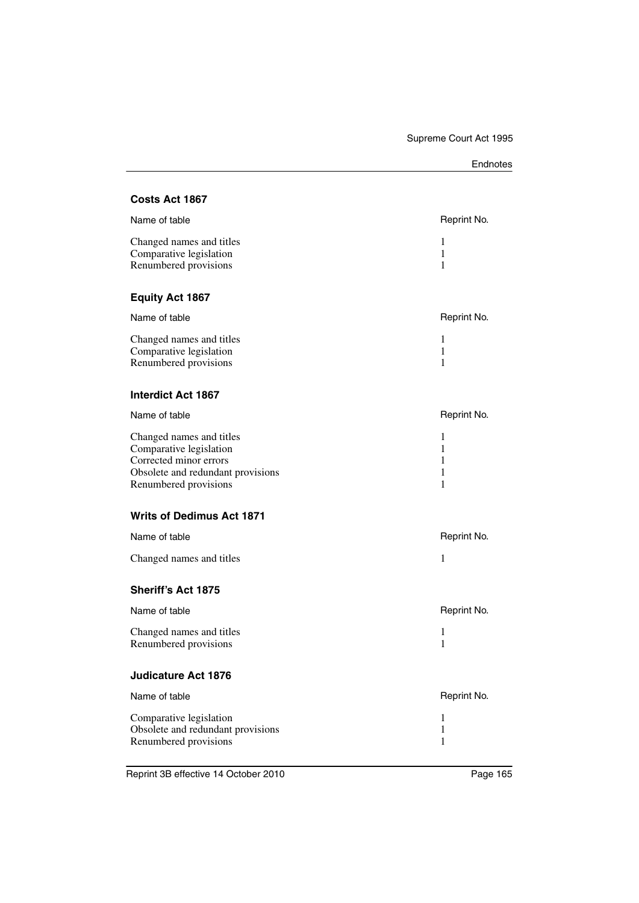### Costs Act 1867

| Name of table | Reprint No. |
|---|---|
| Changed names and titles | 1 |
| Comparative legislation | 1 |
| Renumbered provisions | 1 |

### Equity Act 1867

| Name of table | Reprint No. |
|---|---|
| Changed names and titles | 1 |
| Comparative legislation | 1 |
| Renumbered provisions | 1 |

### Interdict Act 1867

| Name of table | Reprint No. |
|---|---|
| Changed names and titles | 1 |
| Comparative legislation | 1 |
| Corrected minor errors | 1 |
| Obsolete and redundant provisions | 1 |
| Renumbered provisions | 1 |

### Writs of Dedimus Act 1871

| Name of table | Reprint No. |
|---|---|
| Changed names and titles | 1 |

### Sheriff's Act 1875

| Name of table | Reprint No. |
|---|---|
| Changed names and titles | 1 |
| Renumbered provisions | 1 |

### Judicature Act 1876

| Name of table | Reprint No. |
|---|---|
| Comparative legislation | 1 |
| Obsolete and redundant provisions | 1 |
| Renumbered provisions | 1 |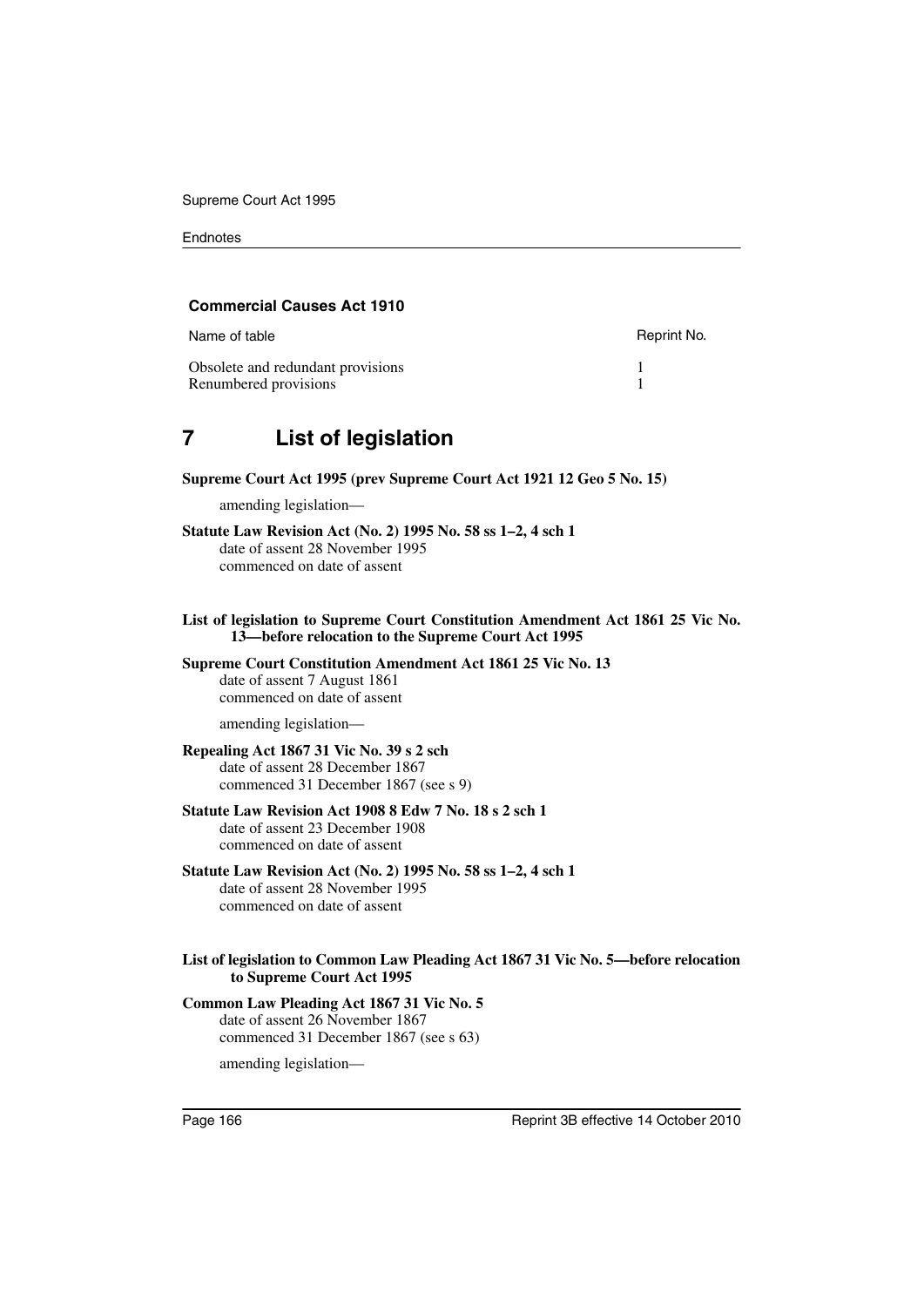**Commercial Causes Act 1910**

| Name of table | Reprint No. |
| --- | --- |
| Obsolete and redundant provisions | 1 |
| Renumbered provisions | 1 |

## 7 List of legislation

**Supreme Court Act 1995 (prev Supreme Court Act 1921 12 Geo 5 No. 15)**

amending legislation—

**Statute Law Revision Act (No. 2) 1995 No. 58 ss 1–2, 4 sch 1**
date of assent 28 November 1995
commenced on date of assent

**List of legislation to Supreme Court Constitution Amendment Act 1861 25 Vic No. 13—before relocation to the Supreme Court Act 1995**

**Supreme Court Constitution Amendment Act 1861 25 Vic No. 13**
date of assent 7 August 1861
commenced on date of assent

amending legislation—

**Repealing Act 1867 31 Vic No. 39 s 2 sch**
date of assent 28 December 1867
commenced 31 December 1867 (see s 9)

**Statute Law Revision Act 1908 8 Edw 7 No. 18 s 2 sch 1**
date of assent 23 December 1908
commenced on date of assent

**Statute Law Revision Act (No. 2) 1995 No. 58 ss 1–2, 4 sch 1**
date of assent 28 November 1995
commenced on date of assent

**List of legislation to Common Law Pleading Act 1867 31 Vic No. 5—before relocation to Supreme Court Act 1995**

**Common Law Pleading Act 1867 31 Vic No. 5**
date of assent 26 November 1867
commenced 31 December 1867 (see s 63)

amending legislation—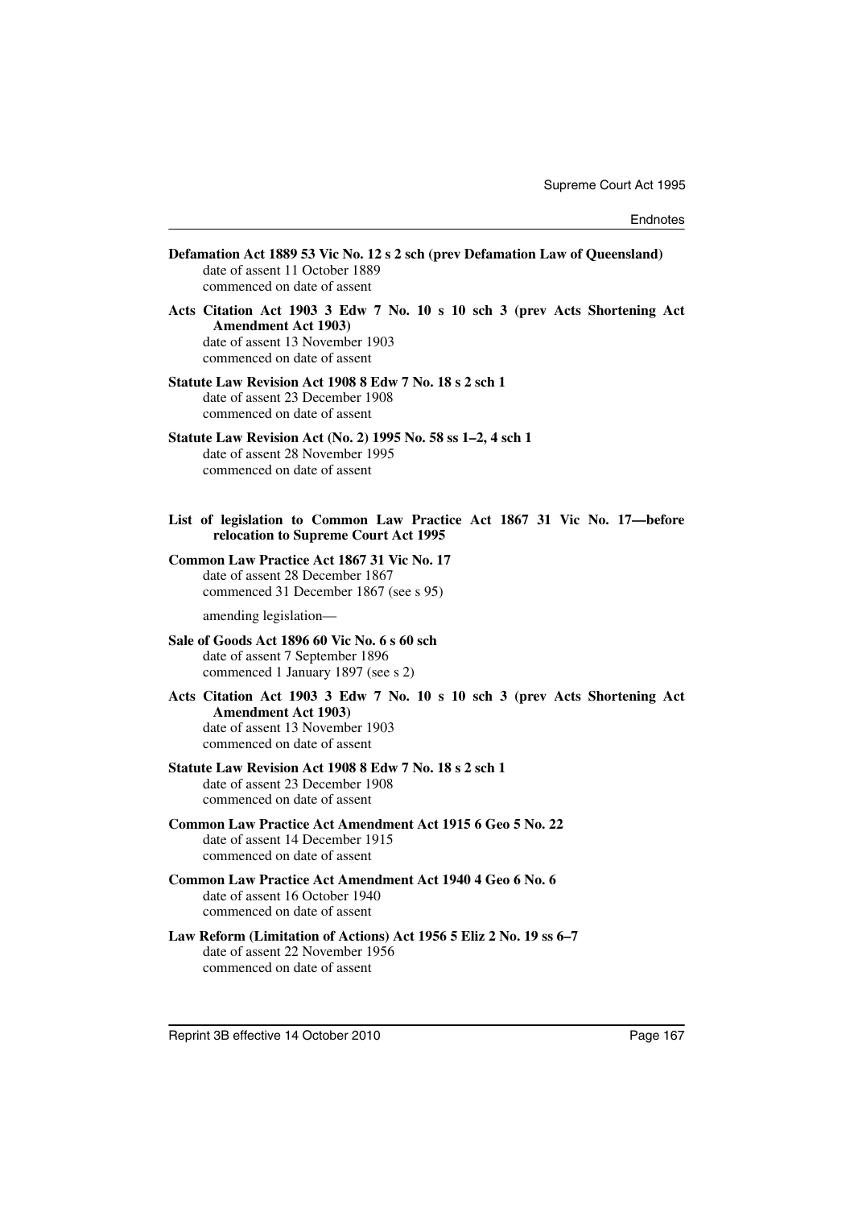**Defamation Act 1889 53 Vic No. 12 s 2 sch (prev Defamation Law of Queensland)**
date of assent 11 October 1889
commenced on date of assent

**Acts Citation Act 1903 3 Edw 7 No. 10 s 10 sch 3 (prev Acts Shortening Act Amendment Act 1903)**
date of assent 13 November 1903
commenced on date of assent

**Statute Law Revision Act 1908 8 Edw 7 No. 18 s 2 sch 1**
date of assent 23 December 1908
commenced on date of assent

**Statute Law Revision Act (No. 2) 1995 No. 58 ss 1–2, 4 sch 1**
date of assent 28 November 1995
commenced on date of assent

**List of legislation to Common Law Practice Act 1867 31 Vic No. 17—before relocation to Supreme Court Act 1995**

**Common Law Practice Act 1867 31 Vic No. 17**
date of assent 28 December 1867
commenced 31 December 1867 (see s 95)

amending legislation—

**Sale of Goods Act 1896 60 Vic No. 6 s 60 sch**
date of assent 7 September 1896
commenced 1 January 1897 (see s 2)

**Acts Citation Act 1903 3 Edw 7 No. 10 s 10 sch 3 (prev Acts Shortening Act Amendment Act 1903)**
date of assent 13 November 1903
commenced on date of assent

**Statute Law Revision Act 1908 8 Edw 7 No. 18 s 2 sch 1**
date of assent 23 December 1908
commenced on date of assent

**Common Law Practice Act Amendment Act 1915 6 Geo 5 No. 22**
date of assent 14 December 1915
commenced on date of assent

**Common Law Practice Act Amendment Act 1940 4 Geo 6 No. 6**
date of assent 16 October 1940
commenced on date of assent

**Law Reform (Limitation of Actions) Act 1956 5 Eliz 2 No. 19 ss 6–7**
date of assent 22 November 1956
commenced on date of assent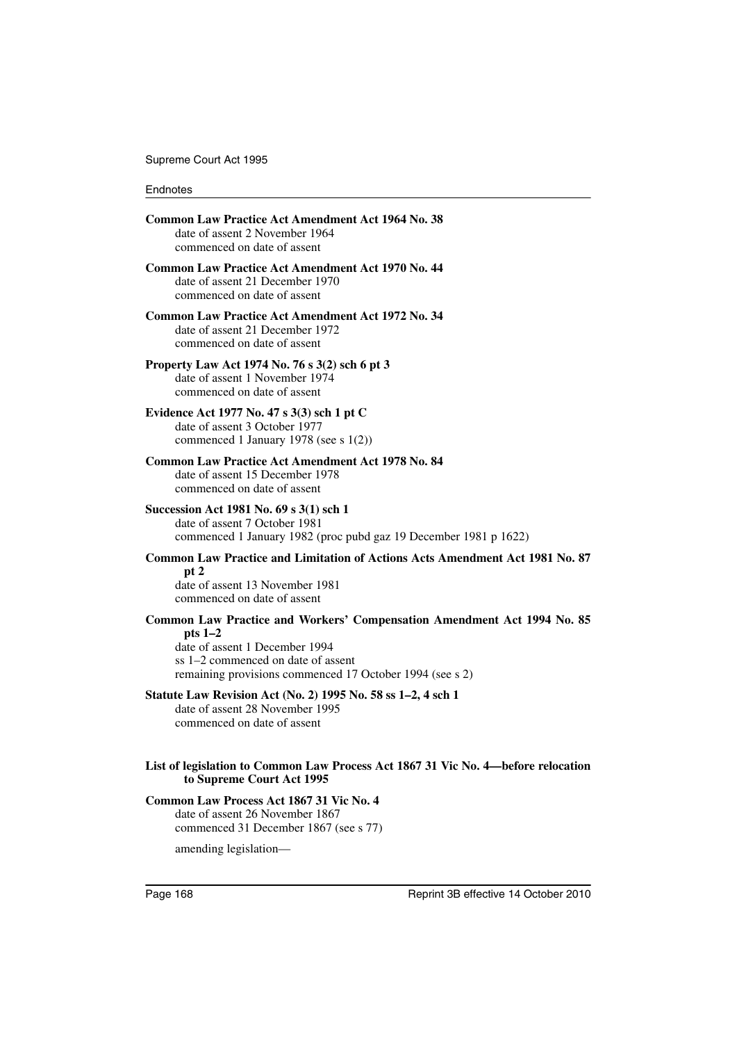**Common Law Practice Act Amendment Act 1964 No. 38**
date of assent 2 November 1964
commenced on date of assent

**Common Law Practice Act Amendment Act 1970 No. 44**
date of assent 21 December 1970
commenced on date of assent

**Common Law Practice Act Amendment Act 1972 No. 34**
date of assent 21 December 1972
commenced on date of assent

**Property Law Act 1974 No. 76 s 3(2) sch 6 pt 3**
date of assent 1 November 1974
commenced on date of assent

**Evidence Act 1977 No. 47 s 3(3) sch 1 pt C**
date of assent 3 October 1977
commenced 1 January 1978 (see s 1(2))

**Common Law Practice Act Amendment Act 1978 No. 84**
date of assent 15 December 1978
commenced on date of assent

**Succession Act 1981 No. 69 s 3(1) sch 1**
date of assent 7 October 1981
commenced 1 January 1982 (proc pubd gaz 19 December 1981 p 1622)

**Common Law Practice and Limitation of Actions Acts Amendment Act 1981 No. 87 pt 2**
date of assent 13 November 1981
commenced on date of assent

**Common Law Practice and Workers' Compensation Amendment Act 1994 No. 85 pts 1–2**
date of assent 1 December 1994
ss 1–2 commenced on date of assent
remaining provisions commenced 17 October 1994 (see s 2)

**Statute Law Revision Act (No. 2) 1995 No. 58 ss 1–2, 4 sch 1**
date of assent 28 November 1995
commenced on date of assent

**List of legislation to Common Law Process Act 1867 31 Vic No. 4—before relocation to Supreme Court Act 1995**

**Common Law Process Act 1867 31 Vic No. 4**
date of assent 26 November 1867
commenced 31 December 1867 (see s 77)

amending legislation—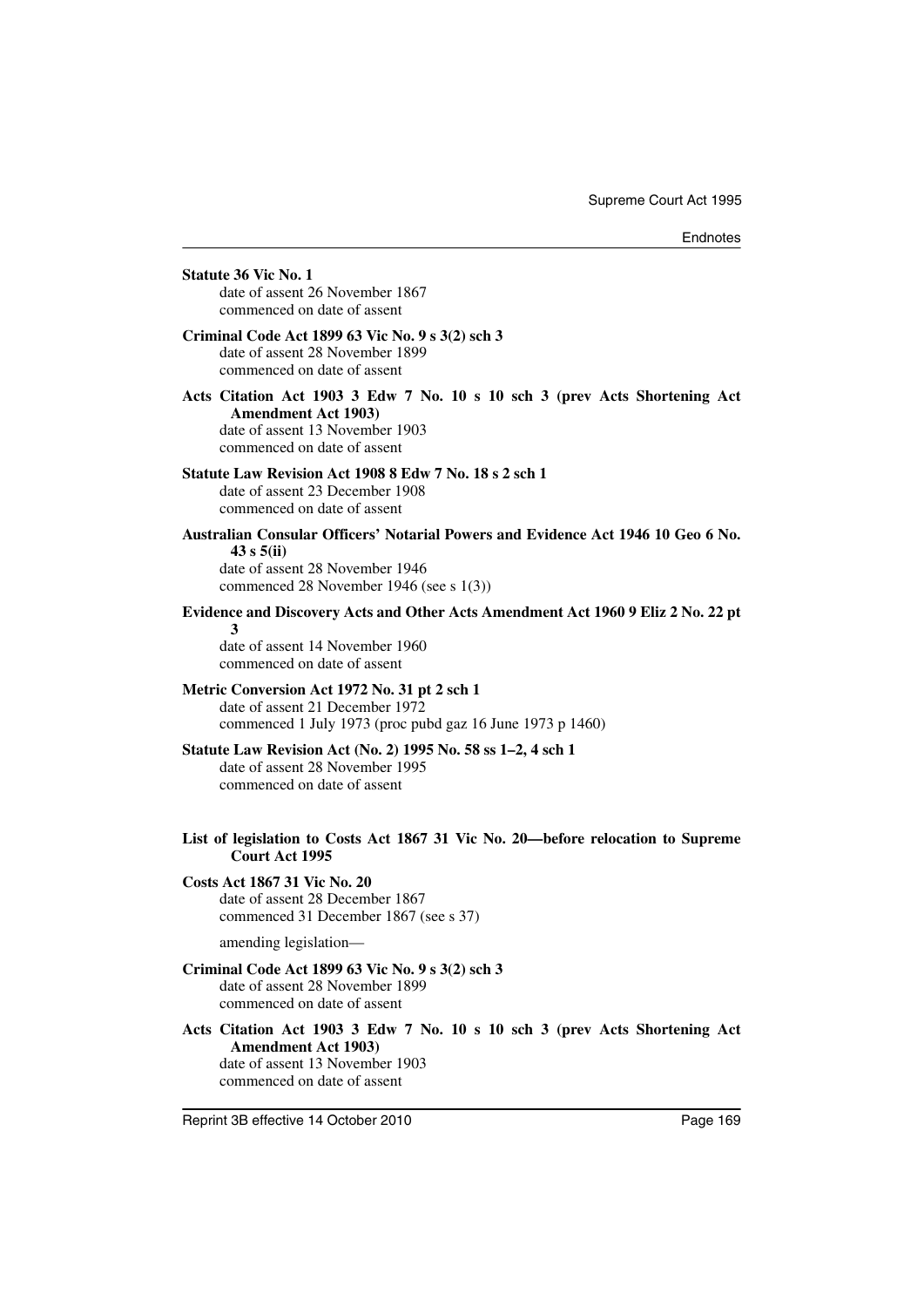**Statute 36 Vic No. 1**
date of assent 26 November 1867
commenced on date of assent

**Criminal Code Act 1899 63 Vic No. 9 s 3(2) sch 3**
date of assent 28 November 1899
commenced on date of assent

**Acts Citation Act 1903 3 Edw 7 No. 10 s 10 sch 3 (prev Acts Shortening Act Amendment Act 1903)**
date of assent 13 November 1903
commenced on date of assent

**Statute Law Revision Act 1908 8 Edw 7 No. 18 s 2 sch 1**
date of assent 23 December 1908
commenced on date of assent

**Australian Consular Officers' Notarial Powers and Evidence Act 1946 10 Geo 6 No. 43 s 5(ii)**
date of assent 28 November 1946
commenced 28 November 1946 (see s 1(3))

**Evidence and Discovery Acts and Other Acts Amendment Act 1960 9 Eliz 2 No. 22 pt 3**
date of assent 14 November 1960
commenced on date of assent

**Metric Conversion Act 1972 No. 31 pt 2 sch 1**
date of assent 21 December 1972
commenced 1 July 1973 (proc pubd gaz 16 June 1973 p 1460)

**Statute Law Revision Act (No. 2) 1995 No. 58 ss 1–2, 4 sch 1**
date of assent 28 November 1995
commenced on date of assent

**List of legislation to Costs Act 1867 31 Vic No. 20—before relocation to Supreme Court Act 1995**

**Costs Act 1867 31 Vic No. 20**
date of assent 28 December 1867
commenced 31 December 1867 (see s 37)

amending legislation—

**Criminal Code Act 1899 63 Vic No. 9 s 3(2) sch 3**
date of assent 28 November 1899
commenced on date of assent

**Acts Citation Act 1903 3 Edw 7 No. 10 s 10 sch 3 (prev Acts Shortening Act Amendment Act 1903)**
date of assent 13 November 1903
commenced on date of assent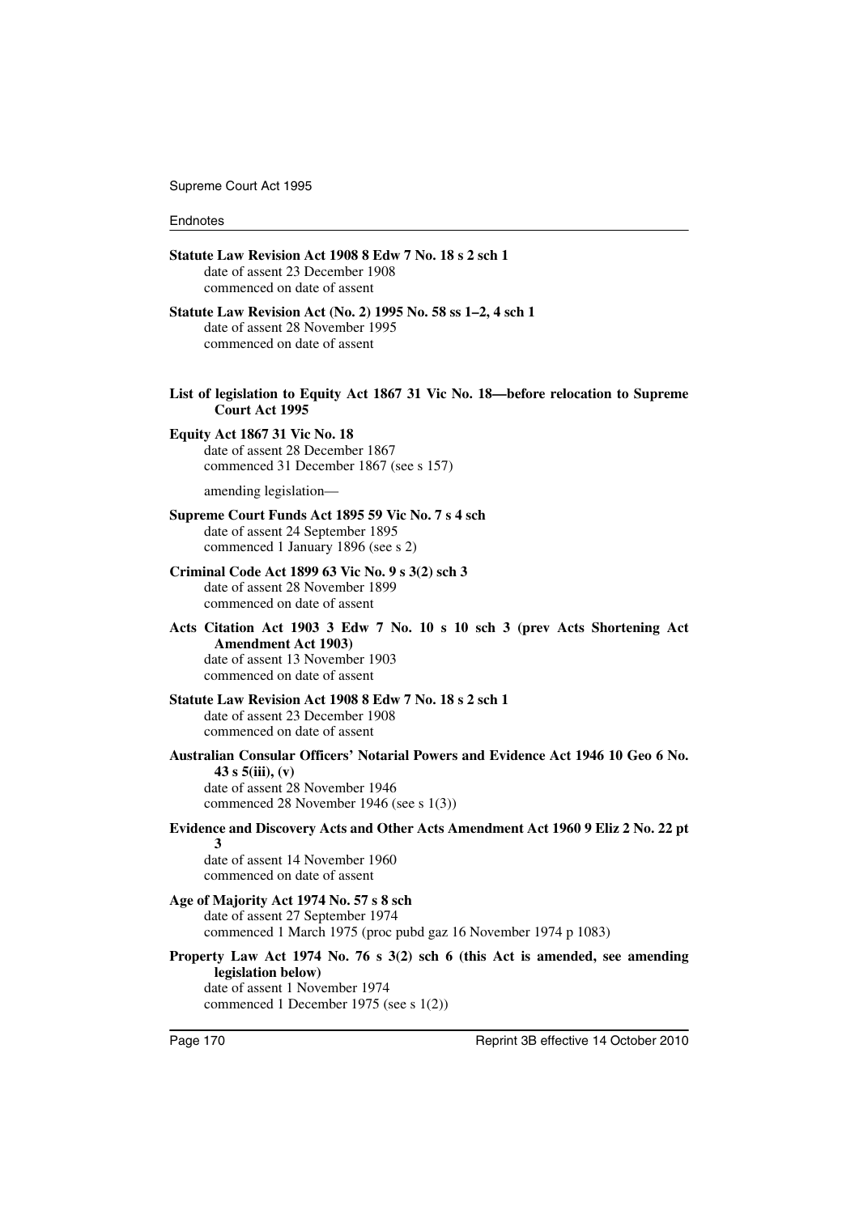**Statute Law Revision Act 1908 8 Edw 7 No. 18 s 2 sch 1**
date of assent 23 December 1908
commenced on date of assent

**Statute Law Revision Act (No. 2) 1995 No. 58 ss 1–2, 4 sch 1**
date of assent 28 November 1995
commenced on date of assent

**List of legislation to Equity Act 1867 31 Vic No. 18—before relocation to Supreme Court Act 1995**

**Equity Act 1867 31 Vic No. 18**
date of assent 28 December 1867
commenced 31 December 1867 (see s 157)

amending legislation—

**Supreme Court Funds Act 1895 59 Vic No. 7 s 4 sch**
date of assent 24 September 1895
commenced 1 January 1896 (see s 2)

**Criminal Code Act 1899 63 Vic No. 9 s 3(2) sch 3**
date of assent 28 November 1899
commenced on date of assent

**Acts Citation Act 1903 3 Edw 7 No. 10 s 10 sch 3 (prev Acts Shortening Act Amendment Act 1903)**
date of assent 13 November 1903
commenced on date of assent

**Statute Law Revision Act 1908 8 Edw 7 No. 18 s 2 sch 1**
date of assent 23 December 1908
commenced on date of assent

**Australian Consular Officers' Notarial Powers and Evidence Act 1946 10 Geo 6 No. 43 s 5(iii), (v)**
date of assent 28 November 1946
commenced 28 November 1946 (see s 1(3))

**Evidence and Discovery Acts and Other Acts Amendment Act 1960 9 Eliz 2 No. 22 pt 3**
date of assent 14 November 1960
commenced on date of assent

**Age of Majority Act 1974 No. 57 s 8 sch**
date of assent 27 September 1974
commenced 1 March 1975 (proc pubd gaz 16 November 1974 p 1083)

**Property Law Act 1974 No. 76 s 3(2) sch 6 (this Act is amended, see amending legislation below)**
date of assent 1 November 1974
commenced 1 December 1975 (see s 1(2))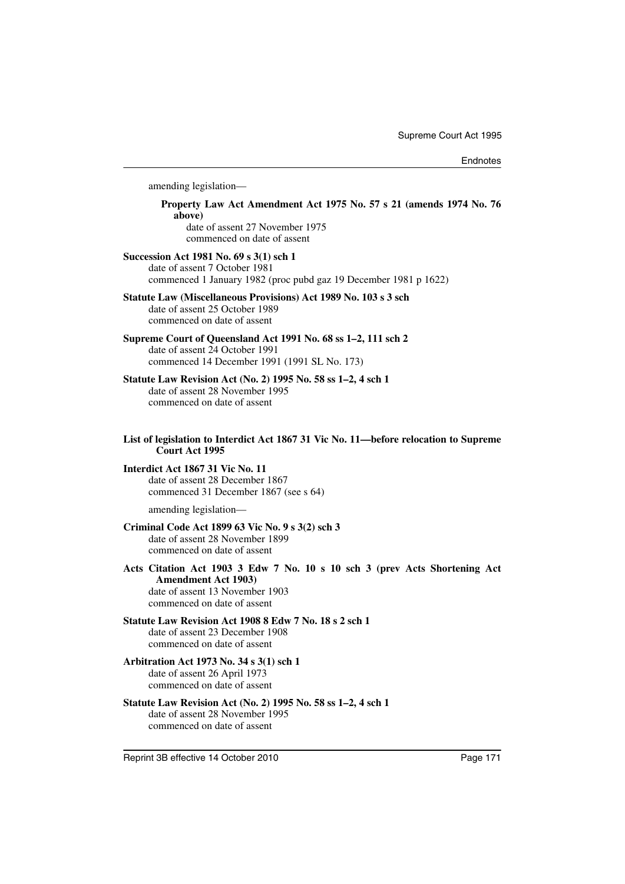amending legislation—

**Property Law Act Amendment Act 1975 No. 57 s 21 (amends 1974 No. 76 above)**
date of assent 27 November 1975
commenced on date of assent

**Succession Act 1981 No. 69 s 3(1) sch 1**
date of assent 7 October 1981
commenced 1 January 1982 (proc pubd gaz 19 December 1981 p 1622)

**Statute Law (Miscellaneous Provisions) Act 1989 No. 103 s 3 sch**
date of assent 25 October 1989
commenced on date of assent

**Supreme Court of Queensland Act 1991 No. 68 ss 1–2, 111 sch 2**
date of assent 24 October 1991
commenced 14 December 1991 (1991 SL No. 173)

**Statute Law Revision Act (No. 2) 1995 No. 58 ss 1–2, 4 sch 1**
date of assent 28 November 1995
commenced on date of assent

**List of legislation to Interdict Act 1867 31 Vic No. 11—before relocation to Supreme Court Act 1995**

**Interdict Act 1867 31 Vic No. 11**
date of assent 28 December 1867
commenced 31 December 1867 (see s 64)

amending legislation—

**Criminal Code Act 1899 63 Vic No. 9 s 3(2) sch 3**
date of assent 28 November 1899
commenced on date of assent

**Acts Citation Act 1903 3 Edw 7 No. 10 s 10 sch 3 (prev Acts Shortening Act Amendment Act 1903)**
date of assent 13 November 1903
commenced on date of assent

**Statute Law Revision Act 1908 8 Edw 7 No. 18 s 2 sch 1**
date of assent 23 December 1908
commenced on date of assent

**Arbitration Act 1973 No. 34 s 3(1) sch 1**
date of assent 26 April 1973
commenced on date of assent

**Statute Law Revision Act (No. 2) 1995 No. 58 ss 1–2, 4 sch 1**
date of assent 28 November 1995
commenced on date of assent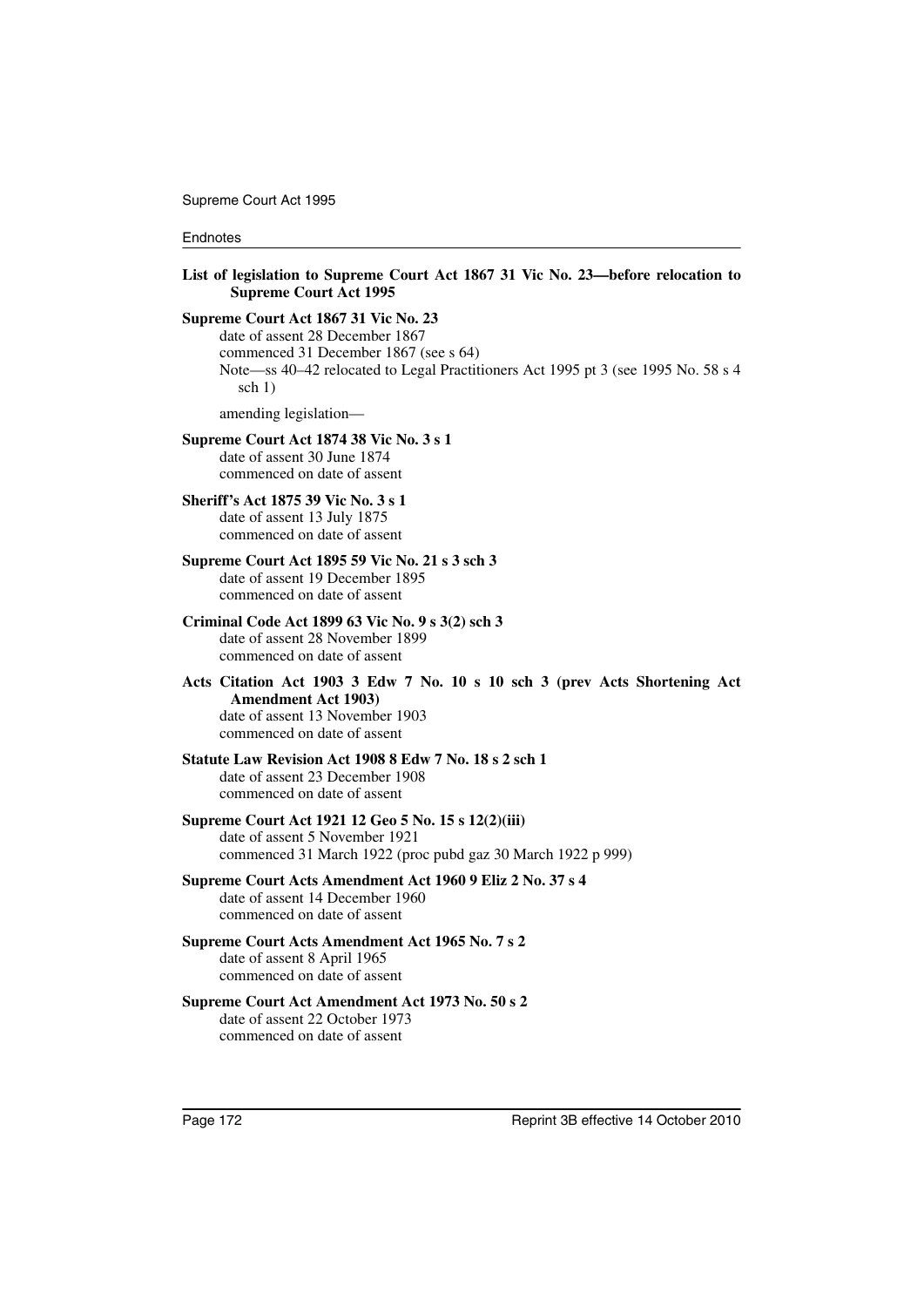**List of legislation to Supreme Court Act 1867 31 Vic No. 23—before relocation to Supreme Court Act 1995**

**Supreme Court Act 1867 31 Vic No. 23**
date of assent 28 December 1867
commenced 31 December 1867 (see s 64)
Note—ss 40–42 relocated to Legal Practitioners Act 1995 pt 3 (see 1995 No. 58 s 4 sch 1)

amending legislation—

**Supreme Court Act 1874 38 Vic No. 3 s 1**
date of assent 30 June 1874
commenced on date of assent

**Sheriff's Act 1875 39 Vic No. 3 s 1**
date of assent 13 July 1875
commenced on date of assent

**Supreme Court Act 1895 59 Vic No. 21 s 3 sch 3**
date of assent 19 December 1895
commenced on date of assent

**Criminal Code Act 1899 63 Vic No. 9 s 3(2) sch 3**
date of assent 28 November 1899
commenced on date of assent

**Acts Citation Act 1903 3 Edw 7 No. 10 s 10 sch 3 (prev Acts Shortening Act Amendment Act 1903)**
date of assent 13 November 1903
commenced on date of assent

**Statute Law Revision Act 1908 8 Edw 7 No. 18 s 2 sch 1**
date of assent 23 December 1908
commenced on date of assent

**Supreme Court Act 1921 12 Geo 5 No. 15 s 12(2)(iii)**
date of assent 5 November 1921
commenced 31 March 1922 (proc pubd gaz 30 March 1922 p 999)

**Supreme Court Acts Amendment Act 1960 9 Eliz 2 No. 37 s 4**
date of assent 14 December 1960
commenced on date of assent

**Supreme Court Acts Amendment Act 1965 No. 7 s 2**
date of assent 8 April 1965
commenced on date of assent

**Supreme Court Act Amendment Act 1973 No. 50 s 2**
date of assent 22 October 1973
commenced on date of assent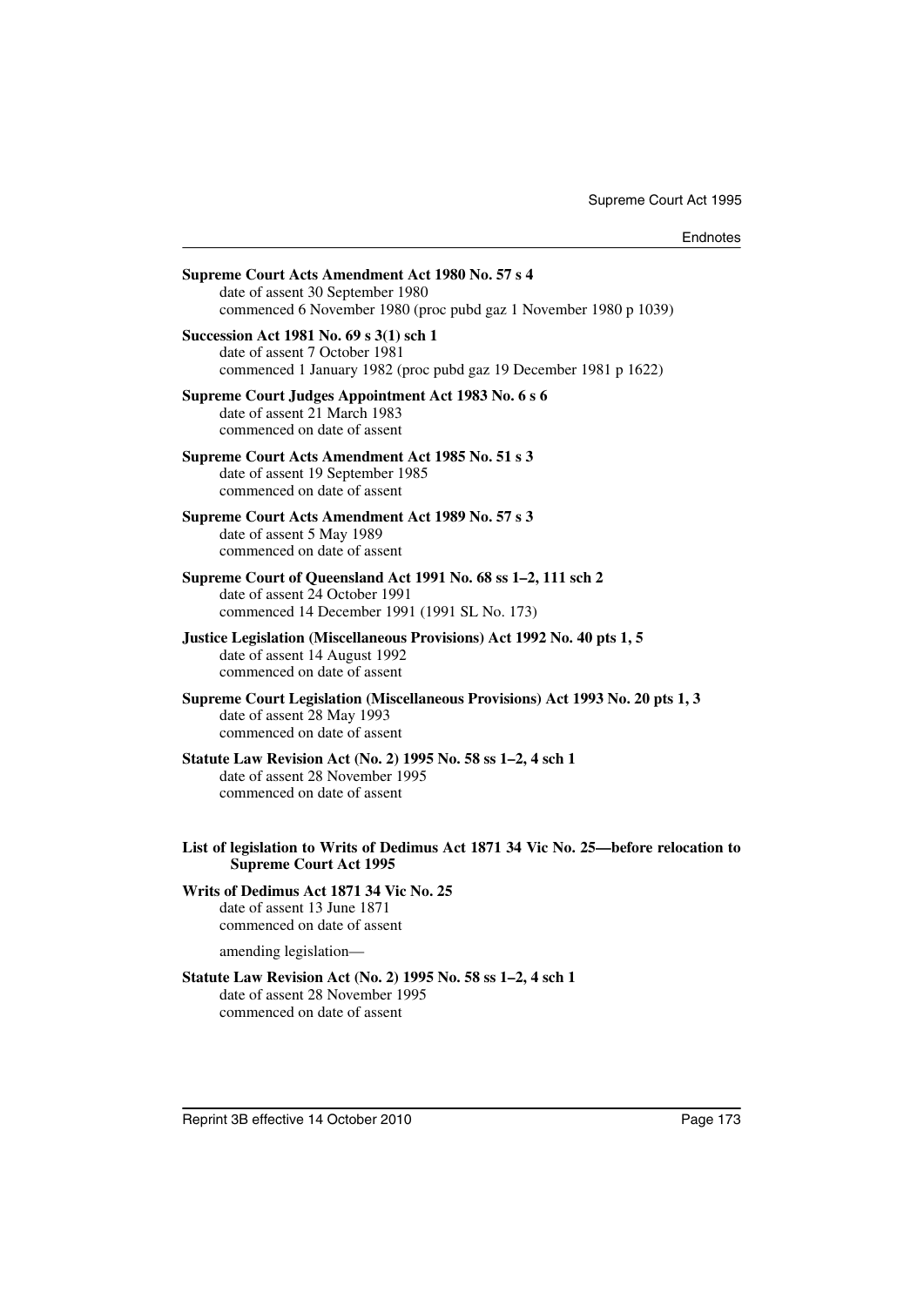**Supreme Court Acts Amendment Act 1980 No. 57 s 4**
date of assent 30 September 1980
commenced 6 November 1980 (proc pubd gaz 1 November 1980 p 1039)

**Succession Act 1981 No. 69 s 3(1) sch 1**
date of assent 7 October 1981
commenced 1 January 1982 (proc pubd gaz 19 December 1981 p 1622)

**Supreme Court Judges Appointment Act 1983 No. 6 s 6**
date of assent 21 March 1983
commenced on date of assent

**Supreme Court Acts Amendment Act 1985 No. 51 s 3**
date of assent 19 September 1985
commenced on date of assent

**Supreme Court Acts Amendment Act 1989 No. 57 s 3**
date of assent 5 May 1989
commenced on date of assent

**Supreme Court of Queensland Act 1991 No. 68 ss 1–2, 111 sch 2**
date of assent 24 October 1991
commenced 14 December 1991 (1991 SL No. 173)

**Justice Legislation (Miscellaneous Provisions) Act 1992 No. 40 pts 1, 5**
date of assent 14 August 1992
commenced on date of assent

**Supreme Court Legislation (Miscellaneous Provisions) Act 1993 No. 20 pts 1, 3**
date of assent 28 May 1993
commenced on date of assent

**Statute Law Revision Act (No. 2) 1995 No. 58 ss 1–2, 4 sch 1**
date of assent 28 November 1995
commenced on date of assent

**List of legislation to Writs of Dedimus Act 1871 34 Vic No. 25—before relocation to Supreme Court Act 1995**

**Writs of Dedimus Act 1871 34 Vic No. 25**
date of assent 13 June 1871
commenced on date of assent

amending legislation—

**Statute Law Revision Act (No. 2) 1995 No. 58 ss 1–2, 4 sch 1**
date of assent 28 November 1995
commenced on date of assent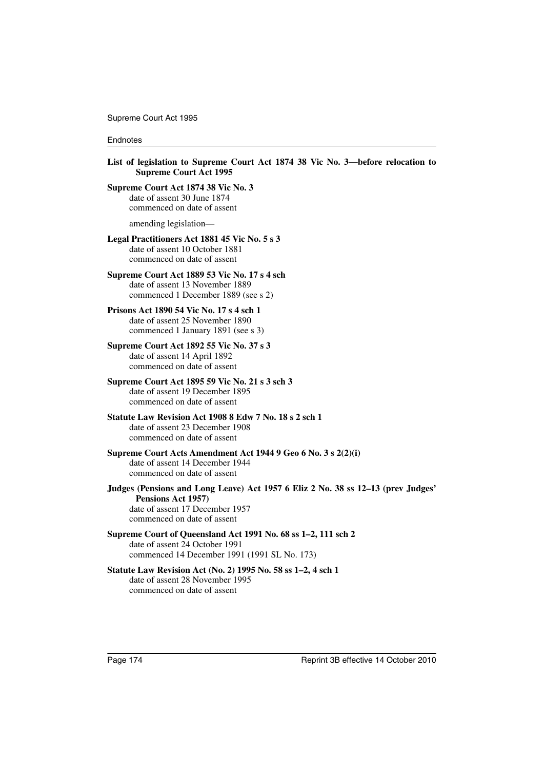**List of legislation to Supreme Court Act 1874 38 Vic No. 3—before relocation to Supreme Court Act 1995**

**Supreme Court Act 1874 38 Vic No. 3**
date of assent 30 June 1874
commenced on date of assent

amending legislation—

**Legal Practitioners Act 1881 45 Vic No. 5 s 3**
date of assent 10 October 1881
commenced on date of assent

**Supreme Court Act 1889 53 Vic No. 17 s 4 sch**
date of assent 13 November 1889
commenced 1 December 1889 (see s 2)

**Prisons Act 1890 54 Vic No. 17 s 4 sch 1**
date of assent 25 November 1890
commenced 1 January 1891 (see s 3)

**Supreme Court Act 1892 55 Vic No. 37 s 3**
date of assent 14 April 1892
commenced on date of assent

**Supreme Court Act 1895 59 Vic No. 21 s 3 sch 3**
date of assent 19 December 1895
commenced on date of assent

**Statute Law Revision Act 1908 8 Edw 7 No. 18 s 2 sch 1**
date of assent 23 December 1908
commenced on date of assent

**Supreme Court Acts Amendment Act 1944 9 Geo 6 No. 3 s 2(2)(i)**
date of assent 14 December 1944
commenced on date of assent

**Judges (Pensions and Long Leave) Act 1957 6 Eliz 2 No. 38 ss 12–13 (prev Judges' Pensions Act 1957)**
date of assent 17 December 1957
commenced on date of assent

**Supreme Court of Queensland Act 1991 No. 68 ss 1–2, 111 sch 2**
date of assent 24 October 1991
commenced 14 December 1991 (1991 SL No. 173)

**Statute Law Revision Act (No. 2) 1995 No. 58 ss 1–2, 4 sch 1**
date of assent 28 November 1995
commenced on date of assent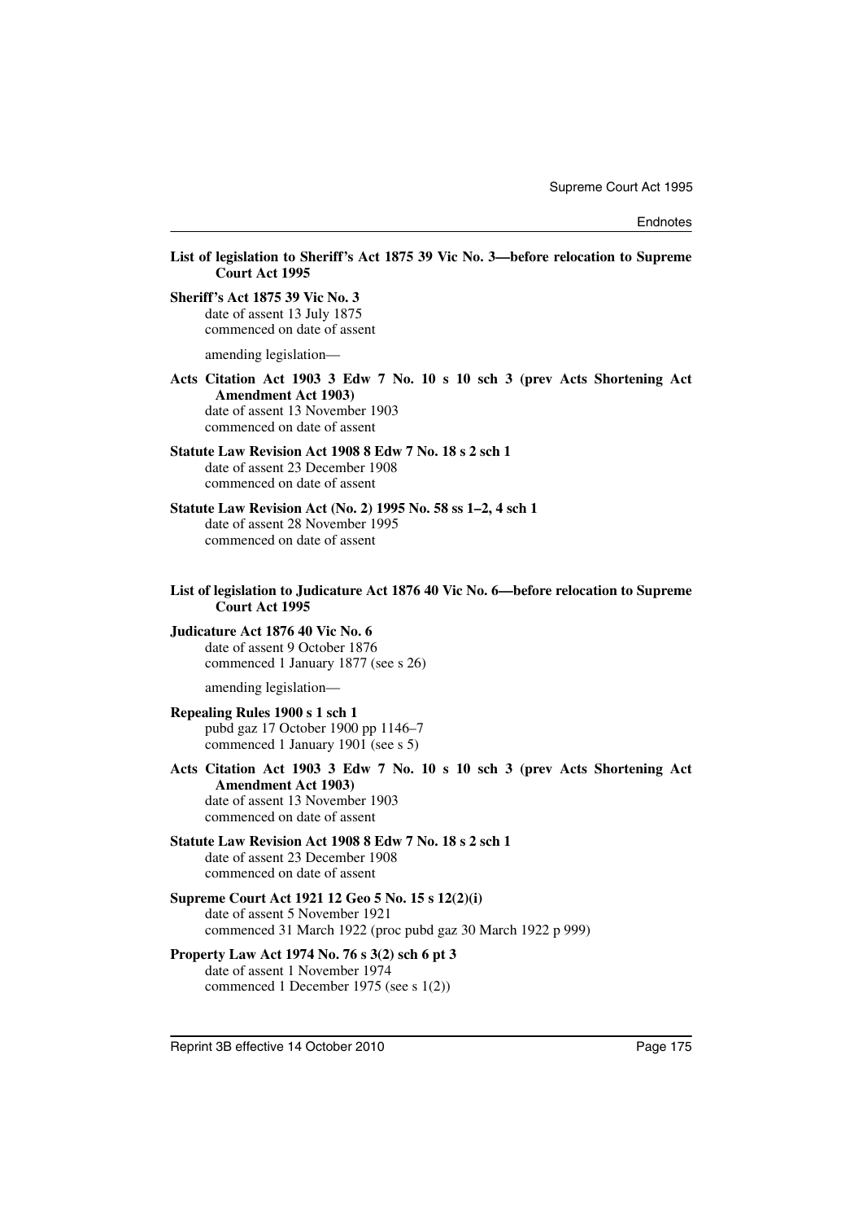**List of legislation to Sheriff's Act 1875 39 Vic No. 3—before relocation to Supreme Court Act 1995**

**Sheriff's Act 1875 39 Vic No. 3**
date of assent 13 July 1875
commenced on date of assent

amending legislation—

**Acts Citation Act 1903 3 Edw 7 No. 10 s 10 sch 3 (prev Acts Shortening Act Amendment Act 1903)**
date of assent 13 November 1903
commenced on date of assent

**Statute Law Revision Act 1908 8 Edw 7 No. 18 s 2 sch 1**
date of assent 23 December 1908
commenced on date of assent

**Statute Law Revision Act (No. 2) 1995 No. 58 ss 1–2, 4 sch 1**
date of assent 28 November 1995
commenced on date of assent

**List of legislation to Judicature Act 1876 40 Vic No. 6—before relocation to Supreme Court Act 1995**

**Judicature Act 1876 40 Vic No. 6**
date of assent 9 October 1876
commenced 1 January 1877 (see s 26)

amending legislation—

**Repealing Rules 1900 s 1 sch 1**
pubd gaz 17 October 1900 pp 1146–7
commenced 1 January 1901 (see s 5)

**Acts Citation Act 1903 3 Edw 7 No. 10 s 10 sch 3 (prev Acts Shortening Act Amendment Act 1903)**
date of assent 13 November 1903
commenced on date of assent

**Statute Law Revision Act 1908 8 Edw 7 No. 18 s 2 sch 1**
date of assent 23 December 1908
commenced on date of assent

**Supreme Court Act 1921 12 Geo 5 No. 15 s 12(2)(i)**
date of assent 5 November 1921
commenced 31 March 1922 (proc pubd gaz 30 March 1922 p 999)

**Property Law Act 1974 No. 76 s 3(2) sch 6 pt 3**
date of assent 1 November 1974
commenced 1 December 1975 (see s 1(2))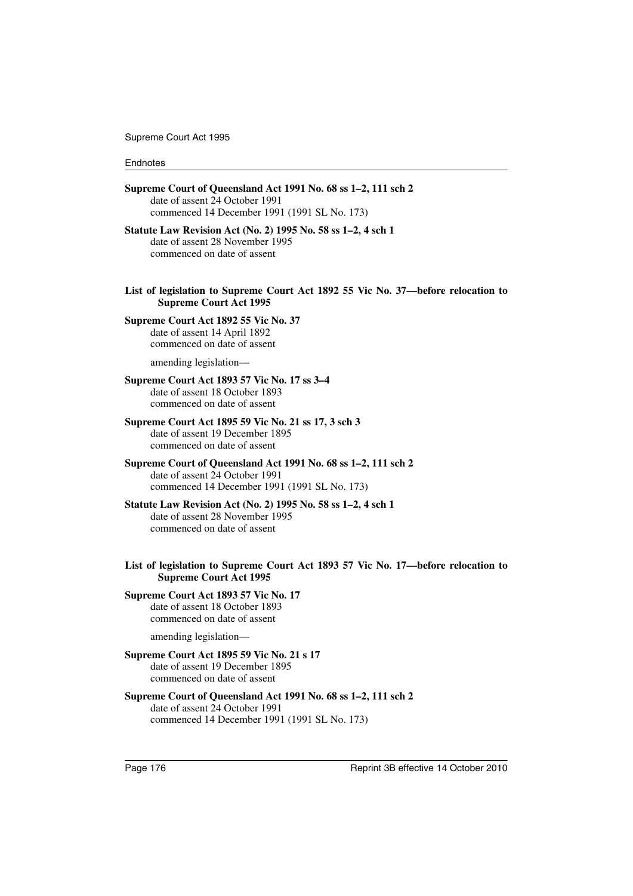**Supreme Court of Queensland Act 1991 No. 68 ss 1–2, 111 sch 2**
date of assent 24 October 1991
commenced 14 December 1991 (1991 SL No. 173)

**Statute Law Revision Act (No. 2) 1995 No. 58 ss 1–2, 4 sch 1**
date of assent 28 November 1995
commenced on date of assent

**List of legislation to Supreme Court Act 1892 55 Vic No. 37—before relocation to Supreme Court Act 1995**

**Supreme Court Act 1892 55 Vic No. 37**
date of assent 14 April 1892
commenced on date of assent

amending legislation—

**Supreme Court Act 1893 57 Vic No. 17 ss 3–4**
date of assent 18 October 1893
commenced on date of assent

**Supreme Court Act 1895 59 Vic No. 21 ss 17, 3 sch 3**
date of assent 19 December 1895
commenced on date of assent

**Supreme Court of Queensland Act 1991 No. 68 ss 1–2, 111 sch 2**
date of assent 24 October 1991
commenced 14 December 1991 (1991 SL No. 173)

**Statute Law Revision Act (No. 2) 1995 No. 58 ss 1–2, 4 sch 1**
date of assent 28 November 1995
commenced on date of assent

**List of legislation to Supreme Court Act 1893 57 Vic No. 17—before relocation to Supreme Court Act 1995**

**Supreme Court Act 1893 57 Vic No. 17**
date of assent 18 October 1893
commenced on date of assent

amending legislation—

**Supreme Court Act 1895 59 Vic No. 21 s 17**
date of assent 19 December 1895
commenced on date of assent

**Supreme Court of Queensland Act 1991 No. 68 ss 1–2, 111 sch 2**
date of assent 24 October 1991
commenced 14 December 1991 (1991 SL No. 173)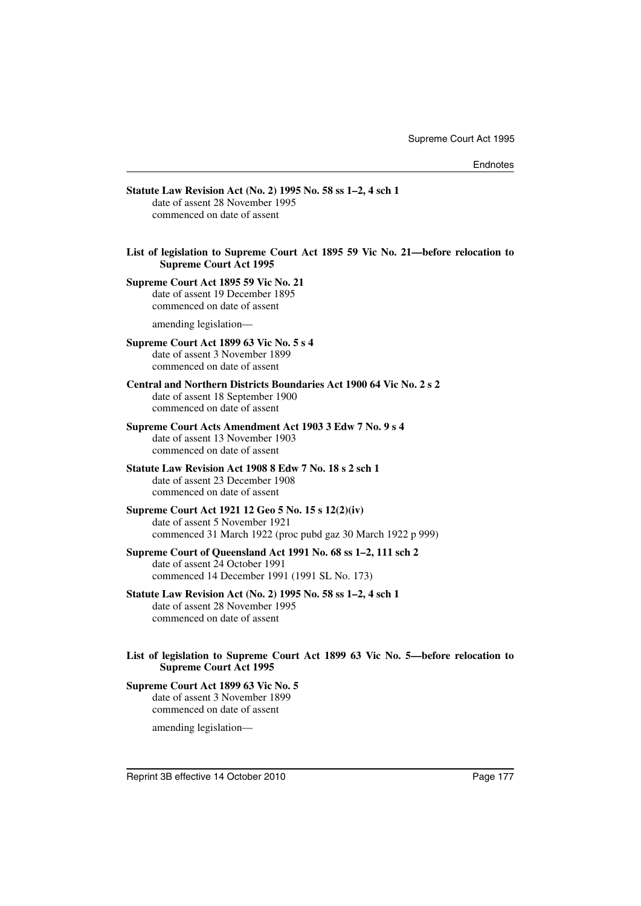**Statute Law Revision Act (No. 2) 1995 No. 58 ss 1–2, 4 sch 1**
date of assent 28 November 1995
commenced on date of assent

**List of legislation to Supreme Court Act 1895 59 Vic No. 21—before relocation to Supreme Court Act 1995**

**Supreme Court Act 1895 59 Vic No. 21**
date of assent 19 December 1895
commenced on date of assent

amending legislation—

**Supreme Court Act 1899 63 Vic No. 5 s 4**
date of assent 3 November 1899
commenced on date of assent

**Central and Northern Districts Boundaries Act 1900 64 Vic No. 2 s 2**
date of assent 18 September 1900
commenced on date of assent

**Supreme Court Acts Amendment Act 1903 3 Edw 7 No. 9 s 4**
date of assent 13 November 1903
commenced on date of assent

**Statute Law Revision Act 1908 8 Edw 7 No. 18 s 2 sch 1**
date of assent 23 December 1908
commenced on date of assent

**Supreme Court Act 1921 12 Geo 5 No. 15 s 12(2)(iv)**
date of assent 5 November 1921
commenced 31 March 1922 (proc pubd gaz 30 March 1922 p 999)

**Supreme Court of Queensland Act 1991 No. 68 ss 1–2, 111 sch 2**
date of assent 24 October 1991
commenced 14 December 1991 (1991 SL No. 173)

**Statute Law Revision Act (No. 2) 1995 No. 58 ss 1–2, 4 sch 1**
date of assent 28 November 1995
commenced on date of assent

**List of legislation to Supreme Court Act 1899 63 Vic No. 5—before relocation to Supreme Court Act 1995**

**Supreme Court Act 1899 63 Vic No. 5**
date of assent 3 November 1899
commenced on date of assent

amending legislation—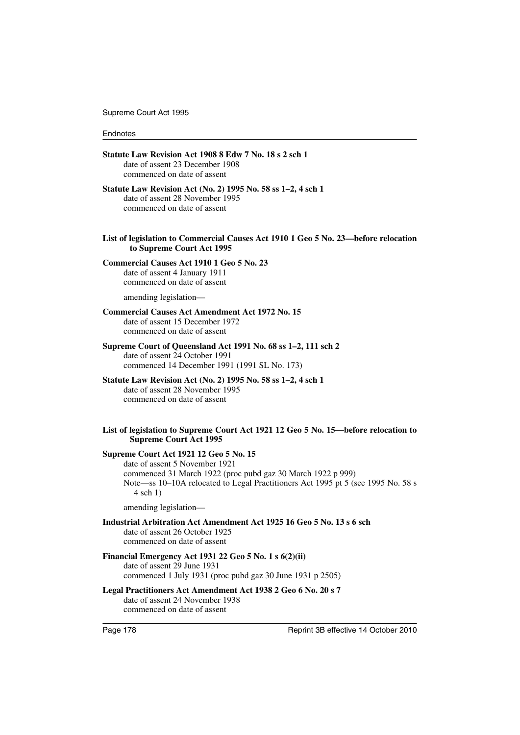**Statute Law Revision Act 1908 8 Edw 7 No. 18 s 2 sch 1**
date of assent 23 December 1908
commenced on date of assent

**Statute Law Revision Act (No. 2) 1995 No. 58 ss 1–2, 4 sch 1**
date of assent 28 November 1995
commenced on date of assent

### List of legislation to Commercial Causes Act 1910 1 Geo 5 No. 23—before relocation to Supreme Court Act 1995

**Commercial Causes Act 1910 1 Geo 5 No. 23**
date of assent 4 January 1911
commenced on date of assent

amending legislation—

**Commercial Causes Act Amendment Act 1972 No. 15**
date of assent 15 December 1972
commenced on date of assent

**Supreme Court of Queensland Act 1991 No. 68 ss 1–2, 111 sch 2**
date of assent 24 October 1991
commenced 14 December 1991 (1991 SL No. 173)

**Statute Law Revision Act (No. 2) 1995 No. 58 ss 1–2, 4 sch 1**
date of assent 28 November 1995
commenced on date of assent

### List of legislation to Supreme Court Act 1921 12 Geo 5 No. 15—before relocation to Supreme Court Act 1995

**Supreme Court Act 1921 12 Geo 5 No. 15**
date of assent 5 November 1921
commenced 31 March 1922 (proc pubd gaz 30 March 1922 p 999)
Note—ss 10–10A relocated to Legal Practitioners Act 1995 pt 5 (see 1995 No. 58 s 4 sch 1)

amending legislation—

**Industrial Arbitration Act Amendment Act 1925 16 Geo 5 No. 13 s 6 sch**
date of assent 26 October 1925
commenced on date of assent

**Financial Emergency Act 1931 22 Geo 5 No. 1 s 6(2)(ii)**
date of assent 29 June 1931
commenced 1 July 1931 (proc pubd gaz 30 June 1931 p 2505)

**Legal Practitioners Act Amendment Act 1938 2 Geo 6 No. 20 s 7**
date of assent 24 November 1938
commenced on date of assent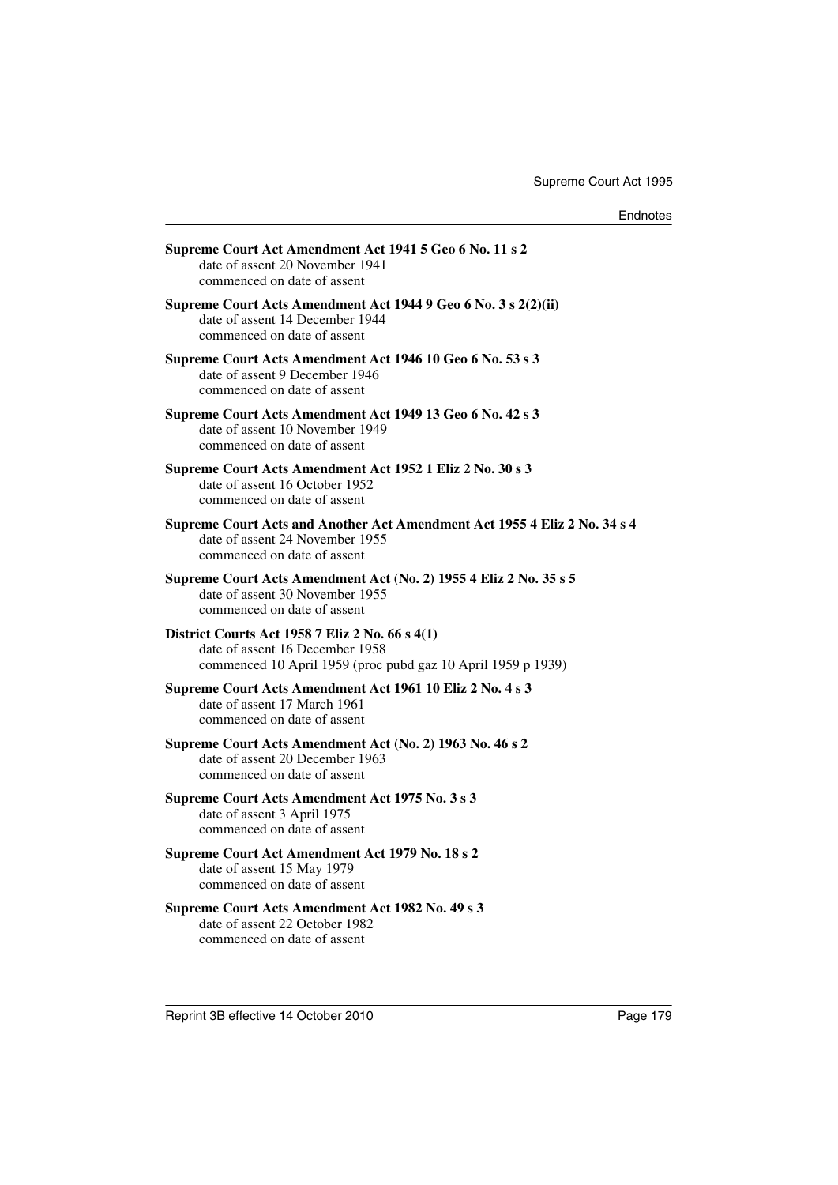**Supreme Court Act Amendment Act 1941 5 Geo 6 No. 11 s 2**
date of assent 20 November 1941
commenced on date of assent

**Supreme Court Acts Amendment Act 1944 9 Geo 6 No. 3 s 2(2)(ii)**
date of assent 14 December 1944
commenced on date of assent

**Supreme Court Acts Amendment Act 1946 10 Geo 6 No. 53 s 3**
date of assent 9 December 1946
commenced on date of assent

**Supreme Court Acts Amendment Act 1949 13 Geo 6 No. 42 s 3**
date of assent 10 November 1949
commenced on date of assent

**Supreme Court Acts Amendment Act 1952 1 Eliz 2 No. 30 s 3**
date of assent 16 October 1952
commenced on date of assent

**Supreme Court Acts and Another Act Amendment Act 1955 4 Eliz 2 No. 34 s 4**
date of assent 24 November 1955
commenced on date of assent

**Supreme Court Acts Amendment Act (No. 2) 1955 4 Eliz 2 No. 35 s 5**
date of assent 30 November 1955
commenced on date of assent

**District Courts Act 1958 7 Eliz 2 No. 66 s 4(1)**
date of assent 16 December 1958
commenced 10 April 1959 (proc pubd gaz 10 April 1959 p 1939)

**Supreme Court Acts Amendment Act 1961 10 Eliz 2 No. 4 s 3**
date of assent 17 March 1961
commenced on date of assent

**Supreme Court Acts Amendment Act (No. 2) 1963 No. 46 s 2**
date of assent 20 December 1963
commenced on date of assent

**Supreme Court Acts Amendment Act 1975 No. 3 s 3**
date of assent 3 April 1975
commenced on date of assent

**Supreme Court Act Amendment Act 1979 No. 18 s 2**
date of assent 15 May 1979
commenced on date of assent

**Supreme Court Acts Amendment Act 1982 No. 49 s 3**
date of assent 22 October 1982
commenced on date of assent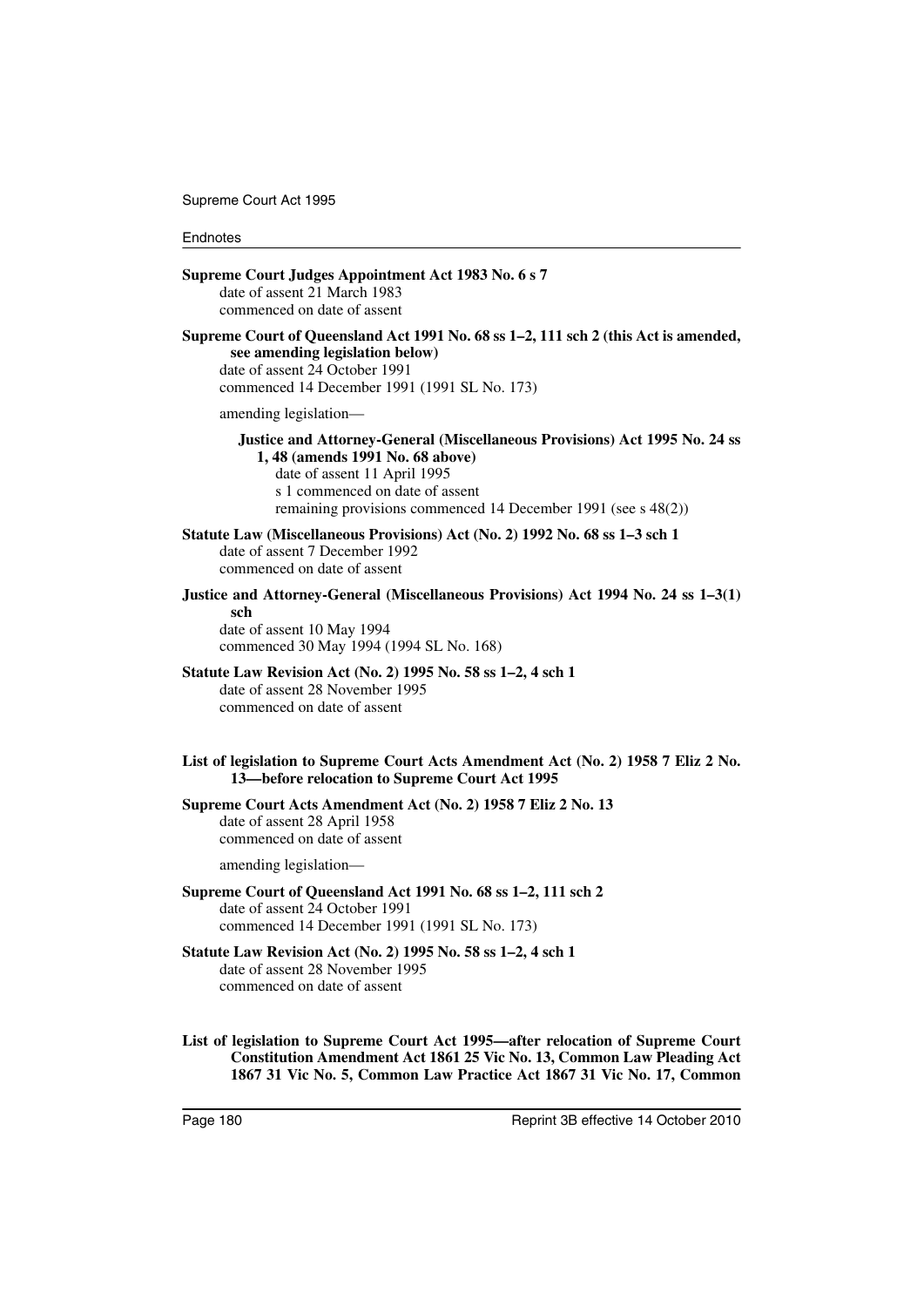**Supreme Court Judges Appointment Act 1983 No. 6 s 7**
date of assent 21 March 1983
commenced on date of assent

**Supreme Court of Queensland Act 1991 No. 68 ss 1–2, 111 sch 2 (this Act is amended, see amending legislation below)**
date of assent 24 October 1991
commenced 14 December 1991 (1991 SL No. 173)

amending legislation—

**Justice and Attorney-General (Miscellaneous Provisions) Act 1995 No. 24 ss 1, 48 (amends 1991 No. 68 above)**
date of assent 11 April 1995
s 1 commenced on date of assent
remaining provisions commenced 14 December 1991 (see s 48(2))

**Statute Law (Miscellaneous Provisions) Act (No. 2) 1992 No. 68 ss 1–3 sch 1**
date of assent 7 December 1992
commenced on date of assent

**Justice and Attorney-General (Miscellaneous Provisions) Act 1994 No. 24 ss 1–3(1) sch**
date of assent 10 May 1994
commenced 30 May 1994 (1994 SL No. 168)

**Statute Law Revision Act (No. 2) 1995 No. 58 ss 1–2, 4 sch 1**
date of assent 28 November 1995
commenced on date of assent

**List of legislation to Supreme Court Acts Amendment Act (No. 2) 1958 7 Eliz 2 No. 13—before relocation to Supreme Court Act 1995**

**Supreme Court Acts Amendment Act (No. 2) 1958 7 Eliz 2 No. 13**
date of assent 28 April 1958
commenced on date of assent

amending legislation—

**Supreme Court of Queensland Act 1991 No. 68 ss 1–2, 111 sch 2**
date of assent 24 October 1991
commenced 14 December 1991 (1991 SL No. 173)

**Statute Law Revision Act (No. 2) 1995 No. 58 ss 1–2, 4 sch 1**
date of assent 28 November 1995
commenced on date of assent

**List of legislation to Supreme Court Act 1995—after relocation of Supreme Court Constitution Amendment Act 1861 25 Vic No. 13, Common Law Pleading Act 1867 31 Vic No. 5, Common Law Practice Act 1867 31 Vic No. 17, Common**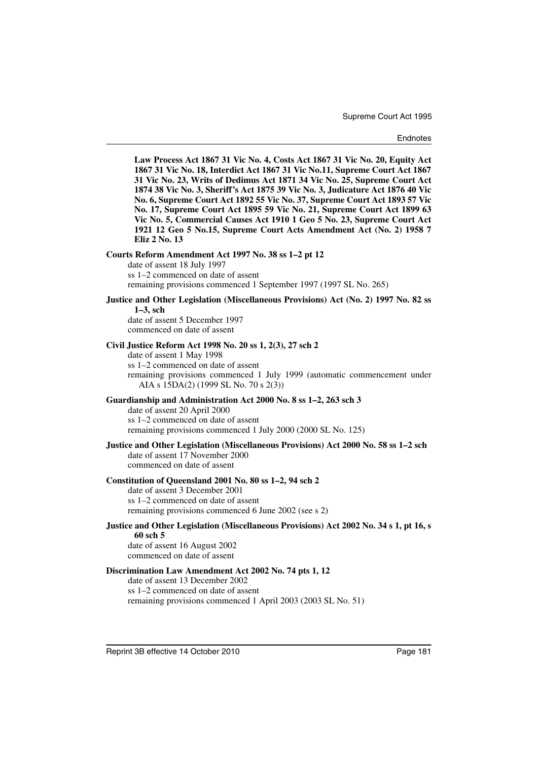**Law Process Act 1867 31 Vic No. 4, Costs Act 1867 31 Vic No. 20, Equity Act 1867 31 Vic No. 18, Interdict Act 1867 31 Vic No.11, Supreme Court Act 1867 31 Vic No. 23, Writs of Dedimus Act 1871 34 Vic No. 25, Supreme Court Act 1874 38 Vic No. 3, Sheriff's Act 1875 39 Vic No. 3, Judicature Act 1876 40 Vic No. 6, Supreme Court Act 1892 55 Vic No. 37, Supreme Court Act 1893 57 Vic No. 17, Supreme Court Act 1895 59 Vic No. 21, Supreme Court Act 1899 63 Vic No. 5, Commercial Causes Act 1910 1 Geo 5 No. 23, Supreme Court Act 1921 12 Geo 5 No.15, Supreme Court Acts Amendment Act (No. 2) 1958 7 Eliz 2 No. 13**

**Courts Reform Amendment Act 1997 No. 38 ss 1–2 pt 12**

date of assent 18 July 1997
ss 1–2 commenced on date of assent
remaining provisions commenced 1 September 1997 (1997 SL No. 265)

**Justice and Other Legislation (Miscellaneous Provisions) Act (No. 2) 1997 No. 82 ss 1–3, sch**

date of assent 5 December 1997
commenced on date of assent

**Civil Justice Reform Act 1998 No. 20 ss 1, 2(3), 27 sch 2**

date of assent 1 May 1998
ss 1–2 commenced on date of assent
remaining provisions commenced 1 July 1999 (automatic commencement under AIA s 15DA(2) (1999 SL No. 70 s 2(3))

**Guardianship and Administration Act 2000 No. 8 ss 1–2, 263 sch 3**

date of assent 20 April 2000
ss 1–2 commenced on date of assent
remaining provisions commenced 1 July 2000 (2000 SL No. 125)

**Justice and Other Legislation (Miscellaneous Provisions) Act 2000 No. 58 ss 1–2 sch**

date of assent 17 November 2000
commenced on date of assent

**Constitution of Queensland 2001 No. 80 ss 1–2, 94 sch 2**

date of assent 3 December 2001
ss 1–2 commenced on date of assent
remaining provisions commenced 6 June 2002 (see s 2)

**Justice and Other Legislation (Miscellaneous Provisions) Act 2002 No. 34 s 1, pt 16, s 60 sch 5**

date of assent 16 August 2002
commenced on date of assent

**Discrimination Law Amendment Act 2002 No. 74 pts 1, 12**

date of assent 13 December 2002
ss 1–2 commenced on date of assent
remaining provisions commenced 1 April 2003 (2003 SL No. 51)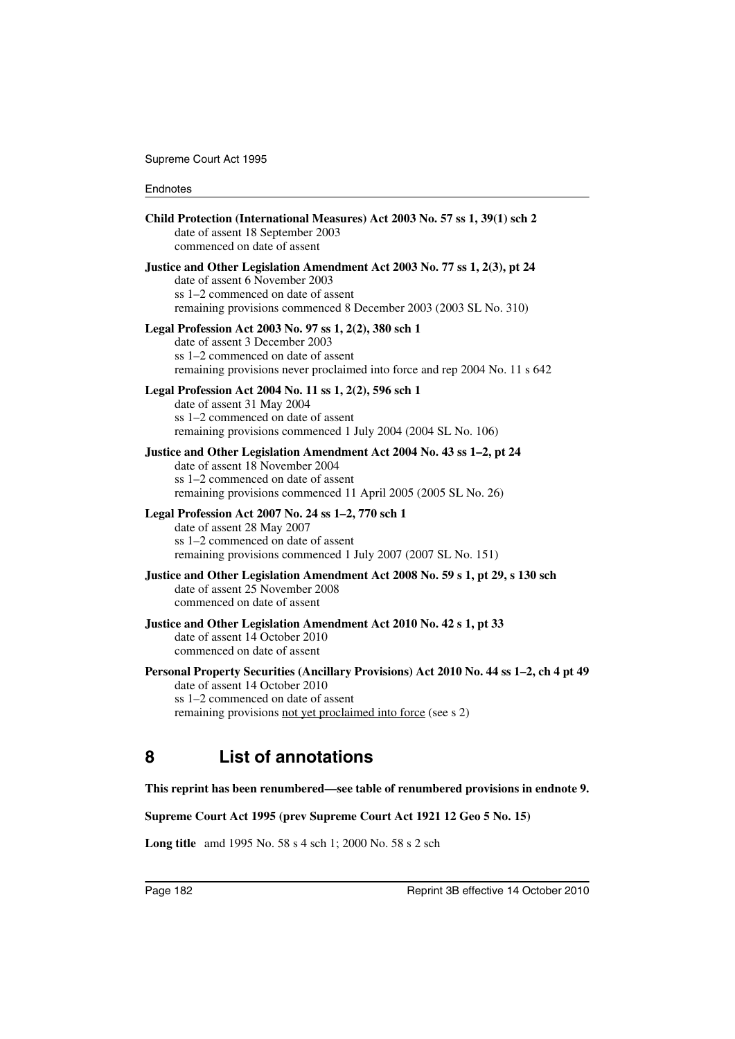**Child Protection (International Measures) Act 2003 No. 57 ss 1, 39(1) sch 2**
date of assent 18 September 2003
commenced on date of assent

**Justice and Other Legislation Amendment Act 2003 No. 77 ss 1, 2(3), pt 24**
date of assent 6 November 2003
ss 1–2 commenced on date of assent
remaining provisions commenced 8 December 2003 (2003 SL No. 310)

**Legal Profession Act 2003 No. 97 ss 1, 2(2), 380 sch 1**
date of assent 3 December 2003
ss 1–2 commenced on date of assent
remaining provisions never proclaimed into force and rep 2004 No. 11 s 642

**Legal Profession Act 2004 No. 11 ss 1, 2(2), 596 sch 1**
date of assent 31 May 2004
ss 1–2 commenced on date of assent
remaining provisions commenced 1 July 2004 (2004 SL No. 106)

**Justice and Other Legislation Amendment Act 2004 No. 43 ss 1–2, pt 24**
date of assent 18 November 2004
ss 1–2 commenced on date of assent
remaining provisions commenced 11 April 2005 (2005 SL No. 26)

**Legal Profession Act 2007 No. 24 ss 1–2, 770 sch 1**
date of assent 28 May 2007
ss 1–2 commenced on date of assent
remaining provisions commenced 1 July 2007 (2007 SL No. 151)

**Justice and Other Legislation Amendment Act 2008 No. 59 s 1, pt 29, s 130 sch**
date of assent 25 November 2008
commenced on date of assent

**Justice and Other Legislation Amendment Act 2010 No. 42 s 1, pt 33**
date of assent 14 October 2010
commenced on date of assent

**Personal Property Securities (Ancillary Provisions) Act 2010 No. 44 ss 1–2, ch 4 pt 49**
date of assent 14 October 2010
ss 1–2 commenced on date of assent
remaining provisions not yet proclaimed into force (see s 2)

## 8 List of annotations

**This reprint has been renumbered—see table of renumbered provisions in endnote 9.**

**Supreme Court Act 1995 (prev Supreme Court Act 1921 12 Geo 5 No. 15)**

**Long title** amd 1995 No. 58 s 4 sch 1; 2000 No. 58 s 2 sch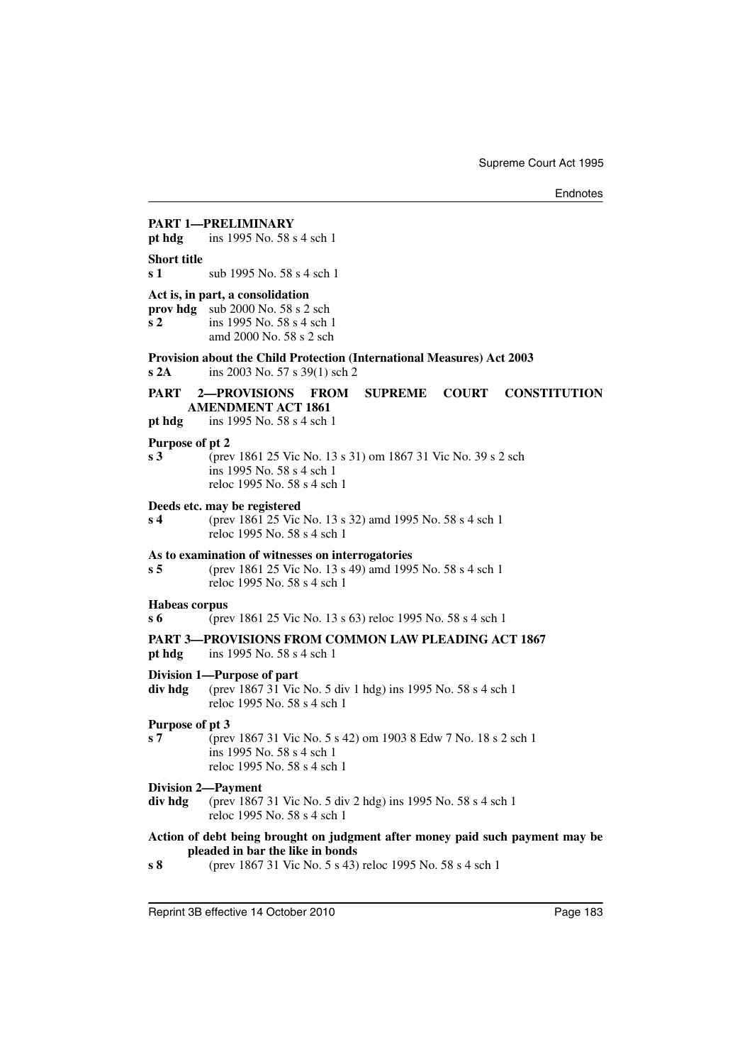**PART 1—PRELIMINARY**

**pt hdg** ins 1995 No. 58 s 4 sch 1

**Short title**

**s 1** sub 1995 No. 58 s 4 sch 1

**Act is, in part, a consolidation**

**prov hdg** sub 2000 No. 58 s 2 sch

**s 2** ins 1995 No. 58 s 4 sch 1
amd 2000 No. 58 s 2 sch

**Provision about the Child Protection (International Measures) Act 2003**

**s 2A** ins 2003 No. 57 s 39(1) sch 2

**PART 2—PROVISIONS FROM SUPREME COURT CONSTITUTION AMENDMENT ACT 1861**

**pt hdg** ins 1995 No. 58 s 4 sch 1

**Purpose of pt 2**

**s 3** (prev 1861 25 Vic No. 13 s 31) om 1867 31 Vic No. 39 s 2 sch
ins 1995 No. 58 s 4 sch 1
reloc 1995 No. 58 s 4 sch 1

**Deeds etc. may be registered**

**s 4** (prev 1861 25 Vic No. 13 s 32) amd 1995 No. 58 s 4 sch 1
reloc 1995 No. 58 s 4 sch 1

**As to examination of witnesses on interrogatories**

**s 5** (prev 1861 25 Vic No. 13 s 49) amd 1995 No. 58 s 4 sch 1
reloc 1995 No. 58 s 4 sch 1

**Habeas corpus**

**s 6** (prev 1861 25 Vic No. 13 s 63) reloc 1995 No. 58 s 4 sch 1

**PART 3—PROVISIONS FROM COMMON LAW PLEADING ACT 1867**

**pt hdg** ins 1995 No. 58 s 4 sch 1

**Division 1—Purpose of part**

**div hdg** (prev 1867 31 Vic No. 5 div 1 hdg) ins 1995 No. 58 s 4 sch 1
reloc 1995 No. 58 s 4 sch 1

**Purpose of pt 3**

**s 7** (prev 1867 31 Vic No. 5 s 42) om 1903 8 Edw 7 No. 18 s 2 sch 1
ins 1995 No. 58 s 4 sch 1
reloc 1995 No. 58 s 4 sch 1

**Division 2—Payment**

**div hdg** (prev 1867 31 Vic No. 5 div 2 hdg) ins 1995 No. 58 s 4 sch 1
reloc 1995 No. 58 s 4 sch 1

**Action of debt being brought on judgment after money paid such payment may be pleaded in bar the like in bonds**

**s 8** (prev 1867 31 Vic No. 5 s 43) reloc 1995 No. 58 s 4 sch 1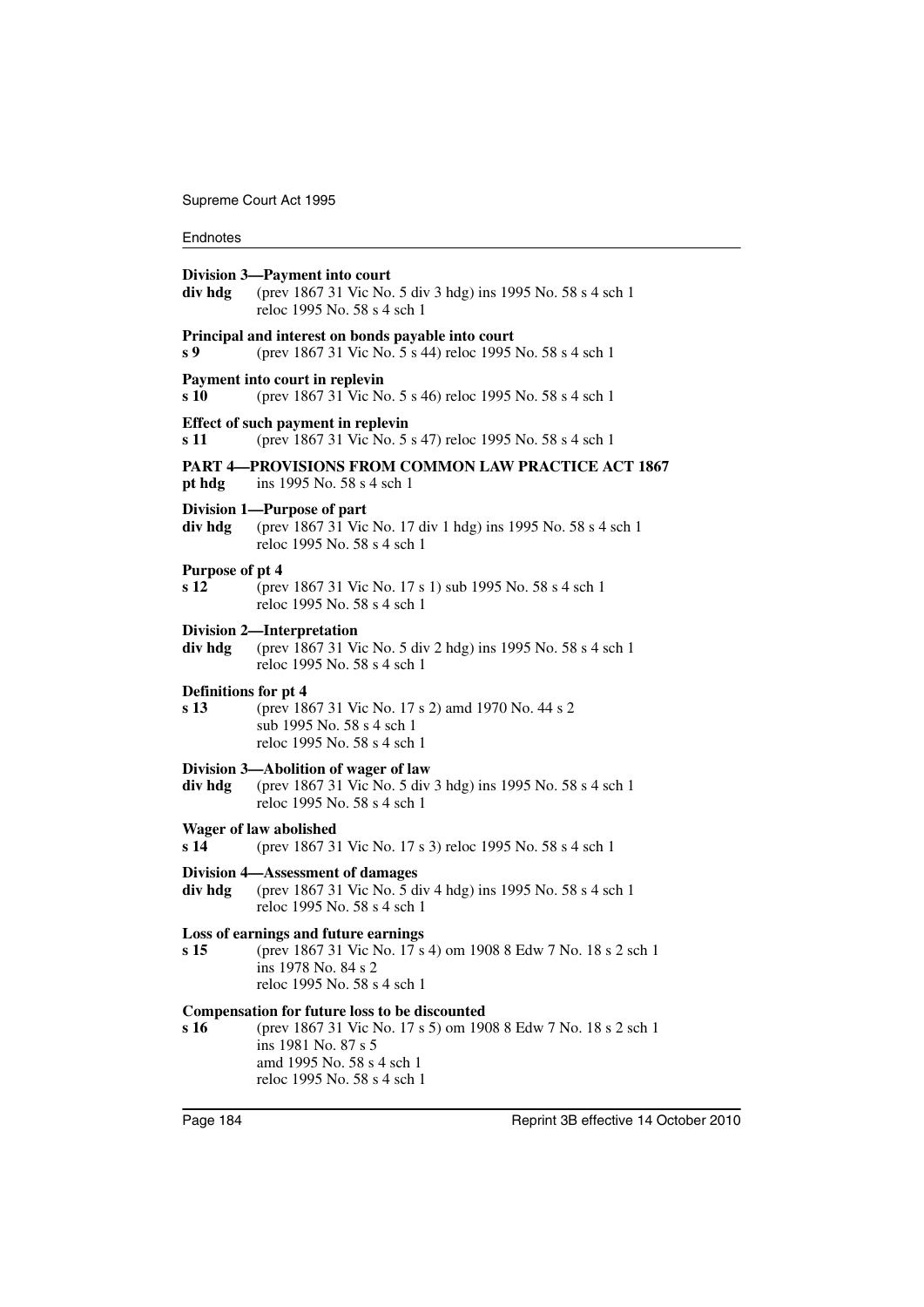**Division 3—Payment into court**

**div hdg** (prev 1867 31 Vic No. 5 div 3 hdg) ins 1995 No. 58 s 4 sch 1
reloc 1995 No. 58 s 4 sch 1

**Principal and interest on bonds payable into court**

**s 9** (prev 1867 31 Vic No. 5 s 44) reloc 1995 No. 58 s 4 sch 1

**Payment into court in replevin**

**s 10** (prev 1867 31 Vic No. 5 s 46) reloc 1995 No. 58 s 4 sch 1

**Effect of such payment in replevin**

**s 11** (prev 1867 31 Vic No. 5 s 47) reloc 1995 No. 58 s 4 sch 1

**PART 4—PROVISIONS FROM COMMON LAW PRACTICE ACT 1867**

**pt hdg** ins 1995 No. 58 s 4 sch 1

**Division 1—Purpose of part**

**div hdg** (prev 1867 31 Vic No. 17 div 1 hdg) ins 1995 No. 58 s 4 sch 1
reloc 1995 No. 58 s 4 sch 1

**Purpose of pt 4**

**s 12** (prev 1867 31 Vic No. 17 s 1) sub 1995 No. 58 s 4 sch 1
reloc 1995 No. 58 s 4 sch 1

**Division 2—Interpretation**

**div hdg** (prev 1867 31 Vic No. 5 div 2 hdg) ins 1995 No. 58 s 4 sch 1
reloc 1995 No. 58 s 4 sch 1

**Definitions for pt 4**

**s 13** (prev 1867 31 Vic No. 17 s 2) amd 1970 No. 44 s 2
sub 1995 No. 58 s 4 sch 1
reloc 1995 No. 58 s 4 sch 1

**Division 3—Abolition of wager of law**

**div hdg** (prev 1867 31 Vic No. 5 div 3 hdg) ins 1995 No. 58 s 4 sch 1
reloc 1995 No. 58 s 4 sch 1

**Wager of law abolished**

**s 14** (prev 1867 31 Vic No. 17 s 3) reloc 1995 No. 58 s 4 sch 1

**Division 4—Assessment of damages**

**div hdg** (prev 1867 31 Vic No. 5 div 4 hdg) ins 1995 No. 58 s 4 sch 1
reloc 1995 No. 58 s 4 sch 1

**Loss of earnings and future earnings**

**s 15** (prev 1867 31 Vic No. 17 s 4) om 1908 8 Edw 7 No. 18 s 2 sch 1
ins 1978 No. 84 s 2
reloc 1995 No. 58 s 4 sch 1

**Compensation for future loss to be discounted**

**s 16** (prev 1867 31 Vic No. 17 s 5) om 1908 8 Edw 7 No. 18 s 2 sch 1
ins 1981 No. 87 s 5
amd 1995 No. 58 s 4 sch 1
reloc 1995 No. 58 s 4 sch 1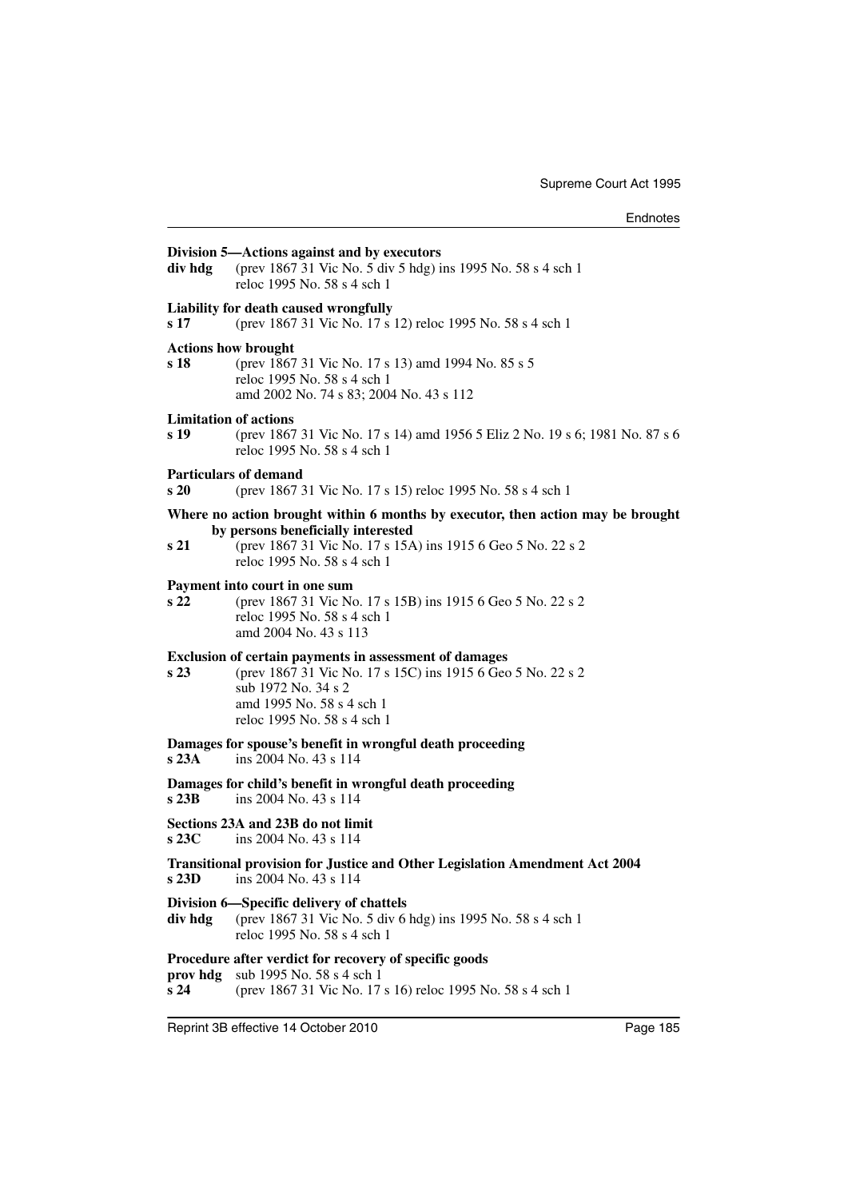**Division 5—Actions against and by executors**

**div hdg** (prev 1867 31 Vic No. 5 div 5 hdg) ins 1995 No. 58 s 4 sch 1
reloc 1995 No. 58 s 4 sch 1

**Liability for death caused wrongfully**

**s 17** (prev 1867 31 Vic No. 17 s 12) reloc 1995 No. 58 s 4 sch 1

**Actions how brought**

**s 18** (prev 1867 31 Vic No. 17 s 13) amd 1994 No. 85 s 5
reloc 1995 No. 58 s 4 sch 1
amd 2002 No. 74 s 83; 2004 No. 43 s 112

**Limitation of actions**

**s 19** (prev 1867 31 Vic No. 17 s 14) amd 1956 5 Eliz 2 No. 19 s 6; 1981 No. 87 s 6
reloc 1995 No. 58 s 4 sch 1

**Particulars of demand**

**s 20** (prev 1867 31 Vic No. 17 s 15) reloc 1995 No. 58 s 4 sch 1

**Where no action brought within 6 months by executor, then action may be brought by persons beneficially interested**

**s 21** (prev 1867 31 Vic No. 17 s 15A) ins 1915 6 Geo 5 No. 22 s 2
reloc 1995 No. 58 s 4 sch 1

**Payment into court in one sum**

**s 22** (prev 1867 31 Vic No. 17 s 15B) ins 1915 6 Geo 5 No. 22 s 2
reloc 1995 No. 58 s 4 sch 1
amd 2004 No. 43 s 113

**Exclusion of certain payments in assessment of damages**

**s 23** (prev 1867 31 Vic No. 17 s 15C) ins 1915 6 Geo 5 No. 22 s 2
sub 1972 No. 34 s 2
amd 1995 No. 58 s 4 sch 1
reloc 1995 No. 58 s 4 sch 1

**Damages for spouse's benefit in wrongful death proceeding**

**s 23A** ins 2004 No. 43 s 114

**Damages for child's benefit in wrongful death proceeding**

**s 23B** ins 2004 No. 43 s 114

**Sections 23A and 23B do not limit**

**s 23C** ins 2004 No. 43 s 114

**Transitional provision for Justice and Other Legislation Amendment Act 2004**

**s 23D** ins 2004 No. 43 s 114

**Division 6—Specific delivery of chattels**

**div hdg** (prev 1867 31 Vic No. 5 div 6 hdg) ins 1995 No. 58 s 4 sch 1
reloc 1995 No. 58 s 4 sch 1

**Procedure after verdict for recovery of specific goods**

**prov hdg** sub 1995 No. 58 s 4 sch 1

**s 24** (prev 1867 31 Vic No. 17 s 16) reloc 1995 No. 58 s 4 sch 1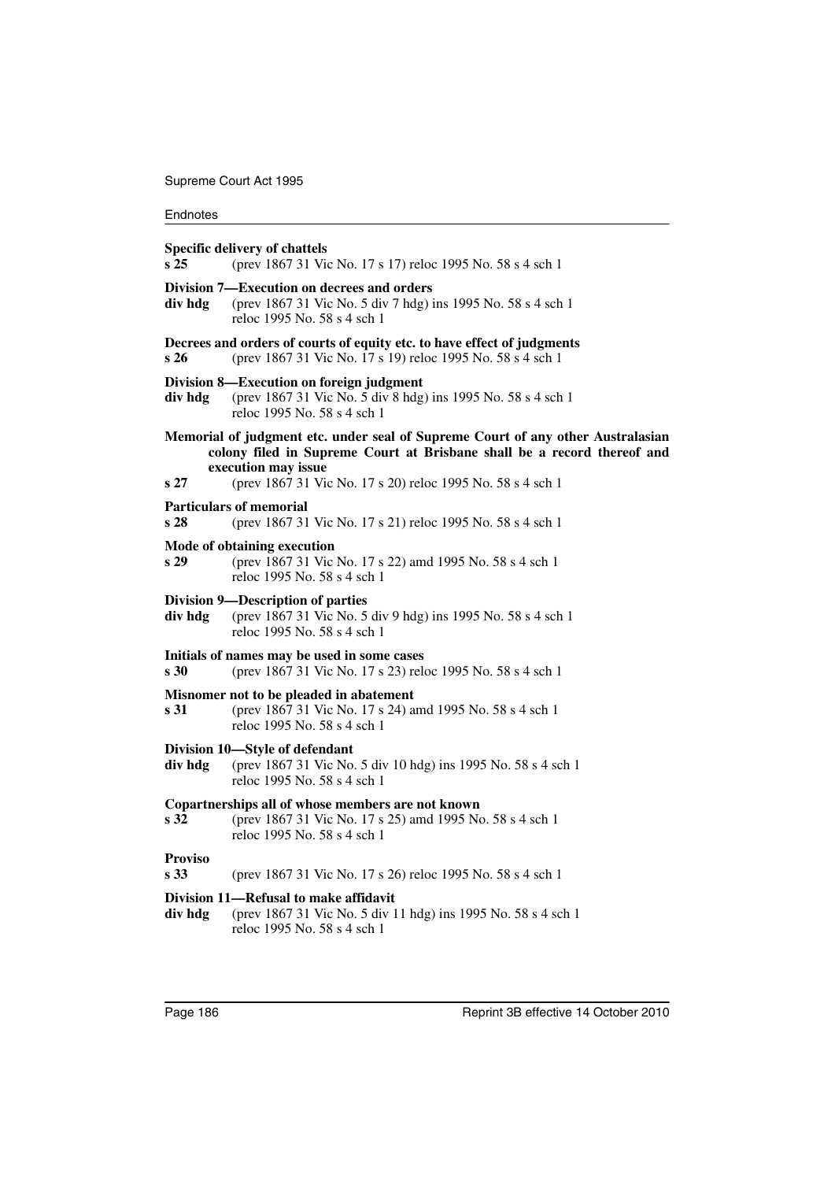**Specific delivery of chattels**

**s 25** (prev 1867 31 Vic No. 17 s 17) reloc 1995 No. 58 s 4 sch 1

**Division 7—Execution on decrees and orders**

**div hdg** (prev 1867 31 Vic No. 5 div 7 hdg) ins 1995 No. 58 s 4 sch 1
reloc 1995 No. 58 s 4 sch 1

**Decrees and orders of courts of equity etc. to have effect of judgments**

**s 26** (prev 1867 31 Vic No. 17 s 19) reloc 1995 No. 58 s 4 sch 1

**Division 8—Execution on foreign judgment**

**div hdg** (prev 1867 31 Vic No. 5 div 8 hdg) ins 1995 No. 58 s 4 sch 1
reloc 1995 No. 58 s 4 sch 1

**Memorial of judgment etc. under seal of Supreme Court of any other Australasian colony filed in Supreme Court at Brisbane shall be a record thereof and execution may issue**

**s 27** (prev 1867 31 Vic No. 17 s 20) reloc 1995 No. 58 s 4 sch 1

**Particulars of memorial**

**s 28** (prev 1867 31 Vic No. 17 s 21) reloc 1995 No. 58 s 4 sch 1

**Mode of obtaining execution**

**s 29** (prev 1867 31 Vic No. 17 s 22) amd 1995 No. 58 s 4 sch 1
reloc 1995 No. 58 s 4 sch 1

**Division 9—Description of parties**

**div hdg** (prev 1867 31 Vic No. 5 div 9 hdg) ins 1995 No. 58 s 4 sch 1
reloc 1995 No. 58 s 4 sch 1

**Initials of names may be used in some cases**

**s 30** (prev 1867 31 Vic No. 17 s 23) reloc 1995 No. 58 s 4 sch 1

**Misnomer not to be pleaded in abatement**

**s 31** (prev 1867 31 Vic No. 17 s 24) amd 1995 No. 58 s 4 sch 1
reloc 1995 No. 58 s 4 sch 1

**Division 10—Style of defendant**

**div hdg** (prev 1867 31 Vic No. 5 div 10 hdg) ins 1995 No. 58 s 4 sch 1
reloc 1995 No. 58 s 4 sch 1

**Copartnerships all of whose members are not known**

**s 32** (prev 1867 31 Vic No. 17 s 25) amd 1995 No. 58 s 4 sch 1
reloc 1995 No. 58 s 4 sch 1

**Proviso**

**s 33** (prev 1867 31 Vic No. 17 s 26) reloc 1995 No. 58 s 4 sch 1

**Division 11—Refusal to make affidavit**

**div hdg** (prev 1867 31 Vic No. 5 div 11 hdg) ins 1995 No. 58 s 4 sch 1
reloc 1995 No. 58 s 4 sch 1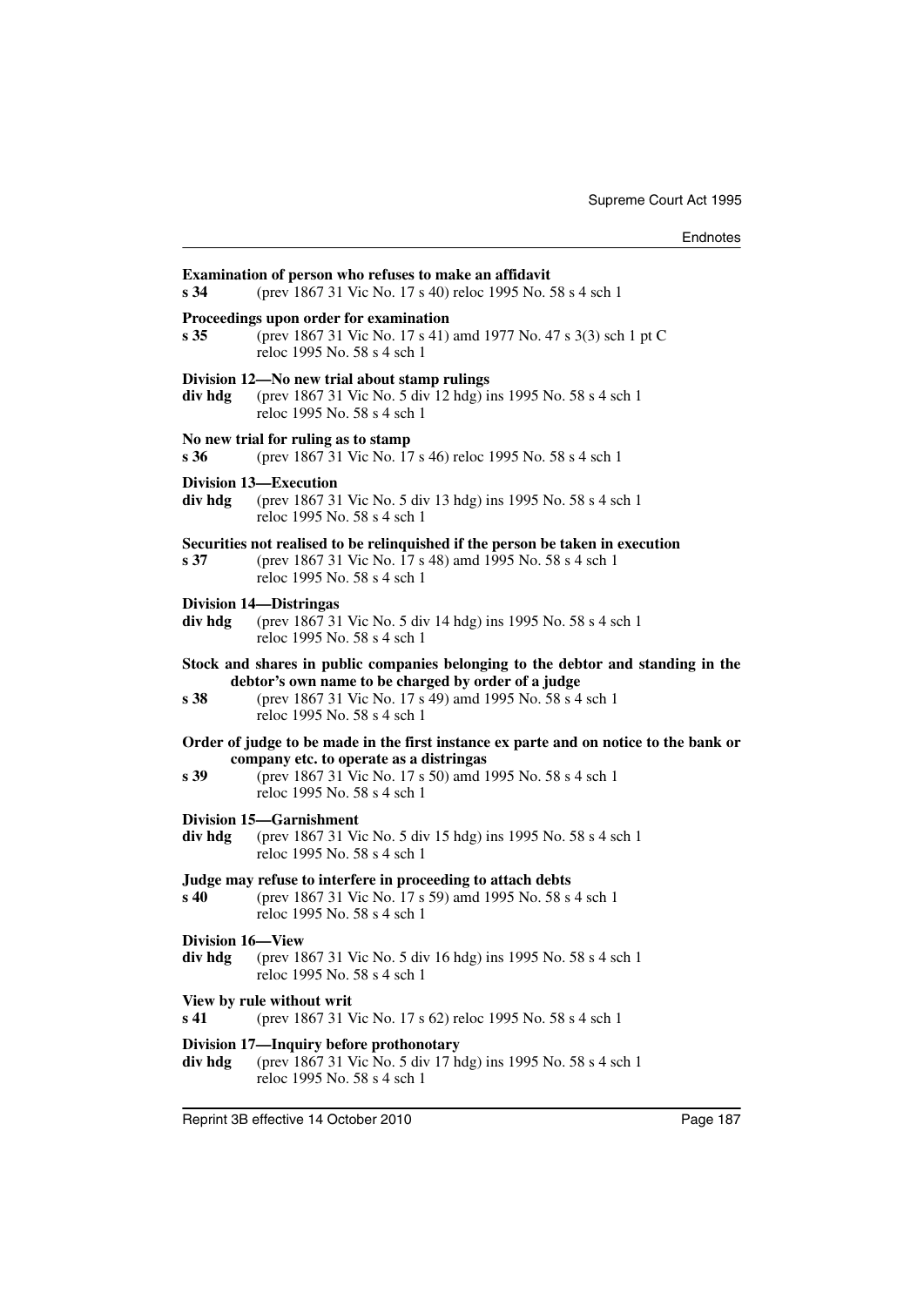**Examination of person who refuses to make an affidavit**

**s 34** (prev 1867 31 Vic No. 17 s 40) reloc 1995 No. 58 s 4 sch 1

**Proceedings upon order for examination**

**s 35** (prev 1867 31 Vic No. 17 s 41) amd 1977 No. 47 s 3(3) sch 1 pt C reloc 1995 No. 58 s 4 sch 1

**Division 12—No new trial about stamp rulings**

**div hdg** (prev 1867 31 Vic No. 5 div 12 hdg) ins 1995 No. 58 s 4 sch 1 reloc 1995 No. 58 s 4 sch 1

**No new trial for ruling as to stamp**

**s 36** (prev 1867 31 Vic No. 17 s 46) reloc 1995 No. 58 s 4 sch 1

**Division 13—Execution**

**div hdg** (prev 1867 31 Vic No. 5 div 13 hdg) ins 1995 No. 58 s 4 sch 1 reloc 1995 No. 58 s 4 sch 1

**Securities not realised to be relinquished if the person be taken in execution**

**s 37** (prev 1867 31 Vic No. 17 s 48) amd 1995 No. 58 s 4 sch 1 reloc 1995 No. 58 s 4 sch 1

**Division 14—Distringas**

**div hdg** (prev 1867 31 Vic No. 5 div 14 hdg) ins 1995 No. 58 s 4 sch 1 reloc 1995 No. 58 s 4 sch 1

**Stock and shares in public companies belonging to the debtor and standing in the debtor's own name to be charged by order of a judge**

**s 38** (prev 1867 31 Vic No. 17 s 49) amd 1995 No. 58 s 4 sch 1 reloc 1995 No. 58 s 4 sch 1

**Order of judge to be made in the first instance ex parte and on notice to the bank or company etc. to operate as a distringas**

**s 39** (prev 1867 31 Vic No. 17 s 50) amd 1995 No. 58 s 4 sch 1 reloc 1995 No. 58 s 4 sch 1

**Division 15—Garnishment**

**div hdg** (prev 1867 31 Vic No. 5 div 15 hdg) ins 1995 No. 58 s 4 sch 1 reloc 1995 No. 58 s 4 sch 1

**Judge may refuse to interfere in proceeding to attach debts**

**s 40** (prev 1867 31 Vic No. 17 s 59) amd 1995 No. 58 s 4 sch 1 reloc 1995 No. 58 s 4 sch 1

**Division 16—View**

**div hdg** (prev 1867 31 Vic No. 5 div 16 hdg) ins 1995 No. 58 s 4 sch 1 reloc 1995 No. 58 s 4 sch 1

**View by rule without writ**

**s 41** (prev 1867 31 Vic No. 17 s 62) reloc 1995 No. 58 s 4 sch 1

**Division 17—Inquiry before prothonotary**

**div hdg** (prev 1867 31 Vic No. 5 div 17 hdg) ins 1995 No. 58 s 4 sch 1 reloc 1995 No. 58 s 4 sch 1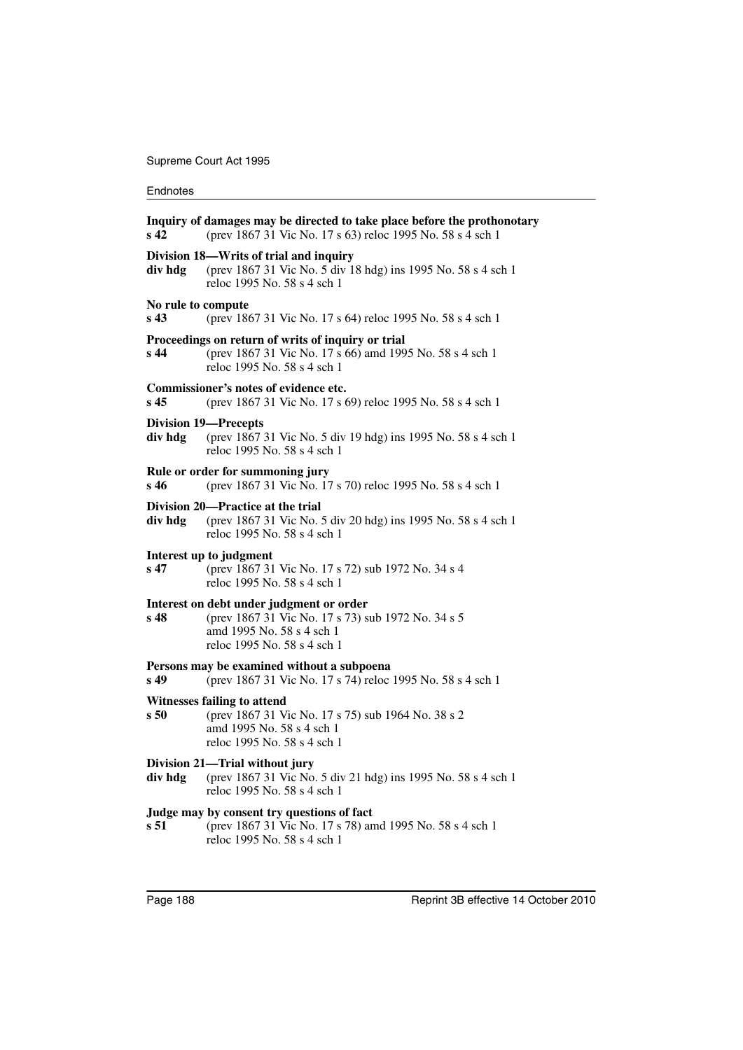**Inquiry of damages may be directed to take place before the prothonotary**
**s 42** (prev 1867 31 Vic No. 17 s 63) reloc 1995 No. 58 s 4 sch 1

**Division 18—Writs of trial and inquiry**
**div hdg** (prev 1867 31 Vic No. 5 div 18 hdg) ins 1995 No. 58 s 4 sch 1
reloc 1995 No. 58 s 4 sch 1

**No rule to compute**
**s 43** (prev 1867 31 Vic No. 17 s 64) reloc 1995 No. 58 s 4 sch 1

**Proceedings on return of writs of inquiry or trial**
**s 44** (prev 1867 31 Vic No. 17 s 66) amd 1995 No. 58 s 4 sch 1
reloc 1995 No. 58 s 4 sch 1

**Commissioner's notes of evidence etc.**
**s 45** (prev 1867 31 Vic No. 17 s 69) reloc 1995 No. 58 s 4 sch 1

**Division 19—Precepts**
**div hdg** (prev 1867 31 Vic No. 5 div 19 hdg) ins 1995 No. 58 s 4 sch 1
reloc 1995 No. 58 s 4 sch 1

**Rule or order for summoning jury**
**s 46** (prev 1867 31 Vic No. 17 s 70) reloc 1995 No. 58 s 4 sch 1

**Division 20—Practice at the trial**
**div hdg** (prev 1867 31 Vic No. 5 div 20 hdg) ins 1995 No. 58 s 4 sch 1
reloc 1995 No. 58 s 4 sch 1

**Interest up to judgment**
**s 47** (prev 1867 31 Vic No. 17 s 72) sub 1972 No. 34 s 4
reloc 1995 No. 58 s 4 sch 1

**Interest on debt under judgment or order**
**s 48** (prev 1867 31 Vic No. 17 s 73) sub 1972 No. 34 s 5
amd 1995 No. 58 s 4 sch 1
reloc 1995 No. 58 s 4 sch 1

**Persons may be examined without a subpoena**
**s 49** (prev 1867 31 Vic No. 17 s 74) reloc 1995 No. 58 s 4 sch 1

**Witnesses failing to attend**
**s 50** (prev 1867 31 Vic No. 17 s 75) sub 1964 No. 38 s 2
amd 1995 No. 58 s 4 sch 1
reloc 1995 No. 58 s 4 sch 1

**Division 21—Trial without jury**
**div hdg** (prev 1867 31 Vic No. 5 div 21 hdg) ins 1995 No. 58 s 4 sch 1
reloc 1995 No. 58 s 4 sch 1

**Judge may by consent try questions of fact**
**s 51** (prev 1867 31 Vic No. 17 s 78) amd 1995 No. 58 s 4 sch 1
reloc 1995 No. 58 s 4 sch 1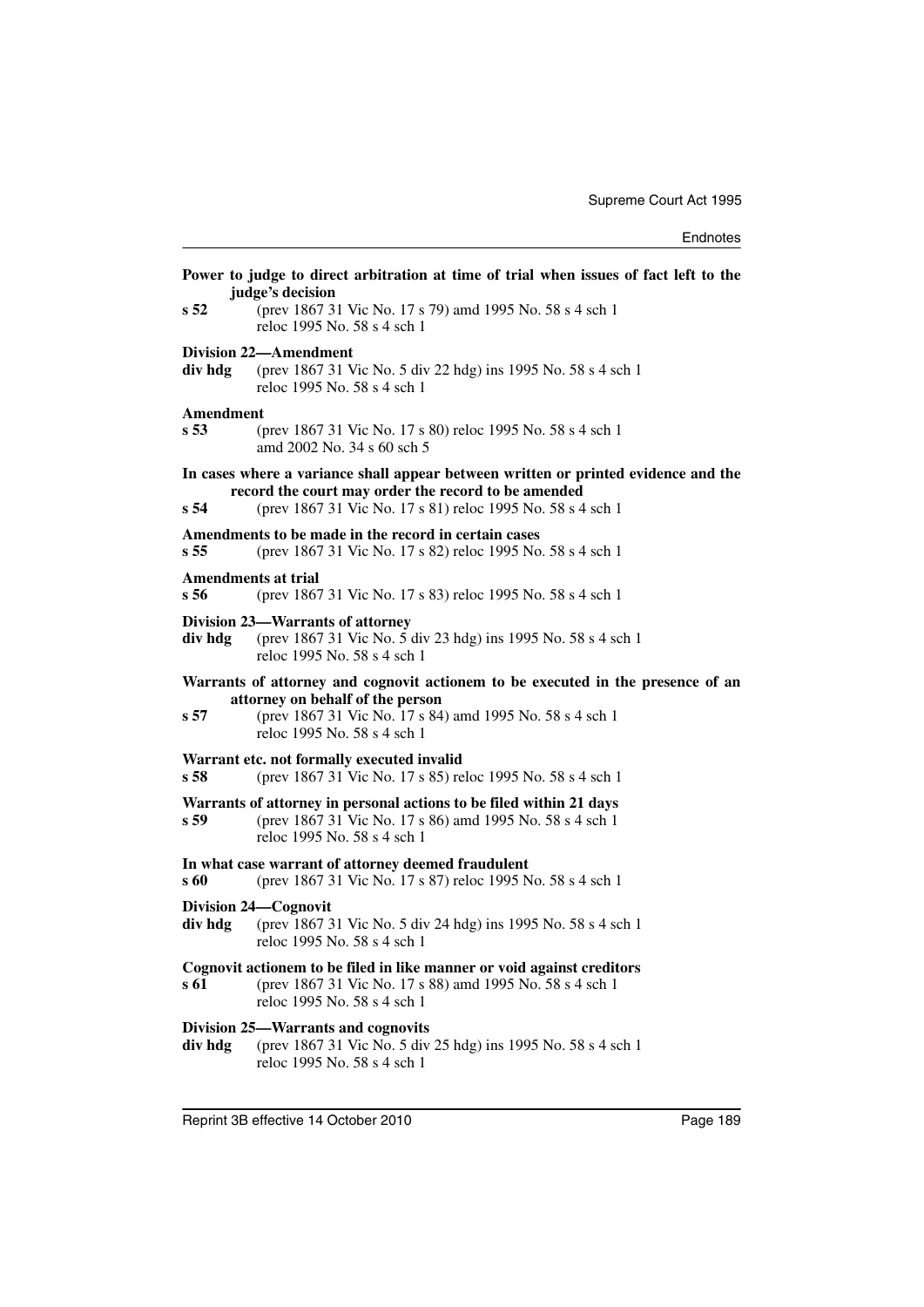**Power to judge to direct arbitration at time of trial when issues of fact left to the judge's decision**

**s 52** (prev 1867 31 Vic No. 17 s 79) amd 1995 No. 58 s 4 sch 1
reloc 1995 No. 58 s 4 sch 1

**Division 22—Amendment**

**div hdg** (prev 1867 31 Vic No. 5 div 22 hdg) ins 1995 No. 58 s 4 sch 1
reloc 1995 No. 58 s 4 sch 1

**Amendment**

**s 53** (prev 1867 31 Vic No. 17 s 80) reloc 1995 No. 58 s 4 sch 1
amd 2002 No. 34 s 60 sch 5

**In cases where a variance shall appear between written or printed evidence and the record the court may order the record to be amended**

**s 54** (prev 1867 31 Vic No. 17 s 81) reloc 1995 No. 58 s 4 sch 1

**Amendments to be made in the record in certain cases**

**s 55** (prev 1867 31 Vic No. 17 s 82) reloc 1995 No. 58 s 4 sch 1

**Amendments at trial**

**s 56** (prev 1867 31 Vic No. 17 s 83) reloc 1995 No. 58 s 4 sch 1

**Division 23—Warrants of attorney**

**div hdg** (prev 1867 31 Vic No. 5 div 23 hdg) ins 1995 No. 58 s 4 sch 1
reloc 1995 No. 58 s 4 sch 1

**Warrants of attorney and cognovit actionem to be executed in the presence of an attorney on behalf of the person**

**s 57** (prev 1867 31 Vic No. 17 s 84) amd 1995 No. 58 s 4 sch 1
reloc 1995 No. 58 s 4 sch 1

**Warrant etc. not formally executed invalid**

**s 58** (prev 1867 31 Vic No. 17 s 85) reloc 1995 No. 58 s 4 sch 1

**Warrants of attorney in personal actions to be filed within 21 days**

**s 59** (prev 1867 31 Vic No. 17 s 86) amd 1995 No. 58 s 4 sch 1
reloc 1995 No. 58 s 4 sch 1

**In what case warrant of attorney deemed fraudulent**

**s 60** (prev 1867 31 Vic No. 17 s 87) reloc 1995 No. 58 s 4 sch 1

**Division 24—Cognovit**

**div hdg** (prev 1867 31 Vic No. 5 div 24 hdg) ins 1995 No. 58 s 4 sch 1
reloc 1995 No. 58 s 4 sch 1

**Cognovit actionem to be filed in like manner or void against creditors**

**s 61** (prev 1867 31 Vic No. 17 s 88) amd 1995 No. 58 s 4 sch 1
reloc 1995 No. 58 s 4 sch 1

**Division 25—Warrants and cognovits**

**div hdg** (prev 1867 31 Vic No. 5 div 25 hdg) ins 1995 No. 58 s 4 sch 1
reloc 1995 No. 58 s 4 sch 1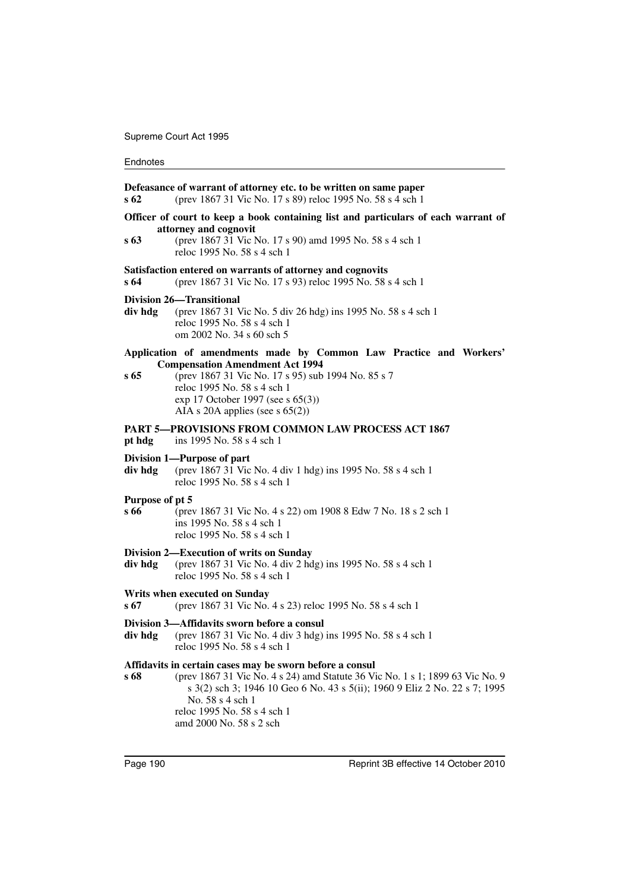**Defeasance of warrant of attorney etc. to be written on same paper**

**s 62** (prev 1867 31 Vic No. 17 s 89) reloc 1995 No. 58 s 4 sch 1

**Officer of court to keep a book containing list and particulars of each warrant of attorney and cognovit**

**s 63** (prev 1867 31 Vic No. 17 s 90) amd 1995 No. 58 s 4 sch 1
reloc 1995 No. 58 s 4 sch 1

**Satisfaction entered on warrants of attorney and cognovits**

**s 64** (prev 1867 31 Vic No. 17 s 93) reloc 1995 No. 58 s 4 sch 1

**Division 26—Transitional**

**div hdg** (prev 1867 31 Vic No. 5 div 26 hdg) ins 1995 No. 58 s 4 sch 1
reloc 1995 No. 58 s 4 sch 1
om 2002 No. 34 s 60 sch 5

**Application of amendments made by Common Law Practice and Workers' Compensation Amendment Act 1994**

**s 65** (prev 1867 31 Vic No. 17 s 95) sub 1994 No. 85 s 7
reloc 1995 No. 58 s 4 sch 1
exp 17 October 1997 (see s 65(3))
AIA s 20A applies (see s 65(2))

**PART 5—PROVISIONS FROM COMMON LAW PROCESS ACT 1867**

**pt hdg** ins 1995 No. 58 s 4 sch 1

**Division 1—Purpose of part**

**div hdg** (prev 1867 31 Vic No. 4 div 1 hdg) ins 1995 No. 58 s 4 sch 1
reloc 1995 No. 58 s 4 sch 1

**Purpose of pt 5**

**s 66** (prev 1867 31 Vic No. 4 s 22) om 1908 8 Edw 7 No. 18 s 2 sch 1
ins 1995 No. 58 s 4 sch 1
reloc 1995 No. 58 s 4 sch 1

**Division 2—Execution of writs on Sunday**

**div hdg** (prev 1867 31 Vic No. 4 div 2 hdg) ins 1995 No. 58 s 4 sch 1
reloc 1995 No. 58 s 4 sch 1

**Writs when executed on Sunday**

**s 67** (prev 1867 31 Vic No. 4 s 23) reloc 1995 No. 58 s 4 sch 1

**Division 3—Affidavits sworn before a consul**

**div hdg** (prev 1867 31 Vic No. 4 div 3 hdg) ins 1995 No. 58 s 4 sch 1
reloc 1995 No. 58 s 4 sch 1

**Affidavits in certain cases may be sworn before a consul**

**s 68** (prev 1867 31 Vic No. 4 s 24) amd Statute 36 Vic No. 1 s 1; 1899 63 Vic No. 9 s 3(2) sch 3; 1946 10 Geo 6 No. 43 s 5(ii); 1960 9 Eliz 2 No. 22 s 7; 1995 No. 58 s 4 sch 1
reloc 1995 No. 58 s 4 sch 1
amd 2000 No. 58 s 2 sch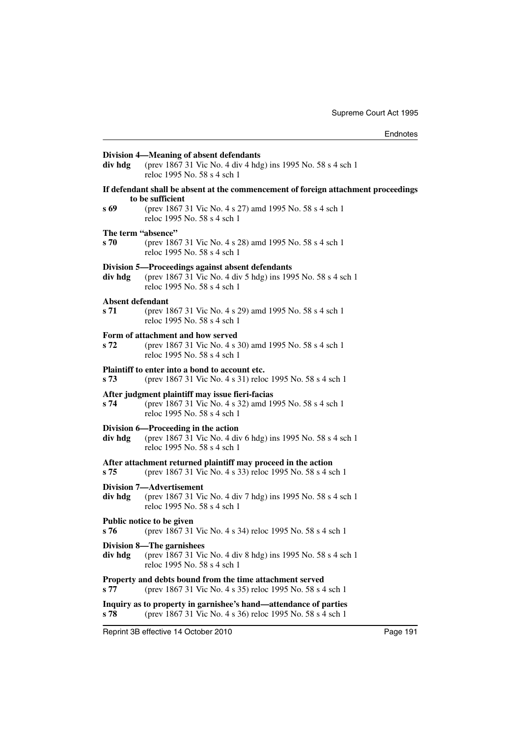**Division 4—Meaning of absent defendants**

**div hdg** (prev 1867 31 Vic No. 4 div 4 hdg) ins 1995 No. 58 s 4 sch 1
reloc 1995 No. 58 s 4 sch 1

**If defendant shall be absent at the commencement of foreign attachment proceedings to be sufficient**

**s 69** (prev 1867 31 Vic No. 4 s 27) amd 1995 No. 58 s 4 sch 1
reloc 1995 No. 58 s 4 sch 1

**The term "absence"**

**s 70** (prev 1867 31 Vic No. 4 s 28) amd 1995 No. 58 s 4 sch 1
reloc 1995 No. 58 s 4 sch 1

**Division 5—Proceedings against absent defendants**

**div hdg** (prev 1867 31 Vic No. 4 div 5 hdg) ins 1995 No. 58 s 4 sch 1
reloc 1995 No. 58 s 4 sch 1

**Absent defendant**

**s 71** (prev 1867 31 Vic No. 4 s 29) amd 1995 No. 58 s 4 sch 1
reloc 1995 No. 58 s 4 sch 1

**Form of attachment and how served**

**s 72** (prev 1867 31 Vic No. 4 s 30) amd 1995 No. 58 s 4 sch 1
reloc 1995 No. 58 s 4 sch 1

**Plaintiff to enter into a bond to account etc.**

**s 73** (prev 1867 31 Vic No. 4 s 31) reloc 1995 No. 58 s 4 sch 1

**After judgment plaintiff may issue fieri-facias**

**s 74** (prev 1867 31 Vic No. 4 s 32) amd 1995 No. 58 s 4 sch 1
reloc 1995 No. 58 s 4 sch 1

**Division 6—Proceeding in the action**

**div hdg** (prev 1867 31 Vic No. 4 div 6 hdg) ins 1995 No. 58 s 4 sch 1
reloc 1995 No. 58 s 4 sch 1

**After attachment returned plaintiff may proceed in the action**

**s 75** (prev 1867 31 Vic No. 4 s 33) reloc 1995 No. 58 s 4 sch 1

**Division 7—Advertisement**

**div hdg** (prev 1867 31 Vic No. 4 div 7 hdg) ins 1995 No. 58 s 4 sch 1
reloc 1995 No. 58 s 4 sch 1

**Public notice to be given**

**s 76** (prev 1867 31 Vic No. 4 s 34) reloc 1995 No. 58 s 4 sch 1

**Division 8—The garnishees**

**div hdg** (prev 1867 31 Vic No. 4 div 8 hdg) ins 1995 No. 58 s 4 sch 1
reloc 1995 No. 58 s 4 sch 1

**Property and debts bound from the time attachment served**

**s 77** (prev 1867 31 Vic No. 4 s 35) reloc 1995 No. 58 s 4 sch 1

**Inquiry as to property in garnishee's hand—attendance of parties**

**s 78** (prev 1867 31 Vic No. 4 s 36) reloc 1995 No. 58 s 4 sch 1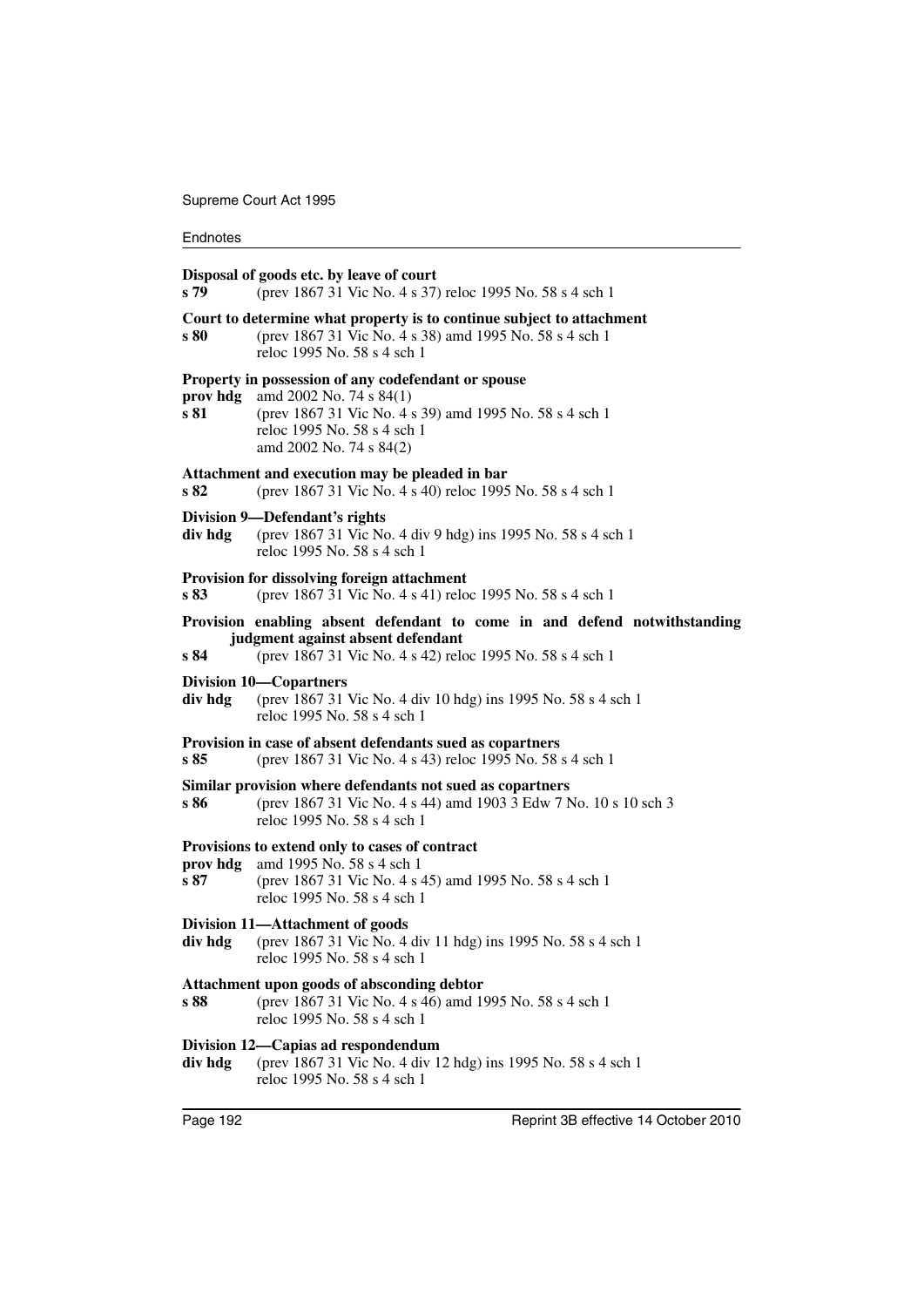**Disposal of goods etc. by leave of court**

**s 79** (prev 1867 31 Vic No. 4 s 37) reloc 1995 No. 58 s 4 sch 1

**Court to determine what property is to continue subject to attachment**

**s 80** (prev 1867 31 Vic No. 4 s 38) amd 1995 No. 58 s 4 sch 1
reloc 1995 No. 58 s 4 sch 1

**Property in possession of any codefendant or spouse**

**prov hdg** amd 2002 No. 74 s 84(1)

**s 81** (prev 1867 31 Vic No. 4 s 39) amd 1995 No. 58 s 4 sch 1
reloc 1995 No. 58 s 4 sch 1
amd 2002 No. 74 s 84(2)

**Attachment and execution may be pleaded in bar**

**s 82** (prev 1867 31 Vic No. 4 s 40) reloc 1995 No. 58 s 4 sch 1

**Division 9—Defendant's rights**

**div hdg** (prev 1867 31 Vic No. 4 div 9 hdg) ins 1995 No. 58 s 4 sch 1
reloc 1995 No. 58 s 4 sch 1

**Provision for dissolving foreign attachment**

**s 83** (prev 1867 31 Vic No. 4 s 41) reloc 1995 No. 58 s 4 sch 1

**Provision enabling absent defendant to come in and defend notwithstanding judgment against absent defendant**

**s 84** (prev 1867 31 Vic No. 4 s 42) reloc 1995 No. 58 s 4 sch 1

**Division 10—Copartners**

**div hdg** (prev 1867 31 Vic No. 4 div 10 hdg) ins 1995 No. 58 s 4 sch 1
reloc 1995 No. 58 s 4 sch 1

**Provision in case of absent defendants sued as copartners**

**s 85** (prev 1867 31 Vic No. 4 s 43) reloc 1995 No. 58 s 4 sch 1

**Similar provision where defendants not sued as copartners**

**s 86** (prev 1867 31 Vic No. 4 s 44) amd 1903 3 Edw 7 No. 10 s 10 sch 3
reloc 1995 No. 58 s 4 sch 1

**Provisions to extend only to cases of contract**

**prov hdg** amd 1995 No. 58 s 4 sch 1

**s 87** (prev 1867 31 Vic No. 4 s 45) amd 1995 No. 58 s 4 sch 1
reloc 1995 No. 58 s 4 sch 1

**Division 11—Attachment of goods**

**div hdg** (prev 1867 31 Vic No. 4 div 11 hdg) ins 1995 No. 58 s 4 sch 1
reloc 1995 No. 58 s 4 sch 1

**Attachment upon goods of absconding debtor**

**s 88** (prev 1867 31 Vic No. 4 s 46) amd 1995 No. 58 s 4 sch 1
reloc 1995 No. 58 s 4 sch 1

**Division 12—Capias ad respondendum**

**div hdg** (prev 1867 31 Vic No. 4 div 12 hdg) ins 1995 No. 58 s 4 sch 1
reloc 1995 No. 58 s 4 sch 1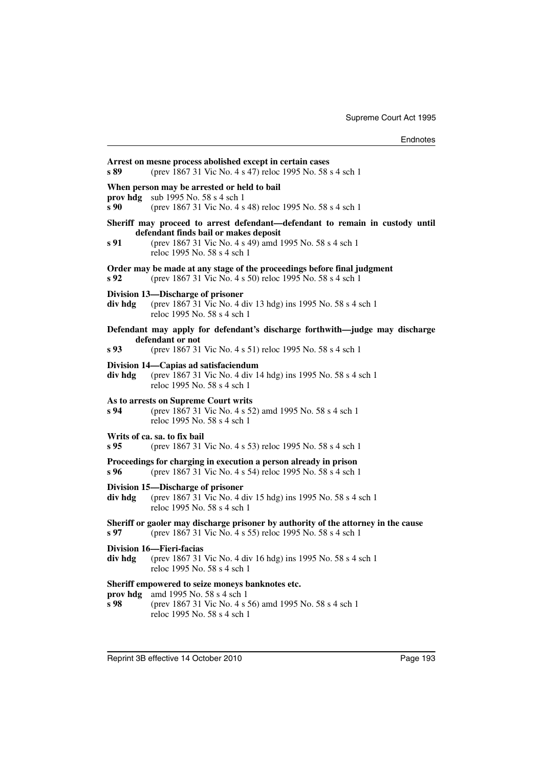**Arrest on mesne process abolished except in certain cases**

**s 89** (prev 1867 31 Vic No. 4 s 47) reloc 1995 No. 58 s 4 sch 1

**When person may be arrested or held to bail**

**prov hdg** sub 1995 No. 58 s 4 sch 1

**s 90** (prev 1867 31 Vic No. 4 s 48) reloc 1995 No. 58 s 4 sch 1

**Sheriff may proceed to arrest defendant—defendant to remain in custody until defendant finds bail or makes deposit**

**s 91** (prev 1867 31 Vic No. 4 s 49) amd 1995 No. 58 s 4 sch 1
reloc 1995 No. 58 s 4 sch 1

**Order may be made at any stage of the proceedings before final judgment**

**s 92** (prev 1867 31 Vic No. 4 s 50) reloc 1995 No. 58 s 4 sch 1

**Division 13—Discharge of prisoner**

**div hdg** (prev 1867 31 Vic No. 4 div 13 hdg) ins 1995 No. 58 s 4 sch 1
reloc 1995 No. 58 s 4 sch 1

**Defendant may apply for defendant's discharge forthwith—judge may discharge defendant or not**

**s 93** (prev 1867 31 Vic No. 4 s 51) reloc 1995 No. 58 s 4 sch 1

**Division 14—Capias ad satisfaciendum**

**div hdg** (prev 1867 31 Vic No. 4 div 14 hdg) ins 1995 No. 58 s 4 sch 1
reloc 1995 No. 58 s 4 sch 1

**As to arrests on Supreme Court writs**

**s 94** (prev 1867 31 Vic No. 4 s 52) amd 1995 No. 58 s 4 sch 1
reloc 1995 No. 58 s 4 sch 1

**Writs of ca. sa. to fix bail**

**s 95** (prev 1867 31 Vic No. 4 s 53) reloc 1995 No. 58 s 4 sch 1

**Proceedings for charging in execution a person already in prison**

**s 96** (prev 1867 31 Vic No. 4 s 54) reloc 1995 No. 58 s 4 sch 1

**Division 15—Discharge of prisoner**

**div hdg** (prev 1867 31 Vic No. 4 div 15 hdg) ins 1995 No. 58 s 4 sch 1
reloc 1995 No. 58 s 4 sch 1

**Sheriff or gaoler may discharge prisoner by authority of the attorney in the cause**

**s 97** (prev 1867 31 Vic No. 4 s 55) reloc 1995 No. 58 s 4 sch 1

**Division 16—Fieri-facias**

**div hdg** (prev 1867 31 Vic No. 4 div 16 hdg) ins 1995 No. 58 s 4 sch 1
reloc 1995 No. 58 s 4 sch 1

**Sheriff empowered to seize moneys banknotes etc.**

**prov hdg** amd 1995 No. 58 s 4 sch 1

**s 98** (prev 1867 31 Vic No. 4 s 56) amd 1995 No. 58 s 4 sch 1
reloc 1995 No. 58 s 4 sch 1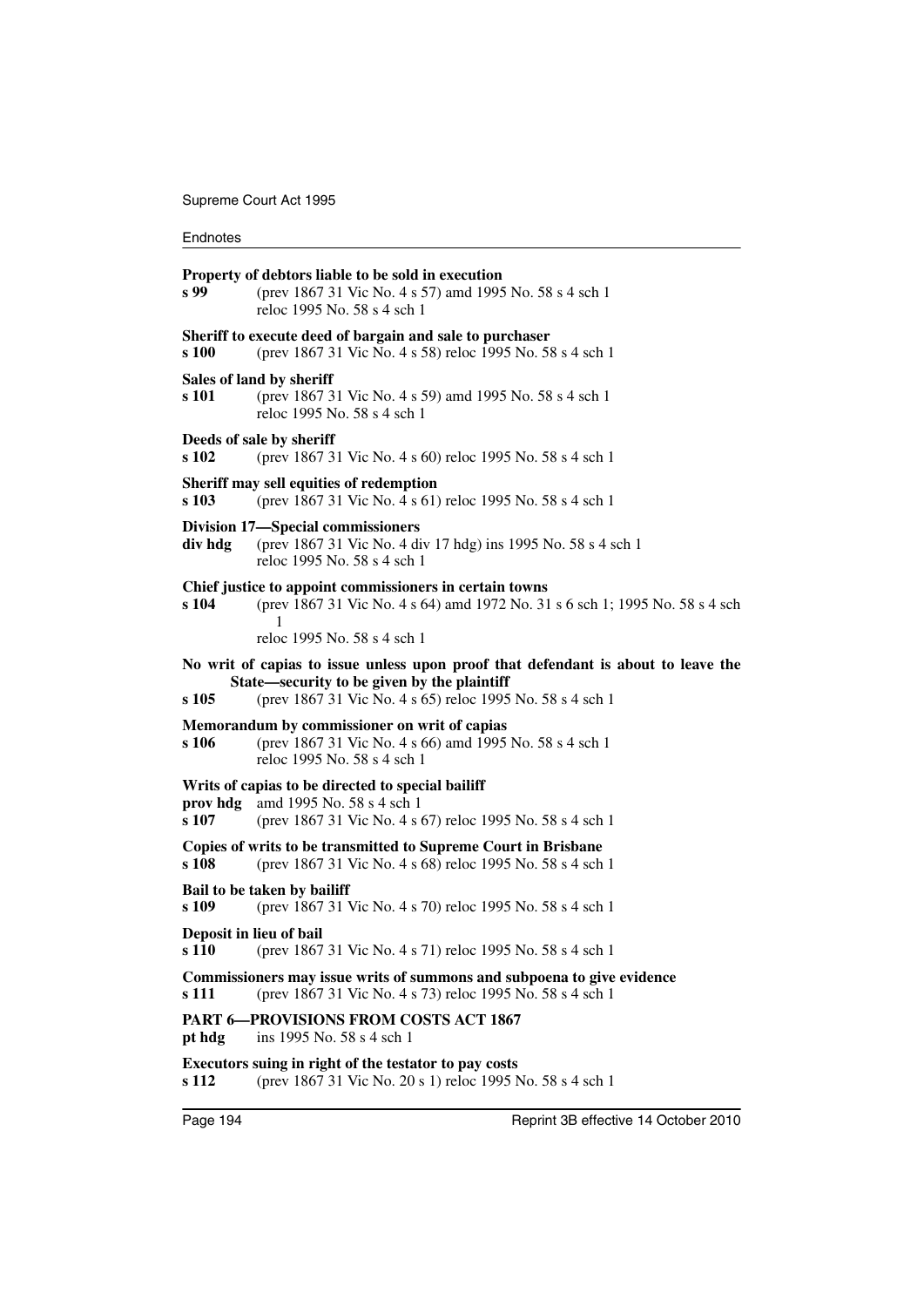**Property of debtors liable to be sold in execution**
**s 99** (prev 1867 31 Vic No. 4 s 57) amd 1995 No. 58 s 4 sch 1
reloc 1995 No. 58 s 4 sch 1

**Sheriff to execute deed of bargain and sale to purchaser**
**s 100** (prev 1867 31 Vic No. 4 s 58) reloc 1995 No. 58 s 4 sch 1

**Sales of land by sheriff**
**s 101** (prev 1867 31 Vic No. 4 s 59) amd 1995 No. 58 s 4 sch 1
reloc 1995 No. 58 s 4 sch 1

**Deeds of sale by sheriff**
**s 102** (prev 1867 31 Vic No. 4 s 60) reloc 1995 No. 58 s 4 sch 1

**Sheriff may sell equities of redemption**
**s 103** (prev 1867 31 Vic No. 4 s 61) reloc 1995 No. 58 s 4 sch 1

**Division 17—Special commissioners**
**div hdg** (prev 1867 31 Vic No. 4 div 17 hdg) ins 1995 No. 58 s 4 sch 1
reloc 1995 No. 58 s 4 sch 1

**Chief justice to appoint commissioners in certain towns**
**s 104** (prev 1867 31 Vic No. 4 s 64) amd 1972 No. 31 s 6 sch 1; 1995 No. 58 s 4 sch 1
reloc 1995 No. 58 s 4 sch 1

**No writ of capias to issue unless upon proof that defendant is about to leave the State—security to be given by the plaintiff**
**s 105** (prev 1867 31 Vic No. 4 s 65) reloc 1995 No. 58 s 4 sch 1

**Memorandum by commissioner on writ of capias**
**s 106** (prev 1867 31 Vic No. 4 s 66) amd 1995 No. 58 s 4 sch 1
reloc 1995 No. 58 s 4 sch 1

**Writs of capias to be directed to special bailiff**
**prov hdg** amd 1995 No. 58 s 4 sch 1
**s 107** (prev 1867 31 Vic No. 4 s 67) reloc 1995 No. 58 s 4 sch 1

**Copies of writs to be transmitted to Supreme Court in Brisbane**
**s 108** (prev 1867 31 Vic No. 4 s 68) reloc 1995 No. 58 s 4 sch 1

**Bail to be taken by bailiff**
**s 109** (prev 1867 31 Vic No. 4 s 70) reloc 1995 No. 58 s 4 sch 1

**Deposit in lieu of bail**
**s 110** (prev 1867 31 Vic No. 4 s 71) reloc 1995 No. 58 s 4 sch 1

**Commissioners may issue writs of summons and subpoena to give evidence**
**s 111** (prev 1867 31 Vic No. 4 s 73) reloc 1995 No. 58 s 4 sch 1

**PART 6—PROVISIONS FROM COSTS ACT 1867**
**pt hdg** ins 1995 No. 58 s 4 sch 1

**Executors suing in right of the testator to pay costs**
**s 112** (prev 1867 31 Vic No. 20 s 1) reloc 1995 No. 58 s 4 sch 1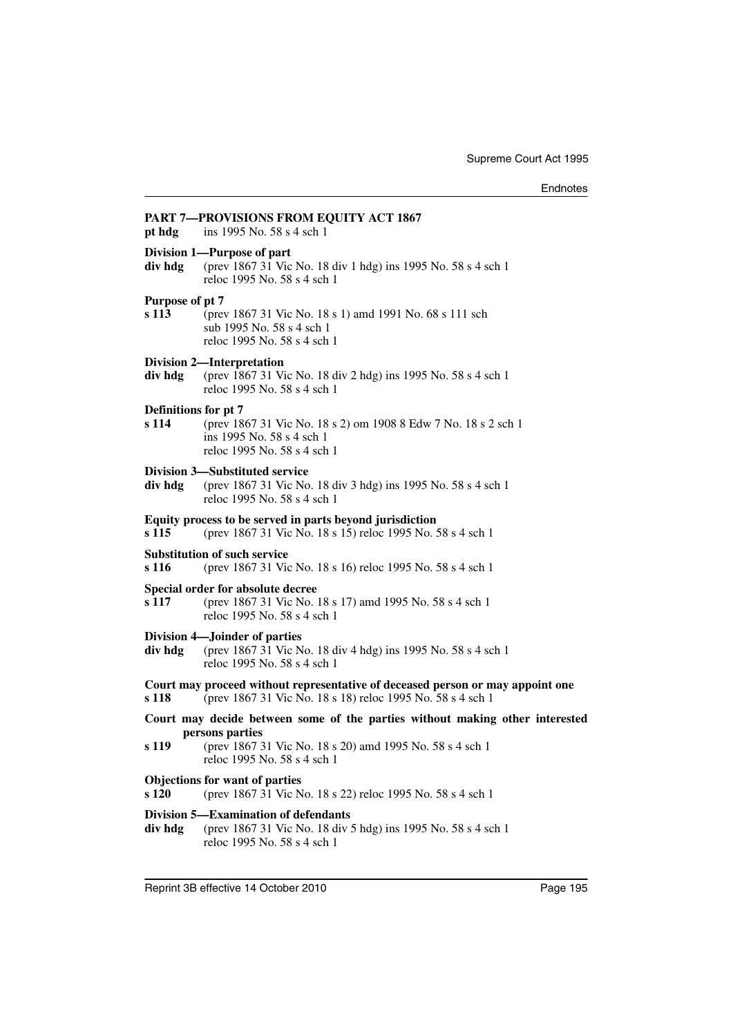**PART 7—PROVISIONS FROM EQUITY ACT 1867**

**pt hdg** ins 1995 No. 58 s 4 sch 1

**Division 1—Purpose of part**

**div hdg** (prev 1867 31 Vic No. 18 div 1 hdg) ins 1995 No. 58 s 4 sch 1
reloc 1995 No. 58 s 4 sch 1

**Purpose of pt 7**

**s 113** (prev 1867 31 Vic No. 18 s 1) amd 1991 No. 68 s 111 sch
sub 1995 No. 58 s 4 sch 1
reloc 1995 No. 58 s 4 sch 1

**Division 2—Interpretation**

**div hdg** (prev 1867 31 Vic No. 18 div 2 hdg) ins 1995 No. 58 s 4 sch 1
reloc 1995 No. 58 s 4 sch 1

**Definitions for pt 7**

**s 114** (prev 1867 31 Vic No. 18 s 2) om 1908 8 Edw 7 No. 18 s 2 sch 1
ins 1995 No. 58 s 4 sch 1
reloc 1995 No. 58 s 4 sch 1

**Division 3—Substituted service**

**div hdg** (prev 1867 31 Vic No. 18 div 3 hdg) ins 1995 No. 58 s 4 sch 1
reloc 1995 No. 58 s 4 sch 1

**Equity process to be served in parts beyond jurisdiction**

**s 115** (prev 1867 31 Vic No. 18 s 15) reloc 1995 No. 58 s 4 sch 1

**Substitution of such service**

**s 116** (prev 1867 31 Vic No. 18 s 16) reloc 1995 No. 58 s 4 sch 1

**Special order for absolute decree**

**s 117** (prev 1867 31 Vic No. 18 s 17) amd 1995 No. 58 s 4 sch 1
reloc 1995 No. 58 s 4 sch 1

**Division 4—Joinder of parties**

**div hdg** (prev 1867 31 Vic No. 18 div 4 hdg) ins 1995 No. 58 s 4 sch 1
reloc 1995 No. 58 s 4 sch 1

**Court may proceed without representative of deceased person or may appoint one**

**s 118** (prev 1867 31 Vic No. 18 s 18) reloc 1995 No. 58 s 4 sch 1

**Court may decide between some of the parties without making other interested persons parties**

**s 119** (prev 1867 31 Vic No. 18 s 20) amd 1995 No. 58 s 4 sch 1
reloc 1995 No. 58 s 4 sch 1

**Objections for want of parties**

**s 120** (prev 1867 31 Vic No. 18 s 22) reloc 1995 No. 58 s 4 sch 1

**Division 5—Examination of defendants**

**div hdg** (prev 1867 31 Vic No. 18 div 5 hdg) ins 1995 No. 58 s 4 sch 1
reloc 1995 No. 58 s 4 sch 1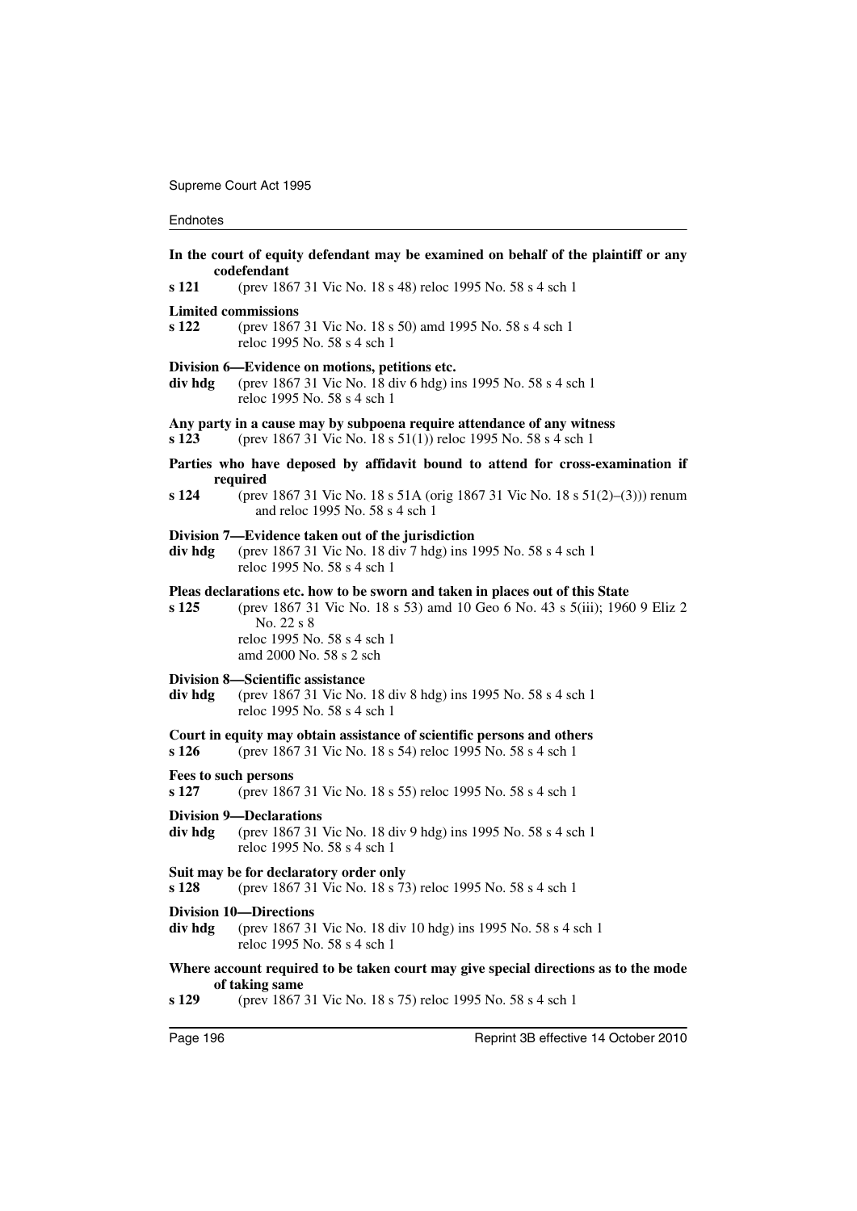**In the court of equity defendant may be examined on behalf of the plaintiff or any codefendant**

**s 121** (prev 1867 31 Vic No. 18 s 48) reloc 1995 No. 58 s 4 sch 1

**Limited commissions**

**s 122** (prev 1867 31 Vic No. 18 s 50) amd 1995 No. 58 s 4 sch 1
reloc 1995 No. 58 s 4 sch 1

**Division 6—Evidence on motions, petitions etc.**

**div hdg** (prev 1867 31 Vic No. 18 div 6 hdg) ins 1995 No. 58 s 4 sch 1
reloc 1995 No. 58 s 4 sch 1

**Any party in a cause may by subpoena require attendance of any witness**

**s 123** (prev 1867 31 Vic No. 18 s 51(1)) reloc 1995 No. 58 s 4 sch 1

**Parties who have deposed by affidavit bound to attend for cross-examination if required**

**s 124** (prev 1867 31 Vic No. 18 s 51A (orig 1867 31 Vic No. 18 s 51(2)–(3))) renum and reloc 1995 No. 58 s 4 sch 1

**Division 7—Evidence taken out of the jurisdiction**

**div hdg** (prev 1867 31 Vic No. 18 div 7 hdg) ins 1995 No. 58 s 4 sch 1
reloc 1995 No. 58 s 4 sch 1

**Pleas declarations etc. how to be sworn and taken in places out of this State**

**s 125** (prev 1867 31 Vic No. 18 s 53) amd 10 Geo 6 No. 43 s 5(iii); 1960 9 Eliz 2 No. 22 s 8
reloc 1995 No. 58 s 4 sch 1
amd 2000 No. 58 s 2 sch

**Division 8—Scientific assistance**

**div hdg** (prev 1867 31 Vic No. 18 div 8 hdg) ins 1995 No. 58 s 4 sch 1
reloc 1995 No. 58 s 4 sch 1

**Court in equity may obtain assistance of scientific persons and others**

**s 126** (prev 1867 31 Vic No. 18 s 54) reloc 1995 No. 58 s 4 sch 1

**Fees to such persons**

**s 127** (prev 1867 31 Vic No. 18 s 55) reloc 1995 No. 58 s 4 sch 1

**Division 9—Declarations**

**div hdg** (prev 1867 31 Vic No. 18 div 9 hdg) ins 1995 No. 58 s 4 sch 1
reloc 1995 No. 58 s 4 sch 1

**Suit may be for declaratory order only**

**s 128** (prev 1867 31 Vic No. 18 s 73) reloc 1995 No. 58 s 4 sch 1

**Division 10—Directions**

**div hdg** (prev 1867 31 Vic No. 18 div 10 hdg) ins 1995 No. 58 s 4 sch 1
reloc 1995 No. 58 s 4 sch 1

**Where account required to be taken court may give special directions as to the mode of taking same**

**s 129** (prev 1867 31 Vic No. 18 s 75) reloc 1995 No. 58 s 4 sch 1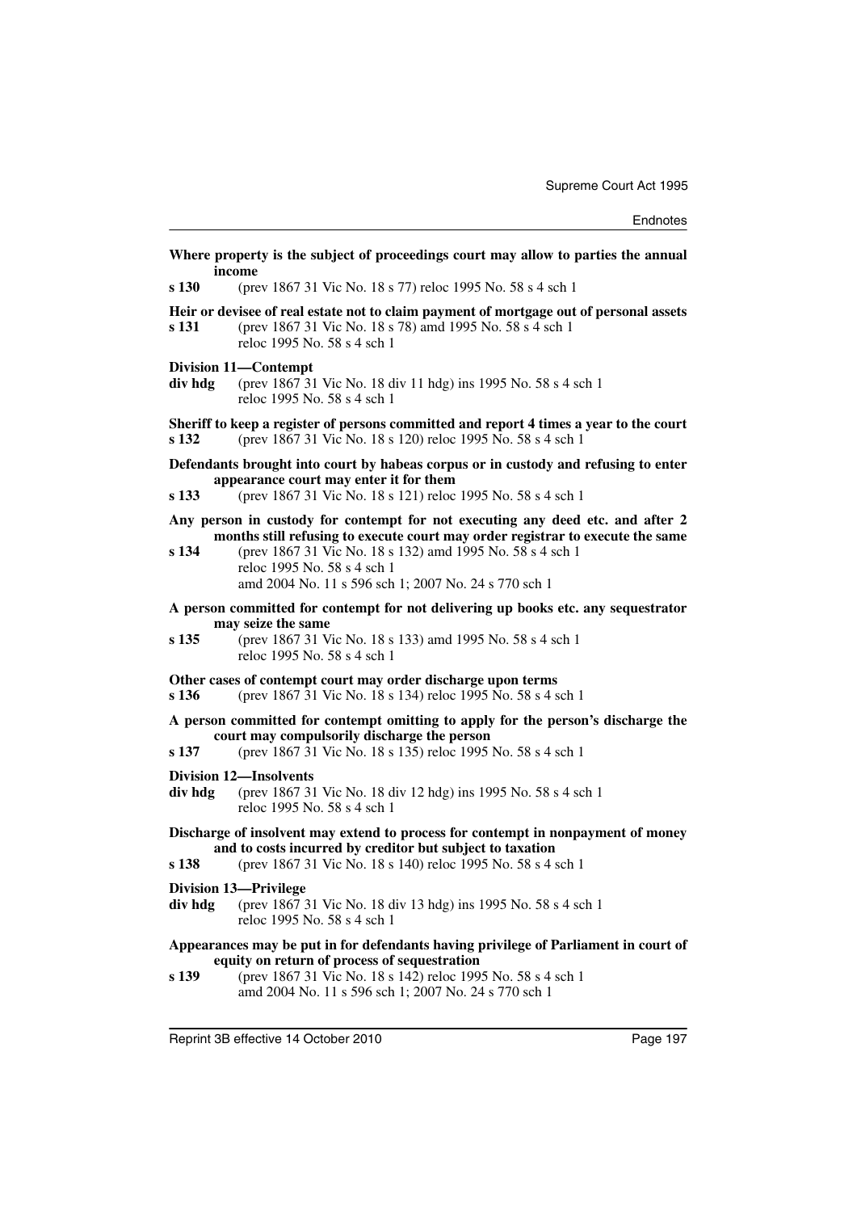**Where property is the subject of proceedings court may allow to parties the annual income**

**s 130** (prev 1867 31 Vic No. 18 s 77) reloc 1995 No. 58 s 4 sch 1

**Heir or devisee of real estate not to claim payment of mortgage out of personal assets**

**s 131** (prev 1867 31 Vic No. 18 s 78) amd 1995 No. 58 s 4 sch 1
reloc 1995 No. 58 s 4 sch 1

**Division 11—Contempt**

**div hdg** (prev 1867 31 Vic No. 18 div 11 hdg) ins 1995 No. 58 s 4 sch 1
reloc 1995 No. 58 s 4 sch 1

**Sheriff to keep a register of persons committed and report 4 times a year to the court**

**s 132** (prev 1867 31 Vic No. 18 s 120) reloc 1995 No. 58 s 4 sch 1

**Defendants brought into court by habeas corpus or in custody and refusing to enter appearance court may enter it for them**

**s 133** (prev 1867 31 Vic No. 18 s 121) reloc 1995 No. 58 s 4 sch 1

**Any person in custody for contempt for not executing any deed etc. and after 2 months still refusing to execute court may order registrar to execute the same**

**s 134** (prev 1867 31 Vic No. 18 s 132) amd 1995 No. 58 s 4 sch 1
reloc 1995 No. 58 s 4 sch 1
amd 2004 No. 11 s 596 sch 1; 2007 No. 24 s 770 sch 1

**A person committed for contempt for not delivering up books etc. any sequestrator may seize the same**

**s 135** (prev 1867 31 Vic No. 18 s 133) amd 1995 No. 58 s 4 sch 1
reloc 1995 No. 58 s 4 sch 1

**Other cases of contempt court may order discharge upon terms**

**s 136** (prev 1867 31 Vic No. 18 s 134) reloc 1995 No. 58 s 4 sch 1

**A person committed for contempt omitting to apply for the person's discharge the court may compulsorily discharge the person**

**s 137** (prev 1867 31 Vic No. 18 s 135) reloc 1995 No. 58 s 4 sch 1

**Division 12—Insolvents**

**div hdg** (prev 1867 31 Vic No. 18 div 12 hdg) ins 1995 No. 58 s 4 sch 1
reloc 1995 No. 58 s 4 sch 1

**Discharge of insolvent may extend to process for contempt in nonpayment of money and to costs incurred by creditor but subject to taxation**

**s 138** (prev 1867 31 Vic No. 18 s 140) reloc 1995 No. 58 s 4 sch 1

**Division 13—Privilege**

**div hdg** (prev 1867 31 Vic No. 18 div 13 hdg) ins 1995 No. 58 s 4 sch 1
reloc 1995 No. 58 s 4 sch 1

**Appearances may be put in for defendants having privilege of Parliament in court of equity on return of process of sequestration**

**s 139** (prev 1867 31 Vic No. 18 s 142) reloc 1995 No. 58 s 4 sch 1
amd 2004 No. 11 s 596 sch 1; 2007 No. 24 s 770 sch 1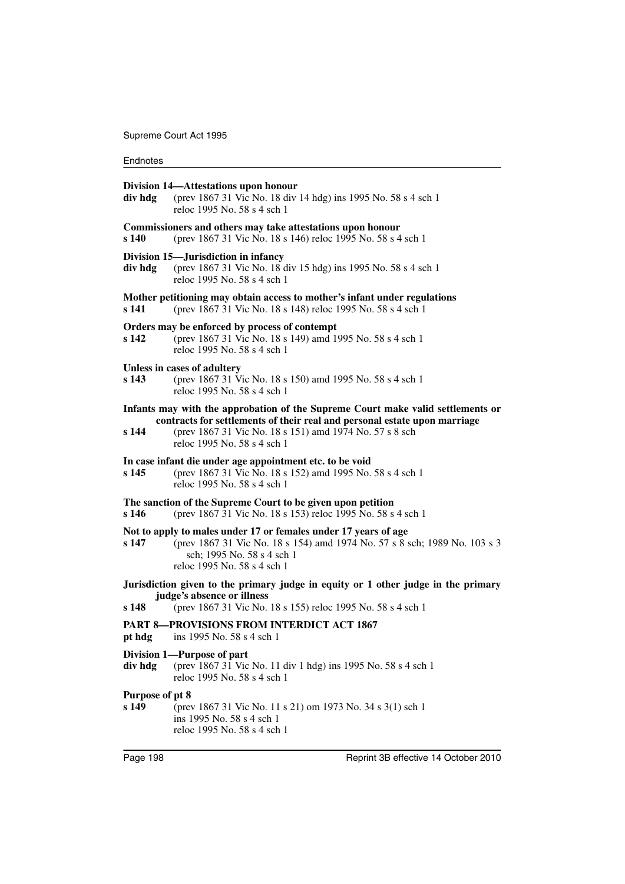**Division 14—Attestations upon honour**

**div hdg** (prev 1867 31 Vic No. 18 div 14 hdg) ins 1995 No. 58 s 4 sch 1
reloc 1995 No. 58 s 4 sch 1

**Commissioners and others may take attestations upon honour**

**s 140** (prev 1867 31 Vic No. 18 s 146) reloc 1995 No. 58 s 4 sch 1

**Division 15—Jurisdiction in infancy**

**div hdg** (prev 1867 31 Vic No. 18 div 15 hdg) ins 1995 No. 58 s 4 sch 1
reloc 1995 No. 58 s 4 sch 1

**Mother petitioning may obtain access to mother's infant under regulations**

**s 141** (prev 1867 31 Vic No. 18 s 148) reloc 1995 No. 58 s 4 sch 1

**Orders may be enforced by process of contempt**

**s 142** (prev 1867 31 Vic No. 18 s 149) amd 1995 No. 58 s 4 sch 1
reloc 1995 No. 58 s 4 sch 1

**Unless in cases of adultery**

**s 143** (prev 1867 31 Vic No. 18 s 150) amd 1995 No. 58 s 4 sch 1
reloc 1995 No. 58 s 4 sch 1

**Infants may with the approbation of the Supreme Court make valid settlements or contracts for settlements of their real and personal estate upon marriage**

**s 144** (prev 1867 31 Vic No. 18 s 151) amd 1974 No. 57 s 8 sch
reloc 1995 No. 58 s 4 sch 1

**In case infant die under age appointment etc. to be void**

**s 145** (prev 1867 31 Vic No. 18 s 152) amd 1995 No. 58 s 4 sch 1
reloc 1995 No. 58 s 4 sch 1

**The sanction of the Supreme Court to be given upon petition**

**s 146** (prev 1867 31 Vic No. 18 s 153) reloc 1995 No. 58 s 4 sch 1

**Not to apply to males under 17 or females under 17 years of age**

**s 147** (prev 1867 31 Vic No. 18 s 154) amd 1974 No. 57 s 8 sch; 1989 No. 103 s 3 sch; 1995 No. 58 s 4 sch 1
reloc 1995 No. 58 s 4 sch 1

**Jurisdiction given to the primary judge in equity or 1 other judge in the primary judge's absence or illness**

**s 148** (prev 1867 31 Vic No. 18 s 155) reloc 1995 No. 58 s 4 sch 1

**PART 8—PROVISIONS FROM INTERDICT ACT 1867**

**pt hdg** ins 1995 No. 58 s 4 sch 1

**Division 1—Purpose of part**

**div hdg** (prev 1867 31 Vic No. 11 div 1 hdg) ins 1995 No. 58 s 4 sch 1
reloc 1995 No. 58 s 4 sch 1

**Purpose of pt 8**

**s 149** (prev 1867 31 Vic No. 11 s 21) om 1973 No. 34 s 3(1) sch 1
ins 1995 No. 58 s 4 sch 1
reloc 1995 No. 58 s 4 sch 1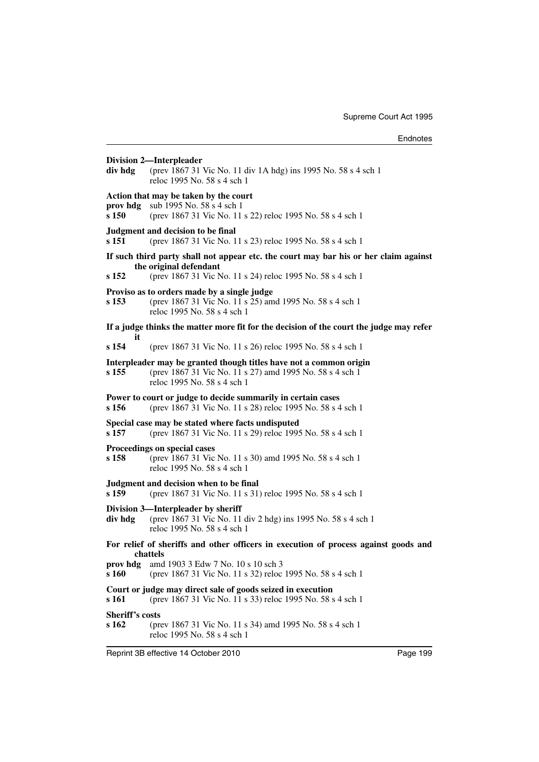**Division 2—Interpleader**

**div hdg** (prev 1867 31 Vic No. 11 div 1A hdg) ins 1995 No. 58 s 4 sch 1
reloc 1995 No. 58 s 4 sch 1

**Action that may be taken by the court**

**prov hdg** sub 1995 No. 58 s 4 sch 1

**s 150** (prev 1867 31 Vic No. 11 s 22) reloc 1995 No. 58 s 4 sch 1

**Judgment and decision to be final**

**s 151** (prev 1867 31 Vic No. 11 s 23) reloc 1995 No. 58 s 4 sch 1

**If such third party shall not appear etc. the court may bar his or her claim against the original defendant**

**s 152** (prev 1867 31 Vic No. 11 s 24) reloc 1995 No. 58 s 4 sch 1

**Proviso as to orders made by a single judge**

**s 153** (prev 1867 31 Vic No. 11 s 25) amd 1995 No. 58 s 4 sch 1
reloc 1995 No. 58 s 4 sch 1

**If a judge thinks the matter more fit for the decision of the court the judge may refer it**

**s 154** (prev 1867 31 Vic No. 11 s 26) reloc 1995 No. 58 s 4 sch 1

**Interpleader may be granted though titles have not a common origin**

**s 155** (prev 1867 31 Vic No. 11 s 27) amd 1995 No. 58 s 4 sch 1
reloc 1995 No. 58 s 4 sch 1

**Power to court or judge to decide summarily in certain cases**

**s 156** (prev 1867 31 Vic No. 11 s 28) reloc 1995 No. 58 s 4 sch 1

**Special case may be stated where facts undisputed**

**s 157** (prev 1867 31 Vic No. 11 s 29) reloc 1995 No. 58 s 4 sch 1

**Proceedings on special cases**

**s 158** (prev 1867 31 Vic No. 11 s 30) amd 1995 No. 58 s 4 sch 1
reloc 1995 No. 58 s 4 sch 1

**Judgment and decision when to be final**

**s 159** (prev 1867 31 Vic No. 11 s 31) reloc 1995 No. 58 s 4 sch 1

**Division 3—Interpleader by sheriff**

**div hdg** (prev 1867 31 Vic No. 11 div 2 hdg) ins 1995 No. 58 s 4 sch 1
reloc 1995 No. 58 s 4 sch 1

**For relief of sheriffs and other officers in execution of process against goods and chattels**

**prov hdg** amd 1903 3 Edw 7 No. 10 s 10 sch 3

**s 160** (prev 1867 31 Vic No. 11 s 32) reloc 1995 No. 58 s 4 sch 1

**Court or judge may direct sale of goods seized in execution**

**s 161** (prev 1867 31 Vic No. 11 s 33) reloc 1995 No. 58 s 4 sch 1

**Sheriff's costs**

**s 162** (prev 1867 31 Vic No. 11 s 34) amd 1995 No. 58 s 4 sch 1
reloc 1995 No. 58 s 4 sch 1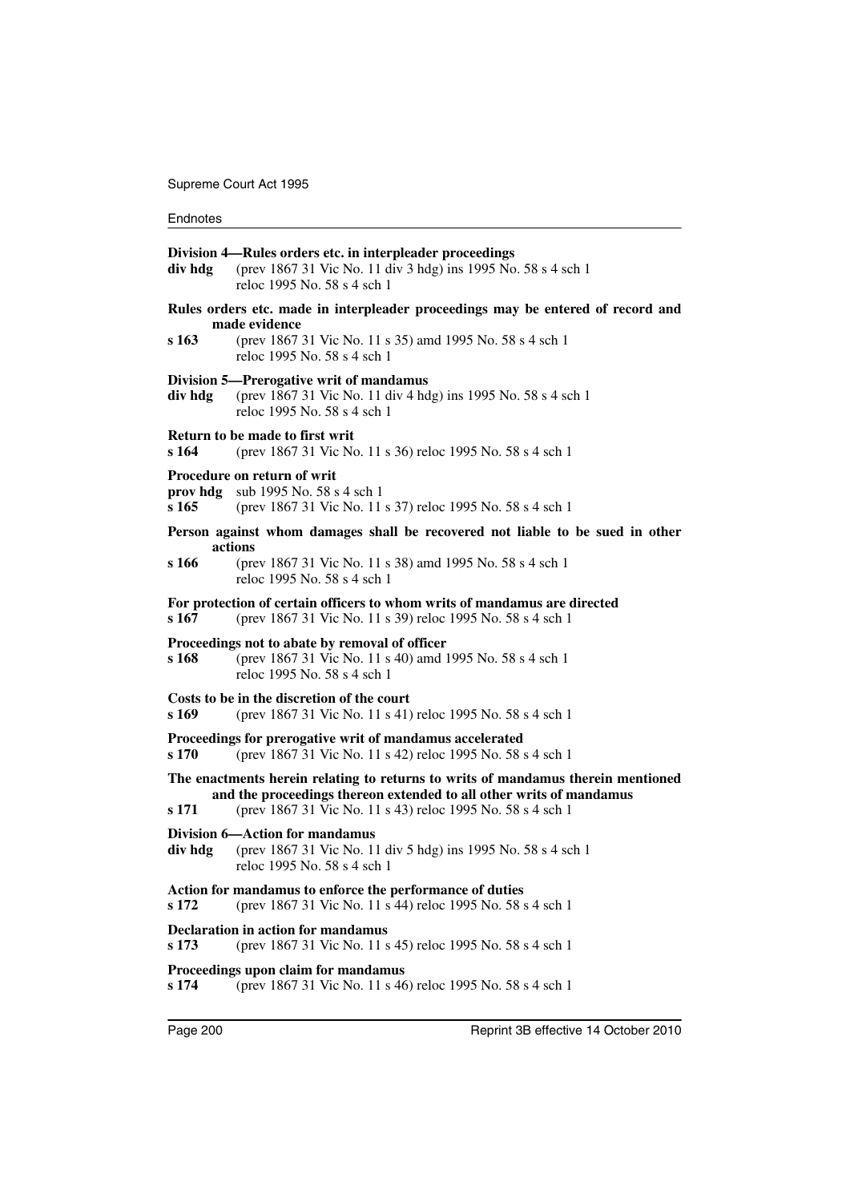**Division 4—Rules orders etc. in interpleader proceedings**

**div hdg** (prev 1867 31 Vic No. 11 div 3 hdg) ins 1995 No. 58 s 4 sch 1
reloc 1995 No. 58 s 4 sch 1

**Rules orders etc. made in interpleader proceedings may be entered of record and made evidence**

**s 163** (prev 1867 31 Vic No. 11 s 35) amd 1995 No. 58 s 4 sch 1
reloc 1995 No. 58 s 4 sch 1

**Division 5—Prerogative writ of mandamus**

**div hdg** (prev 1867 31 Vic No. 11 div 4 hdg) ins 1995 No. 58 s 4 sch 1
reloc 1995 No. 58 s 4 sch 1

**Return to be made to first writ**

**s 164** (prev 1867 31 Vic No. 11 s 36) reloc 1995 No. 58 s 4 sch 1

**Procedure on return of writ**

**prov hdg** sub 1995 No. 58 s 4 sch 1
**s 165** (prev 1867 31 Vic No. 11 s 37) reloc 1995 No. 58 s 4 sch 1

**Person against whom damages shall be recovered not liable to be sued in other actions**

**s 166** (prev 1867 31 Vic No. 11 s 38) amd 1995 No. 58 s 4 sch 1
reloc 1995 No. 58 s 4 sch 1

**For protection of certain officers to whom writs of mandamus are directed**

**s 167** (prev 1867 31 Vic No. 11 s 39) reloc 1995 No. 58 s 4 sch 1

**Proceedings not to abate by removal of officer**

**s 168** (prev 1867 31 Vic No. 11 s 40) amd 1995 No. 58 s 4 sch 1
reloc 1995 No. 58 s 4 sch 1

**Costs to be in the discretion of the court**

**s 169** (prev 1867 31 Vic No. 11 s 41) reloc 1995 No. 58 s 4 sch 1

**Proceedings for prerogative writ of mandamus accelerated**

**s 170** (prev 1867 31 Vic No. 11 s 42) reloc 1995 No. 58 s 4 sch 1

**The enactments herein relating to returns to writs of mandamus therein mentioned and the proceedings thereon extended to all other writs of mandamus**

**s 171** (prev 1867 31 Vic No. 11 s 43) reloc 1995 No. 58 s 4 sch 1

**Division 6—Action for mandamus**

**div hdg** (prev 1867 31 Vic No. 11 div 5 hdg) ins 1995 No. 58 s 4 sch 1
reloc 1995 No. 58 s 4 sch 1

**Action for mandamus to enforce the performance of duties**

**s 172** (prev 1867 31 Vic No. 11 s 44) reloc 1995 No. 58 s 4 sch 1

**Declaration in action for mandamus**

**s 173** (prev 1867 31 Vic No. 11 s 45) reloc 1995 No. 58 s 4 sch 1

**Proceedings upon claim for mandamus**

**s 174** (prev 1867 31 Vic No. 11 s 46) reloc 1995 No. 58 s 4 sch 1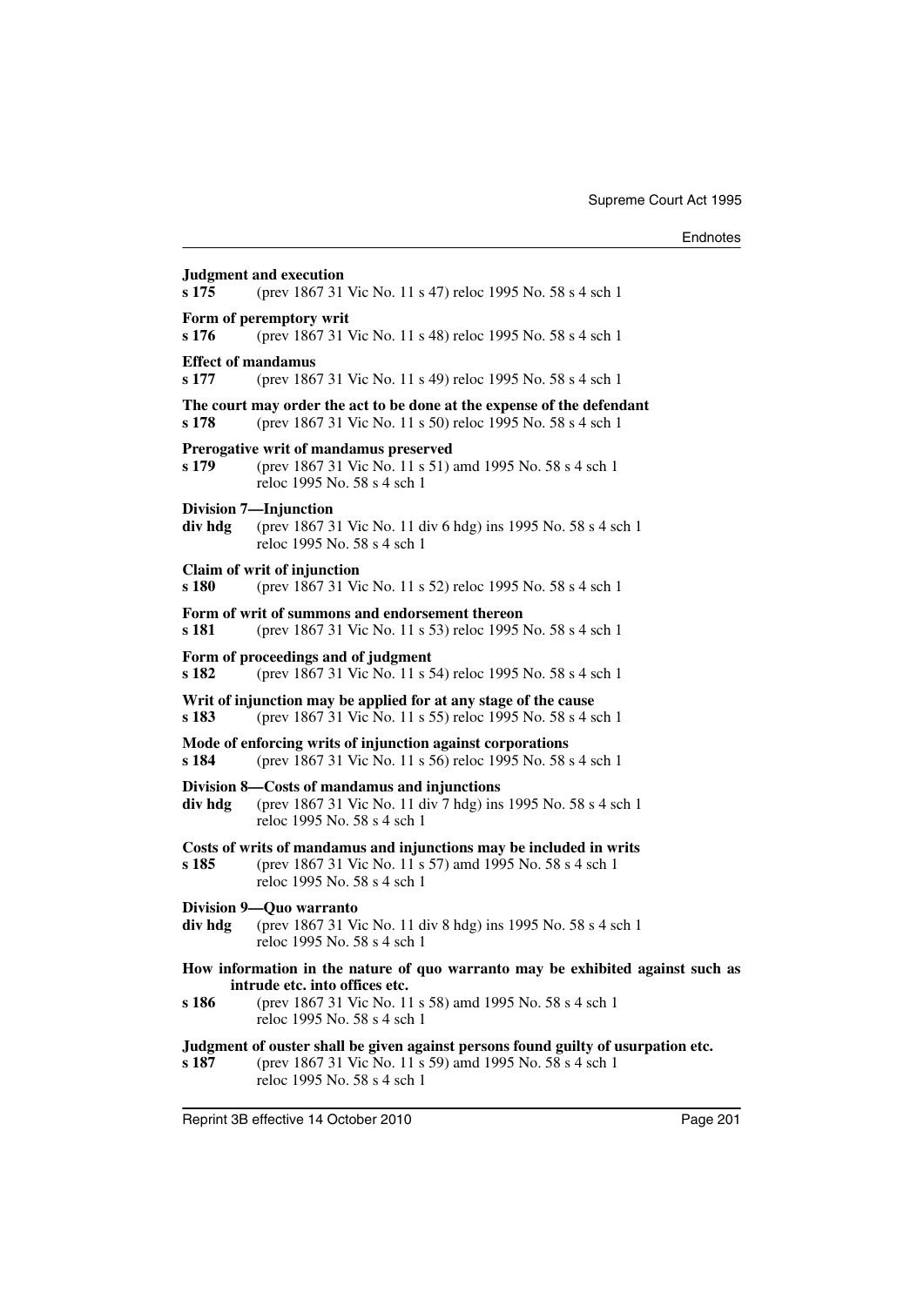**Judgment and execution**
**s 175** (prev 1867 31 Vic No. 11 s 47) reloc 1995 No. 58 s 4 sch 1

**Form of peremptory writ**
**s 176** (prev 1867 31 Vic No. 11 s 48) reloc 1995 No. 58 s 4 sch 1

**Effect of mandamus**
**s 177** (prev 1867 31 Vic No. 11 s 49) reloc 1995 No. 58 s 4 sch 1

**The court may order the act to be done at the expense of the defendant**
**s 178** (prev 1867 31 Vic No. 11 s 50) reloc 1995 No. 58 s 4 sch 1

**Prerogative writ of mandamus preserved**
**s 179** (prev 1867 31 Vic No. 11 s 51) amd 1995 No. 58 s 4 sch 1
reloc 1995 No. 58 s 4 sch 1

**Division 7—Injunction**
**div hdg** (prev 1867 31 Vic No. 11 div 6 hdg) ins 1995 No. 58 s 4 sch 1
reloc 1995 No. 58 s 4 sch 1

**Claim of writ of injunction**
**s 180** (prev 1867 31 Vic No. 11 s 52) reloc 1995 No. 58 s 4 sch 1

**Form of writ of summons and endorsement thereon**
**s 181** (prev 1867 31 Vic No. 11 s 53) reloc 1995 No. 58 s 4 sch 1

**Form of proceedings and of judgment**
**s 182** (prev 1867 31 Vic No. 11 s 54) reloc 1995 No. 58 s 4 sch 1

**Writ of injunction may be applied for at any stage of the cause**
**s 183** (prev 1867 31 Vic No. 11 s 55) reloc 1995 No. 58 s 4 sch 1

**Mode of enforcing writs of injunction against corporations**
**s 184** (prev 1867 31 Vic No. 11 s 56) reloc 1995 No. 58 s 4 sch 1

**Division 8—Costs of mandamus and injunctions**
**div hdg** (prev 1867 31 Vic No. 11 div 7 hdg) ins 1995 No. 58 s 4 sch 1
reloc 1995 No. 58 s 4 sch 1

**Costs of writs of mandamus and injunctions may be included in writs**
**s 185** (prev 1867 31 Vic No. 11 s 57) amd 1995 No. 58 s 4 sch 1
reloc 1995 No. 58 s 4 sch 1

**Division 9—Quo warranto**
**div hdg** (prev 1867 31 Vic No. 11 div 8 hdg) ins 1995 No. 58 s 4 sch 1
reloc 1995 No. 58 s 4 sch 1

**How information in the nature of quo warranto may be exhibited against such as intrude etc. into offices etc.**
**s 186** (prev 1867 31 Vic No. 11 s 58) amd 1995 No. 58 s 4 sch 1
reloc 1995 No. 58 s 4 sch 1

**Judgment of ouster shall be given against persons found guilty of usurpation etc.**
**s 187** (prev 1867 31 Vic No. 11 s 59) amd 1995 No. 58 s 4 sch 1
reloc 1995 No. 58 s 4 sch 1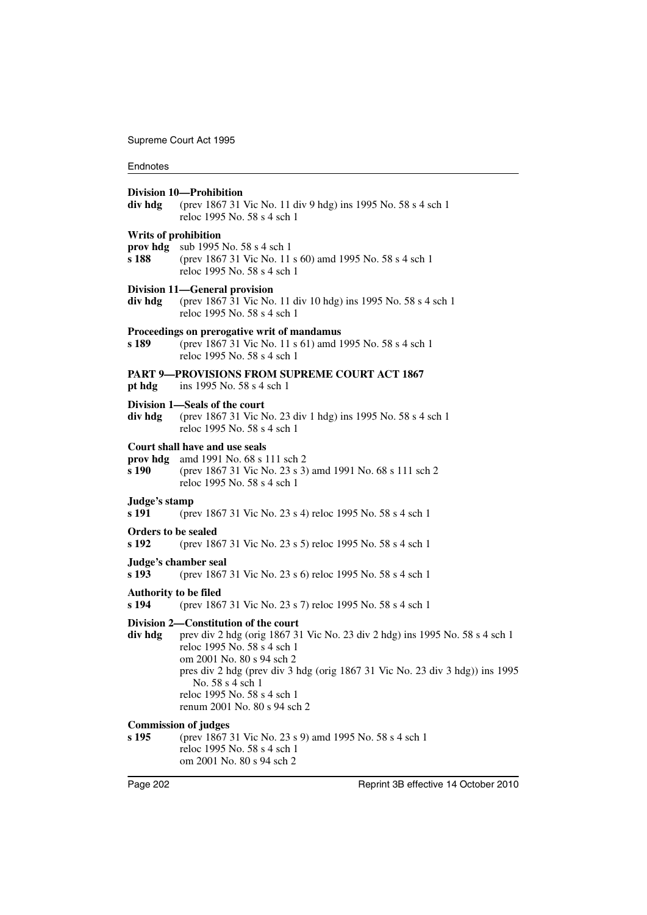**Division 10—Prohibition**

**div hdg** (prev 1867 31 Vic No. 11 div 9 hdg) ins 1995 No. 58 s 4 sch 1
reloc 1995 No. 58 s 4 sch 1

**Writs of prohibition**

**prov hdg** sub 1995 No. 58 s 4 sch 1

**s 188** (prev 1867 31 Vic No. 11 s 60) amd 1995 No. 58 s 4 sch 1
reloc 1995 No. 58 s 4 sch 1

**Division 11—General provision**

**div hdg** (prev 1867 31 Vic No. 11 div 10 hdg) ins 1995 No. 58 s 4 sch 1
reloc 1995 No. 58 s 4 sch 1

**Proceedings on prerogative writ of mandamus**

**s 189** (prev 1867 31 Vic No. 11 s 61) amd 1995 No. 58 s 4 sch 1
reloc 1995 No. 58 s 4 sch 1

**PART 9—PROVISIONS FROM SUPREME COURT ACT 1867**

**pt hdg** ins 1995 No. 58 s 4 sch 1

**Division 1—Seals of the court**

**div hdg** (prev 1867 31 Vic No. 23 div 1 hdg) ins 1995 No. 58 s 4 sch 1
reloc 1995 No. 58 s 4 sch 1

**Court shall have and use seals**

**prov hdg** amd 1991 No. 68 s 111 sch 2

**s 190** (prev 1867 31 Vic No. 23 s 3) amd 1991 No. 68 s 111 sch 2
reloc 1995 No. 58 s 4 sch 1

**Judge's stamp**

**s 191** (prev 1867 31 Vic No. 23 s 4) reloc 1995 No. 58 s 4 sch 1

**Orders to be sealed**

**s 192** (prev 1867 31 Vic No. 23 s 5) reloc 1995 No. 58 s 4 sch 1

**Judge's chamber seal**

**s 193** (prev 1867 31 Vic No. 23 s 6) reloc 1995 No. 58 s 4 sch 1

**Authority to be filed**

**s 194** (prev 1867 31 Vic No. 23 s 7) reloc 1995 No. 58 s 4 sch 1

**Division 2—Constitution of the court**

**div hdg** prev div 2 hdg (orig 1867 31 Vic No. 23 div 2 hdg) ins 1995 No. 58 s 4 sch 1
reloc 1995 No. 58 s 4 sch 1
om 2001 No. 80 s 94 sch 2
pres div 2 hdg (prev div 3 hdg (orig 1867 31 Vic No. 23 div 3 hdg)) ins 1995 No. 58 s 4 sch 1
reloc 1995 No. 58 s 4 sch 1
renum 2001 No. 80 s 94 sch 2

**Commission of judges**

**s 195** (prev 1867 31 Vic No. 23 s 9) amd 1995 No. 58 s 4 sch 1
reloc 1995 No. 58 s 4 sch 1
om 2001 No. 80 s 94 sch 2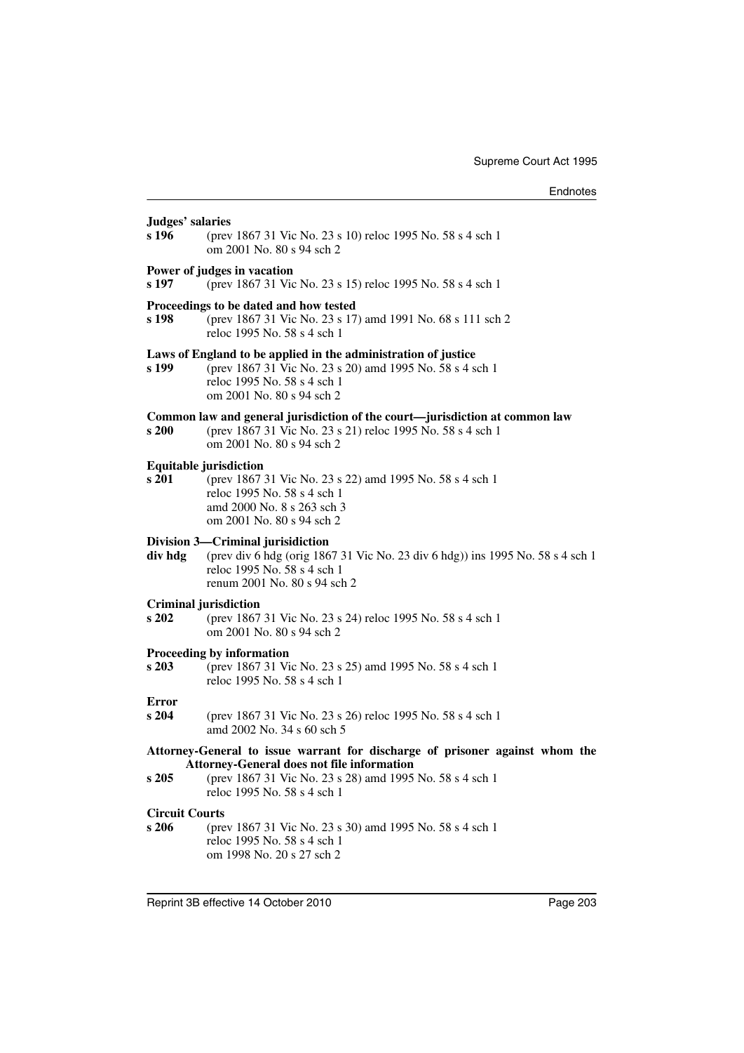**Judges' salaries**

**s 196** (prev 1867 31 Vic No. 23 s 10) reloc 1995 No. 58 s 4 sch 1
om 2001 No. 80 s 94 sch 2

**Power of judges in vacation**

**s 197** (prev 1867 31 Vic No. 23 s 15) reloc 1995 No. 58 s 4 sch 1

**Proceedings to be dated and how tested**

**s 198** (prev 1867 31 Vic No. 23 s 17) amd 1991 No. 68 s 111 sch 2
reloc 1995 No. 58 s 4 sch 1

**Laws of England to be applied in the administration of justice**

**s 199** (prev 1867 31 Vic No. 23 s 20) amd 1995 No. 58 s 4 sch 1
reloc 1995 No. 58 s 4 sch 1
om 2001 No. 80 s 94 sch 2

**Common law and general jurisdiction of the court—jurisdiction at common law**

**s 200** (prev 1867 31 Vic No. 23 s 21) reloc 1995 No. 58 s 4 sch 1
om 2001 No. 80 s 94 sch 2

**Equitable jurisdiction**

**s 201** (prev 1867 31 Vic No. 23 s 22) amd 1995 No. 58 s 4 sch 1
reloc 1995 No. 58 s 4 sch 1
amd 2000 No. 8 s 263 sch 3
om 2001 No. 80 s 94 sch 2

**Division 3—Criminal jurisidiction**

**div hdg** (prev div 6 hdg (orig 1867 31 Vic No. 23 div 6 hdg)) ins 1995 No. 58 s 4 sch 1
reloc 1995 No. 58 s 4 sch 1
renum 2001 No. 80 s 94 sch 2

**Criminal jurisdiction**

**s 202** (prev 1867 31 Vic No. 23 s 24) reloc 1995 No. 58 s 4 sch 1
om 2001 No. 80 s 94 sch 2

**Proceeding by information**

**s 203** (prev 1867 31 Vic No. 23 s 25) amd 1995 No. 58 s 4 sch 1
reloc 1995 No. 58 s 4 sch 1

**Error**

**s 204** (prev 1867 31 Vic No. 23 s 26) reloc 1995 No. 58 s 4 sch 1
amd 2002 No. 34 s 60 sch 5

**Attorney-General to issue warrant for discharge of prisoner against whom the Attorney-General does not file information**

**s 205** (prev 1867 31 Vic No. 23 s 28) amd 1995 No. 58 s 4 sch 1
reloc 1995 No. 58 s 4 sch 1

**Circuit Courts**

**s 206** (prev 1867 31 Vic No. 23 s 30) amd 1995 No. 58 s 4 sch 1
reloc 1995 No. 58 s 4 sch 1
om 1998 No. 20 s 27 sch 2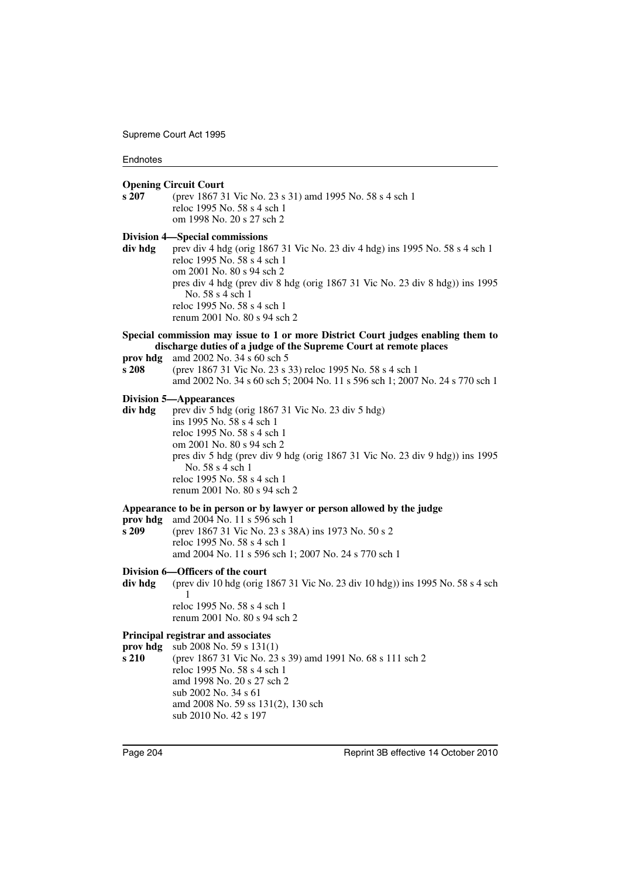**Opening Circuit Court**

**s 207** (prev 1867 31 Vic No. 23 s 31) amd 1995 No. 58 s 4 sch 1
reloc 1995 No. 58 s 4 sch 1
om 1998 No. 20 s 27 sch 2

**Division 4—Special commissions**

**div hdg** prev div 4 hdg (orig 1867 31 Vic No. 23 div 4 hdg) ins 1995 No. 58 s 4 sch 1
reloc 1995 No. 58 s 4 sch 1
om 2001 No. 80 s 94 sch 2
pres div 4 hdg (prev div 8 hdg (orig 1867 31 Vic No. 23 div 8 hdg)) ins 1995 No. 58 s 4 sch 1
reloc 1995 No. 58 s 4 sch 1
renum 2001 No. 80 s 94 sch 2

**Special commission may issue to 1 or more District Court judges enabling them to discharge duties of a judge of the Supreme Court at remote places**

**prov hdg** amd 2002 No. 34 s 60 sch 5

**s 208** (prev 1867 31 Vic No. 23 s 33) reloc 1995 No. 58 s 4 sch 1
amd 2002 No. 34 s 60 sch 5; 2004 No. 11 s 596 sch 1; 2007 No. 24 s 770 sch 1

**Division 5—Appearances**

**div hdg** prev div 5 hdg (orig 1867 31 Vic No. 23 div 5 hdg)
ins 1995 No. 58 s 4 sch 1
reloc 1995 No. 58 s 4 sch 1
om 2001 No. 80 s 94 sch 2
pres div 5 hdg (prev div 9 hdg (orig 1867 31 Vic No. 23 div 9 hdg)) ins 1995 No. 58 s 4 sch 1
reloc 1995 No. 58 s 4 sch 1
renum 2001 No. 80 s 94 sch 2

**Appearance to be in person or by lawyer or person allowed by the judge**

**prov hdg** amd 2004 No. 11 s 596 sch 1

**s 209** (prev 1867 31 Vic No. 23 s 38A) ins 1973 No. 50 s 2
reloc 1995 No. 58 s 4 sch 1
amd 2004 No. 11 s 596 sch 1; 2007 No. 24 s 770 sch 1

**Division 6—Officers of the court**

**div hdg** (prev div 10 hdg (orig 1867 31 Vic No. 23 div 10 hdg)) ins 1995 No. 58 s 4 sch 1
reloc 1995 No. 58 s 4 sch 1
renum 2001 No. 80 s 94 sch 2

**Principal registrar and associates**

**prov hdg** sub 2008 No. 59 s 131(1)

**s 210** (prev 1867 31 Vic No. 23 s 39) amd 1991 No. 68 s 111 sch 2
reloc 1995 No. 58 s 4 sch 1
amd 1998 No. 20 s 27 sch 2
sub 2002 No. 34 s 61
amd 2008 No. 59 ss 131(2), 130 sch
sub 2010 No. 42 s 197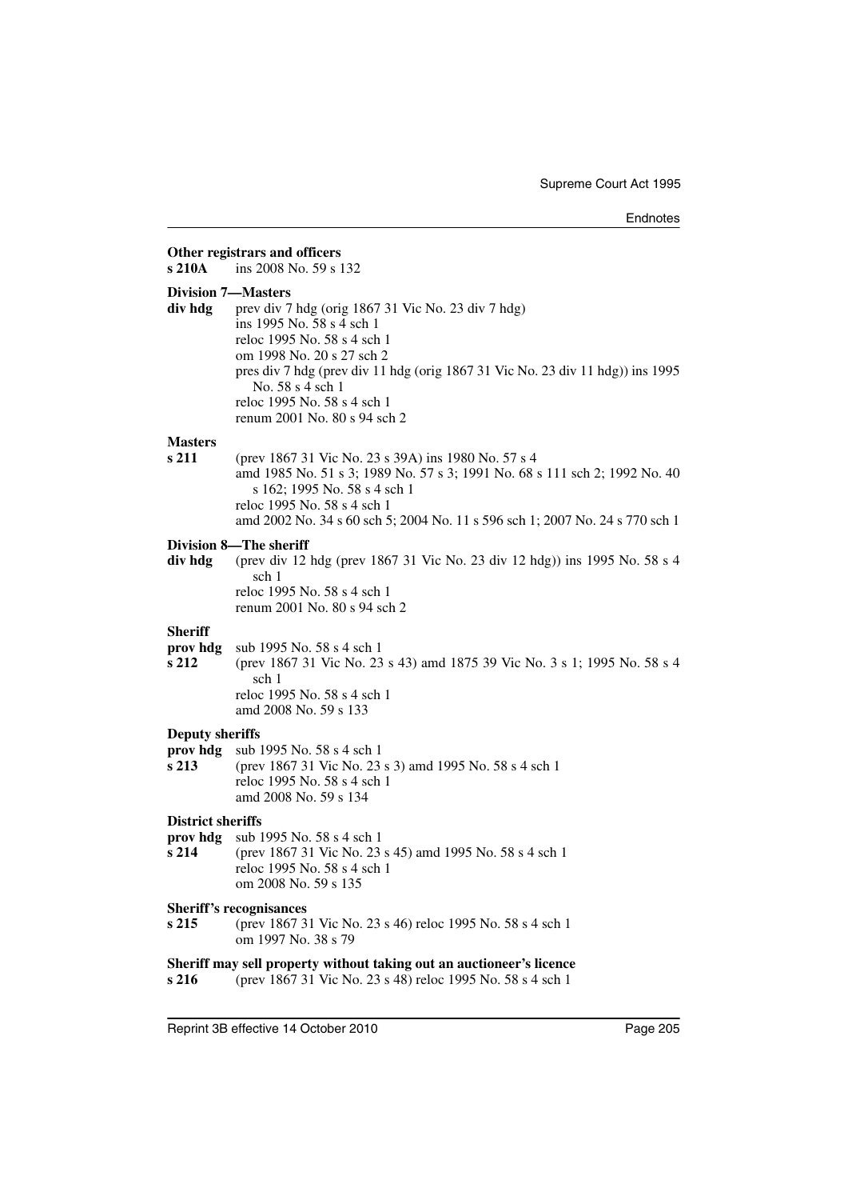**Other registrars and officers**

**s 210A** ins 2008 No. 59 s 132

**Division 7—Masters**

**div hdg** prev div 7 hdg (orig 1867 31 Vic No. 23 div 7 hdg)
ins 1995 No. 58 s 4 sch 1
reloc 1995 No. 58 s 4 sch 1
om 1998 No. 20 s 27 sch 2
pres div 7 hdg (prev div 11 hdg (orig 1867 31 Vic No. 23 div 11 hdg)) ins 1995 No. 58 s 4 sch 1
reloc 1995 No. 58 s 4 sch 1
renum 2001 No. 80 s 94 sch 2

**Masters**

**s 211** (prev 1867 31 Vic No. 23 s 39A) ins 1980 No. 57 s 4
amd 1985 No. 51 s 3; 1989 No. 57 s 3; 1991 No. 68 s 111 sch 2; 1992 No. 40 s 162; 1995 No. 58 s 4 sch 1
reloc 1995 No. 58 s 4 sch 1
amd 2002 No. 34 s 60 sch 5; 2004 No. 11 s 596 sch 1; 2007 No. 24 s 770 sch 1

**Division 8—The sheriff**

**div hdg** (prev div 12 hdg (prev 1867 31 Vic No. 23 div 12 hdg)) ins 1995 No. 58 s 4 sch 1
reloc 1995 No. 58 s 4 sch 1
renum 2001 No. 80 s 94 sch 2

**Sheriff**

**prov hdg** sub 1995 No. 58 s 4 sch 1

**s 212** (prev 1867 31 Vic No. 23 s 43) amd 1875 39 Vic No. 3 s 1; 1995 No. 58 s 4 sch 1
reloc 1995 No. 58 s 4 sch 1
amd 2008 No. 59 s 133

**Deputy sheriffs**

**prov hdg** sub 1995 No. 58 s 4 sch 1

**s 213** (prev 1867 31 Vic No. 23 s 3) amd 1995 No. 58 s 4 sch 1
reloc 1995 No. 58 s 4 sch 1
amd 2008 No. 59 s 134

**District sheriffs**

**prov hdg** sub 1995 No. 58 s 4 sch 1

**s 214** (prev 1867 31 Vic No. 23 s 45) amd 1995 No. 58 s 4 sch 1
reloc 1995 No. 58 s 4 sch 1
om 2008 No. 59 s 135

**Sheriff's recognisances**

**s 215** (prev 1867 31 Vic No. 23 s 46) reloc 1995 No. 58 s 4 sch 1
om 1997 No. 38 s 79

**Sheriff may sell property without taking out an auctioneer's licence**

**s 216** (prev 1867 31 Vic No. 23 s 48) reloc 1995 No. 58 s 4 sch 1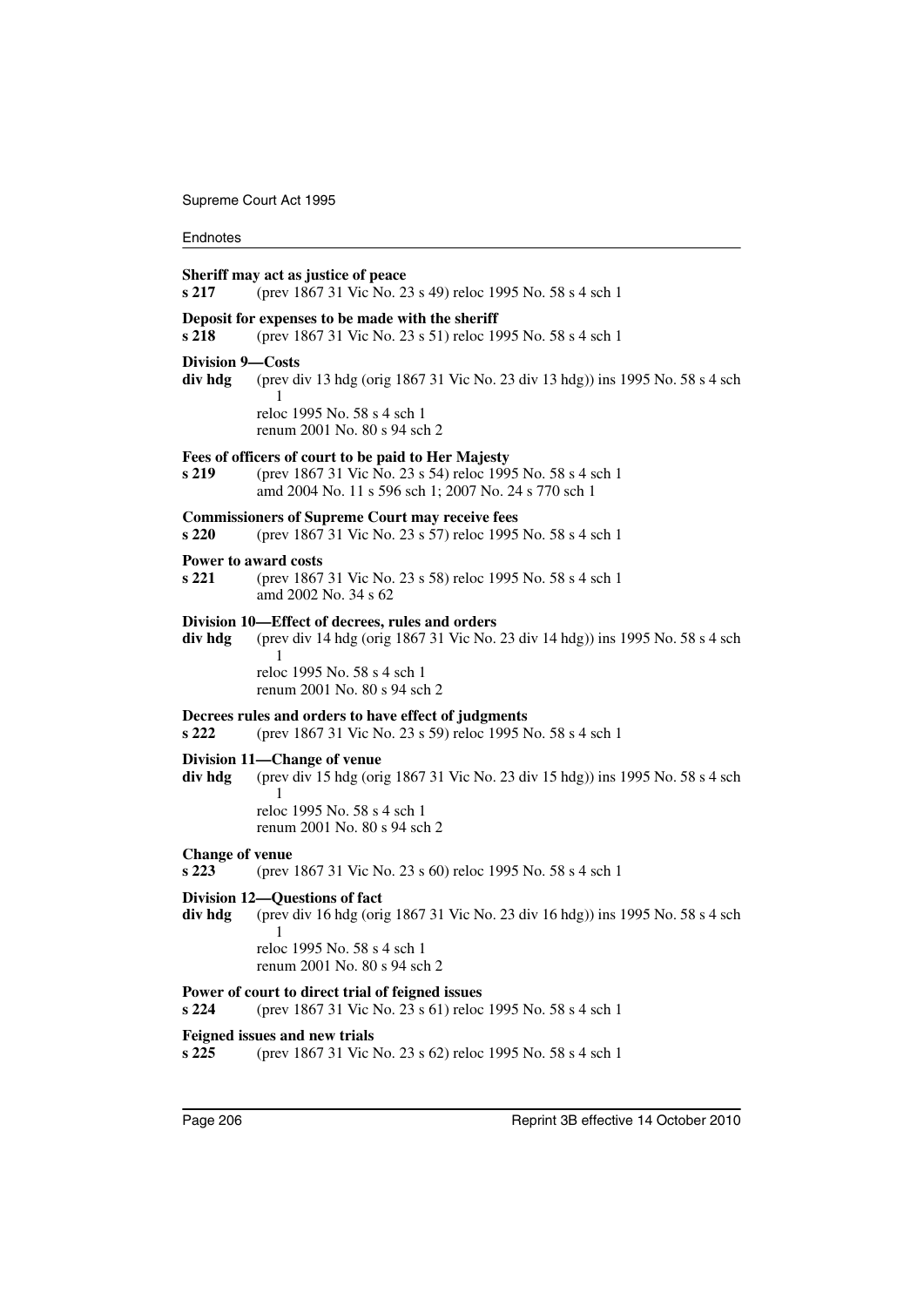**Sheriff may act as justice of peace**

**s 217** (prev 1867 31 Vic No. 23 s 49) reloc 1995 No. 58 s 4 sch 1

**Deposit for expenses to be made with the sheriff**

**s 218** (prev 1867 31 Vic No. 23 s 51) reloc 1995 No. 58 s 4 sch 1

**Division 9—Costs**

**div hdg** (prev div 13 hdg (orig 1867 31 Vic No. 23 div 13 hdg)) ins 1995 No. 58 s 4 sch 1
reloc 1995 No. 58 s 4 sch 1
renum 2001 No. 80 s 94 sch 2

**Fees of officers of court to be paid to Her Majesty**

**s 219** (prev 1867 31 Vic No. 23 s 54) reloc 1995 No. 58 s 4 sch 1
amd 2004 No. 11 s 596 sch 1; 2007 No. 24 s 770 sch 1

**Commissioners of Supreme Court may receive fees**

**s 220** (prev 1867 31 Vic No. 23 s 57) reloc 1995 No. 58 s 4 sch 1

**Power to award costs**

**s 221** (prev 1867 31 Vic No. 23 s 58) reloc 1995 No. 58 s 4 sch 1
amd 2002 No. 34 s 62

**Division 10—Effect of decrees, rules and orders**

**div hdg** (prev div 14 hdg (orig 1867 31 Vic No. 23 div 14 hdg)) ins 1995 No. 58 s 4 sch 1
reloc 1995 No. 58 s 4 sch 1
renum 2001 No. 80 s 94 sch 2

**Decrees rules and orders to have effect of judgments**

**s 222** (prev 1867 31 Vic No. 23 s 59) reloc 1995 No. 58 s 4 sch 1

**Division 11—Change of venue**

**div hdg** (prev div 15 hdg (orig 1867 31 Vic No. 23 div 15 hdg)) ins 1995 No. 58 s 4 sch 1
reloc 1995 No. 58 s 4 sch 1
renum 2001 No. 80 s 94 sch 2

**Change of venue**

**s 223** (prev 1867 31 Vic No. 23 s 60) reloc 1995 No. 58 s 4 sch 1

**Division 12—Questions of fact**

**div hdg** (prev div 16 hdg (orig 1867 31 Vic No. 23 div 16 hdg)) ins 1995 No. 58 s 4 sch 1
reloc 1995 No. 58 s 4 sch 1
renum 2001 No. 80 s 94 sch 2

**Power of court to direct trial of feigned issues**

**s 224** (prev 1867 31 Vic No. 23 s 61) reloc 1995 No. 58 s 4 sch 1

**Feigned issues and new trials**

**s 225** (prev 1867 31 Vic No. 23 s 62) reloc 1995 No. 58 s 4 sch 1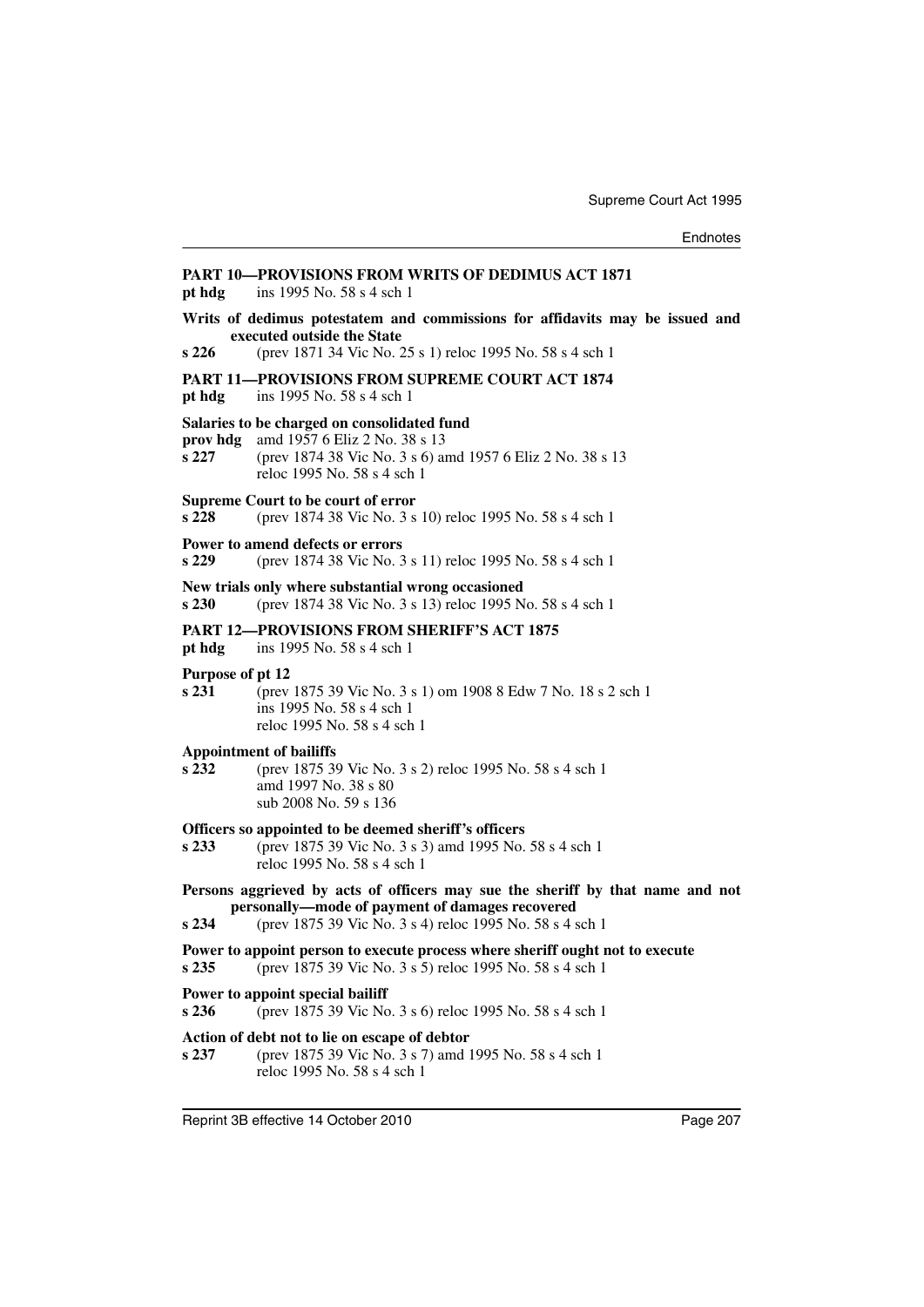**PART 10—PROVISIONS FROM WRITS OF DEDIMUS ACT 1871**

**pt hdg** ins 1995 No. 58 s 4 sch 1

**Writs of dedimus potestatem and commissions for affidavits may be issued and executed outside the State**

**s 226** (prev 1871 34 Vic No. 25 s 1) reloc 1995 No. 58 s 4 sch 1

**PART 11—PROVISIONS FROM SUPREME COURT ACT 1874**

**pt hdg** ins 1995 No. 58 s 4 sch 1

**Salaries to be charged on consolidated fund**

**prov hdg** amd 1957 6 Eliz 2 No. 38 s 13

**s 227** (prev 1874 38 Vic No. 3 s 6) amd 1957 6 Eliz 2 No. 38 s 13
reloc 1995 No. 58 s 4 sch 1

**Supreme Court to be court of error**

**s 228** (prev 1874 38 Vic No. 3 s 10) reloc 1995 No. 58 s 4 sch 1

**Power to amend defects or errors**

**s 229** (prev 1874 38 Vic No. 3 s 11) reloc 1995 No. 58 s 4 sch 1

**New trials only where substantial wrong occasioned**

**s 230** (prev 1874 38 Vic No. 3 s 13) reloc 1995 No. 58 s 4 sch 1

**PART 12—PROVISIONS FROM SHERIFF'S ACT 1875**

**pt hdg** ins 1995 No. 58 s 4 sch 1

**Purpose of pt 12**

**s 231** (prev 1875 39 Vic No. 3 s 1) om 1908 8 Edw 7 No. 18 s 2 sch 1
ins 1995 No. 58 s 4 sch 1
reloc 1995 No. 58 s 4 sch 1

**Appointment of bailiffs**

**s 232** (prev 1875 39 Vic No. 3 s 2) reloc 1995 No. 58 s 4 sch 1
amd 1997 No. 38 s 80
sub 2008 No. 59 s 136

**Officers so appointed to be deemed sheriff's officers**

**s 233** (prev 1875 39 Vic No. 3 s 3) amd 1995 No. 58 s 4 sch 1
reloc 1995 No. 58 s 4 sch 1

**Persons aggrieved by acts of officers may sue the sheriff by that name and not personally—mode of payment of damages recovered**

**s 234** (prev 1875 39 Vic No. 3 s 4) reloc 1995 No. 58 s 4 sch 1

**Power to appoint person to execute process where sheriff ought not to execute**

**s 235** (prev 1875 39 Vic No. 3 s 5) reloc 1995 No. 58 s 4 sch 1

**Power to appoint special bailiff**

**s 236** (prev 1875 39 Vic No. 3 s 6) reloc 1995 No. 58 s 4 sch 1

**Action of debt not to lie on escape of debtor**

**s 237** (prev 1875 39 Vic No. 3 s 7) amd 1995 No. 58 s 4 sch 1
reloc 1995 No. 58 s 4 sch 1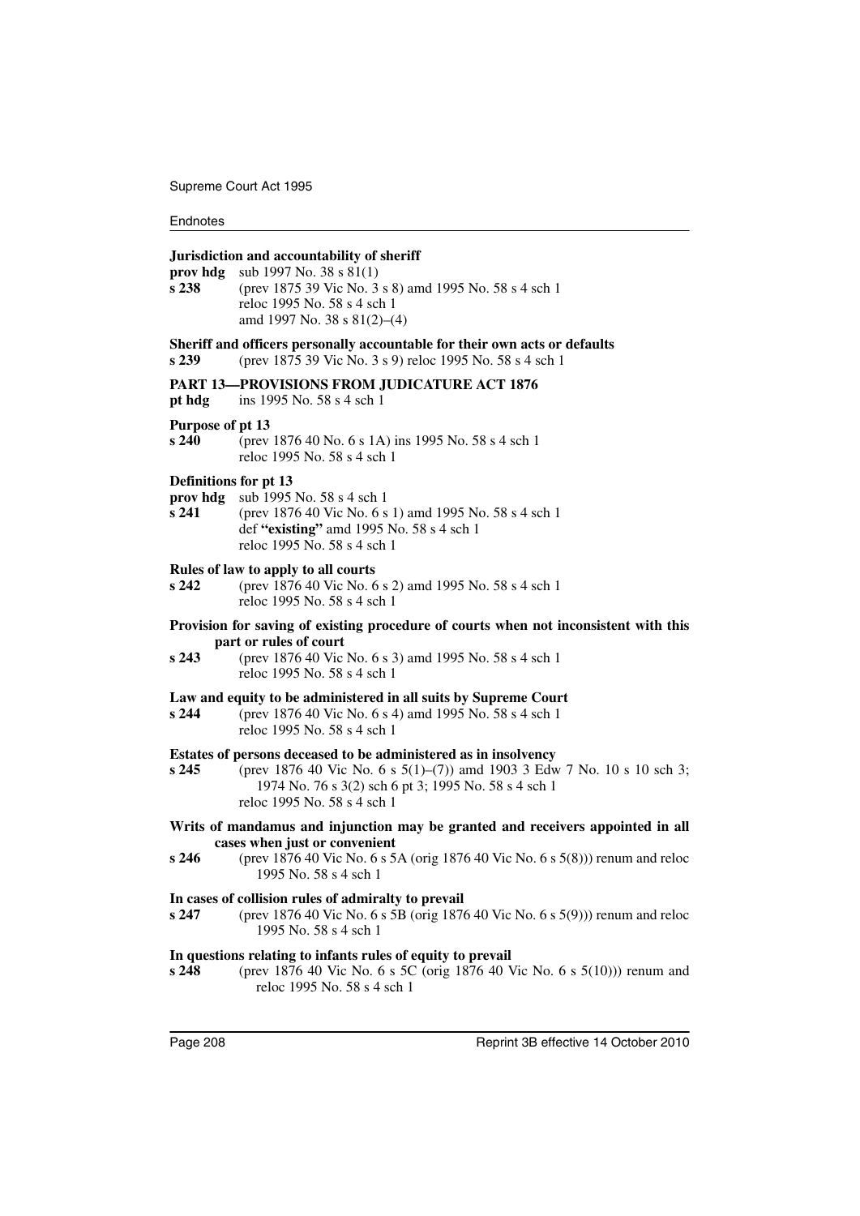**Jurisdiction and accountability of sheriff**

**prov hdg** sub 1997 No. 38 s 81(1)

**s 238** (prev 1875 39 Vic No. 3 s 8) amd 1995 No. 58 s 4 sch 1
reloc 1995 No. 58 s 4 sch 1
amd 1997 No. 38 s 81(2)–(4)

**Sheriff and officers personally accountable for their own acts or defaults**

**s 239** (prev 1875 39 Vic No. 3 s 9) reloc 1995 No. 58 s 4 sch 1

**PART 13—PROVISIONS FROM JUDICATURE ACT 1876**

**pt hdg** ins 1995 No. 58 s 4 sch 1

**Purpose of pt 13**

**s 240** (prev 1876 40 No. 6 s 1A) ins 1995 No. 58 s 4 sch 1
reloc 1995 No. 58 s 4 sch 1

**Definitions for pt 13**

**prov hdg** sub 1995 No. 58 s 4 sch 1

**s 241** (prev 1876 40 Vic No. 6 s 1) amd 1995 No. 58 s 4 sch 1
def **"existing"** amd 1995 No. 58 s 4 sch 1
reloc 1995 No. 58 s 4 sch 1

**Rules of law to apply to all courts**

**s 242** (prev 1876 40 Vic No. 6 s 2) amd 1995 No. 58 s 4 sch 1
reloc 1995 No. 58 s 4 sch 1

**Provision for saving of existing procedure of courts when not inconsistent with this part or rules of court**

**s 243** (prev 1876 40 Vic No. 6 s 3) amd 1995 No. 58 s 4 sch 1
reloc 1995 No. 58 s 4 sch 1

**Law and equity to be administered in all suits by Supreme Court**

**s 244** (prev 1876 40 Vic No. 6 s 4) amd 1995 No. 58 s 4 sch 1
reloc 1995 No. 58 s 4 sch 1

**Estates of persons deceased to be administered as in insolvency**

**s 245** (prev 1876 40 Vic No. 6 s 5(1)–(7)) amd 1903 3 Edw 7 No. 10 s 10 sch 3; 1974 No. 76 s 3(2) sch 6 pt 3; 1995 No. 58 s 4 sch 1
reloc 1995 No. 58 s 4 sch 1

**Writs of mandamus and injunction may be granted and receivers appointed in all cases when just or convenient**

**s 246** (prev 1876 40 Vic No. 6 s 5A (orig 1876 40 Vic No. 6 s 5(8))) renum and reloc 1995 No. 58 s 4 sch 1

**In cases of collision rules of admiralty to prevail**

**s 247** (prev 1876 40 Vic No. 6 s 5B (orig 1876 40 Vic No. 6 s 5(9))) renum and reloc 1995 No. 58 s 4 sch 1

**In questions relating to infants rules of equity to prevail**

**s 248** (prev 1876 40 Vic No. 6 s 5C (orig 1876 40 Vic No. 6 s 5(10))) renum and reloc 1995 No. 58 s 4 sch 1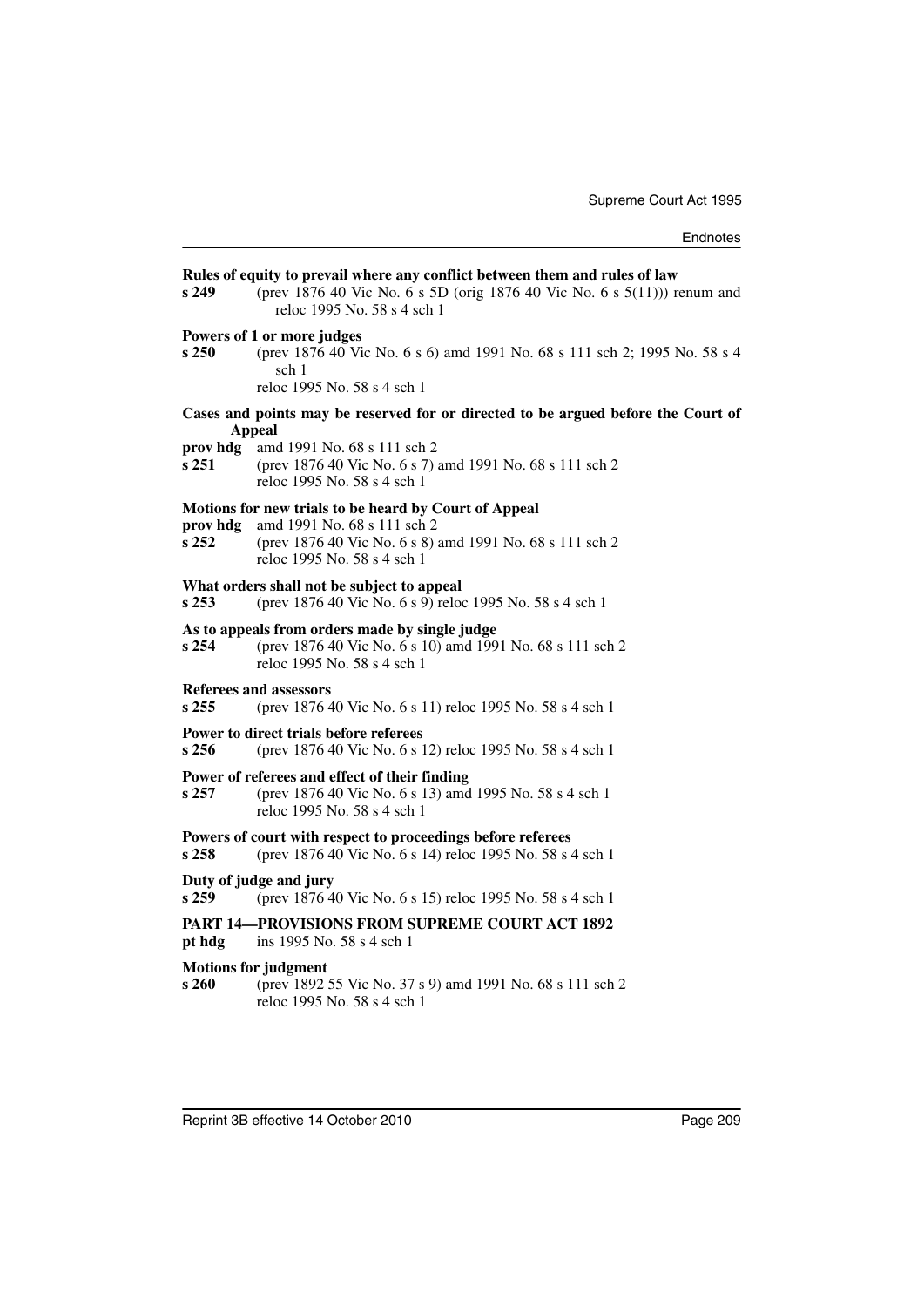**Rules of equity to prevail where any conflict between them and rules of law**

**s 249** (prev 1876 40 Vic No. 6 s 5D (orig 1876 40 Vic No. 6 s 5(11))) renum and reloc 1995 No. 58 s 4 sch 1

**Powers of 1 or more judges**

**s 250** (prev 1876 40 Vic No. 6 s 6) amd 1991 No. 68 s 111 sch 2; 1995 No. 58 s 4 sch 1
reloc 1995 No. 58 s 4 sch 1

**Cases and points may be reserved for or directed to be argued before the Court of Appeal**

**prov hdg** amd 1991 No. 68 s 111 sch 2

**s 251** (prev 1876 40 Vic No. 6 s 7) amd 1991 No. 68 s 111 sch 2
reloc 1995 No. 58 s 4 sch 1

**Motions for new trials to be heard by Court of Appeal**

**prov hdg** amd 1991 No. 68 s 111 sch 2

**s 252** (prev 1876 40 Vic No. 6 s 8) amd 1991 No. 68 s 111 sch 2
reloc 1995 No. 58 s 4 sch 1

**What orders shall not be subject to appeal**

**s 253** (prev 1876 40 Vic No. 6 s 9) reloc 1995 No. 58 s 4 sch 1

**As to appeals from orders made by single judge**

**s 254** (prev 1876 40 Vic No. 6 s 10) amd 1991 No. 68 s 111 sch 2
reloc 1995 No. 58 s 4 sch 1

**Referees and assessors**

**s 255** (prev 1876 40 Vic No. 6 s 11) reloc 1995 No. 58 s 4 sch 1

**Power to direct trials before referees**

**s 256** (prev 1876 40 Vic No. 6 s 12) reloc 1995 No. 58 s 4 sch 1

**Power of referees and effect of their finding**

**s 257** (prev 1876 40 Vic No. 6 s 13) amd 1995 No. 58 s 4 sch 1
reloc 1995 No. 58 s 4 sch 1

**Powers of court with respect to proceedings before referees**

**s 258** (prev 1876 40 Vic No. 6 s 14) reloc 1995 No. 58 s 4 sch 1

**Duty of judge and jury**

**s 259** (prev 1876 40 Vic No. 6 s 15) reloc 1995 No. 58 s 4 sch 1

**PART 14—PROVISIONS FROM SUPREME COURT ACT 1892**

**pt hdg** ins 1995 No. 58 s 4 sch 1

**Motions for judgment**

**s 260** (prev 1892 55 Vic No. 37 s 9) amd 1991 No. 68 s 111 sch 2
reloc 1995 No. 58 s 4 sch 1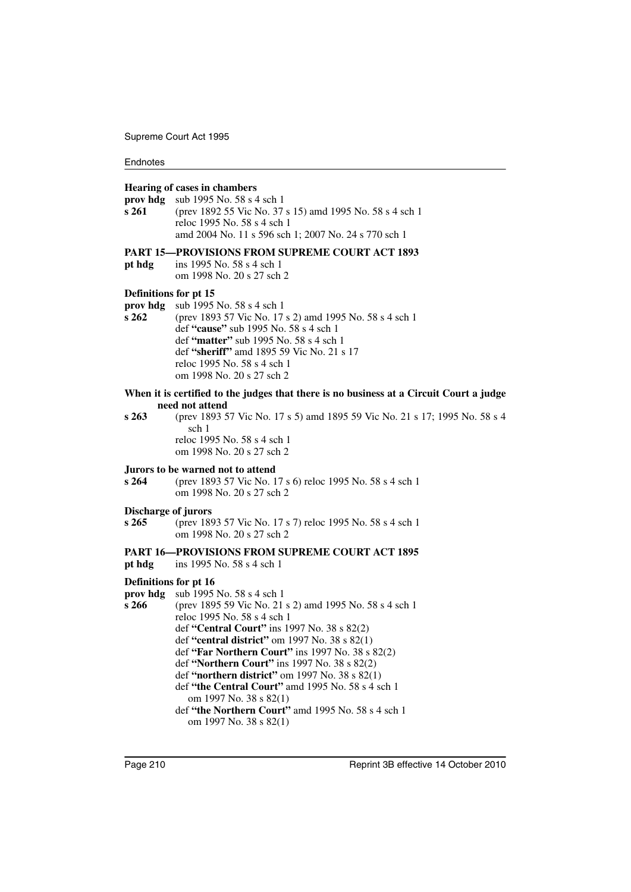**Hearing of cases in chambers**

**prov hdg** sub 1995 No. 58 s 4 sch 1

**s 261** (prev 1892 55 Vic No. 37 s 15) amd 1995 No. 58 s 4 sch 1
reloc 1995 No. 58 s 4 sch 1
amd 2004 No. 11 s 596 sch 1; 2007 No. 24 s 770 sch 1

**PART 15—PROVISIONS FROM SUPREME COURT ACT 1893**

**pt hdg** ins 1995 No. 58 s 4 sch 1
om 1998 No. 20 s 27 sch 2

**Definitions for pt 15**

**prov hdg** sub 1995 No. 58 s 4 sch 1

**s 262** (prev 1893 57 Vic No. 17 s 2) amd 1995 No. 58 s 4 sch 1
def **"cause"** sub 1995 No. 58 s 4 sch 1
def **"matter"** sub 1995 No. 58 s 4 sch 1
def **"sheriff"** amd 1895 59 Vic No. 21 s 17
reloc 1995 No. 58 s 4 sch 1
om 1998 No. 20 s 27 sch 2

**When it is certified to the judges that there is no business at a Circuit Court a judge need not attend**

**s 263** (prev 1893 57 Vic No. 17 s 5) amd 1895 59 Vic No. 21 s 17; 1995 No. 58 s 4 sch 1
reloc 1995 No. 58 s 4 sch 1
om 1998 No. 20 s 27 sch 2

**Jurors to be warned not to attend**

**s 264** (prev 1893 57 Vic No. 17 s 6) reloc 1995 No. 58 s 4 sch 1
om 1998 No. 20 s 27 sch 2

**Discharge of jurors**

**s 265** (prev 1893 57 Vic No. 17 s 7) reloc 1995 No. 58 s 4 sch 1
om 1998 No. 20 s 27 sch 2

**PART 16—PROVISIONS FROM SUPREME COURT ACT 1895**

**pt hdg** ins 1995 No. 58 s 4 sch 1

**Definitions for pt 16**

**prov hdg** sub 1995 No. 58 s 4 sch 1

**s 266** (prev 1895 59 Vic No. 21 s 2) amd 1995 No. 58 s 4 sch 1
reloc 1995 No. 58 s 4 sch 1
def **"Central Court"** ins 1997 No. 38 s 82(2)
def **"central district"** om 1997 No. 38 s 82(1)
def **"Far Northern Court"** ins 1997 No. 38 s 82(2)
def **"Northern Court"** ins 1997 No. 38 s 82(2)
def **"northern district"** om 1997 No. 38 s 82(1)
def **"the Central Court"** amd 1995 No. 58 s 4 sch 1
om 1997 No. 38 s 82(1)
def **"the Northern Court"** amd 1995 No. 58 s 4 sch 1
om 1997 No. 38 s 82(1)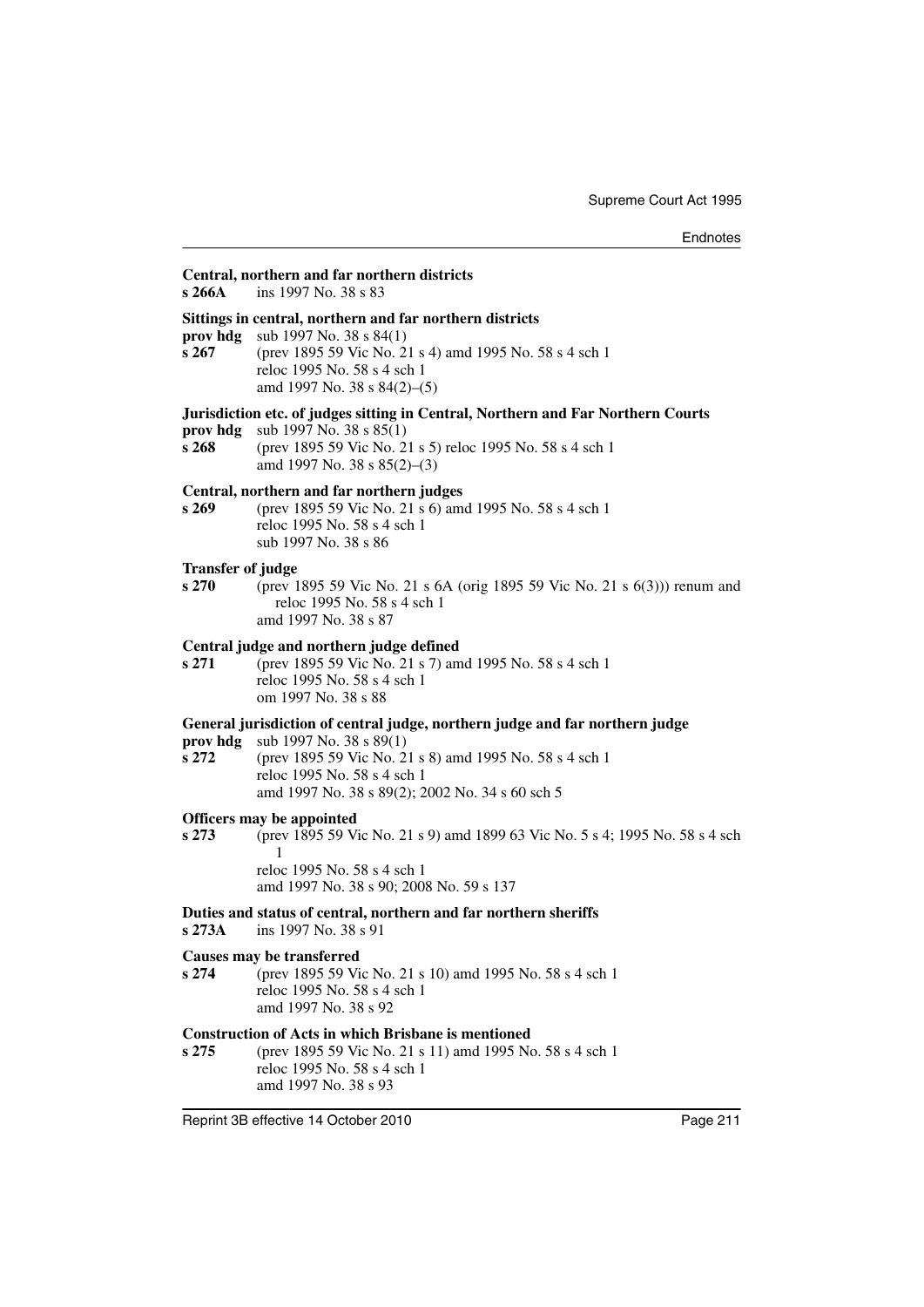**Central, northern and far northern districts**

**s 266A** ins 1997 No. 38 s 83

**Sittings in central, northern and far northern districts**

**prov hdg** sub 1997 No. 38 s 84(1)

**s 267** (prev 1895 59 Vic No. 21 s 4) amd 1995 No. 58 s 4 sch 1
reloc 1995 No. 58 s 4 sch 1
amd 1997 No. 38 s 84(2)–(5)

**Jurisdiction etc. of judges sitting in Central, Northern and Far Northern Courts**

**prov hdg** sub 1997 No. 38 s 85(1)

**s 268** (prev 1895 59 Vic No. 21 s 5) reloc 1995 No. 58 s 4 sch 1
amd 1997 No. 38 s 85(2)–(3)

**Central, northern and far northern judges**

**s 269** (prev 1895 59 Vic No. 21 s 6) amd 1995 No. 58 s 4 sch 1
reloc 1995 No. 58 s 4 sch 1
sub 1997 No. 38 s 86

**Transfer of judge**

**s 270** (prev 1895 59 Vic No. 21 s 6A (orig 1895 59 Vic No. 21 s 6(3))) renum and reloc 1995 No. 58 s 4 sch 1
amd 1997 No. 38 s 87

**Central judge and northern judge defined**

**s 271** (prev 1895 59 Vic No. 21 s 7) amd 1995 No. 58 s 4 sch 1
reloc 1995 No. 58 s 4 sch 1
om 1997 No. 38 s 88

**General jurisdiction of central judge, northern judge and far northern judge**

**prov hdg** sub 1997 No. 38 s 89(1)

**s 272** (prev 1895 59 Vic No. 21 s 8) amd 1995 No. 58 s 4 sch 1
reloc 1995 No. 58 s 4 sch 1
amd 1997 No. 38 s 89(2); 2002 No. 34 s 60 sch 5

**Officers may be appointed**

**s 273** (prev 1895 59 Vic No. 21 s 9) amd 1899 63 Vic No. 5 s 4; 1995 No. 58 s 4 sch 1
reloc 1995 No. 58 s 4 sch 1
amd 1997 No. 38 s 90; 2008 No. 59 s 137

**Duties and status of central, northern and far northern sheriffs**

**s 273A** ins 1997 No. 38 s 91

**Causes may be transferred**

**s 274** (prev 1895 59 Vic No. 21 s 10) amd 1995 No. 58 s 4 sch 1
reloc 1995 No. 58 s 4 sch 1
amd 1997 No. 38 s 92

**Construction of Acts in which Brisbane is mentioned**

**s 275** (prev 1895 59 Vic No. 21 s 11) amd 1995 No. 58 s 4 sch 1
reloc 1995 No. 58 s 4 sch 1
amd 1997 No. 38 s 93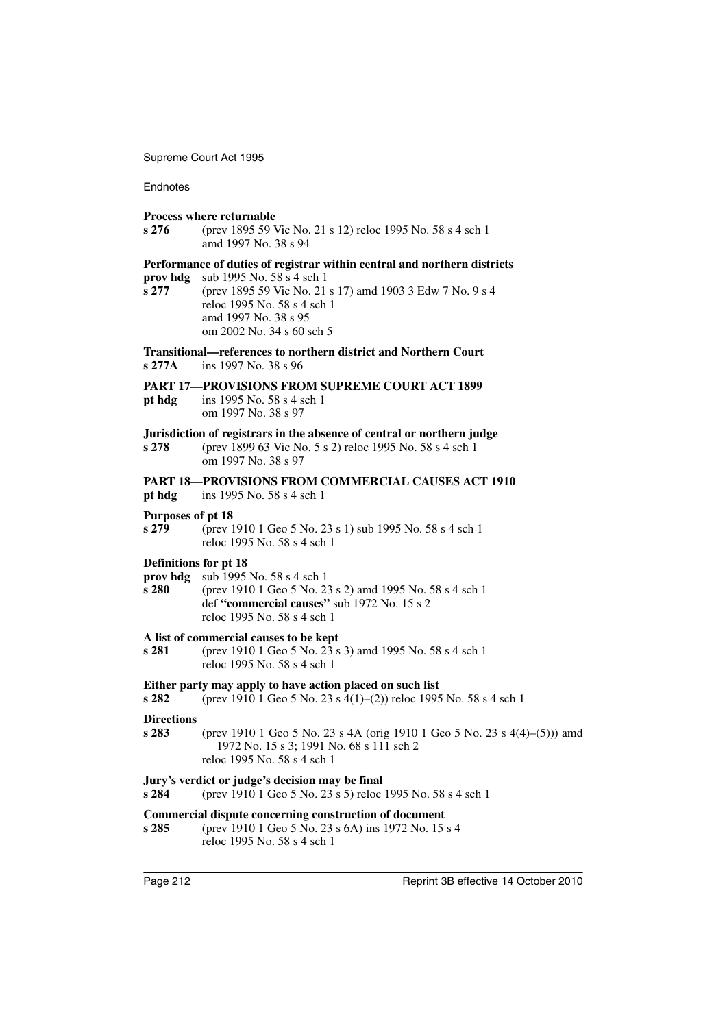**Process where returnable**

**s 276** (prev 1895 59 Vic No. 21 s 12) reloc 1995 No. 58 s 4 sch 1
amd 1997 No. 38 s 94

**Performance of duties of registrar within central and northern districts**

**prov hdg** sub 1995 No. 58 s 4 sch 1

**s 277** (prev 1895 59 Vic No. 21 s 17) amd 1903 3 Edw 7 No. 9 s 4
reloc 1995 No. 58 s 4 sch 1
amd 1997 No. 38 s 95
om 2002 No. 34 s 60 sch 5

**Transitional—references to northern district and Northern Court**

**s 277A** ins 1997 No. 38 s 96

**PART 17—PROVISIONS FROM SUPREME COURT ACT 1899**

**pt hdg** ins 1995 No. 58 s 4 sch 1
om 1997 No. 38 s 97

**Jurisdiction of registrars in the absence of central or northern judge**

**s 278** (prev 1899 63 Vic No. 5 s 2) reloc 1995 No. 58 s 4 sch 1
om 1997 No. 38 s 97

**PART 18—PROVISIONS FROM COMMERCIAL CAUSES ACT 1910**

**pt hdg** ins 1995 No. 58 s 4 sch 1

**Purposes of pt 18**

**s 279** (prev 1910 1 Geo 5 No. 23 s 1) sub 1995 No. 58 s 4 sch 1
reloc 1995 No. 58 s 4 sch 1

**Definitions for pt 18**

**prov hdg** sub 1995 No. 58 s 4 sch 1

**s 280** (prev 1910 1 Geo 5 No. 23 s 2) amd 1995 No. 58 s 4 sch 1
def **"commercial causes"** sub 1972 No. 15 s 2
reloc 1995 No. 58 s 4 sch 1

**A list of commercial causes to be kept**

**s 281** (prev 1910 1 Geo 5 No. 23 s 3) amd 1995 No. 58 s 4 sch 1
reloc 1995 No. 58 s 4 sch 1

**Either party may apply to have action placed on such list**

**s 282** (prev 1910 1 Geo 5 No. 23 s 4(1)–(2)) reloc 1995 No. 58 s 4 sch 1

**Directions**

**s 283** (prev 1910 1 Geo 5 No. 23 s 4A (orig 1910 1 Geo 5 No. 23 s 4(4)–(5))) amd 1972 No. 15 s 3; 1991 No. 68 s 111 sch 2
reloc 1995 No. 58 s 4 sch 1

**Jury's verdict or judge's decision may be final**

**s 284** (prev 1910 1 Geo 5 No. 23 s 5) reloc 1995 No. 58 s 4 sch 1

**Commercial dispute concerning construction of document**

**s 285** (prev 1910 1 Geo 5 No. 23 s 6A) ins 1972 No. 15 s 4
reloc 1995 No. 58 s 4 sch 1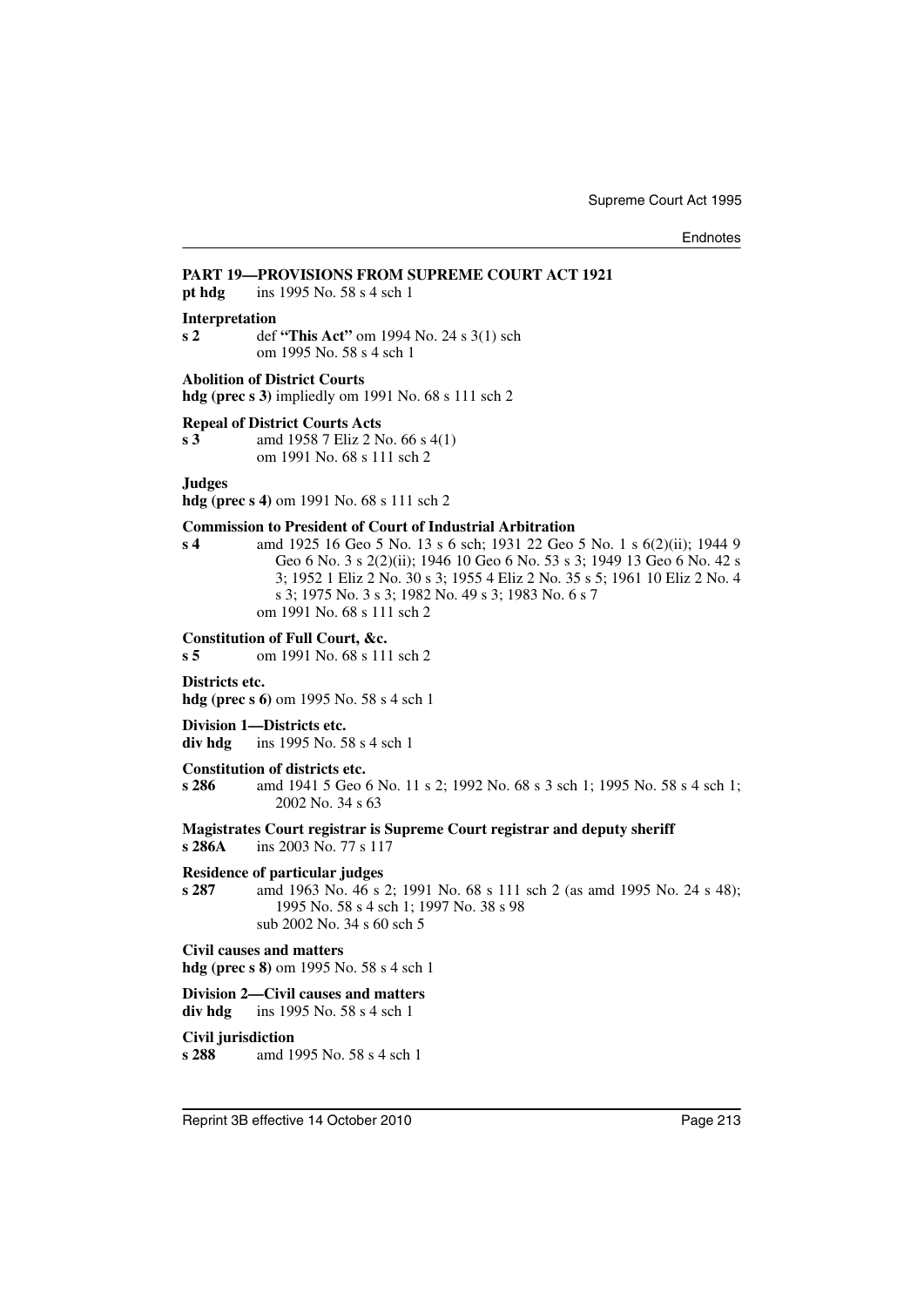**PART 19—PROVISIONS FROM SUPREME COURT ACT 1921**
**pt hdg** ins 1995 No. 58 s 4 sch 1

**Interpretation**
**s 2** def **"This Act"** om 1994 No. 24 s 3(1) sch
om 1995 No. 58 s 4 sch 1

**Abolition of District Courts**
**hdg (prec s 3)** impliedly om 1991 No. 68 s 111 sch 2

**Repeal of District Courts Acts**
**s 3** amd 1958 7 Eliz 2 No. 66 s 4(1)
om 1991 No. 68 s 111 sch 2

**Judges**
**hdg (prec s 4)** om 1991 No. 68 s 111 sch 2

**Commission to President of Court of Industrial Arbitration**
**s 4** amd 1925 16 Geo 5 No. 13 s 6 sch; 1931 22 Geo 5 No. 1 s 6(2)(ii); 1944 9 Geo 6 No. 3 s 2(2)(ii); 1946 10 Geo 6 No. 53 s 3; 1949 13 Geo 6 No. 42 s 3; 1952 1 Eliz 2 No. 30 s 3; 1955 4 Eliz 2 No. 35 s 5; 1961 10 Eliz 2 No. 4 s 3; 1975 No. 3 s 3; 1982 No. 49 s 3; 1983 No. 6 s 7
om 1991 No. 68 s 111 sch 2

**Constitution of Full Court, &c.**
**s 5** om 1991 No. 68 s 111 sch 2

**Districts etc.**
**hdg (prec s 6)** om 1995 No. 58 s 4 sch 1

**Division 1—Districts etc.**
**div hdg** ins 1995 No. 58 s 4 sch 1

**Constitution of districts etc.**
**s 286** amd 1941 5 Geo 6 No. 11 s 2; 1992 No. 68 s 3 sch 1; 1995 No. 58 s 4 sch 1; 2002 No. 34 s 63

**Magistrates Court registrar is Supreme Court registrar and deputy sheriff**
**s 286A** ins 2003 No. 77 s 117

**Residence of particular judges**
**s 287** amd 1963 No. 46 s 2; 1991 No. 68 s 111 sch 2 (as amd 1995 No. 24 s 48); 1995 No. 58 s 4 sch 1; 1997 No. 38 s 98
sub 2002 No. 34 s 60 sch 5

**Civil causes and matters**
**hdg (prec s 8)** om 1995 No. 58 s 4 sch 1

**Division 2—Civil causes and matters**
**div hdg** ins 1995 No. 58 s 4 sch 1

**Civil jurisdiction**
**s 288** amd 1995 No. 58 s 4 sch 1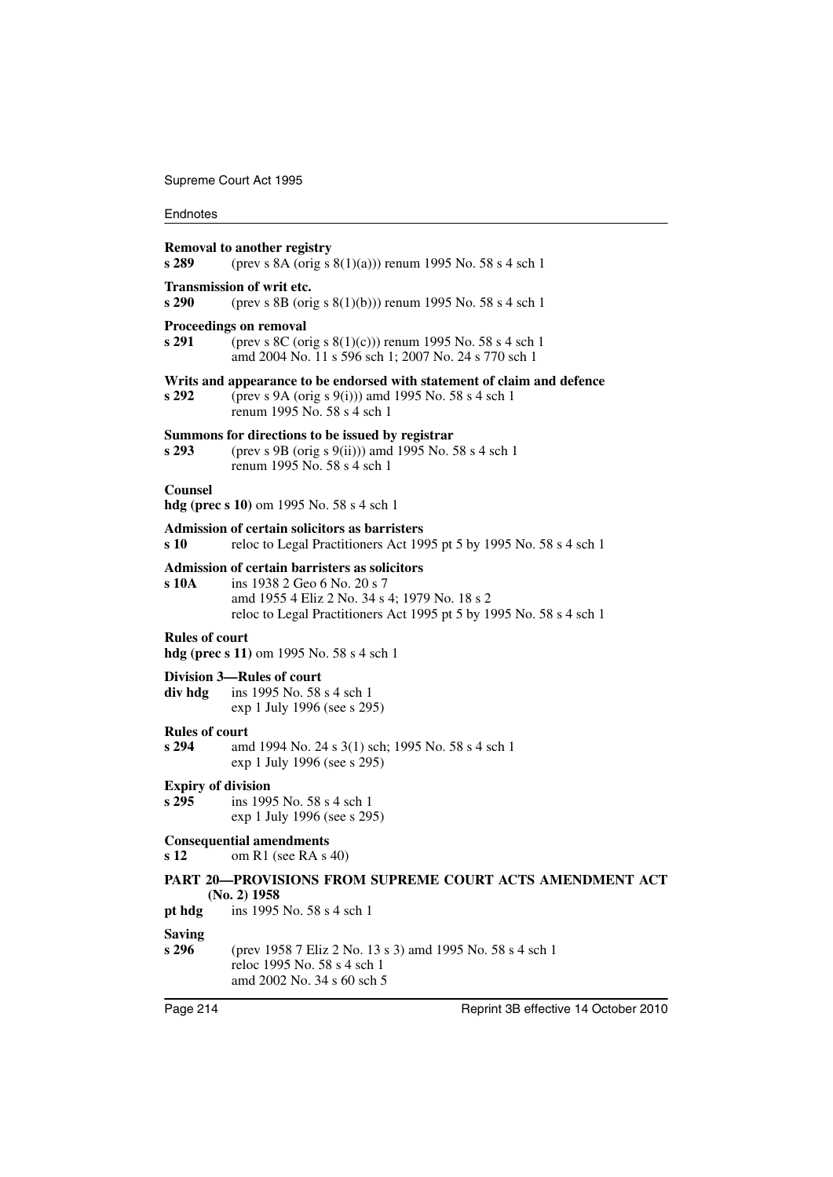**Removal to another registry**

**s 289** (prev s 8A (orig s 8(1)(a))) renum 1995 No. 58 s 4 sch 1

**Transmission of writ etc.**

**s 290** (prev s 8B (orig s 8(1)(b))) renum 1995 No. 58 s 4 sch 1

**Proceedings on removal**

**s 291** (prev s 8C (orig s 8(1)(c))) renum 1995 No. 58 s 4 sch 1
amd 2004 No. 11 s 596 sch 1; 2007 No. 24 s 770 sch 1

**Writs and appearance to be endorsed with statement of claim and defence**

**s 292** (prev s 9A (orig s 9(i))) amd 1995 No. 58 s 4 sch 1
renum 1995 No. 58 s 4 sch 1

**Summons for directions to be issued by registrar**

**s 293** (prev s 9B (orig s 9(ii))) amd 1995 No. 58 s 4 sch 1
renum 1995 No. 58 s 4 sch 1

**Counsel**

**hdg (prec s 10)** om 1995 No. 58 s 4 sch 1

**Admission of certain solicitors as barristers**

**s 10** reloc to Legal Practitioners Act 1995 pt 5 by 1995 No. 58 s 4 sch 1

**Admission of certain barristers as solicitors**

**s 10A** ins 1938 2 Geo 6 No. 20 s 7
amd 1955 4 Eliz 2 No. 34 s 4; 1979 No. 18 s 2
reloc to Legal Practitioners Act 1995 pt 5 by 1995 No. 58 s 4 sch 1

**Rules of court**

**hdg (prec s 11)** om 1995 No. 58 s 4 sch 1

**Division 3—Rules of court**

**div hdg** ins 1995 No. 58 s 4 sch 1
exp 1 July 1996 (see s 295)

**Rules of court**

**s 294** amd 1994 No. 24 s 3(1) sch; 1995 No. 58 s 4 sch 1
exp 1 July 1996 (see s 295)

**Expiry of division**

**s 295** ins 1995 No. 58 s 4 sch 1
exp 1 July 1996 (see s 295)

**Consequential amendments**

**s 12** om R1 (see RA s 40)

**PART 20—PROVISIONS FROM SUPREME COURT ACTS AMENDMENT ACT (No. 2) 1958**

**pt hdg** ins 1995 No. 58 s 4 sch 1

**Saving**

**s 296** (prev 1958 7 Eliz 2 No. 13 s 3) amd 1995 No. 58 s 4 sch 1
reloc 1995 No. 58 s 4 sch 1
amd 2002 No. 34 s 60 sch 5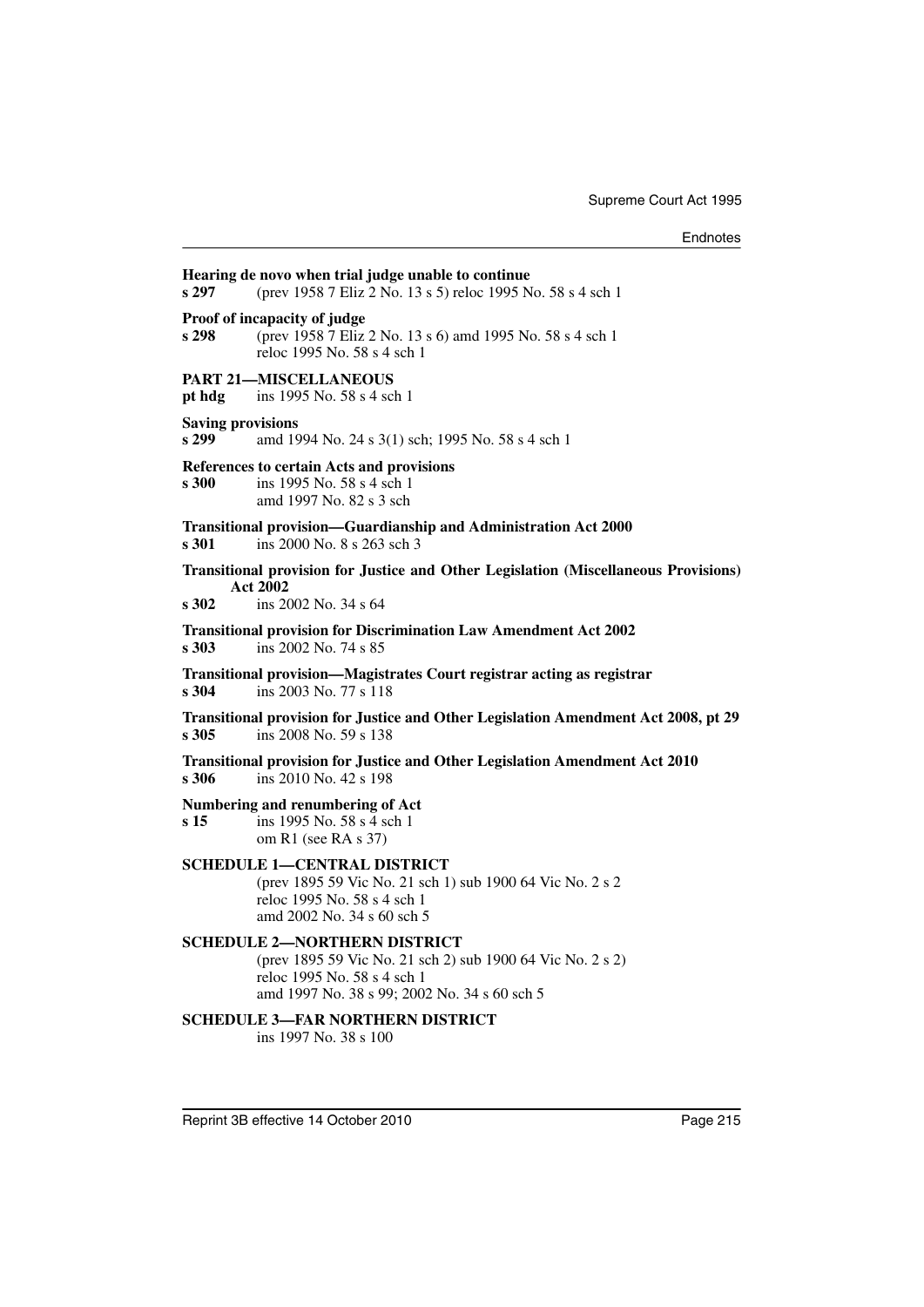**Hearing de novo when trial judge unable to continue**

**s 297** (prev 1958 7 Eliz 2 No. 13 s 5) reloc 1995 No. 58 s 4 sch 1

**Proof of incapacity of judge**

**s 298** (prev 1958 7 Eliz 2 No. 13 s 6) amd 1995 No. 58 s 4 sch 1
reloc 1995 No. 58 s 4 sch 1

**PART 21—MISCELLANEOUS**

**pt hdg** ins 1995 No. 58 s 4 sch 1

**Saving provisions**

**s 299** amd 1994 No. 24 s 3(1) sch; 1995 No. 58 s 4 sch 1

**References to certain Acts and provisions**

**s 300** ins 1995 No. 58 s 4 sch 1
amd 1997 No. 82 s 3 sch

**Transitional provision—Guardianship and Administration Act 2000**

**s 301** ins 2000 No. 8 s 263 sch 3

**Transitional provision for Justice and Other Legislation (Miscellaneous Provisions) Act 2002**

**s 302** ins 2002 No. 34 s 64

**Transitional provision for Discrimination Law Amendment Act 2002**

**s 303** ins 2002 No. 74 s 85

**Transitional provision—Magistrates Court registrar acting as registrar**

**s 304** ins 2003 No. 77 s 118

**Transitional provision for Justice and Other Legislation Amendment Act 2008, pt 29**

**s 305** ins 2008 No. 59 s 138

**Transitional provision for Justice and Other Legislation Amendment Act 2010**

**s 306** ins 2010 No. 42 s 198

**Numbering and renumbering of Act**

**s 15** ins 1995 No. 58 s 4 sch 1
om R1 (see RA s 37)

**SCHEDULE 1—CENTRAL DISTRICT**

(prev 1895 59 Vic No. 21 sch 1) sub 1900 64 Vic No. 2 s 2
reloc 1995 No. 58 s 4 sch 1
amd 2002 No. 34 s 60 sch 5

**SCHEDULE 2—NORTHERN DISTRICT**

(prev 1895 59 Vic No. 21 sch 2) sub 1900 64 Vic No. 2 s 2)
reloc 1995 No. 58 s 4 sch 1
amd 1997 No. 38 s 99; 2002 No. 34 s 60 sch 5

**SCHEDULE 3—FAR NORTHERN DISTRICT**

ins 1997 No. 38 s 100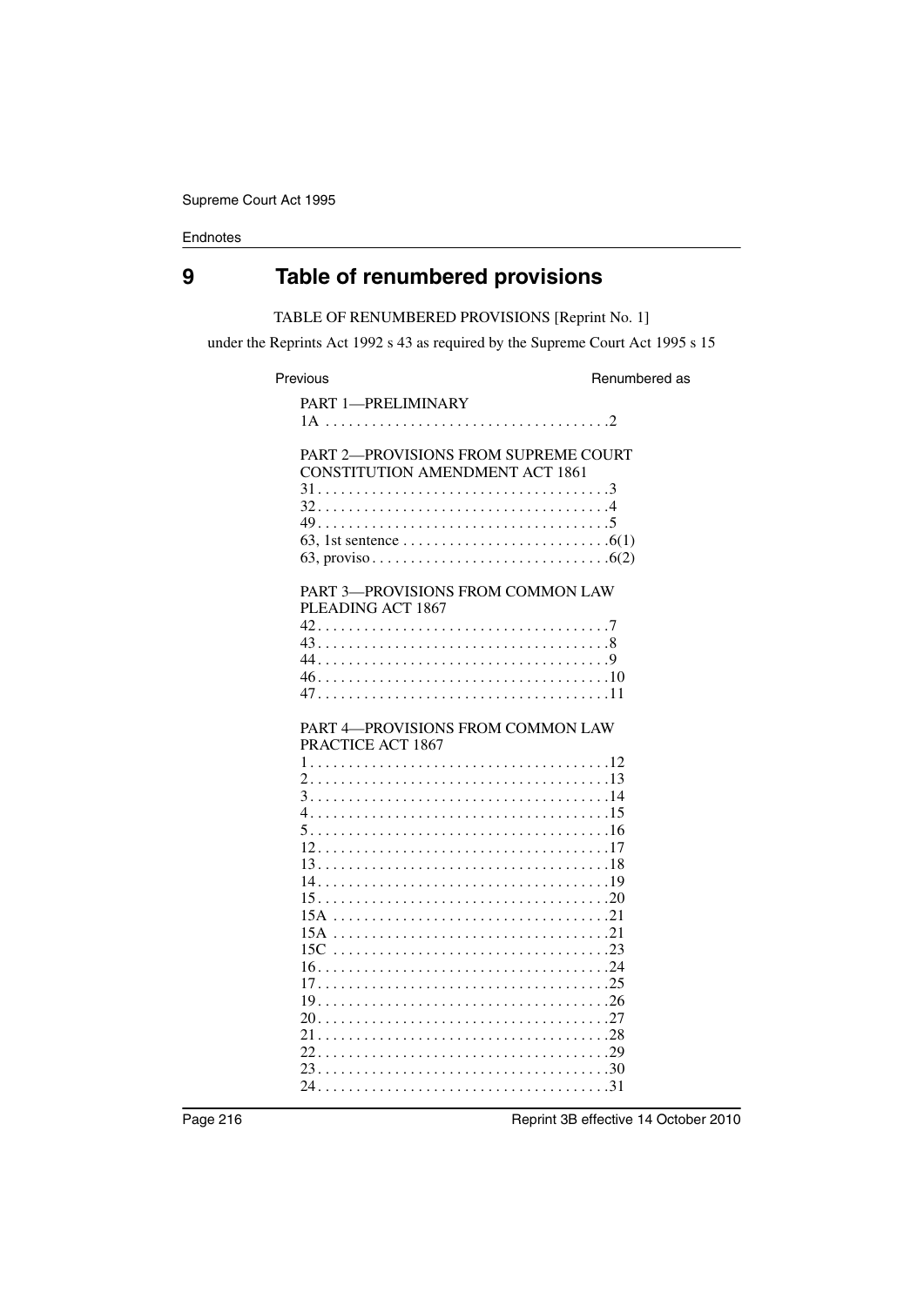# 9 Table of renumbered provisions

TABLE OF RENUMBERED PROVISIONS [Reprint No. 1]

under the Reprints Act 1992 s 43 as required by the Supreme Court Act 1995 s 15

| Previous | Renumbered as |
|---|---|
| PART 1—PRELIMINARY | |
| 1A | 2 |
| PART 2—PROVISIONS FROM SUPREME COURT CONSTITUTION AMENDMENT ACT 1861 | |
| 31 | 3 |
| 32 | 4 |
| 49 | 5 |
| 63, 1st sentence | 6(1) |
| 63, proviso | 6(2) |
| PART 3—PROVISIONS FROM COMMON LAW PLEADING ACT 1867 | |
| 42 | 7 |
| 43 | 8 |
| 44 | 9 |
| 46 | 10 |
| 47 | 11 |
| PART 4—PROVISIONS FROM COMMON LAW PRACTICE ACT 1867 | |
| 1 | 12 |
| 2 | 13 |
| 3 | 14 |
| 4 | 15 |
| 5 | 16 |
| 12 | 17 |
| 13 | 18 |
| 14 | 19 |
| 15 | 20 |
| 15A | 21 |
| 15A | 21 |
| 15C | 23 |
| 16 | 24 |
| 17 | 25 |
| 19 | 26 |
| 20 | 27 |
| 21 | 28 |
| 22 | 29 |
| 23 | 30 |
| 24 | 31 |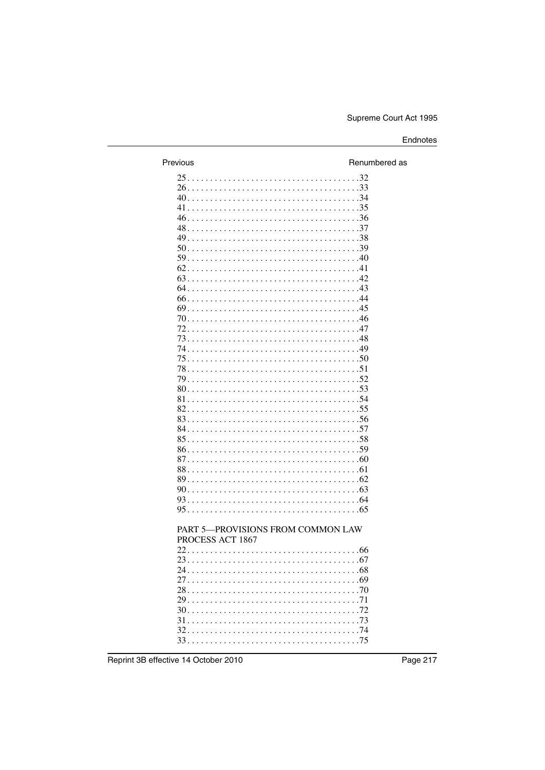| Previous | Renumbered as |
| --- | --- |
| 25 | 32 |
| 26 | 33 |
| 40 | 34 |
| 41 | 35 |
| 46 | 36 |
| 48 | 37 |
| 49 | 38 |
| 50 | 39 |
| 59 | 40 |
| 62 | 41 |
| 63 | 42 |
| 64 | 43 |
| 66 | 44 |
| 69 | 45 |
| 70 | 46 |
| 72 | 47 |
| 73 | 48 |
| 74 | 49 |
| 75 | 50 |
| 78 | 51 |
| 79 | 52 |
| 80 | 53 |
| 81 | 54 |
| 82 | 55 |
| 83 | 56 |
| 84 | 57 |
| 85 | 58 |
| 86 | 59 |
| 87 | 60 |
| 88 | 61 |
| 89 | 62 |
| 90 | 63 |
| 93 | 64 |
| 95 | 65 |
| PART 5—PROVISIONS FROM COMMON LAW PROCESS ACT 1867 | |
| 22 | 66 |
| 23 | 67 |
| 24 | 68 |
| 27 | 69 |
| 28 | 70 |
| 29 | 71 |
| 30 | 72 |
| 31 | 73 |
| 32 | 74 |
| 33 | 75 |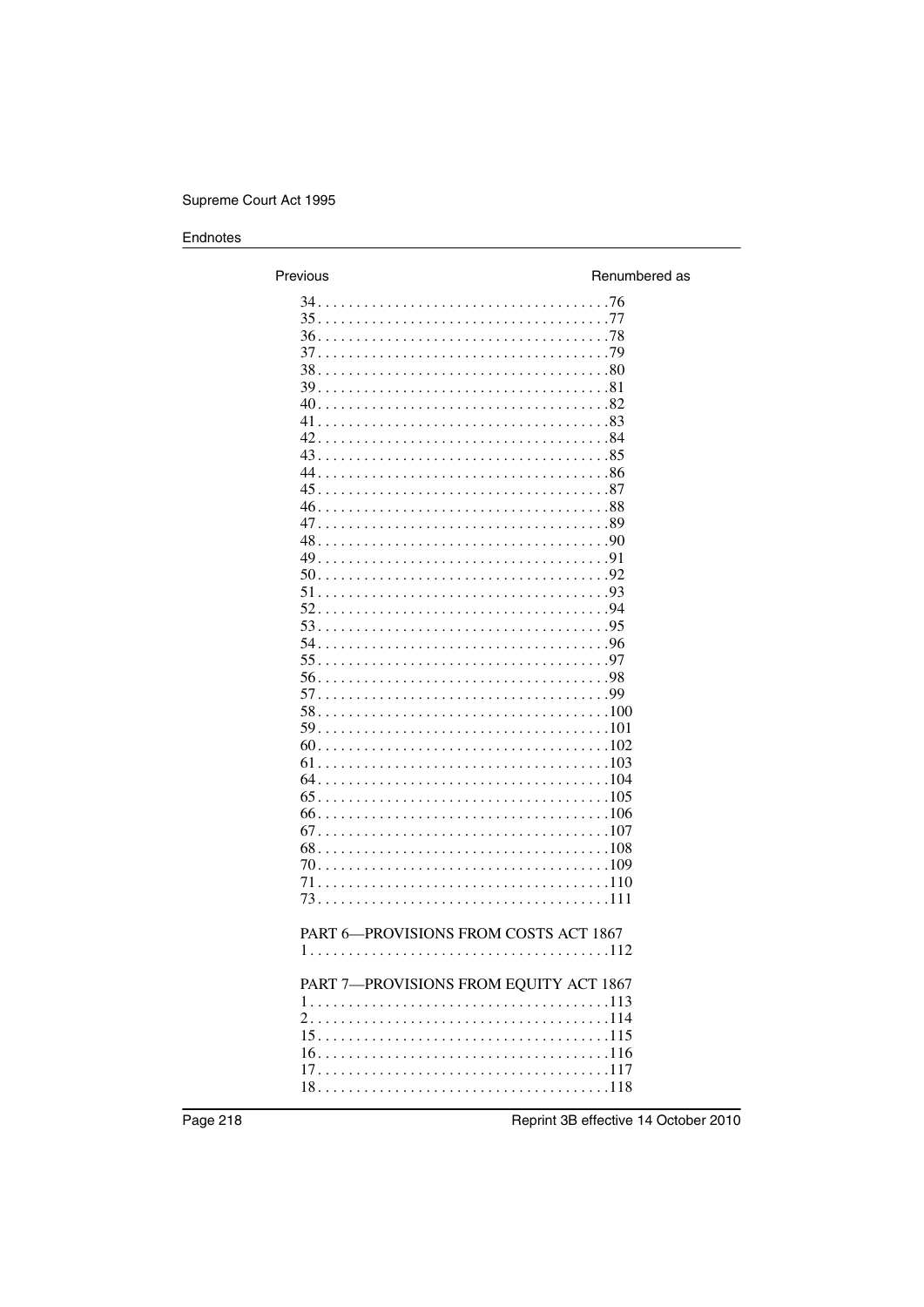| Previous | Renumbered as |
|---|---|
| 34 | 76 |
| 35 | 77 |
| 36 | 78 |
| 37 | 79 |
| 38 | 80 |
| 39 | 81 |
| 40 | 82 |
| 41 | 83 |
| 42 | 84 |
| 43 | 85 |
| 44 | 86 |
| 45 | 87 |
| 46 | 88 |
| 47 | 89 |
| 48 | 90 |
| 49 | 91 |
| 50 | 92 |
| 51 | 93 |
| 52 | 94 |
| 53 | 95 |
| 54 | 96 |
| 55 | 97 |
| 56 | 98 |
| 57 | 99 |
| 58 | 100 |
| 59 | 101 |
| 60 | 102 |
| 61 | 103 |
| 64 | 104 |
| 65 | 105 |
| 66 | 106 |
| 67 | 107 |
| 68 | 108 |
| 70 | 109 |
| 71 | 110 |
| 73 | 111 |
| PART 6—PROVISIONS FROM COSTS ACT 1867 | |
| 1 | 112 |
| PART 7—PROVISIONS FROM EQUITY ACT 1867 | |
| 1 | 113 |
| 2 | 114 |
| 15 | 115 |
| 16 | 116 |
| 17 | 117 |
| 18 | 118 |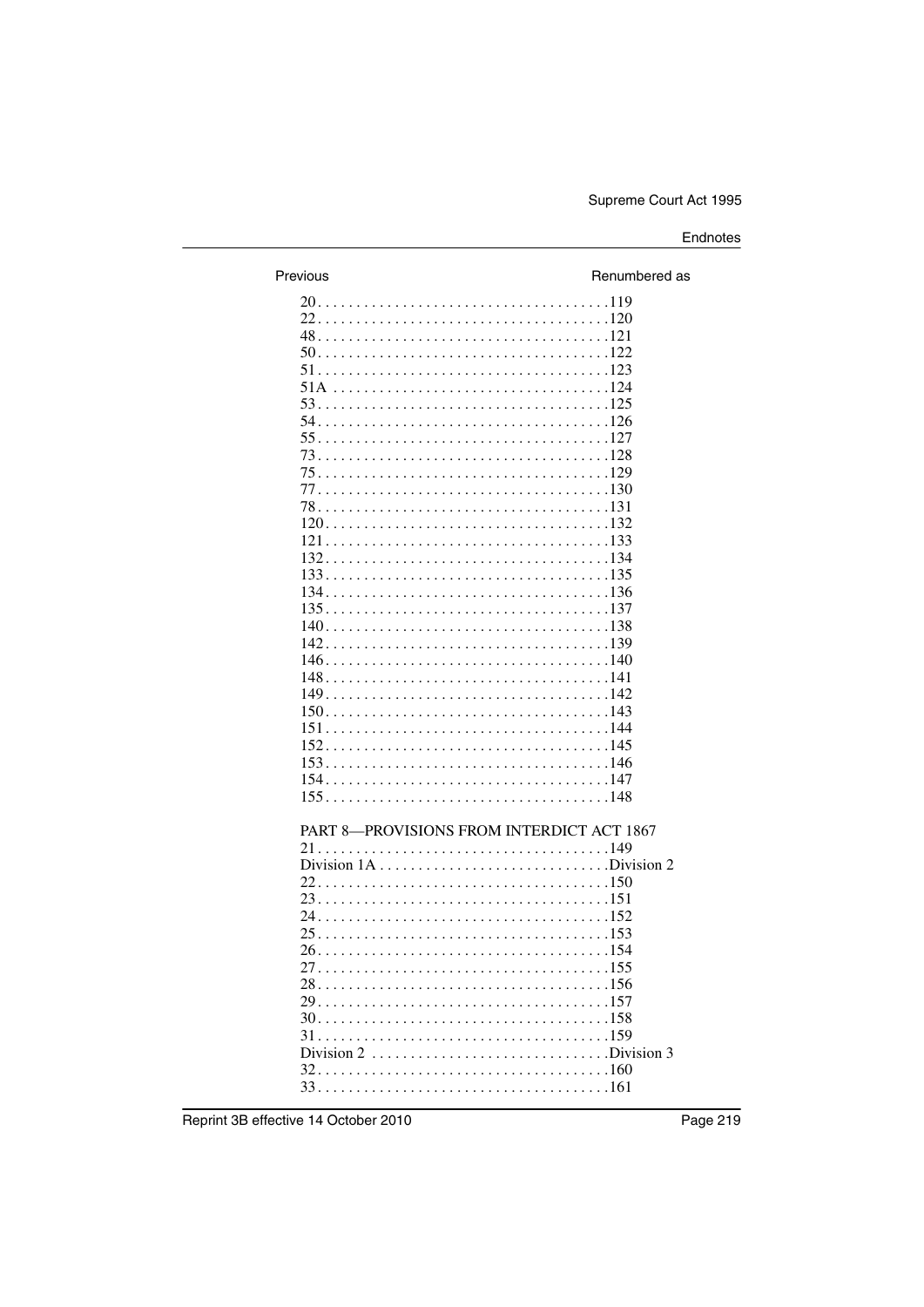| Previous | Renumbered as |
| --- | --- |
| 20 | 119 |
| 22 | 120 |
| 48 | 121 |
| 50 | 122 |
| 51 | 123 |
| 51A | 124 |
| 53 | 125 |
| 54 | 126 |
| 55 | 127 |
| 73 | 128 |
| 75 | 129 |
| 77 | 130 |
| 78 | 131 |
| 120 | 132 |
| 121 | 133 |
| 132 | 134 |
| 133 | 135 |
| 134 | 136 |
| 135 | 137 |
| 140 | 138 |
| 142 | 139 |
| 146 | 140 |
| 148 | 141 |
| 149 | 142 |
| 150 | 143 |
| 151 | 144 |
| 152 | 145 |
| 153 | 146 |
| 154 | 147 |
| 155 | 148 |
| PART 8—PROVISIONS FROM INTERDICT ACT 1867 | |
| 21 | 149 |
| Division 1A | Division 2 |
| 22 | 150 |
| 23 | 151 |
| 24 | 152 |
| 25 | 153 |
| 26 | 154 |
| 27 | 155 |
| 28 | 156 |
| 29 | 157 |
| 30 | 158 |
| 31 | 159 |
| Division 2 | Division 3 |
| 32 | 160 |
| 33 | 161 |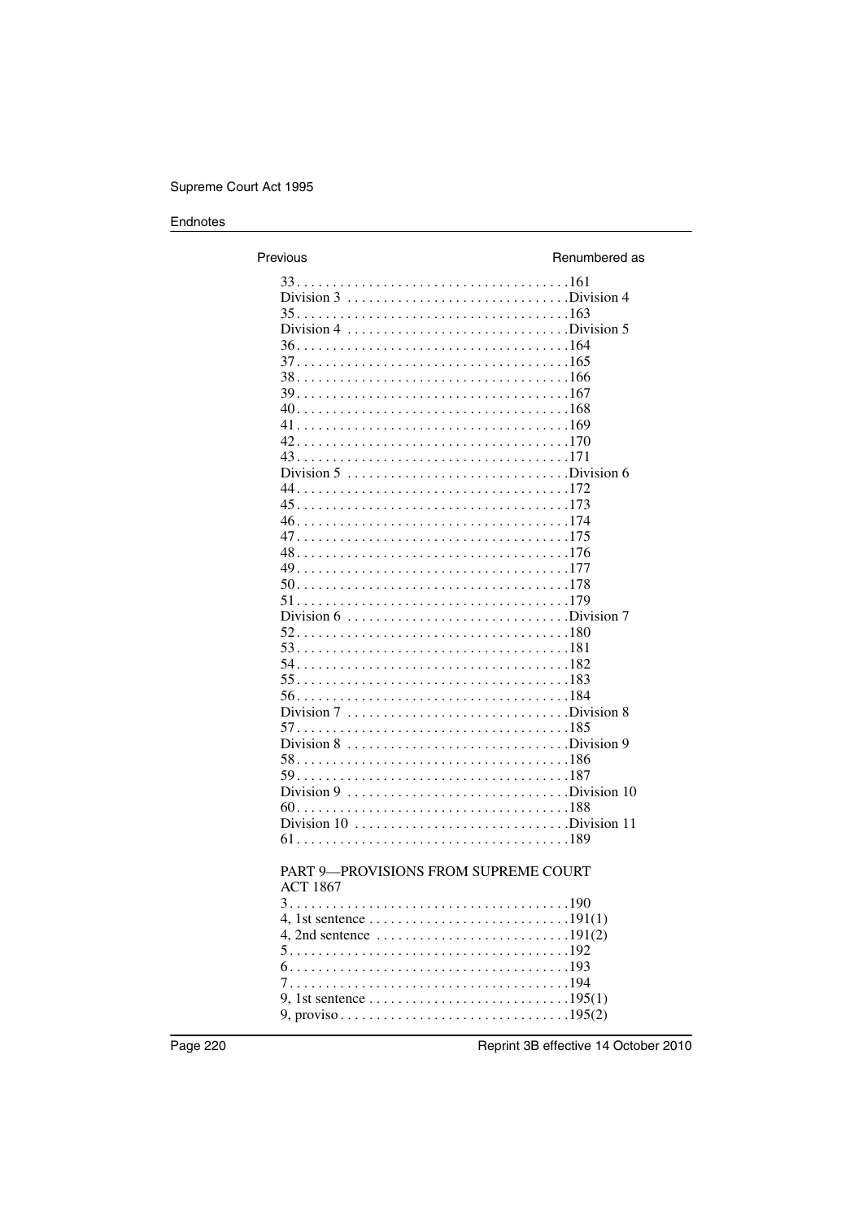| Previous | Renumbered as |
| --- | --- |
| 33 | 161 |
| Division 3 | Division 4 |
| 35 | 163 |
| Division 4 | Division 5 |
| 36 | 164 |
| 37 | 165 |
| 38 | 166 |
| 39 | 167 |
| 40 | 168 |
| 41 | 169 |
| 42 | 170 |
| 43 | 171 |
| Division 5 | Division 6 |
| 44 | 172 |
| 45 | 173 |
| 46 | 174 |
| 47 | 175 |
| 48 | 176 |
| 49 | 177 |
| 50 | 178 |
| 51 | 179 |
| Division 6 | Division 7 |
| 52 | 180 |
| 53 | 181 |
| 54 | 182 |
| 55 | 183 |
| 56 | 184 |
| Division 7 | Division 8 |
| 57 | 185 |
| Division 8 | Division 9 |
| 58 | 186 |
| 59 | 187 |
| Division 9 | Division 10 |
| 60 | 188 |
| Division 10 | Division 11 |
| 61 | 189 |

PART 9—PROVISIONS FROM SUPREME COURT ACT 1867

| Previous | Renumbered as |
| --- | --- |
| 3 | 190 |
| 4, 1st sentence | 191(1) |
| 4, 2nd sentence | 191(2) |
| 5 | 192 |
| 6 | 193 |
| 7 | 194 |
| 9, 1st sentence | 195(1) |
| 9, proviso | 195(2) |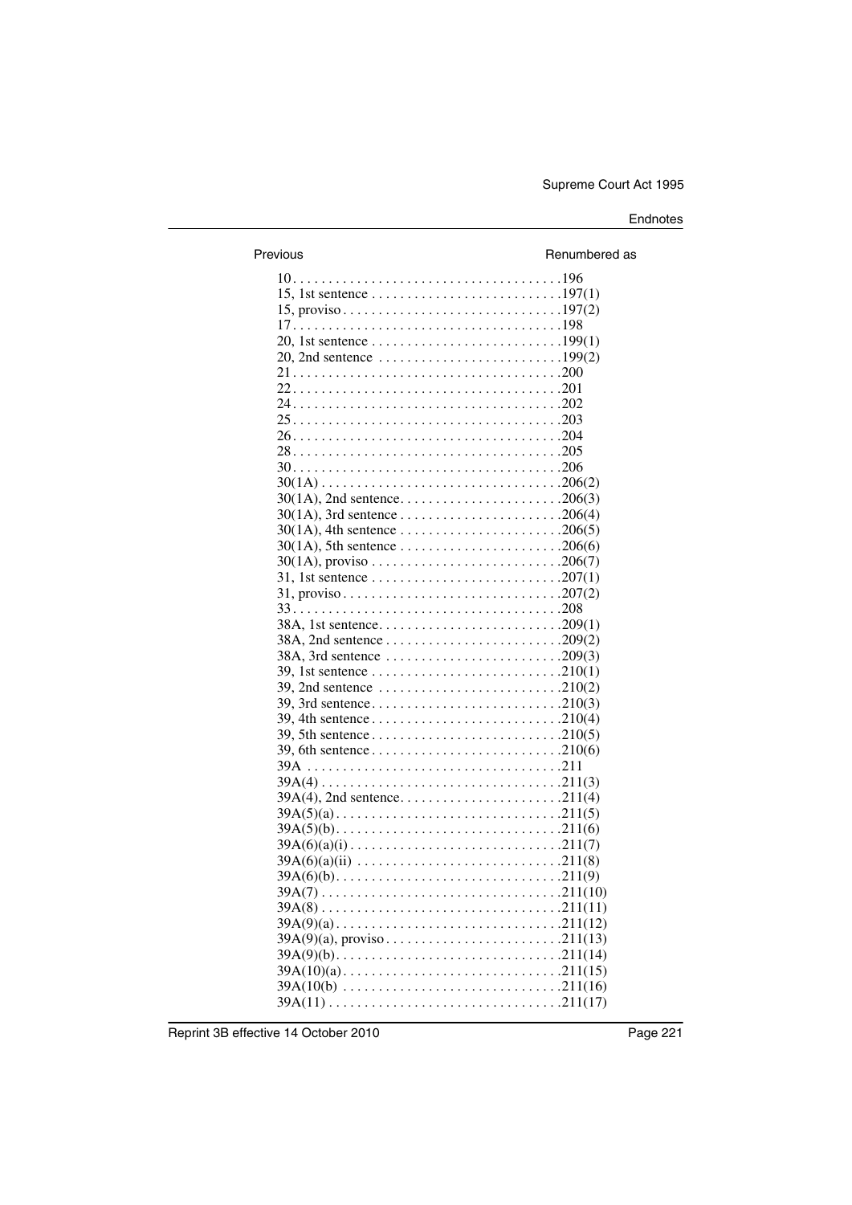| Previous | Renumbered as |
|---|---|
| 10 | 196 |
| 15, 1st sentence | 197(1) |
| 15, proviso | 197(2) |
| 17 | 198 |
| 20, 1st sentence | 199(1) |
| 20, 2nd sentence | 199(2) |
| 21 | 200 |
| 22 | 201 |
| 24 | 202 |
| 25 | 203 |
| 26 | 204 |
| 28 | 205 |
| 30 | 206 |
| 30(1A) | 206(2) |
| 30(1A), 2nd sentence | 206(3) |
| 30(1A), 3rd sentence | 206(4) |
| 30(1A), 4th sentence | 206(5) |
| 30(1A), 5th sentence | 206(6) |
| 30(1A), proviso | 206(7) |
| 31, 1st sentence | 207(1) |
| 31, proviso | 207(2) |
| 33 | 208 |
| 38A, 1st sentence | 209(1) |
| 38A, 2nd sentence | 209(2) |
| 38A, 3rd sentence | 209(3) |
| 39, 1st sentence | 210(1) |
| 39, 2nd sentence | 210(2) |
| 39, 3rd sentence | 210(3) |
| 39, 4th sentence | 210(4) |
| 39, 5th sentence | 210(5) |
| 39, 6th sentence | 210(6) |
| 39A | 211 |
| 39A(4) | 211(3) |
| 39A(4), 2nd sentence | 211(4) |
| 39A(5)(a) | 211(5) |
| 39A(5)(b) | 211(6) |
| 39A(6)(a)(i) | 211(7) |
| 39A(6)(a)(ii) | 211(8) |
| 39A(6)(b) | 211(9) |
| 39A(7) | 211(10) |
| 39A(8) | 211(11) |
| 39A(9)(a) | 211(12) |
| 39A(9)(a), proviso | 211(13) |
| 39A(9)(b) | 211(14) |
| 39A(10)(a) | 211(15) |
| 39A(10(b) | 211(16) |
| 39A(11) | 211(17) |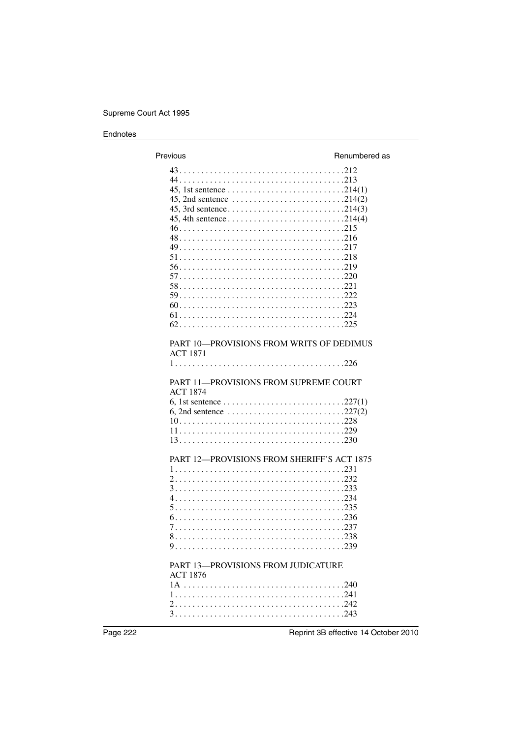| Previous | Renumbered as |
|---|---|
| 43 | 212 |
| 44 | 213 |
| 45, 1st sentence | 214(1) |
| 45, 2nd sentence | 214(2) |
| 45, 3rd sentence | 214(3) |
| 45, 4th sentence | 214(4) |
| 46 | 215 |
| 48 | 216 |
| 49 | 217 |
| 51 | 218 |
| 56 | 219 |
| 57 | 220 |
| 58 | 221 |
| 59 | 222 |
| 60 | 223 |
| 61 | 224 |
| 62 | 225 |

PART 10—PROVISIONS FROM WRITS OF DEDIMUS ACT 1871

| Previous | Renumbered as |
|---|---|
| 1 | 226 |

PART 11—PROVISIONS FROM SUPREME COURT ACT 1874

| Previous | Renumbered as |
|---|---|
| 6, 1st sentence | 227(1) |
| 6, 2nd sentence | 227(2) |
| 10 | 228 |
| 11 | 229 |
| 13 | 230 |

PART 12—PROVISIONS FROM SHERIFF'S ACT 1875

| Previous | Renumbered as |
|---|---|
| 1 | 231 |
| 2 | 232 |
| 3 | 233 |
| 4 | 234 |
| 5 | 235 |
| 6 | 236 |
| 7 | 237 |
| 8 | 238 |
| 9 | 239 |

PART 13—PROVISIONS FROM JUDICATURE ACT 1876

| Previous | Renumbered as |
|---|---|
| 1A | 240 |
| 1 | 241 |
| 2 | 242 |
| 3 | 243 |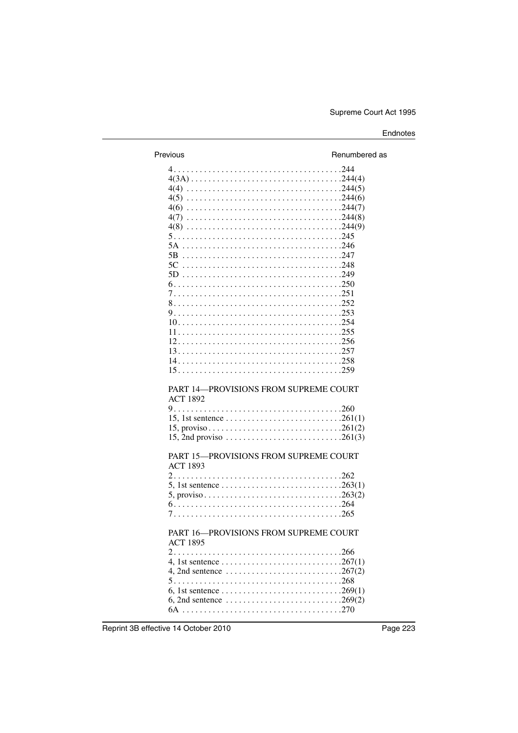| Previous | Renumbered as |
|---|---|
| 4 | 244 |
| 4(3A) | 244(4) |
| 4(4) | 244(5) |
| 4(5) | 244(6) |
| 4(6) | 244(7) |
| 4(7) | 244(8) |
| 4(8) | 244(9) |
| 5 | 245 |
| 5A | 246 |
| 5B | 247 |
| 5C | 248 |
| 5D | 249 |
| 6 | 250 |
| 7 | 251 |
| 8 | 252 |
| 9 | 253 |
| 10 | 254 |
| 11 | 255 |
| 12 | 256 |
| 13 | 257 |
| 14 | 258 |
| 15 | 259 |

PART 14—PROVISIONS FROM SUPREME COURT ACT 1892

| Previous | Renumbered as |
|---|---|
| 9 | 260 |
| 15, 1st sentence | 261(1) |
| 15, proviso | 261(2) |
| 15, 2nd proviso | 261(3) |

PART 15—PROVISIONS FROM SUPREME COURT ACT 1893

| Previous | Renumbered as |
|---|---|
| 2 | 262 |
| 5, 1st sentence | 263(1) |
| 5, proviso | 263(2) |
| 6 | 264 |
| 7 | 265 |

PART 16—PROVISIONS FROM SUPREME COURT ACT 1895

| Previous | Renumbered as |
|---|---|
| 2 | 266 |
| 4, 1st sentence | 267(1) |
| 4, 2nd sentence | 267(2) |
| 5 | 268 |
| 6, 1st sentence | 269(1) |
| 6, 2nd sentence | 269(2) |
| 6A | 270 |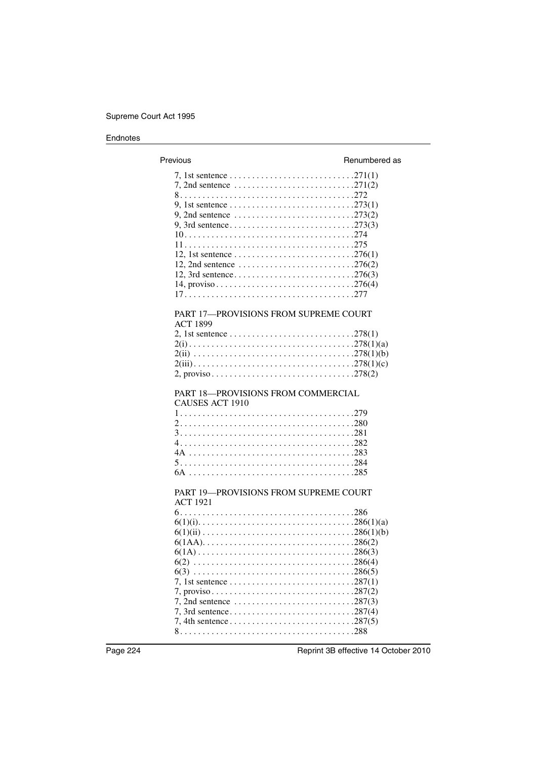| Previous | Renumbered as |
|---|---|
| 7, 1st sentence | 271(1) |
| 7, 2nd sentence | 271(2) |
| 8 | 272 |
| 9, 1st sentence | 273(1) |
| 9, 2nd sentence | 273(2) |
| 9, 3rd sentence | 273(3) |
| 10 | 274 |
| 11 | 275 |
| 12, 1st sentence | 276(1) |
| 12, 2nd sentence | 276(2) |
| 12, 3rd sentence | 276(3) |
| 14, proviso | 276(4) |
| 17 | 277 |
| **PART 17—PROVISIONS FROM SUPREME COURT ACT 1899** | |
| 2, 1st sentence | 278(1) |
| 2(i) | 278(1)(a) |
| 2(ii) | 278(1)(b) |
| 2(iii) | 278(1)(c) |
| 2, proviso | 278(2) |
| **PART 18—PROVISIONS FROM COMMERCIAL CAUSES ACT 1910** | |
| 1 | 279 |
| 2 | 280 |
| 3 | 281 |
| 4 | 282 |
| 4A | 283 |
| 5 | 284 |
| 6A | 285 |
| **PART 19—PROVISIONS FROM SUPREME COURT ACT 1921** | |
| 6 | 286 |
| 6(1)(i) | 286(1)(a) |
| 6(1)(ii) | 286(1)(b) |
| 6(1AA) | 286(2) |
| 6(1A) | 286(3) |
| 6(2) | 286(4) |
| 6(3) | 286(5) |
| 7, 1st sentence | 287(1) |
| 7, proviso | 287(2) |
| 7, 2nd sentence | 287(3) |
| 7, 3rd sentence | 287(4) |
| 7, 4th sentence | 287(5) |
| 8 | 288 |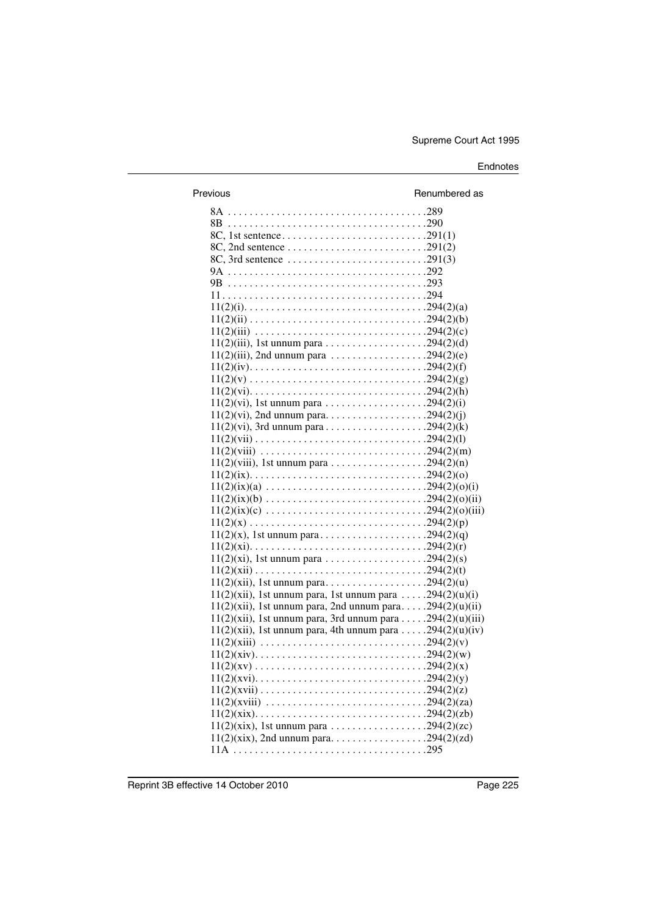| Previous | Renumbered as |
|---|---|
| 8A | 289 |
| 8B | 290 |
| 8C, 1st sentence | 291(1) |
| 8C, 2nd sentence | 291(2) |
| 8C, 3rd sentence | 291(3) |
| 9A | 292 |
| 9B | 293 |
| 11 | 294 |
| 11(2)(i) | 294(2)(a) |
| 11(2)(ii) | 294(2)(b) |
| 11(2)(iii) | 294(2)(c) |
| 11(2)(iii), 1st unnum para | 294(2)(d) |
| 11(2)(iii), 2nd unnum para | 294(2)(e) |
| 11(2)(iv) | 294(2)(f) |
| 11(2)(v) | 294(2)(g) |
| 11(2)(vi) | 294(2)(h) |
| 11(2)(vi), 1st unnum para | 294(2)(i) |
| 11(2)(vi), 2nd unnum para | 294(2)(j) |
| 11(2)(vi), 3rd unnum para | 294(2)(k) |
| 11(2)(vii) | 294(2)(l) |
| 11(2)(viii) | 294(2)(m) |
| 11(2)(viii), 1st unnum para | 294(2)(n) |
| 11(2)(ix) | 294(2)(o) |
| 11(2)(ix)(a) | 294(2)(o)(i) |
| 11(2)(ix)(b) | 294(2)(o)(ii) |
| 11(2)(ix)(c) | 294(2)(o)(iii) |
| 11(2)(x) | 294(2)(p) |
| 11(2)(x), 1st unnum para | 294(2)(q) |
| 11(2)(xi) | 294(2)(r) |
| 11(2)(xi), 1st unnum para | 294(2)(s) |
| 11(2)(xii) | 294(2)(t) |
| 11(2)(xii), 1st unnum para | 294(2)(u) |
| 11(2)(xii), 1st unnum para, 1st unnum para | 294(2)(u)(i) |
| 11(2)(xii), 1st unnum para, 2nd unnum para | 294(2)(u)(ii) |
| 11(2)(xii), 1st unnum para, 3rd unnum para | 294(2)(u)(iii) |
| 11(2)(xii), 1st unnum para, 4th unnum para | 294(2)(u)(iv) |
| 11(2)(xiii) | 294(2)(v) |
| 11(2)(xiv) | 294(2)(w) |
| 11(2)(xv) | 294(2)(x) |
| 11(2)(xvi) | 294(2)(y) |
| 11(2)(xvii) | 294(2)(z) |
| 11(2)(xviii) | 294(2)(za) |
| 11(2)(xix) | 294(2)(zb) |
| 11(2)(xix), 1st unnum para | 294(2)(zc) |
| 11(2)(xix), 2nd unnum para | 294(2)(zd) |
| 11A | 295 |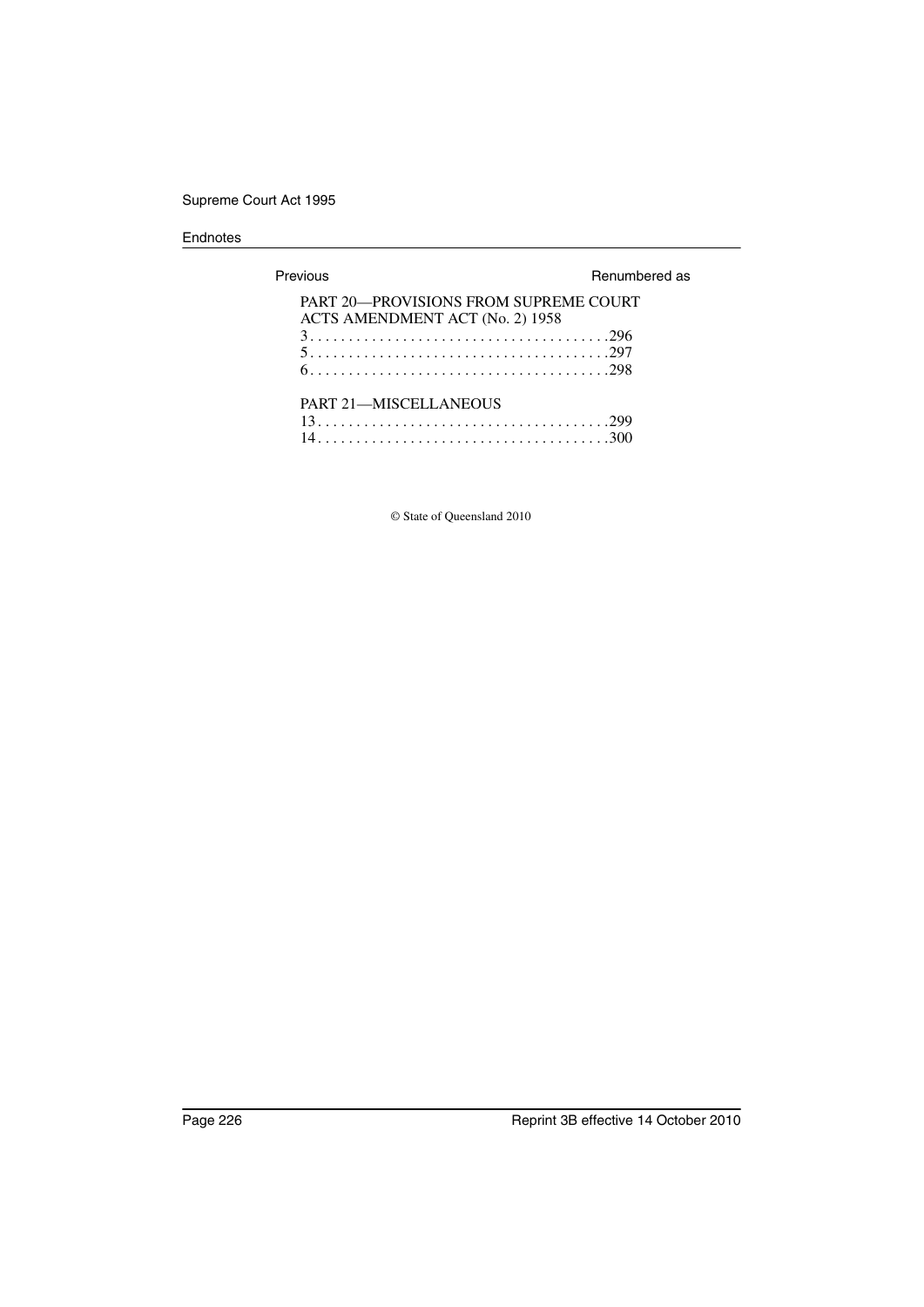| Previous | Renumbered as |
| --- | --- |
| PART 20—PROVISIONS FROM SUPREME COURT ACTS AMENDMENT ACT (No. 2) 1958 | |
| 3 | 296 |
| 5 | 297 |
| 6 | 298 |
| PART 21—MISCELLANEOUS | |
| 13 | 299 |
| 14 | 300 |

© State of Queensland 2010